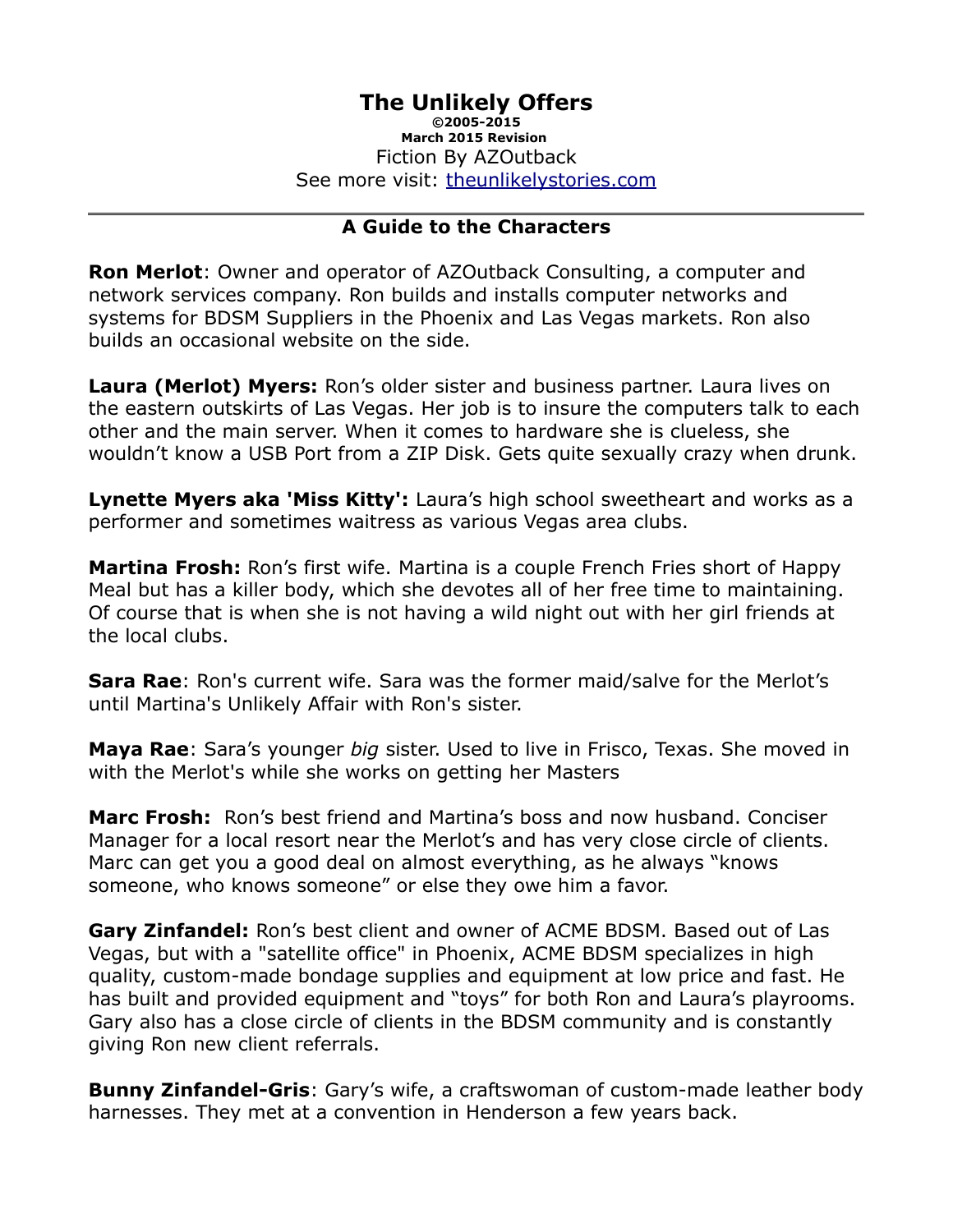# The Unlikely Offers

**©2005-2015**
**March 2015 Revision**
Fiction By AZOutback
See more visit: [theunlikelystories.com](theunlikelystories.com)

---

## A Guide to the Characters

**Ron Merlot**: Owner and operator of AZOutback Consulting, a computer and network services company. Ron builds and installs computer networks and systems for BDSM Suppliers in the Phoenix and Las Vegas markets. Ron also builds an occasional website on the side.

**Laura (Merlot) Myers:** Ron's older sister and business partner. Laura lives on the eastern outskirts of Las Vegas. Her job is to insure the computers talk to each other and the main server. When it comes to hardware she is clueless, she wouldn't know a USB Port from a ZIP Disk. Gets quite sexually crazy when drunk.

**Lynette Myers aka 'Miss Kitty':** Laura's high school sweetheart and works as a performer and sometimes waitress as various Vegas area clubs.

**Martina Frosh:** Ron's first wife. Martina is a couple French Fries short of Happy Meal but has a killer body, which she devotes all of her free time to maintaining. Of course that is when she is not having a wild night out with her girl friends at the local clubs.

**Sara Rae**: Ron's current wife. Sara was the former maid/salve for the Merlot's until Martina's Unlikely Affair with Ron's sister.

**Maya Rae**: Sara's younger *big* sister. Used to live in Frisco, Texas. She moved in with the Merlot's while she works on getting her Masters

**Marc Frosh:** Ron's best friend and Martina's boss and now husband. Conciser Manager for a local resort near the Merlot's and has very close circle of clients. Marc can get you a good deal on almost everything, as he always "knows someone, who knows someone" or else they owe him a favor.

**Gary Zinfandel:** Ron's best client and owner of ACME BDSM. Based out of Las Vegas, but with a "satellite office" in Phoenix, ACME BDSM specializes in high quality, custom-made bondage supplies and equipment at low price and fast. He has built and provided equipment and "toys" for both Ron and Laura's playrooms. Gary also has a close circle of clients in the BDSM community and is constantly giving Ron new client referrals.

**Bunny Zinfandel-Gris**: Gary's wife, a craftswoman of custom-made leather body harnesses. They met at a convention in Henderson a few years back.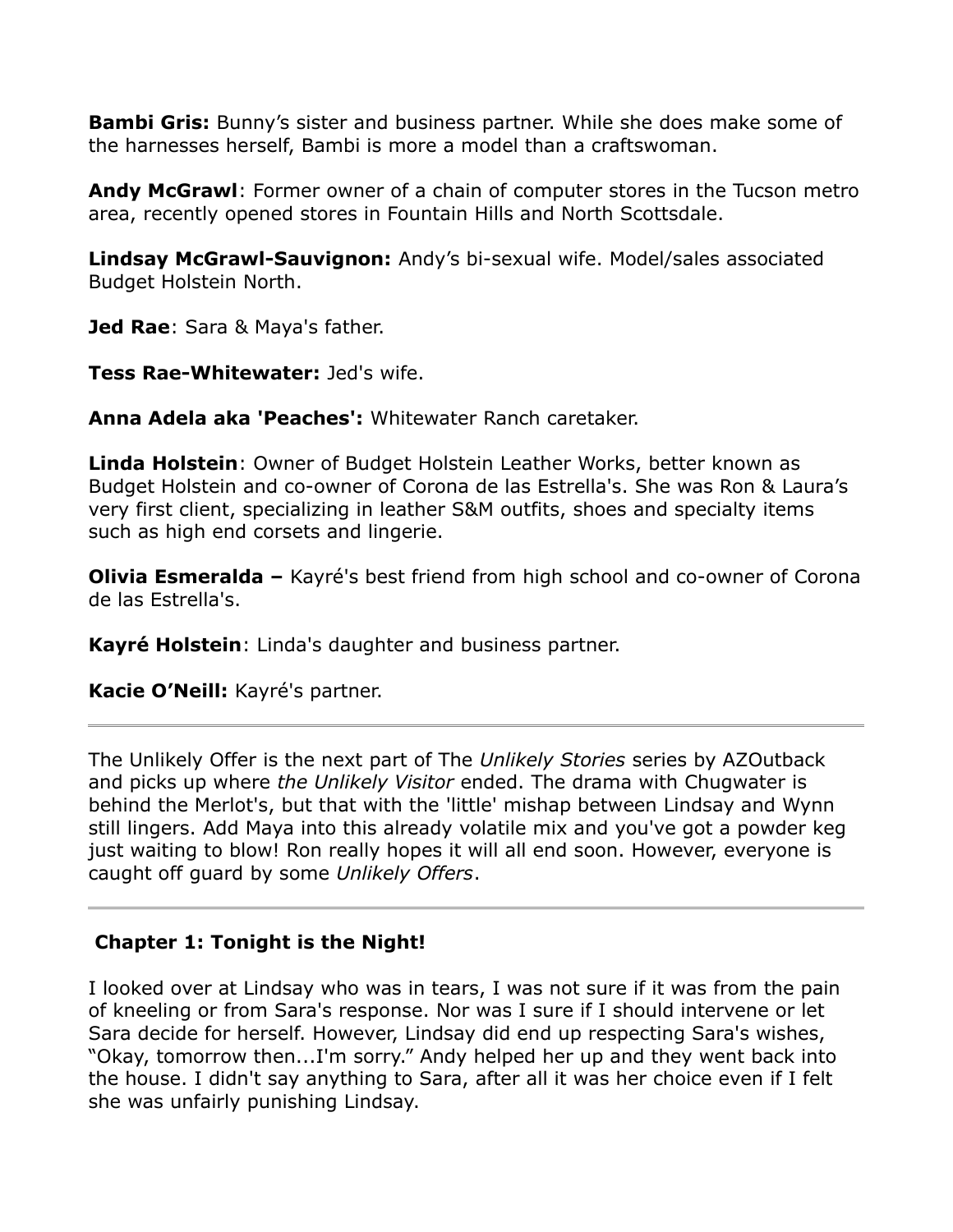**Bambi Gris:** Bunny's sister and business partner. While she does make some of the harnesses herself, Bambi is more a model than a craftswoman.

**Andy McGrawl**: Former owner of a chain of computer stores in the Tucson metro area, recently opened stores in Fountain Hills and North Scottsdale.

**Lindsay McGrawl-Sauvignon:** Andy's bi-sexual wife. Model/sales associated Budget Holstein North.

**Jed Rae**: Sara & Maya's father.

**Tess Rae-Whitewater:** Jed's wife.

**Anna Adela aka 'Peaches':** Whitewater Ranch caretaker.

**Linda Holstein**: Owner of Budget Holstein Leather Works, better known as Budget Holstein and co-owner of Corona de las Estrella's. She was Ron & Laura's very first client, specializing in leather S&M outfits, shoes and specialty items such as high end corsets and lingerie.

**Olivia Esmeralda –** Kayré's best friend from high school and co-owner of Corona de las Estrella's.

**Kayré Holstein**: Linda's daughter and business partner.

**Kacie O'Neill:** Kayré's partner.

---

The Unlikely Offer is the next part of The *Unlikely Stories* series by AZOutback and picks up where *the Unlikely Visitor* ended. The drama with Chugwater is behind the Merlot's, but that with the 'little' mishap between Lindsay and Wynn still lingers. Add Maya into this already volatile mix and you've got a powder keg just waiting to blow! Ron really hopes it will all end soon. However, everyone is caught off guard by some *Unlikely Offers*.

---

## Chapter 1: Tonight is the Night!

I looked over at Lindsay who was in tears, I was not sure if it was from the pain of kneeling or from Sara's response. Nor was I sure if I should intervene or let Sara decide for herself. However, Lindsay did end up respecting Sara's wishes, "Okay, tomorrow then...I'm sorry." Andy helped her up and they went back into the house. I didn't say anything to Sara, after all it was her choice even if I felt she was unfairly punishing Lindsay.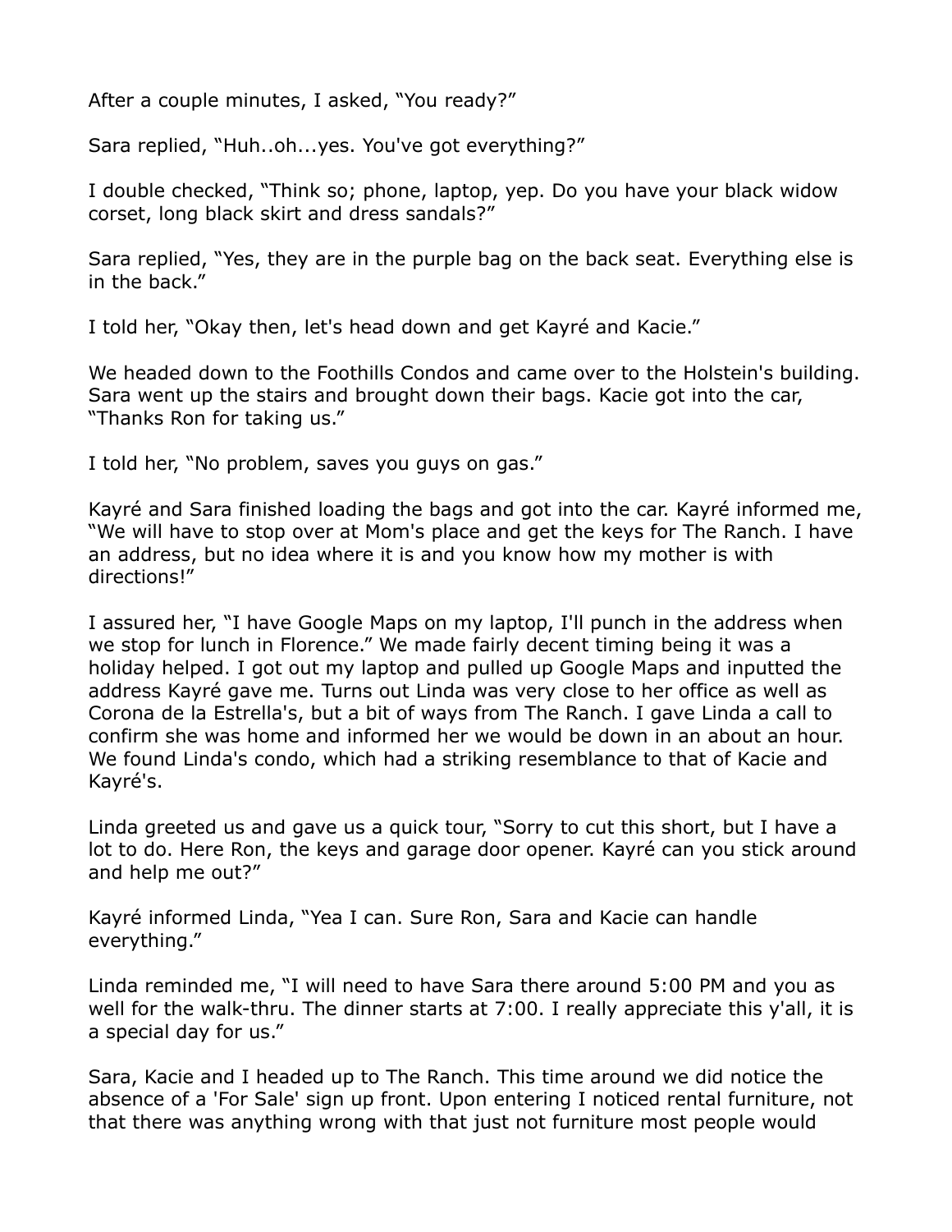After a couple minutes, I asked, “You ready?”

Sara replied, “Huh..oh...yes. You've got everything?”

I double checked, “Think so; phone, laptop, yep. Do you have your black widow corset, long black skirt and dress sandals?”

Sara replied, “Yes, they are in the purple bag on the back seat. Everything else is in the back.”

I told her, “Okay then, let's head down and get Kayré and Kacie.”

We headed down to the Foothills Condos and came over to the Holstein's building. Sara went up the stairs and brought down their bags. Kacie got into the car, “Thanks Ron for taking us.”

I told her, “No problem, saves you guys on gas.”

Kayré and Sara finished loading the bags and got into the car. Kayré informed me, “We will have to stop over at Mom's place and get the keys for The Ranch. I have an address, but no idea where it is and you know how my mother is with directions!”

I assured her, “I have Google Maps on my laptop, I'll punch in the address when we stop for lunch in Florence.” We made fairly decent timing being it was a holiday helped. I got out my laptop and pulled up Google Maps and inputted the address Kayré gave me. Turns out Linda was very close to her office as well as Corona de la Estrella's, but a bit of ways from The Ranch. I gave Linda a call to confirm she was home and informed her we would be down in an about an hour. We found Linda's condo, which had a striking resemblance to that of Kacie and Kayré's.

Linda greeted us and gave us a quick tour, “Sorry to cut this short, but I have a lot to do. Here Ron, the keys and garage door opener. Kayré can you stick around and help me out?”

Kayré informed Linda, “Yea I can. Sure Ron, Sara and Kacie can handle everything.”

Linda reminded me, “I will need to have Sara there around 5:00 PM and you as well for the walk-thru. The dinner starts at 7:00. I really appreciate this y'all, it is a special day for us.”

Sara, Kacie and I headed up to The Ranch. This time around we did notice the absence of a 'For Sale' sign up front. Upon entering I noticed rental furniture, not that there was anything wrong with that just not furniture most people would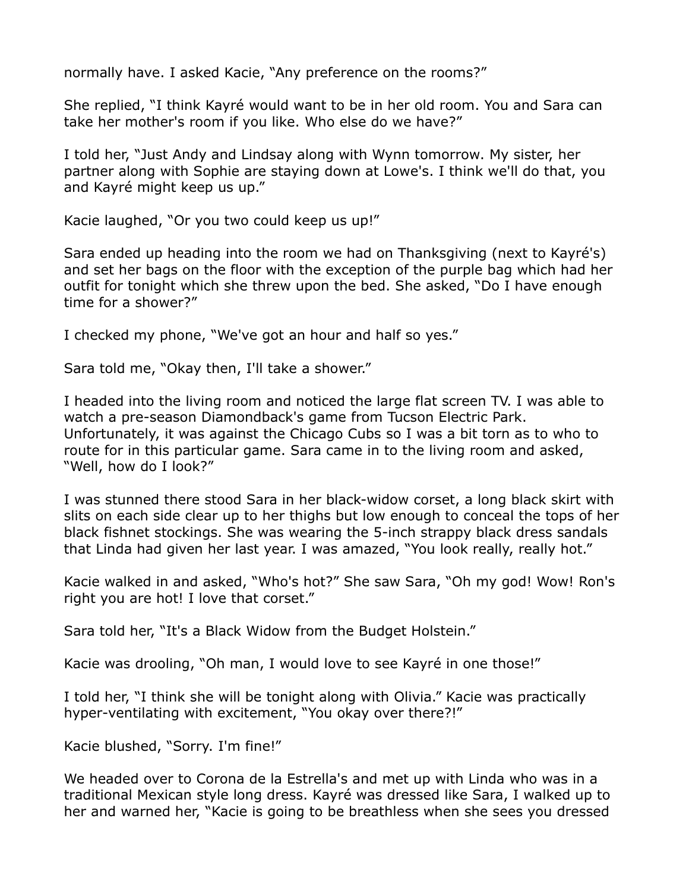normally have. I asked Kacie, "Any preference on the rooms?"

She replied, "I think Kayré would want to be in her old room. You and Sara can take her mother's room if you like. Who else do we have?"

I told her, "Just Andy and Lindsay along with Wynn tomorrow. My sister, her partner along with Sophie are staying down at Lowe's. I think we'll do that, you and Kayré might keep us up."

Kacie laughed, "Or you two could keep us up!"

Sara ended up heading into the room we had on Thanksgiving (next to Kayré's) and set her bags on the floor with the exception of the purple bag which had her outfit for tonight which she threw upon the bed. She asked, "Do I have enough time for a shower?"

I checked my phone, "We've got an hour and half so yes."

Sara told me, "Okay then, I'll take a shower."

I headed into the living room and noticed the large flat screen TV. I was able to watch a pre-season Diamondback's game from Tucson Electric Park. Unfortunately, it was against the Chicago Cubs so I was a bit torn as to who to route for in this particular game. Sara came in to the living room and asked, "Well, how do I look?"

I was stunned there stood Sara in her black-widow corset, a long black skirt with slits on each side clear up to her thighs but low enough to conceal the tops of her black fishnet stockings. She was wearing the 5-inch strappy black dress sandals that Linda had given her last year. I was amazed, "You look really, really hot."

Kacie walked in and asked, "Who's hot?" She saw Sara, "Oh my god! Wow! Ron's right you are hot! I love that corset."

Sara told her, "It's a Black Widow from the Budget Holstein."

Kacie was drooling, "Oh man, I would love to see Kayré in one those!"

I told her, "I think she will be tonight along with Olivia." Kacie was practically hyper-ventilating with excitement, "You okay over there?!"

Kacie blushed, "Sorry. I'm fine!"

We headed over to Corona de la Estrella's and met up with Linda who was in a traditional Mexican style long dress. Kayré was dressed like Sara, I walked up to her and warned her, "Kacie is going to be breathless when she sees you dressed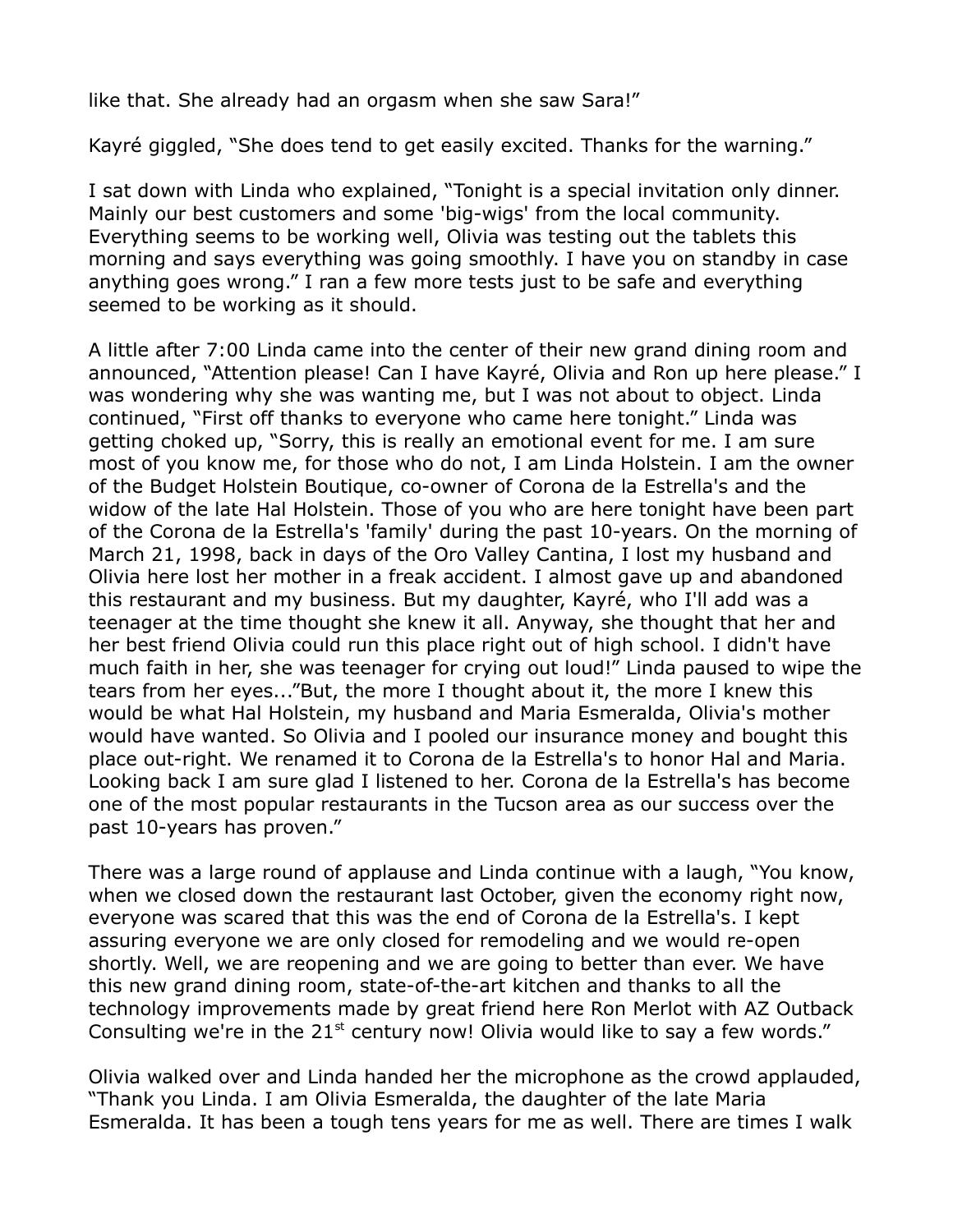like that. She already had an orgasm when she saw Sara!"

Kayré giggled, "She does tend to get easily excited. Thanks for the warning."

I sat down with Linda who explained, "Tonight is a special invitation only dinner. Mainly our best customers and some 'big-wigs' from the local community. Everything seems to be working well, Olivia was testing out the tablets this morning and says everything was going smoothly. I have you on standby in case anything goes wrong." I ran a few more tests just to be safe and everything seemed to be working as it should.

A little after 7:00 Linda came into the center of their new grand dining room and announced, "Attention please! Can I have Kayré, Olivia and Ron up here please." I was wondering why she was wanting me, but I was not about to object. Linda continued, "First off thanks to everyone who came here tonight." Linda was getting choked up, "Sorry, this is really an emotional event for me. I am sure most of you know me, for those who do not, I am Linda Holstein. I am the owner of the Budget Holstein Boutique, co-owner of Corona de la Estrella's and the widow of the late Hal Holstein. Those of you who are here tonight have been part of the Corona de la Estrella's 'family' during the past 10-years. On the morning of March 21, 1998, back in days of the Oro Valley Cantina, I lost my husband and Olivia here lost her mother in a freak accident. I almost gave up and abandoned this restaurant and my business. But my daughter, Kayré, who I'll add was a teenager at the time thought she knew it all. Anyway, she thought that her and her best friend Olivia could run this place right out of high school. I didn't have much faith in her, she was teenager for crying out loud!" Linda paused to wipe the tears from her eyes..."But, the more I thought about it, the more I knew this would be what Hal Holstein, my husband and Maria Esmeralda, Olivia's mother would have wanted. So Olivia and I pooled our insurance money and bought this place out-right. We renamed it to Corona de la Estrella's to honor Hal and Maria. Looking back I am sure glad I listened to her. Corona de la Estrella's has become one of the most popular restaurants in the Tucson area as our success over the past 10-years has proven."

There was a large round of applause and Linda continue with a laugh, "You know, when we closed down the restaurant last October, given the economy right now, everyone was scared that this was the end of Corona de la Estrella's. I kept assuring everyone we are only closed for remodeling and we would re-open shortly. Well, we are reopening and we are going to better than ever. We have this new grand dining room, state-of-the-art kitchen and thanks to all the technology improvements made by great friend here Ron Merlot with AZ Outback Consulting we're in the 21st century now! Olivia would like to say a few words."

Olivia walked over and Linda handed her the microphone as the crowd applauded, "Thank you Linda. I am Olivia Esmeralda, the daughter of the late Maria Esmeralda. It has been a tough tens years for me as well. There are times I walk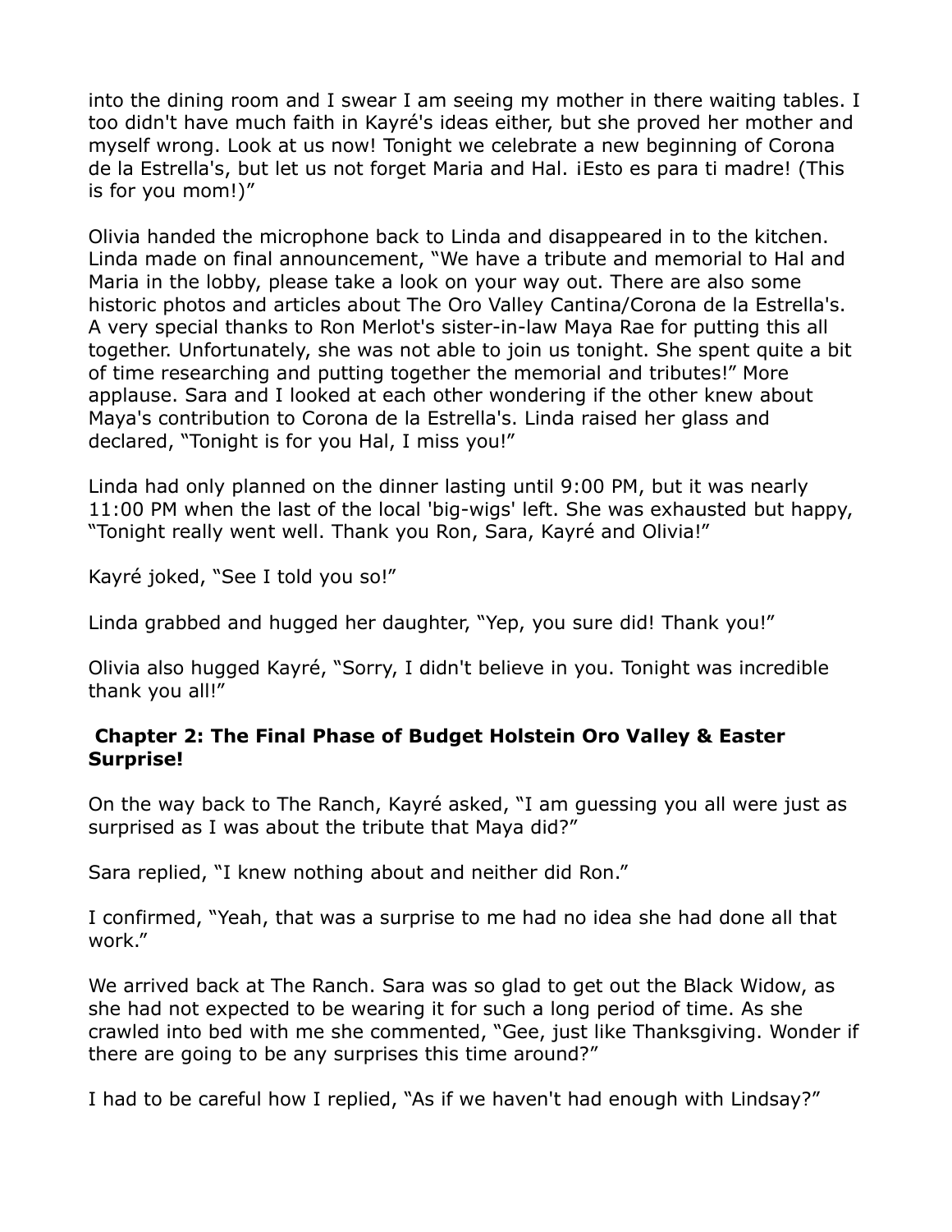into the dining room and I swear I am seeing my mother in there waiting tables. I too didn't have much faith in Kayré's ideas either, but she proved her mother and myself wrong. Look at us now! Tonight we celebrate a new beginning of Corona de la Estrella's, but let us not forget Maria and Hal. ¡Esto es para ti madre! (This is for you mom!)"

Olivia handed the microphone back to Linda and disappeared in to the kitchen. Linda made on final announcement, "We have a tribute and memorial to Hal and Maria in the lobby, please take a look on your way out. There are also some historic photos and articles about The Oro Valley Cantina/Corona de la Estrella's. A very special thanks to Ron Merlot's sister-in-law Maya Rae for putting this all together. Unfortunately, she was not able to join us tonight. She spent quite a bit of time researching and putting together the memorial and tributes!" More applause. Sara and I looked at each other wondering if the other knew about Maya's contribution to Corona de la Estrella's. Linda raised her glass and declared, "Tonight is for you Hal, I miss you!"

Linda had only planned on the dinner lasting until 9:00 PM, but it was nearly 11:00 PM when the last of the local 'big-wigs' left. She was exhausted but happy, "Tonight really went well. Thank you Ron, Sara, Kayré and Olivia!"

Kayré joked, "See I told you so!"

Linda grabbed and hugged her daughter, "Yep, you sure did! Thank you!"

Olivia also hugged Kayré, "Sorry, I didn't believe in you. Tonight was incredible thank you all!"

## Chapter 2: The Final Phase of Budget Holstein Oro Valley & Easter Surprise!

On the way back to The Ranch, Kayré asked, "I am guessing you all were just as surprised as I was about the tribute that Maya did?"

Sara replied, "I knew nothing about and neither did Ron."

I confirmed, "Yeah, that was a surprise to me had no idea she had done all that work."

We arrived back at The Ranch. Sara was so glad to get out the Black Widow, as she had not expected to be wearing it for such a long period of time. As she crawled into bed with me she commented, "Gee, just like Thanksgiving. Wonder if there are going to be any surprises this time around?"

I had to be careful how I replied, "As if we haven't had enough with Lindsay?"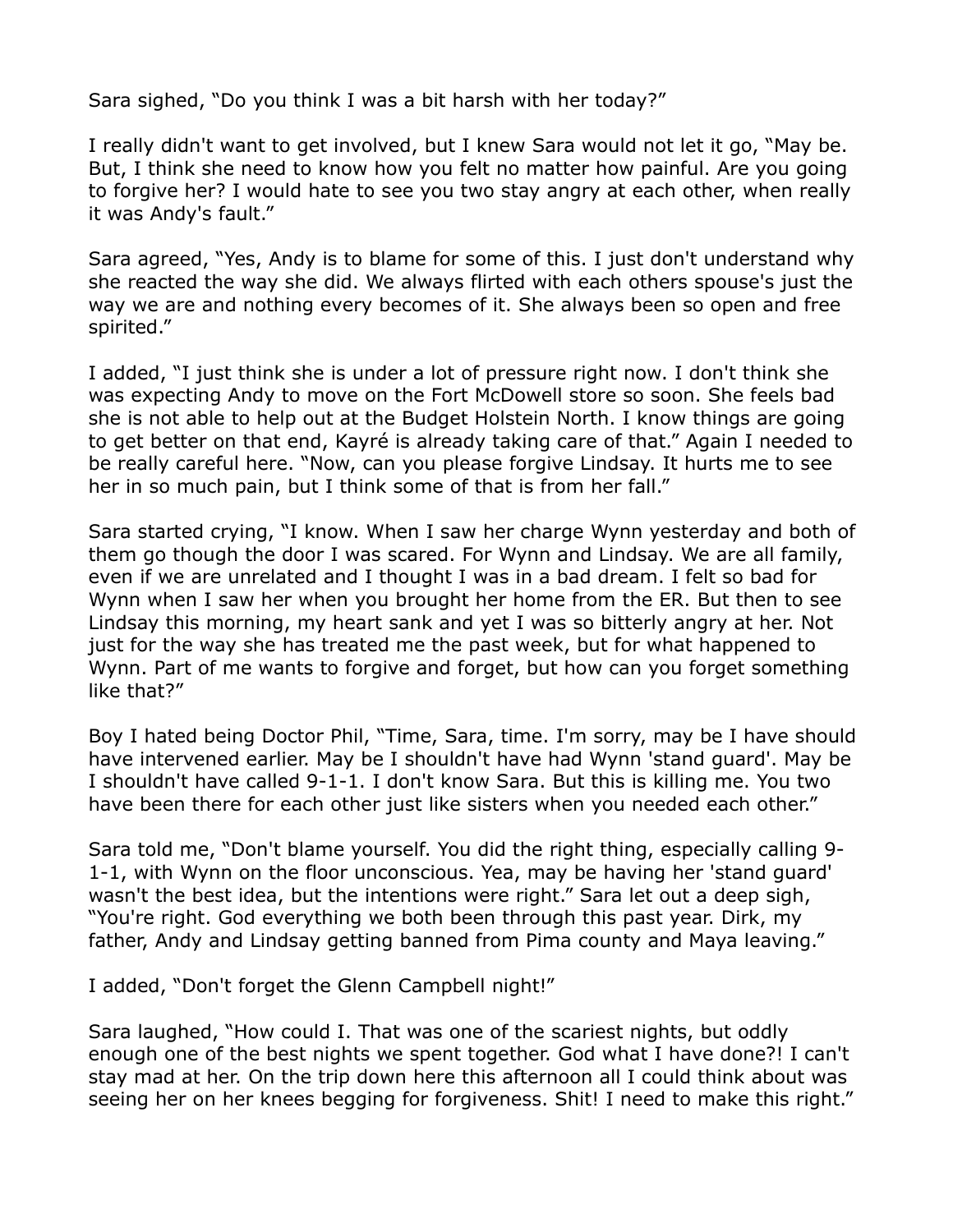Sara sighed, “Do you think I was a bit harsh with her today?”

I really didn't want to get involved, but I knew Sara would not let it go, “May be. But, I think she need to know how you felt no matter how painful. Are you going to forgive her? I would hate to see you two stay angry at each other, when really it was Andy's fault.”

Sara agreed, “Yes, Andy is to blame for some of this. I just don't understand why she reacted the way she did. We always flirted with each others spouse's just the way we are and nothing every becomes of it. She always been so open and free spirited.”

I added, “I just think she is under a lot of pressure right now. I don't think she was expecting Andy to move on the Fort McDowell store so soon. She feels bad she is not able to help out at the Budget Holstein North. I know things are going to get better on that end, Kayré is already taking care of that.” Again I needed to be really careful here. “Now, can you please forgive Lindsay. It hurts me to see her in so much pain, but I think some of that is from her fall.”

Sara started crying, “I know. When I saw her charge Wynn yesterday and both of them go though the door I was scared. For Wynn and Lindsay. We are all family, even if we are unrelated and I thought I was in a bad dream. I felt so bad for Wynn when I saw her when you brought her home from the ER. But then to see Lindsay this morning, my heart sank and yet I was so bitterly angry at her. Not just for the way she has treated me the past week, but for what happened to Wynn. Part of me wants to forgive and forget, but how can you forget something like that?”

Boy I hated being Doctor Phil, “Time, Sara, time. I'm sorry, may be I have should have intervened earlier. May be I shouldn't have had Wynn 'stand guard'. May be I shouldn't have called 9-1-1. I don't know Sara. But this is killing me. You two have been there for each other just like sisters when you needed each other.”

Sara told me, “Don't blame yourself. You did the right thing, especially calling 9-1-1, with Wynn on the floor unconscious. Yea, may be having her 'stand guard' wasn't the best idea, but the intentions were right.” Sara let out a deep sigh, “You're right. God everything we both been through this past year. Dirk, my father, Andy and Lindsay getting banned from Pima county and Maya leaving.”

I added, “Don't forget the Glenn Campbell night!”

Sara laughed, “How could I. That was one of the scariest nights, but oddly enough one of the best nights we spent together. God what I have done?! I can't stay mad at her. On the trip down here this afternoon all I could think about was seeing her on her knees begging for forgiveness. Shit! I need to make this right.”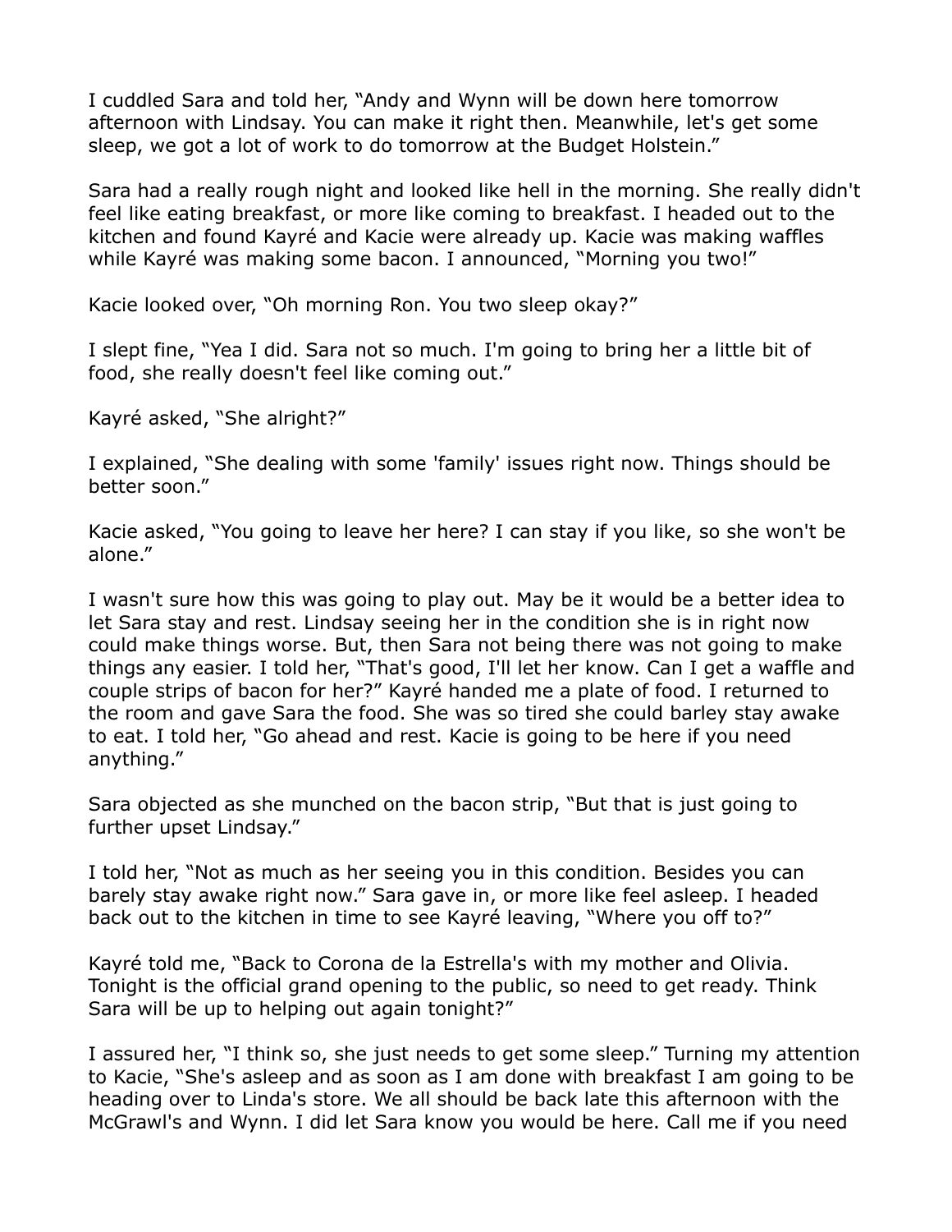I cuddled Sara and told her, "Andy and Wynn will be down here tomorrow afternoon with Lindsay. You can make it right then. Meanwhile, let's get some sleep, we got a lot of work to do tomorrow at the Budget Holstein."

Sara had a really rough night and looked like hell in the morning. She really didn't feel like eating breakfast, or more like coming to breakfast. I headed out to the kitchen and found Kayré and Kacie were already up. Kacie was making waffles while Kayré was making some bacon. I announced, "Morning you two!"

Kacie looked over, "Oh morning Ron. You two sleep okay?"

I slept fine, "Yea I did. Sara not so much. I'm going to bring her a little bit of food, she really doesn't feel like coming out."

Kayré asked, "She alright?"

I explained, "She dealing with some 'family' issues right now. Things should be better soon."

Kacie asked, "You going to leave her here? I can stay if you like, so she won't be alone."

I wasn't sure how this was going to play out. May be it would be a better idea to let Sara stay and rest. Lindsay seeing her in the condition she is in right now could make things worse. But, then Sara not being there was not going to make things any easier. I told her, "That's good, I'll let her know. Can I get a waffle and couple strips of bacon for her?" Kayré handed me a plate of food. I returned to the room and gave Sara the food. She was so tired she could barley stay awake to eat. I told her, "Go ahead and rest. Kacie is going to be here if you need anything."

Sara objected as she munched on the bacon strip, "But that is just going to further upset Lindsay."

I told her, "Not as much as her seeing you in this condition. Besides you can barely stay awake right now." Sara gave in, or more like feel asleep. I headed back out to the kitchen in time to see Kayré leaving, "Where you off to?"

Kayré told me, "Back to Corona de la Estrella's with my mother and Olivia. Tonight is the official grand opening to the public, so need to get ready. Think Sara will be up to helping out again tonight?"

I assured her, "I think so, she just needs to get some sleep." Turning my attention to Kacie, "She's asleep and as soon as I am done with breakfast I am going to be heading over to Linda's store. We all should be back late this afternoon with the McGrawl's and Wynn. I did let Sara know you would be here. Call me if you need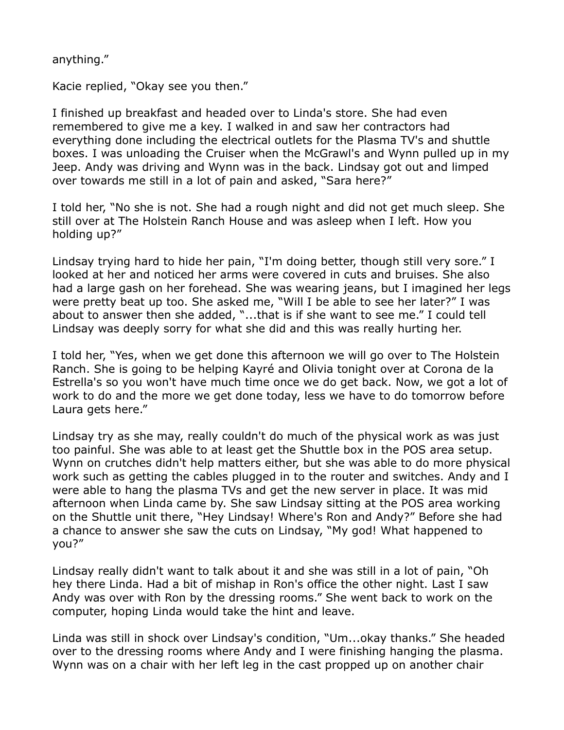anything."

Kacie replied, "Okay see you then."

I finished up breakfast and headed over to Linda's store. She had even remembered to give me a key. I walked in and saw her contractors had everything done including the electrical outlets for the Plasma TV's and shuttle boxes. I was unloading the Cruiser when the McGrawl's and Wynn pulled up in my Jeep. Andy was driving and Wynn was in the back. Lindsay got out and limped over towards me still in a lot of pain and asked, "Sara here?"

I told her, "No she is not. She had a rough night and did not get much sleep. She still over at The Holstein Ranch House and was asleep when I left. How you holding up?"

Lindsay trying hard to hide her pain, "I'm doing better, though still very sore." I looked at her and noticed her arms were covered in cuts and bruises. She also had a large gash on her forehead. She was wearing jeans, but I imagined her legs were pretty beat up too. She asked me, "Will I be able to see her later?" I was about to answer then she added, "...that is if she want to see me." I could tell Lindsay was deeply sorry for what she did and this was really hurting her.

I told her, "Yes, when we get done this afternoon we will go over to The Holstein Ranch. She is going to be helping Kayré and Olivia tonight over at Corona de la Estrella's so you won't have much time once we do get back. Now, we got a lot of work to do and the more we get done today, less we have to do tomorrow before Laura gets here."

Lindsay try as she may, really couldn't do much of the physical work as was just too painful. She was able to at least get the Shuttle box in the POS area setup. Wynn on crutches didn't help matters either, but she was able to do more physical work such as getting the cables plugged in to the router and switches. Andy and I were able to hang the plasma TVs and get the new server in place. It was mid afternoon when Linda came by. She saw Lindsay sitting at the POS area working on the Shuttle unit there, "Hey Lindsay! Where's Ron and Andy?" Before she had a chance to answer she saw the cuts on Lindsay, "My god! What happened to you?"

Lindsay really didn't want to talk about it and she was still in a lot of pain, "Oh hey there Linda. Had a bit of mishap in Ron's office the other night. Last I saw Andy was over with Ron by the dressing rooms." She went back to work on the computer, hoping Linda would take the hint and leave.

Linda was still in shock over Lindsay's condition, "Um...okay thanks." She headed over to the dressing rooms where Andy and I were finishing hanging the plasma. Wynn was on a chair with her left leg in the cast propped up on another chair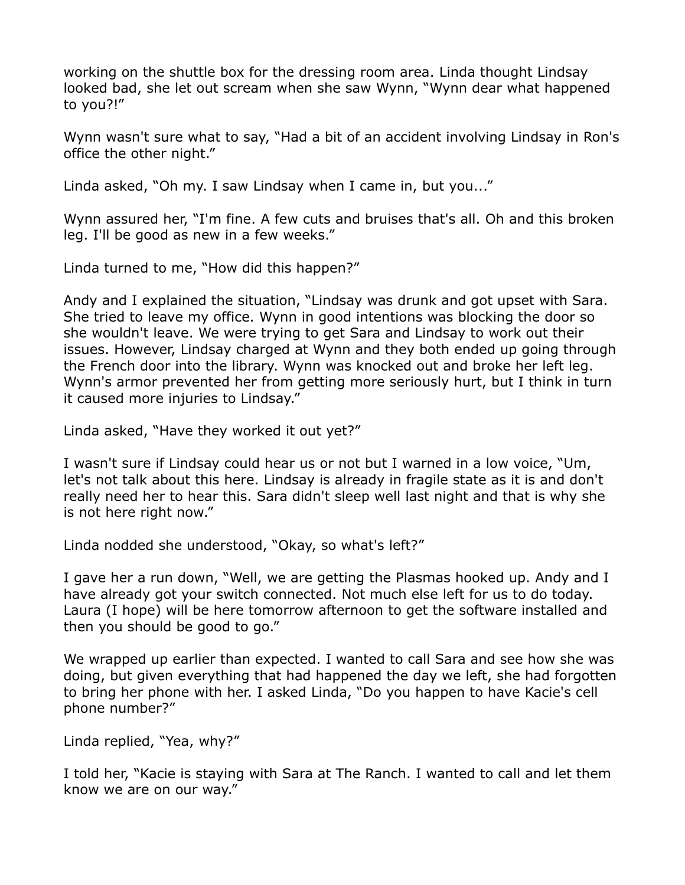working on the shuttle box for the dressing room area. Linda thought Lindsay looked bad, she let out scream when she saw Wynn, "Wynn dear what happened to you?!"

Wynn wasn't sure what to say, "Had a bit of an accident involving Lindsay in Ron's office the other night."

Linda asked, "Oh my. I saw Lindsay when I came in, but you..."

Wynn assured her, "I'm fine. A few cuts and bruises that's all. Oh and this broken leg. I'll be good as new in a few weeks."

Linda turned to me, "How did this happen?"

Andy and I explained the situation, "Lindsay was drunk and got upset with Sara. She tried to leave my office. Wynn in good intentions was blocking the door so she wouldn't leave. We were trying to get Sara and Lindsay to work out their issues. However, Lindsay charged at Wynn and they both ended up going through the French door into the library. Wynn was knocked out and broke her left leg. Wynn's armor prevented her from getting more seriously hurt, but I think in turn it caused more injuries to Lindsay."

Linda asked, "Have they worked it out yet?"

I wasn't sure if Lindsay could hear us or not but I warned in a low voice, "Um, let's not talk about this here. Lindsay is already in fragile state as it is and don't really need her to hear this. Sara didn't sleep well last night and that is why she is not here right now."

Linda nodded she understood, "Okay, so what's left?"

I gave her a run down, "Well, we are getting the Plasmas hooked up. Andy and I have already got your switch connected. Not much else left for us to do today. Laura (I hope) will be here tomorrow afternoon to get the software installed and then you should be good to go."

We wrapped up earlier than expected. I wanted to call Sara and see how she was doing, but given everything that had happened the day we left, she had forgotten to bring her phone with her. I asked Linda, "Do you happen to have Kacie's cell phone number?"

Linda replied, "Yea, why?"

I told her, "Kacie is staying with Sara at The Ranch. I wanted to call and let them know we are on our way."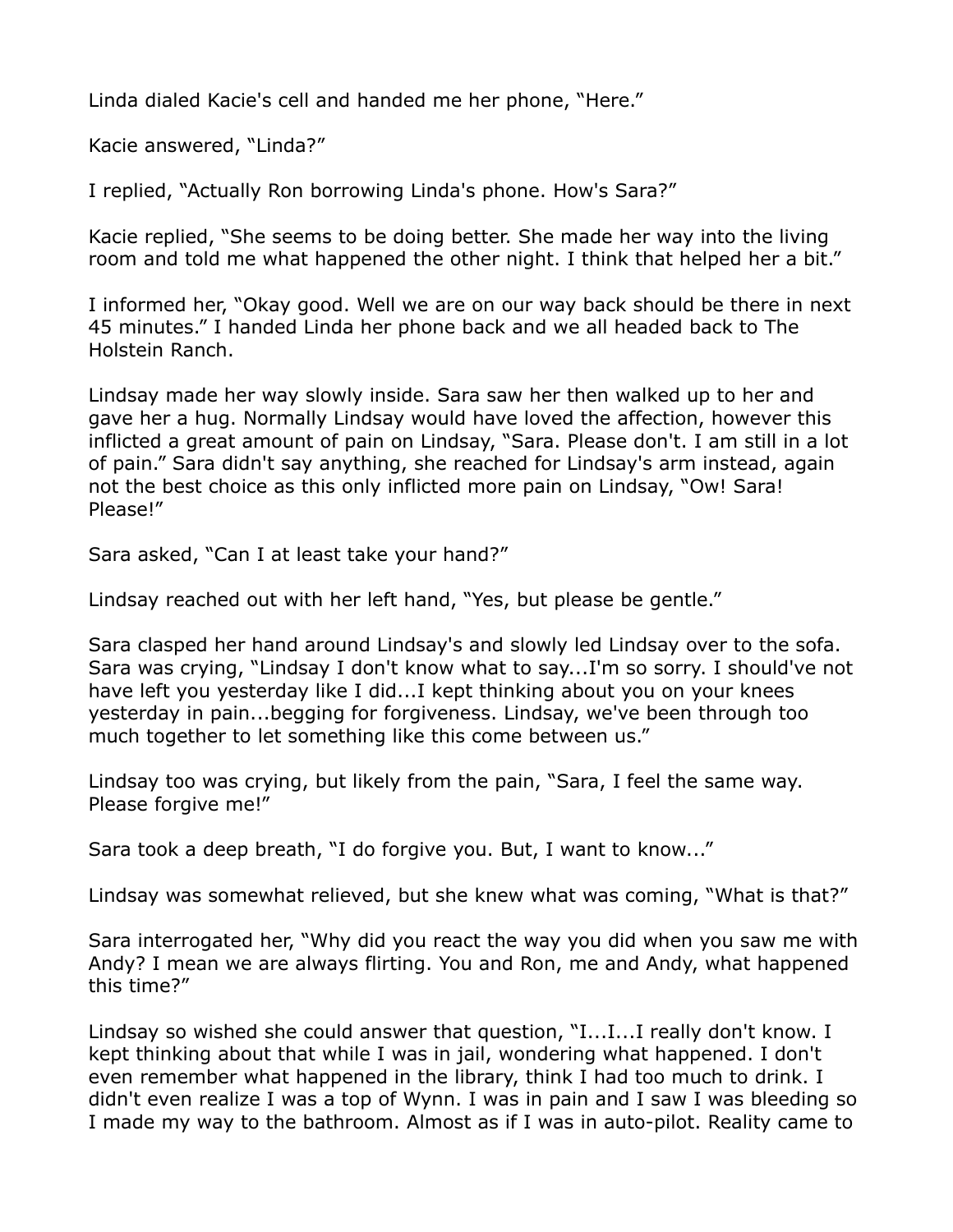Linda dialed Kacie's cell and handed me her phone, "Here."

Kacie answered, "Linda?"

I replied, "Actually Ron borrowing Linda's phone. How's Sara?"

Kacie replied, "She seems to be doing better. She made her way into the living room and told me what happened the other night. I think that helped her a bit."

I informed her, "Okay good. Well we are on our way back should be there in next 45 minutes." I handed Linda her phone back and we all headed back to The Holstein Ranch.

Lindsay made her way slowly inside. Sara saw her then walked up to her and gave her a hug. Normally Lindsay would have loved the affection, however this inflicted a great amount of pain on Lindsay, "Sara. Please don't. I am still in a lot of pain." Sara didn't say anything, she reached for Lindsay's arm instead, again not the best choice as this only inflicted more pain on Lindsay, "Ow! Sara! Please!"

Sara asked, "Can I at least take your hand?"

Lindsay reached out with her left hand, "Yes, but please be gentle."

Sara clasped her hand around Lindsay's and slowly led Lindsay over to the sofa. Sara was crying, "Lindsay I don't know what to say...I'm so sorry. I should've not have left you yesterday like I did...I kept thinking about you on your knees yesterday in pain...begging for forgiveness. Lindsay, we've been through too much together to let something like this come between us."

Lindsay too was crying, but likely from the pain, "Sara, I feel the same way. Please forgive me!"

Sara took a deep breath, "I do forgive you. But, I want to know..."

Lindsay was somewhat relieved, but she knew what was coming, "What is that?"

Sara interrogated her, "Why did you react the way you did when you saw me with Andy? I mean we are always flirting. You and Ron, me and Andy, what happened this time?"

Lindsay so wished she could answer that question, "I...I...I really don't know. I kept thinking about that while I was in jail, wondering what happened. I don't even remember what happened in the library, think I had too much to drink. I didn't even realize I was a top of Wynn. I was in pain and I saw I was bleeding so I made my way to the bathroom. Almost as if I was in auto-pilot. Reality came to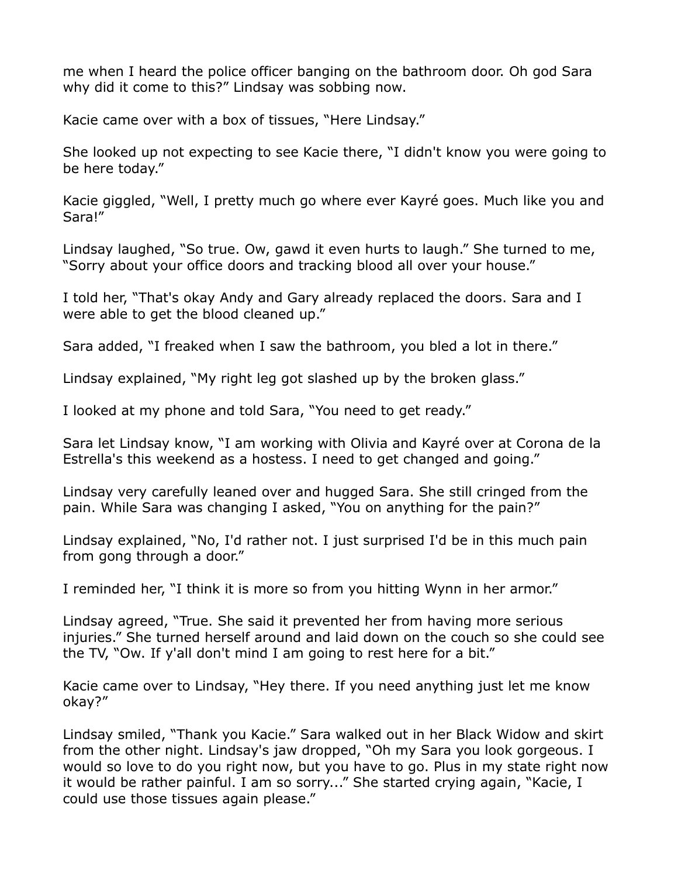me when I heard the police officer banging on the bathroom door. Oh god Sara why did it come to this?” Lindsay was sobbing now.

Kacie came over with a box of tissues, “Here Lindsay.”

She looked up not expecting to see Kacie there, “I didn't know you were going to be here today.”

Kacie giggled, “Well, I pretty much go where ever Kayré goes. Much like you and Sara!”

Lindsay laughed, “So true. Ow, gawd it even hurts to laugh.” She turned to me, “Sorry about your office doors and tracking blood all over your house.”

I told her, “That's okay Andy and Gary already replaced the doors. Sara and I were able to get the blood cleaned up.”

Sara added, “I freaked when I saw the bathroom, you bled a lot in there.”

Lindsay explained, “My right leg got slashed up by the broken glass.”

I looked at my phone and told Sara, “You need to get ready.”

Sara let Lindsay know, “I am working with Olivia and Kayré over at Corona de la Estrella's this weekend as a hostess. I need to get changed and going.”

Lindsay very carefully leaned over and hugged Sara. She still cringed from the pain. While Sara was changing I asked, “You on anything for the pain?”

Lindsay explained, “No, I'd rather not. I just surprised I'd be in this much pain from gong through a door.”

I reminded her, “I think it is more so from you hitting Wynn in her armor.”

Lindsay agreed, “True. She said it prevented her from having more serious injuries.” She turned herself around and laid down on the couch so she could see the TV, “Ow. If y'all don't mind I am going to rest here for a bit.”

Kacie came over to Lindsay, “Hey there. If you need anything just let me know okay?”

Lindsay smiled, “Thank you Kacie.” Sara walked out in her Black Widow and skirt from the other night. Lindsay's jaw dropped, “Oh my Sara you look gorgeous. I would so love to do you right now, but you have to go. Plus in my state right now it would be rather painful. I am so sorry...” She started crying again, “Kacie, I could use those tissues again please.”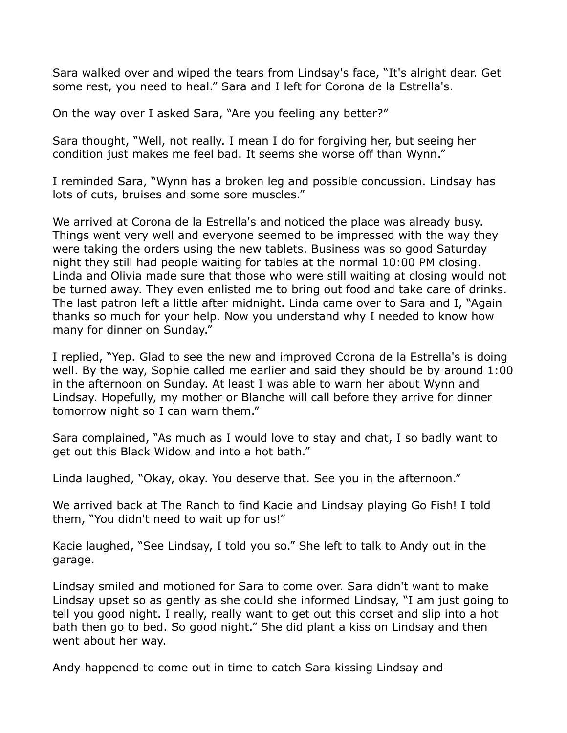Sara walked over and wiped the tears from Lindsay's face, "It's alright dear. Get some rest, you need to heal." Sara and I left for Corona de la Estrella's.

On the way over I asked Sara, "Are you feeling any better?"

Sara thought, "Well, not really. I mean I do for forgiving her, but seeing her condition just makes me feel bad. It seems she worse off than Wynn."

I reminded Sara, "Wynn has a broken leg and possible concussion. Lindsay has lots of cuts, bruises and some sore muscles."

We arrived at Corona de la Estrella's and noticed the place was already busy. Things went very well and everyone seemed to be impressed with the way they were taking the orders using the new tablets. Business was so good Saturday night they still had people waiting for tables at the normal 10:00 PM closing. Linda and Olivia made sure that those who were still waiting at closing would not be turned away. They even enlisted me to bring out food and take care of drinks. The last patron left a little after midnight. Linda came over to Sara and I, "Again thanks so much for your help. Now you understand why I needed to know how many for dinner on Sunday."

I replied, "Yep. Glad to see the new and improved Corona de la Estrella's is doing well. By the way, Sophie called me earlier and said they should be by around 1:00 in the afternoon on Sunday. At least I was able to warn her about Wynn and Lindsay. Hopefully, my mother or Blanche will call before they arrive for dinner tomorrow night so I can warn them."

Sara complained, "As much as I would love to stay and chat, I so badly want to get out this Black Widow and into a hot bath."

Linda laughed, "Okay, okay. You deserve that. See you in the afternoon."

We arrived back at The Ranch to find Kacie and Lindsay playing Go Fish! I told them, "You didn't need to wait up for us!"

Kacie laughed, "See Lindsay, I told you so." She left to talk to Andy out in the garage.

Lindsay smiled and motioned for Sara to come over. Sara didn't want to make Lindsay upset so as gently as she could she informed Lindsay, "I am just going to tell you good night. I really, really want to get out this corset and slip into a hot bath then go to bed. So good night." She did plant a kiss on Lindsay and then went about her way.

Andy happened to come out in time to catch Sara kissing Lindsay and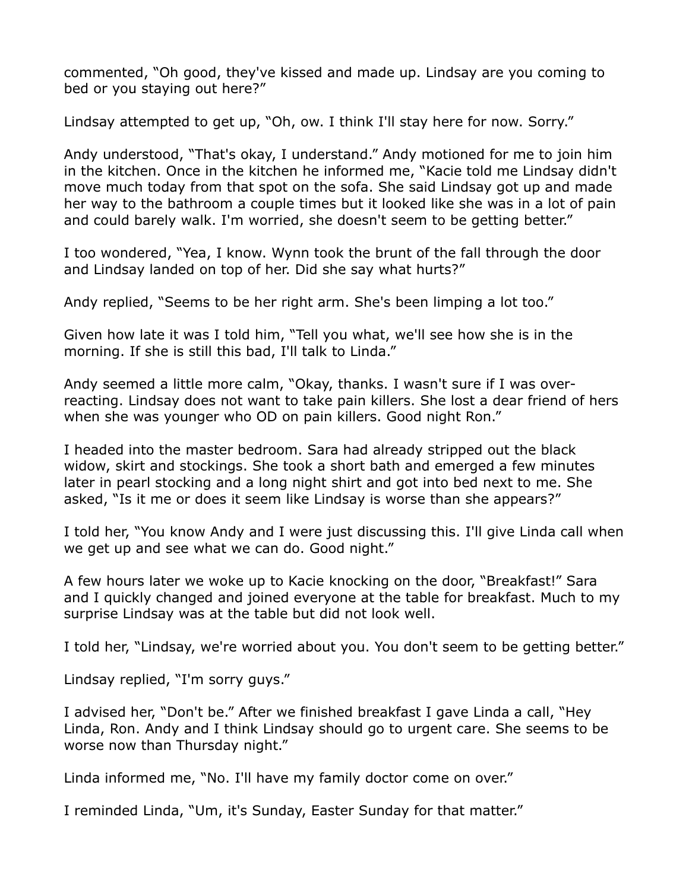commented, “Oh good, they've kissed and made up. Lindsay are you coming to bed or you staying out here?”

Lindsay attempted to get up, “Oh, ow. I think I'll stay here for now. Sorry.”

Andy understood, “That's okay, I understand.” Andy motioned for me to join him in the kitchen. Once in the kitchen he informed me, “Kacie told me Lindsay didn't move much today from that spot on the sofa. She said Lindsay got up and made her way to the bathroom a couple times but it looked like she was in a lot of pain and could barely walk. I'm worried, she doesn't seem to be getting better.”

I too wondered, “Yea, I know. Wynn took the brunt of the fall through the door and Lindsay landed on top of her. Did she say what hurts?”

Andy replied, “Seems to be her right arm. She's been limping a lot too.”

Given how late it was I told him, “Tell you what, we'll see how she is in the morning. If she is still this bad, I'll talk to Linda.”

Andy seemed a little more calm, “Okay, thanks. I wasn't sure if I was over-reacting. Lindsay does not want to take pain killers. She lost a dear friend of hers when she was younger who OD on pain killers. Good night Ron.”

I headed into the master bedroom. Sara had already stripped out the black widow, skirt and stockings. She took a short bath and emerged a few minutes later in pearl stocking and a long night shirt and got into bed next to me. She asked, “Is it me or does it seem like Lindsay is worse than she appears?”

I told her, “You know Andy and I were just discussing this. I'll give Linda call when we get up and see what we can do. Good night.”

A few hours later we woke up to Kacie knocking on the door, “Breakfast!” Sara and I quickly changed and joined everyone at the table for breakfast. Much to my surprise Lindsay was at the table but did not look well.

I told her, “Lindsay, we're worried about you. You don't seem to be getting better.”

Lindsay replied, “I'm sorry guys.”

I advised her, “Don't be.” After we finished breakfast I gave Linda a call, “Hey Linda, Ron. Andy and I think Lindsay should go to urgent care. She seems to be worse now than Thursday night.”

Linda informed me, “No. I'll have my family doctor come on over.”

I reminded Linda, “Um, it's Sunday, Easter Sunday for that matter.”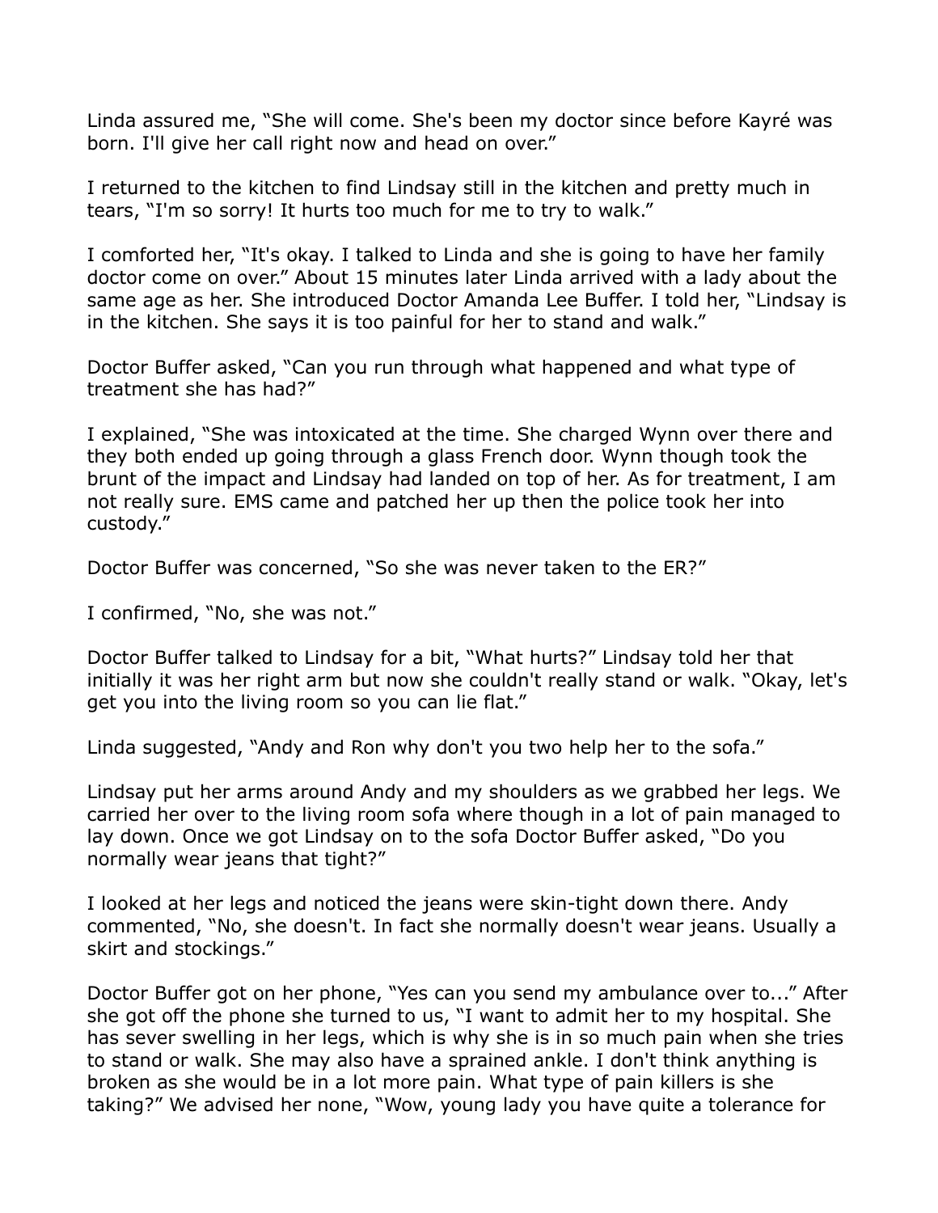Linda assured me, “She will come. She's been my doctor since before Kayré was born. I'll give her call right now and head on over.”

I returned to the kitchen to find Lindsay still in the kitchen and pretty much in tears, “I'm so sorry! It hurts too much for me to try to walk.”

I comforted her, “It's okay. I talked to Linda and she is going to have her family doctor come on over.” About 15 minutes later Linda arrived with a lady about the same age as her. She introduced Doctor Amanda Lee Buffer. I told her, “Lindsay is in the kitchen. She says it is too painful for her to stand and walk.”

Doctor Buffer asked, “Can you run through what happened and what type of treatment she has had?”

I explained, “She was intoxicated at the time. She charged Wynn over there and they both ended up going through a glass French door. Wynn though took the brunt of the impact and Lindsay had landed on top of her. As for treatment, I am not really sure. EMS came and patched her up then the police took her into custody.”

Doctor Buffer was concerned, “So she was never taken to the ER?”

I confirmed, “No, she was not.”

Doctor Buffer talked to Lindsay for a bit, “What hurts?” Lindsay told her that initially it was her right arm but now she couldn't really stand or walk. “Okay, let's get you into the living room so you can lie flat.”

Linda suggested, “Andy and Ron why don't you two help her to the sofa.”

Lindsay put her arms around Andy and my shoulders as we grabbed her legs. We carried her over to the living room sofa where though in a lot of pain managed to lay down. Once we got Lindsay on to the sofa Doctor Buffer asked, “Do you normally wear jeans that tight?”

I looked at her legs and noticed the jeans were skin-tight down there. Andy commented, “No, she doesn't. In fact she normally doesn't wear jeans. Usually a skirt and stockings.”

Doctor Buffer got on her phone, “Yes can you send my ambulance over to...” After she got off the phone she turned to us, “I want to admit her to my hospital. She has sever swelling in her legs, which is why she is in so much pain when she tries to stand or walk. She may also have a sprained ankle. I don't think anything is broken as she would be in a lot more pain. What type of pain killers is she taking?” We advised her none, “Wow, young lady you have quite a tolerance for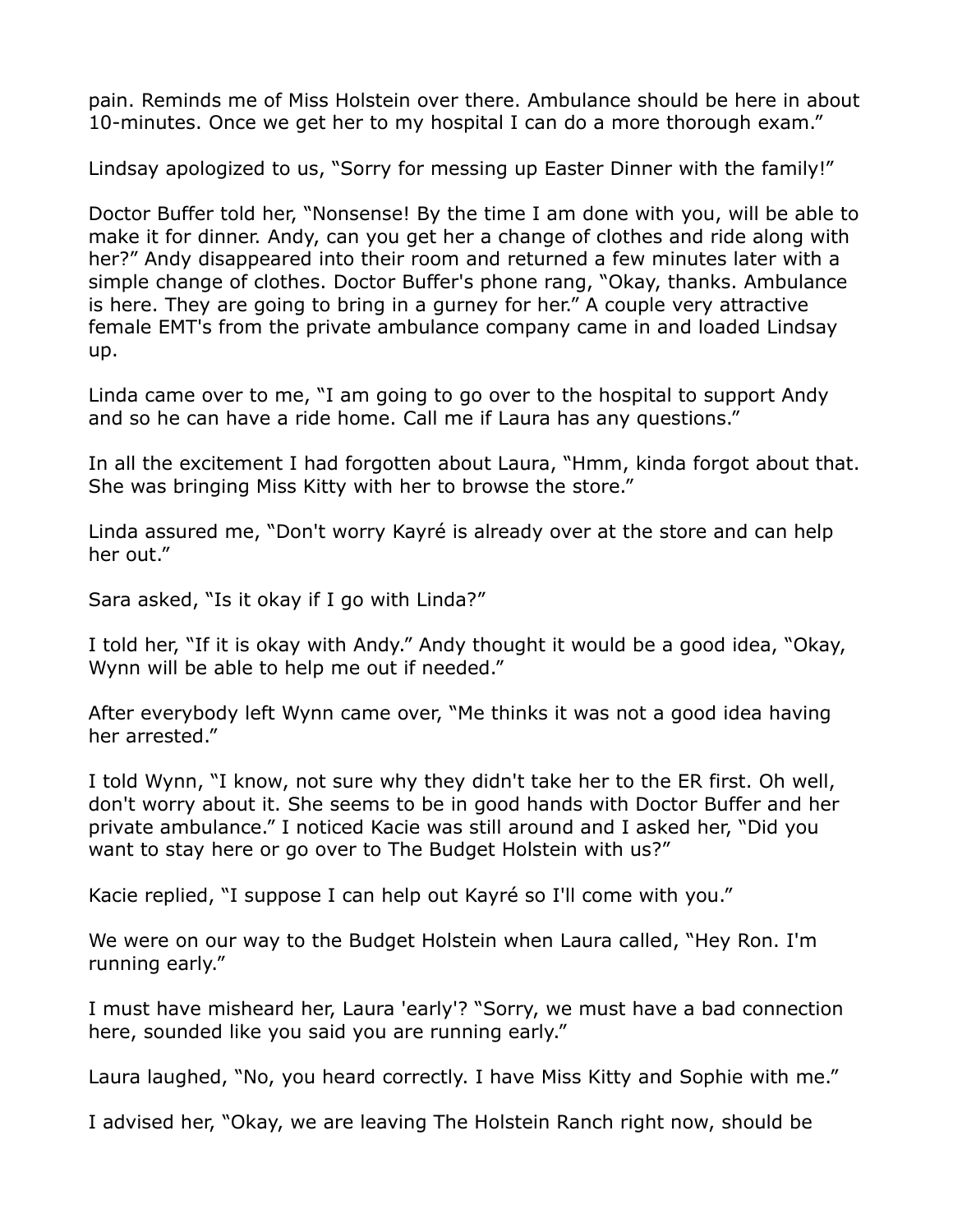pain. Reminds me of Miss Holstein over there. Ambulance should be here in about 10-minutes. Once we get her to my hospital I can do a more thorough exam."

Lindsay apologized to us, "Sorry for messing up Easter Dinner with the family!"

Doctor Buffer told her, "Nonsense! By the time I am done with you, will be able to make it for dinner. Andy, can you get her a change of clothes and ride along with her?" Andy disappeared into their room and returned a few minutes later with a simple change of clothes. Doctor Buffer's phone rang, "Okay, thanks. Ambulance is here. They are going to bring in a gurney for her." A couple very attractive female EMT's from the private ambulance company came in and loaded Lindsay up.

Linda came over to me, "I am going to go over to the hospital to support Andy and so he can have a ride home. Call me if Laura has any questions."

In all the excitement I had forgotten about Laura, "Hmm, kinda forgot about that. She was bringing Miss Kitty with her to browse the store."

Linda assured me, "Don't worry Kayré is already over at the store and can help her out."

Sara asked, "Is it okay if I go with Linda?"

I told her, "If it is okay with Andy." Andy thought it would be a good idea, "Okay, Wynn will be able to help me out if needed."

After everybody left Wynn came over, "Me thinks it was not a good idea having her arrested."

I told Wynn, "I know, not sure why they didn't take her to the ER first. Oh well, don't worry about it. She seems to be in good hands with Doctor Buffer and her private ambulance." I noticed Kacie was still around and I asked her, "Did you want to stay here or go over to The Budget Holstein with us?"

Kacie replied, "I suppose I can help out Kayré so I'll come with you."

We were on our way to the Budget Holstein when Laura called, "Hey Ron. I'm running early."

I must have misheard her, Laura 'early'? "Sorry, we must have a bad connection here, sounded like you said you are running early."

Laura laughed, "No, you heard correctly. I have Miss Kitty and Sophie with me."

I advised her, "Okay, we are leaving The Holstein Ranch right now, should be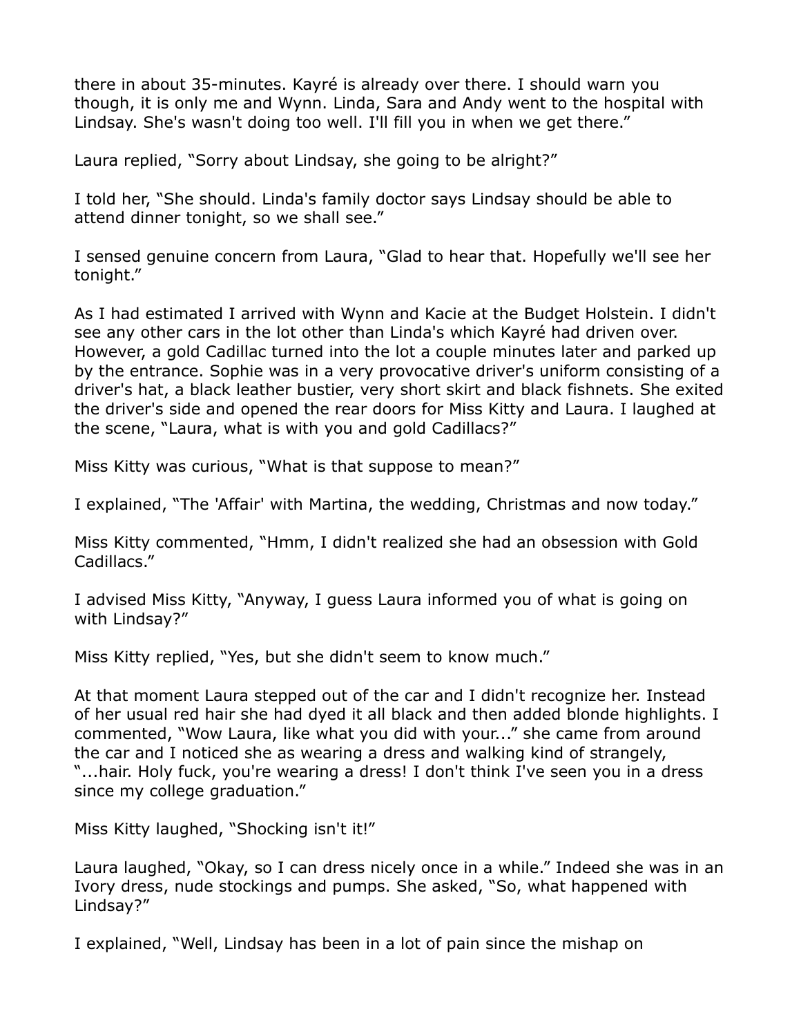there in about 35-minutes. Kayré is already over there. I should warn you though, it is only me and Wynn. Linda, Sara and Andy went to the hospital with Lindsay. She's wasn't doing too well. I'll fill you in when we get there."

Laura replied, "Sorry about Lindsay, she going to be alright?"

I told her, "She should. Linda's family doctor says Lindsay should be able to attend dinner tonight, so we shall see."

I sensed genuine concern from Laura, "Glad to hear that. Hopefully we'll see her tonight."

As I had estimated I arrived with Wynn and Kacie at the Budget Holstein. I didn't see any other cars in the lot other than Linda's which Kayré had driven over. However, a gold Cadillac turned into the lot a couple minutes later and parked up by the entrance. Sophie was in a very provocative driver's uniform consisting of a driver's hat, a black leather bustier, very short skirt and black fishnets. She exited the driver's side and opened the rear doors for Miss Kitty and Laura. I laughed at the scene, "Laura, what is with you and gold Cadillacs?"

Miss Kitty was curious, "What is that suppose to mean?"

I explained, "The 'Affair' with Martina, the wedding, Christmas and now today."

Miss Kitty commented, "Hmm, I didn't realized she had an obsession with Gold Cadillacs."

I advised Miss Kitty, "Anyway, I guess Laura informed you of what is going on with Lindsay?"

Miss Kitty replied, "Yes, but she didn't seem to know much."

At that moment Laura stepped out of the car and I didn't recognize her. Instead of her usual red hair she had dyed it all black and then added blonde highlights. I commented, "Wow Laura, like what you did with your..." she came from around the car and I noticed she as wearing a dress and walking kind of strangely, "...hair. Holy fuck, you're wearing a dress! I don't think I've seen you in a dress since my college graduation."

Miss Kitty laughed, "Shocking isn't it!"

Laura laughed, "Okay, so I can dress nicely once in a while." Indeed she was in an Ivory dress, nude stockings and pumps. She asked, "So, what happened with Lindsay?"

I explained, "Well, Lindsay has been in a lot of pain since the mishap on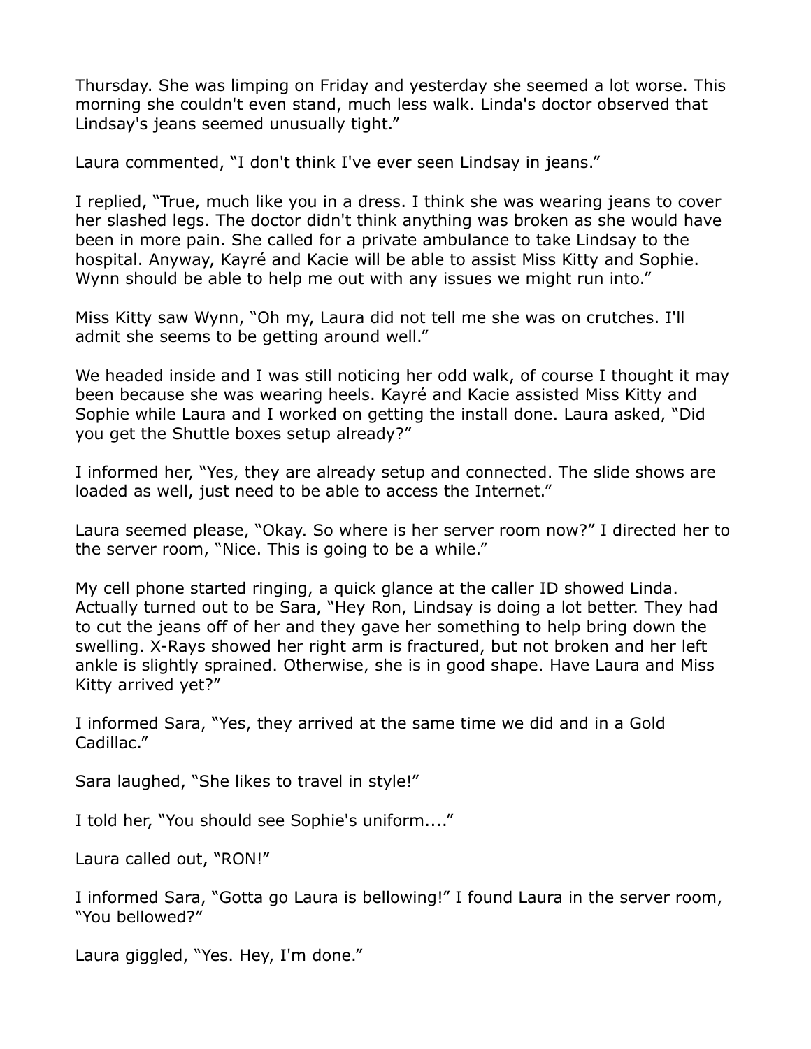Thursday. She was limping on Friday and yesterday she seemed a lot worse. This morning she couldn't even stand, much less walk. Linda's doctor observed that Lindsay's jeans seemed unusually tight."

Laura commented, "I don't think I've ever seen Lindsay in jeans."

I replied, "True, much like you in a dress. I think she was wearing jeans to cover her slashed legs. The doctor didn't think anything was broken as she would have been in more pain. She called for a private ambulance to take Lindsay to the hospital. Anyway, Kayré and Kacie will be able to assist Miss Kitty and Sophie. Wynn should be able to help me out with any issues we might run into."

Miss Kitty saw Wynn, "Oh my, Laura did not tell me she was on crutches. I'll admit she seems to be getting around well."

We headed inside and I was still noticing her odd walk, of course I thought it may been because she was wearing heels. Kayré and Kacie assisted Miss Kitty and Sophie while Laura and I worked on getting the install done. Laura asked, "Did you get the Shuttle boxes setup already?"

I informed her, "Yes, they are already setup and connected. The slide shows are loaded as well, just need to be able to access the Internet."

Laura seemed please, "Okay. So where is her server room now?" I directed her to the server room, "Nice. This is going to be a while."

My cell phone started ringing, a quick glance at the caller ID showed Linda. Actually turned out to be Sara, "Hey Ron, Lindsay is doing a lot better. They had to cut the jeans off of her and they gave her something to help bring down the swelling. X-Rays showed her right arm is fractured, but not broken and her left ankle is slightly sprained. Otherwise, she is in good shape. Have Laura and Miss Kitty arrived yet?"

I informed Sara, "Yes, they arrived at the same time we did and in a Gold Cadillac."

Sara laughed, "She likes to travel in style!"

I told her, "You should see Sophie's uniform...."

Laura called out, "RON!"

I informed Sara, "Gotta go Laura is bellowing!" I found Laura in the server room, "You bellowed?"

Laura giggled, "Yes. Hey, I'm done."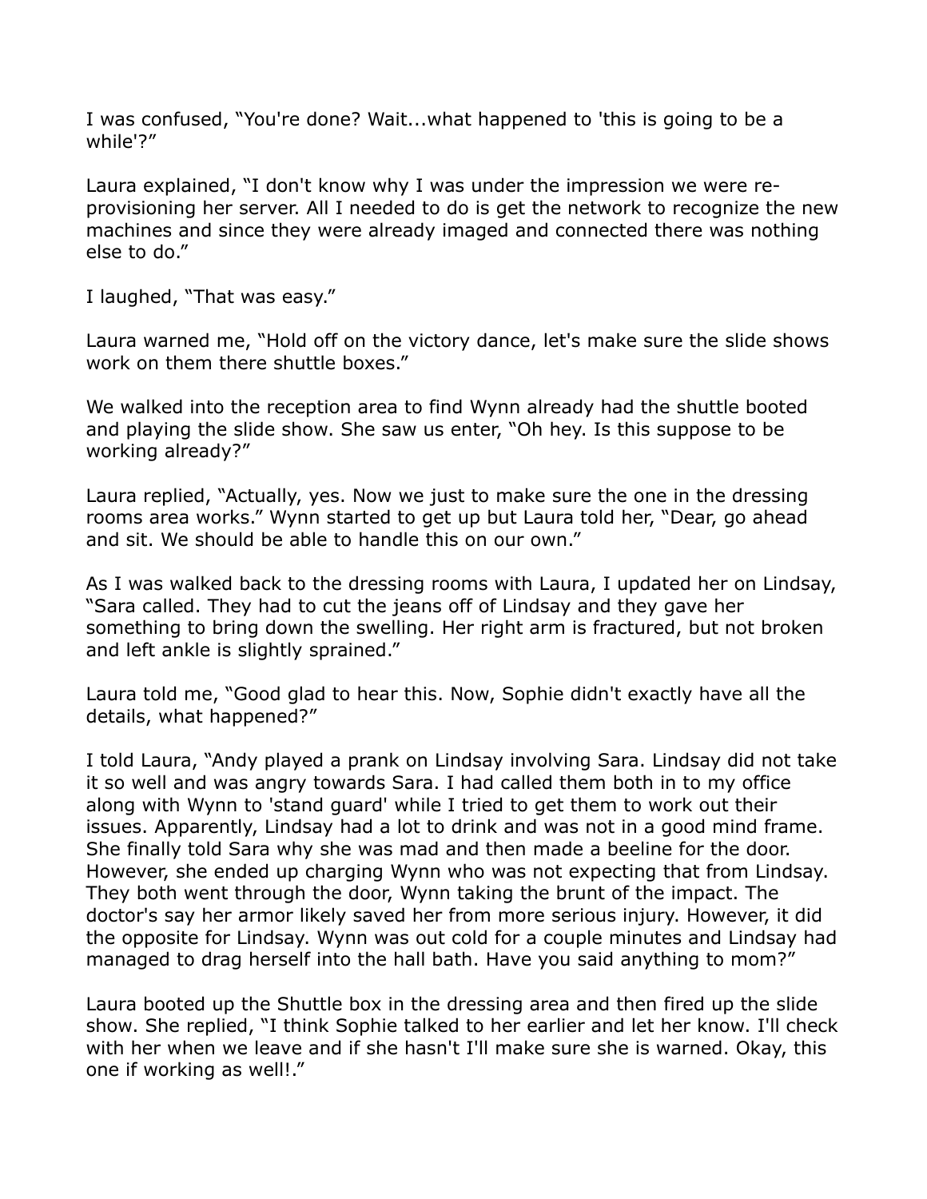I was confused, "You're done? Wait...what happened to 'this is going to be a while'?"

Laura explained, "I don't know why I was under the impression we were re-provisioning her server. All I needed to do is get the network to recognize the new machines and since they were already imaged and connected there was nothing else to do."

I laughed, "That was easy."

Laura warned me, "Hold off on the victory dance, let's make sure the slide shows work on them there shuttle boxes."

We walked into the reception area to find Wynn already had the shuttle booted and playing the slide show. She saw us enter, "Oh hey. Is this suppose to be working already?"

Laura replied, "Actually, yes. Now we just to make sure the one in the dressing rooms area works." Wynn started to get up but Laura told her, "Dear, go ahead and sit. We should be able to handle this on our own."

As I was walked back to the dressing rooms with Laura, I updated her on Lindsay, "Sara called. They had to cut the jeans off of Lindsay and they gave her something to bring down the swelling. Her right arm is fractured, but not broken and left ankle is slightly sprained."

Laura told me, "Good glad to hear this. Now, Sophie didn't exactly have all the details, what happened?"

I told Laura, "Andy played a prank on Lindsay involving Sara. Lindsay did not take it so well and was angry towards Sara. I had called them both in to my office along with Wynn to 'stand guard' while I tried to get them to work out their issues. Apparently, Lindsay had a lot to drink and was not in a good mind frame. She finally told Sara why she was mad and then made a beeline for the door. However, she ended up charging Wynn who was not expecting that from Lindsay. They both went through the door, Wynn taking the brunt of the impact. The doctor's say her armor likely saved her from more serious injury. However, it did the opposite for Lindsay. Wynn was out cold for a couple minutes and Lindsay had managed to drag herself into the hall bath. Have you said anything to mom?"

Laura booted up the Shuttle box in the dressing area and then fired up the slide show. She replied, "I think Sophie talked to her earlier and let her know. I'll check with her when we leave and if she hasn't I'll make sure she is warned. Okay, this one if working as well!."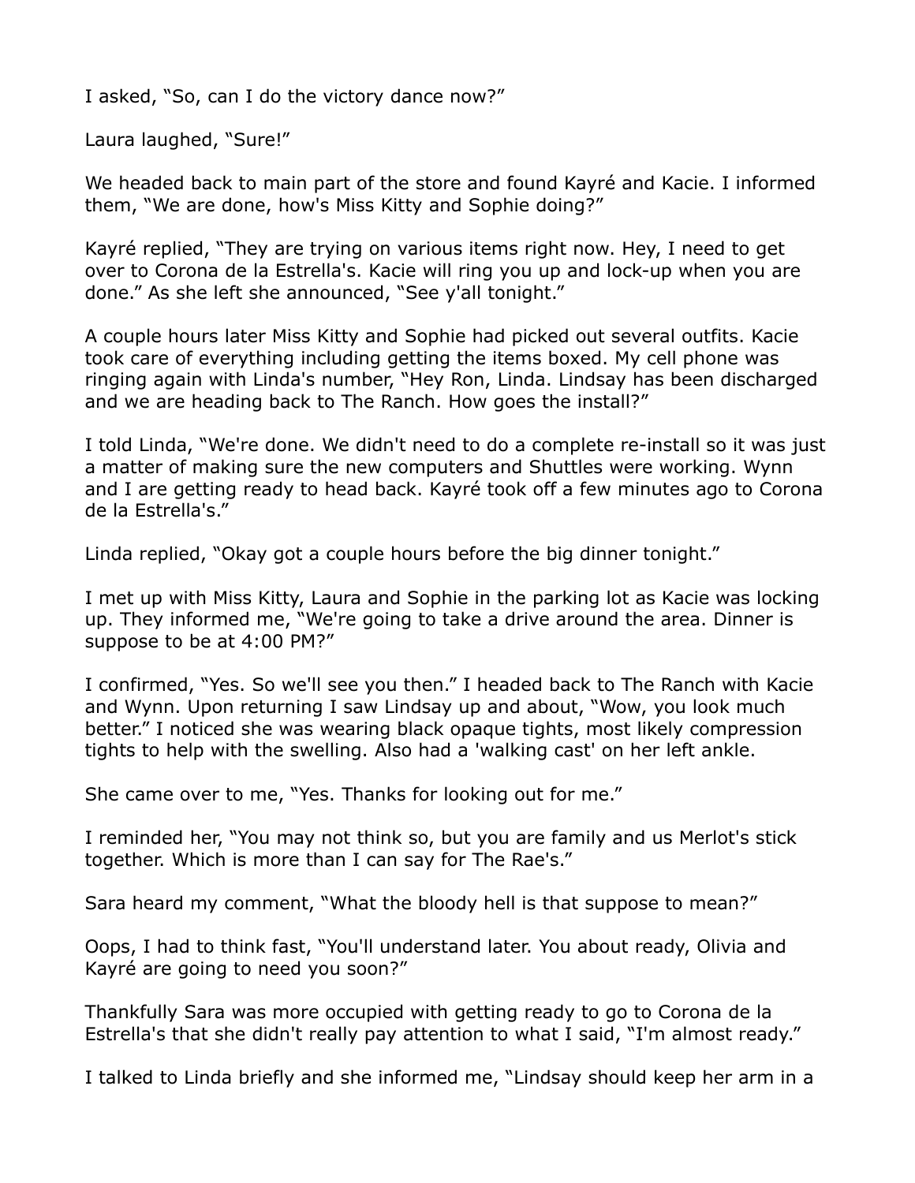I asked, “So, can I do the victory dance now?”

Laura laughed, “Sure!”

We headed back to main part of the store and found Kayré and Kacie. I informed them, “We are done, how's Miss Kitty and Sophie doing?”

Kayré replied, “They are trying on various items right now. Hey, I need to get over to Corona de la Estrella's. Kacie will ring you up and lock-up when you are done.” As she left she announced, “See y'all tonight.”

A couple hours later Miss Kitty and Sophie had picked out several outfits. Kacie took care of everything including getting the items boxed. My cell phone was ringing again with Linda's number, “Hey Ron, Linda. Lindsay has been discharged and we are heading back to The Ranch. How goes the install?”

I told Linda, “We're done. We didn't need to do a complete re-install so it was just a matter of making sure the new computers and Shuttles were working. Wynn and I are getting ready to head back. Kayré took off a few minutes ago to Corona de la Estrella's.”

Linda replied, “Okay got a couple hours before the big dinner tonight.”

I met up with Miss Kitty, Laura and Sophie in the parking lot as Kacie was locking up. They informed me, “We're going to take a drive around the area. Dinner is suppose to be at 4:00 PM?”

I confirmed, “Yes. So we'll see you then.” I headed back to The Ranch with Kacie and Wynn. Upon returning I saw Lindsay up and about, “Wow, you look much better.” I noticed she was wearing black opaque tights, most likely compression tights to help with the swelling. Also had a 'walking cast' on her left ankle.

She came over to me, “Yes. Thanks for looking out for me.”

I reminded her, “You may not think so, but you are family and us Merlot's stick together. Which is more than I can say for The Rae's.”

Sara heard my comment, “What the bloody hell is that suppose to mean?”

Oops, I had to think fast, “You'll understand later. You about ready, Olivia and Kayré are going to need you soon?”

Thankfully Sara was more occupied with getting ready to go to Corona de la Estrella's that she didn't really pay attention to what I said, “I'm almost ready.”

I talked to Linda briefly and she informed me, “Lindsay should keep her arm in a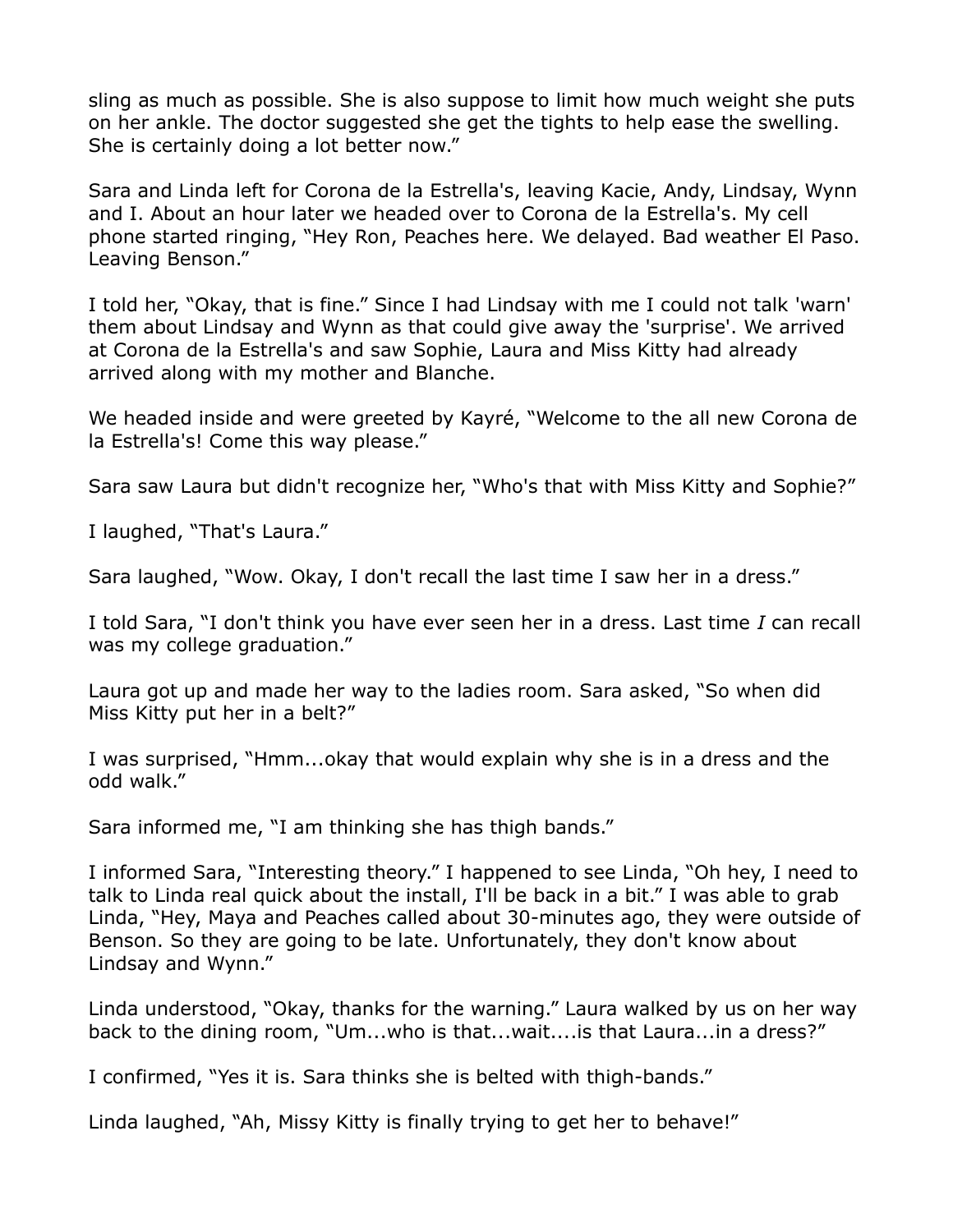sling as much as possible. She is also suppose to limit how much weight she puts on her ankle. The doctor suggested she get the tights to help ease the swelling. She is certainly doing a lot better now."

Sara and Linda left for Corona de la Estrella's, leaving Kacie, Andy, Lindsay, Wynn and I. About an hour later we headed over to Corona de la Estrella's. My cell phone started ringing, "Hey Ron, Peaches here. We delayed. Bad weather El Paso. Leaving Benson."

I told her, "Okay, that is fine." Since I had Lindsay with me I could not talk 'warn' them about Lindsay and Wynn as that could give away the 'surprise'. We arrived at Corona de la Estrella's and saw Sophie, Laura and Miss Kitty had already arrived along with my mother and Blanche.

We headed inside and were greeted by Kayré, "Welcome to the all new Corona de la Estrella's! Come this way please."

Sara saw Laura but didn't recognize her, "Who's that with Miss Kitty and Sophie?"

I laughed, "That's Laura."

Sara laughed, "Wow. Okay, I don't recall the last time I saw her in a dress."

I told Sara, "I don't think you have ever seen her in a dress. Last time *I* can recall was my college graduation."

Laura got up and made her way to the ladies room. Sara asked, "So when did Miss Kitty put her in a belt?"

I was surprised, "Hmm...okay that would explain why she is in a dress and the odd walk."

Sara informed me, "I am thinking she has thigh bands."

I informed Sara, "Interesting theory." I happened to see Linda, "Oh hey, I need to talk to Linda real quick about the install, I'll be back in a bit." I was able to grab Linda, "Hey, Maya and Peaches called about 30-minutes ago, they were outside of Benson. So they are going to be late. Unfortunately, they don't know about Lindsay and Wynn."

Linda understood, "Okay, thanks for the warning." Laura walked by us on her way back to the dining room, "Um...who is that...wait....is that Laura...in a dress?"

I confirmed, "Yes it is. Sara thinks she is belted with thigh-bands."

Linda laughed, "Ah, Missy Kitty is finally trying to get her to behave!"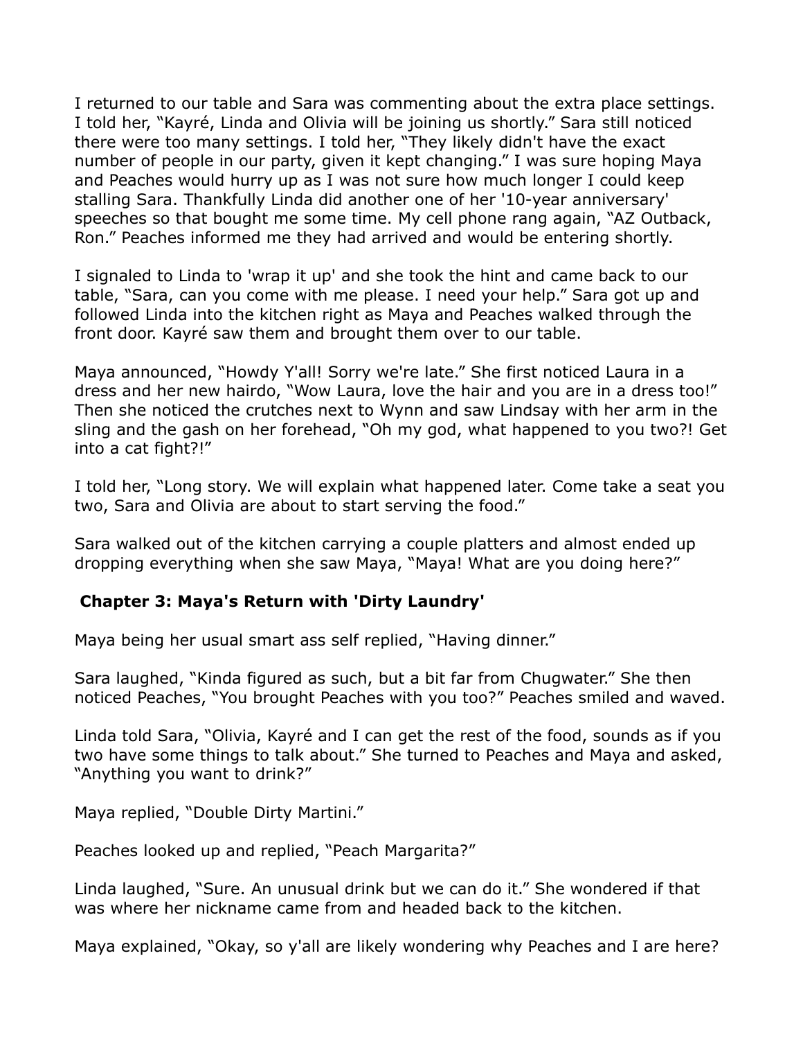I returned to our table and Sara was commenting about the extra place settings. I told her, “Kayré, Linda and Olivia will be joining us shortly.” Sara still noticed there were too many settings. I told her, “They likely didn't have the exact number of people in our party, given it kept changing.” I was sure hoping Maya and Peaches would hurry up as I was not sure how much longer I could keep stalling Sara. Thankfully Linda did another one of her '10-year anniversary' speeches so that bought me some time. My cell phone rang again, “AZ Outback, Ron.” Peaches informed me they had arrived and would be entering shortly.

I signaled to Linda to 'wrap it up' and she took the hint and came back to our table, “Sara, can you come with me please. I need your help.” Sara got up and followed Linda into the kitchen right as Maya and Peaches walked through the front door. Kayré saw them and brought them over to our table.

Maya announced, “Howdy Y'all! Sorry we're late.” She first noticed Laura in a dress and her new hairdo, “Wow Laura, love the hair and you are in a dress too!” Then she noticed the crutches next to Wynn and saw Lindsay with her arm in the sling and the gash on her forehead, “Oh my god, what happened to you two?! Get into a cat fight?!”

I told her, “Long story. We will explain what happened later. Come take a seat you two, Sara and Olivia are about to start serving the food.”

Sara walked out of the kitchen carrying a couple platters and almost ended up dropping everything when she saw Maya, “Maya! What are you doing here?”

## Chapter 3: Maya's Return with 'Dirty Laundry'

Maya being her usual smart ass self replied, “Having dinner.”

Sara laughed, “Kinda figured as such, but a bit far from Chugwater.” She then noticed Peaches, “You brought Peaches with you too?” Peaches smiled and waved.

Linda told Sara, “Olivia, Kayré and I can get the rest of the food, sounds as if you two have some things to talk about.” She turned to Peaches and Maya and asked, “Anything you want to drink?”

Maya replied, “Double Dirty Martini.”

Peaches looked up and replied, “Peach Margarita?”

Linda laughed, “Sure. An unusual drink but we can do it.” She wondered if that was where her nickname came from and headed back to the kitchen.

Maya explained, “Okay, so y'all are likely wondering why Peaches and I are here?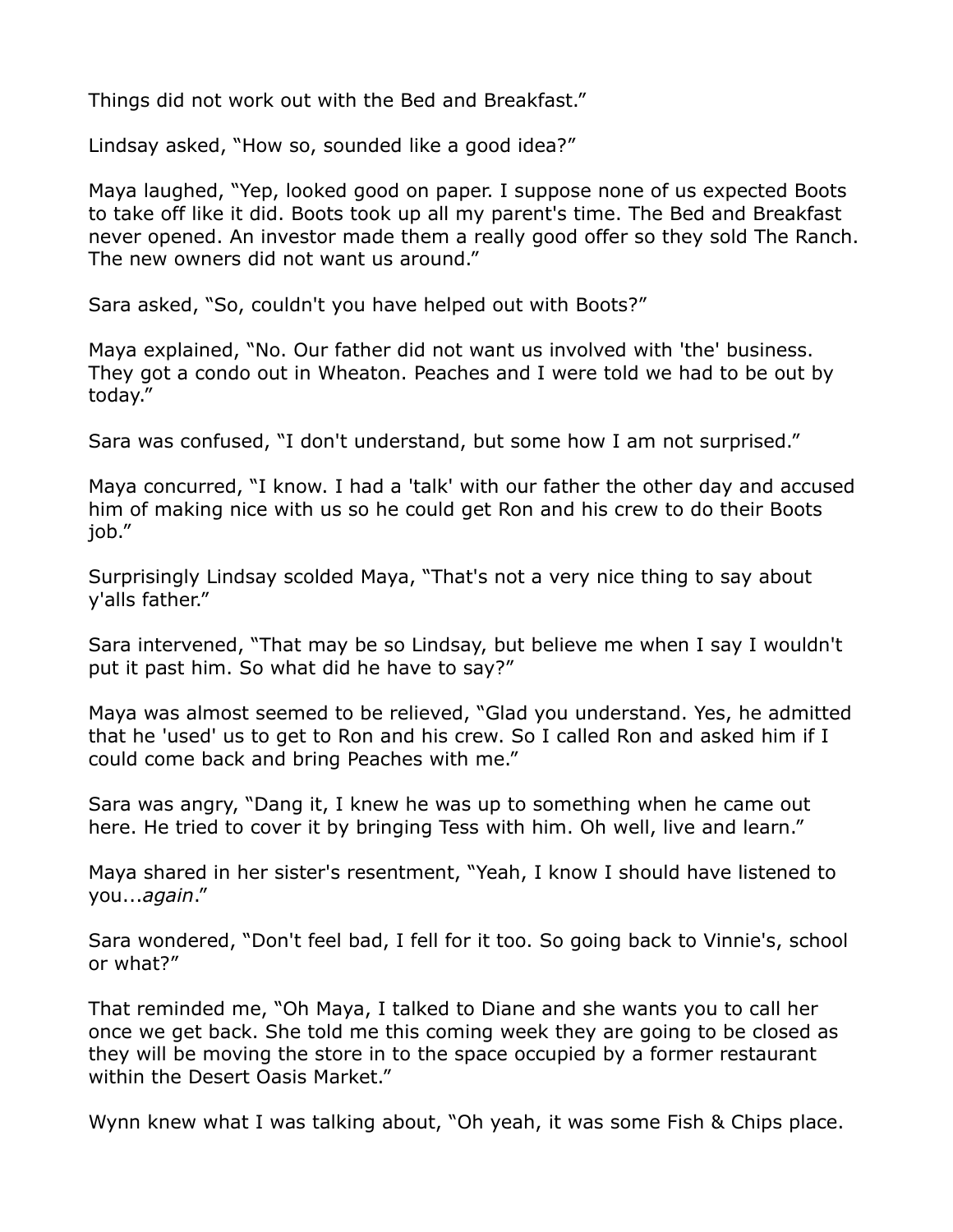Things did not work out with the Bed and Breakfast."

Lindsay asked, "How so, sounded like a good idea?"

Maya laughed, "Yep, looked good on paper. I suppose none of us expected Boots to take off like it did. Boots took up all my parent's time. The Bed and Breakfast never opened. An investor made them a really good offer so they sold The Ranch. The new owners did not want us around."

Sara asked, "So, couldn't you have helped out with Boots?"

Maya explained, "No. Our father did not want us involved with 'the' business. They got a condo out in Wheaton. Peaches and I were told we had to be out by today."

Sara was confused, "I don't understand, but some how I am not surprised."

Maya concurred, "I know. I had a 'talk' with our father the other day and accused him of making nice with us so he could get Ron and his crew to do their Boots job."

Surprisingly Lindsay scolded Maya, "That's not a very nice thing to say about y'alls father."

Sara intervened, "That may be so Lindsay, but believe me when I say I wouldn't put it past him. So what did he have to say?"

Maya was almost seemed to be relieved, "Glad you understand. Yes, he admitted that he 'used' us to get to Ron and his crew. So I called Ron and asked him if I could come back and bring Peaches with me."

Sara was angry, "Dang it, I knew he was up to something when he came out here. He tried to cover it by bringing Tess with him. Oh well, live and learn."

Maya shared in her sister's resentment, "Yeah, I know I should have listened to you...*again*."

Sara wondered, "Don't feel bad, I fell for it too. So going back to Vinnie's, school or what?"

That reminded me, "Oh Maya, I talked to Diane and she wants you to call her once we get back. She told me this coming week they are going to be closed as they will be moving the store in to the space occupied by a former restaurant within the Desert Oasis Market."

Wynn knew what I was talking about, "Oh yeah, it was some Fish & Chips place.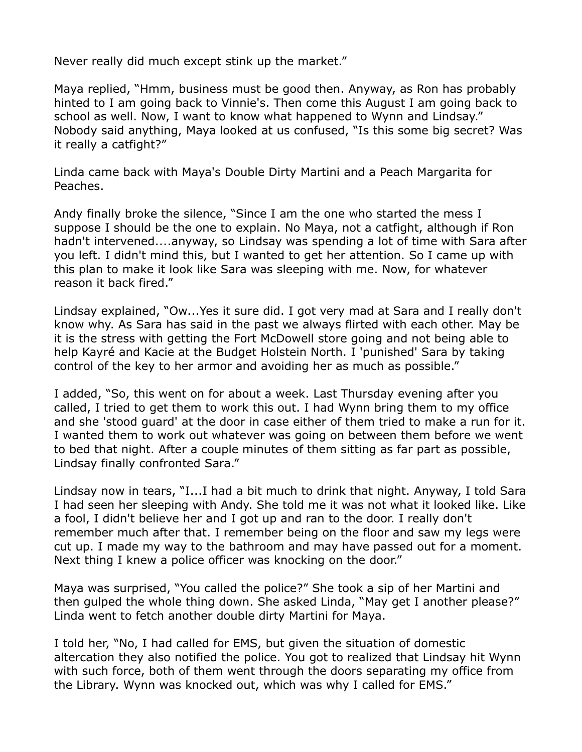Never really did much except stink up the market."

Maya replied, "Hmm, business must be good then. Anyway, as Ron has probably hinted to I am going back to Vinnie's. Then come this August I am going back to school as well. Now, I want to know what happened to Wynn and Lindsay." Nobody said anything, Maya looked at us confused, "Is this some big secret? Was it really a catfight?"

Linda came back with Maya's Double Dirty Martini and a Peach Margarita for Peaches.

Andy finally broke the silence, "Since I am the one who started the mess I suppose I should be the one to explain. No Maya, not a catfight, although if Ron hadn't intervened....anyway, so Lindsay was spending a lot of time with Sara after you left. I didn't mind this, but I wanted to get her attention. So I came up with this plan to make it look like Sara was sleeping with me. Now, for whatever reason it back fired."

Lindsay explained, "Ow...Yes it sure did. I got very mad at Sara and I really don't know why. As Sara has said in the past we always flirted with each other. May be it is the stress with getting the Fort McDowell store going and not being able to help Kayré and Kacie at the Budget Holstein North. I 'punished' Sara by taking control of the key to her armor and avoiding her as much as possible."

I added, "So, this went on for about a week. Last Thursday evening after you called, I tried to get them to work this out. I had Wynn bring them to my office and she 'stood guard' at the door in case either of them tried to make a run for it. I wanted them to work out whatever was going on between them before we went to bed that night. After a couple minutes of them sitting as far part as possible, Lindsay finally confronted Sara."

Lindsay now in tears, "I...I had a bit much to drink that night. Anyway, I told Sara I had seen her sleeping with Andy. She told me it was not what it looked like. Like a fool, I didn't believe her and I got up and ran to the door. I really don't remember much after that. I remember being on the floor and saw my legs were cut up. I made my way to the bathroom and may have passed out for a moment. Next thing I knew a police officer was knocking on the door."

Maya was surprised, "You called the police?" She took a sip of her Martini and then gulped the whole thing down. She asked Linda, "May get I another please?" Linda went to fetch another double dirty Martini for Maya.

I told her, "No, I had called for EMS, but given the situation of domestic altercation they also notified the police. You got to realized that Lindsay hit Wynn with such force, both of them went through the doors separating my office from the Library. Wynn was knocked out, which was why I called for EMS."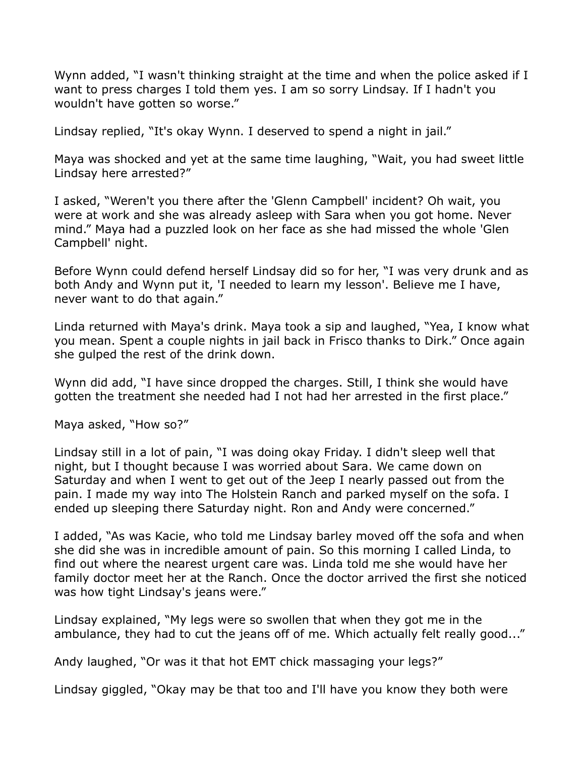Wynn added, “I wasn't thinking straight at the time and when the police asked if I want to press charges I told them yes. I am so sorry Lindsay. If I hadn't you wouldn't have gotten so worse.”

Lindsay replied, “It's okay Wynn. I deserved to spend a night in jail.”

Maya was shocked and yet at the same time laughing, “Wait, you had sweet little Lindsay here arrested?”

I asked, “Weren't you there after the 'Glenn Campbell' incident? Oh wait, you were at work and she was already asleep with Sara when you got home. Never mind.” Maya had a puzzled look on her face as she had missed the whole 'Glen Campbell' night.

Before Wynn could defend herself Lindsay did so for her, “I was very drunk and as both Andy and Wynn put it, 'I needed to learn my lesson'. Believe me I have, never want to do that again.”

Linda returned with Maya's drink. Maya took a sip and laughed, “Yea, I know what you mean. Spent a couple nights in jail back in Frisco thanks to Dirk.” Once again she gulped the rest of the drink down.

Wynn did add, “I have since dropped the charges. Still, I think she would have gotten the treatment she needed had I not had her arrested in the first place.”

Maya asked, “How so?”

Lindsay still in a lot of pain, “I was doing okay Friday. I didn't sleep well that night, but I thought because I was worried about Sara. We came down on Saturday and when I went to get out of the Jeep I nearly passed out from the pain. I made my way into The Holstein Ranch and parked myself on the sofa. I ended up sleeping there Saturday night. Ron and Andy were concerned.”

I added, “As was Kacie, who told me Lindsay barley moved off the sofa and when she did she was in incredible amount of pain. So this morning I called Linda, to find out where the nearest urgent care was. Linda told me she would have her family doctor meet her at the Ranch. Once the doctor arrived the first she noticed was how tight Lindsay's jeans were.”

Lindsay explained, “My legs were so swollen that when they got me in the ambulance, they had to cut the jeans off of me. Which actually felt really good...”

Andy laughed, “Or was it that hot EMT chick massaging your legs?”

Lindsay giggled, “Okay may be that too and I'll have you know they both were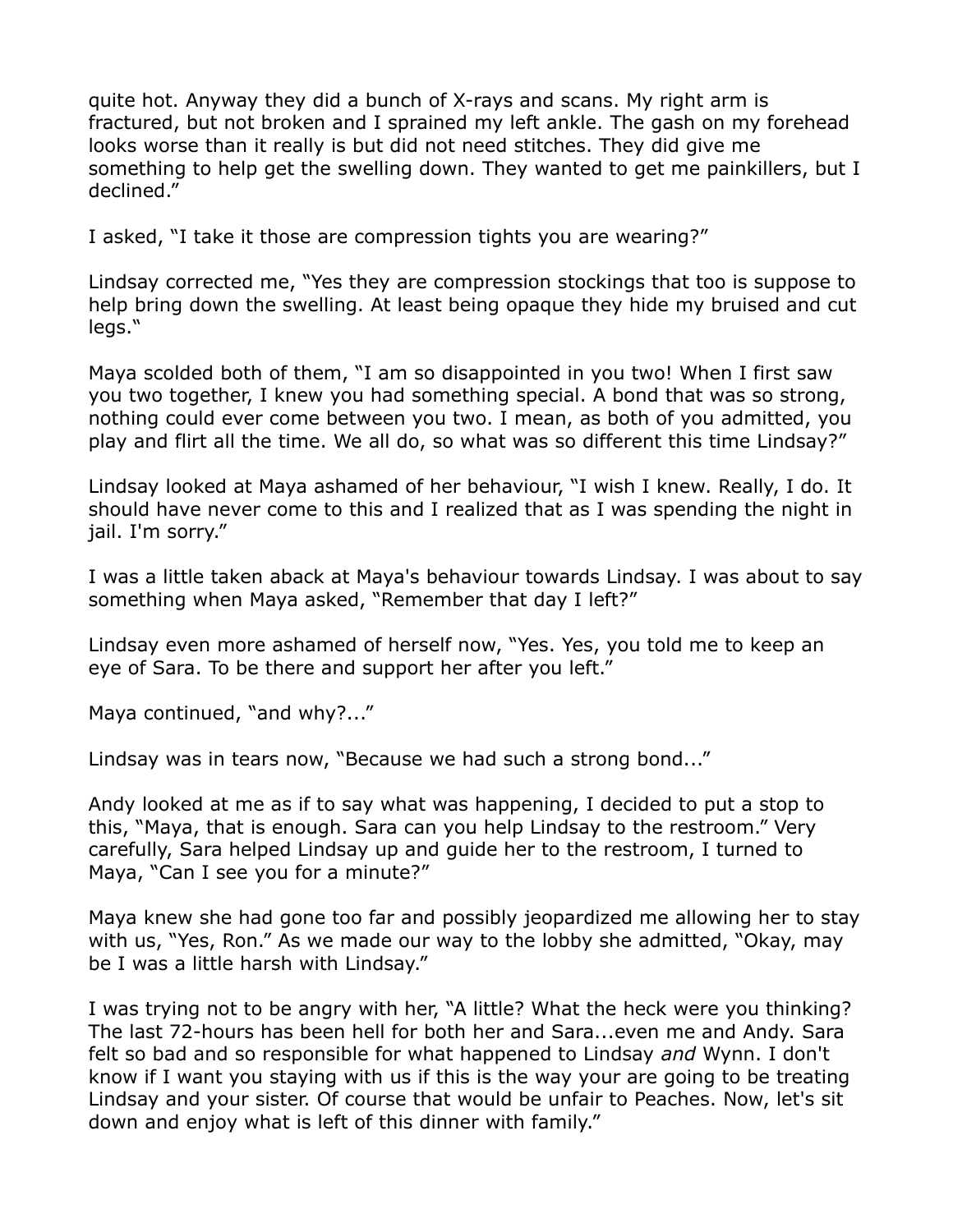quite hot. Anyway they did a bunch of X-rays and scans. My right arm is fractured, but not broken and I sprained my left ankle. The gash on my forehead looks worse than it really is but did not need stitches. They did give me something to help get the swelling down. They wanted to get me painkillers, but I declined."

I asked, "I take it those are compression tights you are wearing?"

Lindsay corrected me, "Yes they are compression stockings that too is suppose to help bring down the swelling. At least being opaque they hide my bruised and cut legs."

Maya scolded both of them, "I am so disappointed in you two! When I first saw you two together, I knew you had something special. A bond that was so strong, nothing could ever come between you two. I mean, as both of you admitted, you play and flirt all the time. We all do, so what was so different this time Lindsay?"

Lindsay looked at Maya ashamed of her behaviour, "I wish I knew. Really, I do. It should have never come to this and I realized that as I was spending the night in jail. I'm sorry."

I was a little taken aback at Maya's behaviour towards Lindsay. I was about to say something when Maya asked, "Remember that day I left?"

Lindsay even more ashamed of herself now, "Yes. Yes, you told me to keep an eye of Sara. To be there and support her after you left."

Maya continued, "and why?..."

Lindsay was in tears now, "Because we had such a strong bond..."

Andy looked at me as if to say what was happening, I decided to put a stop to this, "Maya, that is enough. Sara can you help Lindsay to the restroom." Very carefully, Sara helped Lindsay up and guide her to the restroom, I turned to Maya, "Can I see you for a minute?"

Maya knew she had gone too far and possibly jeopardized me allowing her to stay with us, "Yes, Ron." As we made our way to the lobby she admitted, "Okay, may be I was a little harsh with Lindsay."

I was trying not to be angry with her, "A little? What the heck were you thinking? The last 72-hours has been hell for both her and Sara...even me and Andy. Sara felt so bad and so responsible for what happened to Lindsay *and* Wynn. I don't know if I want you staying with us if this is the way your are going to be treating Lindsay and your sister. Of course that would be unfair to Peaches. Now, let's sit down and enjoy what is left of this dinner with family."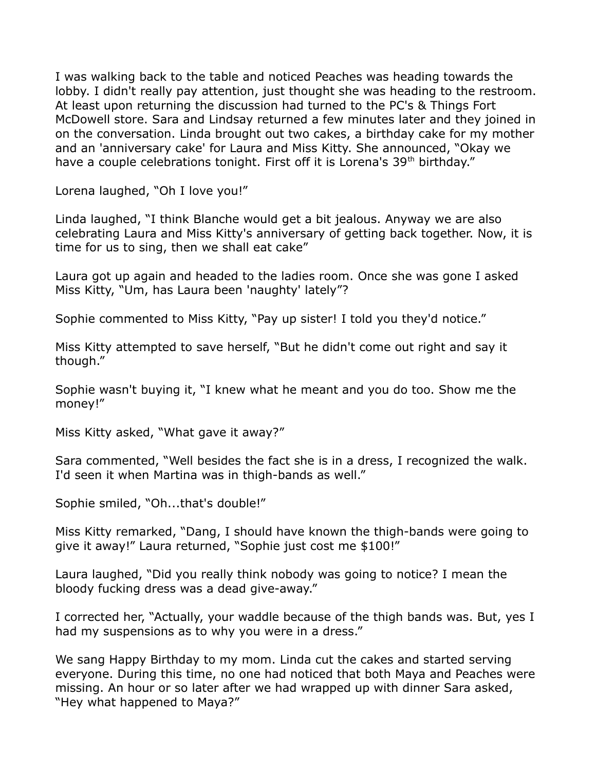I was walking back to the table and noticed Peaches was heading towards the lobby. I didn't really pay attention, just thought she was heading to the restroom. At least upon returning the discussion had turned to the PC's & Things Fort McDowell store. Sara and Lindsay returned a few minutes later and they joined in on the conversation. Linda brought out two cakes, a birthday cake for my mother and an 'anniversary cake' for Laura and Miss Kitty. She announced, “Okay we have a couple celebrations tonight. First off it is Lorena's 39th birthday.”

Lorena laughed, “Oh I love you!”

Linda laughed, “I think Blanche would get a bit jealous. Anyway we are also celebrating Laura and Miss Kitty's anniversary of getting back together. Now, it is time for us to sing, then we shall eat cake”

Laura got up again and headed to the ladies room. Once she was gone I asked Miss Kitty, “Um, has Laura been 'naughty' lately”?

Sophie commented to Miss Kitty, “Pay up sister! I told you they'd notice.”

Miss Kitty attempted to save herself, “But he didn't come out right and say it though.”

Sophie wasn't buying it, “I knew what he meant and you do too. Show me the money!”

Miss Kitty asked, “What gave it away?”

Sara commented, “Well besides the fact she is in a dress, I recognized the walk. I'd seen it when Martina was in thigh-bands as well.”

Sophie smiled, “Oh...that's double!”

Miss Kitty remarked, “Dang, I should have known the thigh-bands were going to give it away!” Laura returned, “Sophie just cost me $100!”

Laura laughed, “Did you really think nobody was going to notice? I mean the bloody fucking dress was a dead give-away.”

I corrected her, “Actually, your waddle because of the thigh bands was. But, yes I had my suspensions as to why you were in a dress.”

We sang Happy Birthday to my mom. Linda cut the cakes and started serving everyone. During this time, no one had noticed that both Maya and Peaches were missing. An hour or so later after we had wrapped up with dinner Sara asked, “Hey what happened to Maya?”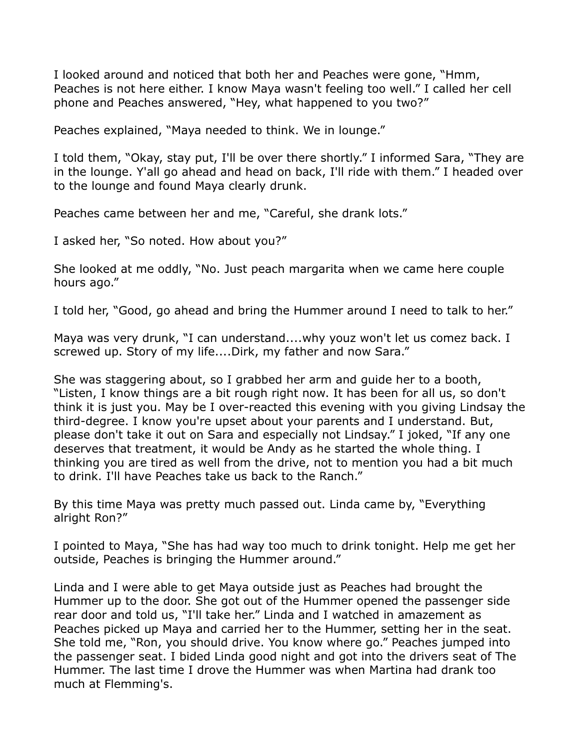I looked around and noticed that both her and Peaches were gone, "Hmm, Peaches is not here either. I know Maya wasn't feeling too well." I called her cell phone and Peaches answered, "Hey, what happened to you two?"

Peaches explained, "Maya needed to think. We in lounge."

I told them, "Okay, stay put, I'll be over there shortly." I informed Sara, "They are in the lounge. Y'all go ahead and head on back, I'll ride with them." I headed over to the lounge and found Maya clearly drunk.

Peaches came between her and me, "Careful, she drank lots."

I asked her, "So noted. How about you?"

She looked at me oddly, "No. Just peach margarita when we came here couple hours ago."

I told her, "Good, go ahead and bring the Hummer around I need to talk to her."

Maya was very drunk, "I can understand....why youz won't let us comez back. I screwed up. Story of my life....Dirk, my father and now Sara."

She was staggering about, so I grabbed her arm and guide her to a booth, "Listen, I know things are a bit rough right now. It has been for all us, so don't think it is just you. May be I over-reacted this evening with you giving Lindsay the third-degree. I know you're upset about your parents and I understand. But, please don't take it out on Sara and especially not Lindsay." I joked, "If any one deserves that treatment, it would be Andy as he started the whole thing. I thinking you are tired as well from the drive, not to mention you had a bit much to drink. I'll have Peaches take us back to the Ranch."

By this time Maya was pretty much passed out. Linda came by, "Everything alright Ron?"

I pointed to Maya, "She has had way too much to drink tonight. Help me get her outside, Peaches is bringing the Hummer around."

Linda and I were able to get Maya outside just as Peaches had brought the Hummer up to the door. She got out of the Hummer opened the passenger side rear door and told us, "I'll take her." Linda and I watched in amazement as Peaches picked up Maya and carried her to the Hummer, setting her in the seat. She told me, "Ron, you should drive. You know where go." Peaches jumped into the passenger seat. I bided Linda good night and got into the drivers seat of The Hummer. The last time I drove the Hummer was when Martina had drank too much at Flemming's.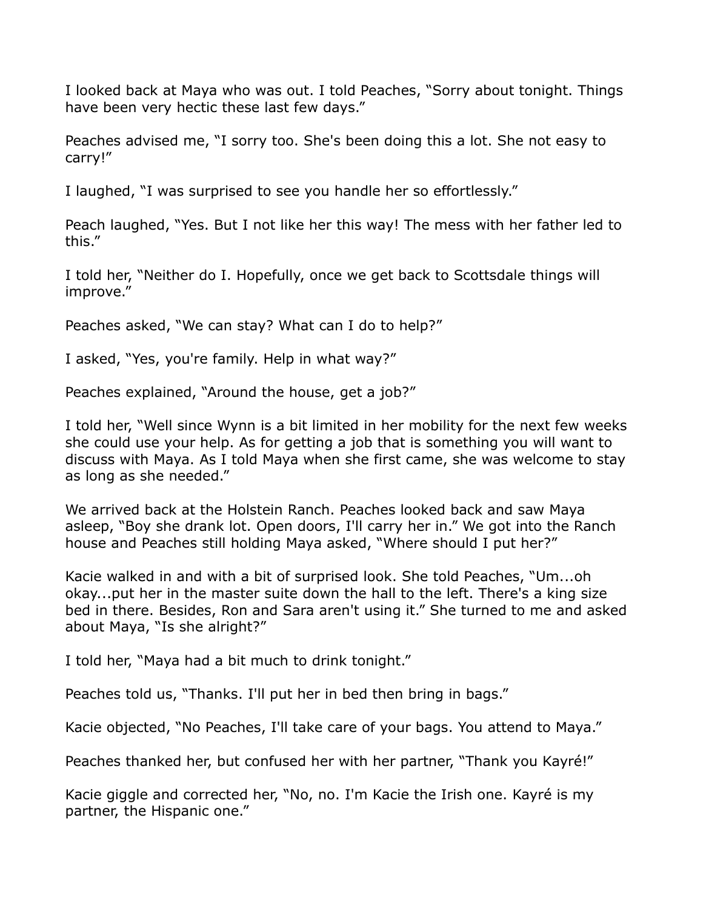I looked back at Maya who was out. I told Peaches, "Sorry about tonight. Things have been very hectic these last few days."

Peaches advised me, "I sorry too. She's been doing this a lot. She not easy to carry!"

I laughed, "I was surprised to see you handle her so effortlessly."

Peach laughed, "Yes. But I not like her this way! The mess with her father led to this."

I told her, "Neither do I. Hopefully, once we get back to Scottsdale things will improve."

Peaches asked, "We can stay? What can I do to help?"

I asked, "Yes, you're family. Help in what way?"

Peaches explained, "Around the house, get a job?"

I told her, "Well since Wynn is a bit limited in her mobility for the next few weeks she could use your help. As for getting a job that is something you will want to discuss with Maya. As I told Maya when she first came, she was welcome to stay as long as she needed."

We arrived back at the Holstein Ranch. Peaches looked back and saw Maya asleep, "Boy she drank lot. Open doors, I'll carry her in." We got into the Ranch house and Peaches still holding Maya asked, "Where should I put her?"

Kacie walked in and with a bit of surprised look. She told Peaches, "Um...oh okay...put her in the master suite down the hall to the left. There's a king size bed in there. Besides, Ron and Sara aren't using it." She turned to me and asked about Maya, "Is she alright?"

I told her, "Maya had a bit much to drink tonight."

Peaches told us, "Thanks. I'll put her in bed then bring in bags."

Kacie objected, "No Peaches, I'll take care of your bags. You attend to Maya."

Peaches thanked her, but confused her with her partner, "Thank you Kayré!"

Kacie giggle and corrected her, "No, no. I'm Kacie the Irish one. Kayré is my partner, the Hispanic one."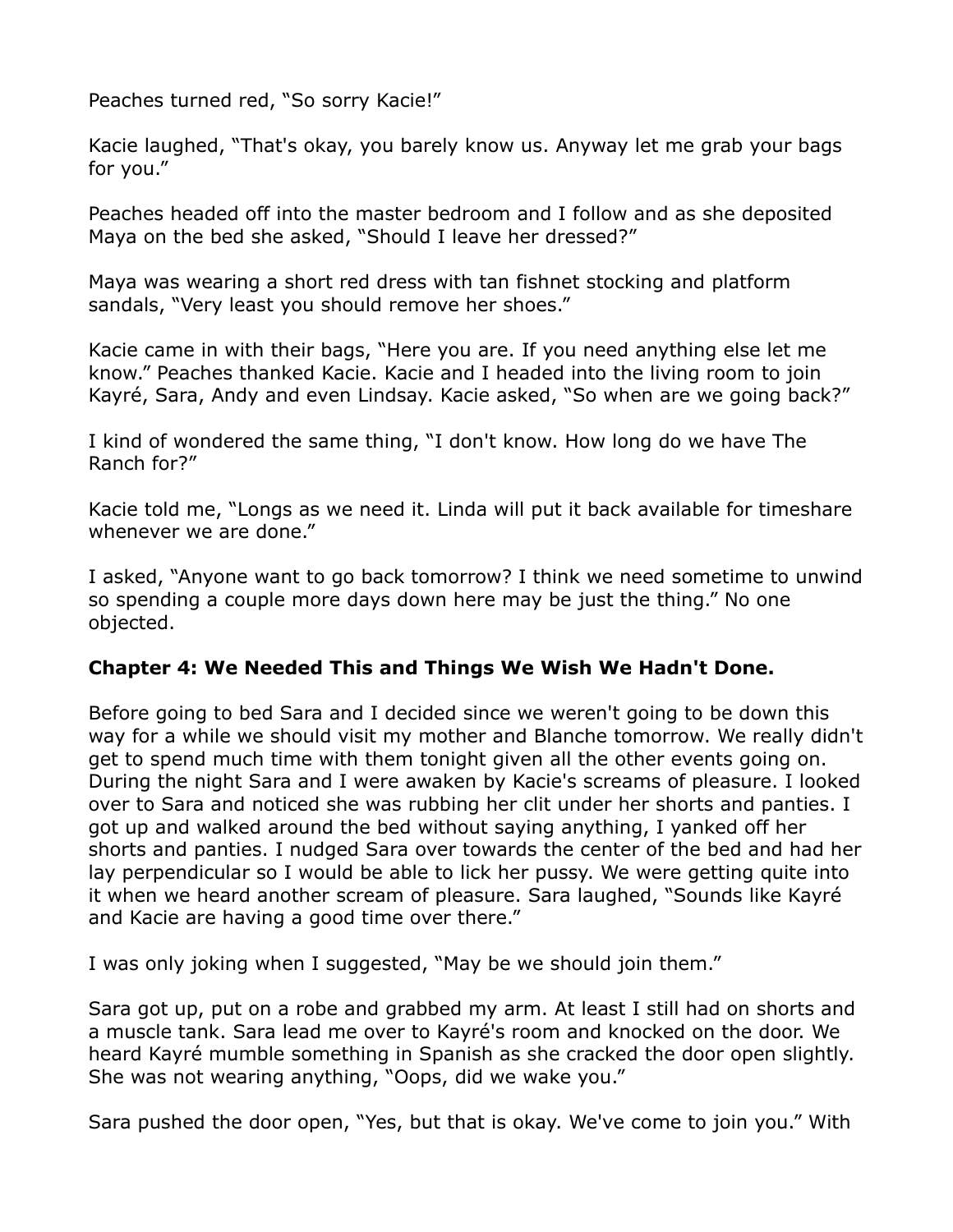Peaches turned red, “So sorry Kacie!”

Kacie laughed, “That's okay, you barely know us. Anyway let me grab your bags for you.”

Peaches headed off into the master bedroom and I follow and as she deposited Maya on the bed she asked, “Should I leave her dressed?”

Maya was wearing a short red dress with tan fishnet stocking and platform sandals, “Very least you should remove her shoes.”

Kacie came in with their bags, “Here you are. If you need anything else let me know.” Peaches thanked Kacie. Kacie and I headed into the living room to join Kayré, Sara, Andy and even Lindsay. Kacie asked, “So when are we going back?”

I kind of wondered the same thing, “I don't know. How long do we have The Ranch for?”

Kacie told me, “Longs as we need it. Linda will put it back available for timeshare whenever we are done.”

I asked, “Anyone want to go back tomorrow? I think we need sometime to unwind so spending a couple more days down here may be just the thing.” No one objected.

## Chapter 4: We Needed This and Things We Wish We Hadn't Done.

Before going to bed Sara and I decided since we weren't going to be down this way for a while we should visit my mother and Blanche tomorrow. We really didn't get to spend much time with them tonight given all the other events going on. During the night Sara and I were awaken by Kacie's screams of pleasure. I looked over to Sara and noticed she was rubbing her clit under her shorts and panties. I got up and walked around the bed without saying anything, I yanked off her shorts and panties. I nudged Sara over towards the center of the bed and had her lay perpendicular so I would be able to lick her pussy. We were getting quite into it when we heard another scream of pleasure. Sara laughed, “Sounds like Kayré and Kacie are having a good time over there.”

I was only joking when I suggested, “May be we should join them.”

Sara got up, put on a robe and grabbed my arm. At least I still had on shorts and a muscle tank. Sara lead me over to Kayré's room and knocked on the door. We heard Kayré mumble something in Spanish as she cracked the door open slightly. She was not wearing anything, “Oops, did we wake you.”

Sara pushed the door open, “Yes, but that is okay. We've come to join you.” With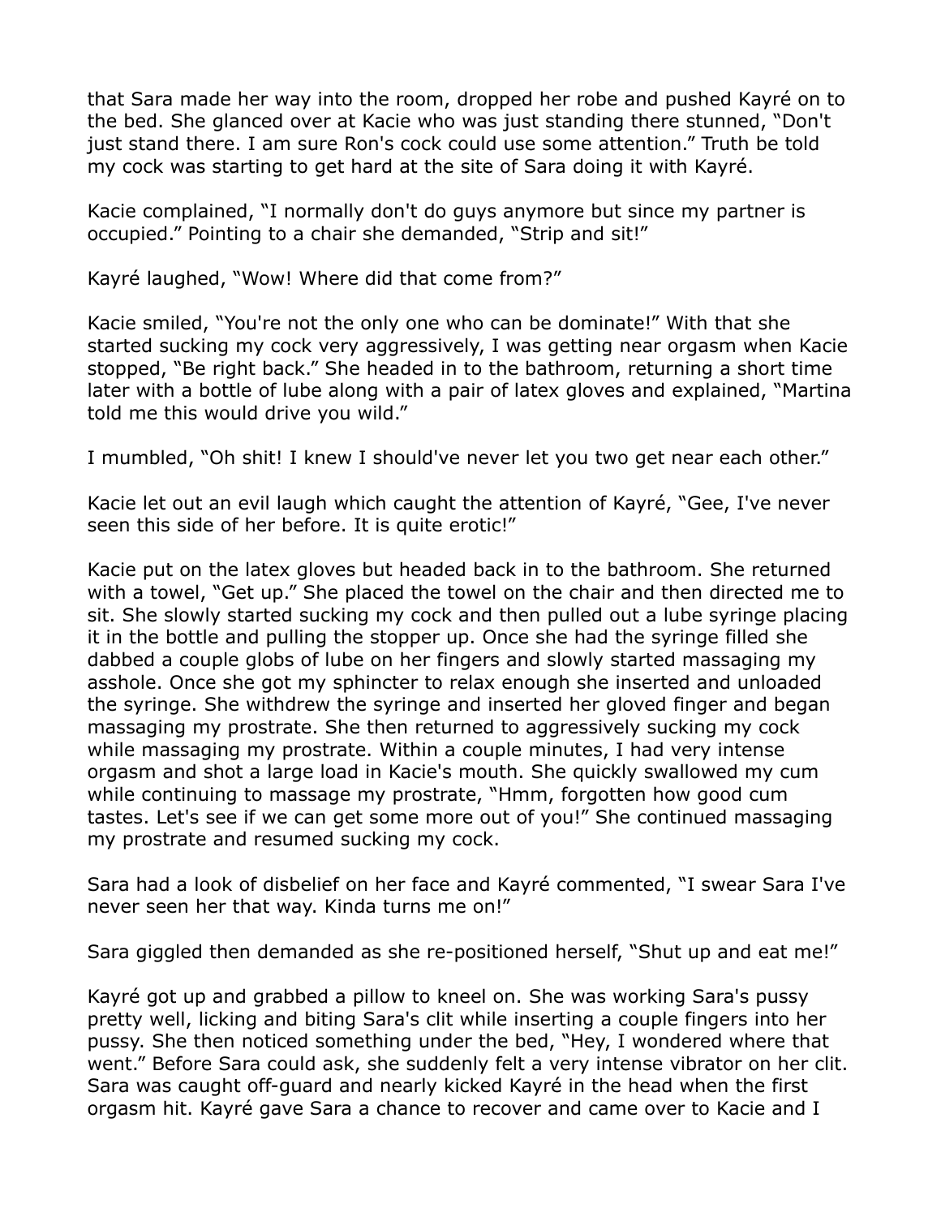that Sara made her way into the room, dropped her robe and pushed Kayré on to the bed. She glanced over at Kacie who was just standing there stunned, "Don't just stand there. I am sure Ron's cock could use some attention." Truth be told my cock was starting to get hard at the site of Sara doing it with Kayré.

Kacie complained, "I normally don't do guys anymore but since my partner is occupied." Pointing to a chair she demanded, "Strip and sit!"

Kayré laughed, "Wow! Where did that come from?"

Kacie smiled, "You're not the only one who can be dominate!" With that she started sucking my cock very aggressively, I was getting near orgasm when Kacie stopped, "Be right back." She headed in to the bathroom, returning a short time later with a bottle of lube along with a pair of latex gloves and explained, "Martina told me this would drive you wild."

I mumbled, "Oh shit! I knew I should've never let you two get near each other."

Kacie let out an evil laugh which caught the attention of Kayré, "Gee, I've never seen this side of her before. It is quite erotic!"

Kacie put on the latex gloves but headed back in to the bathroom. She returned with a towel, "Get up." She placed the towel on the chair and then directed me to sit. She slowly started sucking my cock and then pulled out a lube syringe placing it in the bottle and pulling the stopper up. Once she had the syringe filled she dabbed a couple globs of lube on her fingers and slowly started massaging my asshole. Once she got my sphincter to relax enough she inserted and unloaded the syringe. She withdrew the syringe and inserted her gloved finger and began massaging my prostrate. She then returned to aggressively sucking my cock while massaging my prostrate. Within a couple minutes, I had very intense orgasm and shot a large load in Kacie's mouth. She quickly swallowed my cum while continuing to massage my prostrate, "Hmm, forgotten how good cum tastes. Let's see if we can get some more out of you!" She continued massaging my prostrate and resumed sucking my cock.

Sara had a look of disbelief on her face and Kayré commented, "I swear Sara I've never seen her that way. Kinda turns me on!"

Sara giggled then demanded as she re-positioned herself, "Shut up and eat me!"

Kayré got up and grabbed a pillow to kneel on. She was working Sara's pussy pretty well, licking and biting Sara's clit while inserting a couple fingers into her pussy. She then noticed something under the bed, "Hey, I wondered where that went." Before Sara could ask, she suddenly felt a very intense vibrator on her clit. Sara was caught off-guard and nearly kicked Kayré in the head when the first orgasm hit. Kayré gave Sara a chance to recover and came over to Kacie and I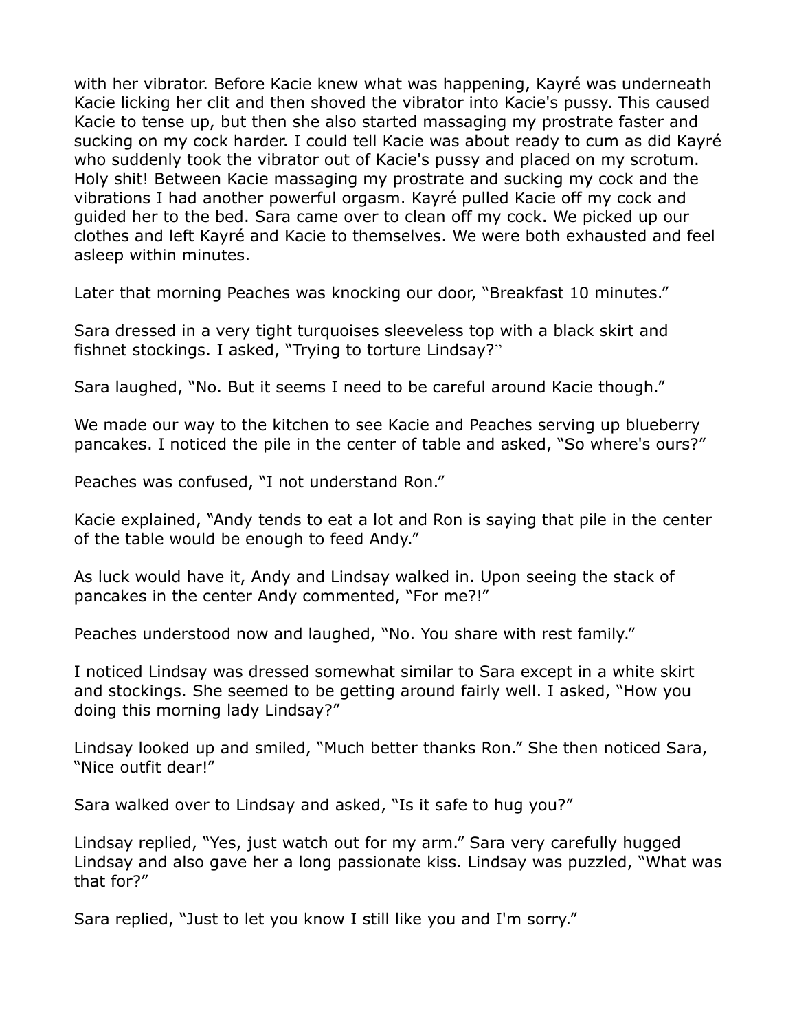with her vibrator. Before Kacie knew what was happening, Kayré was underneath Kacie licking her clit and then shoved the vibrator into Kacie's pussy. This caused Kacie to tense up, but then she also started massaging my prostrate faster and sucking on my cock harder. I could tell Kacie was about ready to cum as did Kayré who suddenly took the vibrator out of Kacie's pussy and placed on my scrotum. Holy shit! Between Kacie massaging my prostrate and sucking my cock and the vibrations I had another powerful orgasm. Kayré pulled Kacie off my cock and guided her to the bed. Sara came over to clean off my cock. We picked up our clothes and left Kayré and Kacie to themselves. We were both exhausted and feel asleep within minutes.

Later that morning Peaches was knocking our door, "Breakfast 10 minutes."

Sara dressed in a very tight turquoises sleeveless top with a black skirt and fishnet stockings. I asked, "Trying to torture Lindsay?"

Sara laughed, "No. But it seems I need to be careful around Kacie though."

We made our way to the kitchen to see Kacie and Peaches serving up blueberry pancakes. I noticed the pile in the center of table and asked, "So where's ours?"

Peaches was confused, "I not understand Ron."

Kacie explained, "Andy tends to eat a lot and Ron is saying that pile in the center of the table would be enough to feed Andy."

As luck would have it, Andy and Lindsay walked in. Upon seeing the stack of pancakes in the center Andy commented, "For me?!"

Peaches understood now and laughed, "No. You share with rest family."

I noticed Lindsay was dressed somewhat similar to Sara except in a white skirt and stockings. She seemed to be getting around fairly well. I asked, "How you doing this morning lady Lindsay?"

Lindsay looked up and smiled, "Much better thanks Ron." She then noticed Sara, "Nice outfit dear!"

Sara walked over to Lindsay and asked, "Is it safe to hug you?"

Lindsay replied, "Yes, just watch out for my arm." Sara very carefully hugged Lindsay and also gave her a long passionate kiss. Lindsay was puzzled, "What was that for?"

Sara replied, "Just to let you know I still like you and I'm sorry."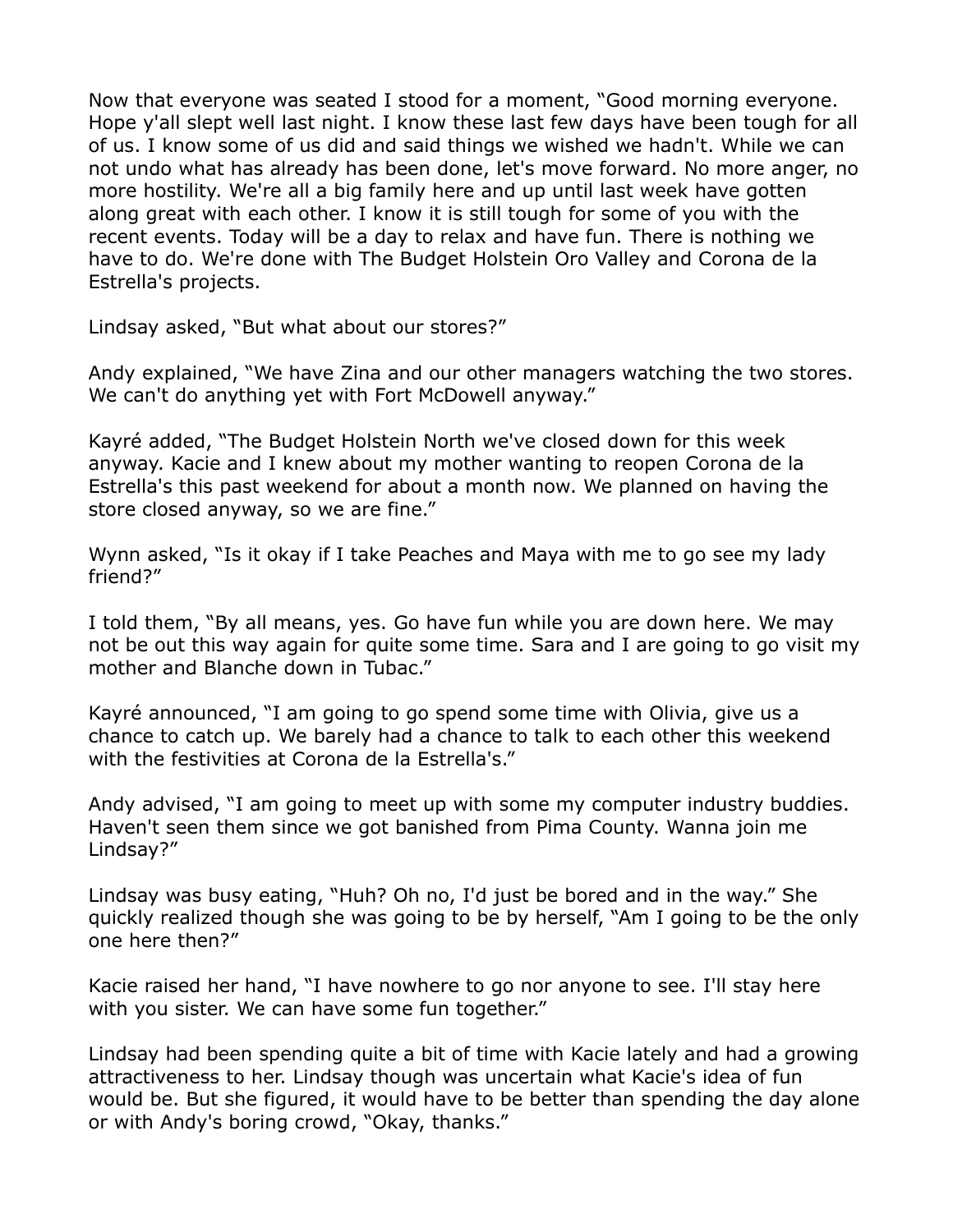Now that everyone was seated I stood for a moment, "Good morning everyone. Hope y'all slept well last night. I know these last few days have been tough for all of us. I know some of us did and said things we wished we hadn't. While we can not undo what has already has been done, let's move forward. No more anger, no more hostility. We're all a big family here and up until last week have gotten along great with each other. I know it is still tough for some of you with the recent events. Today will be a day to relax and have fun. There is nothing we have to do. We're done with The Budget Holstein Oro Valley and Corona de la Estrella's projects.

Lindsay asked, "But what about our stores?"

Andy explained, "We have Zina and our other managers watching the two stores. We can't do anything yet with Fort McDowell anyway."

Kayré added, "The Budget Holstein North we've closed down for this week anyway. Kacie and I knew about my mother wanting to reopen Corona de la Estrella's this past weekend for about a month now. We planned on having the store closed anyway, so we are fine."

Wynn asked, "Is it okay if I take Peaches and Maya with me to go see my lady friend?"

I told them, "By all means, yes. Go have fun while you are down here. We may not be out this way again for quite some time. Sara and I are going to go visit my mother and Blanche down in Tubac."

Kayré announced, "I am going to go spend some time with Olivia, give us a chance to catch up. We barely had a chance to talk to each other this weekend with the festivities at Corona de la Estrella's."

Andy advised, "I am going to meet up with some my computer industry buddies. Haven't seen them since we got banished from Pima County. Wanna join me Lindsay?"

Lindsay was busy eating, "Huh? Oh no, I'd just be bored and in the way." She quickly realized though she was going to be by herself, "Am I going to be the only one here then?"

Kacie raised her hand, "I have nowhere to go nor anyone to see. I'll stay here with you sister. We can have some fun together."

Lindsay had been spending quite a bit of time with Kacie lately and had a growing attractiveness to her. Lindsay though was uncertain what Kacie's idea of fun would be. But she figured, it would have to be better than spending the day alone or with Andy's boring crowd, "Okay, thanks."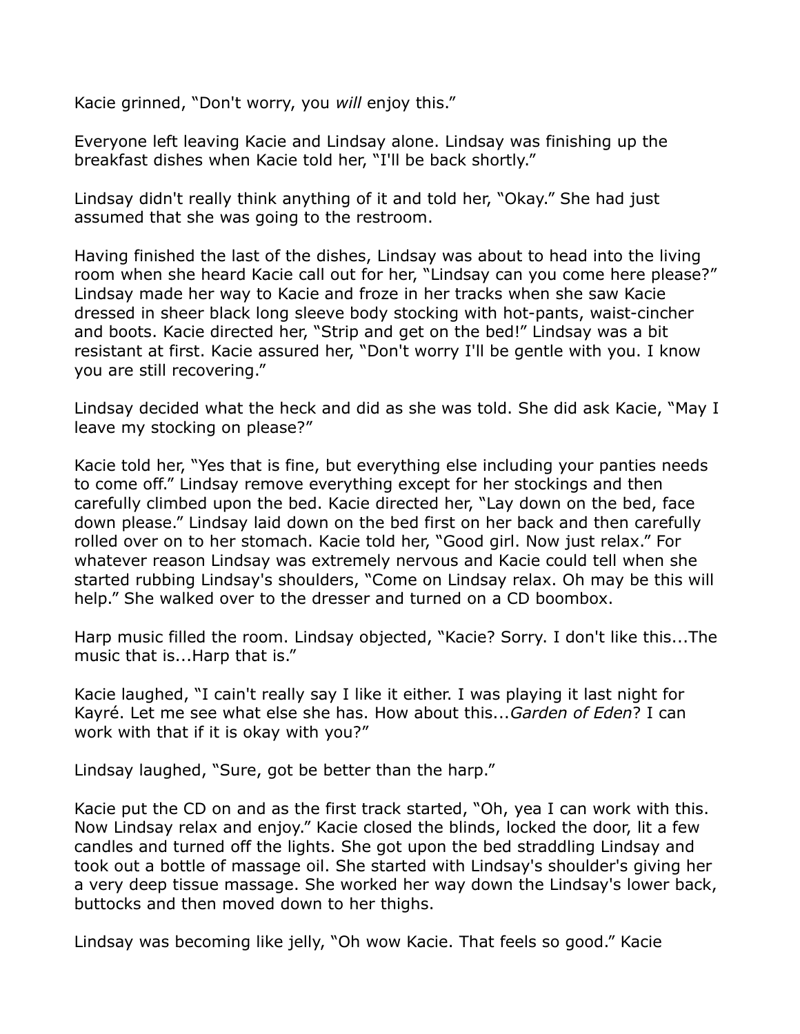Kacie grinned, "Don't worry, you *will* enjoy this."

Everyone left leaving Kacie and Lindsay alone. Lindsay was finishing up the breakfast dishes when Kacie told her, "I'll be back shortly."

Lindsay didn't really think anything of it and told her, "Okay." She had just assumed that she was going to the restroom.

Having finished the last of the dishes, Lindsay was about to head into the living room when she heard Kacie call out for her, "Lindsay can you come here please?" Lindsay made her way to Kacie and froze in her tracks when she saw Kacie dressed in sheer black long sleeve body stocking with hot-pants, waist-cincher and boots. Kacie directed her, "Strip and get on the bed!" Lindsay was a bit resistant at first. Kacie assured her, "Don't worry I'll be gentle with you. I know you are still recovering."

Lindsay decided what the heck and did as she was told. She did ask Kacie, "May I leave my stocking on please?"

Kacie told her, "Yes that is fine, but everything else including your panties needs to come off." Lindsay remove everything except for her stockings and then carefully climbed upon the bed. Kacie directed her, "Lay down on the bed, face down please." Lindsay laid down on the bed first on her back and then carefully rolled over on to her stomach. Kacie told her, "Good girl. Now just relax." For whatever reason Lindsay was extremely nervous and Kacie could tell when she started rubbing Lindsay's shoulders, "Come on Lindsay relax. Oh may be this will help." She walked over to the dresser and turned on a CD boombox.

Harp music filled the room. Lindsay objected, "Kacie? Sorry. I don't like this...The music that is...Harp that is."

Kacie laughed, "I cain't really say I like it either. I was playing it last night for Kayré. Let me see what else she has. How about this...*Garden of Eden*? I can work with that if it is okay with you?"

Lindsay laughed, "Sure, got be better than the harp."

Kacie put the CD on and as the first track started, "Oh, yea I can work with this. Now Lindsay relax and enjoy." Kacie closed the blinds, locked the door, lit a few candles and turned off the lights. She got upon the bed straddling Lindsay and took out a bottle of massage oil. She started with Lindsay's shoulder's giving her a very deep tissue massage. She worked her way down the Lindsay's lower back, buttocks and then moved down to her thighs.

Lindsay was becoming like jelly, "Oh wow Kacie. That feels so good." Kacie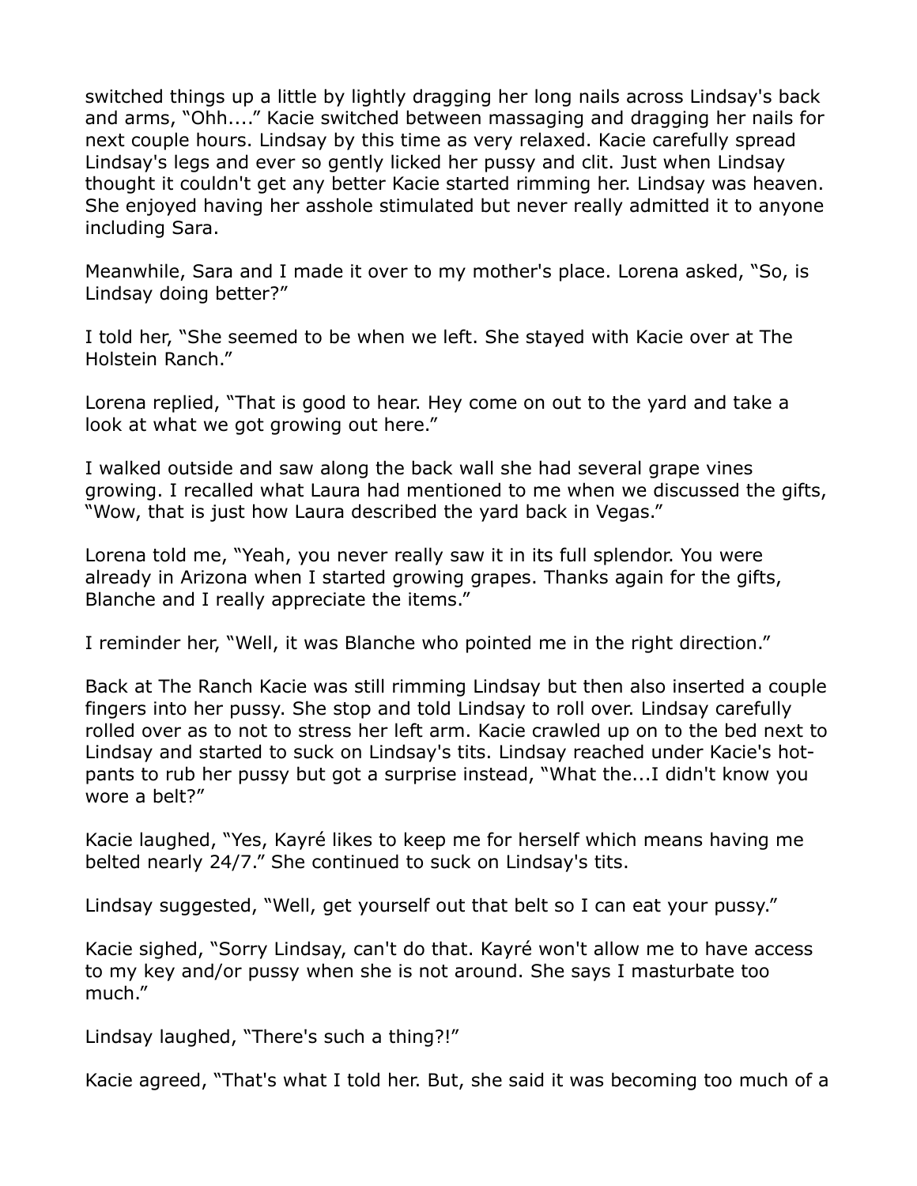switched things up a little by lightly dragging her long nails across Lindsay's back and arms, "Ohh...." Kacie switched between massaging and dragging her nails for next couple hours. Lindsay by this time as very relaxed. Kacie carefully spread Lindsay's legs and ever so gently licked her pussy and clit. Just when Lindsay thought it couldn't get any better Kacie started rimming her. Lindsay was heaven. She enjoyed having her asshole stimulated but never really admitted it to anyone including Sara.

Meanwhile, Sara and I made it over to my mother's place. Lorena asked, "So, is Lindsay doing better?"

I told her, "She seemed to be when we left. She stayed with Kacie over at The Holstein Ranch."

Lorena replied, "That is good to hear. Hey come on out to the yard and take a look at what we got growing out here."

I walked outside and saw along the back wall she had several grape vines growing. I recalled what Laura had mentioned to me when we discussed the gifts, "Wow, that is just how Laura described the yard back in Vegas."

Lorena told me, "Yeah, you never really saw it in its full splendor. You were already in Arizona when I started growing grapes. Thanks again for the gifts, Blanche and I really appreciate the items."

I reminder her, "Well, it was Blanche who pointed me in the right direction."

Back at The Ranch Kacie was still rimming Lindsay but then also inserted a couple fingers into her pussy. She stop and told Lindsay to roll over. Lindsay carefully rolled over as to not to stress her left arm. Kacie crawled up on to the bed next to Lindsay and started to suck on Lindsay's tits. Lindsay reached under Kacie's hot-pants to rub her pussy but got a surprise instead, "What the...I didn't know you wore a belt?"

Kacie laughed, "Yes, Kayré likes to keep me for herself which means having me belted nearly 24/7." She continued to suck on Lindsay's tits.

Lindsay suggested, "Well, get yourself out that belt so I can eat your pussy."

Kacie sighed, "Sorry Lindsay, can't do that. Kayré won't allow me to have access to my key and/or pussy when she is not around. She says I masturbate too much."

Lindsay laughed, "There's such a thing?!"

Kacie agreed, "That's what I told her. But, she said it was becoming too much of a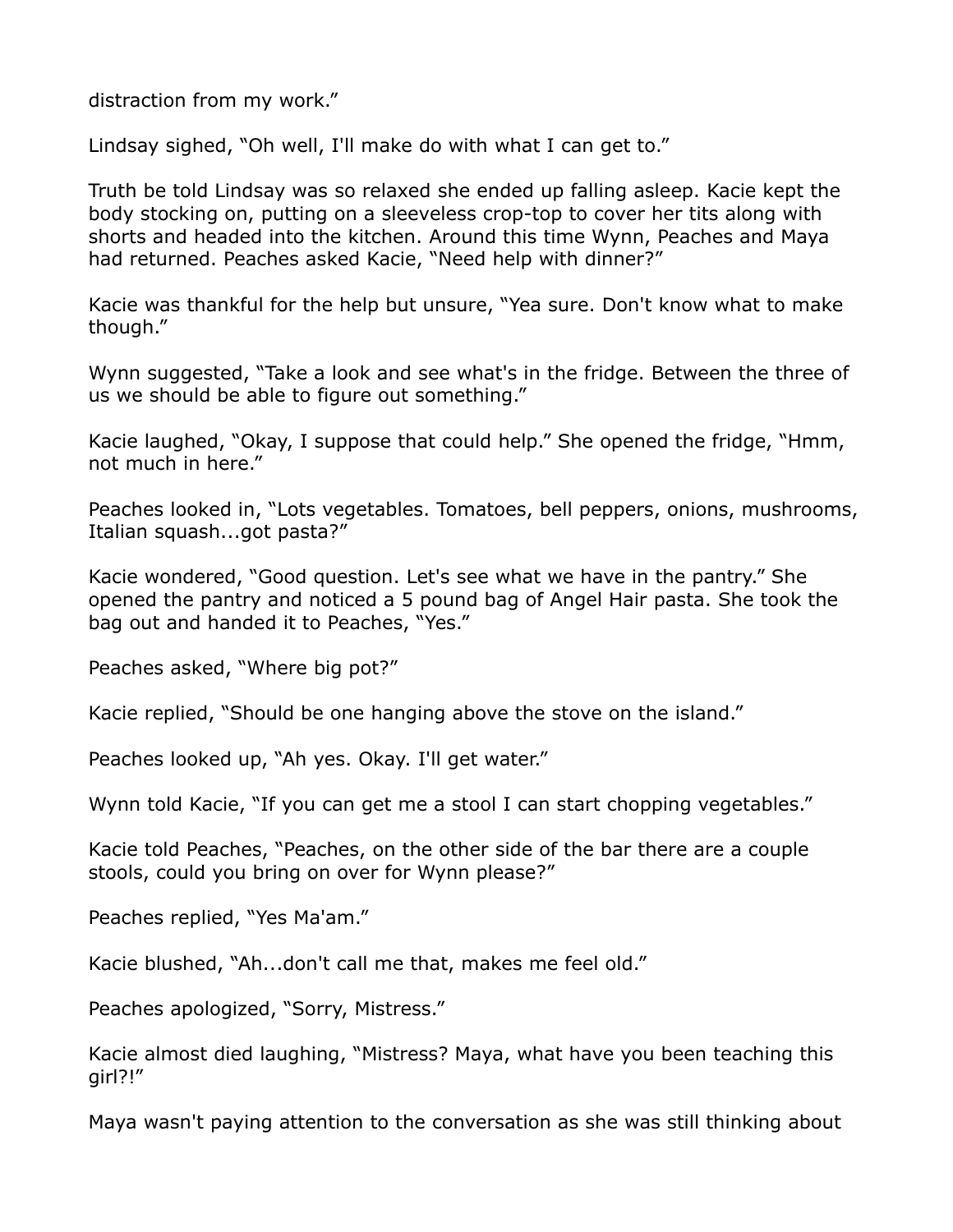distraction from my work."

Lindsay sighed, "Oh well, I'll make do with what I can get to."

Truth be told Lindsay was so relaxed she ended up falling asleep. Kacie kept the body stocking on, putting on a sleeveless crop-top to cover her tits along with shorts and headed into the kitchen. Around this time Wynn, Peaches and Maya had returned. Peaches asked Kacie, "Need help with dinner?"

Kacie was thankful for the help but unsure, "Yea sure. Don't know what to make though."

Wynn suggested, "Take a look and see what's in the fridge. Between the three of us we should be able to figure out something."

Kacie laughed, "Okay, I suppose that could help." She opened the fridge, "Hmm, not much in here."

Peaches looked in, "Lots vegetables. Tomatoes, bell peppers, onions, mushrooms, Italian squash...got pasta?"

Kacie wondered, "Good question. Let's see what we have in the pantry." She opened the pantry and noticed a 5 pound bag of Angel Hair pasta. She took the bag out and handed it to Peaches, "Yes."

Peaches asked, "Where big pot?"

Kacie replied, "Should be one hanging above the stove on the island."

Peaches looked up, "Ah yes. Okay. I'll get water."

Wynn told Kacie, "If you can get me a stool I can start chopping vegetables."

Kacie told Peaches, "Peaches, on the other side of the bar there are a couple stools, could you bring on over for Wynn please?"

Peaches replied, "Yes Ma'am."

Kacie blushed, "Ah...don't call me that, makes me feel old."

Peaches apologized, "Sorry, Mistress."

Kacie almost died laughing, "Mistress? Maya, what have you been teaching this girl?!"

Maya wasn't paying attention to the conversation as she was still thinking about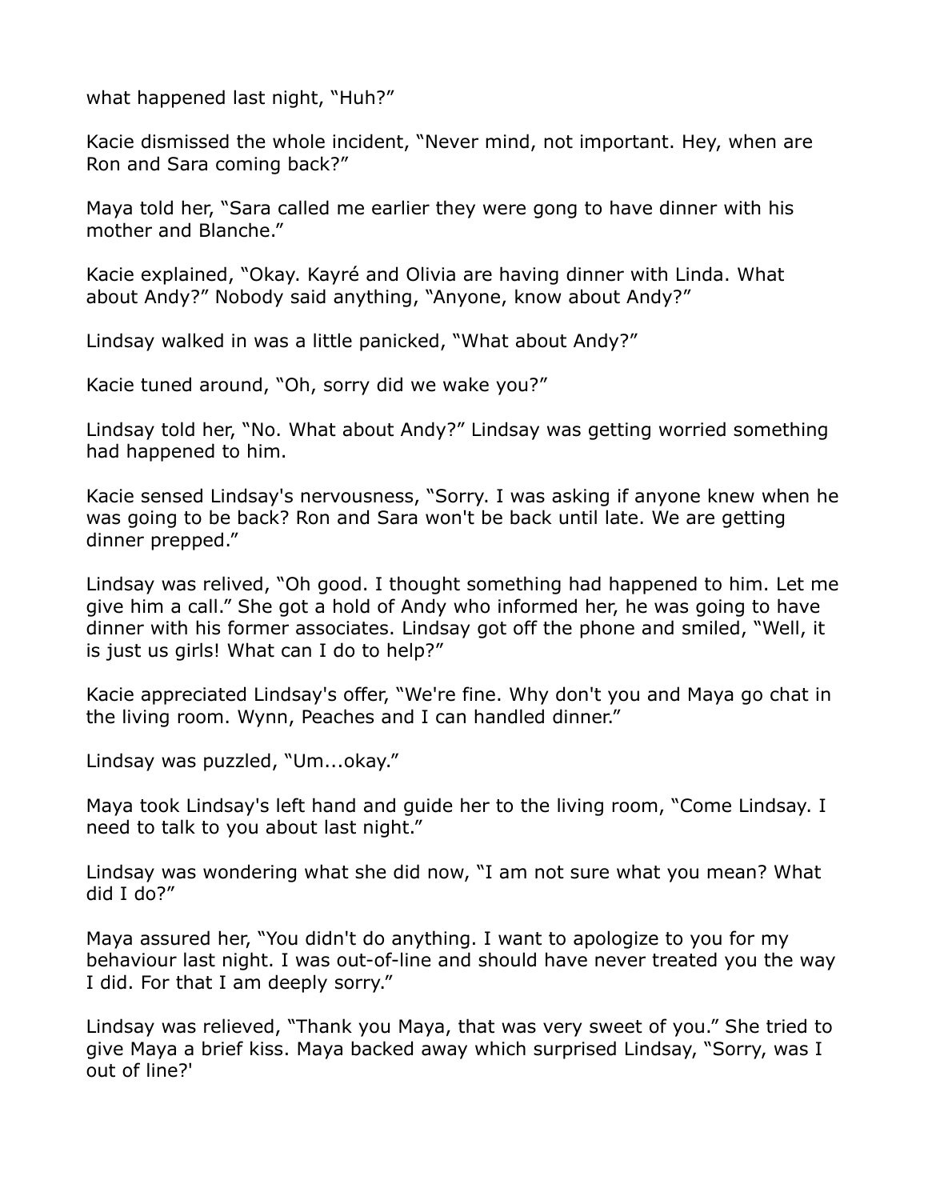what happened last night, "Huh?"

Kacie dismissed the whole incident, "Never mind, not important. Hey, when are Ron and Sara coming back?"

Maya told her, "Sara called me earlier they were gong to have dinner with his mother and Blanche."

Kacie explained, "Okay. Kayré and Olivia are having dinner with Linda. What about Andy?" Nobody said anything, "Anyone, know about Andy?"

Lindsay walked in was a little panicked, "What about Andy?"

Kacie tuned around, "Oh, sorry did we wake you?"

Lindsay told her, "No. What about Andy?" Lindsay was getting worried something had happened to him.

Kacie sensed Lindsay's nervousness, "Sorry. I was asking if anyone knew when he was going to be back? Ron and Sara won't be back until late. We are getting dinner prepped."

Lindsay was relived, "Oh good. I thought something had happened to him. Let me give him a call." She got a hold of Andy who informed her, he was going to have dinner with his former associates. Lindsay got off the phone and smiled, "Well, it is just us girls! What can I do to help?"

Kacie appreciated Lindsay's offer, "We're fine. Why don't you and Maya go chat in the living room. Wynn, Peaches and I can handled dinner."

Lindsay was puzzled, "Um...okay."

Maya took Lindsay's left hand and guide her to the living room, "Come Lindsay. I need to talk to you about last night."

Lindsay was wondering what she did now, "I am not sure what you mean? What did I do?"

Maya assured her, "You didn't do anything. I want to apologize to you for my behaviour last night. I was out-of-line and should have never treated you the way I did. For that I am deeply sorry."

Lindsay was relieved, "Thank you Maya, that was very sweet of you." She tried to give Maya a brief kiss. Maya backed away which surprised Lindsay, "Sorry, was I out of line?'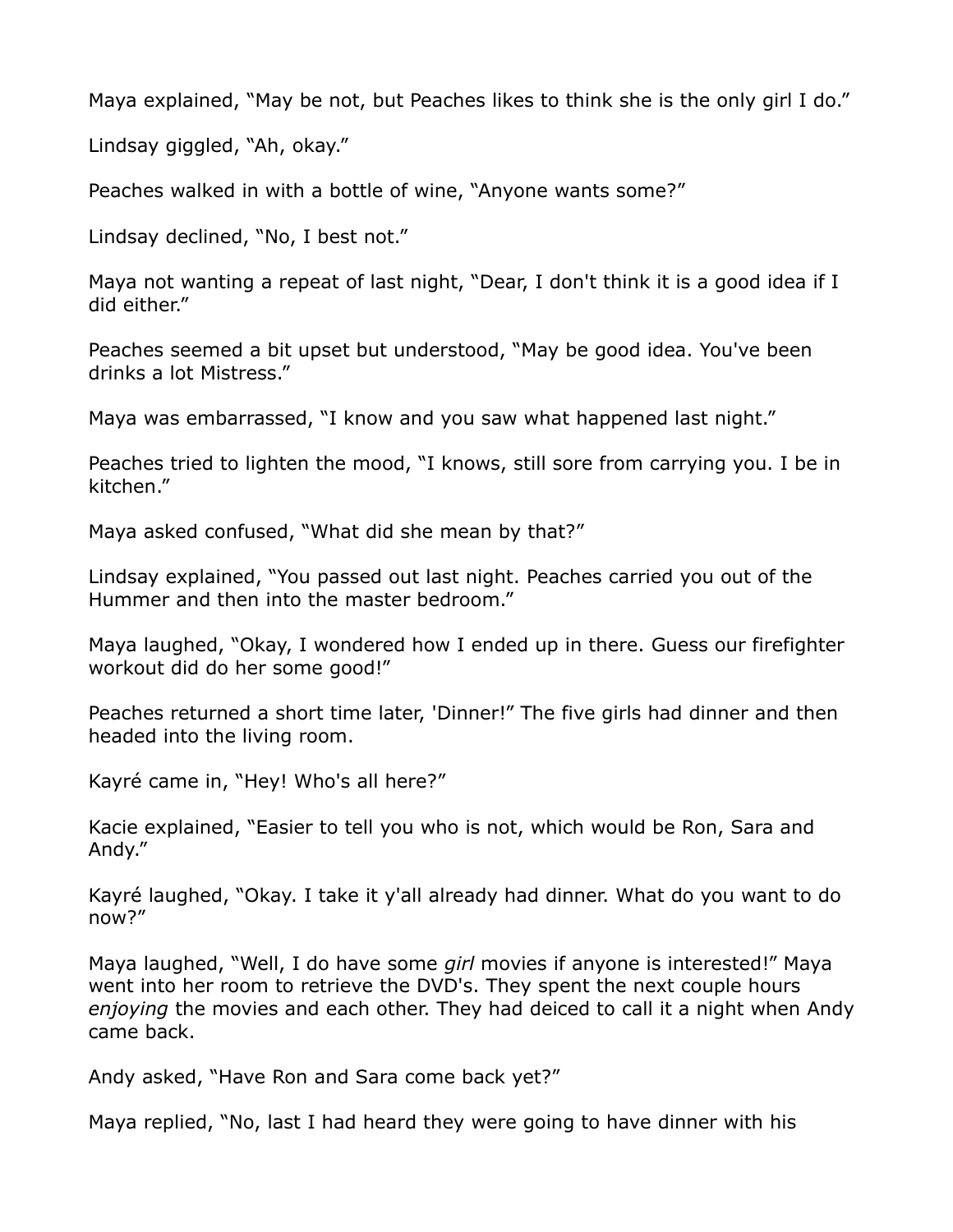Maya explained, “May be not, but Peaches likes to think she is the only girl I do.”

Lindsay giggled, “Ah, okay.”

Peaches walked in with a bottle of wine, “Anyone wants some?”

Lindsay declined, “No, I best not.”

Maya not wanting a repeat of last night, “Dear, I don't think it is a good idea if I did either.”

Peaches seemed a bit upset but understood, “May be good idea. You've been drinks a lot Mistress.”

Maya was embarrassed, “I know and you saw what happened last night.”

Peaches tried to lighten the mood, “I knows, still sore from carrying you. I be in kitchen.”

Maya asked confused, “What did she mean by that?”

Lindsay explained, “You passed out last night. Peaches carried you out of the Hummer and then into the master bedroom.”

Maya laughed, “Okay, I wondered how I ended up in there. Guess our firefighter workout did do her some good!”

Peaches returned a short time later, 'Dinner!” The five girls had dinner and then headed into the living room.

Kayré came in, “Hey! Who's all here?”

Kacie explained, “Easier to tell you who is not, which would be Ron, Sara and Andy.”

Kayré laughed, “Okay. I take it y'all already had dinner. What do you want to do now?”

Maya laughed, “Well, I do have some *girl* movies if anyone is interested!” Maya went into her room to retrieve the DVD's. They spent the next couple hours *enjoying* the movies and each other. They had deiced to call it a night when Andy came back.

Andy asked, “Have Ron and Sara come back yet?”

Maya replied, “No, last I had heard they were going to have dinner with his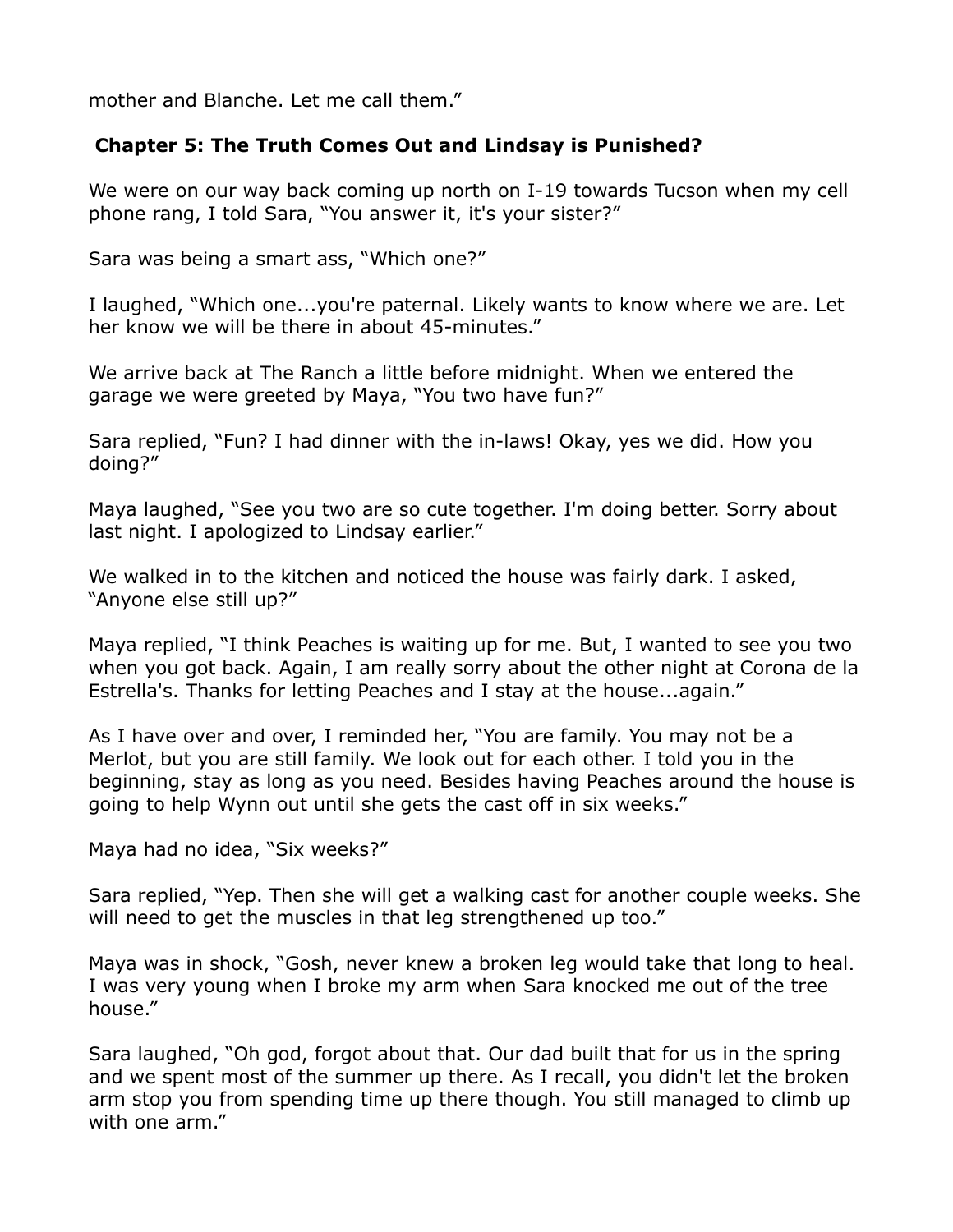mother and Blanche. Let me call them."

## Chapter 5: The Truth Comes Out and Lindsay is Punished?

We were on our way back coming up north on I-19 towards Tucson when my cell phone rang, I told Sara, "You answer it, it's your sister?"

Sara was being a smart ass, "Which one?"

I laughed, "Which one...you're paternal. Likely wants to know where we are. Let her know we will be there in about 45-minutes."

We arrive back at The Ranch a little before midnight. When we entered the garage we were greeted by Maya, "You two have fun?"

Sara replied, "Fun? I had dinner with the in-laws! Okay, yes we did. How you doing?"

Maya laughed, "See you two are so cute together. I'm doing better. Sorry about last night. I apologized to Lindsay earlier."

We walked in to the kitchen and noticed the house was fairly dark. I asked, "Anyone else still up?"

Maya replied, "I think Peaches is waiting up for me. But, I wanted to see you two when you got back. Again, I am really sorry about the other night at Corona de la Estrella's. Thanks for letting Peaches and I stay at the house...again."

As I have over and over, I reminded her, "You are family. You may not be a Merlot, but you are still family. We look out for each other. I told you in the beginning, stay as long as you need. Besides having Peaches around the house is going to help Wynn out until she gets the cast off in six weeks."

Maya had no idea, "Six weeks?"

Sara replied, "Yep. Then she will get a walking cast for another couple weeks. She will need to get the muscles in that leg strengthened up too."

Maya was in shock, "Gosh, never knew a broken leg would take that long to heal. I was very young when I broke my arm when Sara knocked me out of the tree house."

Sara laughed, "Oh god, forgot about that. Our dad built that for us in the spring and we spent most of the summer up there. As I recall, you didn't let the broken arm stop you from spending time up there though. You still managed to climb up with one arm."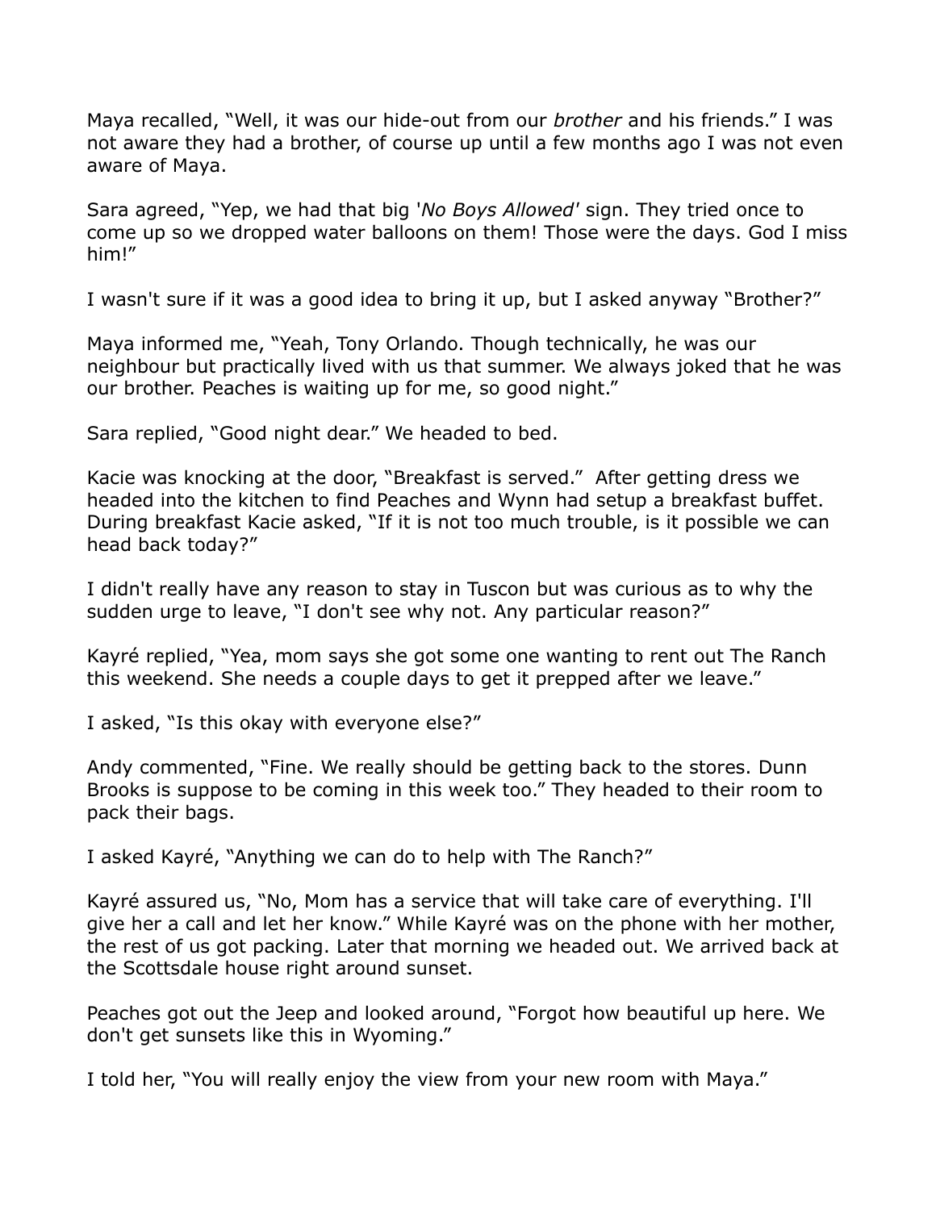Maya recalled, "Well, it was our hide-out from our *brother* and his friends." I was not aware they had a brother, of course up until a few months ago I was not even aware of Maya.

Sara agreed, "Yep, we had that big '*No Boys Allowed*' sign. They tried once to come up so we dropped water balloons on them! Those were the days. God I miss him!"

I wasn't sure if it was a good idea to bring it up, but I asked anyway "Brother?"

Maya informed me, "Yeah, Tony Orlando. Though technically, he was our neighbour but practically lived with us that summer. We always joked that he was our brother. Peaches is waiting up for me, so good night."

Sara replied, "Good night dear." We headed to bed.

Kacie was knocking at the door, "Breakfast is served." After getting dress we headed into the kitchen to find Peaches and Wynn had setup a breakfast buffet. During breakfast Kacie asked, "If it is not too much trouble, is it possible we can head back today?"

I didn't really have any reason to stay in Tuscon but was curious as to why the sudden urge to leave, "I don't see why not. Any particular reason?"

Kayré replied, "Yea, mom says she got some one wanting to rent out The Ranch this weekend. She needs a couple days to get it prepped after we leave."

I asked, "Is this okay with everyone else?"

Andy commented, "Fine. We really should be getting back to the stores. Dunn Brooks is suppose to be coming in this week too." They headed to their room to pack their bags.

I asked Kayré, "Anything we can do to help with The Ranch?"

Kayré assured us, "No, Mom has a service that will take care of everything. I'll give her a call and let her know." While Kayré was on the phone with her mother, the rest of us got packing. Later that morning we headed out. We arrived back at the Scottsdale house right around sunset.

Peaches got out the Jeep and looked around, "Forgot how beautiful up here. We don't get sunsets like this in Wyoming."

I told her, "You will really enjoy the view from your new room with Maya."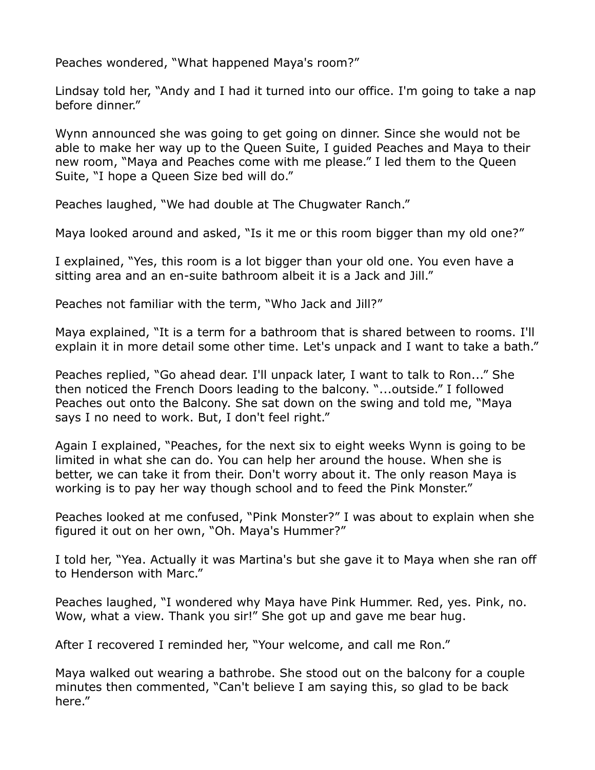Peaches wondered, "What happened Maya's room?"

Lindsay told her, "Andy and I had it turned into our office. I'm going to take a nap before dinner."

Wynn announced she was going to get going on dinner. Since she would not be able to make her way up to the Queen Suite, I guided Peaches and Maya to their new room, "Maya and Peaches come with me please." I led them to the Queen Suite, "I hope a Queen Size bed will do."

Peaches laughed, "We had double at The Chugwater Ranch."

Maya looked around and asked, "Is it me or this room bigger than my old one?"

I explained, "Yes, this room is a lot bigger than your old one. You even have a sitting area and an en-suite bathroom albeit it is a Jack and Jill."

Peaches not familiar with the term, "Who Jack and Jill?"

Maya explained, "It is a term for a bathroom that is shared between to rooms. I'll explain it in more detail some other time. Let's unpack and I want to take a bath."

Peaches replied, "Go ahead dear. I'll unpack later, I want to talk to Ron..." She then noticed the French Doors leading to the balcony. "...outside." I followed Peaches out onto the Balcony. She sat down on the swing and told me, "Maya says I no need to work. But, I don't feel right."

Again I explained, "Peaches, for the next six to eight weeks Wynn is going to be limited in what she can do. You can help her around the house. When she is better, we can take it from their. Don't worry about it. The only reason Maya is working is to pay her way though school and to feed the Pink Monster."

Peaches looked at me confused, "Pink Monster?" I was about to explain when she figured it out on her own, "Oh. Maya's Hummer?"

I told her, "Yea. Actually it was Martina's but she gave it to Maya when she ran off to Henderson with Marc."

Peaches laughed, "I wondered why Maya have Pink Hummer. Red, yes. Pink, no. Wow, what a view. Thank you sir!" She got up and gave me bear hug.

After I recovered I reminded her, "Your welcome, and call me Ron."

Maya walked out wearing a bathrobe. She stood out on the balcony for a couple minutes then commented, "Can't believe I am saying this, so glad to be back here."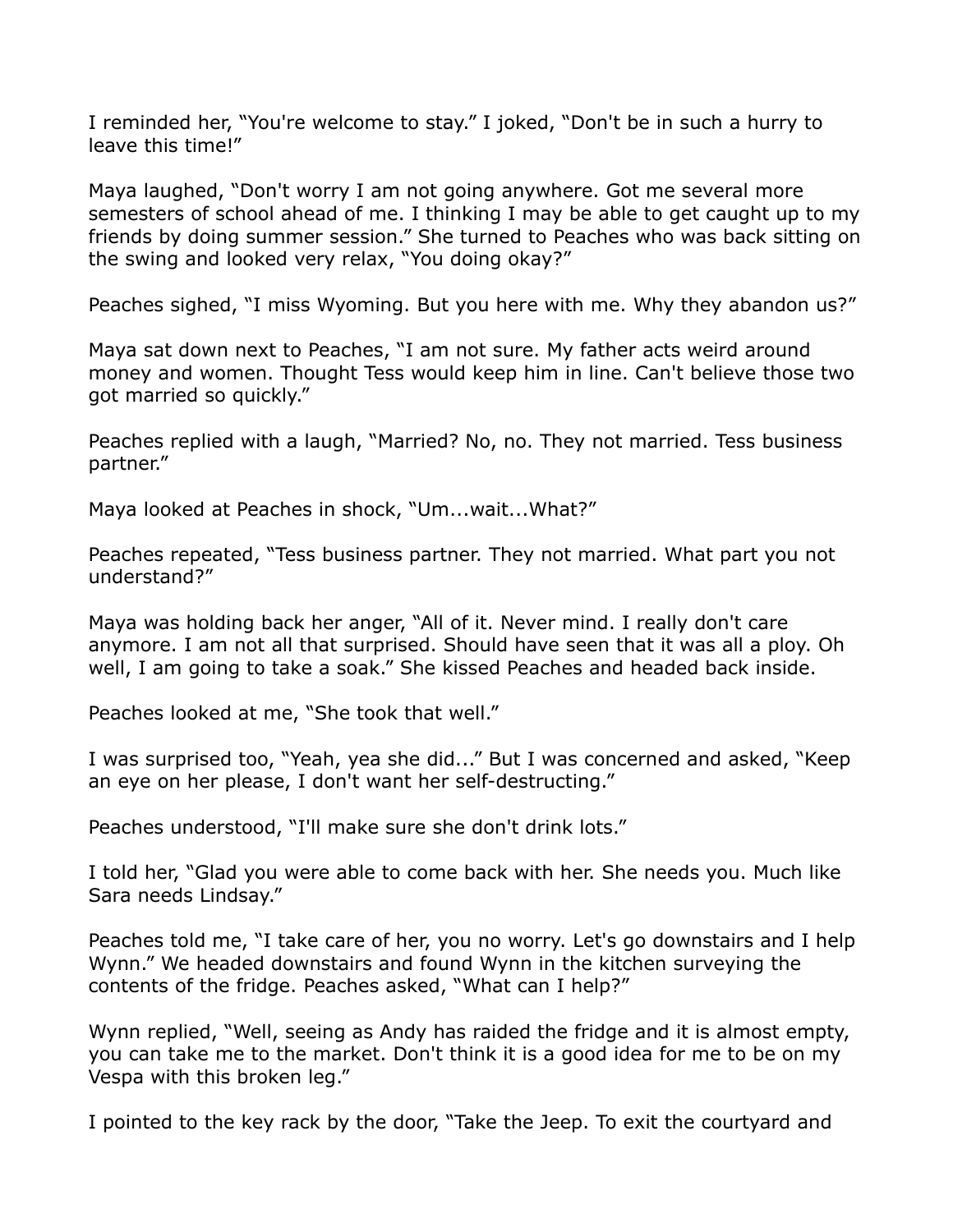I reminded her, “You're welcome to stay.” I joked, “Don't be in such a hurry to leave this time!”

Maya laughed, “Don't worry I am not going anywhere. Got me several more semesters of school ahead of me. I thinking I may be able to get caught up to my friends by doing summer session.” She turned to Peaches who was back sitting on the swing and looked very relax, “You doing okay?”

Peaches sighed, “I miss Wyoming. But you here with me. Why they abandon us?”

Maya sat down next to Peaches, “I am not sure. My father acts weird around money and women. Thought Tess would keep him in line. Can't believe those two got married so quickly.”

Peaches replied with a laugh, “Married? No, no. They not married. Tess business partner.”

Maya looked at Peaches in shock, “Um...wait...What?”

Peaches repeated, “Tess business partner. They not married. What part you not understand?”

Maya was holding back her anger, “All of it. Never mind. I really don't care anymore. I am not all that surprised. Should have seen that it was all a ploy. Oh well, I am going to take a soak.” She kissed Peaches and headed back inside.

Peaches looked at me, “She took that well.”

I was surprised too, “Yeah, yea she did...” But I was concerned and asked, “Keep an eye on her please, I don't want her self-destructing.”

Peaches understood, “I'll make sure she don't drink lots.”

I told her, “Glad you were able to come back with her. She needs you. Much like Sara needs Lindsay.”

Peaches told me, “I take care of her, you no worry. Let's go downstairs and I help Wynn.” We headed downstairs and found Wynn in the kitchen surveying the contents of the fridge. Peaches asked, “What can I help?”

Wynn replied, “Well, seeing as Andy has raided the fridge and it is almost empty, you can take me to the market. Don't think it is a good idea for me to be on my Vespa with this broken leg.”

I pointed to the key rack by the door, “Take the Jeep. To exit the courtyard and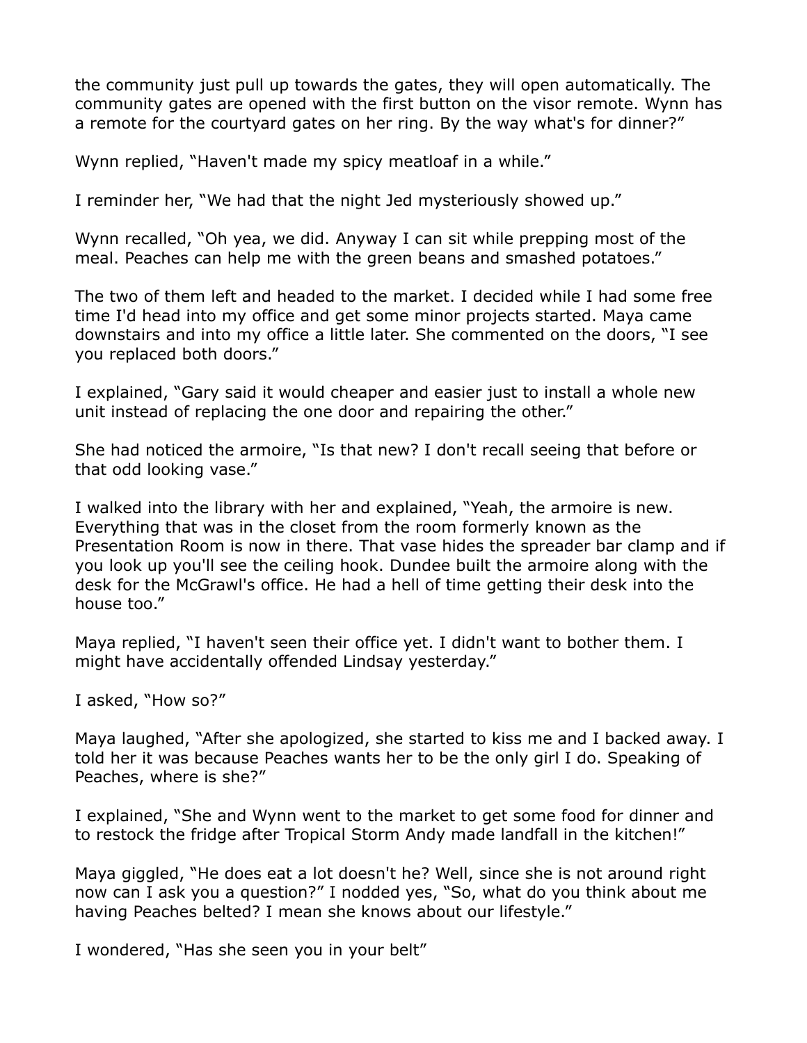the community just pull up towards the gates, they will open automatically. The community gates are opened with the first button on the visor remote. Wynn has a remote for the courtyard gates on her ring. By the way what's for dinner?"

Wynn replied, "Haven't made my spicy meatloaf in a while."

I reminder her, "We had that the night Jed mysteriously showed up."

Wynn recalled, "Oh yea, we did. Anyway I can sit while prepping most of the meal. Peaches can help me with the green beans and smashed potatoes."

The two of them left and headed to the market. I decided while I had some free time I'd head into my office and get some minor projects started. Maya came downstairs and into my office a little later. She commented on the doors, "I see you replaced both doors."

I explained, "Gary said it would cheaper and easier just to install a whole new unit instead of replacing the one door and repairing the other."

She had noticed the armoire, "Is that new? I don't recall seeing that before or that odd looking vase."

I walked into the library with her and explained, "Yeah, the armoire is new. Everything that was in the closet from the room formerly known as the Presentation Room is now in there. That vase hides the spreader bar clamp and if you look up you'll see the ceiling hook. Dundee built the armoire along with the desk for the McGrawl's office. He had a hell of time getting their desk into the house too."

Maya replied, "I haven't seen their office yet. I didn't want to bother them. I might have accidentally offended Lindsay yesterday."

I asked, "How so?"

Maya laughed, "After she apologized, she started to kiss me and I backed away. I told her it was because Peaches wants her to be the only girl I do. Speaking of Peaches, where is she?"

I explained, "She and Wynn went to the market to get some food for dinner and to restock the fridge after Tropical Storm Andy made landfall in the kitchen!"

Maya giggled, "He does eat a lot doesn't he? Well, since she is not around right now can I ask you a question?" I nodded yes, "So, what do you think about me having Peaches belted? I mean she knows about our lifestyle."

I wondered, "Has she seen you in your belt"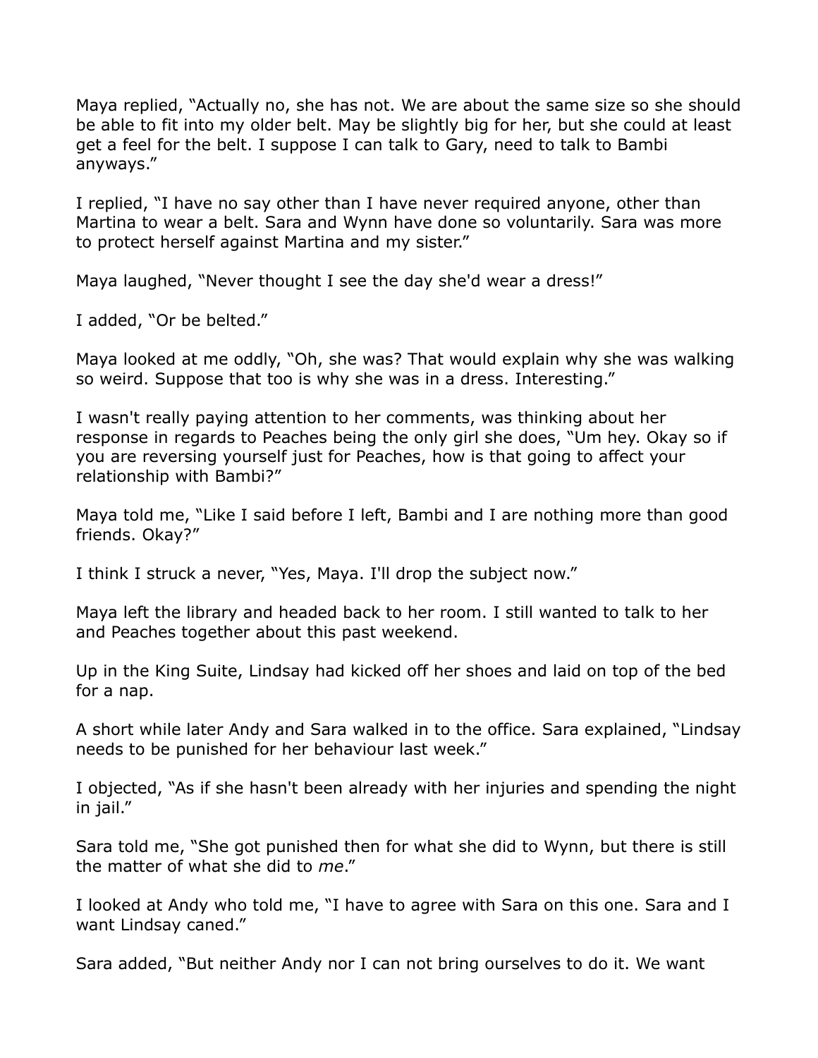Maya replied, "Actually no, she has not. We are about the same size so she should be able to fit into my older belt. May be slightly big for her, but she could at least get a feel for the belt. I suppose I can talk to Gary, need to talk to Bambi anyways."

I replied, "I have no say other than I have never required anyone, other than Martina to wear a belt. Sara and Wynn have done so voluntarily. Sara was more to protect herself against Martina and my sister."

Maya laughed, "Never thought I see the day she'd wear a dress!"

I added, "Or be belted."

Maya looked at me oddly, "Oh, she was? That would explain why she was walking so weird. Suppose that too is why she was in a dress. Interesting."

I wasn't really paying attention to her comments, was thinking about her response in regards to Peaches being the only girl she does, "Um hey. Okay so if you are reversing yourself just for Peaches, how is that going to affect your relationship with Bambi?"

Maya told me, "Like I said before I left, Bambi and I are nothing more than good friends. Okay?"

I think I struck a never, "Yes, Maya. I'll drop the subject now."

Maya left the library and headed back to her room. I still wanted to talk to her and Peaches together about this past weekend.

Up in the King Suite, Lindsay had kicked off her shoes and laid on top of the bed for a nap.

A short while later Andy and Sara walked in to the office. Sara explained, "Lindsay needs to be punished for her behaviour last week."

I objected, "As if she hasn't been already with her injuries and spending the night in jail."

Sara told me, "She got punished then for what she did to Wynn, but there is still the matter of what she did to *me*."

I looked at Andy who told me, "I have to agree with Sara on this one. Sara and I want Lindsay caned."

Sara added, "But neither Andy nor I can not bring ourselves to do it. We want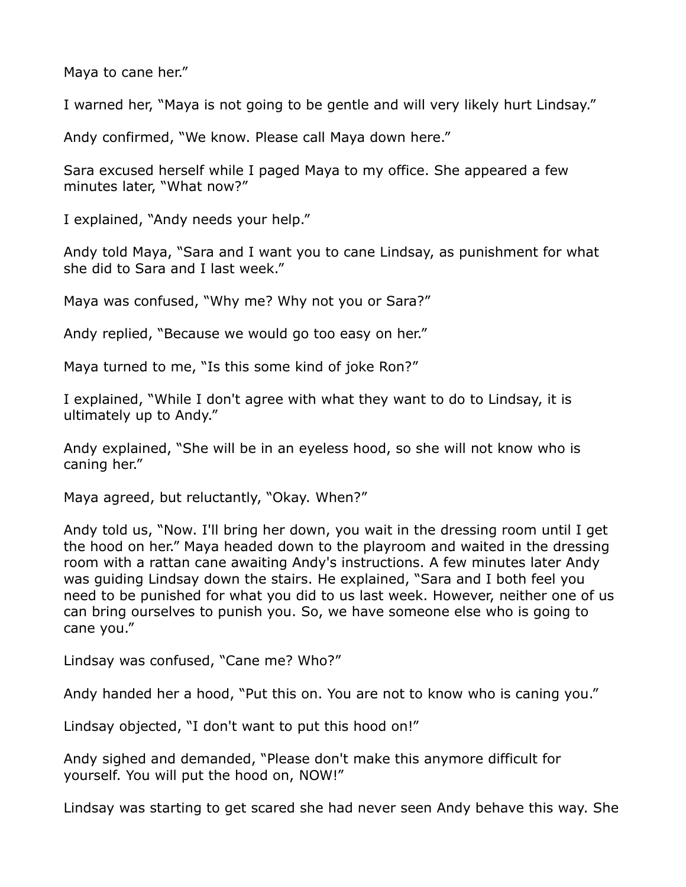Maya to cane her."

I warned her, "Maya is not going to be gentle and will very likely hurt Lindsay."

Andy confirmed, "We know. Please call Maya down here."

Sara excused herself while I paged Maya to my office. She appeared a few minutes later, "What now?"

I explained, "Andy needs your help."

Andy told Maya, "Sara and I want you to cane Lindsay, as punishment for what she did to Sara and I last week."

Maya was confused, "Why me? Why not you or Sara?"

Andy replied, "Because we would go too easy on her."

Maya turned to me, "Is this some kind of joke Ron?"

I explained, "While I don't agree with what they want to do to Lindsay, it is ultimately up to Andy."

Andy explained, "She will be in an eyeless hood, so she will not know who is caning her."

Maya agreed, but reluctantly, "Okay. When?"

Andy told us, "Now. I'll bring her down, you wait in the dressing room until I get the hood on her." Maya headed down to the playroom and waited in the dressing room with a rattan cane awaiting Andy's instructions. A few minutes later Andy was guiding Lindsay down the stairs. He explained, "Sara and I both feel you need to be punished for what you did to us last week. However, neither one of us can bring ourselves to punish you. So, we have someone else who is going to cane you."

Lindsay was confused, "Cane me? Who?"

Andy handed her a hood, "Put this on. You are not to know who is caning you."

Lindsay objected, "I don't want to put this hood on!"

Andy sighed and demanded, "Please don't make this anymore difficult for yourself. You will put the hood on, NOW!"

Lindsay was starting to get scared she had never seen Andy behave this way. She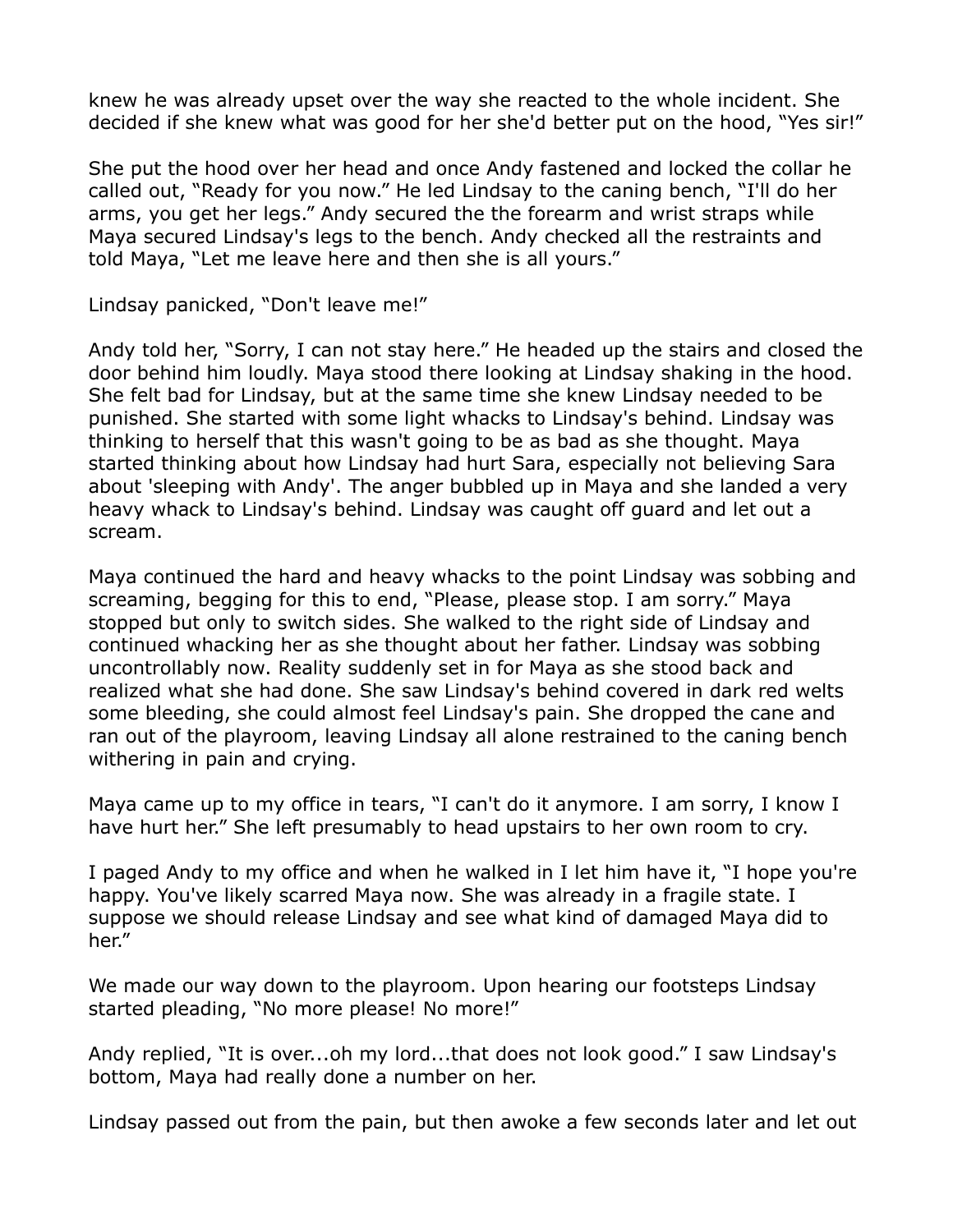knew he was already upset over the way she reacted to the whole incident. She decided if she knew what was good for her she'd better put on the hood, "Yes sir!"

She put the hood over her head and once Andy fastened and locked the collar he called out, "Ready for you now." He led Lindsay to the caning bench, "I'll do her arms, you get her legs." Andy secured the the forearm and wrist straps while Maya secured Lindsay's legs to the bench. Andy checked all the restraints and told Maya, "Let me leave here and then she is all yours."

Lindsay panicked, "Don't leave me!"

Andy told her, "Sorry, I can not stay here." He headed up the stairs and closed the door behind him loudly. Maya stood there looking at Lindsay shaking in the hood. She felt bad for Lindsay, but at the same time she knew Lindsay needed to be punished. She started with some light whacks to Lindsay's behind. Lindsay was thinking to herself that this wasn't going to be as bad as she thought. Maya started thinking about how Lindsay had hurt Sara, especially not believing Sara about 'sleeping with Andy'. The anger bubbled up in Maya and she landed a very heavy whack to Lindsay's behind. Lindsay was caught off guard and let out a scream.

Maya continued the hard and heavy whacks to the point Lindsay was sobbing and screaming, begging for this to end, "Please, please stop. I am sorry." Maya stopped but only to switch sides. She walked to the right side of Lindsay and continued whacking her as she thought about her father. Lindsay was sobbing uncontrollably now. Reality suddenly set in for Maya as she stood back and realized what she had done. She saw Lindsay's behind covered in dark red welts some bleeding, she could almost feel Lindsay's pain. She dropped the cane and ran out of the playroom, leaving Lindsay all alone restrained to the caning bench withering in pain and crying.

Maya came up to my office in tears, "I can't do it anymore. I am sorry, I know I have hurt her." She left presumably to head upstairs to her own room to cry.

I paged Andy to my office and when he walked in I let him have it, "I hope you're happy. You've likely scarred Maya now. She was already in a fragile state. I suppose we should release Lindsay and see what kind of damaged Maya did to her."

We made our way down to the playroom. Upon hearing our footsteps Lindsay started pleading, "No more please! No more!"

Andy replied, "It is over...oh my lord...that does not look good." I saw Lindsay's bottom, Maya had really done a number on her.

Lindsay passed out from the pain, but then awoke a few seconds later and let out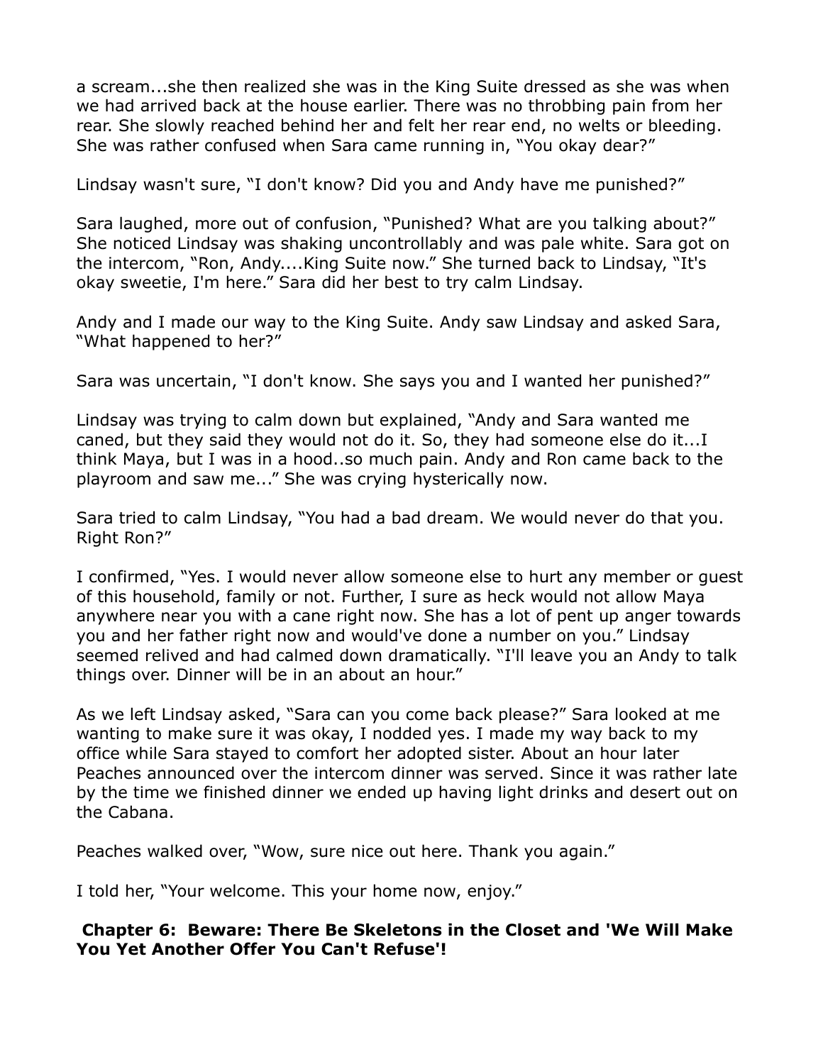a scream...she then realized she was in the King Suite dressed as she was when we had arrived back at the house earlier. There was no throbbing pain from her rear. She slowly reached behind her and felt her rear end, no welts or bleeding. She was rather confused when Sara came running in, "You okay dear?"

Lindsay wasn't sure, "I don't know? Did you and Andy have me punished?"

Sara laughed, more out of confusion, "Punished? What are you talking about?" She noticed Lindsay was shaking uncontrollably and was pale white. Sara got on the intercom, "Ron, Andy....King Suite now." She turned back to Lindsay, "It's okay sweetie, I'm here." Sara did her best to try calm Lindsay.

Andy and I made our way to the King Suite. Andy saw Lindsay and asked Sara, "What happened to her?"

Sara was uncertain, "I don't know. She says you and I wanted her punished?"

Lindsay was trying to calm down but explained, "Andy and Sara wanted me caned, but they said they would not do it. So, they had someone else do it...I think Maya, but I was in a hood..so much pain. Andy and Ron came back to the playroom and saw me..." She was crying hysterically now.

Sara tried to calm Lindsay, "You had a bad dream. We would never do that you. Right Ron?"

I confirmed, "Yes. I would never allow someone else to hurt any member or guest of this household, family or not. Further, I sure as heck would not allow Maya anywhere near you with a cane right now. She has a lot of pent up anger towards you and her father right now and would've done a number on you." Lindsay seemed relived and had calmed down dramatically. "I'll leave you an Andy to talk things over. Dinner will be in an about an hour."

As we left Lindsay asked, "Sara can you come back please?" Sara looked at me wanting to make sure it was okay, I nodded yes. I made my way back to my office while Sara stayed to comfort her adopted sister. About an hour later Peaches announced over the intercom dinner was served. Since it was rather late by the time we finished dinner we ended up having light drinks and desert out on the Cabana.

Peaches walked over, "Wow, sure nice out here. Thank you again."

I told her, "Your welcome. This your home now, enjoy."

## Chapter 6: Beware: There Be Skeletons in the Closet and 'We Will Make You Yet Another Offer You Can't Refuse'!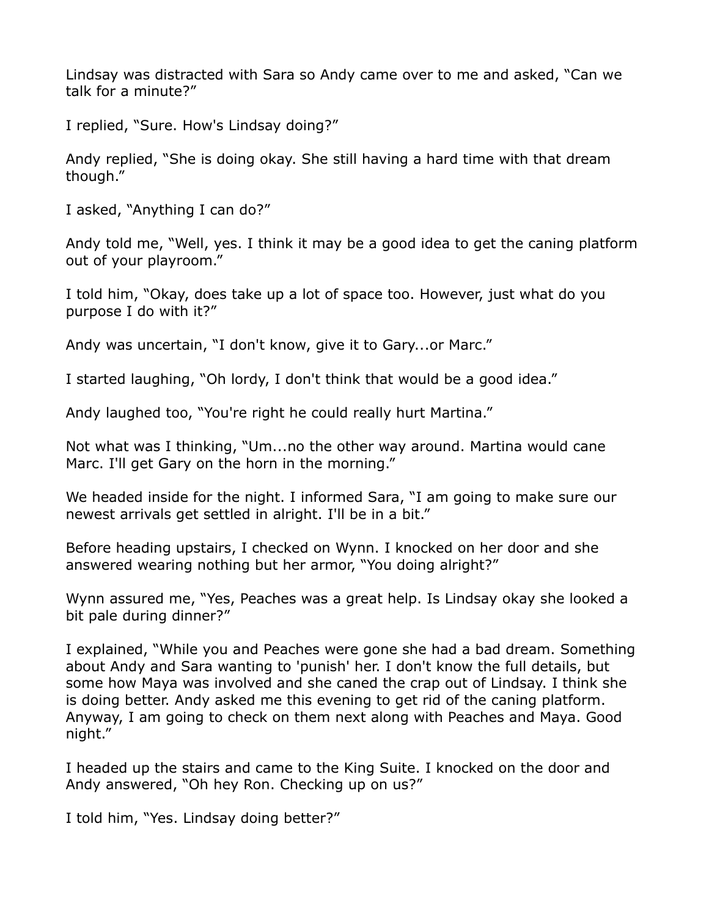Lindsay was distracted with Sara so Andy came over to me and asked, "Can we talk for a minute?"

I replied, "Sure. How's Lindsay doing?"

Andy replied, "She is doing okay. She still having a hard time with that dream though."

I asked, "Anything I can do?"

Andy told me, "Well, yes. I think it may be a good idea to get the caning platform out of your playroom."

I told him, "Okay, does take up a lot of space too. However, just what do you purpose I do with it?"

Andy was uncertain, "I don't know, give it to Gary...or Marc."

I started laughing, "Oh lordy, I don't think that would be a good idea."

Andy laughed too, "You're right he could really hurt Martina."

Not what was I thinking, "Um...no the other way around. Martina would cane Marc. I'll get Gary on the horn in the morning."

We headed inside for the night. I informed Sara, "I am going to make sure our newest arrivals get settled in alright. I'll be in a bit."

Before heading upstairs, I checked on Wynn. I knocked on her door and she answered wearing nothing but her armor, "You doing alright?"

Wynn assured me, "Yes, Peaches was a great help. Is Lindsay okay she looked a bit pale during dinner?"

I explained, "While you and Peaches were gone she had a bad dream. Something about Andy and Sara wanting to 'punish' her. I don't know the full details, but some how Maya was involved and she caned the crap out of Lindsay. I think she is doing better. Andy asked me this evening to get rid of the caning platform. Anyway, I am going to check on them next along with Peaches and Maya. Good night."

I headed up the stairs and came to the King Suite. I knocked on the door and Andy answered, "Oh hey Ron. Checking up on us?"

I told him, "Yes. Lindsay doing better?"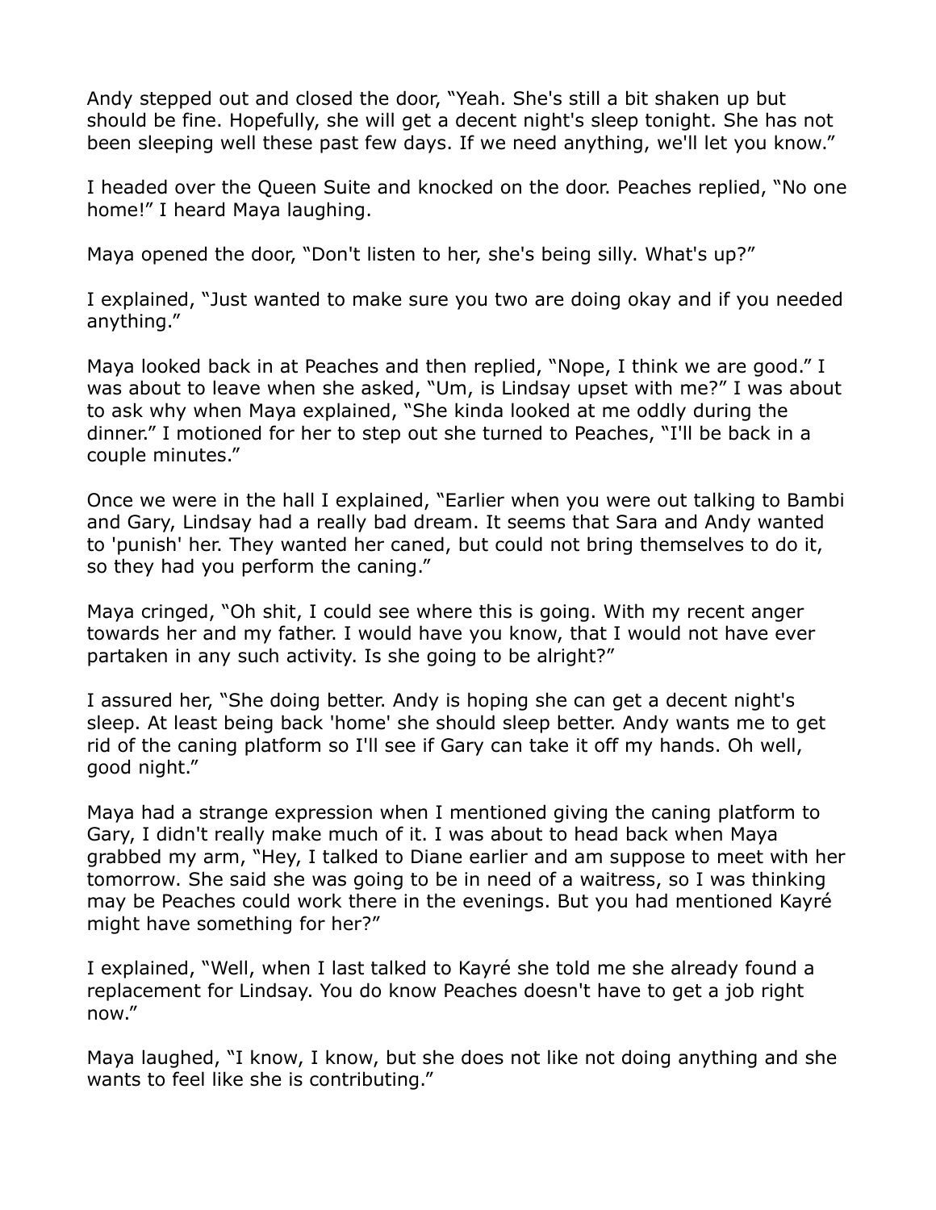Andy stepped out and closed the door, "Yeah. She's still a bit shaken up but should be fine. Hopefully, she will get a decent night's sleep tonight. She has not been sleeping well these past few days. If we need anything, we'll let you know."

I headed over the Queen Suite and knocked on the door. Peaches replied, "No one home!" I heard Maya laughing.

Maya opened the door, "Don't listen to her, she's being silly. What's up?"

I explained, "Just wanted to make sure you two are doing okay and if you needed anything."

Maya looked back in at Peaches and then replied, "Nope, I think we are good." I was about to leave when she asked, "Um, is Lindsay upset with me?" I was about to ask why when Maya explained, "She kinda looked at me oddly during the dinner." I motioned for her to step out she turned to Peaches, "I'll be back in a couple minutes."

Once we were in the hall I explained, "Earlier when you were out talking to Bambi and Gary, Lindsay had a really bad dream. It seems that Sara and Andy wanted to 'punish' her. They wanted her caned, but could not bring themselves to do it, so they had you perform the caning."

Maya cringed, "Oh shit, I could see where this is going. With my recent anger towards her and my father. I would have you know, that I would not have ever partaken in any such activity. Is she going to be alright?"

I assured her, "She doing better. Andy is hoping she can get a decent night's sleep. At least being back 'home' she should sleep better. Andy wants me to get rid of the caning platform so I'll see if Gary can take it off my hands. Oh well, good night."

Maya had a strange expression when I mentioned giving the caning platform to Gary, I didn't really make much of it. I was about to head back when Maya grabbed my arm, "Hey, I talked to Diane earlier and am suppose to meet with her tomorrow. She said she was going to be in need of a waitress, so I was thinking may be Peaches could work there in the evenings. But you had mentioned Kayré might have something for her?"

I explained, "Well, when I last talked to Kayré she told me she already found a replacement for Lindsay. You do know Peaches doesn't have to get a job right now."

Maya laughed, "I know, I know, but she does not like not doing anything and she wants to feel like she is contributing."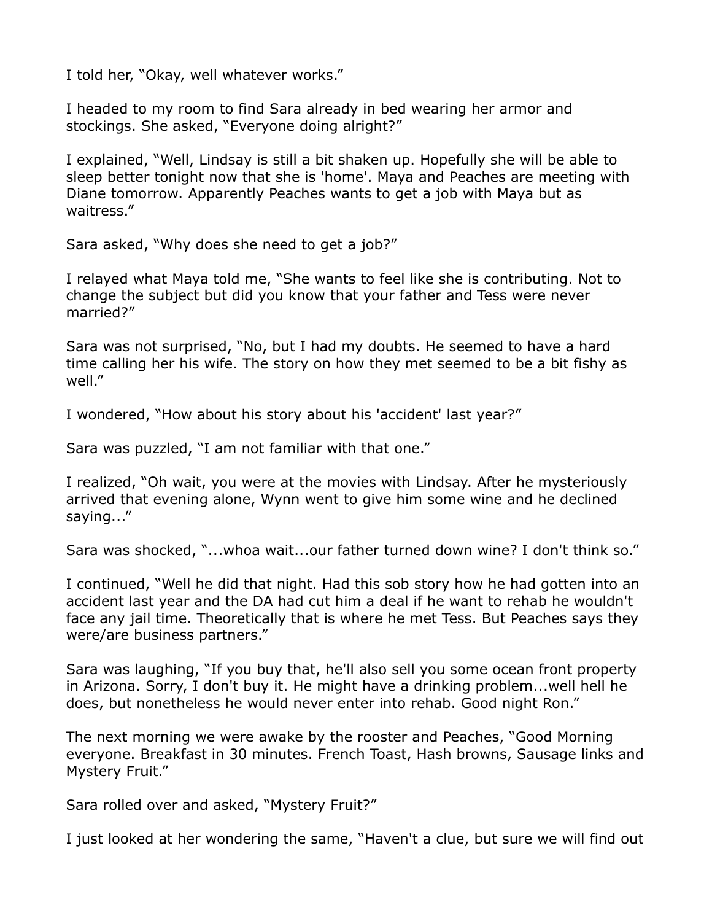I told her, “Okay, well whatever works.”

I headed to my room to find Sara already in bed wearing her armor and stockings. She asked, “Everyone doing alright?”

I explained, “Well, Lindsay is still a bit shaken up. Hopefully she will be able to sleep better tonight now that she is 'home'. Maya and Peaches are meeting with Diane tomorrow. Apparently Peaches wants to get a job with Maya but as waitress.”

Sara asked, “Why does she need to get a job?”

I relayed what Maya told me, “She wants to feel like she is contributing. Not to change the subject but did you know that your father and Tess were never married?”

Sara was not surprised, “No, but I had my doubts. He seemed to have a hard time calling her his wife. The story on how they met seemed to be a bit fishy as well.”

I wondered, “How about his story about his 'accident' last year?”

Sara was puzzled, “I am not familiar with that one.”

I realized, “Oh wait, you were at the movies with Lindsay. After he mysteriously arrived that evening alone, Wynn went to give him some wine and he declined saying...”

Sara was shocked, “...whoa wait...our father turned down wine? I don't think so.”

I continued, “Well he did that night. Had this sob story how he had gotten into an accident last year and the DA had cut him a deal if he want to rehab he wouldn't face any jail time. Theoretically that is where he met Tess. But Peaches says they were/are business partners.”

Sara was laughing, “If you buy that, he'll also sell you some ocean front property in Arizona. Sorry, I don't buy it. He might have a drinking problem...well hell he does, but nonetheless he would never enter into rehab. Good night Ron.”

The next morning we were awake by the rooster and Peaches, “Good Morning everyone. Breakfast in 30 minutes. French Toast, Hash browns, Sausage links and Mystery Fruit.”

Sara rolled over and asked, “Mystery Fruit?”

I just looked at her wondering the same, “Haven't a clue, but sure we will find out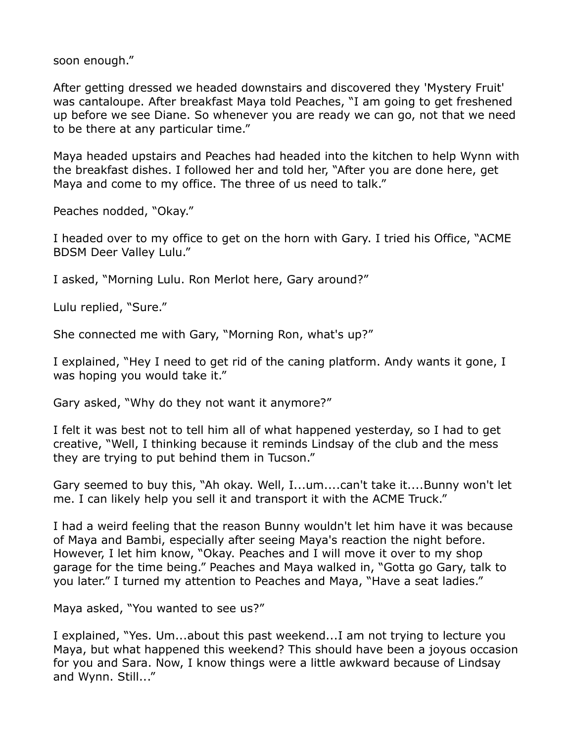soon enough."

After getting dressed we headed downstairs and discovered they 'Mystery Fruit' was cantaloupe. After breakfast Maya told Peaches, "I am going to get freshened up before we see Diane. So whenever you are ready we can go, not that we need to be there at any particular time."

Maya headed upstairs and Peaches had headed into the kitchen to help Wynn with the breakfast dishes. I followed her and told her, "After you are done here, get Maya and come to my office. The three of us need to talk."

Peaches nodded, "Okay."

I headed over to my office to get on the horn with Gary. I tried his Office, "ACME BDSM Deer Valley Lulu."

I asked, "Morning Lulu. Ron Merlot here, Gary around?"

Lulu replied, "Sure."

She connected me with Gary, "Morning Ron, what's up?"

I explained, "Hey I need to get rid of the caning platform. Andy wants it gone, I was hoping you would take it."

Gary asked, "Why do they not want it anymore?"

I felt it was best not to tell him all of what happened yesterday, so I had to get creative, "Well, I thinking because it reminds Lindsay of the club and the mess they are trying to put behind them in Tucson."

Gary seemed to buy this, "Ah okay. Well, I...um....can't take it....Bunny won't let me. I can likely help you sell it and transport it with the ACME Truck."

I had a weird feeling that the reason Bunny wouldn't let him have it was because of Maya and Bambi, especially after seeing Maya's reaction the night before. However, I let him know, "Okay. Peaches and I will move it over to my shop garage for the time being." Peaches and Maya walked in, "Gotta go Gary, talk to you later." I turned my attention to Peaches and Maya, "Have a seat ladies."

Maya asked, "You wanted to see us?"

I explained, "Yes. Um...about this past weekend...I am not trying to lecture you Maya, but what happened this weekend? This should have been a joyous occasion for you and Sara. Now, I know things were a little awkward because of Lindsay and Wynn. Still..."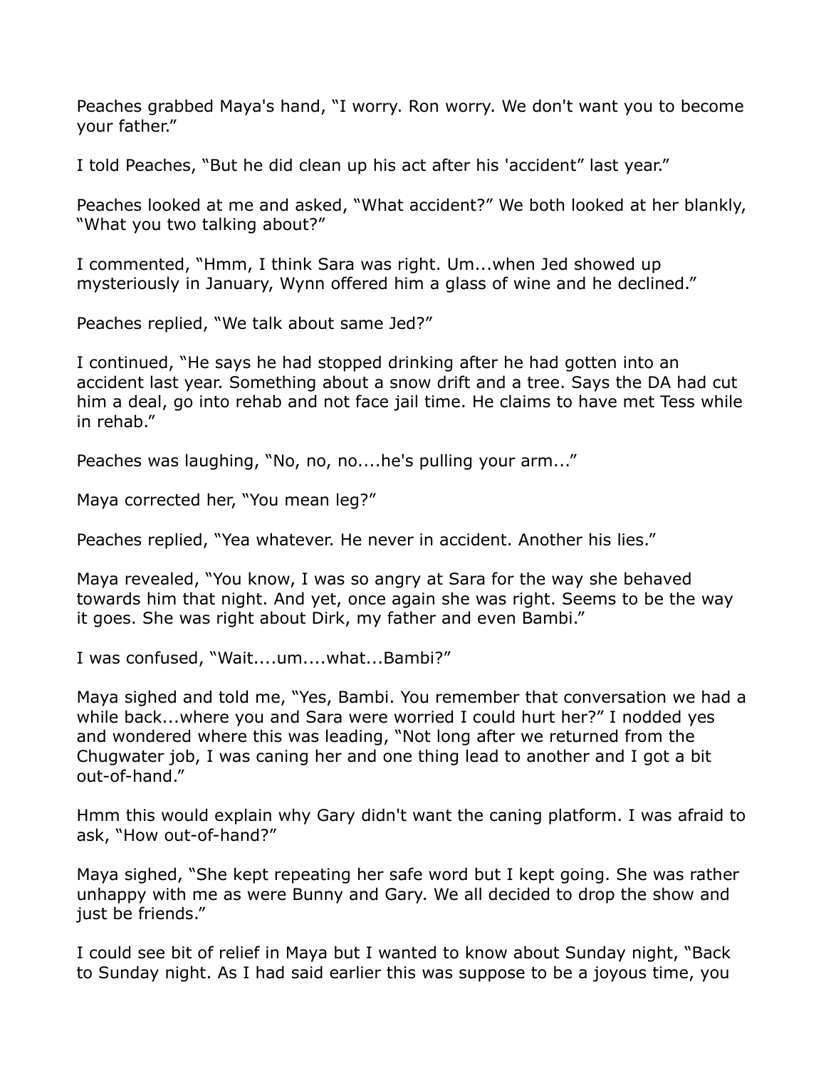Peaches grabbed Maya's hand, "I worry. Ron worry. We don't want you to become your father."

I told Peaches, "But he did clean up his act after his 'accident" last year."

Peaches looked at me and asked, "What accident?" We both looked at her blankly, "What you two talking about?"

I commented, "Hmm, I think Sara was right. Um...when Jed showed up mysteriously in January, Wynn offered him a glass of wine and he declined."

Peaches replied, "We talk about same Jed?"

I continued, "He says he had stopped drinking after he had gotten into an accident last year. Something about a snow drift and a tree. Says the DA had cut him a deal, go into rehab and not face jail time. He claims to have met Tess while in rehab."

Peaches was laughing, "No, no, no....he's pulling your arm..."

Maya corrected her, "You mean leg?"

Peaches replied, "Yea whatever. He never in accident. Another his lies."

Maya revealed, "You know, I was so angry at Sara for the way she behaved towards him that night. And yet, once again she was right. Seems to be the way it goes. She was right about Dirk, my father and even Bambi."

I was confused, "Wait....um....what...Bambi?"

Maya sighed and told me, "Yes, Bambi. You remember that conversation we had a while back...where you and Sara were worried I could hurt her?" I nodded yes and wondered where this was leading, "Not long after we returned from the Chugwater job, I was caning her and one thing lead to another and I got a bit out-of-hand."

Hmm this would explain why Gary didn't want the caning platform. I was afraid to ask, "How out-of-hand?"

Maya sighed, "She kept repeating her safe word but I kept going. She was rather unhappy with me as were Bunny and Gary. We all decided to drop the show and just be friends."

I could see bit of relief in Maya but I wanted to know about Sunday night, "Back to Sunday night. As I had said earlier this was suppose to be a joyous time, you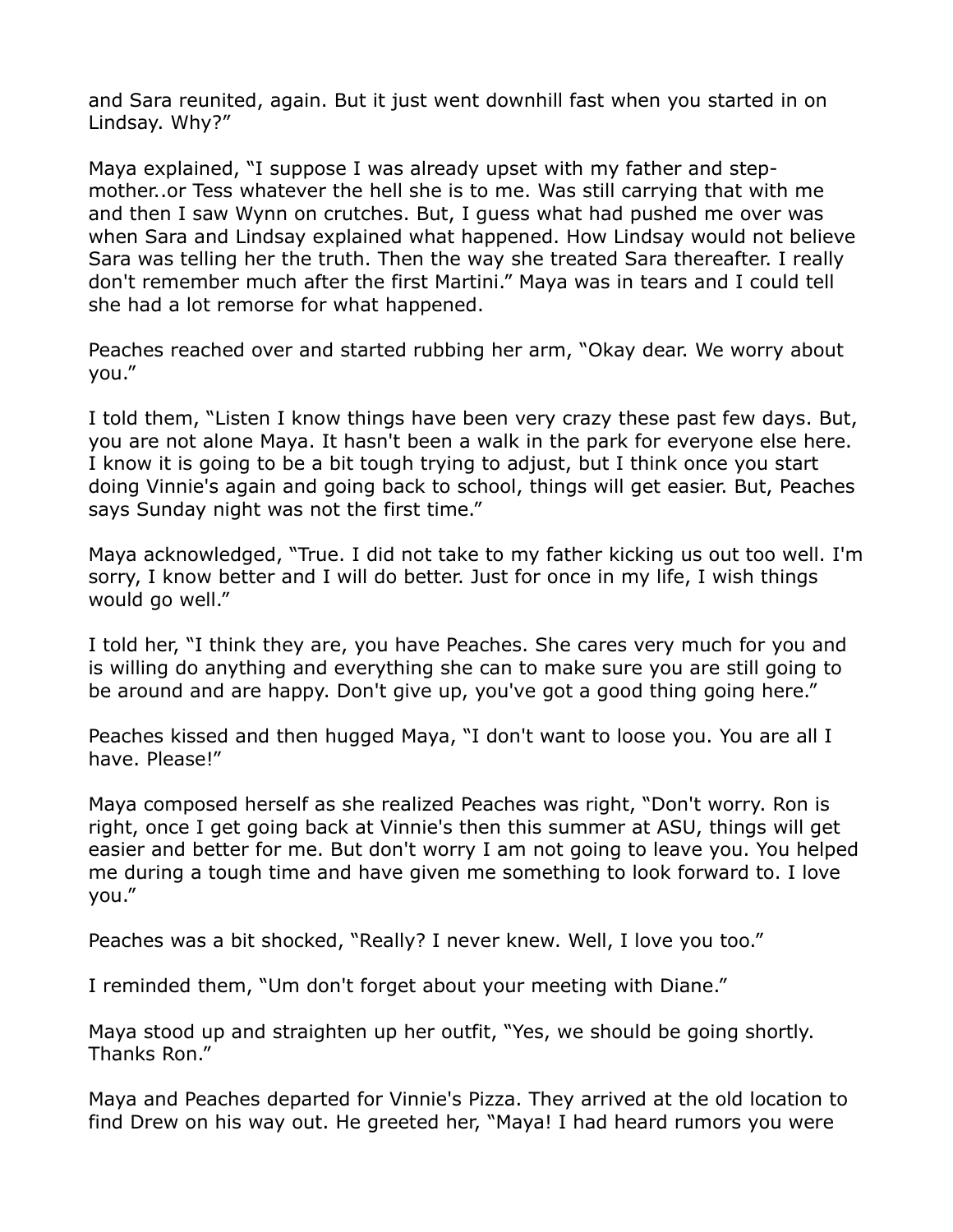and Sara reunited, again. But it just went downhill fast when you started in on Lindsay. Why?"

Maya explained, "I suppose I was already upset with my father and step-mother..or Tess whatever the hell she is to me. Was still carrying that with me and then I saw Wynn on crutches. But, I guess what had pushed me over was when Sara and Lindsay explained what happened. How Lindsay would not believe Sara was telling her the truth. Then the way she treated Sara thereafter. I really don't remember much after the first Martini." Maya was in tears and I could tell she had a lot remorse for what happened.

Peaches reached over and started rubbing her arm, "Okay dear. We worry about you."

I told them, "Listen I know things have been very crazy these past few days. But, you are not alone Maya. It hasn't been a walk in the park for everyone else here. I know it is going to be a bit tough trying to adjust, but I think once you start doing Vinnie's again and going back to school, things will get easier. But, Peaches says Sunday night was not the first time."

Maya acknowledged, "True. I did not take to my father kicking us out too well. I'm sorry, I know better and I will do better. Just for once in my life, I wish things would go well."

I told her, "I think they are, you have Peaches. She cares very much for you and is willing do anything and everything she can to make sure you are still going to be around and are happy. Don't give up, you've got a good thing going here."

Peaches kissed and then hugged Maya, "I don't want to loose you. You are all I have. Please!"

Maya composed herself as she realized Peaches was right, "Don't worry. Ron is right, once I get going back at Vinnie's then this summer at ASU, things will get easier and better for me. But don't worry I am not going to leave you. You helped me during a tough time and have given me something to look forward to. I love you."

Peaches was a bit shocked, "Really? I never knew. Well, I love you too."

I reminded them, "Um don't forget about your meeting with Diane."

Maya stood up and straighten up her outfit, "Yes, we should be going shortly. Thanks Ron."

Maya and Peaches departed for Vinnie's Pizza. They arrived at the old location to find Drew on his way out. He greeted her, "Maya! I had heard rumors you were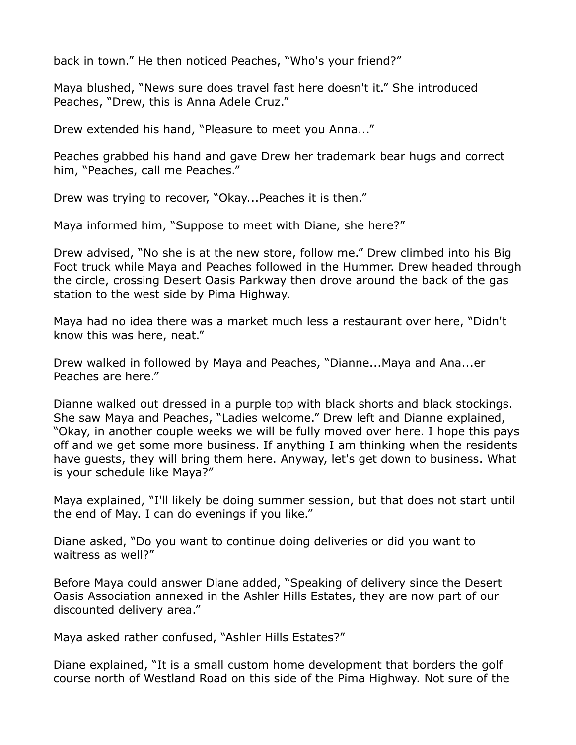back in town." He then noticed Peaches, "Who's your friend?"

Maya blushed, "News sure does travel fast here doesn't it." She introduced Peaches, "Drew, this is Anna Adele Cruz."

Drew extended his hand, "Pleasure to meet you Anna..."

Peaches grabbed his hand and gave Drew her trademark bear hugs and correct him, "Peaches, call me Peaches."

Drew was trying to recover, "Okay...Peaches it is then."

Maya informed him, "Suppose to meet with Diane, she here?"

Drew advised, "No she is at the new store, follow me." Drew climbed into his Big Foot truck while Maya and Peaches followed in the Hummer. Drew headed through the circle, crossing Desert Oasis Parkway then drove around the back of the gas station to the west side by Pima Highway.

Maya had no idea there was a market much less a restaurant over here, "Didn't know this was here, neat."

Drew walked in followed by Maya and Peaches, "Dianne...Maya and Ana...er Peaches are here."

Dianne walked out dressed in a purple top with black shorts and black stockings. She saw Maya and Peaches, "Ladies welcome." Drew left and Dianne explained, "Okay, in another couple weeks we will be fully moved over here. I hope this pays off and we get some more business. If anything I am thinking when the residents have guests, they will bring them here. Anyway, let's get down to business. What is your schedule like Maya?"

Maya explained, "I'll likely be doing summer session, but that does not start until the end of May. I can do evenings if you like."

Diane asked, "Do you want to continue doing deliveries or did you want to waitress as well?"

Before Maya could answer Diane added, "Speaking of delivery since the Desert Oasis Association annexed in the Ashler Hills Estates, they are now part of our discounted delivery area."

Maya asked rather confused, "Ashler Hills Estates?"

Diane explained, "It is a small custom home development that borders the golf course north of Westland Road on this side of the Pima Highway. Not sure of the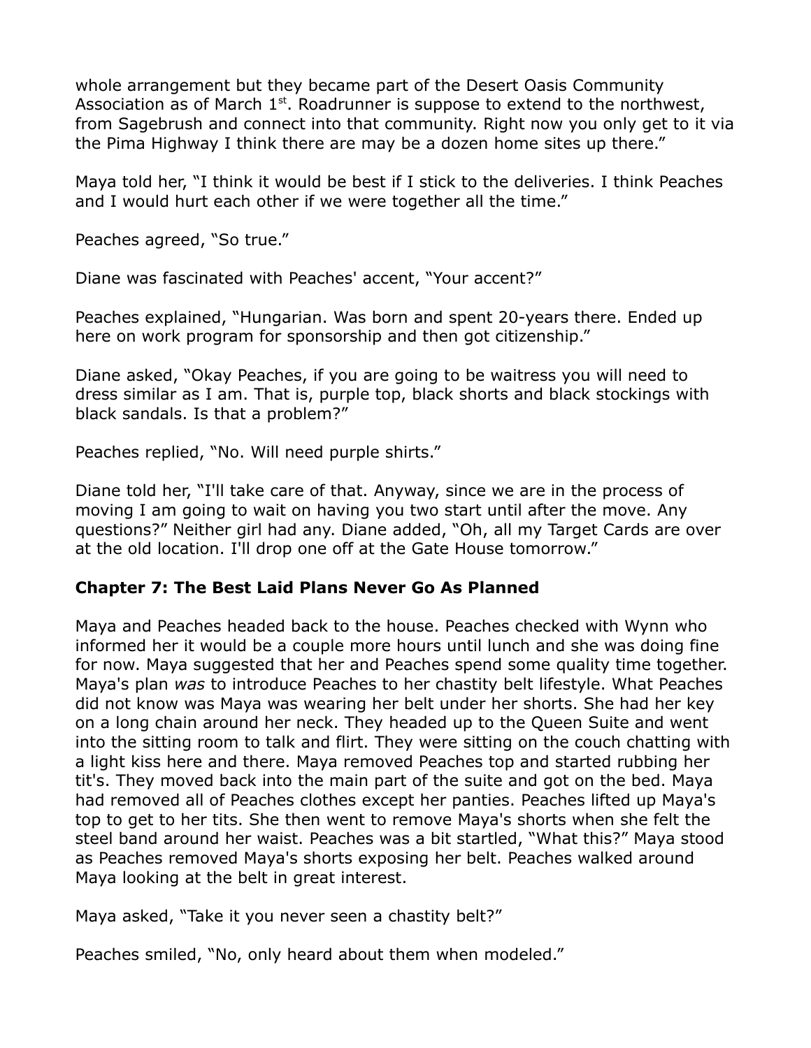whole arrangement but they became part of the Desert Oasis Community Association as of March 1st. Roadrunner is suppose to extend to the northwest, from Sagebrush and connect into that community. Right now you only get to it via the Pima Highway I think there are may be a dozen home sites up there."

Maya told her, "I think it would be best if I stick to the deliveries. I think Peaches and I would hurt each other if we were together all the time."

Peaches agreed, "So true."

Diane was fascinated with Peaches' accent, "Your accent?"

Peaches explained, "Hungarian. Was born and spent 20-years there. Ended up here on work program for sponsorship and then got citizenship."

Diane asked, "Okay Peaches, if you are going to be waitress you will need to dress similar as I am. That is, purple top, black shorts and black stockings with black sandals. Is that a problem?"

Peaches replied, "No. Will need purple shirts."

Diane told her, "I'll take care of that. Anyway, since we are in the process of moving I am going to wait on having you two start until after the move. Any questions?" Neither girl had any. Diane added, "Oh, all my Target Cards are over at the old location. I'll drop one off at the Gate House tomorrow."

### Chapter 7: The Best Laid Plans Never Go As Planned

Maya and Peaches headed back to the house. Peaches checked with Wynn who informed her it would be a couple more hours until lunch and she was doing fine for now. Maya suggested that her and Peaches spend some quality time together. Maya's plan *was* to introduce Peaches to her chastity belt lifestyle. What Peaches did not know was Maya was wearing her belt under her shorts. She had her key on a long chain around her neck. They headed up to the Queen Suite and went into the sitting room to talk and flirt. They were sitting on the couch chatting with a light kiss here and there. Maya removed Peaches top and started rubbing her tit's. They moved back into the main part of the suite and got on the bed. Maya had removed all of Peaches clothes except her panties. Peaches lifted up Maya's top to get to her tits. She then went to remove Maya's shorts when she felt the steel band around her waist. Peaches was a bit startled, "What this?" Maya stood as Peaches removed Maya's shorts exposing her belt. Peaches walked around Maya looking at the belt in great interest.

Maya asked, "Take it you never seen a chastity belt?"

Peaches smiled, "No, only heard about them when modeled."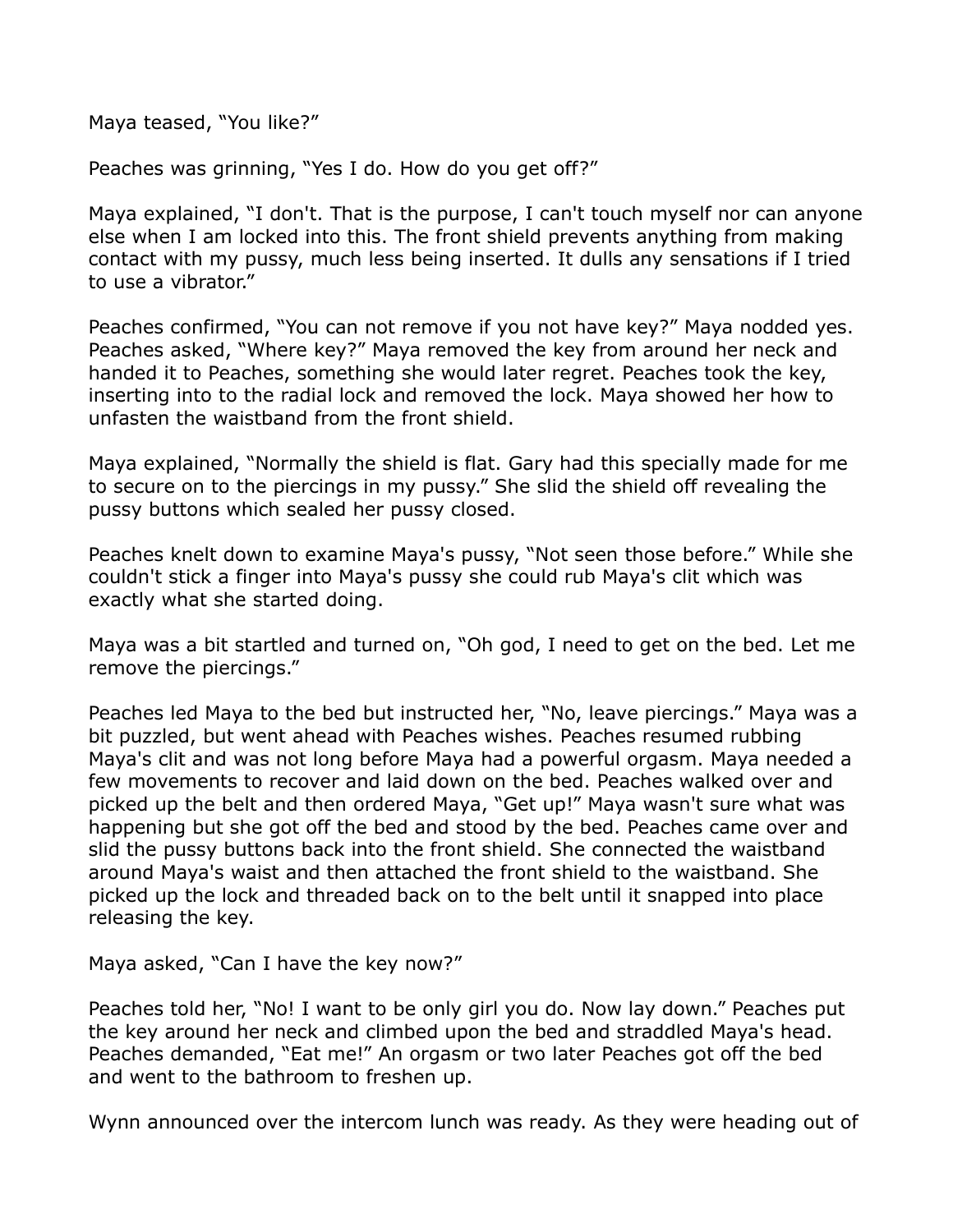Maya teased, "You like?"

Peaches was grinning, "Yes I do. How do you get off?"

Maya explained, "I don't. That is the purpose, I can't touch myself nor can anyone else when I am locked into this. The front shield prevents anything from making contact with my pussy, much less being inserted. It dulls any sensations if I tried to use a vibrator."

Peaches confirmed, "You can not remove if you not have key?" Maya nodded yes. Peaches asked, "Where key?" Maya removed the key from around her neck and handed it to Peaches, something she would later regret. Peaches took the key, inserting into to the radial lock and removed the lock. Maya showed her how to unfasten the waistband from the front shield.

Maya explained, "Normally the shield is flat. Gary had this specially made for me to secure on to the piercings in my pussy." She slid the shield off revealing the pussy buttons which sealed her pussy closed.

Peaches knelt down to examine Maya's pussy, "Not seen those before." While she couldn't stick a finger into Maya's pussy she could rub Maya's clit which was exactly what she started doing.

Maya was a bit startled and turned on, "Oh god, I need to get on the bed. Let me remove the piercings."

Peaches led Maya to the bed but instructed her, "No, leave piercings." Maya was a bit puzzled, but went ahead with Peaches wishes. Peaches resumed rubbing Maya's clit and was not long before Maya had a powerful orgasm. Maya needed a few movements to recover and laid down on the bed. Peaches walked over and picked up the belt and then ordered Maya, "Get up!" Maya wasn't sure what was happening but she got off the bed and stood by the bed. Peaches came over and slid the pussy buttons back into the front shield. She connected the waistband around Maya's waist and then attached the front shield to the waistband. She picked up the lock and threaded back on to the belt until it snapped into place releasing the key.

Maya asked, "Can I have the key now?"

Peaches told her, "No! I want to be only girl you do. Now lay down." Peaches put the key around her neck and climbed upon the bed and straddled Maya's head. Peaches demanded, "Eat me!" An orgasm or two later Peaches got off the bed and went to the bathroom to freshen up.

Wynn announced over the intercom lunch was ready. As they were heading out of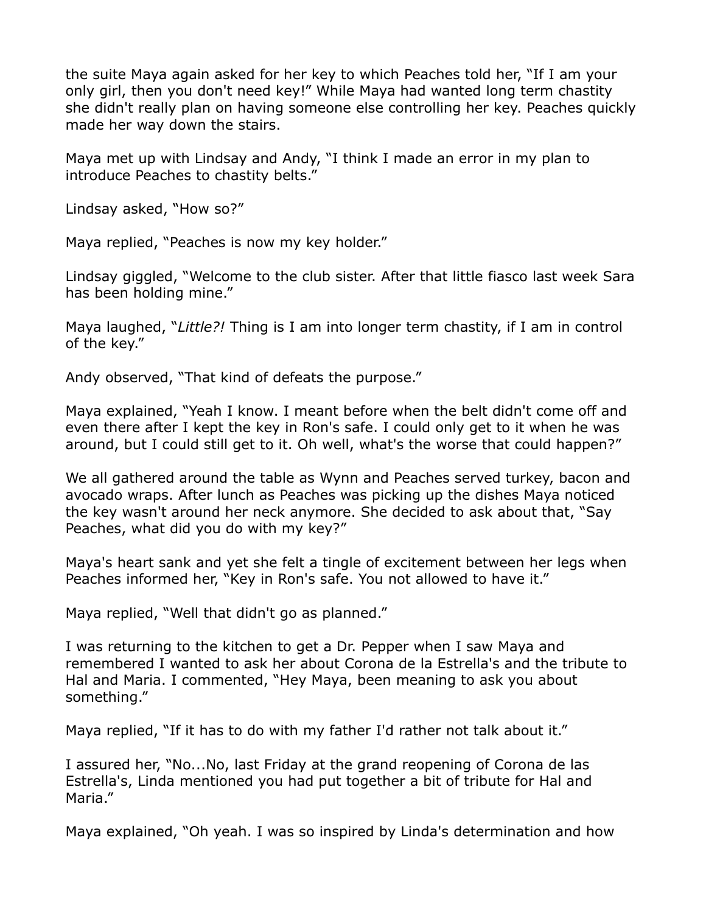the suite Maya again asked for her key to which Peaches told her, "If I am your only girl, then you don't need key!" While Maya had wanted long term chastity she didn't really plan on having someone else controlling her key. Peaches quickly made her way down the stairs.

Maya met up with Lindsay and Andy, "I think I made an error in my plan to introduce Peaches to chastity belts."

Lindsay asked, "How so?"

Maya replied, "Peaches is now my key holder."

Lindsay giggled, "Welcome to the club sister. After that little fiasco last week Sara has been holding mine."

Maya laughed, "*Little?!* Thing is I am into longer term chastity, if I am in control of the key."

Andy observed, "That kind of defeats the purpose."

Maya explained, "Yeah I know. I meant before when the belt didn't come off and even there after I kept the key in Ron's safe. I could only get to it when he was around, but I could still get to it. Oh well, what's the worse that could happen?"

We all gathered around the table as Wynn and Peaches served turkey, bacon and avocado wraps. After lunch as Peaches was picking up the dishes Maya noticed the key wasn't around her neck anymore. She decided to ask about that, "Say Peaches, what did you do with my key?"

Maya's heart sank and yet she felt a tingle of excitement between her legs when Peaches informed her, "Key in Ron's safe. You not allowed to have it."

Maya replied, "Well that didn't go as planned."

I was returning to the kitchen to get a Dr. Pepper when I saw Maya and remembered I wanted to ask her about Corona de la Estrella's and the tribute to Hal and Maria. I commented, "Hey Maya, been meaning to ask you about something."

Maya replied, "If it has to do with my father I'd rather not talk about it."

I assured her, "No...No, last Friday at the grand reopening of Corona de las Estrella's, Linda mentioned you had put together a bit of tribute for Hal and Maria."

Maya explained, "Oh yeah. I was so inspired by Linda's determination and how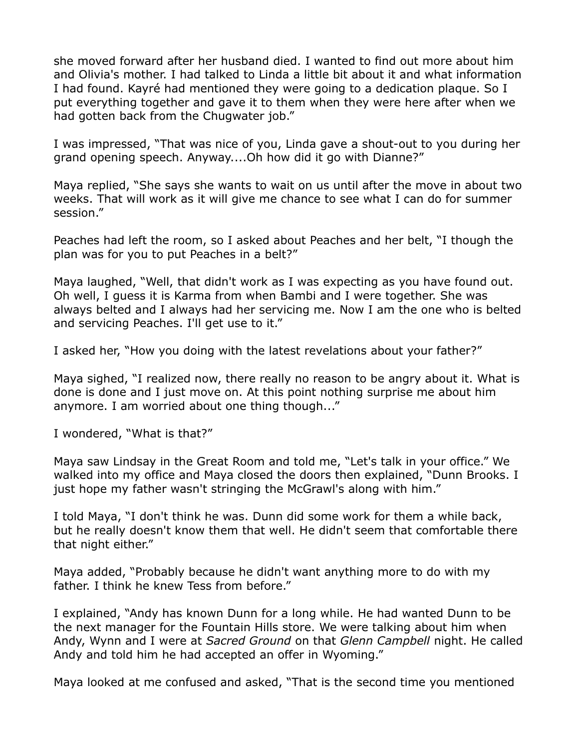she moved forward after her husband died. I wanted to find out more about him and Olivia's mother. I had talked to Linda a little bit about it and what information I had found. Kayré had mentioned they were going to a dedication plaque. So I put everything together and gave it to them when they were here after when we had gotten back from the Chugwater job."

I was impressed, "That was nice of you, Linda gave a shout-out to you during her grand opening speech. Anyway....Oh how did it go with Dianne?"

Maya replied, "She says she wants to wait on us until after the move in about two weeks. That will work as it will give me chance to see what I can do for summer session."

Peaches had left the room, so I asked about Peaches and her belt, "I though the plan was for you to put Peaches in a belt?"

Maya laughed, "Well, that didn't work as I was expecting as you have found out. Oh well, I guess it is Karma from when Bambi and I were together. She was always belted and I always had her servicing me. Now I am the one who is belted and servicing Peaches. I'll get use to it."

I asked her, "How you doing with the latest revelations about your father?"

Maya sighed, "I realized now, there really no reason to be angry about it. What is done is done and I just move on. At this point nothing surprise me about him anymore. I am worried about one thing though..."

I wondered, "What is that?"

Maya saw Lindsay in the Great Room and told me, "Let's talk in your office." We walked into my office and Maya closed the doors then explained, "Dunn Brooks. I just hope my father wasn't stringing the McGrawl's along with him."

I told Maya, "I don't think he was. Dunn did some work for them a while back, but he really doesn't know them that well. He didn't seem that comfortable there that night either."

Maya added, "Probably because he didn't want anything more to do with my father. I think he knew Tess from before."

I explained, "Andy has known Dunn for a long while. He had wanted Dunn to be the next manager for the Fountain Hills store. We were talking about him when Andy, Wynn and I were at *Sacred Ground* on that *Glenn Campbell* night. He called Andy and told him he had accepted an offer in Wyoming."

Maya looked at me confused and asked, "That is the second time you mentioned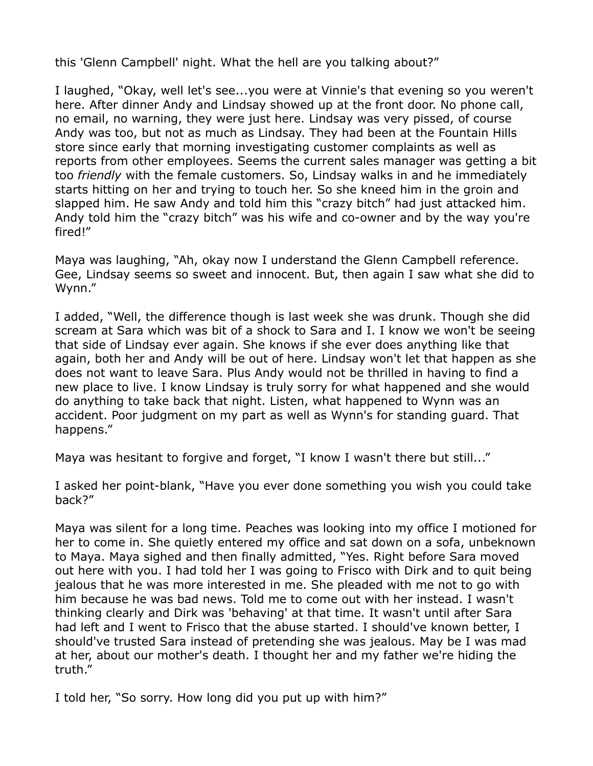this 'Glenn Campbell' night. What the hell are you talking about?"

I laughed, "Okay, well let's see...you were at Vinnie's that evening so you weren't here. After dinner Andy and Lindsay showed up at the front door. No phone call, no email, no warning, they were just here. Lindsay was very pissed, of course Andy was too, but not as much as Lindsay. They had been at the Fountain Hills store since early that morning investigating customer complaints as well as reports from other employees. Seems the current sales manager was getting a bit too *friendly* with the female customers. So, Lindsay walks in and he immediately starts hitting on her and trying to touch her. So she kneed him in the groin and slapped him. He saw Andy and told him this "crazy bitch" had just attacked him. Andy told him the "crazy bitch" was his wife and co-owner and by the way you're fired!"

Maya was laughing, "Ah, okay now I understand the Glenn Campbell reference. Gee, Lindsay seems so sweet and innocent. But, then again I saw what she did to Wynn."

I added, "Well, the difference though is last week she was drunk. Though she did scream at Sara which was bit of a shock to Sara and I. I know we won't be seeing that side of Lindsay ever again. She knows if she ever does anything like that again, both her and Andy will be out of here. Lindsay won't let that happen as she does not want to leave Sara. Plus Andy would not be thrilled in having to find a new place to live. I know Lindsay is truly sorry for what happened and she would do anything to take back that night. Listen, what happened to Wynn was an accident. Poor judgment on my part as well as Wynn's for standing guard. That happens."

Maya was hesitant to forgive and forget, "I know I wasn't there but still..."

I asked her point-blank, "Have you ever done something you wish you could take back?"

Maya was silent for a long time. Peaches was looking into my office I motioned for her to come in. She quietly entered my office and sat down on a sofa, unbeknown to Maya. Maya sighed and then finally admitted, "Yes. Right before Sara moved out here with you. I had told her I was going to Frisco with Dirk and to quit being jealous that he was more interested in me. She pleaded with me not to go with him because he was bad news. Told me to come out with her instead. I wasn't thinking clearly and Dirk was 'behaving' at that time. It wasn't until after Sara had left and I went to Frisco that the abuse started. I should've known better, I should've trusted Sara instead of pretending she was jealous. May be I was mad at her, about our mother's death. I thought her and my father we're hiding the truth."

I told her, "So sorry. How long did you put up with him?"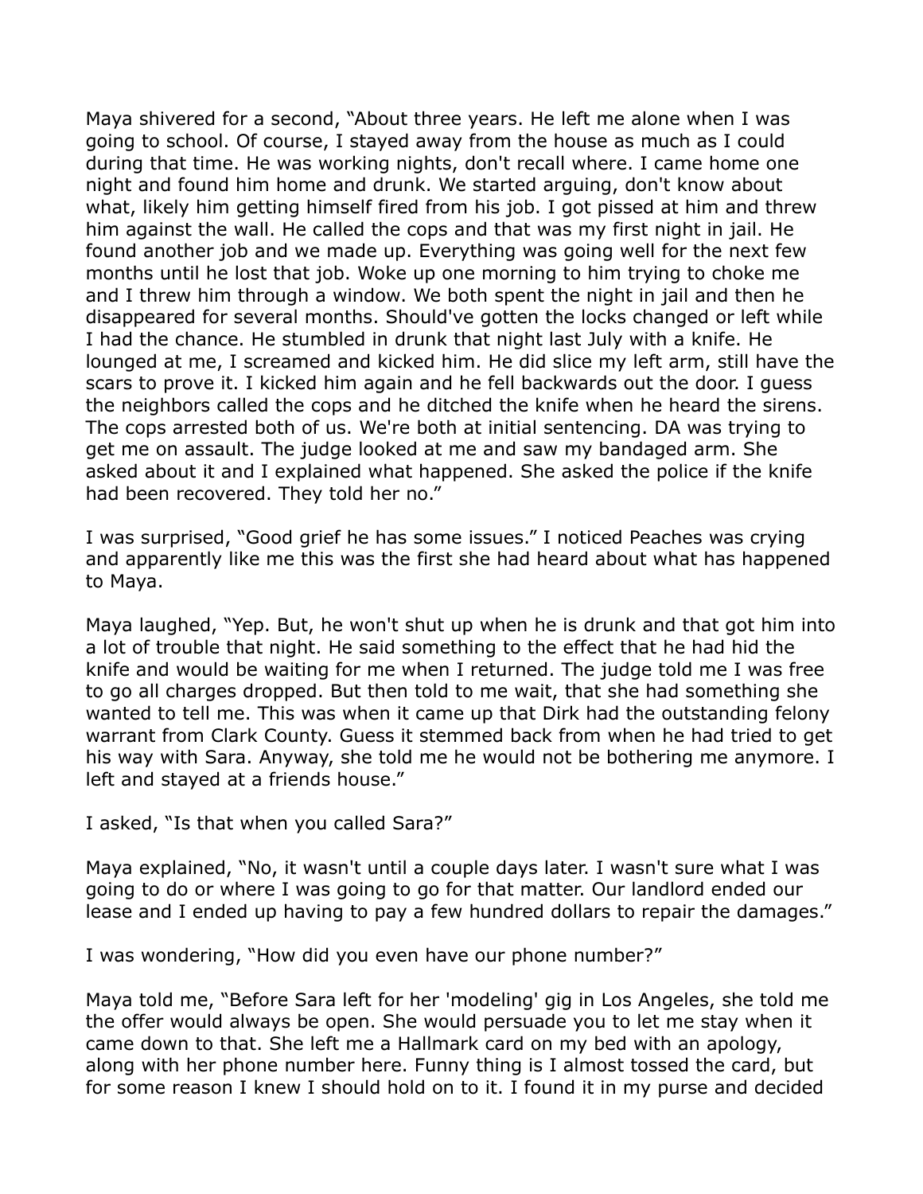Maya shivered for a second, "About three years. He left me alone when I was going to school. Of course, I stayed away from the house as much as I could during that time. He was working nights, don't recall where. I came home one night and found him home and drunk. We started arguing, don't know about what, likely him getting himself fired from his job. I got pissed at him and threw him against the wall. He called the cops and that was my first night in jail. He found another job and we made up. Everything was going well for the next few months until he lost that job. Woke up one morning to him trying to choke me and I threw him through a window. We both spent the night in jail and then he disappeared for several months. Should've gotten the locks changed or left while I had the chance. He stumbled in drunk that night last July with a knife. He lounged at me, I screamed and kicked him. He did slice my left arm, still have the scars to prove it. I kicked him again and he fell backwards out the door. I guess the neighbors called the cops and he ditched the knife when he heard the sirens. The cops arrested both of us. We're both at initial sentencing. DA was trying to get me on assault. The judge looked at me and saw my bandaged arm. She asked about it and I explained what happened. She asked the police if the knife had been recovered. They told her no."

I was surprised, "Good grief he has some issues." I noticed Peaches was crying and apparently like me this was the first she had heard about what has happened to Maya.

Maya laughed, "Yep. But, he won't shut up when he is drunk and that got him into a lot of trouble that night. He said something to the effect that he had hid the knife and would be waiting for me when I returned. The judge told me I was free to go all charges dropped. But then told to me wait, that she had something she wanted to tell me. This was when it came up that Dirk had the outstanding felony warrant from Clark County. Guess it stemmed back from when he had tried to get his way with Sara. Anyway, she told me he would not be bothering me anymore. I left and stayed at a friends house."

I asked, "Is that when you called Sara?"

Maya explained, "No, it wasn't until a couple days later. I wasn't sure what I was going to do or where I was going to go for that matter. Our landlord ended our lease and I ended up having to pay a few hundred dollars to repair the damages."

I was wondering, "How did you even have our phone number?"

Maya told me, "Before Sara left for her 'modeling' gig in Los Angeles, she told me the offer would always be open. She would persuade you to let me stay when it came down to that. She left me a Hallmark card on my bed with an apology, along with her phone number here. Funny thing is I almost tossed the card, but for some reason I knew I should hold on to it. I found it in my purse and decided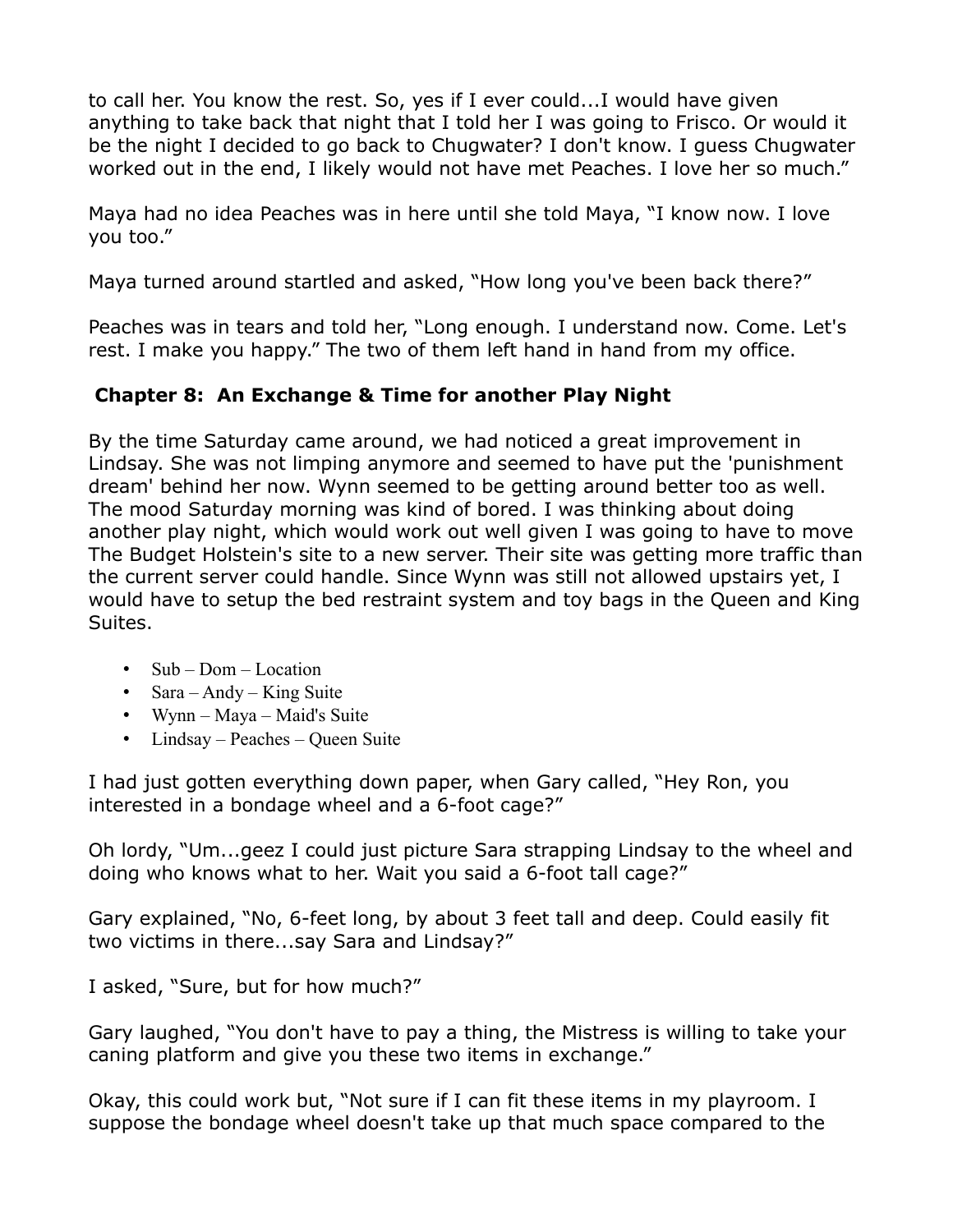to call her. You know the rest. So, yes if I ever could...I would have given anything to take back that night that I told her I was going to Frisco. Or would it be the night I decided to go back to Chugwater? I don't know. I guess Chugwater worked out in the end, I likely would not have met Peaches. I love her so much."

Maya had no idea Peaches was in here until she told Maya, "I know now. I love you too."

Maya turned around startled and asked, "How long you've been back there?"

Peaches was in tears and told her, "Long enough. I understand now. Come. Let's rest. I make you happy." The two of them left hand in hand from my office.

## Chapter 8: An Exchange & Time for another Play Night

By the time Saturday came around, we had noticed a great improvement in Lindsay. She was not limping anymore and seemed to have put the 'punishment dream' behind her now. Wynn seemed to be getting around better too as well. The mood Saturday morning was kind of bored. I was thinking about doing another play night, which would work out well given I was going to have to move The Budget Holstein's site to a new server. Their site was getting more traffic than the current server could handle. Since Wynn was still not allowed upstairs yet, I would have to setup the bed restraint system and toy bags in the Queen and King Suites.

- Sub – Dom – Location
- Sara – Andy – King Suite
- Wynn – Maya – Maid's Suite
- Lindsay – Peaches – Queen Suite

I had just gotten everything down paper, when Gary called, "Hey Ron, you interested in a bondage wheel and a 6-foot cage?"

Oh lordy, "Um...geez I could just picture Sara strapping Lindsay to the wheel and doing who knows what to her. Wait you said a 6-foot tall cage?"

Gary explained, "No, 6-feet long, by about 3 feet tall and deep. Could easily fit two victims in there...say Sara and Lindsay?"

I asked, "Sure, but for how much?"

Gary laughed, "You don't have to pay a thing, the Mistress is willing to take your caning platform and give you these two items in exchange."

Okay, this could work but, "Not sure if I can fit these items in my playroom. I suppose the bondage wheel doesn't take up that much space compared to the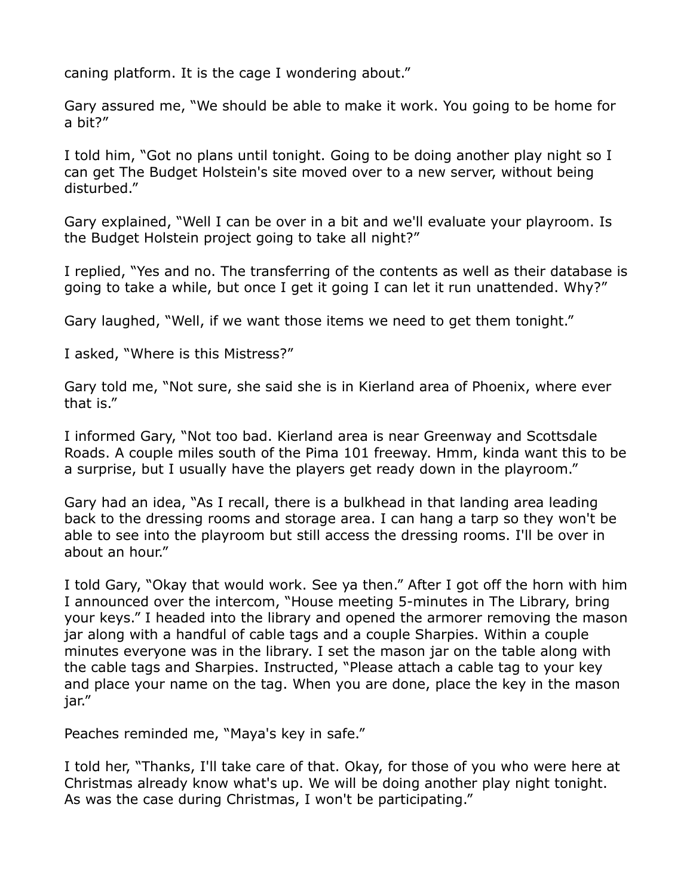caning platform. It is the cage I wondering about."

Gary assured me, "We should be able to make it work. You going to be home for a bit?"

I told him, "Got no plans until tonight. Going to be doing another play night so I can get The Budget Holstein's site moved over to a new server, without being disturbed."

Gary explained, "Well I can be over in a bit and we'll evaluate your playroom. Is the Budget Holstein project going to take all night?"

I replied, "Yes and no. The transferring of the contents as well as their database is going to take a while, but once I get it going I can let it run unattended. Why?"

Gary laughed, "Well, if we want those items we need to get them tonight."

I asked, "Where is this Mistress?"

Gary told me, "Not sure, she said she is in Kierland area of Phoenix, where ever that is."

I informed Gary, "Not too bad. Kierland area is near Greenway and Scottsdale Roads. A couple miles south of the Pima 101 freeway. Hmm, kinda want this to be a surprise, but I usually have the players get ready down in the playroom."

Gary had an idea, "As I recall, there is a bulkhead in that landing area leading back to the dressing rooms and storage area. I can hang a tarp so they won't be able to see into the playroom but still access the dressing rooms. I'll be over in about an hour."

I told Gary, "Okay that would work. See ya then." After I got off the horn with him I announced over the intercom, "House meeting 5-minutes in The Library, bring your keys." I headed into the library and opened the armorer removing the mason jar along with a handful of cable tags and a couple Sharpies. Within a couple minutes everyone was in the library. I set the mason jar on the table along with the cable tags and Sharpies. Instructed, "Please attach a cable tag to your key and place your name on the tag. When you are done, place the key in the mason jar."

Peaches reminded me, "Maya's key in safe."

I told her, "Thanks, I'll take care of that. Okay, for those of you who were here at Christmas already know what's up. We will be doing another play night tonight. As was the case during Christmas, I won't be participating."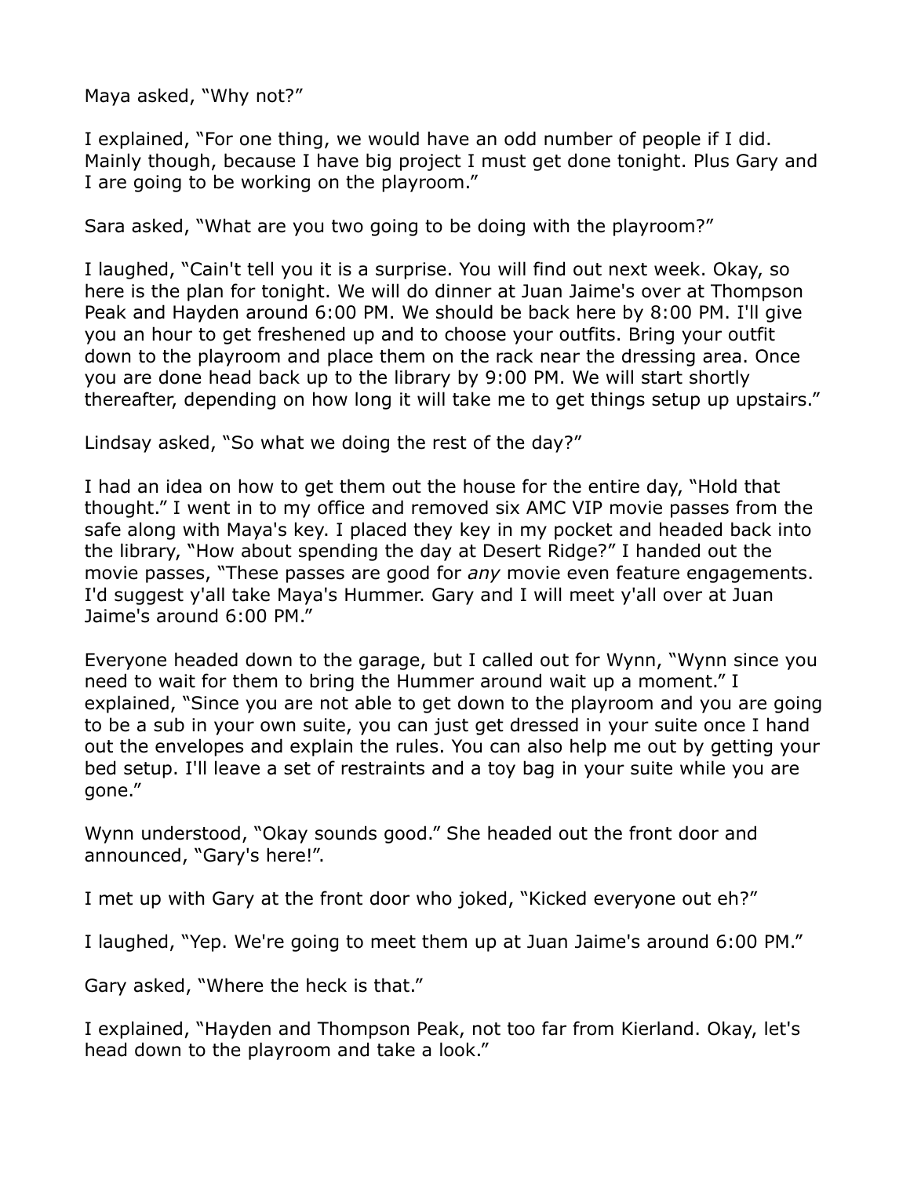Maya asked, “Why not?”

I explained, “For one thing, we would have an odd number of people if I did. Mainly though, because I have big project I must get done tonight. Plus Gary and I are going to be working on the playroom.”

Sara asked, “What are you two going to be doing with the playroom?”

I laughed, “Cain't tell you it is a surprise. You will find out next week. Okay, so here is the plan for tonight. We will do dinner at Juan Jaime's over at Thompson Peak and Hayden around 6:00 PM. We should be back here by 8:00 PM. I'll give you an hour to get freshened up and to choose your outfits. Bring your outfit down to the playroom and place them on the rack near the dressing area. Once you are done head back up to the library by 9:00 PM. We will start shortly thereafter, depending on how long it will take me to get things setup up upstairs.”

Lindsay asked, “So what we doing the rest of the day?”

I had an idea on how to get them out the house for the entire day, “Hold that thought.” I went in to my office and removed six AMC VIP movie passes from the safe along with Maya's key. I placed they key in my pocket and headed back into the library, “How about spending the day at Desert Ridge?” I handed out the movie passes, “These passes are good for *any* movie even feature engagements. I'd suggest y'all take Maya's Hummer. Gary and I will meet y'all over at Juan Jaime's around 6:00 PM.”

Everyone headed down to the garage, but I called out for Wynn, “Wynn since you need to wait for them to bring the Hummer around wait up a moment.” I explained, “Since you are not able to get down to the playroom and you are going to be a sub in your own suite, you can just get dressed in your suite once I hand out the envelopes and explain the rules. You can also help me out by getting your bed setup. I'll leave a set of restraints and a toy bag in your suite while you are gone.”

Wynn understood, “Okay sounds good.” She headed out the front door and announced, “Gary's here!”.

I met up with Gary at the front door who joked, “Kicked everyone out eh?”

I laughed, “Yep. We're going to meet them up at Juan Jaime's around 6:00 PM.”

Gary asked, “Where the heck is that.”

I explained, “Hayden and Thompson Peak, not too far from Kierland. Okay, let's head down to the playroom and take a look.”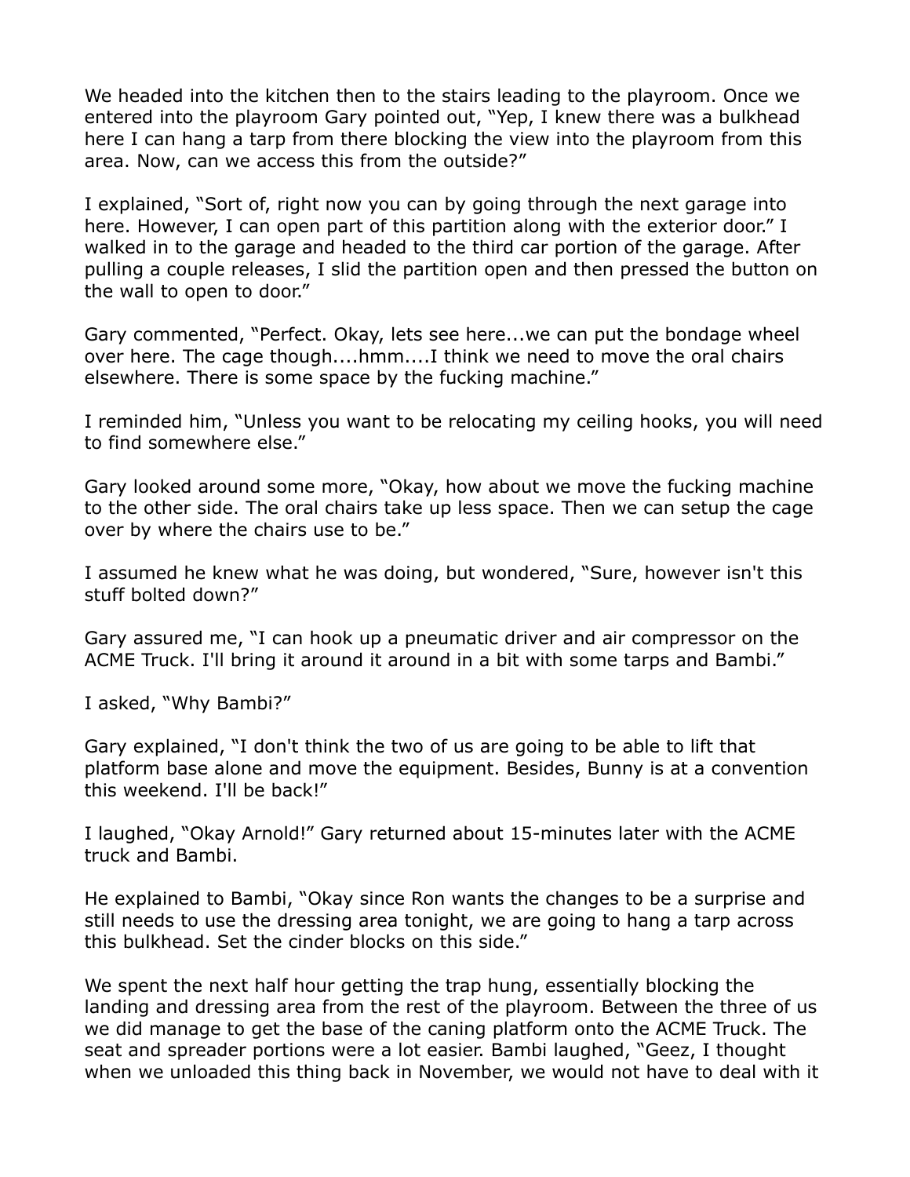We headed into the kitchen then to the stairs leading to the playroom. Once we entered into the playroom Gary pointed out, "Yep, I knew there was a bulkhead here I can hang a tarp from there blocking the view into the playroom from this area. Now, can we access this from the outside?"

I explained, "Sort of, right now you can by going through the next garage into here. However, I can open part of this partition along with the exterior door." I walked in to the garage and headed to the third car portion of the garage. After pulling a couple releases, I slid the partition open and then pressed the button on the wall to open to door."

Gary commented, "Perfect. Okay, lets see here...we can put the bondage wheel over here. The cage though....hmm....I think we need to move the oral chairs elsewhere. There is some space by the fucking machine."

I reminded him, "Unless you want to be relocating my ceiling hooks, you will need to find somewhere else."

Gary looked around some more, "Okay, how about we move the fucking machine to the other side. The oral chairs take up less space. Then we can setup the cage over by where the chairs use to be."

I assumed he knew what he was doing, but wondered, "Sure, however isn't this stuff bolted down?"

Gary assured me, "I can hook up a pneumatic driver and air compressor on the ACME Truck. I'll bring it around it around in a bit with some tarps and Bambi."

I asked, "Why Bambi?"

Gary explained, "I don't think the two of us are going to be able to lift that platform base alone and move the equipment. Besides, Bunny is at a convention this weekend. I'll be back!"

I laughed, "Okay Arnold!" Gary returned about 15-minutes later with the ACME truck and Bambi.

He explained to Bambi, "Okay since Ron wants the changes to be a surprise and still needs to use the dressing area tonight, we are going to hang a tarp across this bulkhead. Set the cinder blocks on this side."

We spent the next half hour getting the trap hung, essentially blocking the landing and dressing area from the rest of the playroom. Between the three of us we did manage to get the base of the caning platform onto the ACME Truck. The seat and spreader portions were a lot easier. Bambi laughed, "Geez, I thought when we unloaded this thing back in November, we would not have to deal with it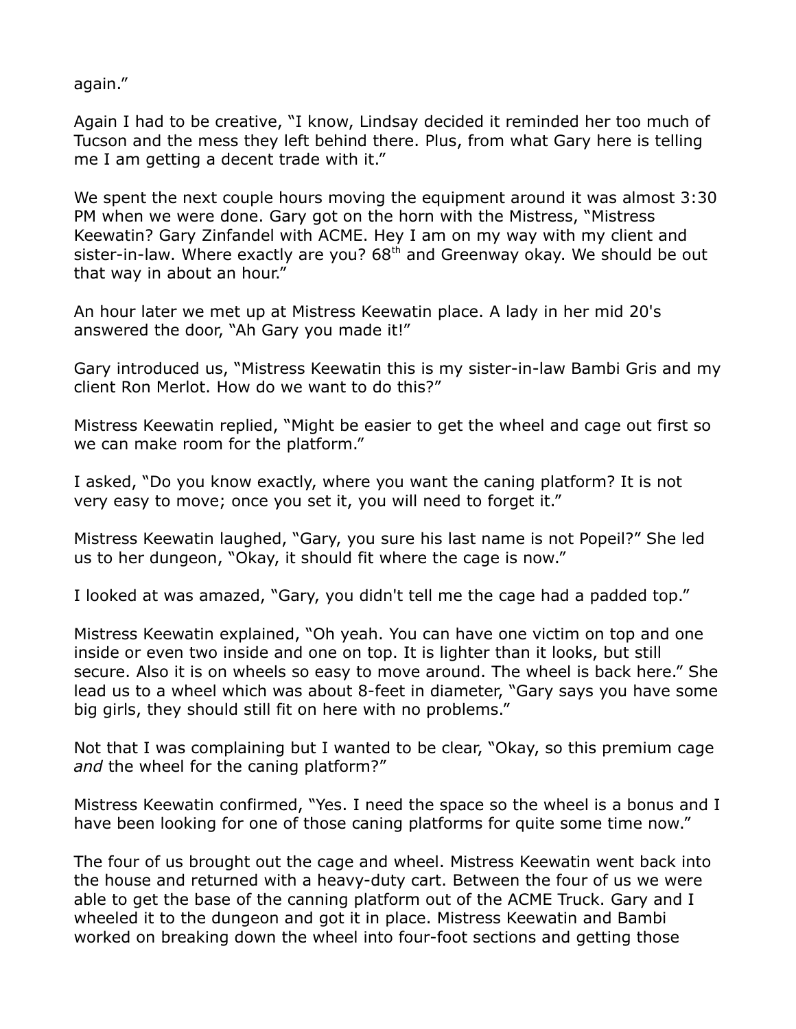again."

Again I had to be creative, "I know, Lindsay decided it reminded her too much of Tucson and the mess they left behind there. Plus, from what Gary here is telling me I am getting a decent trade with it."

We spent the next couple hours moving the equipment around it was almost 3:30 PM when we were done. Gary got on the horn with the Mistress, "Mistress Keewatin? Gary Zinfandel with ACME. Hey I am on my way with my client and sister-in-law. Where exactly are you? 68th and Greenway okay. We should be out that way in about an hour."

An hour later we met up at Mistress Keewatin place. A lady in her mid 20's answered the door, "Ah Gary you made it!"

Gary introduced us, "Mistress Keewatin this is my sister-in-law Bambi Gris and my client Ron Merlot. How do we want to do this?"

Mistress Keewatin replied, "Might be easier to get the wheel and cage out first so we can make room for the platform."

I asked, "Do you know exactly, where you want the caning platform? It is not very easy to move; once you set it, you will need to forget it."

Mistress Keewatin laughed, "Gary, you sure his last name is not Popeil?" She led us to her dungeon, "Okay, it should fit where the cage is now."

I looked at was amazed, "Gary, you didn't tell me the cage had a padded top."

Mistress Keewatin explained, "Oh yeah. You can have one victim on top and one inside or even two inside and one on top. It is lighter than it looks, but still secure. Also it is on wheels so easy to move around. The wheel is back here." She lead us to a wheel which was about 8-feet in diameter, "Gary says you have some big girls, they should still fit on here with no problems."

Not that I was complaining but I wanted to be clear, "Okay, so this premium cage *and* the wheel for the caning platform?"

Mistress Keewatin confirmed, "Yes. I need the space so the wheel is a bonus and I have been looking for one of those caning platforms for quite some time now."

The four of us brought out the cage and wheel. Mistress Keewatin went back into the house and returned with a heavy-duty cart. Between the four of us we were able to get the base of the canning platform out of the ACME Truck. Gary and I wheeled it to the dungeon and got it in place. Mistress Keewatin and Bambi worked on breaking down the wheel into four-foot sections and getting those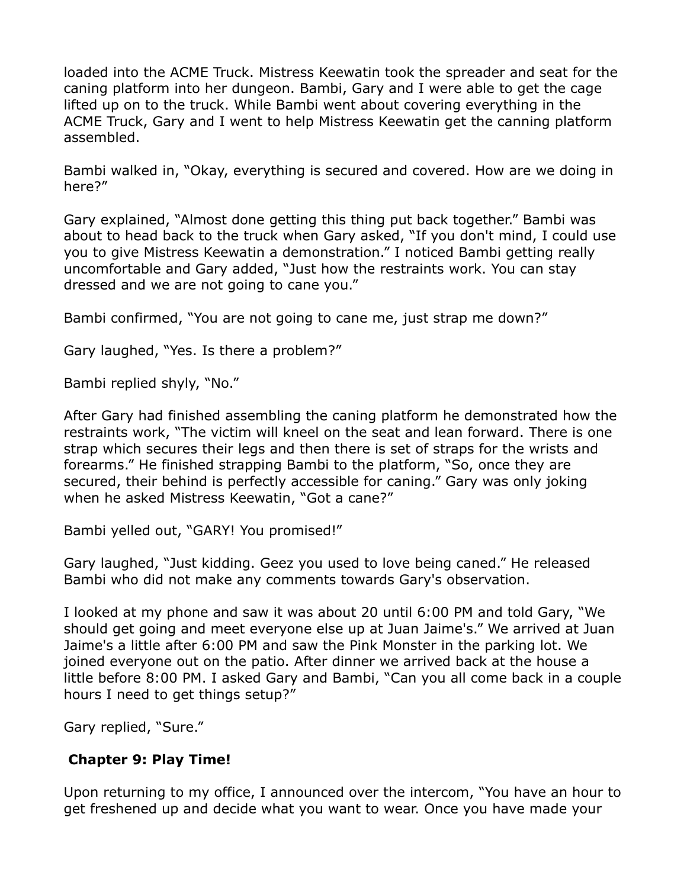loaded into the ACME Truck. Mistress Keewatin took the spreader and seat for the caning platform into her dungeon. Bambi, Gary and I were able to get the cage lifted up on to the truck. While Bambi went about covering everything in the ACME Truck, Gary and I went to help Mistress Keewatin get the canning platform assembled.

Bambi walked in, "Okay, everything is secured and covered. How are we doing in here?"

Gary explained, "Almost done getting this thing put back together." Bambi was about to head back to the truck when Gary asked, "If you don't mind, I could use you to give Mistress Keewatin a demonstration." I noticed Bambi getting really uncomfortable and Gary added, "Just how the restraints work. You can stay dressed and we are not going to cane you."

Bambi confirmed, "You are not going to cane me, just strap me down?"

Gary laughed, "Yes. Is there a problem?"

Bambi replied shyly, "No."

After Gary had finished assembling the caning platform he demonstrated how the restraints work, "The victim will kneel on the seat and lean forward. There is one strap which secures their legs and then there is set of straps for the wrists and forearms." He finished strapping Bambi to the platform, "So, once they are secured, their behind is perfectly accessible for caning." Gary was only joking when he asked Mistress Keewatin, "Got a cane?"

Bambi yelled out, "GARY! You promised!"

Gary laughed, "Just kidding. Geez you used to love being caned." He released Bambi who did not make any comments towards Gary's observation.

I looked at my phone and saw it was about 20 until 6:00 PM and told Gary, "We should get going and meet everyone else up at Juan Jaime's." We arrived at Juan Jaime's a little after 6:00 PM and saw the Pink Monster in the parking lot. We joined everyone out on the patio. After dinner we arrived back at the house a little before 8:00 PM. I asked Gary and Bambi, "Can you all come back in a couple hours I need to get things setup?"

Gary replied, "Sure."

## Chapter 9: Play Time!

Upon returning to my office, I announced over the intercom, "You have an hour to get freshened up and decide what you want to wear. Once you have made your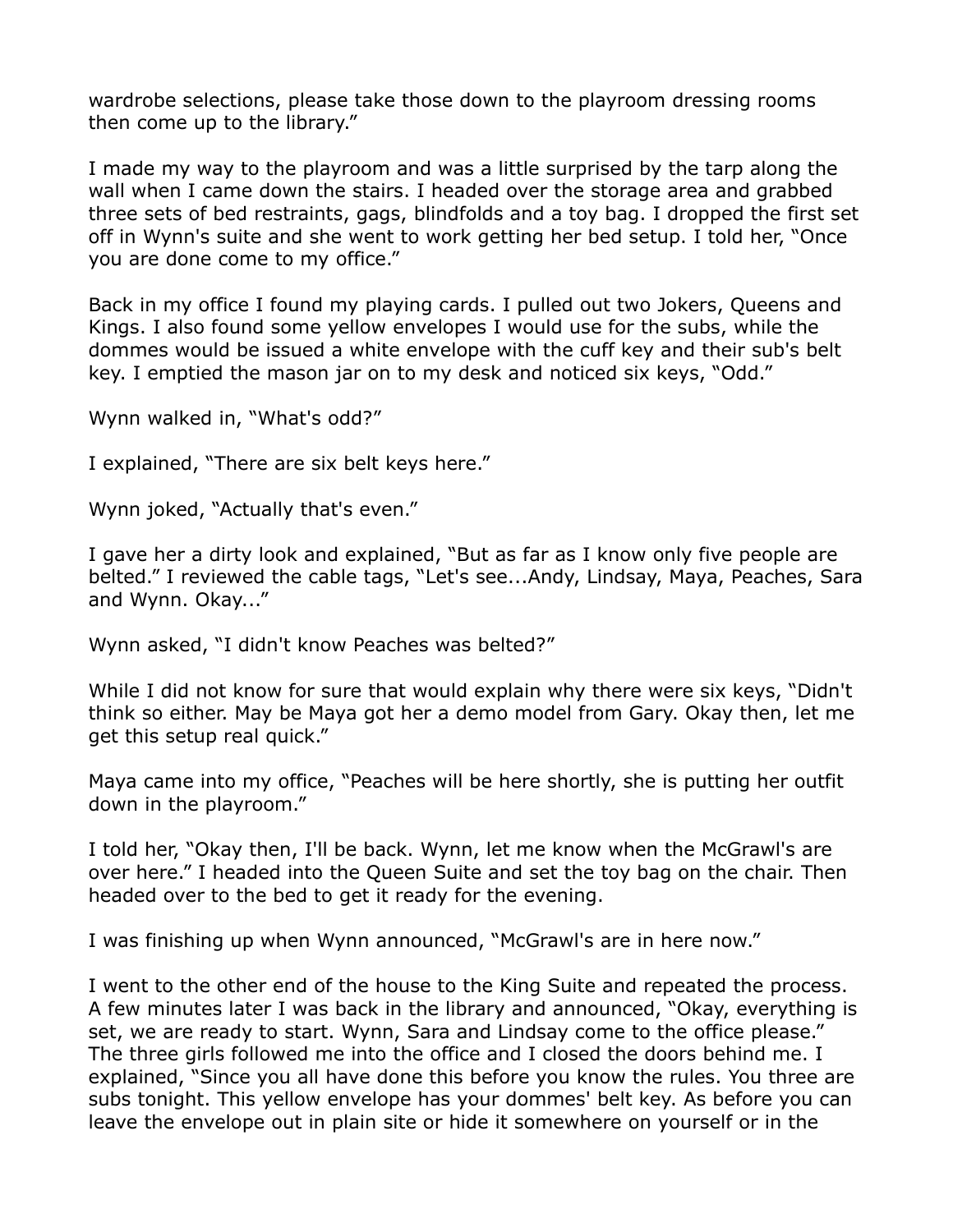wardrobe selections, please take those down to the playroom dressing rooms then come up to the library."

I made my way to the playroom and was a little surprised by the tarp along the wall when I came down the stairs. I headed over the storage area and grabbed three sets of bed restraints, gags, blindfolds and a toy bag. I dropped the first set off in Wynn's suite and she went to work getting her bed setup. I told her, "Once you are done come to my office."

Back in my office I found my playing cards. I pulled out two Jokers, Queens and Kings. I also found some yellow envelopes I would use for the subs, while the dommes would be issued a white envelope with the cuff key and their sub's belt key. I emptied the mason jar on to my desk and noticed six keys, "Odd."

Wynn walked in, "What's odd?"

I explained, "There are six belt keys here."

Wynn joked, "Actually that's even."

I gave her a dirty look and explained, "But as far as I know only five people are belted." I reviewed the cable tags, "Let's see...Andy, Lindsay, Maya, Peaches, Sara and Wynn. Okay..."

Wynn asked, "I didn't know Peaches was belted?"

While I did not know for sure that would explain why there were six keys, "Didn't think so either. May be Maya got her a demo model from Gary. Okay then, let me get this setup real quick."

Maya came into my office, "Peaches will be here shortly, she is putting her outfit down in the playroom."

I told her, "Okay then, I'll be back. Wynn, let me know when the McGrawl's are over here." I headed into the Queen Suite and set the toy bag on the chair. Then headed over to the bed to get it ready for the evening.

I was finishing up when Wynn announced, "McGrawl's are in here now."

I went to the other end of the house to the King Suite and repeated the process. A few minutes later I was back in the library and announced, "Okay, everything is set, we are ready to start. Wynn, Sara and Lindsay come to the office please." The three girls followed me into the office and I closed the doors behind me. I explained, "Since you all have done this before you know the rules. You three are subs tonight. This yellow envelope has your dommes' belt key. As before you can leave the envelope out in plain site or hide it somewhere on yourself or in the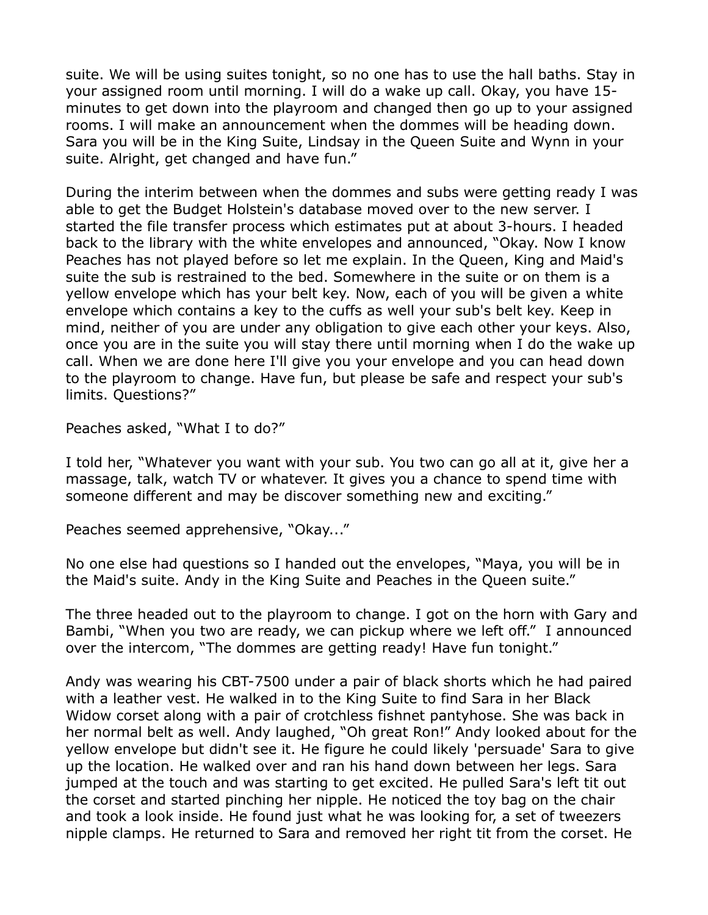suite. We will be using suites tonight, so no one has to use the hall baths. Stay in your assigned room until morning. I will do a wake up call. Okay, you have 15-minutes to get down into the playroom and changed then go up to your assigned rooms. I will make an announcement when the dommes will be heading down. Sara you will be in the King Suite, Lindsay in the Queen Suite and Wynn in your suite. Alright, get changed and have fun."

During the interim between when the dommes and subs were getting ready I was able to get the Budget Holstein's database moved over to the new server. I started the file transfer process which estimates put at about 3-hours. I headed back to the library with the white envelopes and announced, "Okay. Now I know Peaches has not played before so let me explain. In the Queen, King and Maid's suite the sub is restrained to the bed. Somewhere in the suite or on them is a yellow envelope which has your belt key. Now, each of you will be given a white envelope which contains a key to the cuffs as well your sub's belt key. Keep in mind, neither of you are under any obligation to give each other your keys. Also, once you are in the suite you will stay there until morning when I do the wake up call. When we are done here I'll give you your envelope and you can head down to the playroom to change. Have fun, but please be safe and respect your sub's limits. Questions?"

Peaches asked, "What I to do?"

I told her, "Whatever you want with your sub. You two can go all at it, give her a massage, talk, watch TV or whatever. It gives you a chance to spend time with someone different and may be discover something new and exciting."

Peaches seemed apprehensive, "Okay..."

No one else had questions so I handed out the envelopes, "Maya, you will be in the Maid's suite. Andy in the King Suite and Peaches in the Queen suite."

The three headed out to the playroom to change. I got on the horn with Gary and Bambi, "When you two are ready, we can pickup where we left off." I announced over the intercom, "The dommes are getting ready! Have fun tonight."

Andy was wearing his CBT-7500 under a pair of black shorts which he had paired with a leather vest. He walked in to the King Suite to find Sara in her Black Widow corset along with a pair of crotchless fishnet pantyhose. She was back in her normal belt as well. Andy laughed, "Oh great Ron!" Andy looked about for the yellow envelope but didn't see it. He figure he could likely 'persuade' Sara to give up the location. He walked over and ran his hand down between her legs. Sara jumped at the touch and was starting to get excited. He pulled Sara's left tit out the corset and started pinching her nipple. He noticed the toy bag on the chair and took a look inside. He found just what he was looking for, a set of tweezers nipple clamps. He returned to Sara and removed her right tit from the corset. He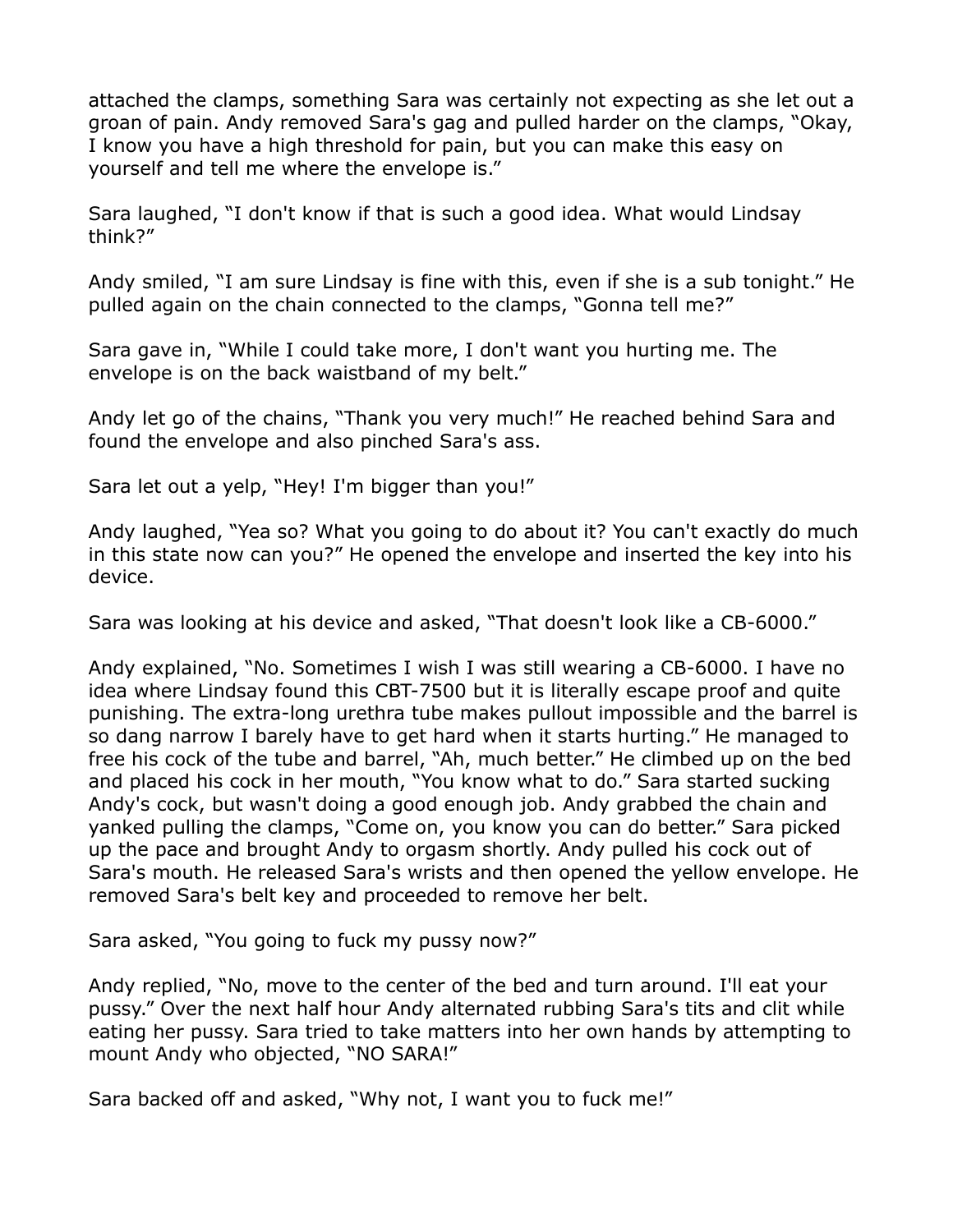attached the clamps, something Sara was certainly not expecting as she let out a groan of pain. Andy removed Sara's gag and pulled harder on the clamps, "Okay, I know you have a high threshold for pain, but you can make this easy on yourself and tell me where the envelope is."

Sara laughed, "I don't know if that is such a good idea. What would Lindsay think?"

Andy smiled, "I am sure Lindsay is fine with this, even if she is a sub tonight." He pulled again on the chain connected to the clamps, "Gonna tell me?"

Sara gave in, "While I could take more, I don't want you hurting me. The envelope is on the back waistband of my belt."

Andy let go of the chains, "Thank you very much!" He reached behind Sara and found the envelope and also pinched Sara's ass.

Sara let out a yelp, "Hey! I'm bigger than you!"

Andy laughed, "Yea so? What you going to do about it? You can't exactly do much in this state now can you?" He opened the envelope and inserted the key into his device.

Sara was looking at his device and asked, "That doesn't look like a CB-6000."

Andy explained, "No. Sometimes I wish I was still wearing a CB-6000. I have no idea where Lindsay found this CBT-7500 but it is literally escape proof and quite punishing. The extra-long urethra tube makes pullout impossible and the barrel is so dang narrow I barely have to get hard when it starts hurting." He managed to free his cock of the tube and barrel, "Ah, much better." He climbed up on the bed and placed his cock in her mouth, "You know what to do." Sara started sucking Andy's cock, but wasn't doing a good enough job. Andy grabbed the chain and yanked pulling the clamps, "Come on, you know you can do better." Sara picked up the pace and brought Andy to orgasm shortly. Andy pulled his cock out of Sara's mouth. He released Sara's wrists and then opened the yellow envelope. He removed Sara's belt key and proceeded to remove her belt.

Sara asked, "You going to fuck my pussy now?"

Andy replied, "No, move to the center of the bed and turn around. I'll eat your pussy." Over the next half hour Andy alternated rubbing Sara's tits and clit while eating her pussy. Sara tried to take matters into her own hands by attempting to mount Andy who objected, "NO SARA!"

Sara backed off and asked, "Why not, I want you to fuck me!"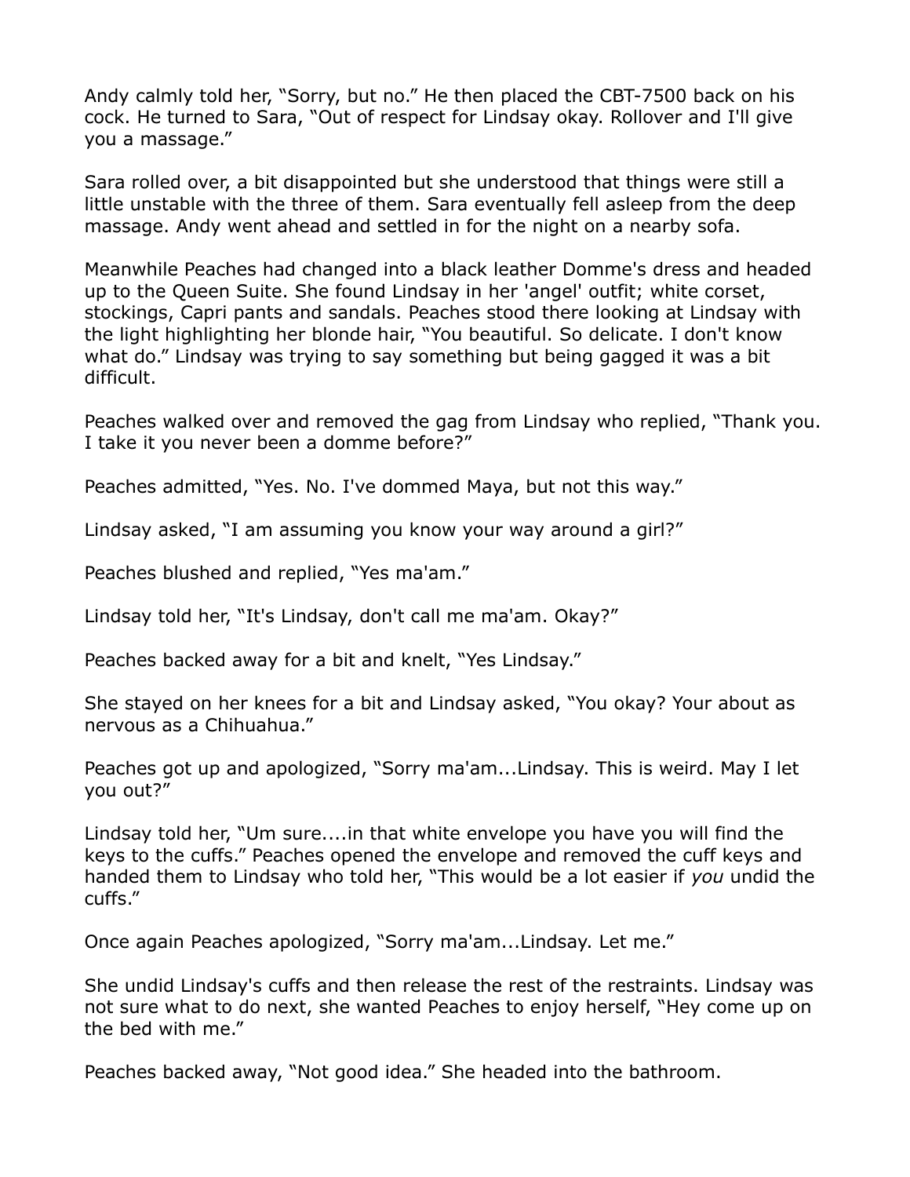Andy calmly told her, “Sorry, but no.” He then placed the CBT-7500 back on his cock. He turned to Sara, “Out of respect for Lindsay okay. Rollover and I'll give you a massage.”

Sara rolled over, a bit disappointed but she understood that things were still a little unstable with the three of them. Sara eventually fell asleep from the deep massage. Andy went ahead and settled in for the night on a nearby sofa.

Meanwhile Peaches had changed into a black leather Domme's dress and headed up to the Queen Suite. She found Lindsay in her 'angel' outfit; white corset, stockings, Capri pants and sandals. Peaches stood there looking at Lindsay with the light highlighting her blonde hair, “You beautiful. So delicate. I don't know what do.” Lindsay was trying to say something but being gagged it was a bit difficult.

Peaches walked over and removed the gag from Lindsay who replied, “Thank you. I take it you never been a domme before?”

Peaches admitted, “Yes. No. I've dommed Maya, but not this way.”

Lindsay asked, “I am assuming you know your way around a girl?”

Peaches blushed and replied, “Yes ma'am.”

Lindsay told her, “It's Lindsay, don't call me ma'am. Okay?”

Peaches backed away for a bit and knelt, “Yes Lindsay.”

She stayed on her knees for a bit and Lindsay asked, “You okay? Your about as nervous as a Chihuahua.”

Peaches got up and apologized, “Sorry ma'am...Lindsay. This is weird. May I let you out?”

Lindsay told her, “Um sure....in that white envelope you have you will find the keys to the cuffs.” Peaches opened the envelope and removed the cuff keys and handed them to Lindsay who told her, “This would be a lot easier if *you* undid the cuffs.”

Once again Peaches apologized, “Sorry ma'am...Lindsay. Let me.”

She undid Lindsay's cuffs and then release the rest of the restraints. Lindsay was not sure what to do next, she wanted Peaches to enjoy herself, “Hey come up on the bed with me.”

Peaches backed away, “Not good idea.” She headed into the bathroom.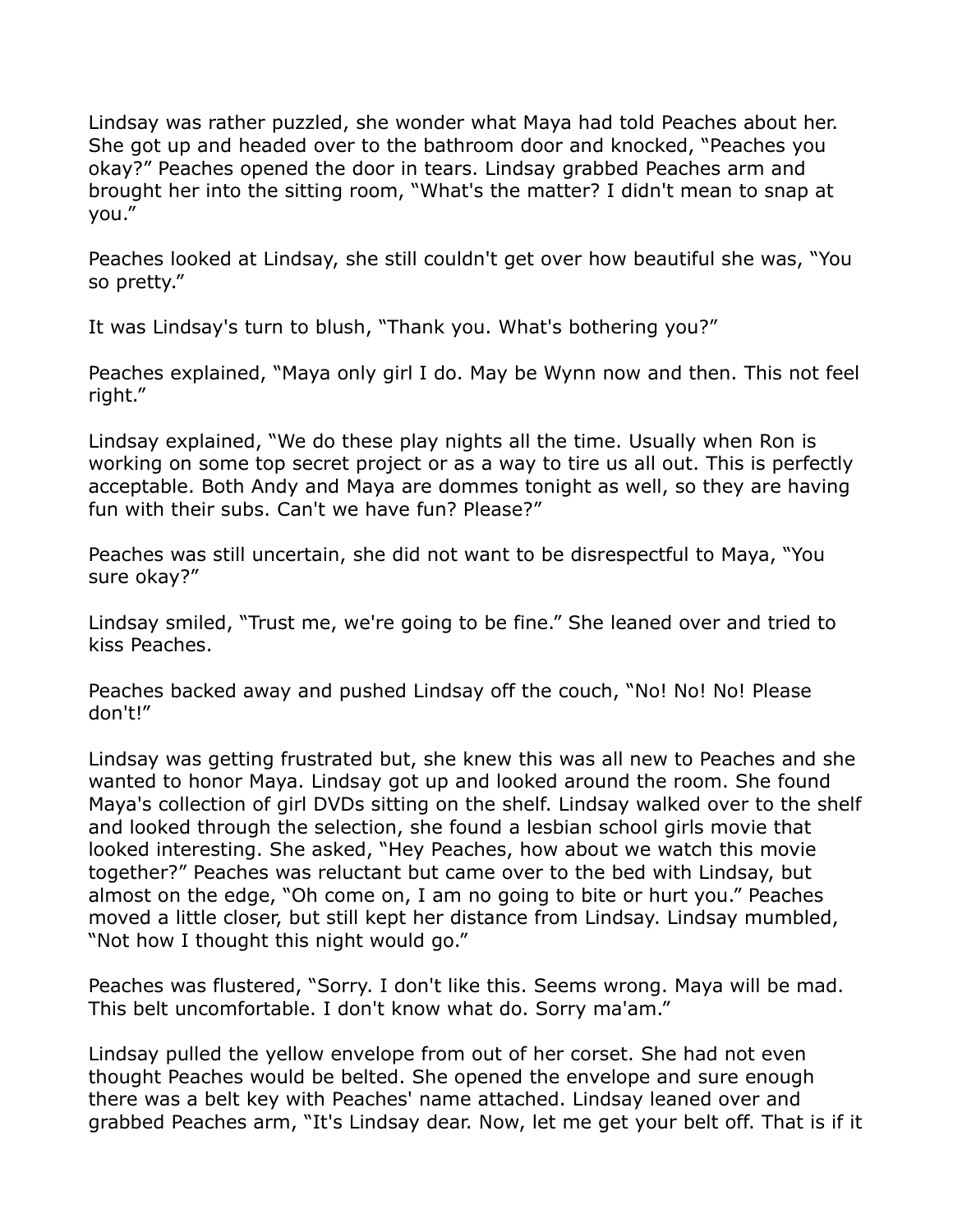Lindsay was rather puzzled, she wonder what Maya had told Peaches about her. She got up and headed over to the bathroom door and knocked, "Peaches you okay?" Peaches opened the door in tears. Lindsay grabbed Peaches arm and brought her into the sitting room, "What's the matter? I didn't mean to snap at you."

Peaches looked at Lindsay, she still couldn't get over how beautiful she was, "You so pretty."

It was Lindsay's turn to blush, "Thank you. What's bothering you?"

Peaches explained, "Maya only girl I do. May be Wynn now and then. This not feel right."

Lindsay explained, "We do these play nights all the time. Usually when Ron is working on some top secret project or as a way to tire us all out. This is perfectly acceptable. Both Andy and Maya are dommes tonight as well, so they are having fun with their subs. Can't we have fun? Please?"

Peaches was still uncertain, she did not want to be disrespectful to Maya, "You sure okay?"

Lindsay smiled, "Trust me, we're going to be fine." She leaned over and tried to kiss Peaches.

Peaches backed away and pushed Lindsay off the couch, "No! No! No! Please don't!"

Lindsay was getting frustrated but, she knew this was all new to Peaches and she wanted to honor Maya. Lindsay got up and looked around the room. She found Maya's collection of girl DVDs sitting on the shelf. Lindsay walked over to the shelf and looked through the selection, she found a lesbian school girls movie that looked interesting. She asked, "Hey Peaches, how about we watch this movie together?" Peaches was reluctant but came over to the bed with Lindsay, but almost on the edge, "Oh come on, I am no going to bite or hurt you." Peaches moved a little closer, but still kept her distance from Lindsay. Lindsay mumbled, "Not how I thought this night would go."

Peaches was flustered, "Sorry. I don't like this. Seems wrong. Maya will be mad. This belt uncomfortable. I don't know what do. Sorry ma'am."

Lindsay pulled the yellow envelope from out of her corset. She had not even thought Peaches would be belted. She opened the envelope and sure enough there was a belt key with Peaches' name attached. Lindsay leaned over and grabbed Peaches arm, "It's Lindsay dear. Now, let me get your belt off. That is if it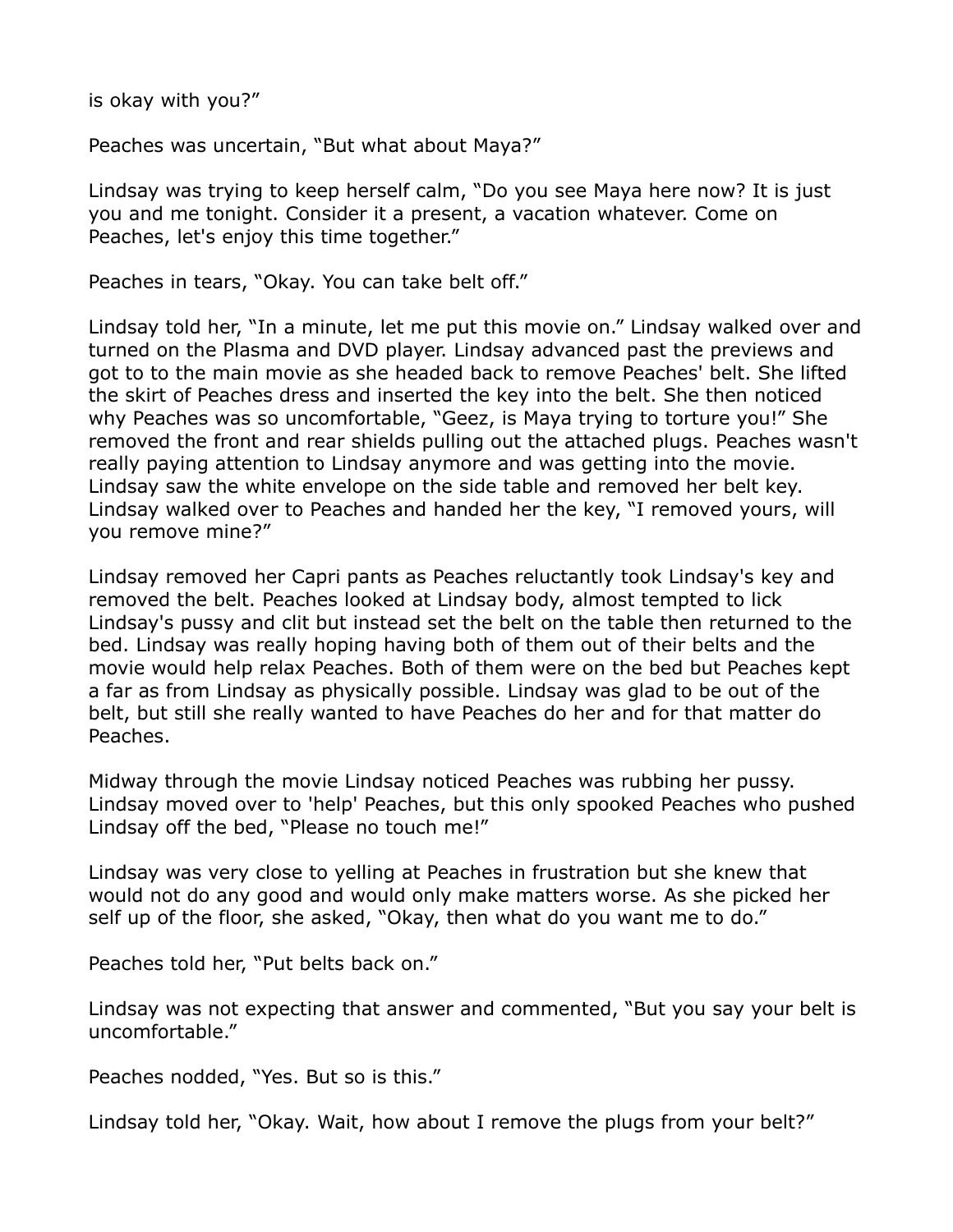is okay with you?"

Peaches was uncertain, "But what about Maya?"

Lindsay was trying to keep herself calm, "Do you see Maya here now? It is just you and me tonight. Consider it a present, a vacation whatever. Come on Peaches, let's enjoy this time together."

Peaches in tears, "Okay. You can take belt off."

Lindsay told her, "In a minute, let me put this movie on." Lindsay walked over and turned on the Plasma and DVD player. Lindsay advanced past the previews and got to to the main movie as she headed back to remove Peaches' belt. She lifted the skirt of Peaches dress and inserted the key into the belt. She then noticed why Peaches was so uncomfortable, "Geez, is Maya trying to torture you!" She removed the front and rear shields pulling out the attached plugs. Peaches wasn't really paying attention to Lindsay anymore and was getting into the movie. Lindsay saw the white envelope on the side table and removed her belt key. Lindsay walked over to Peaches and handed her the key, "I removed yours, will you remove mine?"

Lindsay removed her Capri pants as Peaches reluctantly took Lindsay's key and removed the belt. Peaches looked at Lindsay body, almost tempted to lick Lindsay's pussy and clit but instead set the belt on the table then returned to the bed. Lindsay was really hoping having both of them out of their belts and the movie would help relax Peaches. Both of them were on the bed but Peaches kept a far as from Lindsay as physically possible. Lindsay was glad to be out of the belt, but still she really wanted to have Peaches do her and for that matter do Peaches.

Midway through the movie Lindsay noticed Peaches was rubbing her pussy. Lindsay moved over to 'help' Peaches, but this only spooked Peaches who pushed Lindsay off the bed, "Please no touch me!"

Lindsay was very close to yelling at Peaches in frustration but she knew that would not do any good and would only make matters worse. As she picked her self up of the floor, she asked, "Okay, then what do you want me to do."

Peaches told her, "Put belts back on."

Lindsay was not expecting that answer and commented, "But you say your belt is uncomfortable."

Peaches nodded, "Yes. But so is this."

Lindsay told her, "Okay. Wait, how about I remove the plugs from your belt?"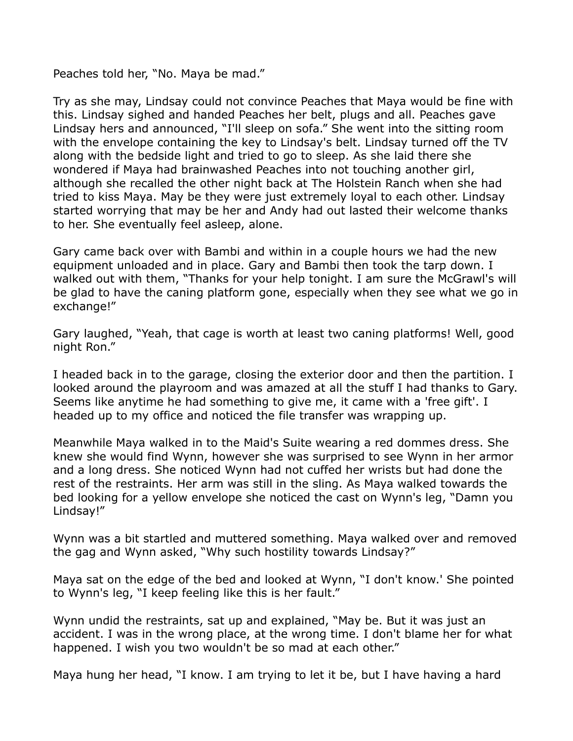Peaches told her, “No. Maya be mad.”

Try as she may, Lindsay could not convince Peaches that Maya would be fine with this. Lindsay sighed and handed Peaches her belt, plugs and all. Peaches gave Lindsay hers and announced, “I'll sleep on sofa.” She went into the sitting room with the envelope containing the key to Lindsay's belt. Lindsay turned off the TV along with the bedside light and tried to go to sleep. As she laid there she wondered if Maya had brainwashed Peaches into not touching another girl, although she recalled the other night back at The Holstein Ranch when she had tried to kiss Maya. May be they were just extremely loyal to each other. Lindsay started worrying that may be her and Andy had out lasted their welcome thanks to her. She eventually feel asleep, alone.

Gary came back over with Bambi and within in a couple hours we had the new equipment unloaded and in place. Gary and Bambi then took the tarp down. I walked out with them, “Thanks for your help tonight. I am sure the McGrawl's will be glad to have the caning platform gone, especially when they see what we go in exchange!”

Gary laughed, “Yeah, that cage is worth at least two caning platforms! Well, good night Ron.”

I headed back in to the garage, closing the exterior door and then the partition. I looked around the playroom and was amazed at all the stuff I had thanks to Gary. Seems like anytime he had something to give me, it came with a 'free gift'. I headed up to my office and noticed the file transfer was wrapping up.

Meanwhile Maya walked in to the Maid's Suite wearing a red dommes dress. She knew she would find Wynn, however she was surprised to see Wynn in her armor and a long dress. She noticed Wynn had not cuffed her wrists but had done the rest of the restraints. Her arm was still in the sling. As Maya walked towards the bed looking for a yellow envelope she noticed the cast on Wynn's leg, “Damn you Lindsay!”

Wynn was a bit startled and muttered something. Maya walked over and removed the gag and Wynn asked, “Why such hostility towards Lindsay?”

Maya sat on the edge of the bed and looked at Wynn, “I don't know.' She pointed to Wynn's leg, “I keep feeling like this is her fault.”

Wynn undid the restraints, sat up and explained, “May be. But it was just an accident. I was in the wrong place, at the wrong time. I don't blame her for what happened. I wish you two wouldn't be so mad at each other.”

Maya hung her head, “I know. I am trying to let it be, but I have having a hard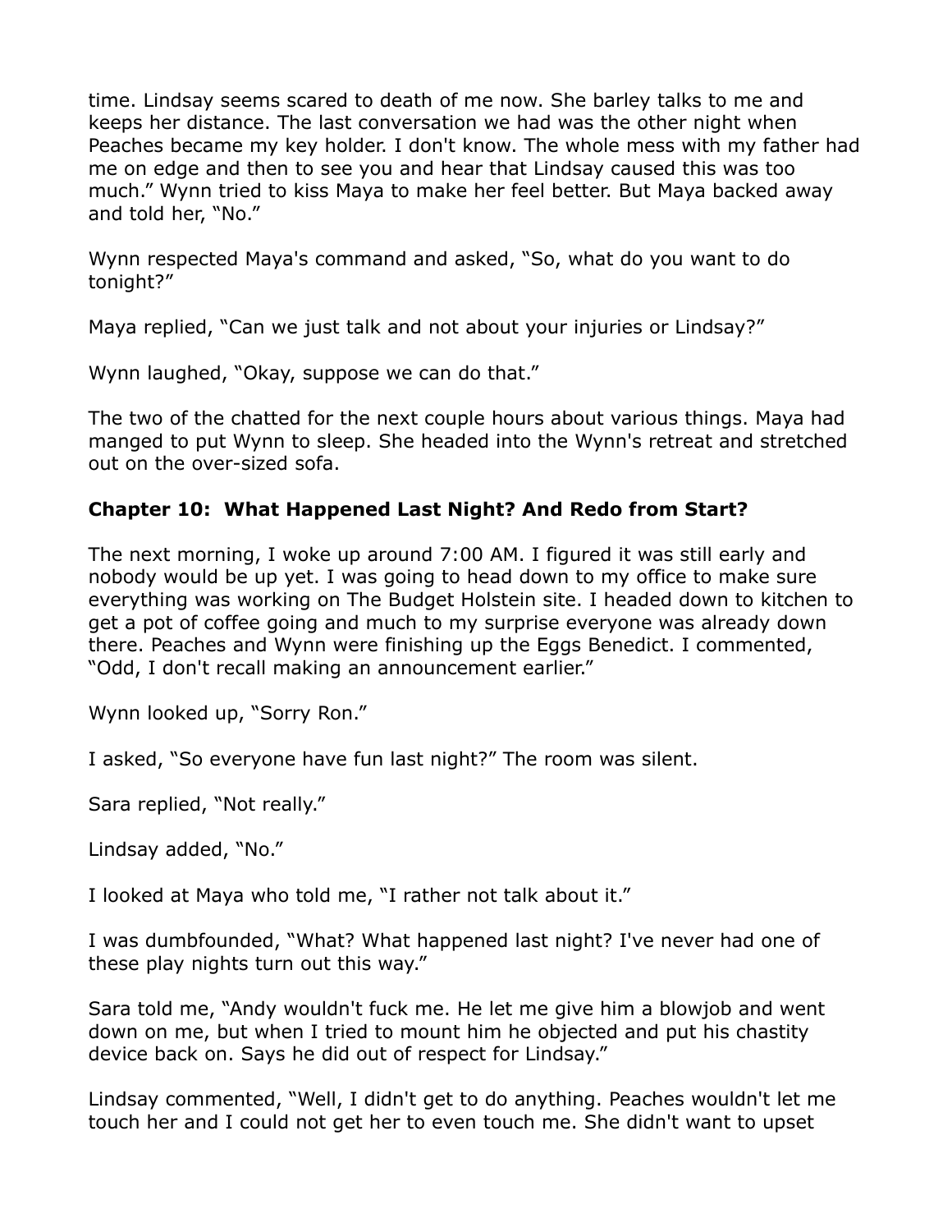time. Lindsay seems scared to death of me now. She barley talks to me and keeps her distance. The last conversation we had was the other night when Peaches became my key holder. I don't know. The whole mess with my father had me on edge and then to see you and hear that Lindsay caused this was too much." Wynn tried to kiss Maya to make her feel better. But Maya backed away and told her, "No."

Wynn respected Maya's command and asked, "So, what do you want to do tonight?"

Maya replied, "Can we just talk and not about your injuries or Lindsay?"

Wynn laughed, "Okay, suppose we can do that."

The two of the chatted for the next couple hours about various things. Maya had manged to put Wynn to sleep. She headed into the Wynn's retreat and stretched out on the over-sized sofa.

### Chapter 10: What Happened Last Night? And Redo from Start?

The next morning, I woke up around 7:00 AM. I figured it was still early and nobody would be up yet. I was going to head down to my office to make sure everything was working on The Budget Holstein site. I headed down to kitchen to get a pot of coffee going and much to my surprise everyone was already down there. Peaches and Wynn were finishing up the Eggs Benedict. I commented, "Odd, I don't recall making an announcement earlier."

Wynn looked up, "Sorry Ron."

I asked, "So everyone have fun last night?" The room was silent.

Sara replied, "Not really."

Lindsay added, "No."

I looked at Maya who told me, "I rather not talk about it."

I was dumbfounded, "What? What happened last night? I've never had one of these play nights turn out this way."

Sara told me, "Andy wouldn't fuck me. He let me give him a blowjob and went down on me, but when I tried to mount him he objected and put his chastity device back on. Says he did out of respect for Lindsay."

Lindsay commented, "Well, I didn't get to do anything. Peaches wouldn't let me touch her and I could not get her to even touch me. She didn't want to upset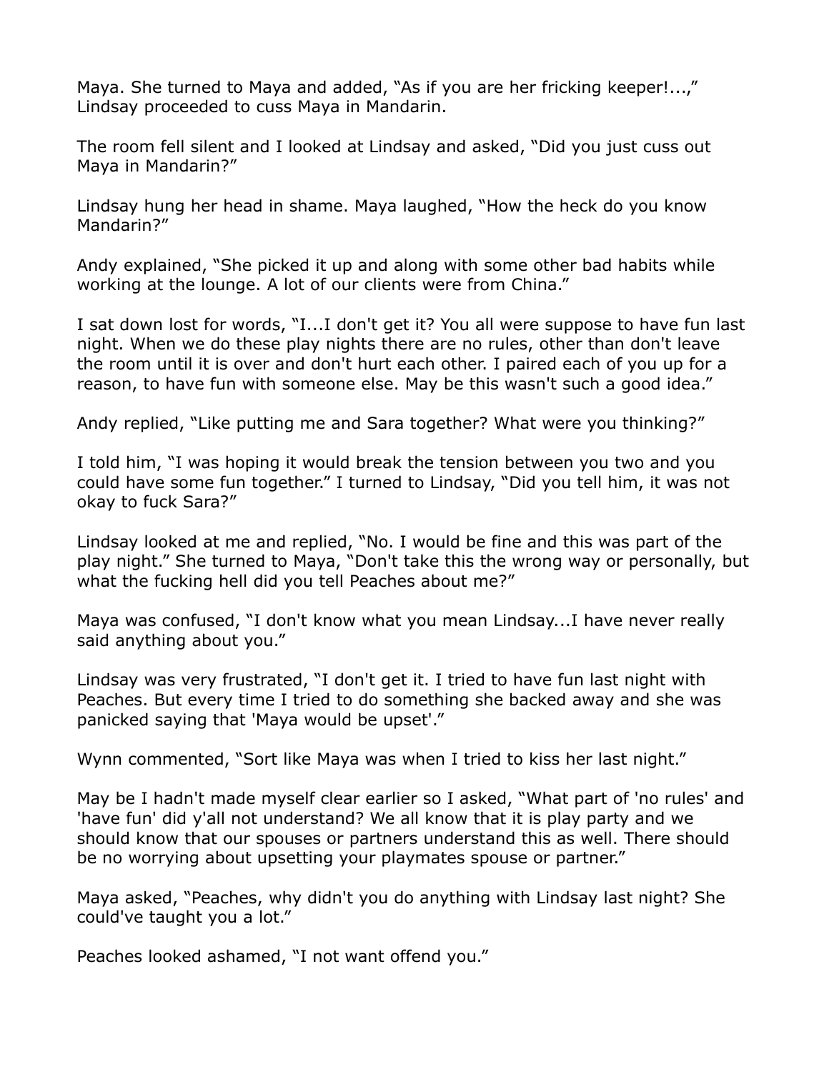Maya. She turned to Maya and added, "As if you are her fricking keeper!...," Lindsay proceeded to cuss Maya in Mandarin.

The room fell silent and I looked at Lindsay and asked, "Did you just cuss out Maya in Mandarin?"

Lindsay hung her head in shame. Maya laughed, "How the heck do you know Mandarin?"

Andy explained, "She picked it up and along with some other bad habits while working at the lounge. A lot of our clients were from China."

I sat down lost for words, "I...I don't get it? You all were suppose to have fun last night. When we do these play nights there are no rules, other than don't leave the room until it is over and don't hurt each other. I paired each of you up for a reason, to have fun with someone else. May be this wasn't such a good idea."

Andy replied, "Like putting me and Sara together? What were you thinking?"

I told him, "I was hoping it would break the tension between you two and you could have some fun together." I turned to Lindsay, "Did you tell him, it was not okay to fuck Sara?"

Lindsay looked at me and replied, "No. I would be fine and this was part of the play night." She turned to Maya, "Don't take this the wrong way or personally, but what the fucking hell did you tell Peaches about me?"

Maya was confused, "I don't know what you mean Lindsay...I have never really said anything about you."

Lindsay was very frustrated, "I don't get it. I tried to have fun last night with Peaches. But every time I tried to do something she backed away and she was panicked saying that 'Maya would be upset'."

Wynn commented, "Sort like Maya was when I tried to kiss her last night."

May be I hadn't made myself clear earlier so I asked, "What part of 'no rules' and 'have fun' did y'all not understand? We all know that it is play party and we should know that our spouses or partners understand this as well. There should be no worrying about upsetting your playmates spouse or partner."

Maya asked, "Peaches, why didn't you do anything with Lindsay last night? She could've taught you a lot."

Peaches looked ashamed, "I not want offend you."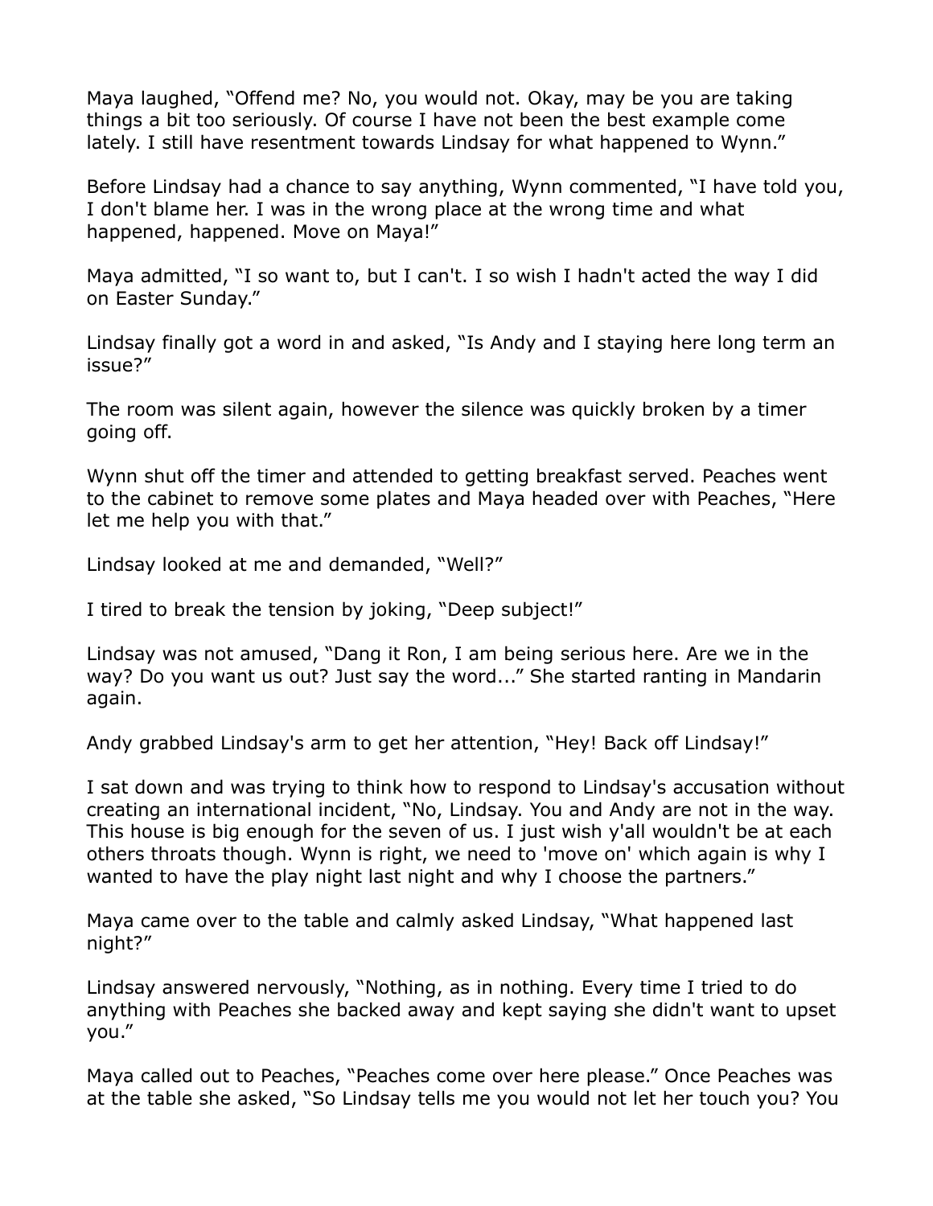Maya laughed, "Offend me? No, you would not. Okay, may be you are taking things a bit too seriously. Of course I have not been the best example come lately. I still have resentment towards Lindsay for what happened to Wynn."

Before Lindsay had a chance to say anything, Wynn commented, "I have told you, I don't blame her. I was in the wrong place at the wrong time and what happened, happened. Move on Maya!"

Maya admitted, "I so want to, but I can't. I so wish I hadn't acted the way I did on Easter Sunday."

Lindsay finally got a word in and asked, "Is Andy and I staying here long term an issue?"

The room was silent again, however the silence was quickly broken by a timer going off.

Wynn shut off the timer and attended to getting breakfast served. Peaches went to the cabinet to remove some plates and Maya headed over with Peaches, "Here let me help you with that."

Lindsay looked at me and demanded, "Well?"

I tired to break the tension by joking, "Deep subject!"

Lindsay was not amused, "Dang it Ron, I am being serious here. Are we in the way? Do you want us out? Just say the word..." She started ranting in Mandarin again.

Andy grabbed Lindsay's arm to get her attention, "Hey! Back off Lindsay!"

I sat down and was trying to think how to respond to Lindsay's accusation without creating an international incident, "No, Lindsay. You and Andy are not in the way. This house is big enough for the seven of us. I just wish y'all wouldn't be at each others throats though. Wynn is right, we need to 'move on' which again is why I wanted to have the play night last night and why I choose the partners."

Maya came over to the table and calmly asked Lindsay, "What happened last night?"

Lindsay answered nervously, "Nothing, as in nothing. Every time I tried to do anything with Peaches she backed away and kept saying she didn't want to upset you."

Maya called out to Peaches, "Peaches come over here please." Once Peaches was at the table she asked, "So Lindsay tells me you would not let her touch you? You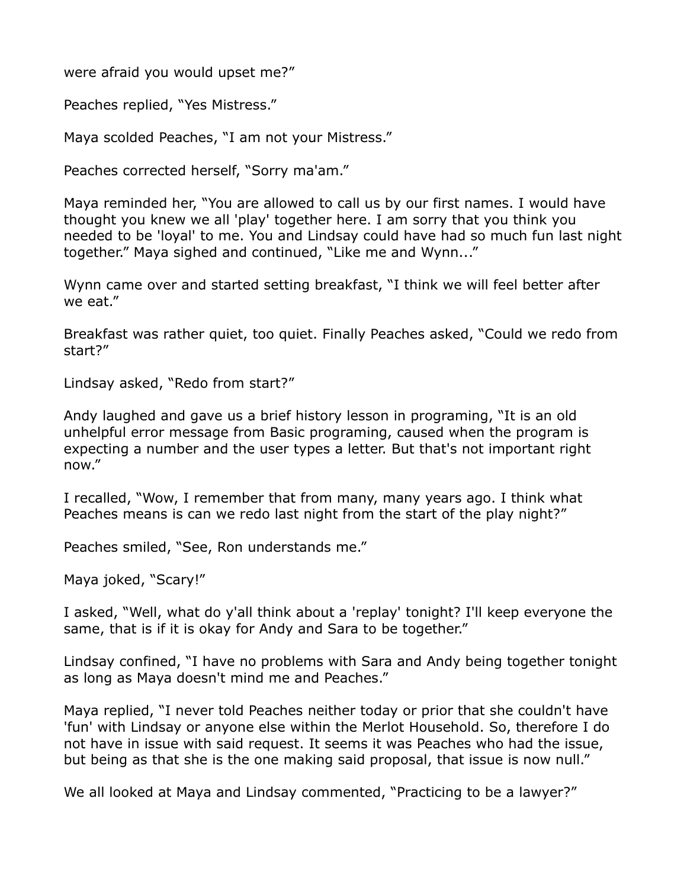were afraid you would upset me?"

Peaches replied, "Yes Mistress."

Maya scolded Peaches, "I am not your Mistress."

Peaches corrected herself, "Sorry ma'am."

Maya reminded her, "You are allowed to call us by our first names. I would have thought you knew we all 'play' together here. I am sorry that you think you needed to be 'loyal' to me. You and Lindsay could have had so much fun last night together." Maya sighed and continued, "Like me and Wynn..."

Wynn came over and started setting breakfast, "I think we will feel better after we eat."

Breakfast was rather quiet, too quiet. Finally Peaches asked, "Could we redo from start?"

Lindsay asked, "Redo from start?"

Andy laughed and gave us a brief history lesson in programing, "It is an old unhelpful error message from Basic programing, caused when the program is expecting a number and the user types a letter. But that's not important right now."

I recalled, "Wow, I remember that from many, many years ago. I think what Peaches means is can we redo last night from the start of the play night?"

Peaches smiled, "See, Ron understands me."

Maya joked, "Scary!"

I asked, "Well, what do y'all think about a 'replay' tonight? I'll keep everyone the same, that is if it is okay for Andy and Sara to be together."

Lindsay confined, "I have no problems with Sara and Andy being together tonight as long as Maya doesn't mind me and Peaches."

Maya replied, "I never told Peaches neither today or prior that she couldn't have 'fun' with Lindsay or anyone else within the Merlot Household. So, therefore I do not have in issue with said request. It seems it was Peaches who had the issue, but being as that she is the one making said proposal, that issue is now null."

We all looked at Maya and Lindsay commented, "Practicing to be a lawyer?"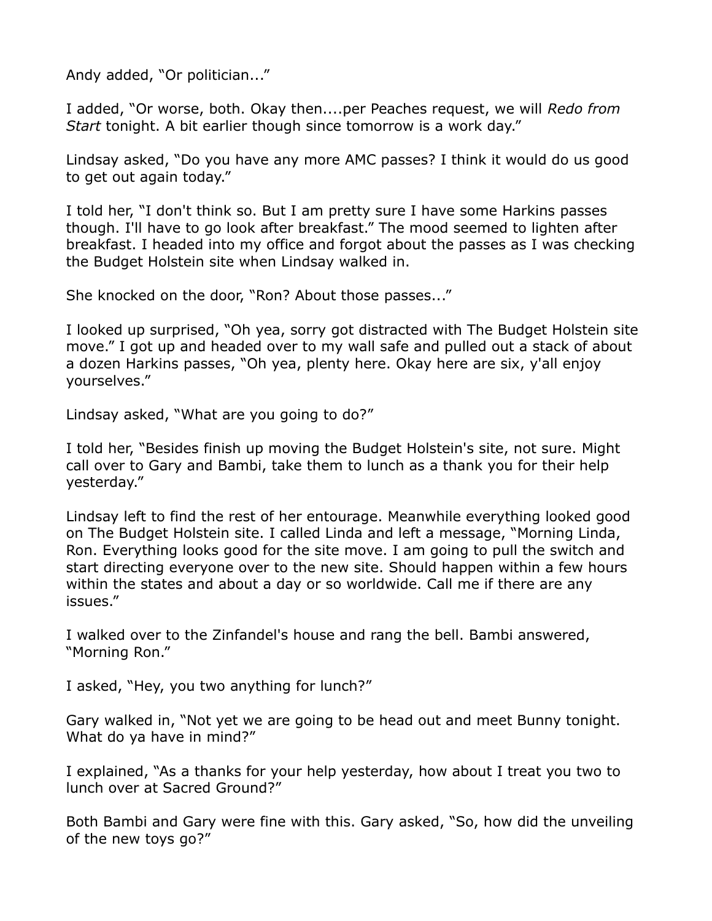Andy added, “Or politician...”

I added, “Or worse, both. Okay then....per Peaches request, we will *Redo from Start* tonight. A bit earlier though since tomorrow is a work day.”

Lindsay asked, “Do you have any more AMC passes? I think it would do us good to get out again today.”

I told her, “I don't think so. But I am pretty sure I have some Harkins passes though. I'll have to go look after breakfast.” The mood seemed to lighten after breakfast. I headed into my office and forgot about the passes as I was checking the Budget Holstein site when Lindsay walked in.

She knocked on the door, “Ron? About those passes...”

I looked up surprised, “Oh yea, sorry got distracted with The Budget Holstein site move.” I got up and headed over to my wall safe and pulled out a stack of about a dozen Harkins passes, “Oh yea, plenty here. Okay here are six, y'all enjoy yourselves.”

Lindsay asked, “What are you going to do?”

I told her, “Besides finish up moving the Budget Holstein's site, not sure. Might call over to Gary and Bambi, take them to lunch as a thank you for their help yesterday.”

Lindsay left to find the rest of her entourage. Meanwhile everything looked good on The Budget Holstein site. I called Linda and left a message, “Morning Linda, Ron. Everything looks good for the site move. I am going to pull the switch and start directing everyone over to the new site. Should happen within a few hours within the states and about a day or so worldwide. Call me if there are any issues.”

I walked over to the Zinfandel's house and rang the bell. Bambi answered, “Morning Ron.”

I asked, “Hey, you two anything for lunch?”

Gary walked in, “Not yet we are going to be head out and meet Bunny tonight. What do ya have in mind?”

I explained, “As a thanks for your help yesterday, how about I treat you two to lunch over at Sacred Ground?”

Both Bambi and Gary were fine with this. Gary asked, “So, how did the unveiling of the new toys go?”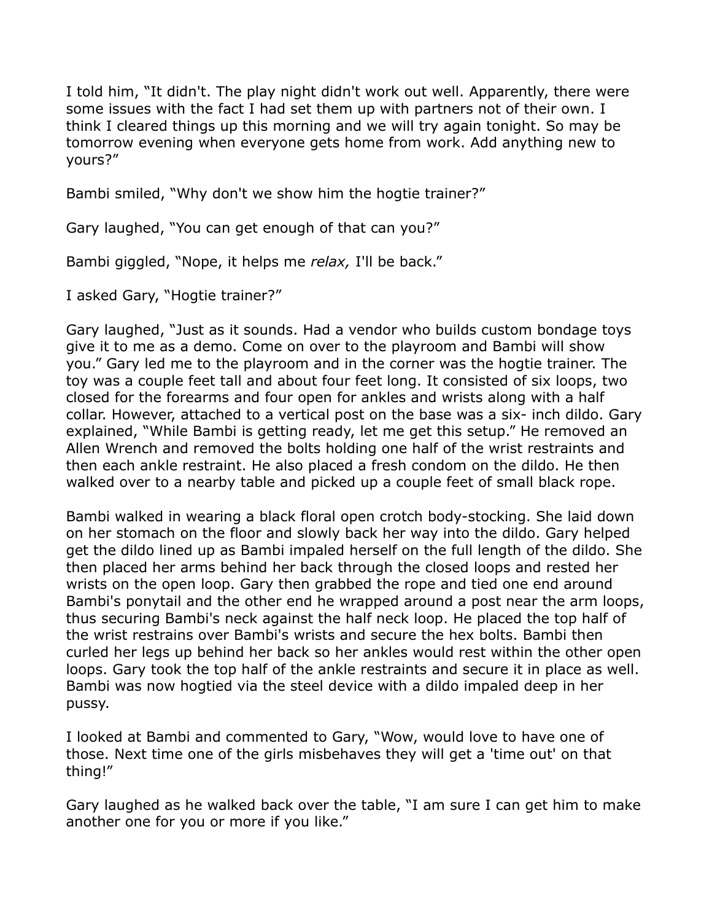I told him, “It didn't. The play night didn't work out well. Apparently, there were some issues with the fact I had set them up with partners not of their own. I think I cleared things up this morning and we will try again tonight. So may be tomorrow evening when everyone gets home from work. Add anything new to yours?”

Bambi smiled, “Why don't we show him the hogtie trainer?”

Gary laughed, “You can get enough of that can you?”

Bambi giggled, “Nope, it helps me *relax,* I'll be back.”

I asked Gary, “Hogtie trainer?”

Gary laughed, “Just as it sounds. Had a vendor who builds custom bondage toys give it to me as a demo. Come on over to the playroom and Bambi will show you.” Gary led me to the playroom and in the corner was the hogtie trainer. The toy was a couple feet tall and about four feet long. It consisted of six loops, two closed for the forearms and four open for ankles and wrists along with a half collar. However, attached to a vertical post on the base was a six- inch dildo. Gary explained, “While Bambi is getting ready, let me get this setup.” He removed an Allen Wrench and removed the bolts holding one half of the wrist restraints and then each ankle restraint. He also placed a fresh condom on the dildo. He then walked over to a nearby table and picked up a couple feet of small black rope.

Bambi walked in wearing a black floral open crotch body-stocking. She laid down on her stomach on the floor and slowly back her way into the dildo. Gary helped get the dildo lined up as Bambi impaled herself on the full length of the dildo. She then placed her arms behind her back through the closed loops and rested her wrists on the open loop. Gary then grabbed the rope and tied one end around Bambi's ponytail and the other end he wrapped around a post near the arm loops, thus securing Bambi's neck against the half neck loop. He placed the top half of the wrist restrains over Bambi's wrists and secure the hex bolts. Bambi then curled her legs up behind her back so her ankles would rest within the other open loops. Gary took the top half of the ankle restraints and secure it in place as well. Bambi was now hogtied via the steel device with a dildo impaled deep in her pussy.

I looked at Bambi and commented to Gary, “Wow, would love to have one of those. Next time one of the girls misbehaves they will get a 'time out' on that thing!”

Gary laughed as he walked back over the table, “I am sure I can get him to make another one for you or more if you like.”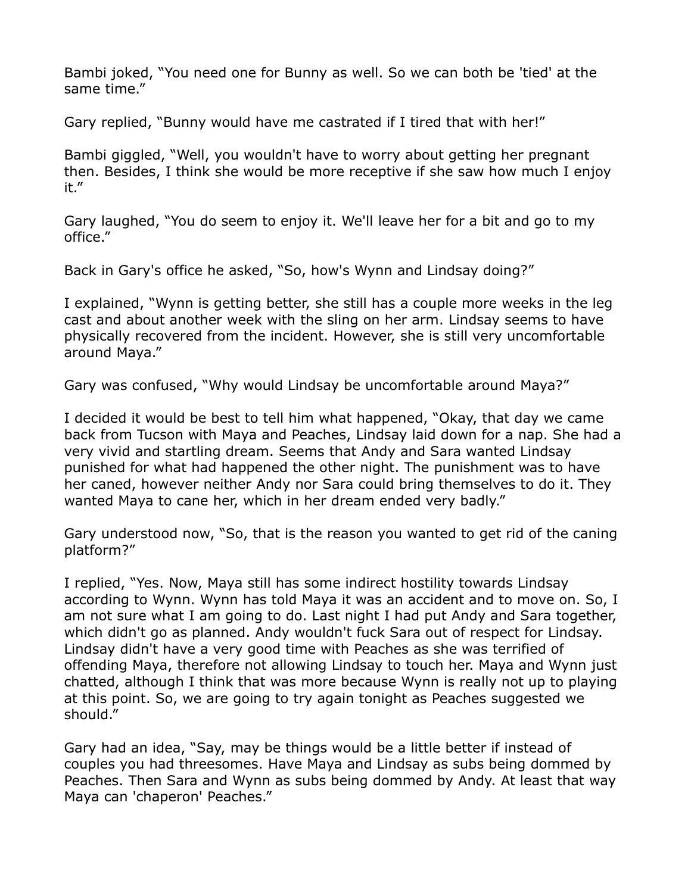Bambi joked, “You need one for Bunny as well. So we can both be 'tied' at the same time.”

Gary replied, “Bunny would have me castrated if I tired that with her!”

Bambi giggled, “Well, you wouldn't have to worry about getting her pregnant then. Besides, I think she would be more receptive if she saw how much I enjoy it.”

Gary laughed, “You do seem to enjoy it. We'll leave her for a bit and go to my office.”

Back in Gary's office he asked, “So, how's Wynn and Lindsay doing?”

I explained, “Wynn is getting better, she still has a couple more weeks in the leg cast and about another week with the sling on her arm. Lindsay seems to have physically recovered from the incident. However, she is still very uncomfortable around Maya.”

Gary was confused, “Why would Lindsay be uncomfortable around Maya?”

I decided it would be best to tell him what happened, “Okay, that day we came back from Tucson with Maya and Peaches, Lindsay laid down for a nap. She had a very vivid and startling dream. Seems that Andy and Sara wanted Lindsay punished for what had happened the other night. The punishment was to have her caned, however neither Andy nor Sara could bring themselves to do it. They wanted Maya to cane her, which in her dream ended very badly.”

Gary understood now, “So, that is the reason you wanted to get rid of the caning platform?”

I replied, “Yes. Now, Maya still has some indirect hostility towards Lindsay according to Wynn. Wynn has told Maya it was an accident and to move on. So, I am not sure what I am going to do. Last night I had put Andy and Sara together, which didn't go as planned. Andy wouldn't fuck Sara out of respect for Lindsay. Lindsay didn't have a very good time with Peaches as she was terrified of offending Maya, therefore not allowing Lindsay to touch her. Maya and Wynn just chatted, although I think that was more because Wynn is really not up to playing at this point. So, we are going to try again tonight as Peaches suggested we should.”

Gary had an idea, “Say, may be things would be a little better if instead of couples you had threesomes. Have Maya and Lindsay as subs being dommed by Peaches. Then Sara and Wynn as subs being dommed by Andy. At least that way Maya can 'chaperon' Peaches.”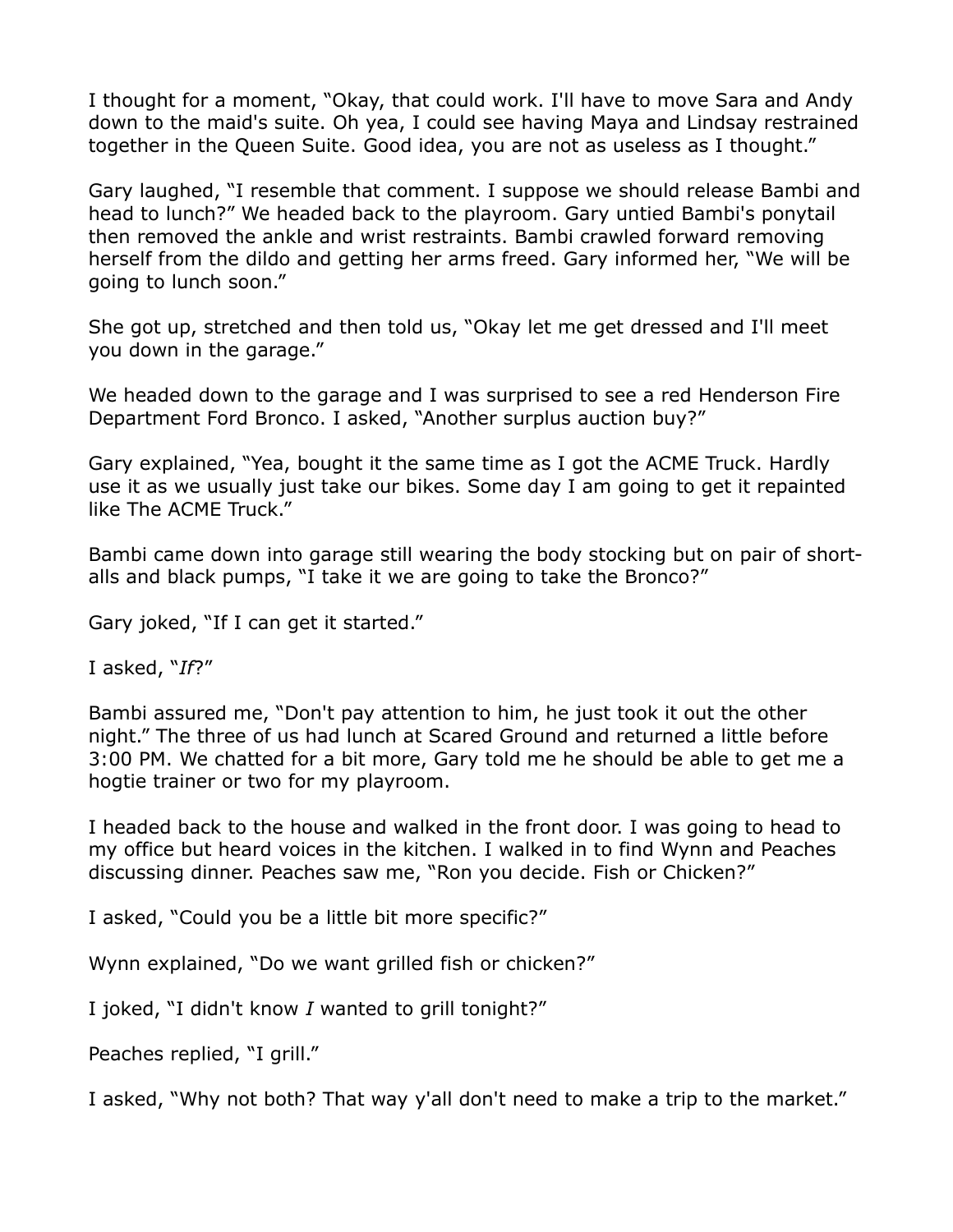I thought for a moment, "Okay, that could work. I'll have to move Sara and Andy down to the maid's suite. Oh yea, I could see having Maya and Lindsay restrained together in the Queen Suite. Good idea, you are not as useless as I thought."

Gary laughed, "I resemble that comment. I suppose we should release Bambi and head to lunch?" We headed back to the playroom. Gary untied Bambi's ponytail then removed the ankle and wrist restraints. Bambi crawled forward removing herself from the dildo and getting her arms freed. Gary informed her, "We will be going to lunch soon."

She got up, stretched and then told us, "Okay let me get dressed and I'll meet you down in the garage."

We headed down to the garage and I was surprised to see a red Henderson Fire Department Ford Bronco. I asked, "Another surplus auction buy?"

Gary explained, "Yea, bought it the same time as I got the ACME Truck. Hardly use it as we usually just take our bikes. Some day I am going to get it repainted like The ACME Truck."

Bambi came down into garage still wearing the body stocking but on pair of short-alls and black pumps, "I take it we are going to take the Bronco?"

Gary joked, "If I can get it started."

I asked, "*If*?"

Bambi assured me, "Don't pay attention to him, he just took it out the other night." The three of us had lunch at Scared Ground and returned a little before 3:00 PM. We chatted for a bit more, Gary told me he should be able to get me a hogtie trainer or two for my playroom.

I headed back to the house and walked in the front door. I was going to head to my office but heard voices in the kitchen. I walked in to find Wynn and Peaches discussing dinner. Peaches saw me, "Ron you decide. Fish or Chicken?"

I asked, "Could you be a little bit more specific?"

Wynn explained, "Do we want grilled fish or chicken?"

I joked, "I didn't know *I* wanted to grill tonight?"

Peaches replied, "I grill."

I asked, "Why not both? That way y'all don't need to make a trip to the market."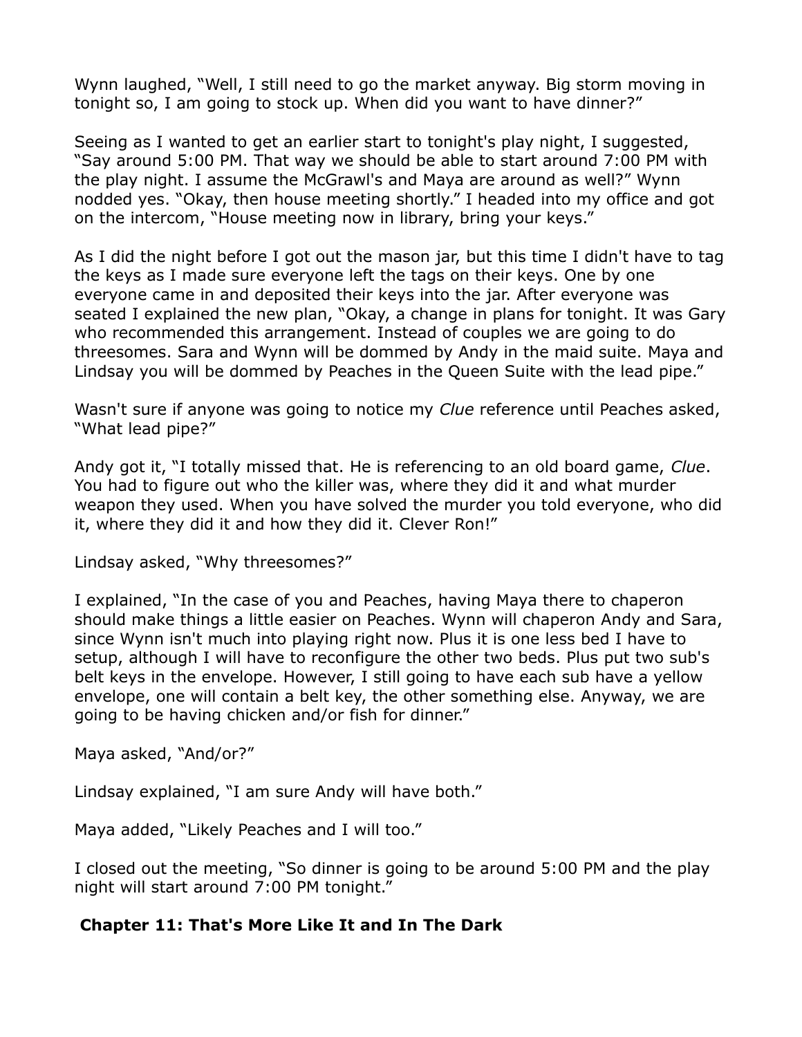Wynn laughed, "Well, I still need to go the market anyway. Big storm moving in tonight so, I am going to stock up. When did you want to have dinner?"

Seeing as I wanted to get an earlier start to tonight's play night, I suggested, "Say around 5:00 PM. That way we should be able to start around 7:00 PM with the play night. I assume the McGrawl's and Maya are around as well?" Wynn nodded yes. "Okay, then house meeting shortly." I headed into my office and got on the intercom, "House meeting now in library, bring your keys."

As I did the night before I got out the mason jar, but this time I didn't have to tag the keys as I made sure everyone left the tags on their keys. One by one everyone came in and deposited their keys into the jar. After everyone was seated I explained the new plan, "Okay, a change in plans for tonight. It was Gary who recommended this arrangement. Instead of couples we are going to do threesomes. Sara and Wynn will be dommed by Andy in the maid suite. Maya and Lindsay you will be dommed by Peaches in the Queen Suite with the lead pipe."

Wasn't sure if anyone was going to notice my *Clue* reference until Peaches asked, "What lead pipe?"

Andy got it, "I totally missed that. He is referencing to an old board game, *Clue*. You had to figure out who the killer was, where they did it and what murder weapon they used. When you have solved the murder you told everyone, who did it, where they did it and how they did it. Clever Ron!"

Lindsay asked, "Why threesomes?"

I explained, "In the case of you and Peaches, having Maya there to chaperon should make things a little easier on Peaches. Wynn will chaperon Andy and Sara, since Wynn isn't much into playing right now. Plus it is one less bed I have to setup, although I will have to reconfigure the other two beds. Plus put two sub's belt keys in the envelope. However, I still going to have each sub have a yellow envelope, one will contain a belt key, the other something else. Anyway, we are going to be having chicken and/or fish for dinner."

Maya asked, "And/or?"

Lindsay explained, "I am sure Andy will have both."

Maya added, "Likely Peaches and I will too."

I closed out the meeting, "So dinner is going to be around 5:00 PM and the play night will start around 7:00 PM tonight."

## Chapter 11: That's More Like It and In The Dark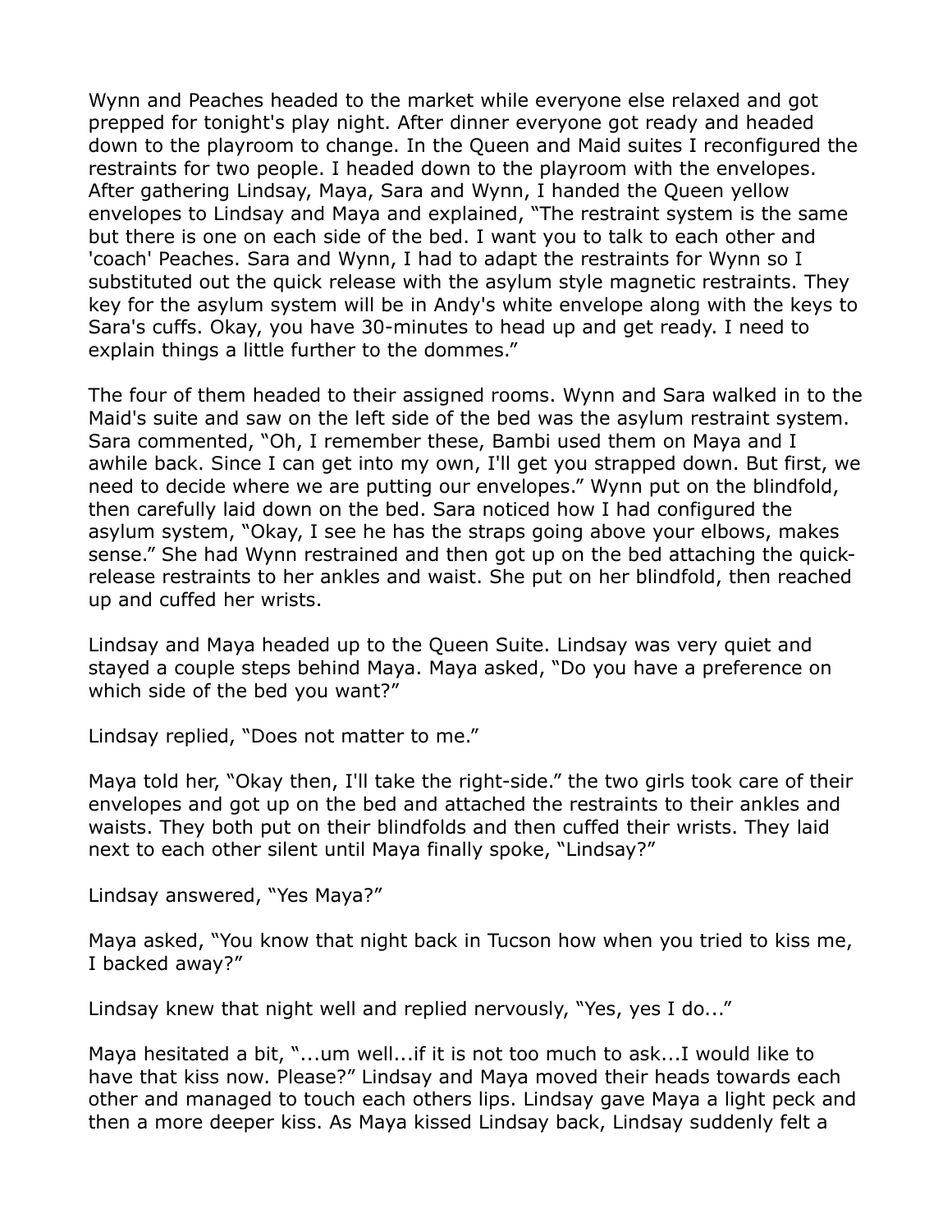Wynn and Peaches headed to the market while everyone else relaxed and got prepped for tonight's play night. After dinner everyone got ready and headed down to the playroom to change. In the Queen and Maid suites I reconfigured the restraints for two people. I headed down to the playroom with the envelopes. After gathering Lindsay, Maya, Sara and Wynn, I handed the Queen yellow envelopes to Lindsay and Maya and explained, "The restraint system is the same but there is one on each side of the bed. I want you to talk to each other and 'coach' Peaches. Sara and Wynn, I had to adapt the restraints for Wynn so I substituted out the quick release with the asylum style magnetic restraints. They key for the asylum system will be in Andy's white envelope along with the keys to Sara's cuffs. Okay, you have 30-minutes to head up and get ready. I need to explain things a little further to the dommes."

The four of them headed to their assigned rooms. Wynn and Sara walked in to the Maid's suite and saw on the left side of the bed was the asylum restraint system. Sara commented, "Oh, I remember these, Bambi used them on Maya and I awhile back. Since I can get into my own, I'll get you strapped down. But first, we need to decide where we are putting our envelopes." Wynn put on the blindfold, then carefully laid down on the bed. Sara noticed how I had configured the asylum system, "Okay, I see he has the straps going above your elbows, makes sense." She had Wynn restrained and then got up on the bed attaching the quick-release restraints to her ankles and waist. She put on her blindfold, then reached up and cuffed her wrists.

Lindsay and Maya headed up to the Queen Suite. Lindsay was very quiet and stayed a couple steps behind Maya. Maya asked, "Do you have a preference on which side of the bed you want?"

Lindsay replied, "Does not matter to me."

Maya told her, "Okay then, I'll take the right-side." the two girls took care of their envelopes and got up on the bed and attached the restraints to their ankles and waists. They both put on their blindfolds and then cuffed their wrists. They laid next to each other silent until Maya finally spoke, "Lindsay?"

Lindsay answered, "Yes Maya?"

Maya asked, "You know that night back in Tucson how when you tried to kiss me, I backed away?"

Lindsay knew that night well and replied nervously, "Yes, yes I do..."

Maya hesitated a bit, "...um well...if it is not too much to ask...I would like to have that kiss now. Please?" Lindsay and Maya moved their heads towards each other and managed to touch each others lips. Lindsay gave Maya a light peck and then a more deeper kiss. As Maya kissed Lindsay back, Lindsay suddenly felt a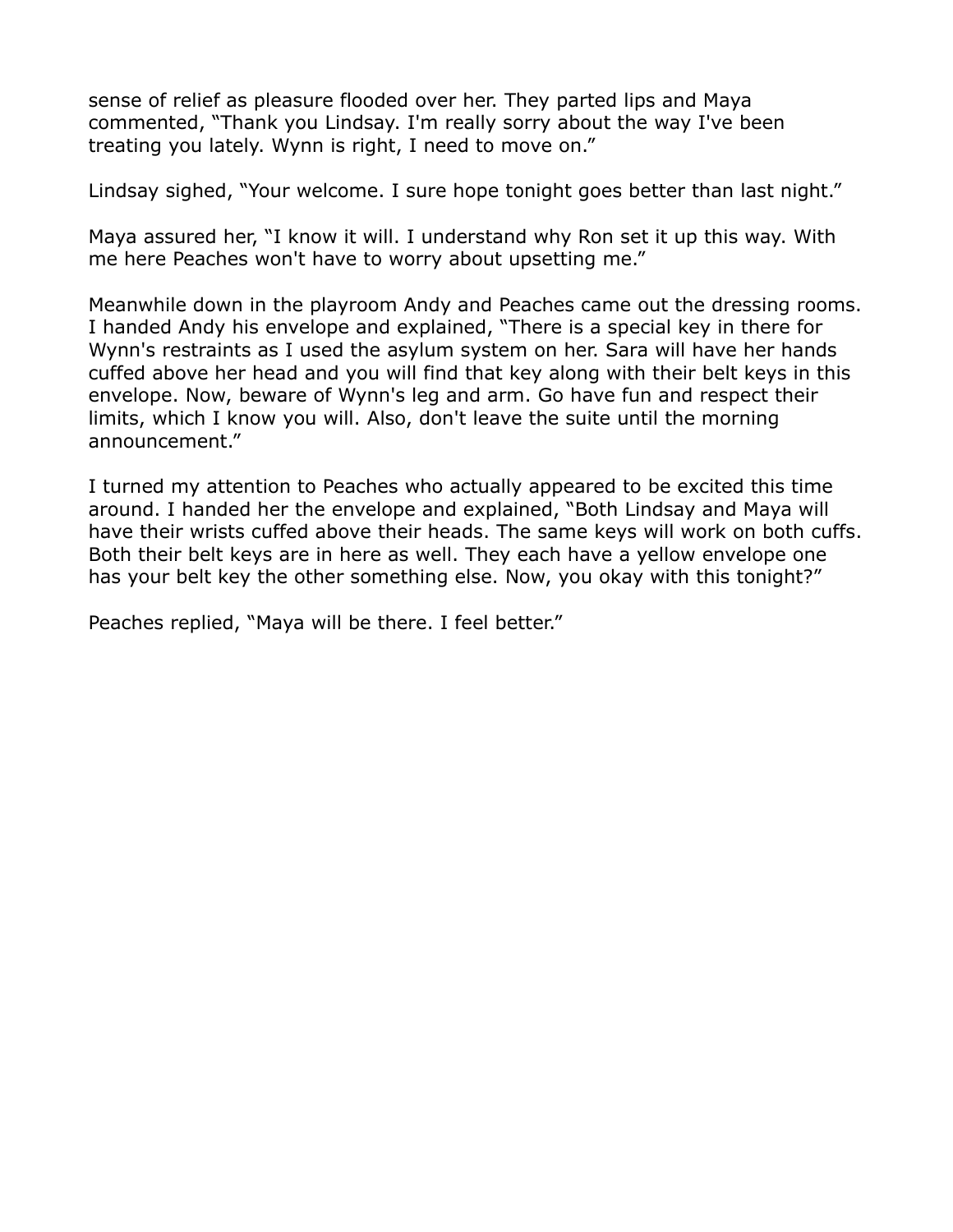sense of relief as pleasure flooded over her. They parted lips and Maya commented, “Thank you Lindsay. I'm really sorry about the way I've been treating you lately. Wynn is right, I need to move on.”

Lindsay sighed, “Your welcome. I sure hope tonight goes better than last night.”

Maya assured her, “I know it will. I understand why Ron set it up this way. With me here Peaches won't have to worry about upsetting me.”

Meanwhile down in the playroom Andy and Peaches came out the dressing rooms. I handed Andy his envelope and explained, “There is a special key in there for Wynn's restraints as I used the asylum system on her. Sara will have her hands cuffed above her head and you will find that key along with their belt keys in this envelope. Now, beware of Wynn's leg and arm. Go have fun and respect their limits, which I know you will. Also, don't leave the suite until the morning announcement.”

I turned my attention to Peaches who actually appeared to be excited this time around. I handed her the envelope and explained, “Both Lindsay and Maya will have their wrists cuffed above their heads. The same keys will work on both cuffs. Both their belt keys are in here as well. They each have a yellow envelope one has your belt key the other something else. Now, you okay with this tonight?”

Peaches replied, “Maya will be there. I feel better.”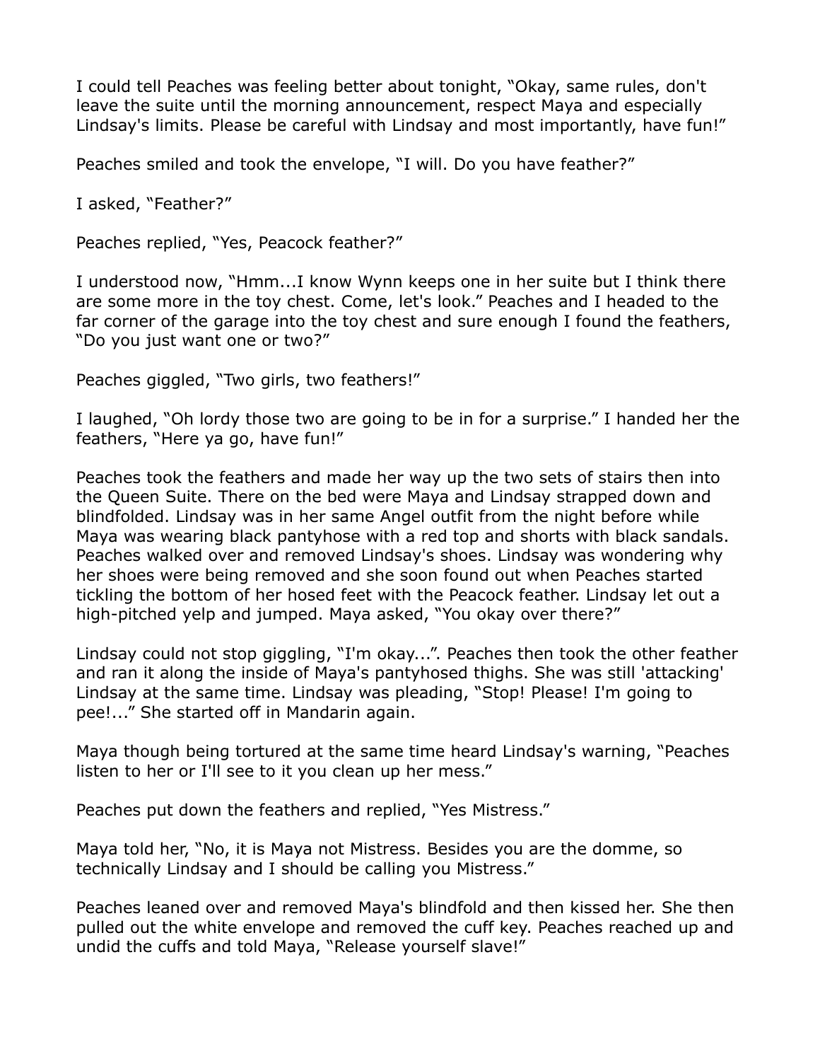I could tell Peaches was feeling better about tonight, “Okay, same rules, don't leave the suite until the morning announcement, respect Maya and especially Lindsay's limits. Please be careful with Lindsay and most importantly, have fun!”

Peaches smiled and took the envelope, “I will. Do you have feather?”

I asked, “Feather?”

Peaches replied, “Yes, Peacock feather?”

I understood now, “Hmm...I know Wynn keeps one in her suite but I think there are some more in the toy chest. Come, let's look.” Peaches and I headed to the far corner of the garage into the toy chest and sure enough I found the feathers, “Do you just want one or two?”

Peaches giggled, “Two girls, two feathers!”

I laughed, “Oh lordy those two are going to be in for a surprise.” I handed her the feathers, “Here ya go, have fun!”

Peaches took the feathers and made her way up the two sets of stairs then into the Queen Suite. There on the bed were Maya and Lindsay strapped down and blindfolded. Lindsay was in her same Angel outfit from the night before while Maya was wearing black pantyhose with a red top and shorts with black sandals. Peaches walked over and removed Lindsay's shoes. Lindsay was wondering why her shoes were being removed and she soon found out when Peaches started tickling the bottom of her hosed feet with the Peacock feather. Lindsay let out a high-pitched yelp and jumped. Maya asked, “You okay over there?”

Lindsay could not stop giggling, “I'm okay...”. Peaches then took the other feather and ran it along the inside of Maya's pantyhosed thighs. She was still 'attacking' Lindsay at the same time. Lindsay was pleading, “Stop! Please! I'm going to pee!...” She started off in Mandarin again.

Maya though being tortured at the same time heard Lindsay's warning, “Peaches listen to her or I'll see to it you clean up her mess.”

Peaches put down the feathers and replied, “Yes Mistress.”

Maya told her, “No, it is Maya not Mistress. Besides you are the domme, so technically Lindsay and I should be calling you Mistress.”

Peaches leaned over and removed Maya's blindfold and then kissed her. She then pulled out the white envelope and removed the cuff key. Peaches reached up and undid the cuffs and told Maya, “Release yourself slave!”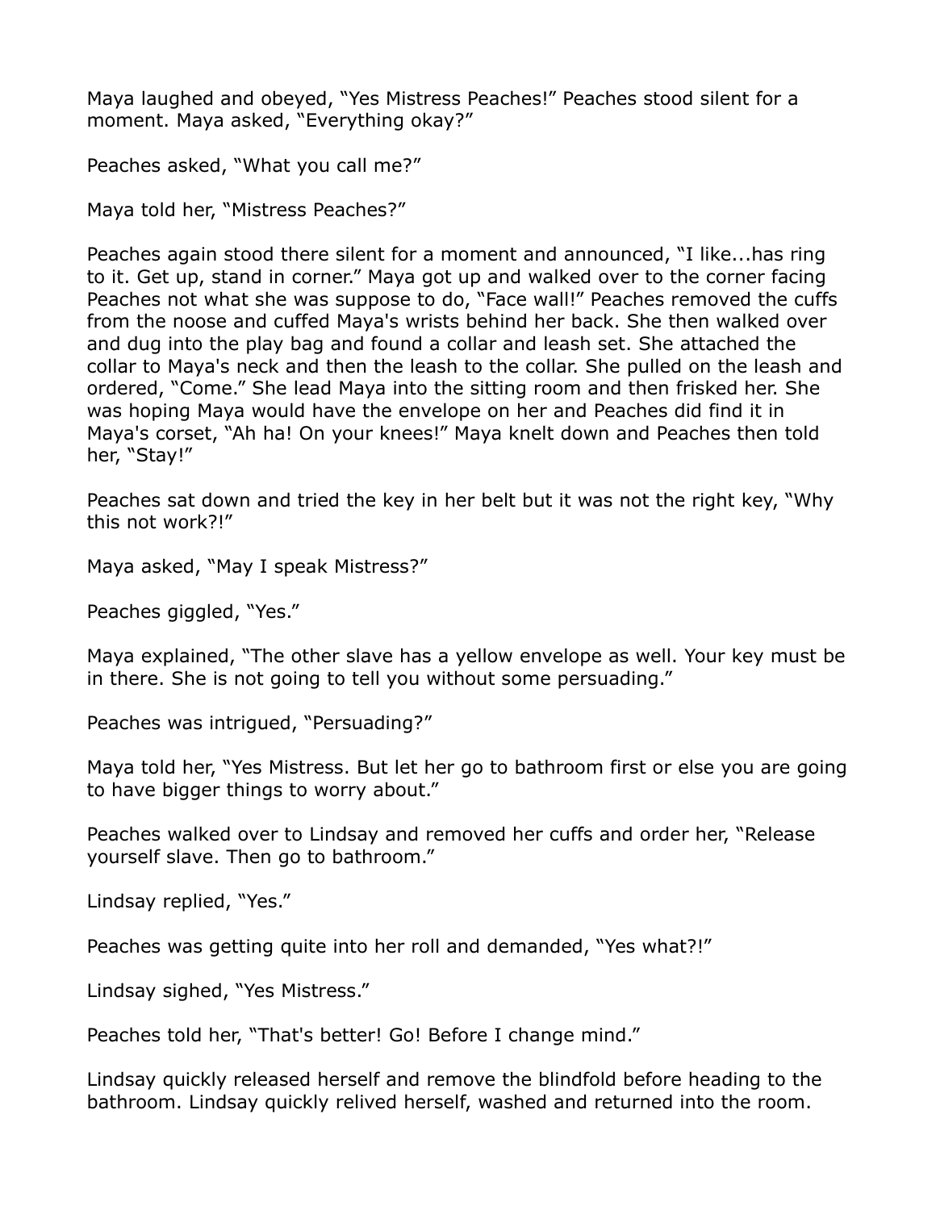Maya laughed and obeyed, “Yes Mistress Peaches!” Peaches stood silent for a moment. Maya asked, “Everything okay?”

Peaches asked, “What you call me?”

Maya told her, “Mistress Peaches?”

Peaches again stood there silent for a moment and announced, “I like...has ring to it. Get up, stand in corner.” Maya got up and walked over to the corner facing Peaches not what she was suppose to do, “Face wall!” Peaches removed the cuffs from the noose and cuffed Maya's wrists behind her back. She then walked over and dug into the play bag and found a collar and leash set. She attached the collar to Maya's neck and then the leash to the collar. She pulled on the leash and ordered, “Come.” She lead Maya into the sitting room and then frisked her. She was hoping Maya would have the envelope on her and Peaches did find it in Maya's corset, “Ah ha! On your knees!” Maya knelt down and Peaches then told her, “Stay!”

Peaches sat down and tried the key in her belt but it was not the right key, “Why this not work?!”

Maya asked, “May I speak Mistress?”

Peaches giggled, “Yes.”

Maya explained, “The other slave has a yellow envelope as well. Your key must be in there. She is not going to tell you without some persuading.”

Peaches was intrigued, “Persuading?”

Maya told her, “Yes Mistress. But let her go to bathroom first or else you are going to have bigger things to worry about.”

Peaches walked over to Lindsay and removed her cuffs and order her, “Release yourself slave. Then go to bathroom.”

Lindsay replied, “Yes.”

Peaches was getting quite into her roll and demanded, “Yes what?!”

Lindsay sighed, “Yes Mistress.”

Peaches told her, “That's better! Go! Before I change mind.”

Lindsay quickly released herself and remove the blindfold before heading to the bathroom. Lindsay quickly relived herself, washed and returned into the room.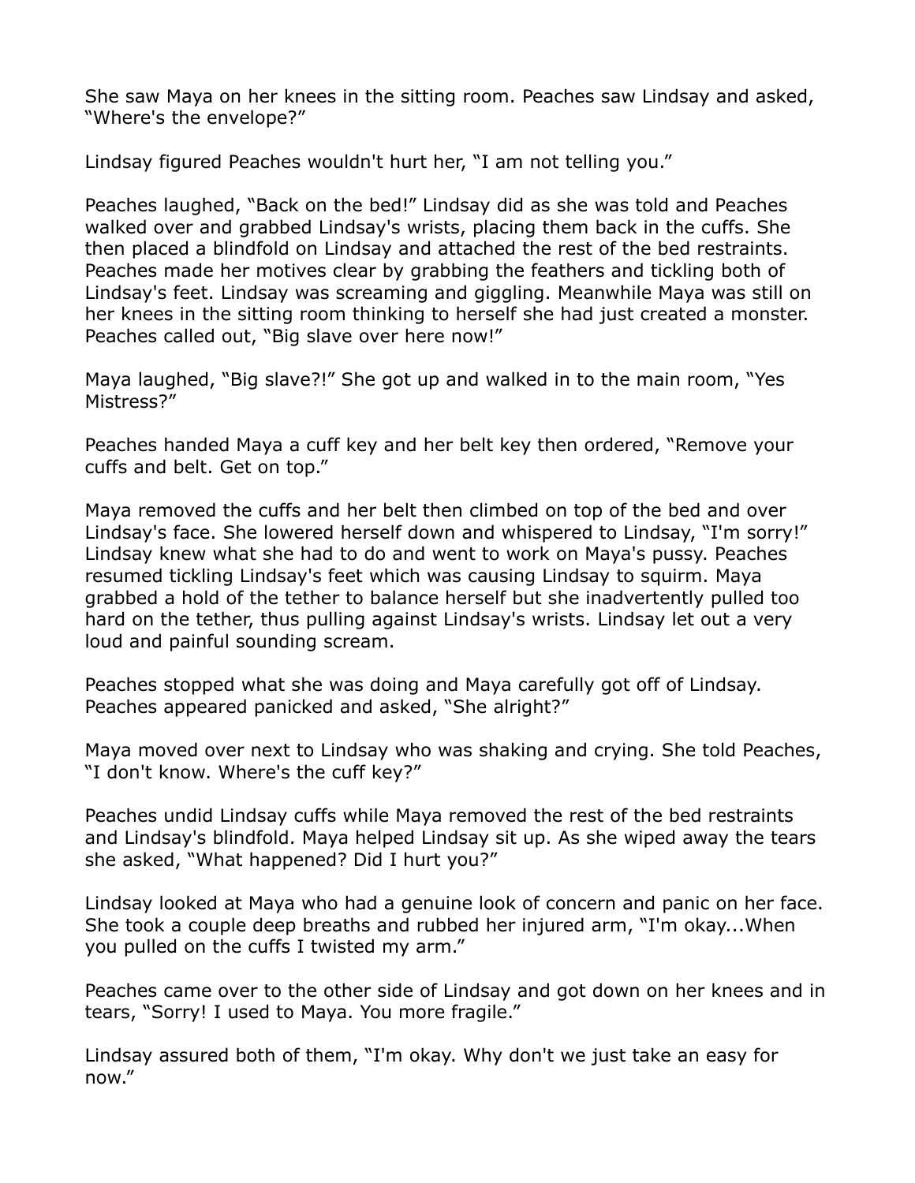She saw Maya on her knees in the sitting room. Peaches saw Lindsay and asked, "Where's the envelope?"

Lindsay figured Peaches wouldn't hurt her, "I am not telling you."

Peaches laughed, "Back on the bed!" Lindsay did as she was told and Peaches walked over and grabbed Lindsay's wrists, placing them back in the cuffs. She then placed a blindfold on Lindsay and attached the rest of the bed restraints. Peaches made her motives clear by grabbing the feathers and tickling both of Lindsay's feet. Lindsay was screaming and giggling. Meanwhile Maya was still on her knees in the sitting room thinking to herself she had just created a monster. Peaches called out, "Big slave over here now!"

Maya laughed, "Big slave?!" She got up and walked in to the main room, "Yes Mistress?"

Peaches handed Maya a cuff key and her belt key then ordered, "Remove your cuffs and belt. Get on top."

Maya removed the cuffs and her belt then climbed on top of the bed and over Lindsay's face. She lowered herself down and whispered to Lindsay, "I'm sorry!" Lindsay knew what she had to do and went to work on Maya's pussy. Peaches resumed tickling Lindsay's feet which was causing Lindsay to squirm. Maya grabbed a hold of the tether to balance herself but she inadvertently pulled too hard on the tether, thus pulling against Lindsay's wrists. Lindsay let out a very loud and painful sounding scream.

Peaches stopped what she was doing and Maya carefully got off of Lindsay. Peaches appeared panicked and asked, "She alright?"

Maya moved over next to Lindsay who was shaking and crying. She told Peaches, "I don't know. Where's the cuff key?"

Peaches undid Lindsay cuffs while Maya removed the rest of the bed restraints and Lindsay's blindfold. Maya helped Lindsay sit up. As she wiped away the tears she asked, "What happened? Did I hurt you?"

Lindsay looked at Maya who had a genuine look of concern and panic on her face. She took a couple deep breaths and rubbed her injured arm, "I'm okay...When you pulled on the cuffs I twisted my arm."

Peaches came over to the other side of Lindsay and got down on her knees and in tears, "Sorry! I used to Maya. You more fragile."

Lindsay assured both of them, "I'm okay. Why don't we just take an easy for now."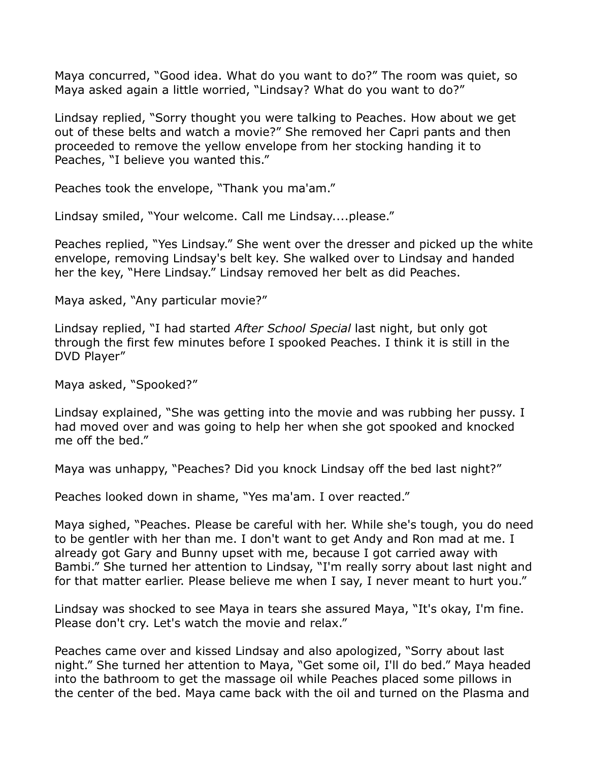Maya concurred, “Good idea. What do you want to do?” The room was quiet, so Maya asked again a little worried, “Lindsay? What do you want to do?”

Lindsay replied, “Sorry thought you were talking to Peaches. How about we get out of these belts and watch a movie?” She removed her Capri pants and then proceeded to remove the yellow envelope from her stocking handing it to Peaches, “I believe you wanted this.”

Peaches took the envelope, “Thank you ma'am.”

Lindsay smiled, “Your welcome. Call me Lindsay....please.”

Peaches replied, “Yes Lindsay.” She went over the dresser and picked up the white envelope, removing Lindsay's belt key. She walked over to Lindsay and handed her the key, “Here Lindsay.” Lindsay removed her belt as did Peaches.

Maya asked, “Any particular movie?”

Lindsay replied, “I had started *After School Special* last night, but only got through the first few minutes before I spooked Peaches. I think it is still in the DVD Player”

Maya asked, “Spooked?”

Lindsay explained, “She was getting into the movie and was rubbing her pussy. I had moved over and was going to help her when she got spooked and knocked me off the bed.”

Maya was unhappy, “Peaches? Did you knock Lindsay off the bed last night?”

Peaches looked down in shame, “Yes ma'am. I over reacted.”

Maya sighed, “Peaches. Please be careful with her. While she's tough, you do need to be gentler with her than me. I don't want to get Andy and Ron mad at me. I already got Gary and Bunny upset with me, because I got carried away with Bambi.” She turned her attention to Lindsay, “I'm really sorry about last night and for that matter earlier. Please believe me when I say, I never meant to hurt you.”

Lindsay was shocked to see Maya in tears she assured Maya, “It's okay, I'm fine. Please don't cry. Let's watch the movie and relax.”

Peaches came over and kissed Lindsay and also apologized, “Sorry about last night.” She turned her attention to Maya, “Get some oil, I'll do bed.” Maya headed into the bathroom to get the massage oil while Peaches placed some pillows in the center of the bed. Maya came back with the oil and turned on the Plasma and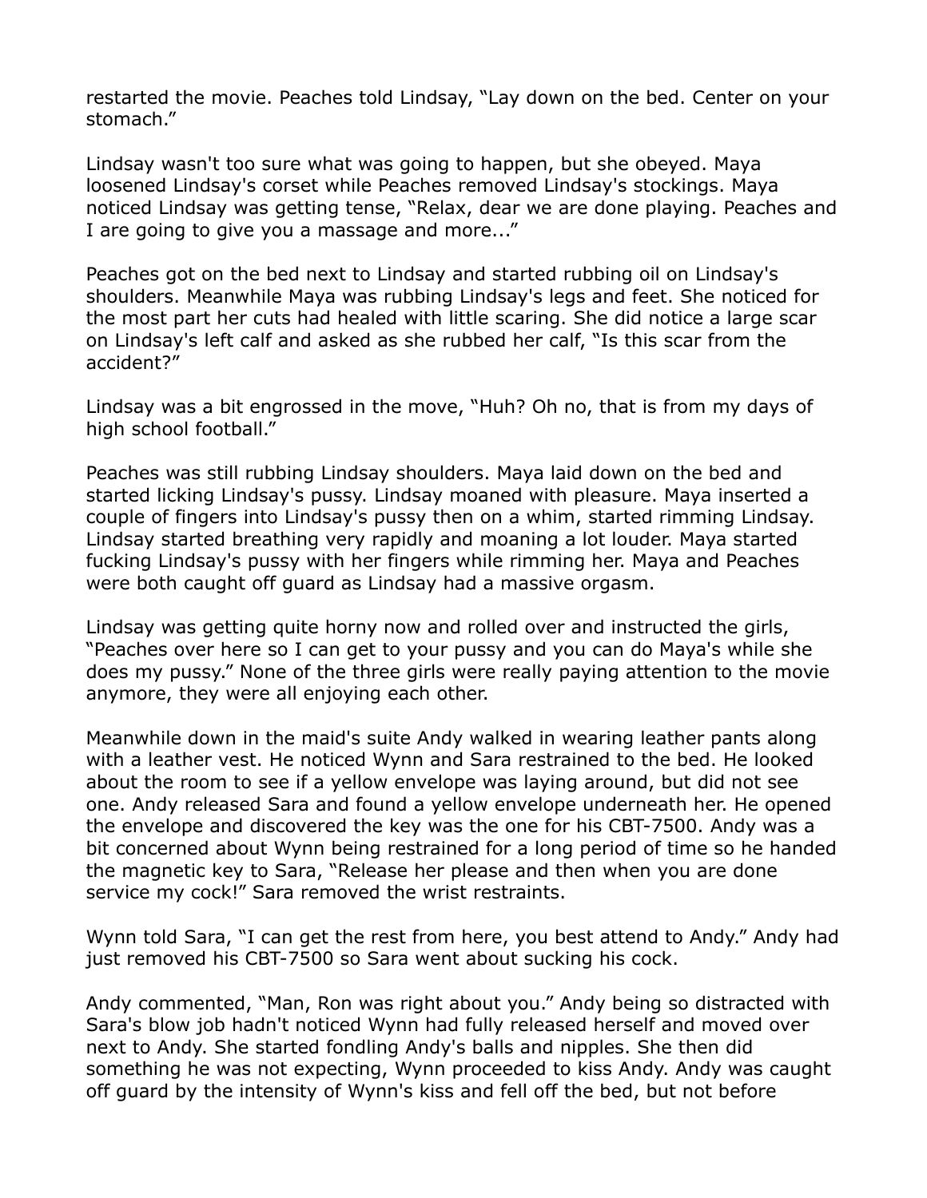restarted the movie. Peaches told Lindsay, "Lay down on the bed. Center on your stomach."

Lindsay wasn't too sure what was going to happen, but she obeyed. Maya loosened Lindsay's corset while Peaches removed Lindsay's stockings. Maya noticed Lindsay was getting tense, "Relax, dear we are done playing. Peaches and I are going to give you a massage and more..."

Peaches got on the bed next to Lindsay and started rubbing oil on Lindsay's shoulders. Meanwhile Maya was rubbing Lindsay's legs and feet. She noticed for the most part her cuts had healed with little scaring. She did notice a large scar on Lindsay's left calf and asked as she rubbed her calf, "Is this scar from the accident?"

Lindsay was a bit engrossed in the move, "Huh? Oh no, that is from my days of high school football."

Peaches was still rubbing Lindsay shoulders. Maya laid down on the bed and started licking Lindsay's pussy. Lindsay moaned with pleasure. Maya inserted a couple of fingers into Lindsay's pussy then on a whim, started rimming Lindsay. Lindsay started breathing very rapidly and moaning a lot louder. Maya started fucking Lindsay's pussy with her fingers while rimming her. Maya and Peaches were both caught off guard as Lindsay had a massive orgasm.

Lindsay was getting quite horny now and rolled over and instructed the girls, "Peaches over here so I can get to your pussy and you can do Maya's while she does my pussy." None of the three girls were really paying attention to the movie anymore, they were all enjoying each other.

Meanwhile down in the maid's suite Andy walked in wearing leather pants along with a leather vest. He noticed Wynn and Sara restrained to the bed. He looked about the room to see if a yellow envelope was laying around, but did not see one. Andy released Sara and found a yellow envelope underneath her. He opened the envelope and discovered the key was the one for his CBT-7500. Andy was a bit concerned about Wynn being restrained for a long period of time so he handed the magnetic key to Sara, "Release her please and then when you are done service my cock!" Sara removed the wrist restraints.

Wynn told Sara, "I can get the rest from here, you best attend to Andy." Andy had just removed his CBT-7500 so Sara went about sucking his cock.

Andy commented, "Man, Ron was right about you." Andy being so distracted with Sara's blow job hadn't noticed Wynn had fully released herself and moved over next to Andy. She started fondling Andy's balls and nipples. She then did something he was not expecting, Wynn proceeded to kiss Andy. Andy was caught off guard by the intensity of Wynn's kiss and fell off the bed, but not before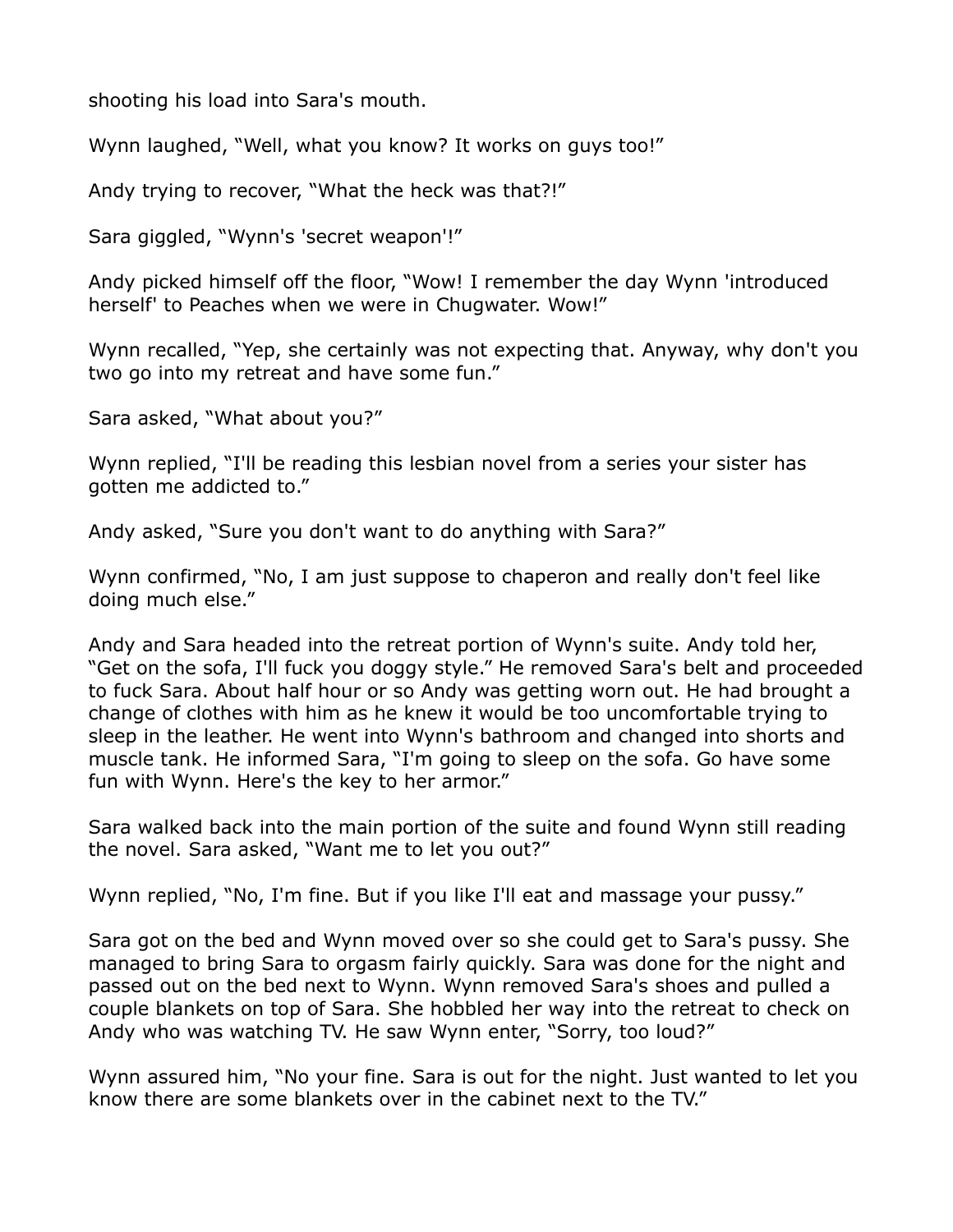shooting his load into Sara's mouth.

Wynn laughed, "Well, what you know? It works on guys too!"

Andy trying to recover, "What the heck was that?!"

Sara giggled, "Wynn's 'secret weapon'!"

Andy picked himself off the floor, "Wow! I remember the day Wynn 'introduced herself' to Peaches when we were in Chugwater. Wow!"

Wynn recalled, "Yep, she certainly was not expecting that. Anyway, why don't you two go into my retreat and have some fun."

Sara asked, "What about you?"

Wynn replied, "I'll be reading this lesbian novel from a series your sister has gotten me addicted to."

Andy asked, "Sure you don't want to do anything with Sara?"

Wynn confirmed, "No, I am just suppose to chaperon and really don't feel like doing much else."

Andy and Sara headed into the retreat portion of Wynn's suite. Andy told her, "Get on the sofa, I'll fuck you doggy style." He removed Sara's belt and proceeded to fuck Sara. About half hour or so Andy was getting worn out. He had brought a change of clothes with him as he knew it would be too uncomfortable trying to sleep in the leather. He went into Wynn's bathroom and changed into shorts and muscle tank. He informed Sara, "I'm going to sleep on the sofa. Go have some fun with Wynn. Here's the key to her armor."

Sara walked back into the main portion of the suite and found Wynn still reading the novel. Sara asked, "Want me to let you out?"

Wynn replied, "No, I'm fine. But if you like I'll eat and massage your pussy."

Sara got on the bed and Wynn moved over so she could get to Sara's pussy. She managed to bring Sara to orgasm fairly quickly. Sara was done for the night and passed out on the bed next to Wynn. Wynn removed Sara's shoes and pulled a couple blankets on top of Sara. She hobbled her way into the retreat to check on Andy who was watching TV. He saw Wynn enter, "Sorry, too loud?"

Wynn assured him, "No your fine. Sara is out for the night. Just wanted to let you know there are some blankets over in the cabinet next to the TV."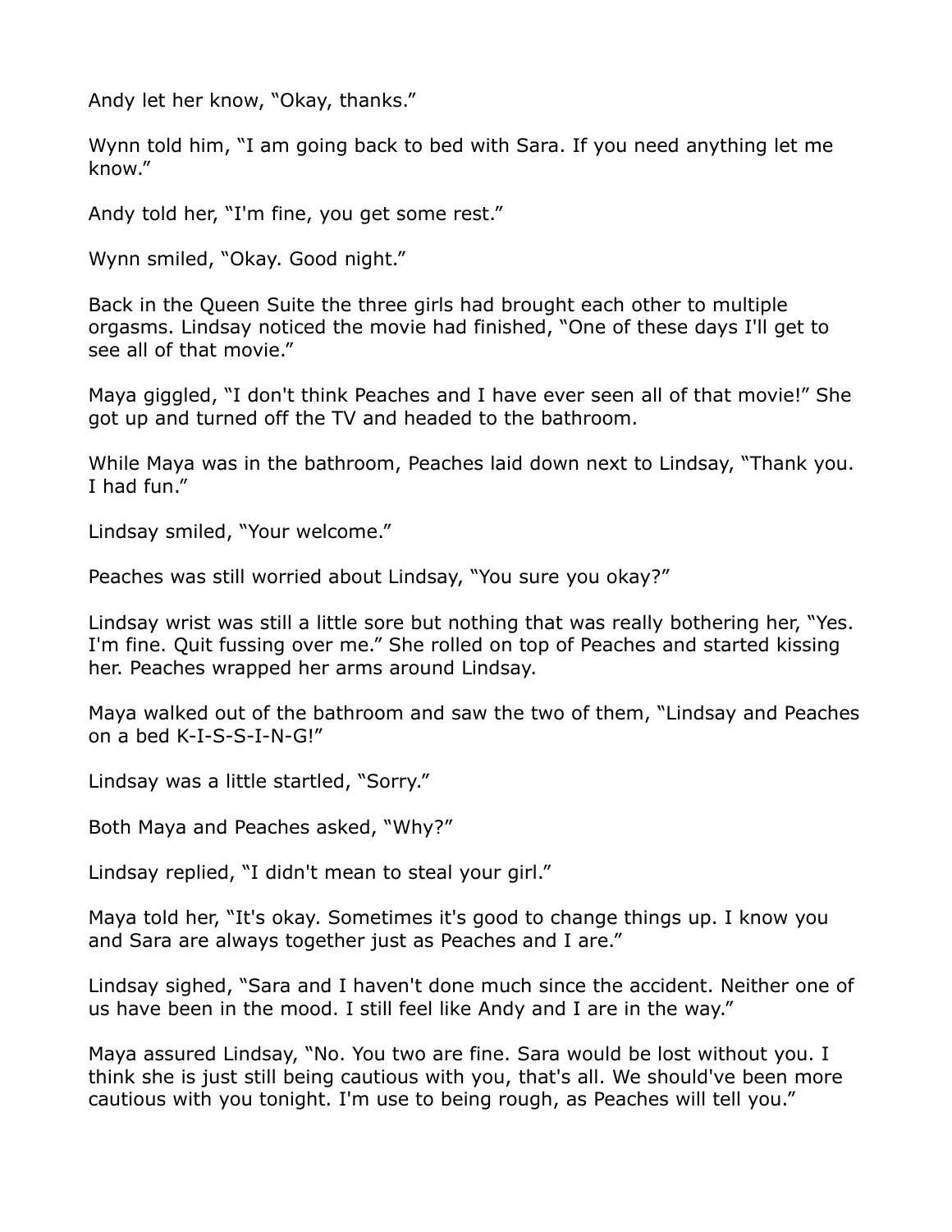Andy let her know, “Okay, thanks.”

Wynn told him, “I am going back to bed with Sara. If you need anything let me know.”

Andy told her, “I'm fine, you get some rest.”

Wynn smiled, “Okay. Good night.”

Back in the Queen Suite the three girls had brought each other to multiple orgasms. Lindsay noticed the movie had finished, “One of these days I'll get to see all of that movie.”

Maya giggled, “I don't think Peaches and I have ever seen all of that movie!” She got up and turned off the TV and headed to the bathroom.

While Maya was in the bathroom, Peaches laid down next to Lindsay, “Thank you. I had fun.”

Lindsay smiled, “Your welcome.”

Peaches was still worried about Lindsay, “You sure you okay?”

Lindsay wrist was still a little sore but nothing that was really bothering her, “Yes. I'm fine. Quit fussing over me.” She rolled on top of Peaches and started kissing her. Peaches wrapped her arms around Lindsay.

Maya walked out of the bathroom and saw the two of them, “Lindsay and Peaches on a bed K-I-S-S-I-N-G!”

Lindsay was a little startled, “Sorry.”

Both Maya and Peaches asked, “Why?”

Lindsay replied, “I didn't mean to steal your girl.”

Maya told her, “It's okay. Sometimes it's good to change things up. I know you and Sara are always together just as Peaches and I are.”

Lindsay sighed, “Sara and I haven't done much since the accident. Neither one of us have been in the mood. I still feel like Andy and I are in the way.”

Maya assured Lindsay, “No. You two are fine. Sara would be lost without you. I think she is just still being cautious with you, that's all. We should've been more cautious with you tonight. I'm use to being rough, as Peaches will tell you.”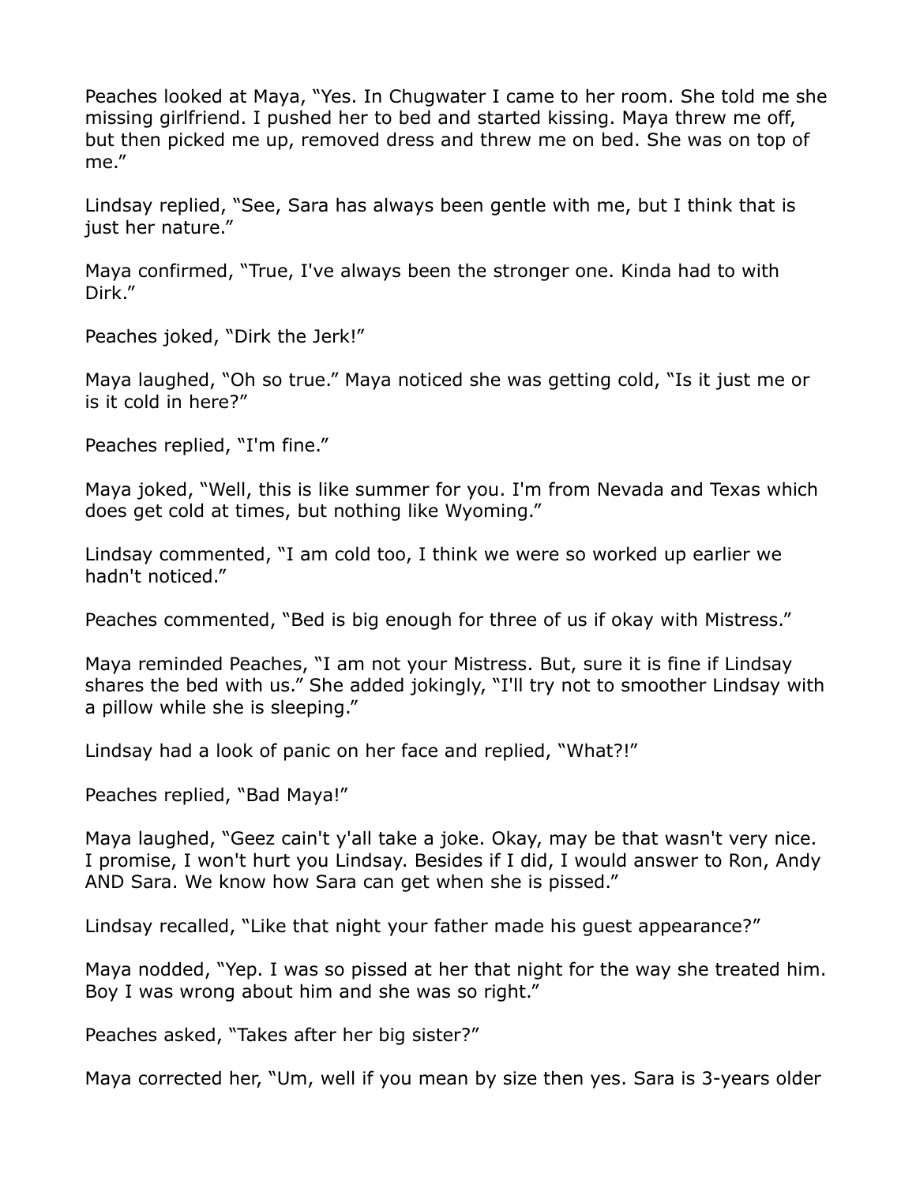Peaches looked at Maya, “Yes. In Chugwater I came to her room. She told me she missing girlfriend. I pushed her to bed and started kissing. Maya threw me off, but then picked me up, removed dress and threw me on bed. She was on top of me.”

Lindsay replied, “See, Sara has always been gentle with me, but I think that is just her nature.”

Maya confirmed, “True, I've always been the stronger one. Kinda had to with Dirk.”

Peaches joked, “Dirk the Jerk!”

Maya laughed, “Oh so true.” Maya noticed she was getting cold, “Is it just me or is it cold in here?”

Peaches replied, “I'm fine.”

Maya joked, “Well, this is like summer for you. I'm from Nevada and Texas which does get cold at times, but nothing like Wyoming.”

Lindsay commented, “I am cold too, I think we were so worked up earlier we hadn't noticed.”

Peaches commented, “Bed is big enough for three of us if okay with Mistress.”

Maya reminded Peaches, “I am not your Mistress. But, sure it is fine if Lindsay shares the bed with us.” She added jokingly, “I'll try not to smoother Lindsay with a pillow while she is sleeping.”

Lindsay had a look of panic on her face and replied, “What?!”

Peaches replied, “Bad Maya!”

Maya laughed, “Geez cain't y'all take a joke. Okay, may be that wasn't very nice. I promise, I won't hurt you Lindsay. Besides if I did, I would answer to Ron, Andy AND Sara. We know how Sara can get when she is pissed.”

Lindsay recalled, “Like that night your father made his guest appearance?”

Maya nodded, “Yep. I was so pissed at her that night for the way she treated him. Boy I was wrong about him and she was so right.”

Peaches asked, “Takes after her big sister?”

Maya corrected her, “Um, well if you mean by size then yes. Sara is 3-years older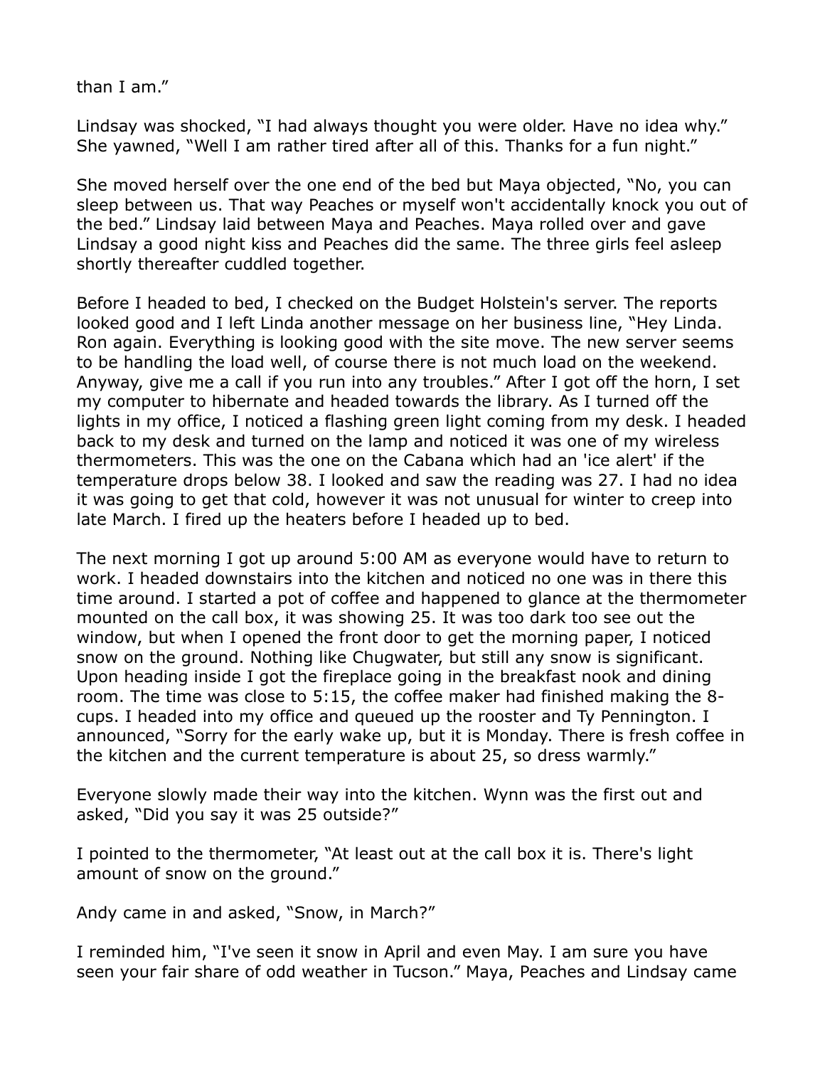than I am."

Lindsay was shocked, "I had always thought you were older. Have no idea why." She yawned, "Well I am rather tired after all of this. Thanks for a fun night."

She moved herself over the one end of the bed but Maya objected, "No, you can sleep between us. That way Peaches or myself won't accidentally knock you out of the bed." Lindsay laid between Maya and Peaches. Maya rolled over and gave Lindsay a good night kiss and Peaches did the same. The three girls feel asleep shortly thereafter cuddled together.

Before I headed to bed, I checked on the Budget Holstein's server. The reports looked good and I left Linda another message on her business line, "Hey Linda. Ron again. Everything is looking good with the site move. The new server seems to be handling the load well, of course there is not much load on the weekend. Anyway, give me a call if you run into any troubles." After I got off the horn, I set my computer to hibernate and headed towards the library. As I turned off the lights in my office, I noticed a flashing green light coming from my desk. I headed back to my desk and turned on the lamp and noticed it was one of my wireless thermometers. This was the one on the Cabana which had an 'ice alert' if the temperature drops below 38. I looked and saw the reading was 27. I had no idea it was going to get that cold, however it was not unusual for winter to creep into late March. I fired up the heaters before I headed up to bed.

The next morning I got up around 5:00 AM as everyone would have to return to work. I headed downstairs into the kitchen and noticed no one was in there this time around. I started a pot of coffee and happened to glance at the thermometer mounted on the call box, it was showing 25. It was too dark too see out the window, but when I opened the front door to get the morning paper, I noticed snow on the ground. Nothing like Chugwater, but still any snow is significant. Upon heading inside I got the fireplace going in the breakfast nook and dining room. The time was close to 5:15, the coffee maker had finished making the 8-cups. I headed into my office and queued up the rooster and Ty Pennington. I announced, "Sorry for the early wake up, but it is Monday. There is fresh coffee in the kitchen and the current temperature is about 25, so dress warmly."

Everyone slowly made their way into the kitchen. Wynn was the first out and asked, "Did you say it was 25 outside?"

I pointed to the thermometer, "At least out at the call box it is. There's light amount of snow on the ground."

Andy came in and asked, "Snow, in March?"

I reminded him, "I've seen it snow in April and even May. I am sure you have seen your fair share of odd weather in Tucson." Maya, Peaches and Lindsay came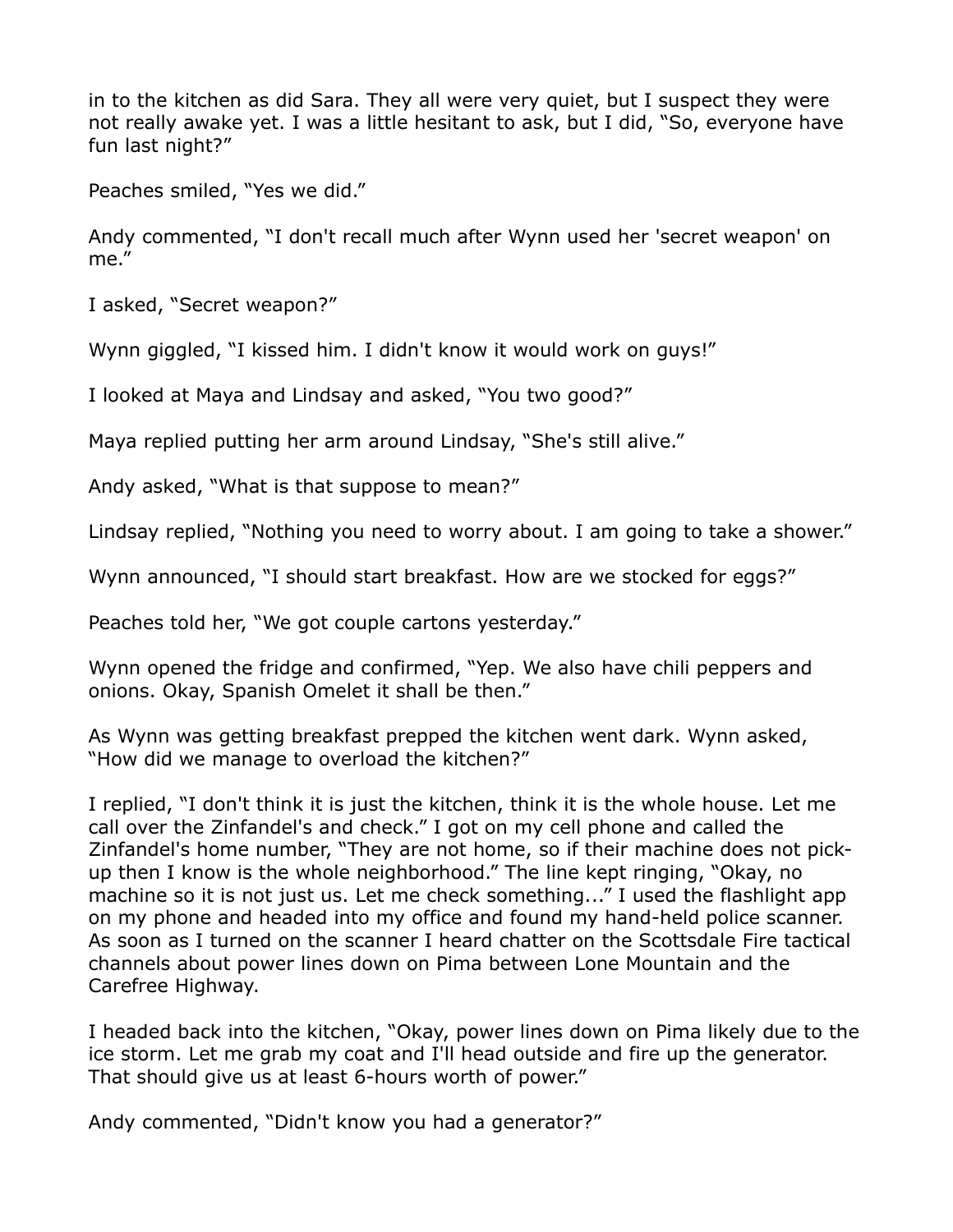in to the kitchen as did Sara. They all were very quiet, but I suspect they were not really awake yet. I was a little hesitant to ask, but I did, “So, everyone have fun last night?”

Peaches smiled, “Yes we did.”

Andy commented, “I don't recall much after Wynn used her 'secret weapon' on me.”

I asked, “Secret weapon?”

Wynn giggled, “I kissed him. I didn't know it would work on guys!”

I looked at Maya and Lindsay and asked, “You two good?”

Maya replied putting her arm around Lindsay, “She's still alive.”

Andy asked, “What is that suppose to mean?”

Lindsay replied, “Nothing you need to worry about. I am going to take a shower.”

Wynn announced, “I should start breakfast. How are we stocked for eggs?”

Peaches told her, “We got couple cartons yesterday.”

Wynn opened the fridge and confirmed, “Yep. We also have chili peppers and onions. Okay, Spanish Omelet it shall be then.”

As Wynn was getting breakfast prepped the kitchen went dark. Wynn asked, “How did we manage to overload the kitchen?”

I replied, “I don't think it is just the kitchen, think it is the whole house. Let me call over the Zinfandel's and check.” I got on my cell phone and called the Zinfandel's home number, “They are not home, so if their machine does not pick-up then I know is the whole neighborhood.” The line kept ringing, “Okay, no machine so it is not just us. Let me check something...” I used the flashlight app on my phone and headed into my office and found my hand-held police scanner. As soon as I turned on the scanner I heard chatter on the Scottsdale Fire tactical channels about power lines down on Pima between Lone Mountain and the Carefree Highway.

I headed back into the kitchen, “Okay, power lines down on Pima likely due to the ice storm. Let me grab my coat and I'll head outside and fire up the generator. That should give us at least 6-hours worth of power.”

Andy commented, “Didn't know you had a generator?”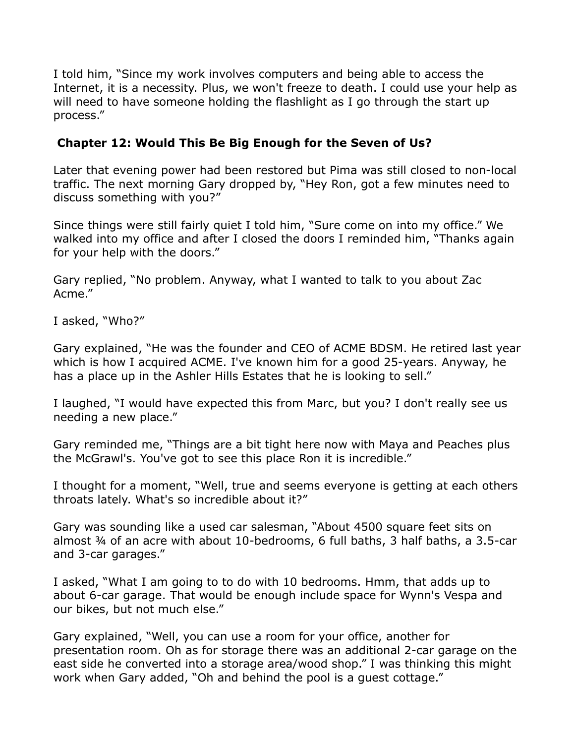I told him, "Since my work involves computers and being able to access the Internet, it is a necessity. Plus, we won't freeze to death. I could use your help as will need to have someone holding the flashlight as I go through the start up process."

## Chapter 12: Would This Be Big Enough for the Seven of Us?

Later that evening power had been restored but Pima was still closed to non-local traffic. The next morning Gary dropped by, "Hey Ron, got a few minutes need to discuss something with you?"

Since things were still fairly quiet I told him, "Sure come on into my office." We walked into my office and after I closed the doors I reminded him, "Thanks again for your help with the doors."

Gary replied, "No problem. Anyway, what I wanted to talk to you about Zac Acme."

I asked, "Who?"

Gary explained, "He was the founder and CEO of ACME BDSM. He retired last year which is how I acquired ACME. I've known him for a good 25-years. Anyway, he has a place up in the Ashler Hills Estates that he is looking to sell."

I laughed, "I would have expected this from Marc, but you? I don't really see us needing a new place."

Gary reminded me, "Things are a bit tight here now with Maya and Peaches plus the McGrawl's. You've got to see this place Ron it is incredible."

I thought for a moment, "Well, true and seems everyone is getting at each others throats lately. What's so incredible about it?"

Gary was sounding like a used car salesman, "About 4500 square feet sits on almost ¾ of an acre with about 10-bedrooms, 6 full baths, 3 half baths, a 3.5-car and 3-car garages."

I asked, "What I am going to to do with 10 bedrooms. Hmm, that adds up to about 6-car garage. That would be enough include space for Wynn's Vespa and our bikes, but not much else."

Gary explained, "Well, you can use a room for your office, another for presentation room. Oh as for storage there was an additional 2-car garage on the east side he converted into a storage area/wood shop." I was thinking this might work when Gary added, "Oh and behind the pool is a guest cottage."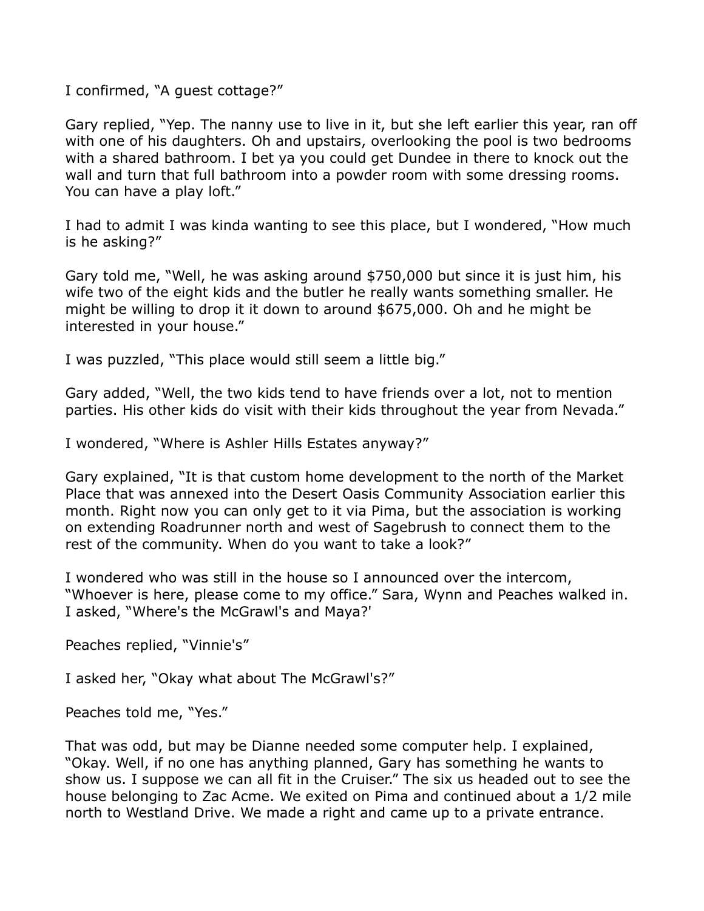I confirmed, "A guest cottage?"

Gary replied, "Yep. The nanny use to live in it, but she left earlier this year, ran off with one of his daughters. Oh and upstairs, overlooking the pool is two bedrooms with a shared bathroom. I bet ya you could get Dundee in there to knock out the wall and turn that full bathroom into a powder room with some dressing rooms. You can have a play loft."

I had to admit I was kinda wanting to see this place, but I wondered, "How much is he asking?"

Gary told me, "Well, he was asking around $750,000 but since it is just him, his wife two of the eight kids and the butler he really wants something smaller. He might be willing to drop it it down to around $675,000. Oh and he might be interested in your house."

I was puzzled, "This place would still seem a little big."

Gary added, "Well, the two kids tend to have friends over a lot, not to mention parties. His other kids do visit with their kids throughout the year from Nevada."

I wondered, "Where is Ashler Hills Estates anyway?"

Gary explained, "It is that custom home development to the north of the Market Place that was annexed into the Desert Oasis Community Association earlier this month. Right now you can only get to it via Pima, but the association is working on extending Roadrunner north and west of Sagebrush to connect them to the rest of the community. When do you want to take a look?"

I wondered who was still in the house so I announced over the intercom, "Whoever is here, please come to my office." Sara, Wynn and Peaches walked in. I asked, "Where's the McGrawl's and Maya?'

Peaches replied, "Vinnie's"

I asked her, "Okay what about The McGrawl's?"

Peaches told me, "Yes."

That was odd, but may be Dianne needed some computer help. I explained, "Okay. Well, if no one has anything planned, Gary has something he wants to show us. I suppose we can all fit in the Cruiser." The six us headed out to see the house belonging to Zac Acme. We exited on Pima and continued about a 1/2 mile north to Westland Drive. We made a right and came up to a private entrance.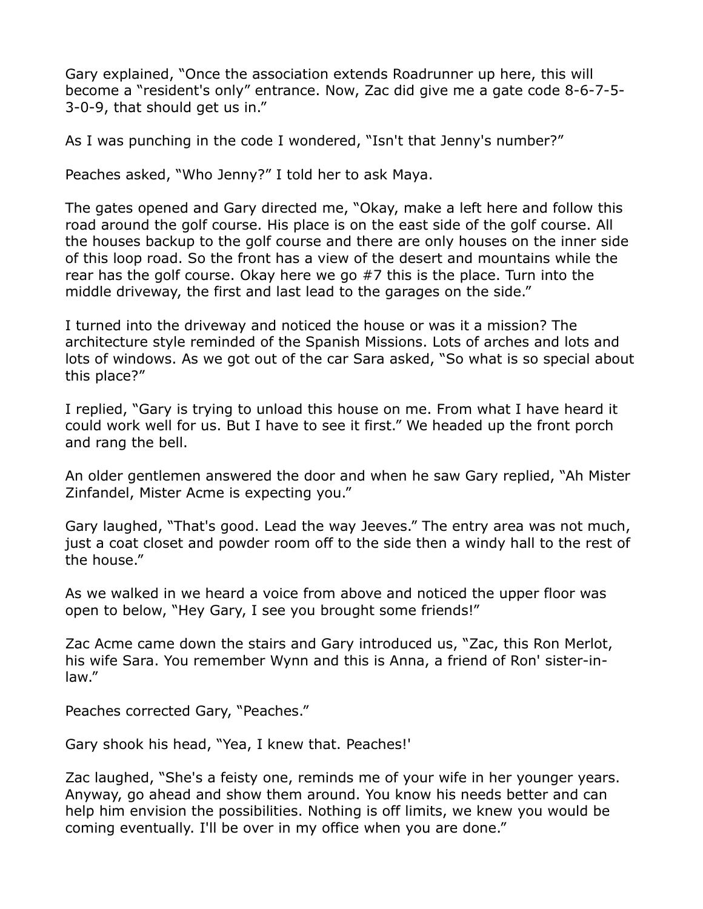Gary explained, "Once the association extends Roadrunner up here, this will become a "resident's only" entrance. Now, Zac did give me a gate code 8-6-7-5-3-0-9, that should get us in."

As I was punching in the code I wondered, "Isn't that Jenny's number?"

Peaches asked, "Who Jenny?" I told her to ask Maya.

The gates opened and Gary directed me, "Okay, make a left here and follow this road around the golf course. His place is on the east side of the golf course. All the houses backup to the golf course and there are only houses on the inner side of this loop road. So the front has a view of the desert and mountains while the rear has the golf course. Okay here we go #7 this is the place. Turn into the middle driveway, the first and last lead to the garages on the side."

I turned into the driveway and noticed the house or was it a mission? The architecture style reminded of the Spanish Missions. Lots of arches and lots and lots of windows. As we got out of the car Sara asked, "So what is so special about this place?"

I replied, "Gary is trying to unload this house on me. From what I have heard it could work well for us. But I have to see it first." We headed up the front porch and rang the bell.

An older gentlemen answered the door and when he saw Gary replied, "Ah Mister Zinfandel, Mister Acme is expecting you."

Gary laughed, "That's good. Lead the way Jeeves." The entry area was not much, just a coat closet and powder room off to the side then a windy hall to the rest of the house."

As we walked in we heard a voice from above and noticed the upper floor was open to below, "Hey Gary, I see you brought some friends!"

Zac Acme came down the stairs and Gary introduced us, "Zac, this Ron Merlot, his wife Sara. You remember Wynn and this is Anna, a friend of Ron' sister-in-law."

Peaches corrected Gary, "Peaches."

Gary shook his head, "Yea, I knew that. Peaches!'

Zac laughed, "She's a feisty one, reminds me of your wife in her younger years. Anyway, go ahead and show them around. You know his needs better and can help him envision the possibilities. Nothing is off limits, we knew you would be coming eventually. I'll be over in my office when you are done."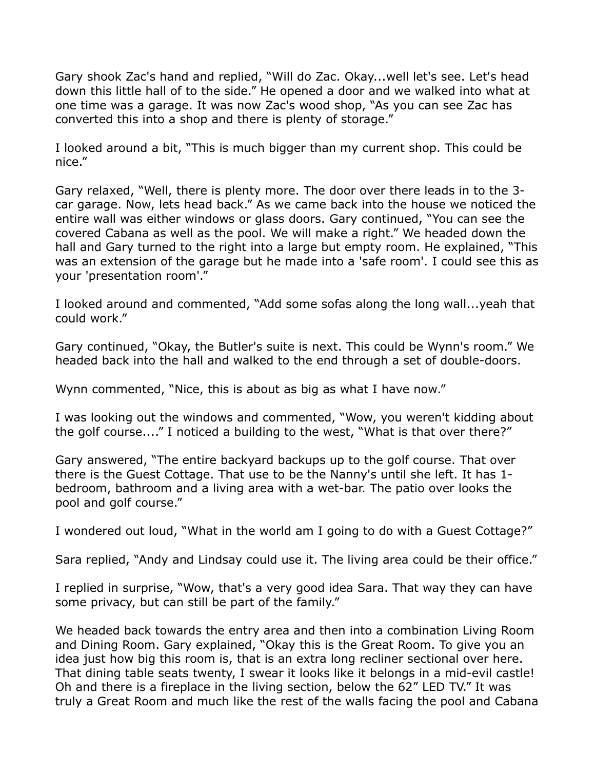Gary shook Zac's hand and replied, “Will do Zac. Okay...well let's see. Let's head down this little hall of to the side.” He opened a door and we walked into what at one time was a garage. It was now Zac's wood shop, “As you can see Zac has converted this into a shop and there is plenty of storage.”

I looked around a bit, “This is much bigger than my current shop. This could be nice.”

Gary relaxed, “Well, there is plenty more. The door over there leads in to the 3-car garage. Now, lets head back.” As we came back into the house we noticed the entire wall was either windows or glass doors. Gary continued, “You can see the covered Cabana as well as the pool. We will make a right.” We headed down the hall and Gary turned to the right into a large but empty room. He explained, “This was an extension of the garage but he made into a 'safe room'. I could see this as your 'presentation room'.”

I looked around and commented, “Add some sofas along the long wall...yeah that could work.”

Gary continued, “Okay, the Butler's suite is next. This could be Wynn's room.” We headed back into the hall and walked to the end through a set of double-doors.

Wynn commented, “Nice, this is about as big as what I have now.”

I was looking out the windows and commented, “Wow, you weren't kidding about the golf course....” I noticed a building to the west, “What is that over there?”

Gary answered, “The entire backyard backups up to the golf course. That over there is the Guest Cottage. That use to be the Nanny's until she left. It has 1-bedroom, bathroom and a living area with a wet-bar. The patio over looks the pool and golf course.”

I wondered out loud, “What in the world am I going to do with a Guest Cottage?”

Sara replied, “Andy and Lindsay could use it. The living area could be their office.”

I replied in surprise, “Wow, that's a very good idea Sara. That way they can have some privacy, but can still be part of the family.”

We headed back towards the entry area and then into a combination Living Room and Dining Room. Gary explained, “Okay this is the Great Room. To give you an idea just how big this room is, that is an extra long recliner sectional over here. That dining table seats twenty, I swear it looks like it belongs in a mid-evil castle! Oh and there is a fireplace in the living section, below the 62” LED TV.” It was truly a Great Room and much like the rest of the walls facing the pool and Cabana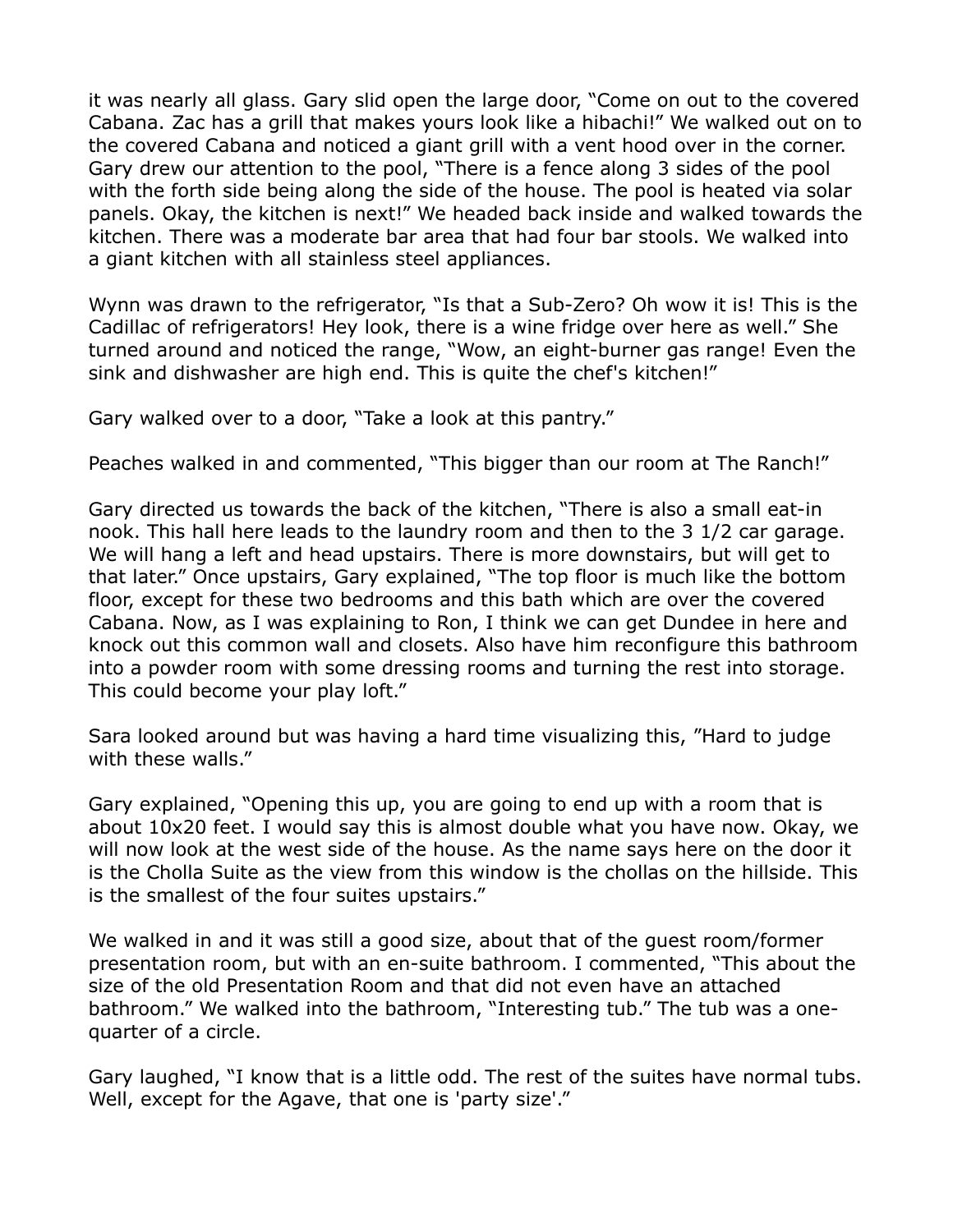it was nearly all glass. Gary slid open the large door, "Come on out to the covered Cabana. Zac has a grill that makes yours look like a hibachi!" We walked out on to the covered Cabana and noticed a giant grill with a vent hood over in the corner. Gary drew our attention to the pool, "There is a fence along 3 sides of the pool with the forth side being along the side of the house. The pool is heated via solar panels. Okay, the kitchen is next!" We headed back inside and walked towards the kitchen. There was a moderate bar area that had four bar stools. We walked into a giant kitchen with all stainless steel appliances.

Wynn was drawn to the refrigerator, "Is that a Sub-Zero? Oh wow it is! This is the Cadillac of refrigerators! Hey look, there is a wine fridge over here as well." She turned around and noticed the range, "Wow, an eight-burner gas range! Even the sink and dishwasher are high end. This is quite the chef's kitchen!"

Gary walked over to a door, "Take a look at this pantry."

Peaches walked in and commented, "This bigger than our room at The Ranch!"

Gary directed us towards the back of the kitchen, "There is also a small eat-in nook. This hall here leads to the laundry room and then to the 3 1/2 car garage. We will hang a left and head upstairs. There is more downstairs, but will get to that later." Once upstairs, Gary explained, "The top floor is much like the bottom floor, except for these two bedrooms and this bath which are over the covered Cabana. Now, as I was explaining to Ron, I think we can get Dundee in here and knock out this common wall and closets. Also have him reconfigure this bathroom into a powder room with some dressing rooms and turning the rest into storage. This could become your play loft."

Sara looked around but was having a hard time visualizing this, "Hard to judge with these walls."

Gary explained, "Opening this up, you are going to end up with a room that is about 10x20 feet. I would say this is almost double what you have now. Okay, we will now look at the west side of the house. As the name says here on the door it is the Cholla Suite as the view from this window is the chollas on the hillside. This is the smallest of the four suites upstairs."

We walked in and it was still a good size, about that of the guest room/former presentation room, but with an en-suite bathroom. I commented, "This about the size of the old Presentation Room and that did not even have an attached bathroom." We walked into the bathroom, "Interesting tub." The tub was a one-quarter of a circle.

Gary laughed, "I know that is a little odd. The rest of the suites have normal tubs. Well, except for the Agave, that one is 'party size'."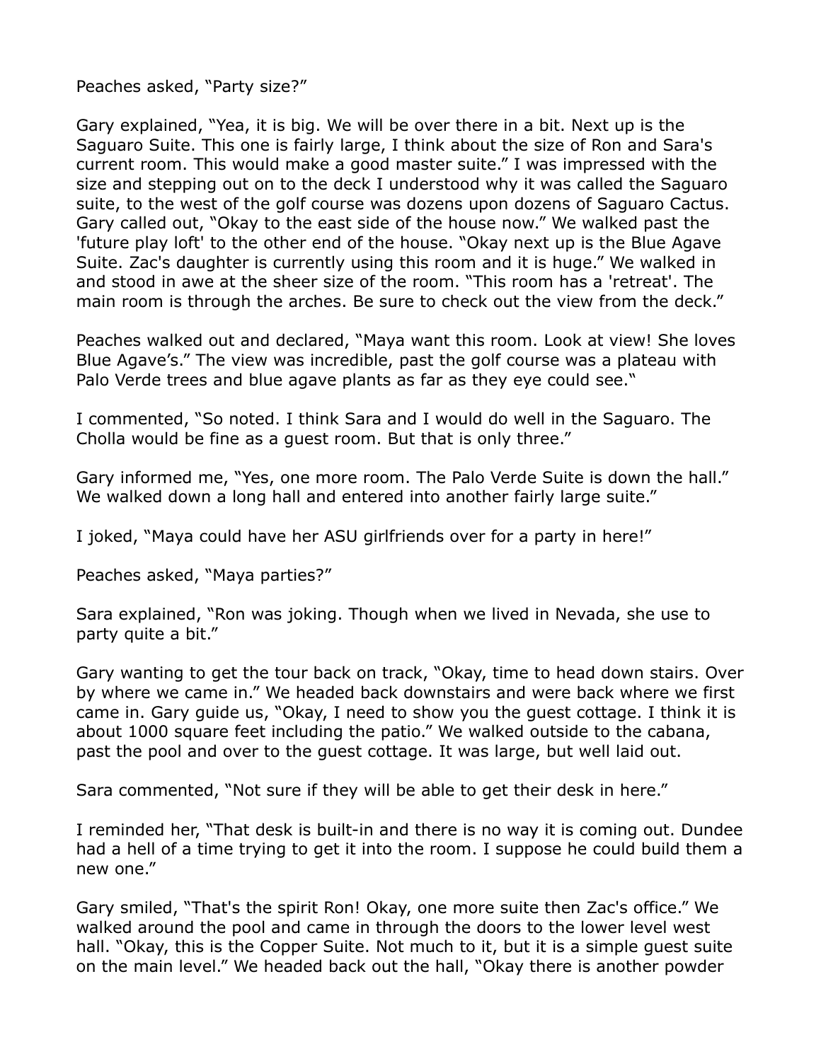Peaches asked, "Party size?"

Gary explained, "Yea, it is big. We will be over there in a bit. Next up is the Saguaro Suite. This one is fairly large, I think about the size of Ron and Sara's current room. This would make a good master suite." I was impressed with the size and stepping out on to the deck I understood why it was called the Saguaro suite, to the west of the golf course was dozens upon dozens of Saguaro Cactus. Gary called out, "Okay to the east side of the house now." We walked past the 'future play loft' to the other end of the house. "Okay next up is the Blue Agave Suite. Zac's daughter is currently using this room and it is huge." We walked in and stood in awe at the sheer size of the room. "This room has a 'retreat'. The main room is through the arches. Be sure to check out the view from the deck."

Peaches walked out and declared, "Maya want this room. Look at view! She loves Blue Agave's." The view was incredible, past the golf course was a plateau with Palo Verde trees and blue agave plants as far as they eye could see."

I commented, "So noted. I think Sara and I would do well in the Saguaro. The Cholla would be fine as a guest room. But that is only three."

Gary informed me, "Yes, one more room. The Palo Verde Suite is down the hall." We walked down a long hall and entered into another fairly large suite."

I joked, "Maya could have her ASU girlfriends over for a party in here!"

Peaches asked, "Maya parties?"

Sara explained, "Ron was joking. Though when we lived in Nevada, she use to party quite a bit."

Gary wanting to get the tour back on track, "Okay, time to head down stairs. Over by where we came in." We headed back downstairs and were back where we first came in. Gary guide us, "Okay, I need to show you the guest cottage. I think it is about 1000 square feet including the patio." We walked outside to the cabana, past the pool and over to the guest cottage. It was large, but well laid out.

Sara commented, "Not sure if they will be able to get their desk in here."

I reminded her, "That desk is built-in and there is no way it is coming out. Dundee had a hell of a time trying to get it into the room. I suppose he could build them a new one."

Gary smiled, "That's the spirit Ron! Okay, one more suite then Zac's office." We walked around the pool and came in through the doors to the lower level west hall. "Okay, this is the Copper Suite. Not much to it, but it is a simple guest suite on the main level." We headed back out the hall, "Okay there is another powder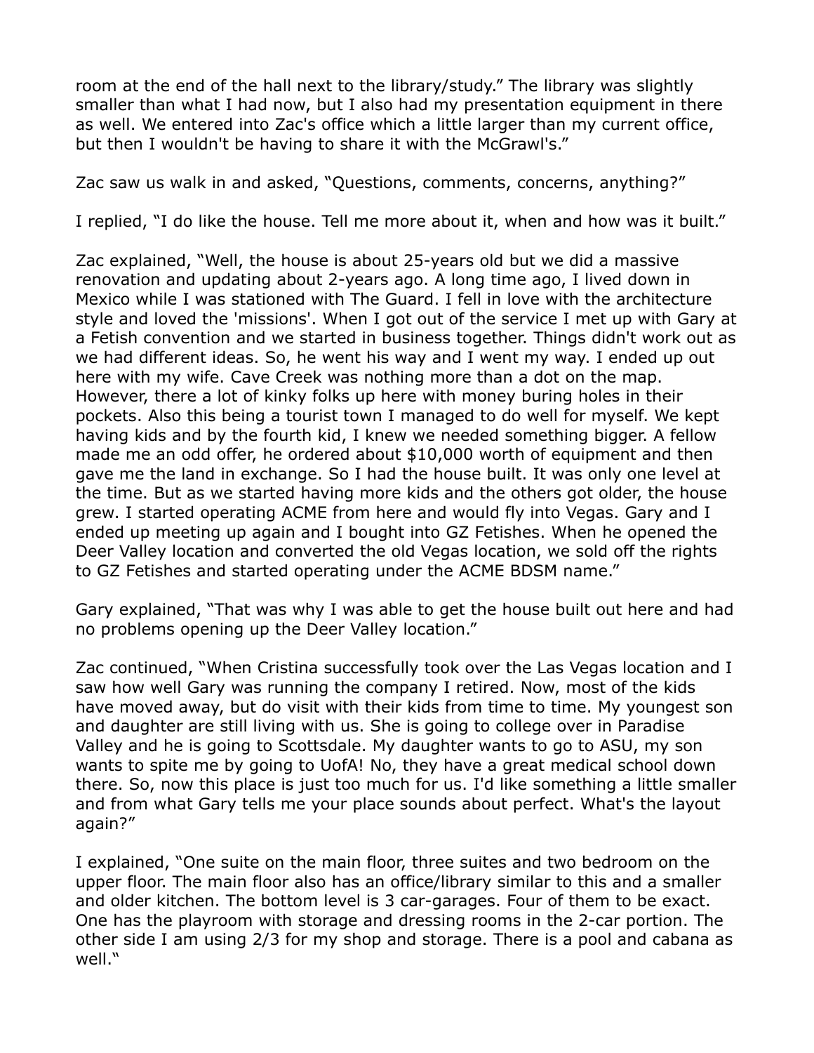room at the end of the hall next to the library/study." The library was slightly smaller than what I had now, but I also had my presentation equipment in there as well. We entered into Zac's office which a little larger than my current office, but then I wouldn't be having to share it with the McGrawl's."

Zac saw us walk in and asked, "Questions, comments, concerns, anything?"

I replied, "I do like the house. Tell me more about it, when and how was it built."

Zac explained, "Well, the house is about 25-years old but we did a massive renovation and updating about 2-years ago. A long time ago, I lived down in Mexico while I was stationed with The Guard. I fell in love with the architecture style and loved the 'missions'. When I got out of the service I met up with Gary at a Fetish convention and we started in business together. Things didn't work out as we had different ideas. So, he went his way and I went my way. I ended up out here with my wife. Cave Creek was nothing more than a dot on the map. However, there a lot of kinky folks up here with money buring holes in their pockets. Also this being a tourist town I managed to do well for myself. We kept having kids and by the fourth kid, I knew we needed something bigger. A fellow made me an odd offer, he ordered about $10,000 worth of equipment and then gave me the land in exchange. So I had the house built. It was only one level at the time. But as we started having more kids and the others got older, the house grew. I started operating ACME from here and would fly into Vegas. Gary and I ended up meeting up again and I bought into GZ Fetishes. When he opened the Deer Valley location and converted the old Vegas location, we sold off the rights to GZ Fetishes and started operating under the ACME BDSM name."

Gary explained, "That was why I was able to get the house built out here and had no problems opening up the Deer Valley location."

Zac continued, "When Cristina successfully took over the Las Vegas location and I saw how well Gary was running the company I retired. Now, most of the kids have moved away, but do visit with their kids from time to time. My youngest son and daughter are still living with us. She is going to college over in Paradise Valley and he is going to Scottsdale. My daughter wants to go to ASU, my son wants to spite me by going to UofA! No, they have a great medical school down there. So, now this place is just too much for us. I'd like something a little smaller and from what Gary tells me your place sounds about perfect. What's the layout again?"

I explained, "One suite on the main floor, three suites and two bedroom on the upper floor. The main floor also has an office/library similar to this and a smaller and older kitchen. The bottom level is 3 car-garages. Four of them to be exact. One has the playroom with storage and dressing rooms in the 2-car portion. The other side I am using 2/3 for my shop and storage. There is a pool and cabana as well."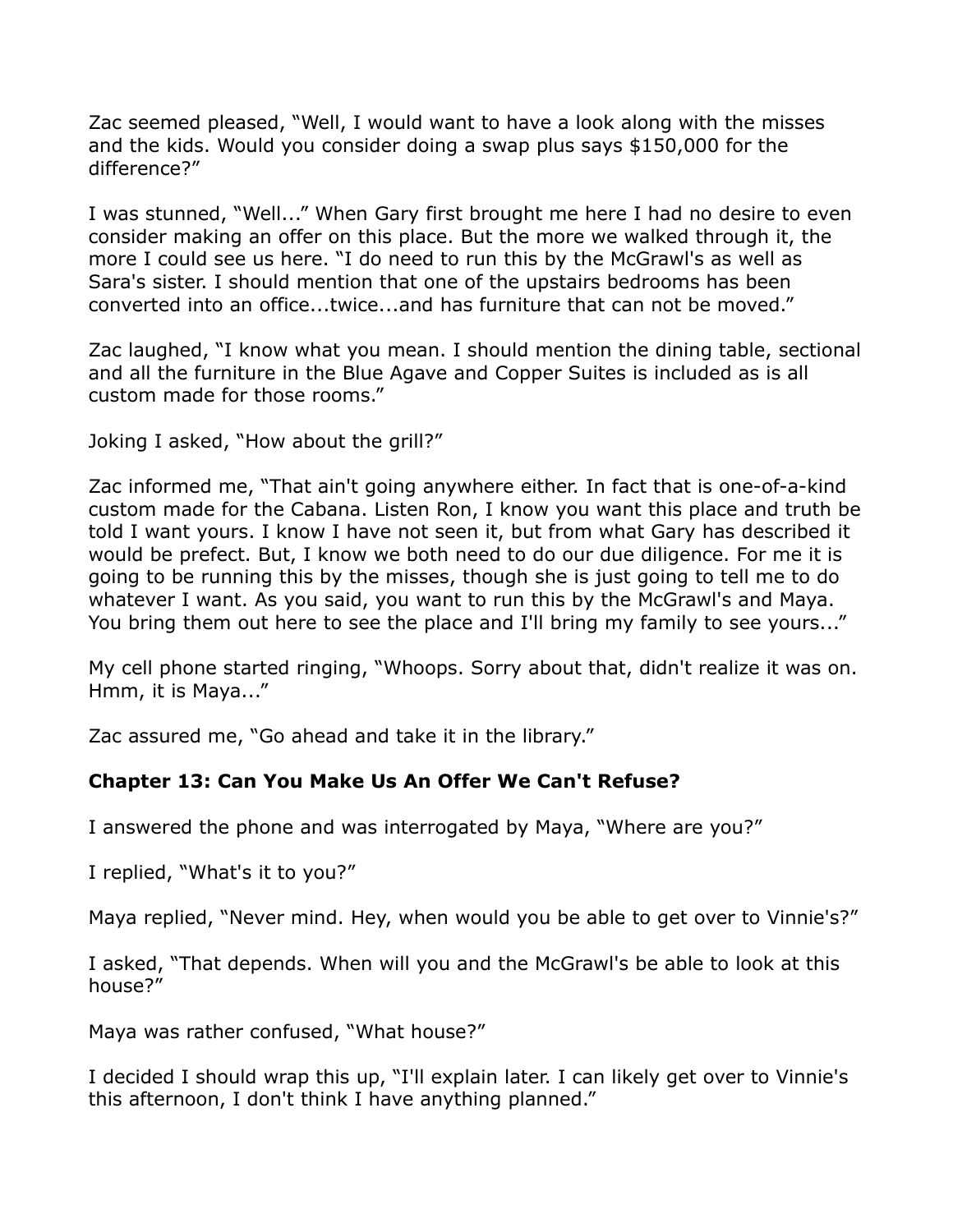Zac seemed pleased, "Well, I would want to have a look along with the misses and the kids. Would you consider doing a swap plus says $150,000 for the difference?"

I was stunned, "Well..." When Gary first brought me here I had no desire to even consider making an offer on this place. But the more we walked through it, the more I could see us here. "I do need to run this by the McGrawl's as well as Sara's sister. I should mention that one of the upstairs bedrooms has been converted into an office...twice...and has furniture that can not be moved."

Zac laughed, "I know what you mean. I should mention the dining table, sectional and all the furniture in the Blue Agave and Copper Suites is included as is all custom made for those rooms."

Joking I asked, "How about the grill?"

Zac informed me, "That ain't going anywhere either. In fact that is one-of-a-kind custom made for the Cabana. Listen Ron, I know you want this place and truth be told I want yours. I know I have not seen it, but from what Gary has described it would be prefect. But, I know we both need to do our due diligence. For me it is going to be running this by the misses, though she is just going to tell me to do whatever I want. As you said, you want to run this by the McGrawl's and Maya. You bring them out here to see the place and I'll bring my family to see yours..."

My cell phone started ringing, "Whoops. Sorry about that, didn't realize it was on. Hmm, it is Maya..."

Zac assured me, "Go ahead and take it in the library."

### Chapter 13: Can You Make Us An Offer We Can't Refuse?

I answered the phone and was interrogated by Maya, "Where are you?"

I replied, "What's it to you?"

Maya replied, "Never mind. Hey, when would you be able to get over to Vinnie's?"

I asked, "That depends. When will you and the McGrawl's be able to look at this house?"

Maya was rather confused, "What house?"

I decided I should wrap this up, "I'll explain later. I can likely get over to Vinnie's this afternoon, I don't think I have anything planned."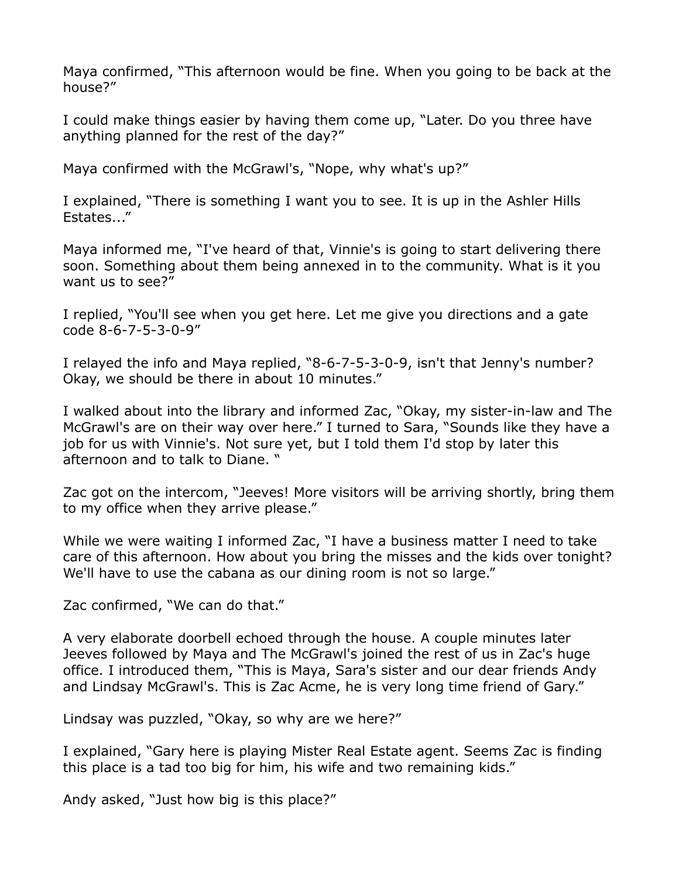Maya confirmed, “This afternoon would be fine. When you going to be back at the house?”

I could make things easier by having them come up, “Later. Do you three have anything planned for the rest of the day?”

Maya confirmed with the McGrawl's, “Nope, why what's up?”

I explained, “There is something I want you to see. It is up in the Ashler Hills Estates...”

Maya informed me, “I've heard of that, Vinnie's is going to start delivering there soon. Something about them being annexed in to the community. What is it you want us to see?”

I replied, “You'll see when you get here. Let me give you directions and a gate code 8-6-7-5-3-0-9”

I relayed the info and Maya replied, “8-6-7-5-3-0-9, isn't that Jenny's number? Okay, we should be there in about 10 minutes.”

I walked about into the library and informed Zac, “Okay, my sister-in-law and The McGrawl's are on their way over here.” I turned to Sara, “Sounds like they have a job for us with Vinnie's. Not sure yet, but I told them I'd stop by later this afternoon and to talk to Diane. “

Zac got on the intercom, “Jeeves! More visitors will be arriving shortly, bring them to my office when they arrive please.”

While we were waiting I informed Zac, “I have a business matter I need to take care of this afternoon. How about you bring the misses and the kids over tonight? We'll have to use the cabana as our dining room is not so large.”

Zac confirmed, “We can do that.”

A very elaborate doorbell echoed through the house. A couple minutes later Jeeves followed by Maya and The McGrawl's joined the rest of us in Zac's huge office. I introduced them, “This is Maya, Sara's sister and our dear friends Andy and Lindsay McGrawl's. This is Zac Acme, he is very long time friend of Gary.”

Lindsay was puzzled, “Okay, so why are we here?”

I explained, “Gary here is playing Mister Real Estate agent. Seems Zac is finding this place is a tad too big for him, his wife and two remaining kids.”

Andy asked, “Just how big is this place?”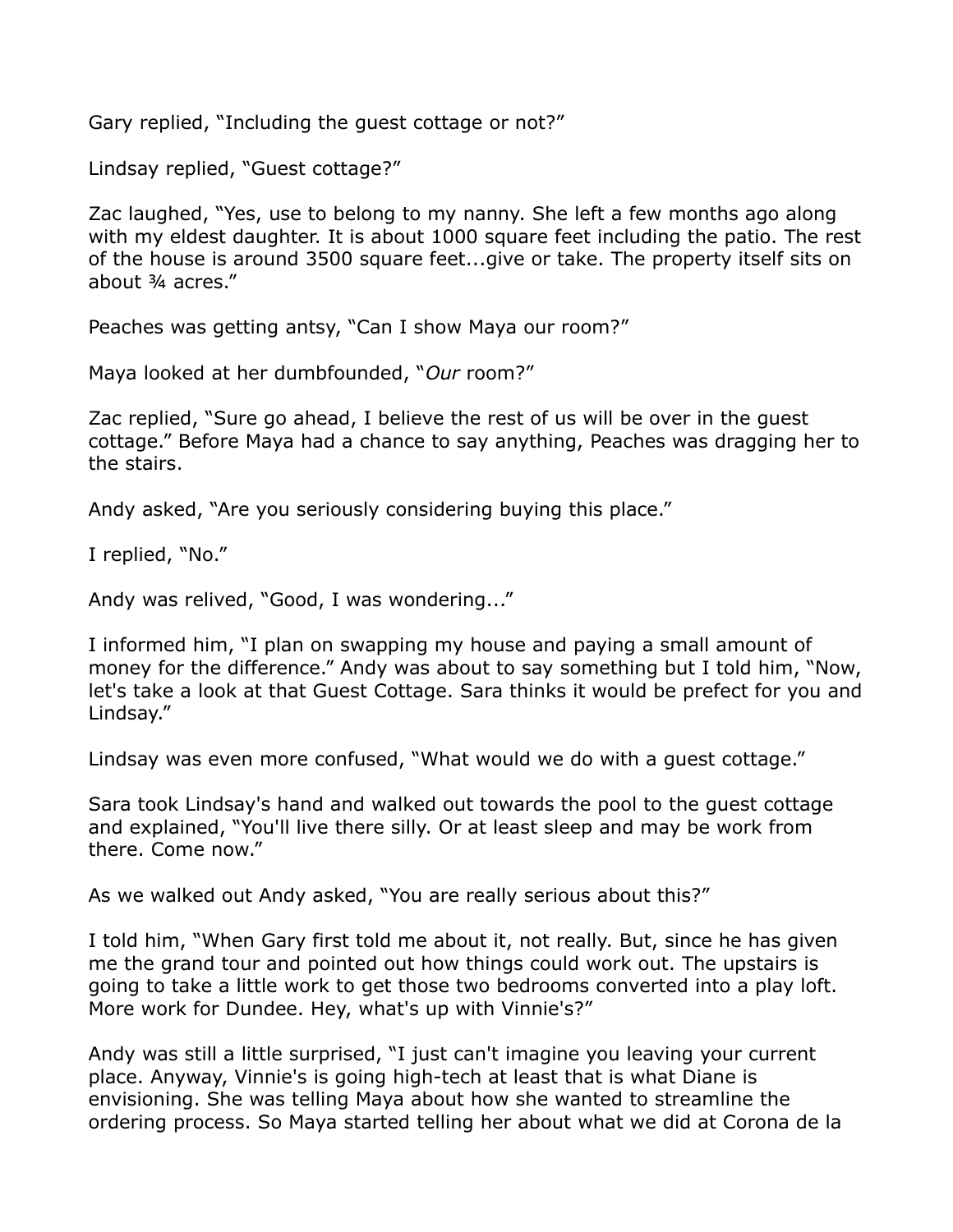Gary replied, “Including the guest cottage or not?”

Lindsay replied, “Guest cottage?”

Zac laughed, “Yes, use to belong to my nanny. She left a few months ago along with my eldest daughter. It is about 1000 square feet including the patio. The rest of the house is around 3500 square feet...give or take. The property itself sits on about ¾ acres.”

Peaches was getting antsy, “Can I show Maya our room?”

Maya looked at her dumbfounded, “*Our* room?”

Zac replied, “Sure go ahead, I believe the rest of us will be over in the guest cottage.” Before Maya had a chance to say anything, Peaches was dragging her to the stairs.

Andy asked, “Are you seriously considering buying this place.”

I replied, “No.”

Andy was relived, “Good, I was wondering...”

I informed him, “I plan on swapping my house and paying a small amount of money for the difference.” Andy was about to say something but I told him, “Now, let's take a look at that Guest Cottage. Sara thinks it would be prefect for you and Lindsay.”

Lindsay was even more confused, “What would we do with a guest cottage.”

Sara took Lindsay's hand and walked out towards the pool to the guest cottage and explained, “You'll live there silly. Or at least sleep and may be work from there. Come now.”

As we walked out Andy asked, “You are really serious about this?”

I told him, “When Gary first told me about it, not really. But, since he has given me the grand tour and pointed out how things could work out. The upstairs is going to take a little work to get those two bedrooms converted into a play loft. More work for Dundee. Hey, what's up with Vinnie's?”

Andy was still a little surprised, “I just can't imagine you leaving your current place. Anyway, Vinnie's is going high-tech at least that is what Diane is envisioning. She was telling Maya about how she wanted to streamline the ordering process. So Maya started telling her about what we did at Corona de la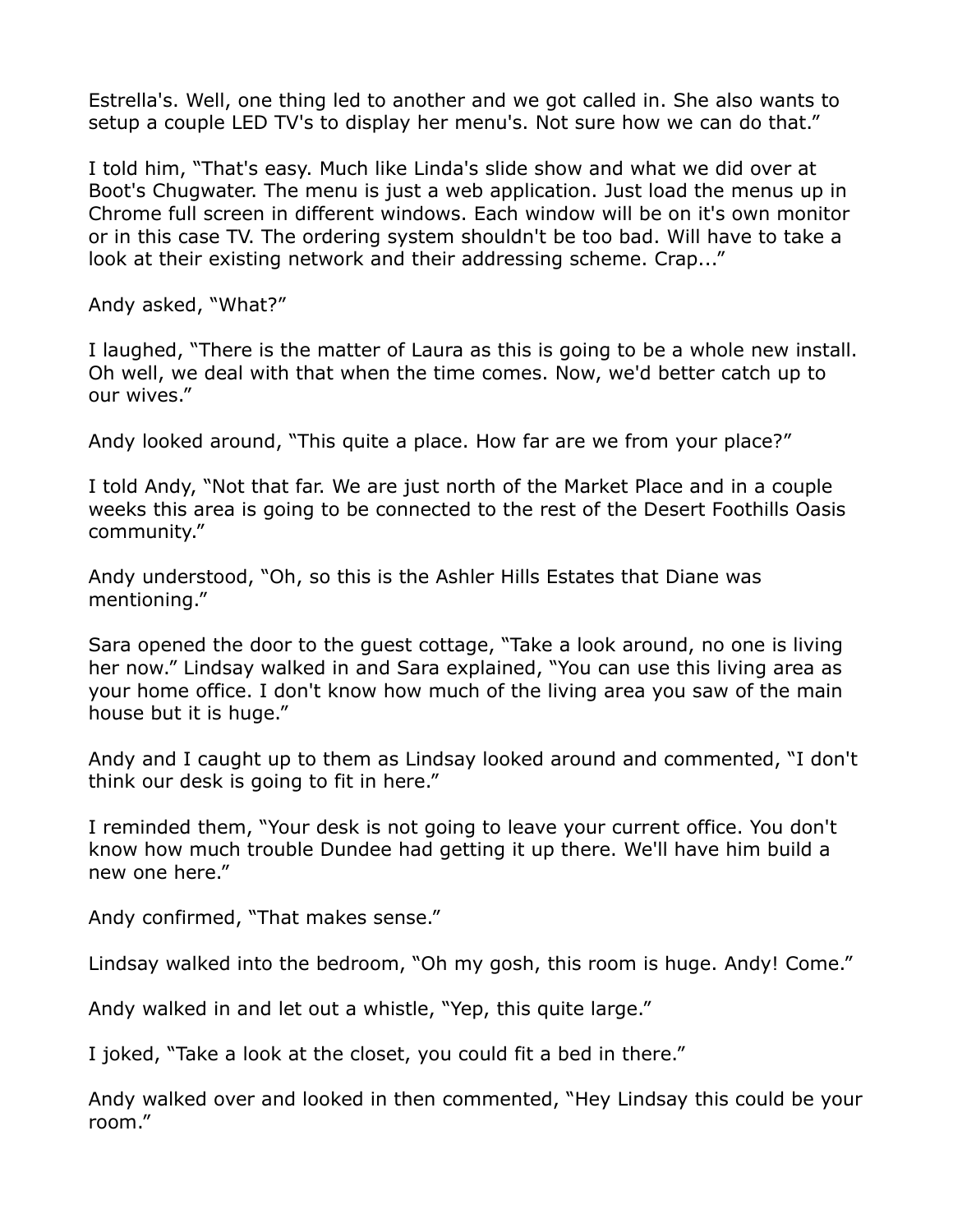Estrella's. Well, one thing led to another and we got called in. She also wants to setup a couple LED TV's to display her menu's. Not sure how we can do that."

I told him, "That's easy. Much like Linda's slide show and what we did over at Boot's Chugwater. The menu is just a web application. Just load the menus up in Chrome full screen in different windows. Each window will be on it's own monitor or in this case TV. The ordering system shouldn't be too bad. Will have to take a look at their existing network and their addressing scheme. Crap..."

Andy asked, "What?"

I laughed, "There is the matter of Laura as this is going to be a whole new install. Oh well, we deal with that when the time comes. Now, we'd better catch up to our wives."

Andy looked around, "This quite a place. How far are we from your place?"

I told Andy, "Not that far. We are just north of the Market Place and in a couple weeks this area is going to be connected to the rest of the Desert Foothills Oasis community."

Andy understood, "Oh, so this is the Ashler Hills Estates that Diane was mentioning."

Sara opened the door to the guest cottage, "Take a look around, no one is living her now." Lindsay walked in and Sara explained, "You can use this living area as your home office. I don't know how much of the living area you saw of the main house but it is huge."

Andy and I caught up to them as Lindsay looked around and commented, "I don't think our desk is going to fit in here."

I reminded them, "Your desk is not going to leave your current office. You don't know how much trouble Dundee had getting it up there. We'll have him build a new one here."

Andy confirmed, "That makes sense."

Lindsay walked into the bedroom, "Oh my gosh, this room is huge. Andy! Come."

Andy walked in and let out a whistle, "Yep, this quite large."

I joked, "Take a look at the closet, you could fit a bed in there."

Andy walked over and looked in then commented, "Hey Lindsay this could be your room."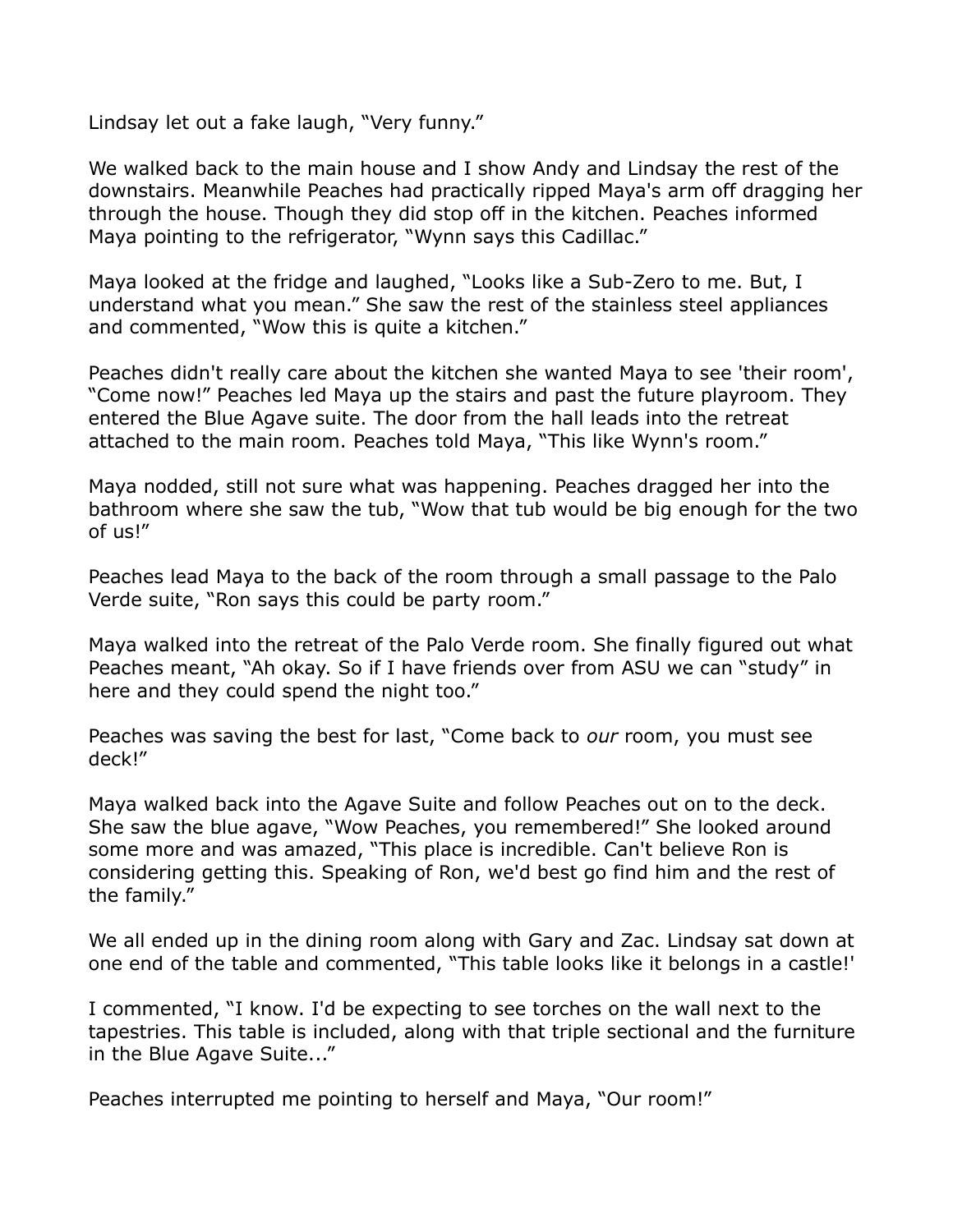Lindsay let out a fake laugh, “Very funny.”

We walked back to the main house and I show Andy and Lindsay the rest of the downstairs. Meanwhile Peaches had practically ripped Maya's arm off dragging her through the house. Though they did stop off in the kitchen. Peaches informed Maya pointing to the refrigerator, “Wynn says this Cadillac.”

Maya looked at the fridge and laughed, “Looks like a Sub-Zero to me. But, I understand what you mean.” She saw the rest of the stainless steel appliances and commented, “Wow this is quite a kitchen.”

Peaches didn't really care about the kitchen she wanted Maya to see 'their room', “Come now!” Peaches led Maya up the stairs and past the future playroom. They entered the Blue Agave suite. The door from the hall leads into the retreat attached to the main room. Peaches told Maya, “This like Wynn's room.”

Maya nodded, still not sure what was happening. Peaches dragged her into the bathroom where she saw the tub, “Wow that tub would be big enough for the two of us!”

Peaches lead Maya to the back of the room through a small passage to the Palo Verde suite, “Ron says this could be party room.”

Maya walked into the retreat of the Palo Verde room. She finally figured out what Peaches meant, “Ah okay. So if I have friends over from ASU we can “study” in here and they could spend the night too.”

Peaches was saving the best for last, “Come back to *our* room, you must see deck!”

Maya walked back into the Agave Suite and follow Peaches out on to the deck. She saw the blue agave, “Wow Peaches, you remembered!” She looked around some more and was amazed, “This place is incredible. Can't believe Ron is considering getting this. Speaking of Ron, we'd best go find him and the rest of the family.”

We all ended up in the dining room along with Gary and Zac. Lindsay sat down at one end of the table and commented, “This table looks like it belongs in a castle!'

I commented, “I know. I'd be expecting to see torches on the wall next to the tapestries. This table is included, along with that triple sectional and the furniture in the Blue Agave Suite...”

Peaches interrupted me pointing to herself and Maya, “Our room!”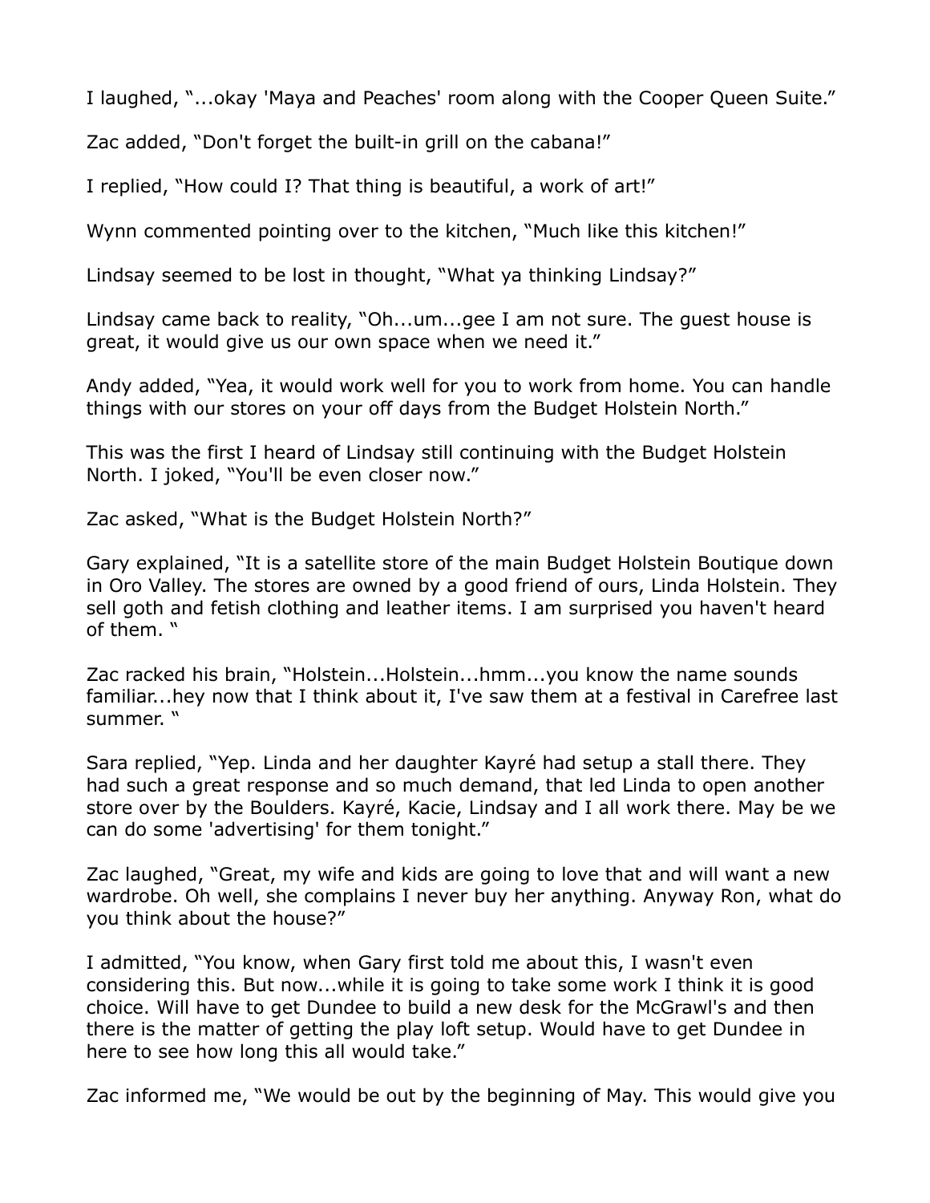I laughed, "...okay 'Maya and Peaches' room along with the Cooper Queen Suite."

Zac added, "Don't forget the built-in grill on the cabana!"

I replied, "How could I? That thing is beautiful, a work of art!"

Wynn commented pointing over to the kitchen, "Much like this kitchen!"

Lindsay seemed to be lost in thought, "What ya thinking Lindsay?"

Lindsay came back to reality, "Oh...um...gee I am not sure. The guest house is great, it would give us our own space when we need it."

Andy added, "Yea, it would work well for you to work from home. You can handle things with our stores on your off days from the Budget Holstein North."

This was the first I heard of Lindsay still continuing with the Budget Holstein North. I joked, "You'll be even closer now."

Zac asked, "What is the Budget Holstein North?"

Gary explained, "It is a satellite store of the main Budget Holstein Boutique down in Oro Valley. The stores are owned by a good friend of ours, Linda Holstein. They sell goth and fetish clothing and leather items. I am surprised you haven't heard of them. "

Zac racked his brain, "Holstein...Holstein...hmm...you know the name sounds familiar...hey now that I think about it, I've saw them at a festival in Carefree last summer. "

Sara replied, "Yep. Linda and her daughter Kayré had setup a stall there. They had such a great response and so much demand, that led Linda to open another store over by the Boulders. Kayré, Kacie, Lindsay and I all work there. May be we can do some 'advertising' for them tonight."

Zac laughed, "Great, my wife and kids are going to love that and will want a new wardrobe. Oh well, she complains I never buy her anything. Anyway Ron, what do you think about the house?"

I admitted, "You know, when Gary first told me about this, I wasn't even considering this. But now...while it is going to take some work I think it is good choice. Will have to get Dundee to build a new desk for the McGrawl's and then there is the matter of getting the play loft setup. Would have to get Dundee in here to see how long this all would take."

Zac informed me, "We would be out by the beginning of May. This would give you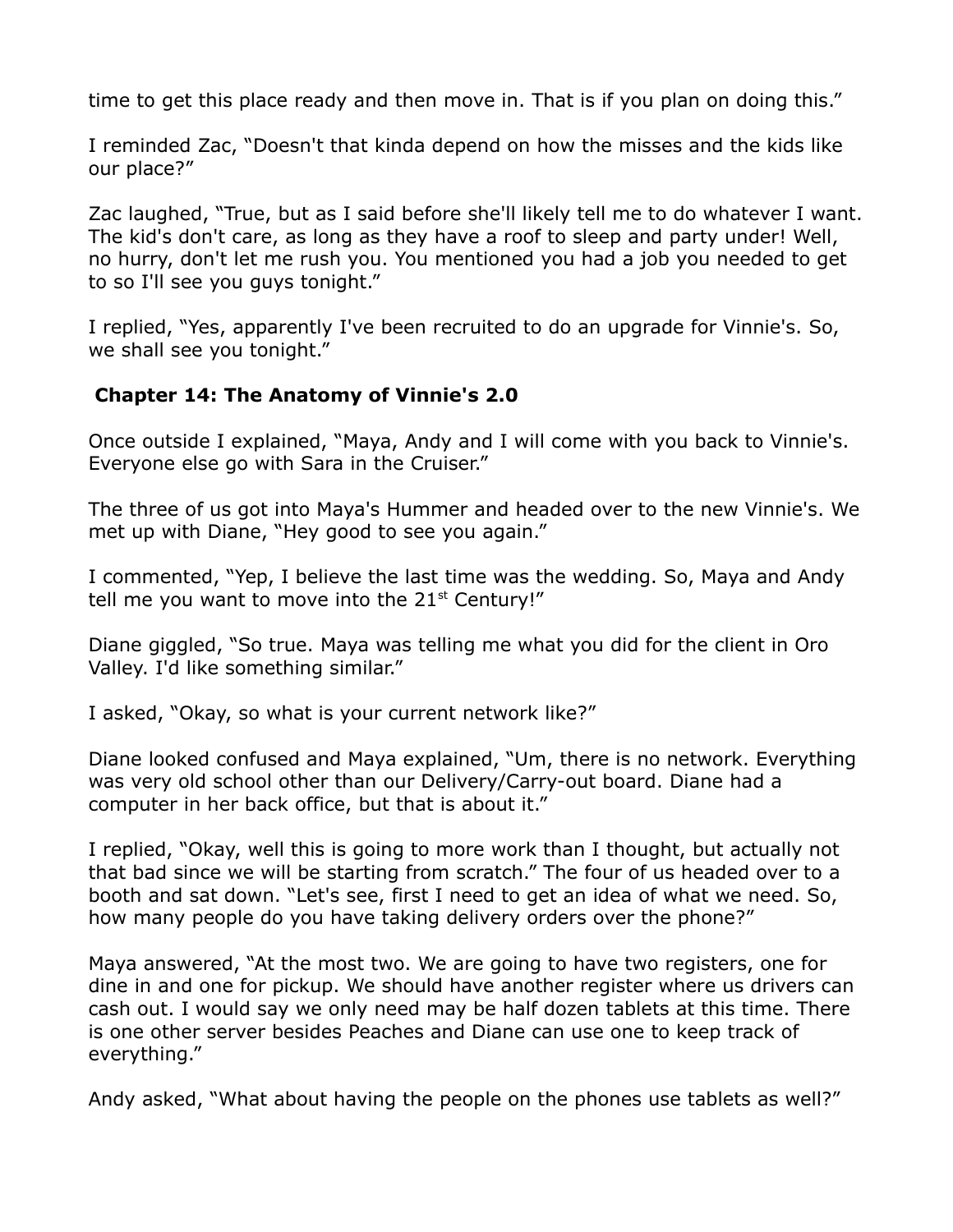time to get this place ready and then move in. That is if you plan on doing this."

I reminded Zac, "Doesn't that kinda depend on how the misses and the kids like our place?"

Zac laughed, "True, but as I said before she'll likely tell me to do whatever I want. The kid's don't care, as long as they have a roof to sleep and party under! Well, no hurry, don't let me rush you. You mentioned you had a job you needed to get to so I'll see you guys tonight."

I replied, "Yes, apparently I've been recruited to do an upgrade for Vinnie's. So, we shall see you tonight."

## Chapter 14: The Anatomy of Vinnie's 2.0

Once outside I explained, "Maya, Andy and I will come with you back to Vinnie's. Everyone else go with Sara in the Cruiser."

The three of us got into Maya's Hummer and headed over to the new Vinnie's. We met up with Diane, "Hey good to see you again."

I commented, "Yep, I believe the last time was the wedding. So, Maya and Andy tell me you want to move into the 21st Century!"

Diane giggled, "So true. Maya was telling me what you did for the client in Oro Valley. I'd like something similar."

I asked, "Okay, so what is your current network like?"

Diane looked confused and Maya explained, "Um, there is no network. Everything was very old school other than our Delivery/Carry-out board. Diane had a computer in her back office, but that is about it."

I replied, "Okay, well this is going to more work than I thought, but actually not that bad since we will be starting from scratch." The four of us headed over to a booth and sat down. "Let's see, first I need to get an idea of what we need. So, how many people do you have taking delivery orders over the phone?"

Maya answered, "At the most two. We are going to have two registers, one for dine in and one for pickup. We should have another register where us drivers can cash out. I would say we only need may be half dozen tablets at this time. There is one other server besides Peaches and Diane can use one to keep track of everything."

Andy asked, "What about having the people on the phones use tablets as well?"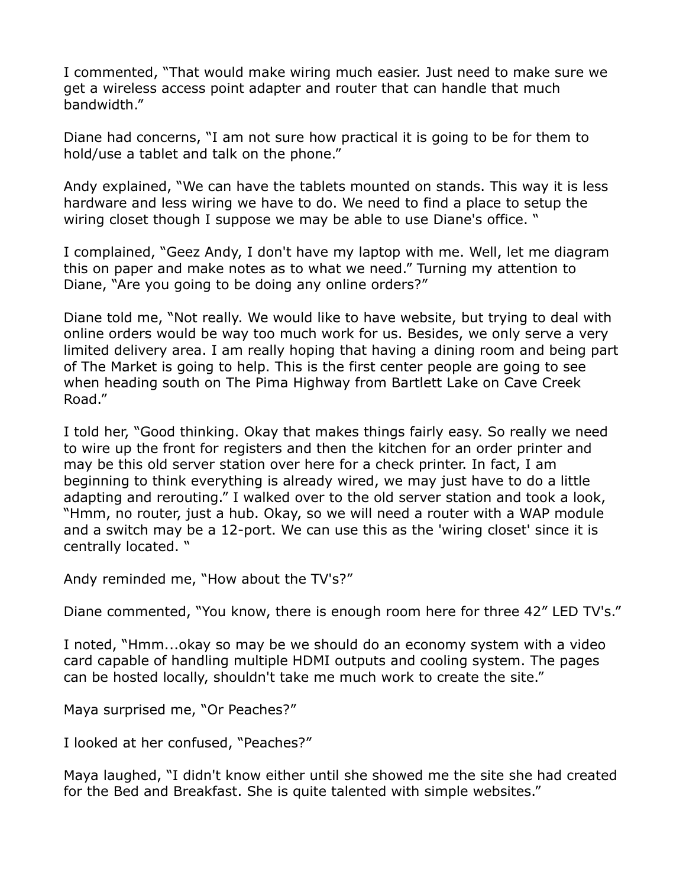I commented, “That would make wiring much easier. Just need to make sure we get a wireless access point adapter and router that can handle that much bandwidth.”

Diane had concerns, “I am not sure how practical it is going to be for them to hold/use a tablet and talk on the phone.”

Andy explained, “We can have the tablets mounted on stands. This way it is less hardware and less wiring we have to do. We need to find a place to setup the wiring closet though I suppose we may be able to use Diane's office. “

I complained, “Geez Andy, I don't have my laptop with me. Well, let me diagram this on paper and make notes as to what we need.” Turning my attention to Diane, “Are you going to be doing any online orders?”

Diane told me, “Not really. We would like to have website, but trying to deal with online orders would be way too much work for us. Besides, we only serve a very limited delivery area. I am really hoping that having a dining room and being part of The Market is going to help. This is the first center people are going to see when heading south on The Pima Highway from Bartlett Lake on Cave Creek Road.”

I told her, “Good thinking. Okay that makes things fairly easy. So really we need to wire up the front for registers and then the kitchen for an order printer and may be this old server station over here for a check printer. In fact, I am beginning to think everything is already wired, we may just have to do a little adapting and rerouting.” I walked over to the old server station and took a look, “Hmm, no router, just a hub. Okay, so we will need a router with a WAP module and a switch may be a 12-port. We can use this as the 'wiring closet' since it is centrally located. “

Andy reminded me, “How about the TV's?”

Diane commented, “You know, there is enough room here for three 42” LED TV's.”

I noted, “Hmm...okay so may be we should do an economy system with a video card capable of handling multiple HDMI outputs and cooling system. The pages can be hosted locally, shouldn't take me much work to create the site.”

Maya surprised me, “Or Peaches?”

I looked at her confused, “Peaches?”

Maya laughed, “I didn't know either until she showed me the site she had created for the Bed and Breakfast. She is quite talented with simple websites.”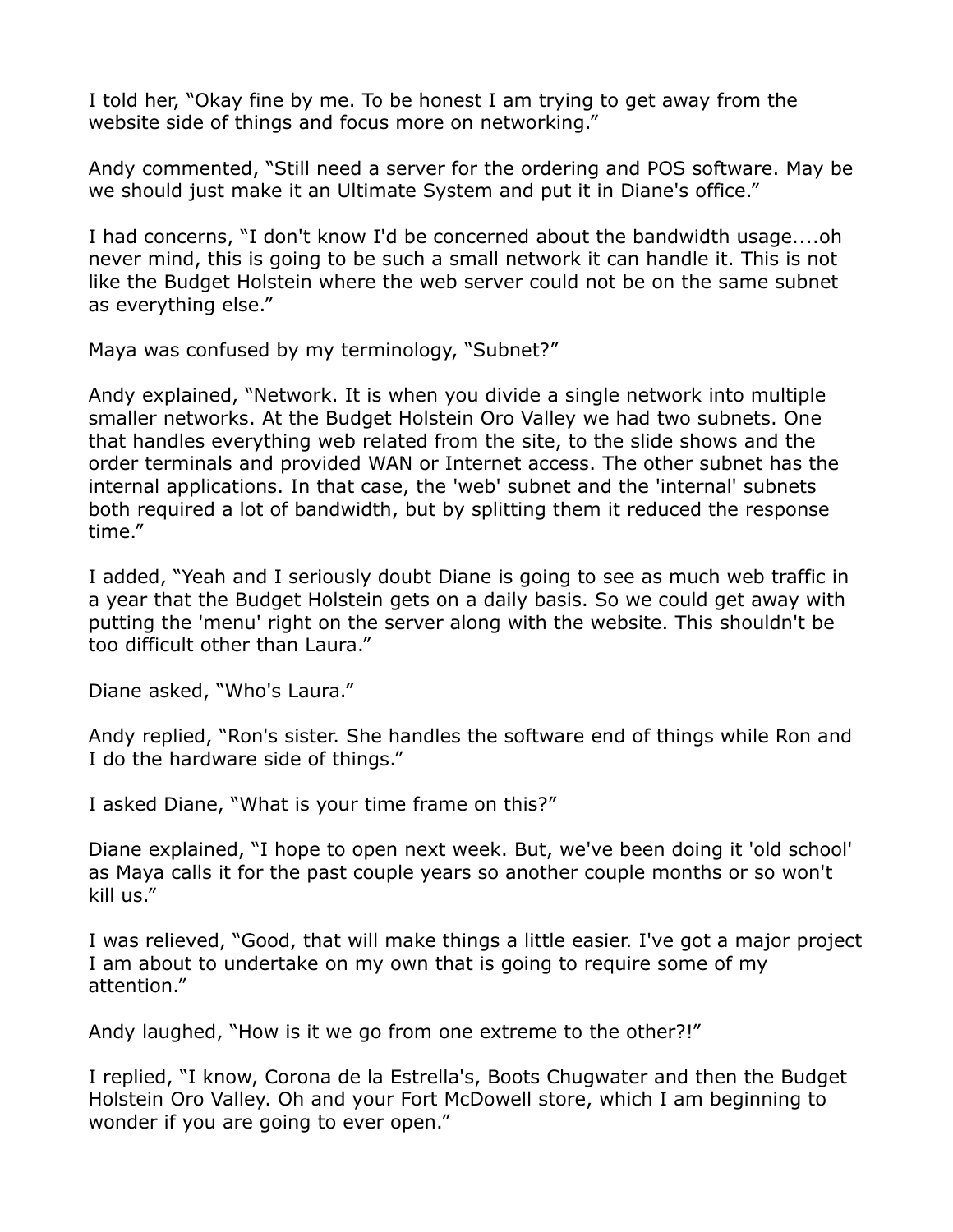I told her, “Okay fine by me. To be honest I am trying to get away from the website side of things and focus more on networking.”

Andy commented, “Still need a server for the ordering and POS software. May be we should just make it an Ultimate System and put it in Diane's office.”

I had concerns, “I don't know I'd be concerned about the bandwidth usage....oh never mind, this is going to be such a small network it can handle it. This is not like the Budget Holstein where the web server could not be on the same subnet as everything else.”

Maya was confused by my terminology, “Subnet?”

Andy explained, “Network. It is when you divide a single network into multiple smaller networks. At the Budget Holstein Oro Valley we had two subnets. One that handles everything web related from the site, to the slide shows and the order terminals and provided WAN or Internet access. The other subnet has the internal applications. In that case, the 'web' subnet and the 'internal' subnets both required a lot of bandwidth, but by splitting them it reduced the response time.”

I added, “Yeah and I seriously doubt Diane is going to see as much web traffic in a year that the Budget Holstein gets on a daily basis. So we could get away with putting the 'menu' right on the server along with the website. This shouldn't be too difficult other than Laura.”

Diane asked, “Who's Laura.”

Andy replied, “Ron's sister. She handles the software end of things while Ron and I do the hardware side of things.”

I asked Diane, “What is your time frame on this?”

Diane explained, “I hope to open next week. But, we've been doing it 'old school' as Maya calls it for the past couple years so another couple months or so won't kill us.”

I was relieved, “Good, that will make things a little easier. I've got a major project I am about to undertake on my own that is going to require some of my attention.”

Andy laughed, “How is it we go from one extreme to the other?!”

I replied, “I know, Corona de la Estrella's, Boots Chugwater and then the Budget Holstein Oro Valley. Oh and your Fort McDowell store, which I am beginning to wonder if you are going to ever open.”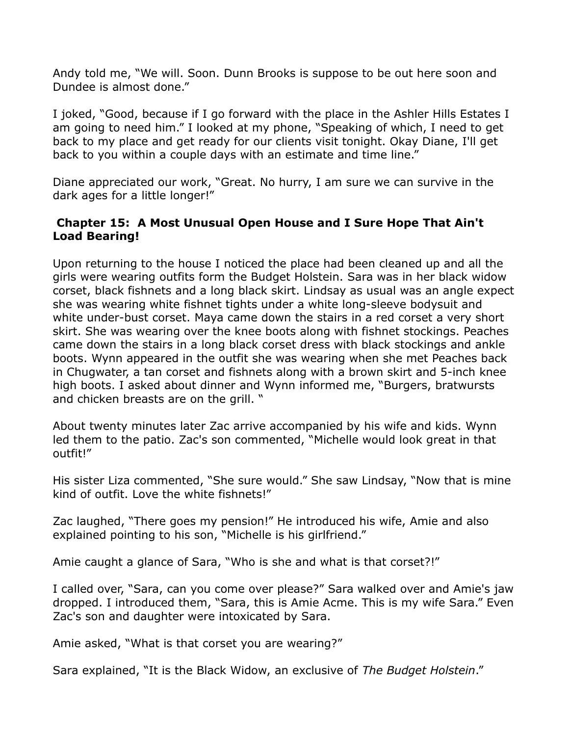Andy told me, “We will. Soon. Dunn Brooks is suppose to be out here soon and Dundee is almost done.”

I joked, “Good, because if I go forward with the place in the Ashler Hills Estates I am going to need him.” I looked at my phone, “Speaking of which, I need to get back to my place and get ready for our clients visit tonight. Okay Diane, I'll get back to you within a couple days with an estimate and time line.”

Diane appreciated our work, “Great. No hurry, I am sure we can survive in the dark ages for a little longer!”

### **Chapter 15: A Most Unusual Open House and I Sure Hope That Ain't Load Bearing!**

Upon returning to the house I noticed the place had been cleaned up and all the girls were wearing outfits form the Budget Holstein. Sara was in her black widow corset, black fishnets and a long black skirt. Lindsay as usual was an angle expect she was wearing white fishnet tights under a white long-sleeve bodysuit and white under-bust corset. Maya came down the stairs in a red corset a very short skirt. She was wearing over the knee boots along with fishnet stockings. Peaches came down the stairs in a long black corset dress with black stockings and ankle boots. Wynn appeared in the outfit she was wearing when she met Peaches back in Chugwater, a tan corset and fishnets along with a brown skirt and 5-inch knee high boots. I asked about dinner and Wynn informed me, “Burgers, bratwursts and chicken breasts are on the grill. “

About twenty minutes later Zac arrive accompanied by his wife and kids. Wynn led them to the patio. Zac's son commented, “Michelle would look great in that outfit!”

His sister Liza commented, “She sure would.” She saw Lindsay, “Now that is mine kind of outfit. Love the white fishnets!”

Zac laughed, “There goes my pension!” He introduced his wife, Amie and also explained pointing to his son, “Michelle is his girlfriend.”

Amie caught a glance of Sara, “Who is she and what is that corset?!”

I called over, “Sara, can you come over please?” Sara walked over and Amie's jaw dropped. I introduced them, “Sara, this is Amie Acme. This is my wife Sara.” Even Zac's son and daughter were intoxicated by Sara.

Amie asked, “What is that corset you are wearing?”

Sara explained, “It is the Black Widow, an exclusive of *The Budget Holstein*.”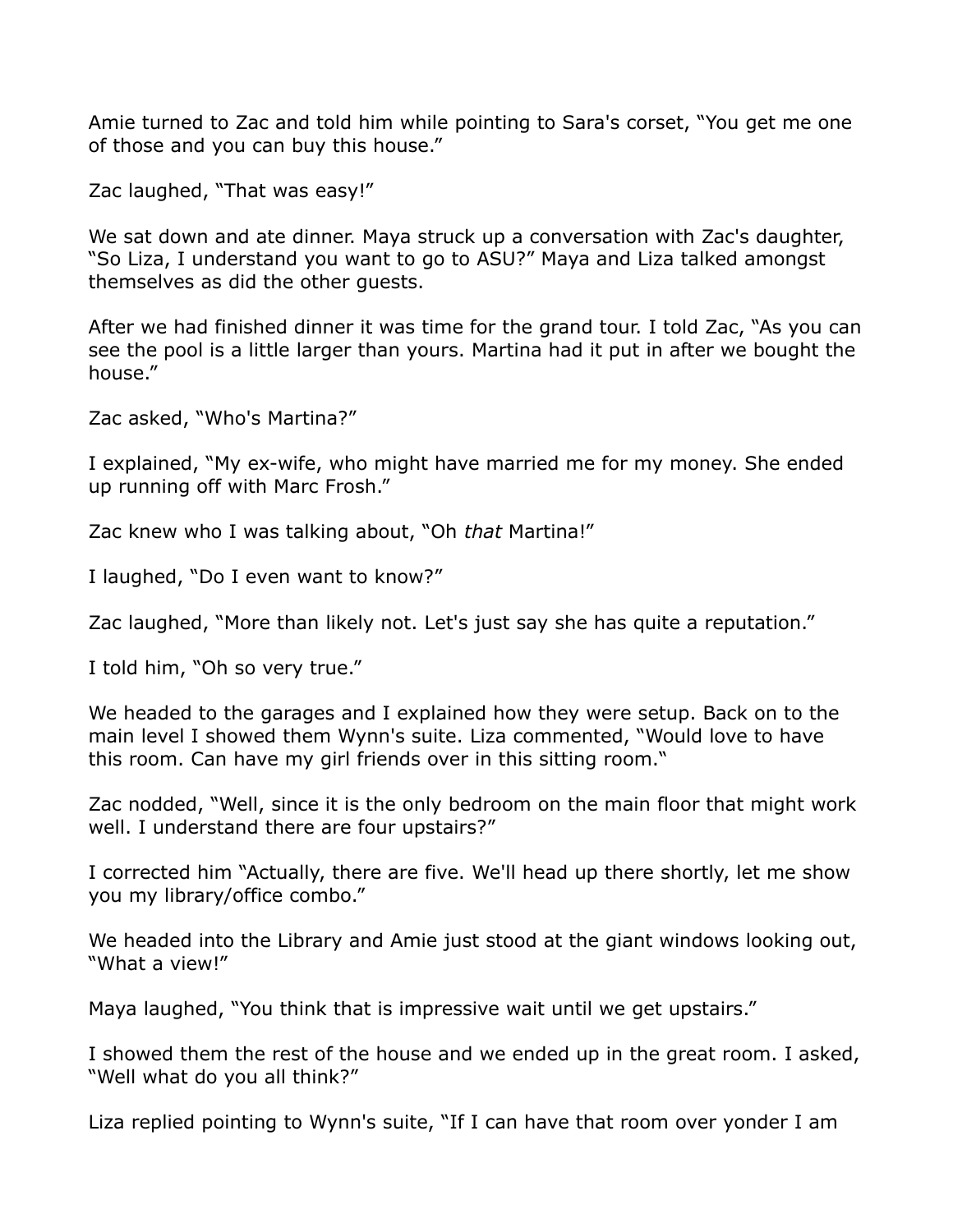Amie turned to Zac and told him while pointing to Sara's corset, “You get me one of those and you can buy this house.”

Zac laughed, “That was easy!”

We sat down and ate dinner. Maya struck up a conversation with Zac's daughter, “So Liza, I understand you want to go to ASU?” Maya and Liza talked amongst themselves as did the other guests.

After we had finished dinner it was time for the grand tour. I told Zac, “As you can see the pool is a little larger than yours. Martina had it put in after we bought the house.”

Zac asked, “Who's Martina?”

I explained, “My ex-wife, who might have married me for my money. She ended up running off with Marc Frosh.”

Zac knew who I was talking about, “Oh *that* Martina!”

I laughed, “Do I even want to know?”

Zac laughed, “More than likely not. Let's just say she has quite a reputation.”

I told him, “Oh so very true.”

We headed to the garages and I explained how they were setup. Back on to the main level I showed them Wynn's suite. Liza commented, “Would love to have this room. Can have my girl friends over in this sitting room.“

Zac nodded, “Well, since it is the only bedroom on the main floor that might work well. I understand there are four upstairs?”

I corrected him “Actually, there are five. We'll head up there shortly, let me show you my library/office combo.”

We headed into the Library and Amie just stood at the giant windows looking out, “What a view!”

Maya laughed, “You think that is impressive wait until we get upstairs.”

I showed them the rest of the house and we ended up in the great room. I asked, “Well what do you all think?”

Liza replied pointing to Wynn's suite, “If I can have that room over yonder I am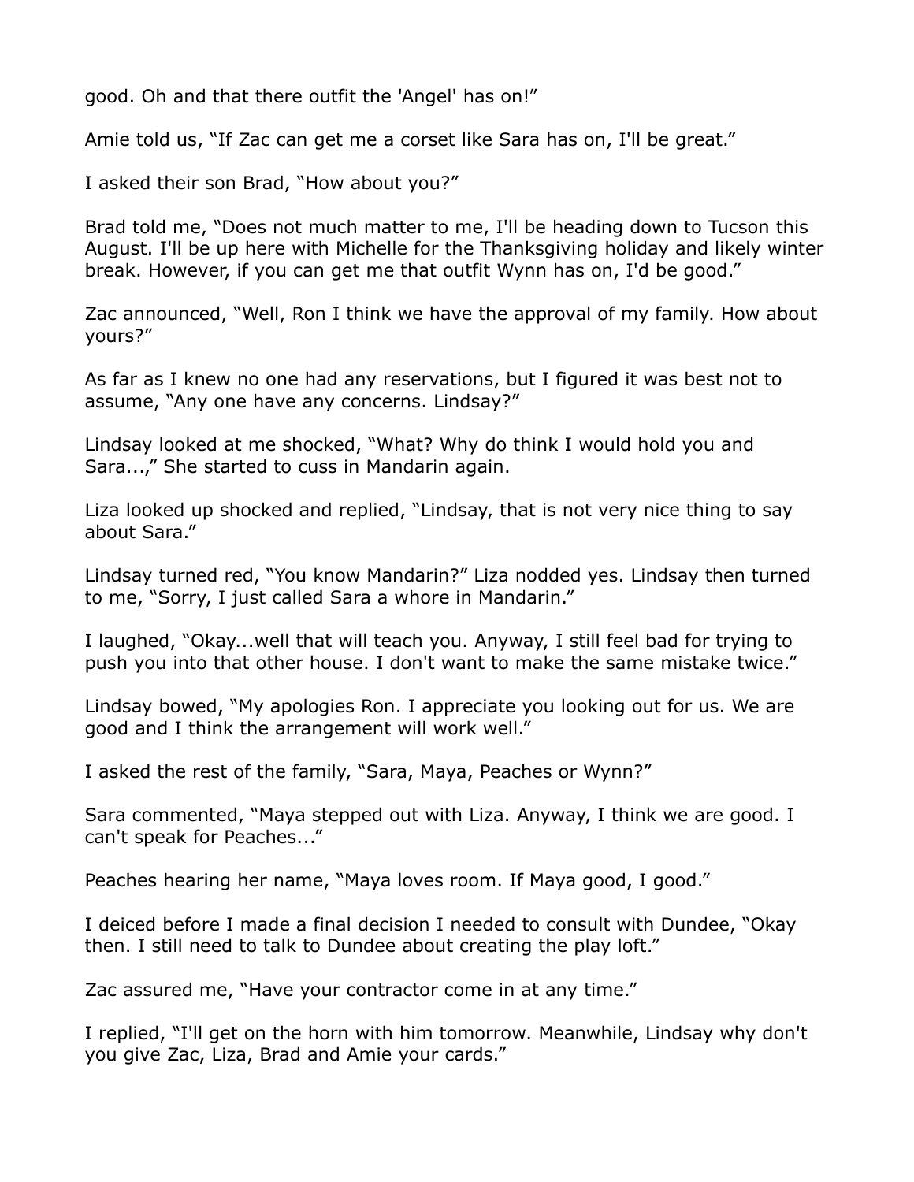good. Oh and that there outfit the 'Angel' has on!"

Amie told us, "If Zac can get me a corset like Sara has on, I'll be great."

I asked their son Brad, "How about you?"

Brad told me, "Does not much matter to me, I'll be heading down to Tucson this August. I'll be up here with Michelle for the Thanksgiving holiday and likely winter break. However, if you can get me that outfit Wynn has on, I'd be good."

Zac announced, "Well, Ron I think we have the approval of my family. How about yours?"

As far as I knew no one had any reservations, but I figured it was best not to assume, "Any one have any concerns. Lindsay?"

Lindsay looked at me shocked, "What? Why do think I would hold you and Sara...," She started to cuss in Mandarin again.

Liza looked up shocked and replied, "Lindsay, that is not very nice thing to say about Sara."

Lindsay turned red, "You know Mandarin?" Liza nodded yes. Lindsay then turned to me, "Sorry, I just called Sara a whore in Mandarin."

I laughed, "Okay...well that will teach you. Anyway, I still feel bad for trying to push you into that other house. I don't want to make the same mistake twice."

Lindsay bowed, "My apologies Ron. I appreciate you looking out for us. We are good and I think the arrangement will work well."

I asked the rest of the family, "Sara, Maya, Peaches or Wynn?"

Sara commented, "Maya stepped out with Liza. Anyway, I think we are good. I can't speak for Peaches..."

Peaches hearing her name, "Maya loves room. If Maya good, I good."

I deiced before I made a final decision I needed to consult with Dundee, "Okay then. I still need to talk to Dundee about creating the play loft."

Zac assured me, "Have your contractor come in at any time."

I replied, "I'll get on the horn with him tomorrow. Meanwhile, Lindsay why don't you give Zac, Liza, Brad and Amie your cards."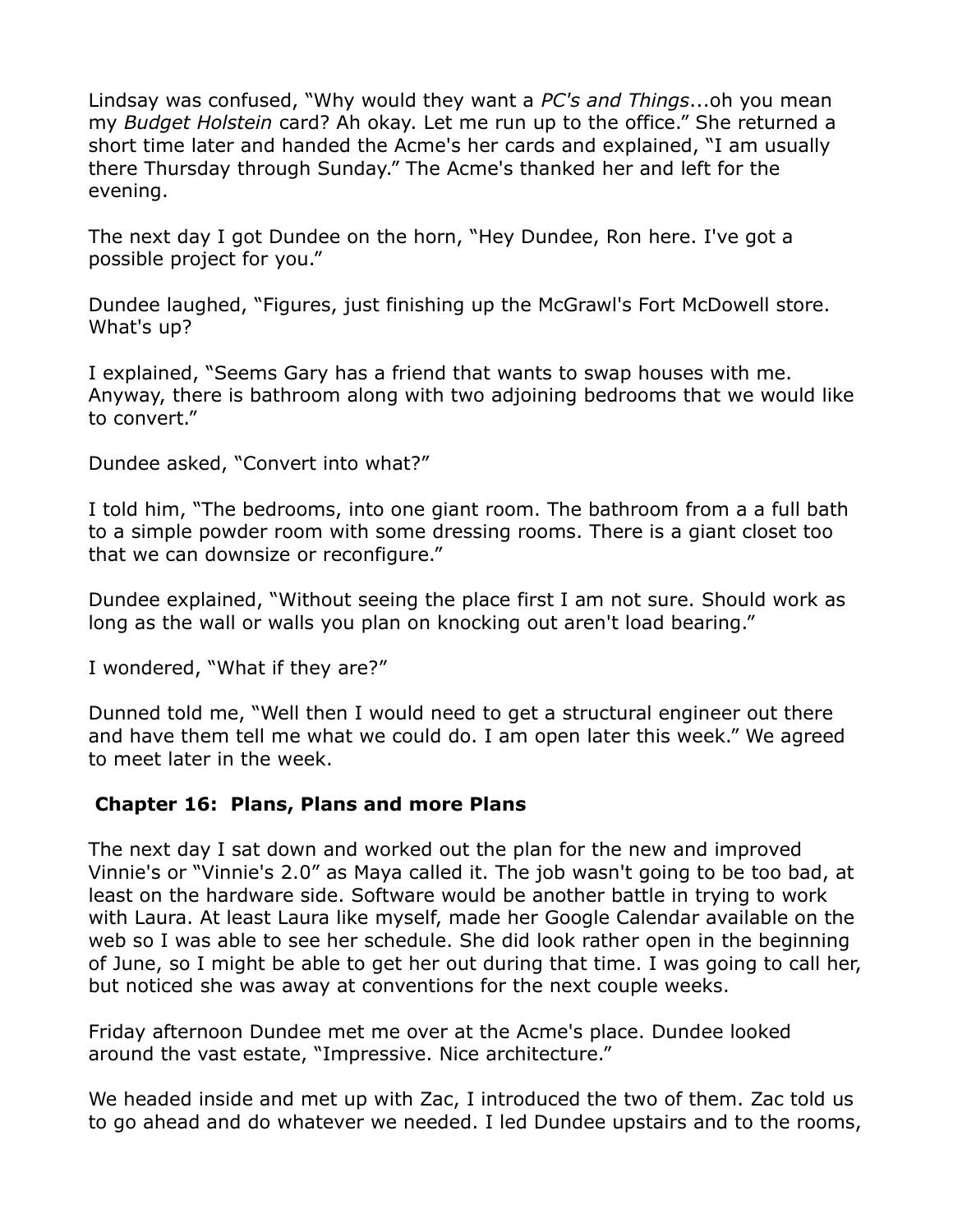Lindsay was confused, "Why would they want a *PC's and Things*...oh you mean my *Budget Holstein* card? Ah okay. Let me run up to the office." She returned a short time later and handed the Acme's her cards and explained, "I am usually there Thursday through Sunday." The Acme's thanked her and left for the evening.

The next day I got Dundee on the horn, "Hey Dundee, Ron here. I've got a possible project for you."

Dundee laughed, "Figures, just finishing up the McGrawl's Fort McDowell store. What's up?

I explained, "Seems Gary has a friend that wants to swap houses with me. Anyway, there is bathroom along with two adjoining bedrooms that we would like to convert."

Dundee asked, "Convert into what?"

I told him, "The bedrooms, into one giant room. The bathroom from a a full bath to a simple powder room with some dressing rooms. There is a giant closet too that we can downsize or reconfigure."

Dundee explained, "Without seeing the place first I am not sure. Should work as long as the wall or walls you plan on knocking out aren't load bearing."

I wondered, "What if they are?"

Dunned told me, "Well then I would need to get a structural engineer out there and have them tell me what we could do. I am open later this week." We agreed to meet later in the week.

## Chapter 16: Plans, Plans and more Plans

The next day I sat down and worked out the plan for the new and improved Vinnie's or "Vinnie's 2.0" as Maya called it. The job wasn't going to be too bad, at least on the hardware side. Software would be another battle in trying to work with Laura. At least Laura like myself, made her Google Calendar available on the web so I was able to see her schedule. She did look rather open in the beginning of June, so I might be able to get her out during that time. I was going to call her, but noticed she was away at conventions for the next couple weeks.

Friday afternoon Dundee met me over at the Acme's place. Dundee looked around the vast estate, "Impressive. Nice architecture."

We headed inside and met up with Zac, I introduced the two of them. Zac told us to go ahead and do whatever we needed. I led Dundee upstairs and to the rooms,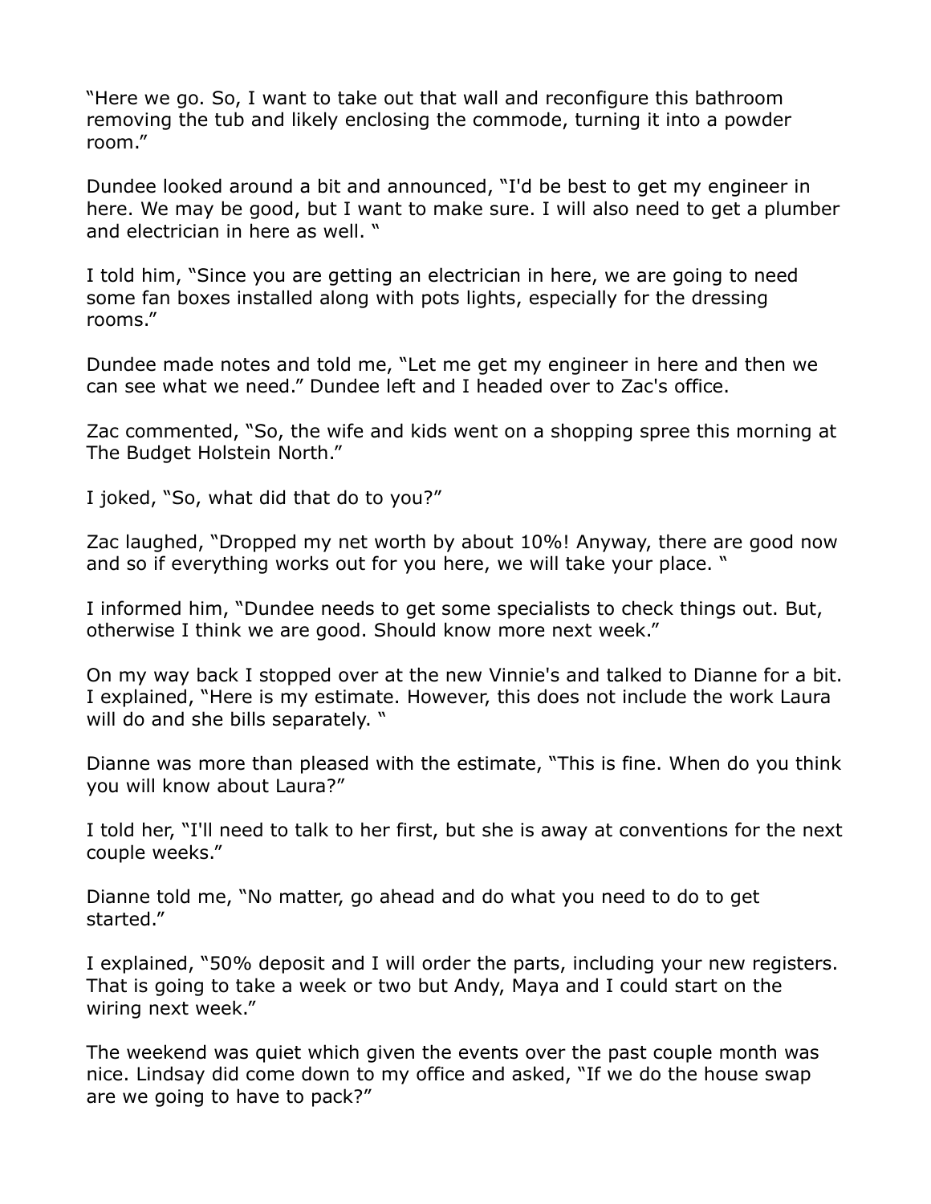“Here we go. So, I want to take out that wall and reconfigure this bathroom removing the tub and likely enclosing the commode, turning it into a powder room.”

Dundee looked around a bit and announced, “I'd be best to get my engineer in here. We may be good, but I want to make sure. I will also need to get a plumber and electrician in here as well. “

I told him, “Since you are getting an electrician in here, we are going to need some fan boxes installed along with pots lights, especially for the dressing rooms.”

Dundee made notes and told me, “Let me get my engineer in here and then we can see what we need.” Dundee left and I headed over to Zac's office.

Zac commented, “So, the wife and kids went on a shopping spree this morning at The Budget Holstein North.”

I joked, “So, what did that do to you?”

Zac laughed, “Dropped my net worth by about 10%! Anyway, there are good now and so if everything works out for you here, we will take your place. “

I informed him, “Dundee needs to get some specialists to check things out. But, otherwise I think we are good. Should know more next week.”

On my way back I stopped over at the new Vinnie's and talked to Dianne for a bit. I explained, “Here is my estimate. However, this does not include the work Laura will do and she bills separately. “

Dianne was more than pleased with the estimate, “This is fine. When do you think you will know about Laura?”

I told her, “I'll need to talk to her first, but she is away at conventions for the next couple weeks.”

Dianne told me, “No matter, go ahead and do what you need to do to get started.”

I explained, “50% deposit and I will order the parts, including your new registers. That is going to take a week or two but Andy, Maya and I could start on the wiring next week.”

The weekend was quiet which given the events over the past couple month was nice. Lindsay did come down to my office and asked, “If we do the house swap are we going to have to pack?”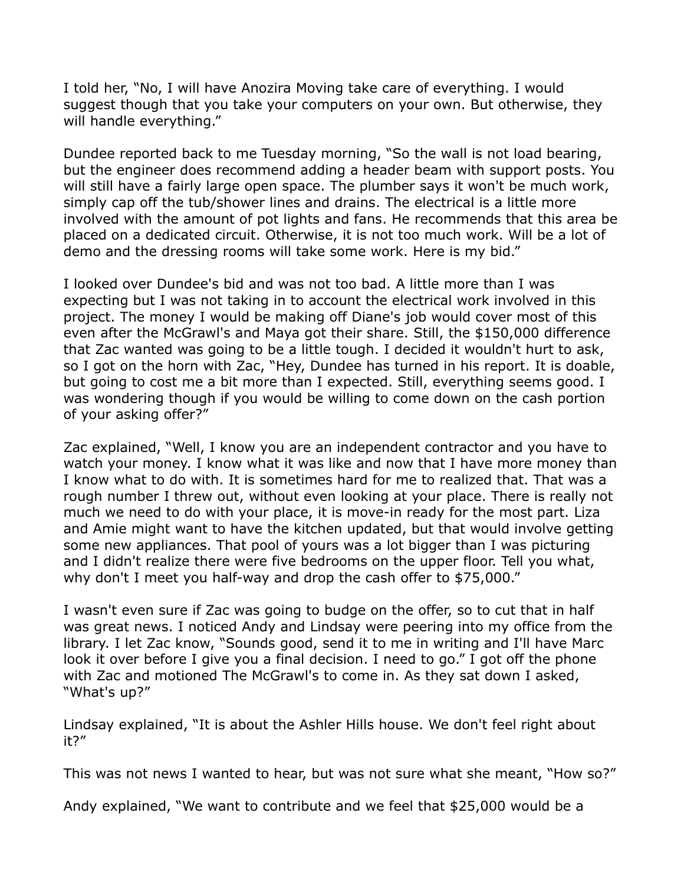I told her, "No, I will have Anozira Moving take care of everything. I would suggest though that you take your computers on your own. But otherwise, they will handle everything."

Dundee reported back to me Tuesday morning, "So the wall is not load bearing, but the engineer does recommend adding a header beam with support posts. You will still have a fairly large open space. The plumber says it won't be much work, simply cap off the tub/shower lines and drains. The electrical is a little more involved with the amount of pot lights and fans. He recommends that this area be placed on a dedicated circuit. Otherwise, it is not too much work. Will be a lot of demo and the dressing rooms will take some work. Here is my bid."

I looked over Dundee's bid and was not too bad. A little more than I was expecting but I was not taking in to account the electrical work involved in this project. The money I would be making off Diane's job would cover most of this even after the McGrawl's and Maya got their share. Still, the $150,000 difference that Zac wanted was going to be a little tough. I decided it wouldn't hurt to ask, so I got on the horn with Zac, "Hey, Dundee has turned in his report. It is doable, but going to cost me a bit more than I expected. Still, everything seems good. I was wondering though if you would be willing to come down on the cash portion of your asking offer?"

Zac explained, "Well, I know you are an independent contractor and you have to watch your money. I know what it was like and now that I have more money than I know what to do with. It is sometimes hard for me to realized that. That was a rough number I threw out, without even looking at your place. There is really not much we need to do with your place, it is move-in ready for the most part. Liza and Amie might want to have the kitchen updated, but that would involve getting some new appliances. That pool of yours was a lot bigger than I was picturing and I didn't realize there were five bedrooms on the upper floor. Tell you what, why don't I meet you half-way and drop the cash offer to $75,000."

I wasn't even sure if Zac was going to budge on the offer, so to cut that in half was great news. I noticed Andy and Lindsay were peering into my office from the library. I let Zac know, "Sounds good, send it to me in writing and I'll have Marc look it over before I give you a final decision. I need to go." I got off the phone with Zac and motioned The McGrawl's to come in. As they sat down I asked, "What's up?"

Lindsay explained, "It is about the Ashler Hills house. We don't feel right about it?"

This was not news I wanted to hear, but was not sure what she meant, "How so?"

Andy explained, "We want to contribute and we feel that $25,000 would be a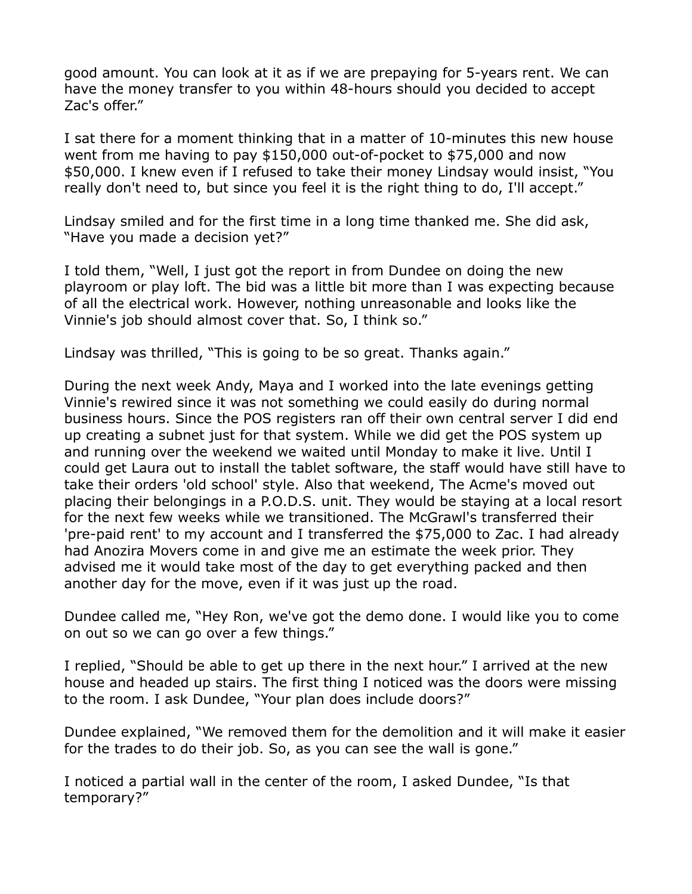good amount. You can look at it as if we are prepaying for 5-years rent. We can have the money transfer to you within 48-hours should you decided to accept Zac's offer."

I sat there for a moment thinking that in a matter of 10-minutes this new house went from me having to pay $150,000 out-of-pocket to $75,000 and now $50,000. I knew even if I refused to take their money Lindsay would insist, "You really don't need to, but since you feel it is the right thing to do, I'll accept."

Lindsay smiled and for the first time in a long time thanked me. She did ask, "Have you made a decision yet?"

I told them, "Well, I just got the report in from Dundee on doing the new playroom or play loft. The bid was a little bit more than I was expecting because of all the electrical work. However, nothing unreasonable and looks like the Vinnie's job should almost cover that. So, I think so."

Lindsay was thrilled, "This is going to be so great. Thanks again."

During the next week Andy, Maya and I worked into the late evenings getting Vinnie's rewired since it was not something we could easily do during normal business hours. Since the POS registers ran off their own central server I did end up creating a subnet just for that system. While we did get the POS system up and running over the weekend we waited until Monday to make it live. Until I could get Laura out to install the tablet software, the staff would have still have to take their orders 'old school' style. Also that weekend, The Acme's moved out placing their belongings in a P.O.D.S. unit. They would be staying at a local resort for the next few weeks while we transitioned. The McGrawl's transferred their 'pre-paid rent' to my account and I transferred the $75,000 to Zac. I had already had Anozira Movers come in and give me an estimate the week prior. They advised me it would take most of the day to get everything packed and then another day for the move, even if it was just up the road.

Dundee called me, "Hey Ron, we've got the demo done. I would like you to come on out so we can go over a few things."

I replied, "Should be able to get up there in the next hour." I arrived at the new house and headed up stairs. The first thing I noticed was the doors were missing to the room. I ask Dundee, "Your plan does include doors?"

Dundee explained, "We removed them for the demolition and it will make it easier for the trades to do their job. So, as you can see the wall is gone."

I noticed a partial wall in the center of the room, I asked Dundee, "Is that temporary?"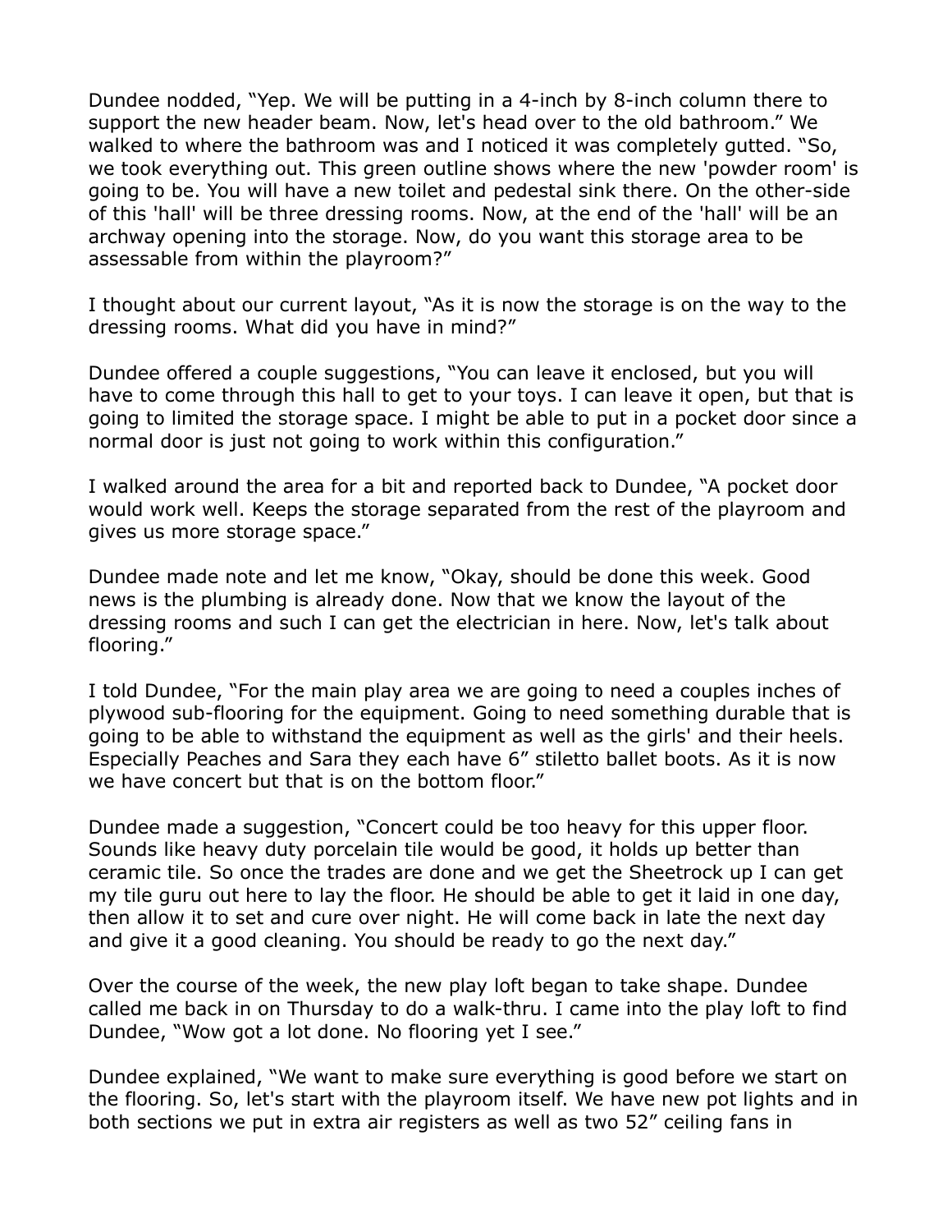Dundee nodded, “Yep. We will be putting in a 4-inch by 8-inch column there to support the new header beam. Now, let's head over to the old bathroom.” We walked to where the bathroom was and I noticed it was completely gutted. “So, we took everything out. This green outline shows where the new 'powder room' is going to be. You will have a new toilet and pedestal sink there. On the other-side of this 'hall' will be three dressing rooms. Now, at the end of the 'hall' will be an archway opening into the storage. Now, do you want this storage area to be assessable from within the playroom?”

I thought about our current layout, “As it is now the storage is on the way to the dressing rooms. What did you have in mind?”

Dundee offered a couple suggestions, “You can leave it enclosed, but you will have to come through this hall to get to your toys. I can leave it open, but that is going to limited the storage space. I might be able to put in a pocket door since a normal door is just not going to work within this configuration.”

I walked around the area for a bit and reported back to Dundee, “A pocket door would work well. Keeps the storage separated from the rest of the playroom and gives us more storage space.”

Dundee made note and let me know, “Okay, should be done this week. Good news is the plumbing is already done. Now that we know the layout of the dressing rooms and such I can get the electrician in here. Now, let's talk about flooring.”

I told Dundee, “For the main play area we are going to need a couples inches of plywood sub-flooring for the equipment. Going to need something durable that is going to be able to withstand the equipment as well as the girls' and their heels. Especially Peaches and Sara they each have 6” stiletto ballet boots. As it is now we have concert but that is on the bottom floor.”

Dundee made a suggestion, “Concert could be too heavy for this upper floor. Sounds like heavy duty porcelain tile would be good, it holds up better than ceramic tile. So once the trades are done and we get the Sheetrock up I can get my tile guru out here to lay the floor. He should be able to get it laid in one day, then allow it to set and cure over night. He will come back in late the next day and give it a good cleaning. You should be ready to go the next day.”

Over the course of the week, the new play loft began to take shape. Dundee called me back in on Thursday to do a walk-thru. I came into the play loft to find Dundee, “Wow got a lot done. No flooring yet I see.”

Dundee explained, “We want to make sure everything is good before we start on the flooring. So, let's start with the playroom itself. We have new pot lights and in both sections we put in extra air registers as well as two 52” ceiling fans in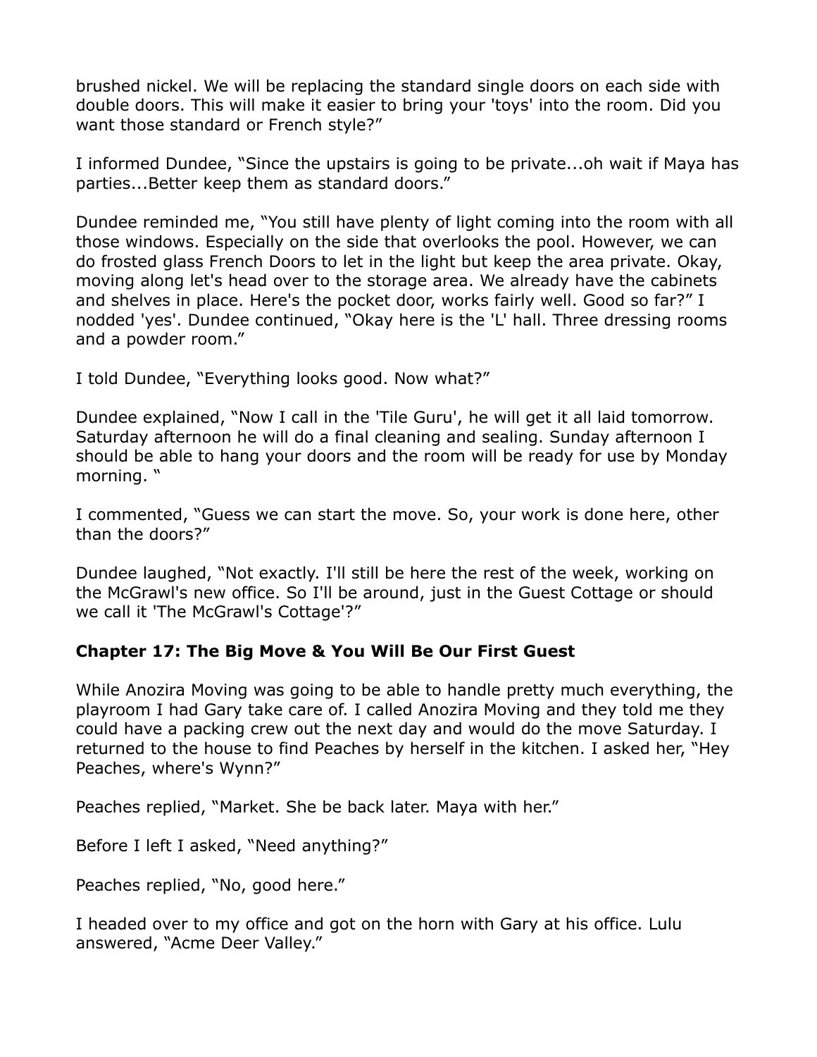brushed nickel. We will be replacing the standard single doors on each side with double doors. This will make it easier to bring your 'toys' into the room. Did you want those standard or French style?"

I informed Dundee, "Since the upstairs is going to be private...oh wait if Maya has parties...Better keep them as standard doors."

Dundee reminded me, "You still have plenty of light coming into the room with all those windows. Especially on the side that overlooks the pool. However, we can do frosted glass French Doors to let in the light but keep the area private. Okay, moving along let's head over to the storage area. We already have the cabinets and shelves in place. Here's the pocket door, works fairly well. Good so far?" I nodded 'yes'. Dundee continued, "Okay here is the 'L' hall. Three dressing rooms and a powder room."

I told Dundee, "Everything looks good. Now what?"

Dundee explained, "Now I call in the 'Tile Guru', he will get it all laid tomorrow. Saturday afternoon he will do a final cleaning and sealing. Sunday afternoon I should be able to hang your doors and the room will be ready for use by Monday morning. "

I commented, "Guess we can start the move. So, your work is done here, other than the doors?"

Dundee laughed, "Not exactly. I'll still be here the rest of the week, working on the McGrawl's new office. So I'll be around, just in the Guest Cottage or should we call it 'The McGrawl's Cottage'?"

### Chapter 17: The Big Move & You Will Be Our First Guest

While Anozira Moving was going to be able to handle pretty much everything, the playroom I had Gary take care of. I called Anozira Moving and they told me they could have a packing crew out the next day and would do the move Saturday. I returned to the house to find Peaches by herself in the kitchen. I asked her, "Hey Peaches, where's Wynn?"

Peaches replied, "Market. She be back later. Maya with her."

Before I left I asked, "Need anything?"

Peaches replied, "No, good here."

I headed over to my office and got on the horn with Gary at his office. Lulu answered, "Acme Deer Valley."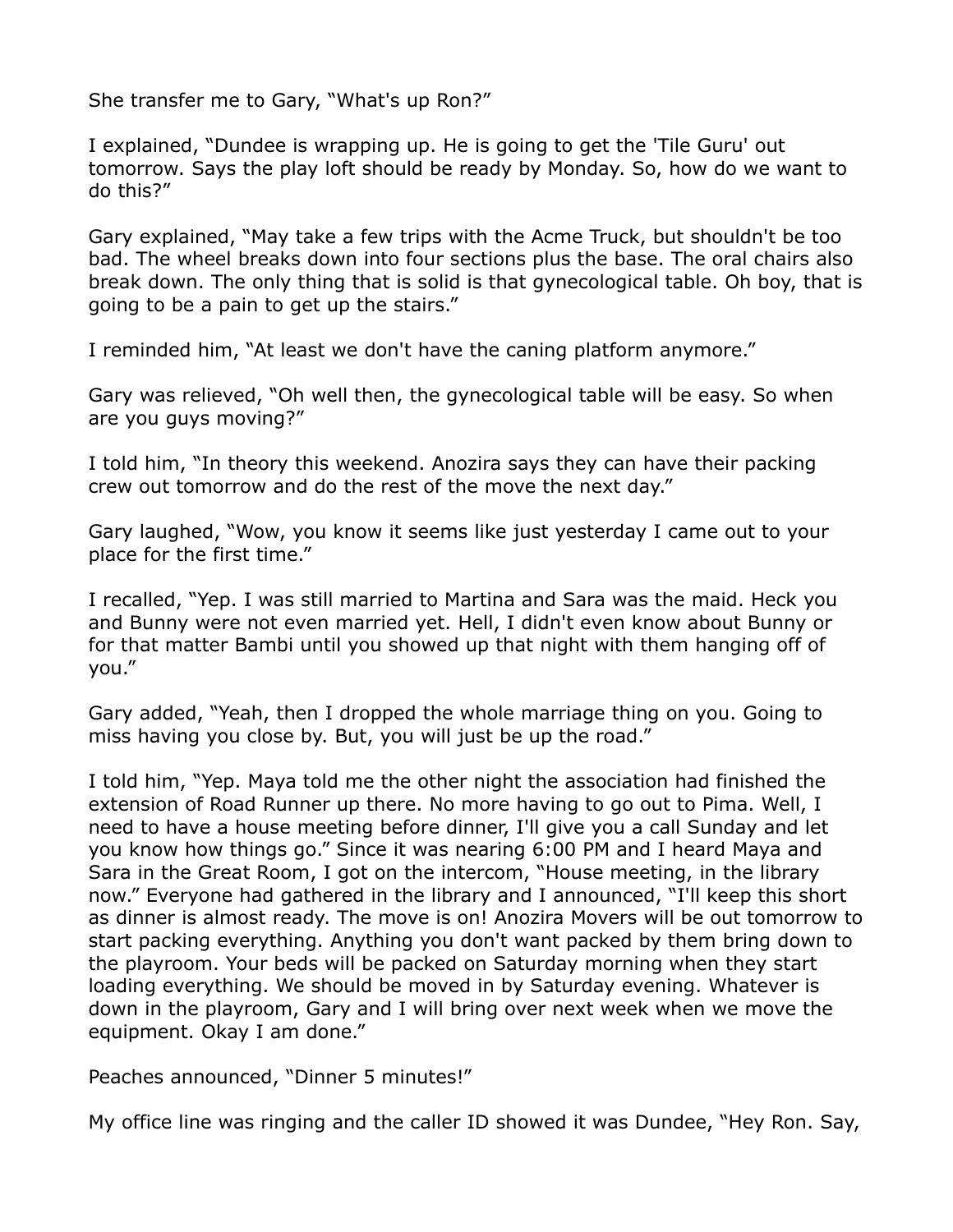She transfer me to Gary, “What's up Ron?”

I explained, “Dundee is wrapping up. He is going to get the 'Tile Guru' out tomorrow. Says the play loft should be ready by Monday. So, how do we want to do this?”

Gary explained, “May take a few trips with the Acme Truck, but shouldn't be too bad. The wheel breaks down into four sections plus the base. The oral chairs also break down. The only thing that is solid is that gynecological table. Oh boy, that is going to be a pain to get up the stairs.”

I reminded him, “At least we don't have the caning platform anymore.”

Gary was relieved, “Oh well then, the gynecological table will be easy. So when are you guys moving?”

I told him, “In theory this weekend. Anozira says they can have their packing crew out tomorrow and do the rest of the move the next day.”

Gary laughed, “Wow, you know it seems like just yesterday I came out to your place for the first time.”

I recalled, “Yep. I was still married to Martina and Sara was the maid. Heck you and Bunny were not even married yet. Hell, I didn't even know about Bunny or for that matter Bambi until you showed up that night with them hanging off of you.”

Gary added, “Yeah, then I dropped the whole marriage thing on you. Going to miss having you close by. But, you will just be up the road.”

I told him, “Yep. Maya told me the other night the association had finished the extension of Road Runner up there. No more having to go out to Pima. Well, I need to have a house meeting before dinner, I'll give you a call Sunday and let you know how things go.” Since it was nearing 6:00 PM and I heard Maya and Sara in the Great Room, I got on the intercom, “House meeting, in the library now.” Everyone had gathered in the library and I announced, “I'll keep this short as dinner is almost ready. The move is on! Anozira Movers will be out tomorrow to start packing everything. Anything you don't want packed by them bring down to the playroom. Your beds will be packed on Saturday morning when they start loading everything. We should be moved in by Saturday evening. Whatever is down in the playroom, Gary and I will bring over next week when we move the equipment. Okay I am done.”

Peaches announced, “Dinner 5 minutes!”

My office line was ringing and the caller ID showed it was Dundee, “Hey Ron. Say,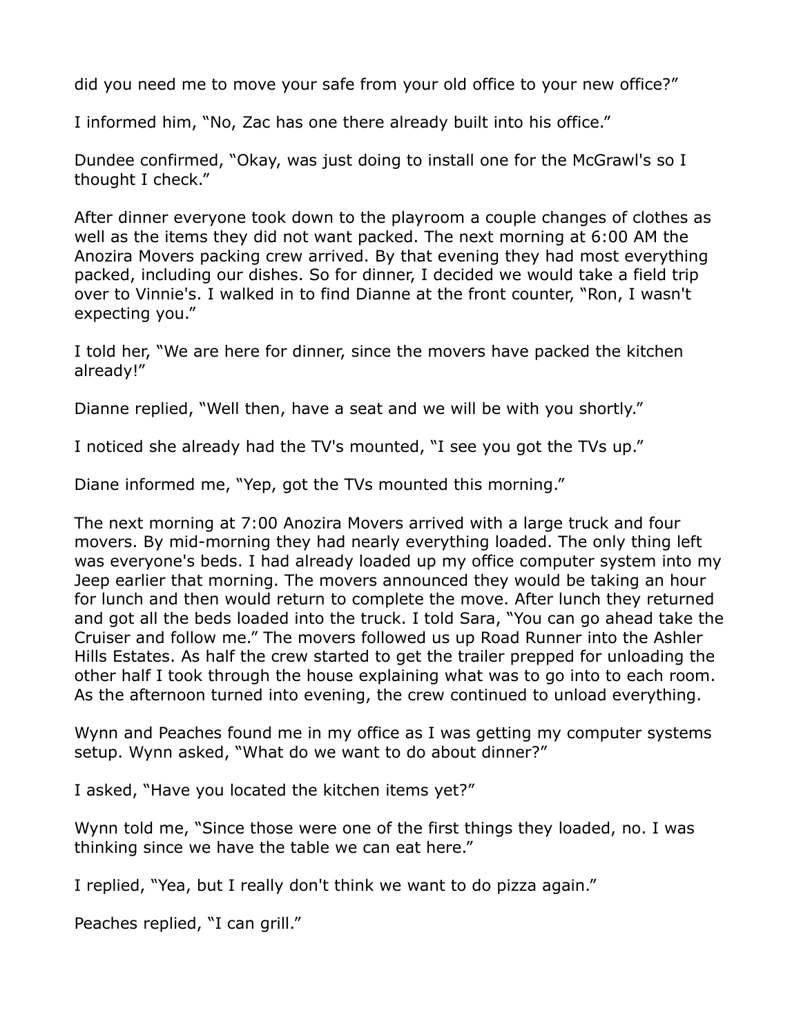did you need me to move your safe from your old office to your new office?"

I informed him, "No, Zac has one there already built into his office."

Dundee confirmed, "Okay, was just doing to install one for the McGrawl's so I thought I check."

After dinner everyone took down to the playroom a couple changes of clothes as well as the items they did not want packed. The next morning at 6:00 AM the Anozira Movers packing crew arrived. By that evening they had most everything packed, including our dishes. So for dinner, I decided we would take a field trip over to Vinnie's. I walked in to find Dianne at the front counter, "Ron, I wasn't expecting you."

I told her, "We are here for dinner, since the movers have packed the kitchen already!"

Dianne replied, "Well then, have a seat and we will be with you shortly."

I noticed she already had the TV's mounted, "I see you got the TVs up."

Diane informed me, "Yep, got the TVs mounted this morning."

The next morning at 7:00 Anozira Movers arrived with a large truck and four movers. By mid-morning they had nearly everything loaded. The only thing left was everyone's beds. I had already loaded up my office computer system into my Jeep earlier that morning. The movers announced they would be taking an hour for lunch and then would return to complete the move. After lunch they returned and got all the beds loaded into the truck. I told Sara, "You can go ahead take the Cruiser and follow me." The movers followed us up Road Runner into the Ashler Hills Estates. As half the crew started to get the trailer prepped for unloading the other half I took through the house explaining what was to go into to each room. As the afternoon turned into evening, the crew continued to unload everything.

Wynn and Peaches found me in my office as I was getting my computer systems setup. Wynn asked, "What do we want to do about dinner?"

I asked, "Have you located the kitchen items yet?"

Wynn told me, "Since those were one of the first things they loaded, no. I was thinking since we have the table we can eat here."

I replied, "Yea, but I really don't think we want to do pizza again."

Peaches replied, "I can grill."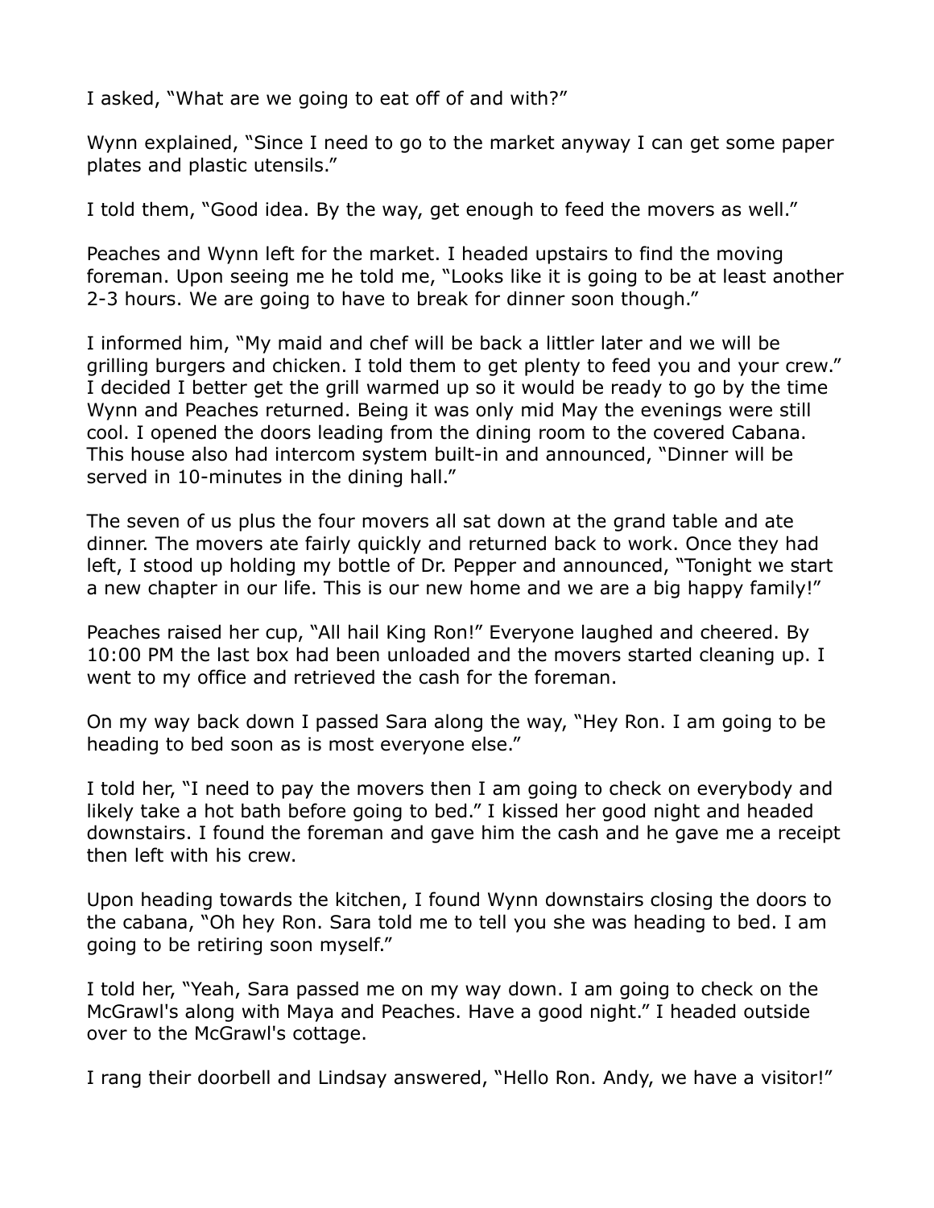I asked, "What are we going to eat off of and with?"

Wynn explained, "Since I need to go to the market anyway I can get some paper plates and plastic utensils."

I told them, "Good idea. By the way, get enough to feed the movers as well."

Peaches and Wynn left for the market. I headed upstairs to find the moving foreman. Upon seeing me he told me, "Looks like it is going to be at least another 2-3 hours. We are going to have to break for dinner soon though."

I informed him, "My maid and chef will be back a littler later and we will be grilling burgers and chicken. I told them to get plenty to feed you and your crew." I decided I better get the grill warmed up so it would be ready to go by the time Wynn and Peaches returned. Being it was only mid May the evenings were still cool. I opened the doors leading from the dining room to the covered Cabana. This house also had intercom system built-in and announced, "Dinner will be served in 10-minutes in the dining hall."

The seven of us plus the four movers all sat down at the grand table and ate dinner. The movers ate fairly quickly and returned back to work. Once they had left, I stood up holding my bottle of Dr. Pepper and announced, "Tonight we start a new chapter in our life. This is our new home and we are a big happy family!"

Peaches raised her cup, "All hail King Ron!" Everyone laughed and cheered. By 10:00 PM the last box had been unloaded and the movers started cleaning up. I went to my office and retrieved the cash for the foreman.

On my way back down I passed Sara along the way, "Hey Ron. I am going to be heading to bed soon as is most everyone else."

I told her, "I need to pay the movers then I am going to check on everybody and likely take a hot bath before going to bed." I kissed her good night and headed downstairs. I found the foreman and gave him the cash and he gave me a receipt then left with his crew.

Upon heading towards the kitchen, I found Wynn downstairs closing the doors to the cabana, "Oh hey Ron. Sara told me to tell you she was heading to bed. I am going to be retiring soon myself."

I told her, "Yeah, Sara passed me on my way down. I am going to check on the McGrawl's along with Maya and Peaches. Have a good night." I headed outside over to the McGrawl's cottage.

I rang their doorbell and Lindsay answered, "Hello Ron. Andy, we have a visitor!"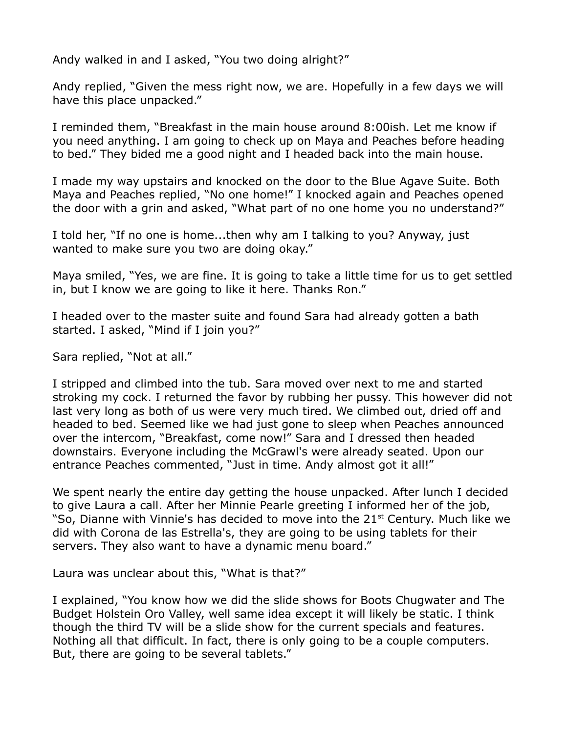Andy walked in and I asked, “You two doing alright?”

Andy replied, “Given the mess right now, we are. Hopefully in a few days we will have this place unpacked.”

I reminded them, “Breakfast in the main house around 8:00ish. Let me know if you need anything. I am going to check up on Maya and Peaches before heading to bed.” They bided me a good night and I headed back into the main house.

I made my way upstairs and knocked on the door to the Blue Agave Suite. Both Maya and Peaches replied, “No one home!” I knocked again and Peaches opened the door with a grin and asked, “What part of no one home you no understand?”

I told her, “If no one is home...then why am I talking to you? Anyway, just wanted to make sure you two are doing okay.”

Maya smiled, “Yes, we are fine. It is going to take a little time for us to get settled in, but I know we are going to like it here. Thanks Ron.”

I headed over to the master suite and found Sara had already gotten a bath started. I asked, “Mind if I join you?”

Sara replied, “Not at all.”

I stripped and climbed into the tub. Sara moved over next to me and started stroking my cock. I returned the favor by rubbing her pussy. This however did not last very long as both of us were very much tired. We climbed out, dried off and headed to bed. Seemed like we had just gone to sleep when Peaches announced over the intercom, “Breakfast, come now!” Sara and I dressed then headed downstairs. Everyone including the McGrawl's were already seated. Upon our entrance Peaches commented, “Just in time. Andy almost got it all!”

We spent nearly the entire day getting the house unpacked. After lunch I decided to give Laura a call. After her Minnie Pearle greeting I informed her of the job, “So, Dianne with Vinnie's has decided to move into the 21st Century. Much like we did with Corona de las Estrella's, they are going to be using tablets for their servers. They also want to have a dynamic menu board.”

Laura was unclear about this, “What is that?”

I explained, “You know how we did the slide shows for Boots Chugwater and The Budget Holstein Oro Valley, well same idea except it will likely be static. I think though the third TV will be a slide show for the current specials and features. Nothing all that difficult. In fact, there is only going to be a couple computers. But, there are going to be several tablets.”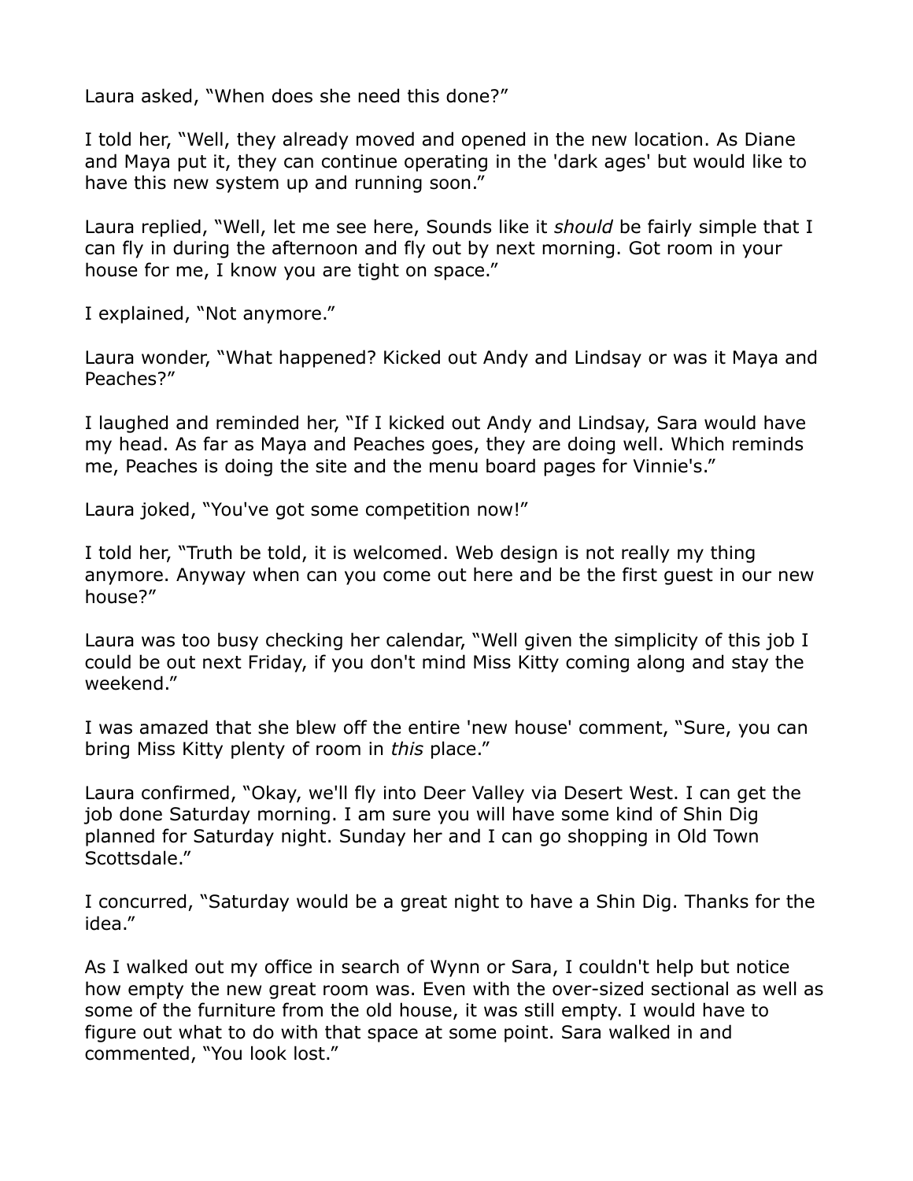Laura asked, “When does she need this done?”

I told her, “Well, they already moved and opened in the new location. As Diane and Maya put it, they can continue operating in the 'dark ages' but would like to have this new system up and running soon.”

Laura replied, “Well, let me see here, Sounds like it *should* be fairly simple that I can fly in during the afternoon and fly out by next morning. Got room in your house for me, I know you are tight on space.”

I explained, “Not anymore.”

Laura wonder, “What happened? Kicked out Andy and Lindsay or was it Maya and Peaches?”

I laughed and reminded her, “If I kicked out Andy and Lindsay, Sara would have my head. As far as Maya and Peaches goes, they are doing well. Which reminds me, Peaches is doing the site and the menu board pages for Vinnie's.”

Laura joked, “You've got some competition now!”

I told her, “Truth be told, it is welcomed. Web design is not really my thing anymore. Anyway when can you come out here and be the first guest in our new house?”

Laura was too busy checking her calendar, “Well given the simplicity of this job I could be out next Friday, if you don't mind Miss Kitty coming along and stay the weekend.”

I was amazed that she blew off the entire 'new house' comment, “Sure, you can bring Miss Kitty plenty of room in *this* place.”

Laura confirmed, “Okay, we'll fly into Deer Valley via Desert West. I can get the job done Saturday morning. I am sure you will have some kind of Shin Dig planned for Saturday night. Sunday her and I can go shopping in Old Town Scottsdale.”

I concurred, “Saturday would be a great night to have a Shin Dig. Thanks for the idea.”

As I walked out my office in search of Wynn or Sara, I couldn't help but notice how empty the new great room was. Even with the over-sized sectional as well as some of the furniture from the old house, it was still empty. I would have to figure out what to do with that space at some point. Sara walked in and commented, “You look lost.”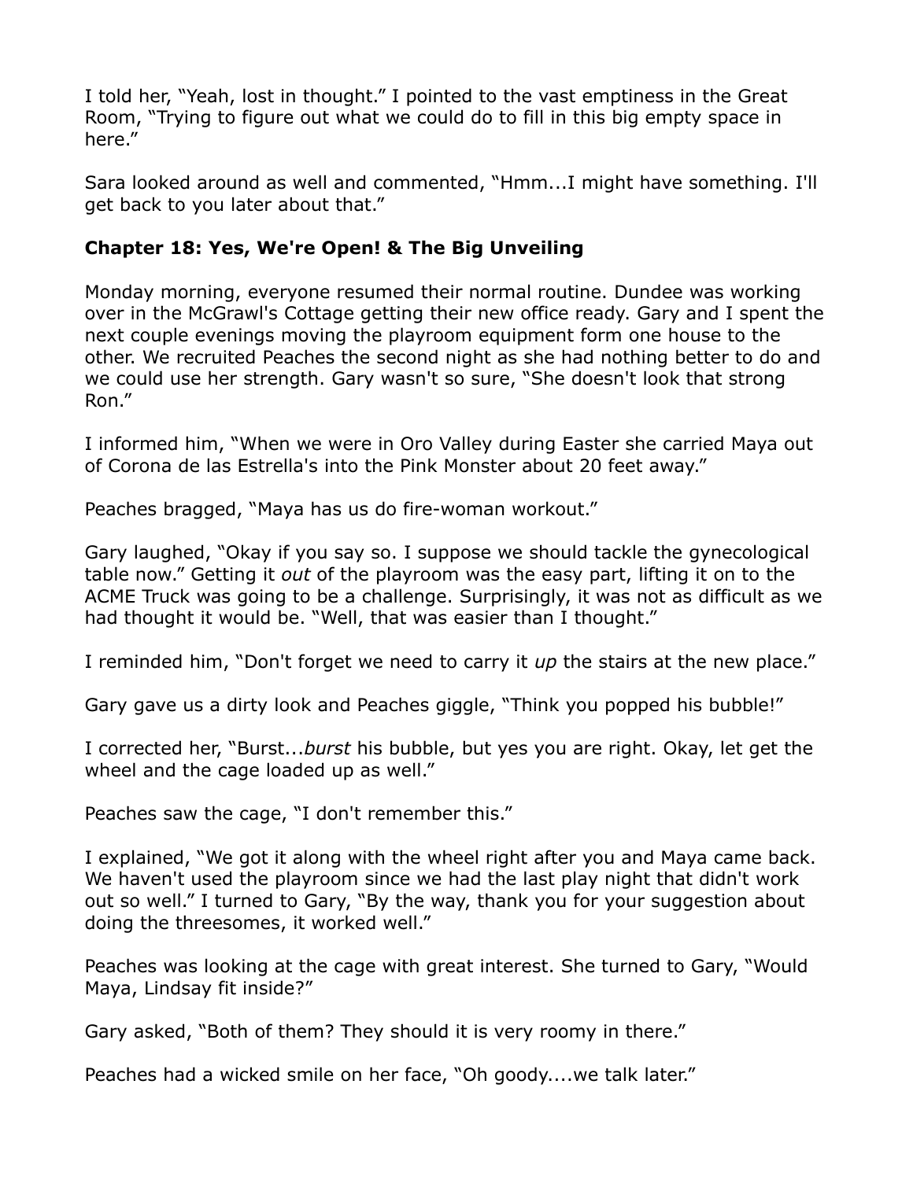I told her, “Yeah, lost in thought.” I pointed to the vast emptiness in the Great Room, “Trying to figure out what we could do to fill in this big empty space in here.”

Sara looked around as well and commented, “Hmm...I might have something. I'll get back to you later about that.”

### Chapter 18: Yes, We're Open! & The Big Unveiling

Monday morning, everyone resumed their normal routine. Dundee was working over in the McGrawl's Cottage getting their new office ready. Gary and I spent the next couple evenings moving the playroom equipment form one house to the other. We recruited Peaches the second night as she had nothing better to do and we could use her strength. Gary wasn't so sure, “She doesn't look that strong Ron.”

I informed him, “When we were in Oro Valley during Easter she carried Maya out of Corona de las Estrella's into the Pink Monster about 20 feet away.”

Peaches bragged, “Maya has us do fire-woman workout.”

Gary laughed, “Okay if you say so. I suppose we should tackle the gynecological table now.” Getting it *out* of the playroom was the easy part, lifting it on to the ACME Truck was going to be a challenge. Surprisingly, it was not as difficult as we had thought it would be. “Well, that was easier than I thought.”

I reminded him, “Don't forget we need to carry it *up* the stairs at the new place.”

Gary gave us a dirty look and Peaches giggle, “Think you popped his bubble!”

I corrected her, “Burst...*burst* his bubble, but yes you are right. Okay, let get the wheel and the cage loaded up as well.”

Peaches saw the cage, “I don't remember this.”

I explained, “We got it along with the wheel right after you and Maya came back. We haven't used the playroom since we had the last play night that didn't work out so well.” I turned to Gary, “By the way, thank you for your suggestion about doing the threesomes, it worked well.”

Peaches was looking at the cage with great interest. She turned to Gary, “Would Maya, Lindsay fit inside?”

Gary asked, “Both of them? They should it is very roomy in there.”

Peaches had a wicked smile on her face, “Oh goody....we talk later.”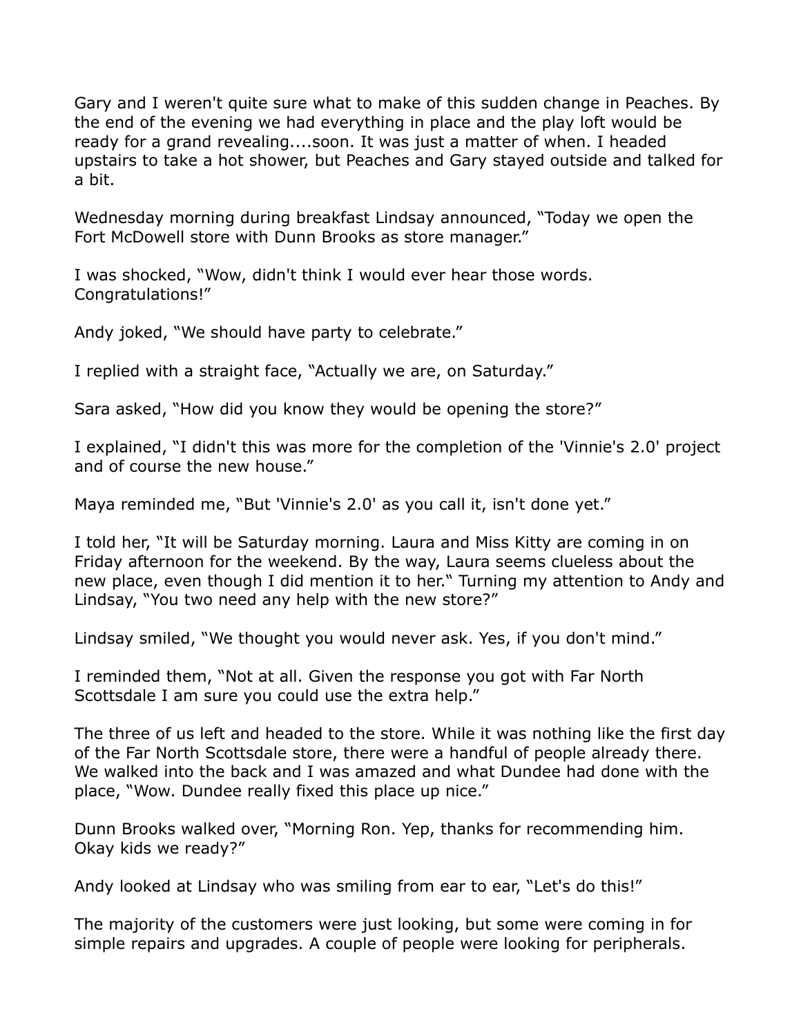Gary and I weren't quite sure what to make of this sudden change in Peaches. By the end of the evening we had everything in place and the play loft would be ready for a grand revealing....soon. It was just a matter of when. I headed upstairs to take a hot shower, but Peaches and Gary stayed outside and talked for a bit.

Wednesday morning during breakfast Lindsay announced, "Today we open the Fort McDowell store with Dunn Brooks as store manager."

I was shocked, "Wow, didn't think I would ever hear those words. Congratulations!"

Andy joked, "We should have party to celebrate."

I replied with a straight face, "Actually we are, on Saturday."

Sara asked, "How did you know they would be opening the store?"

I explained, "I didn't this was more for the completion of the 'Vinnie's 2.0' project and of course the new house."

Maya reminded me, "But 'Vinnie's 2.0' as you call it, isn't done yet."

I told her, "It will be Saturday morning. Laura and Miss Kitty are coming in on Friday afternoon for the weekend. By the way, Laura seems clueless about the new place, even though I did mention it to her." Turning my attention to Andy and Lindsay, "You two need any help with the new store?"

Lindsay smiled, "We thought you would never ask. Yes, if you don't mind."

I reminded them, "Not at all. Given the response you got with Far North Scottsdale I am sure you could use the extra help."

The three of us left and headed to the store. While it was nothing like the first day of the Far North Scottsdale store, there were a handful of people already there. We walked into the back and I was amazed and what Dundee had done with the place, "Wow. Dundee really fixed this place up nice."

Dunn Brooks walked over, "Morning Ron. Yep, thanks for recommending him. Okay kids we ready?"

Andy looked at Lindsay who was smiling from ear to ear, "Let's do this!"

The majority of the customers were just looking, but some were coming in for simple repairs and upgrades. A couple of people were looking for peripherals.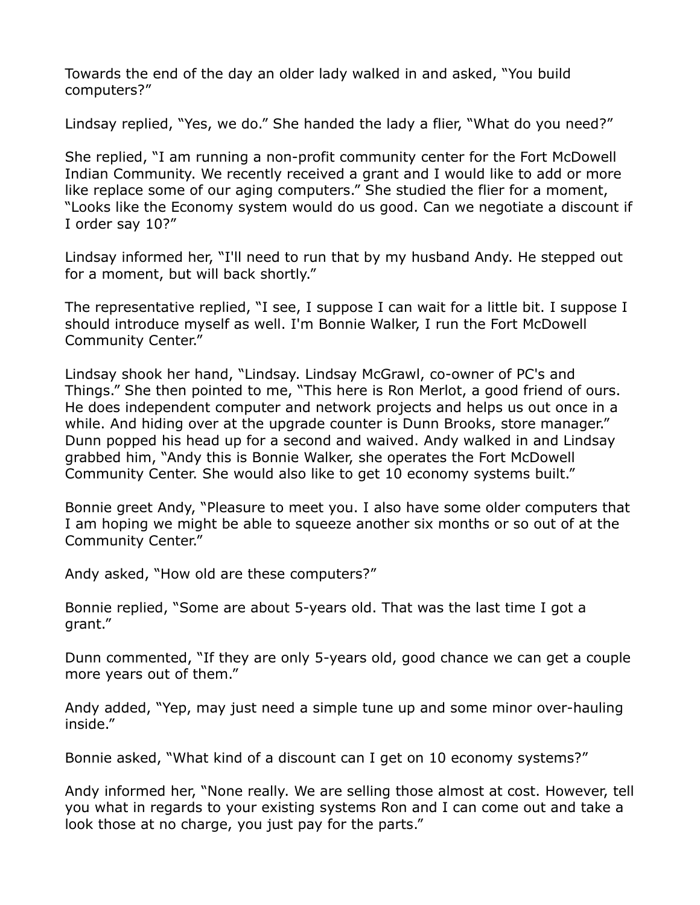Towards the end of the day an older lady walked in and asked, “You build computers?”

Lindsay replied, “Yes, we do.” She handed the lady a flier, “What do you need?”

She replied, “I am running a non-profit community center for the Fort McDowell Indian Community. We recently received a grant and I would like to add or more like replace some of our aging computers.” She studied the flier for a moment, “Looks like the Economy system would do us good. Can we negotiate a discount if I order say 10?”

Lindsay informed her, “I'll need to run that by my husband Andy. He stepped out for a moment, but will back shortly.”

The representative replied, “I see, I suppose I can wait for a little bit. I suppose I should introduce myself as well. I'm Bonnie Walker, I run the Fort McDowell Community Center.”

Lindsay shook her hand, “Lindsay. Lindsay McGrawl, co-owner of PC's and Things.” She then pointed to me, “This here is Ron Merlot, a good friend of ours. He does independent computer and network projects and helps us out once in a while. And hiding over at the upgrade counter is Dunn Brooks, store manager.” Dunn popped his head up for a second and waived. Andy walked in and Lindsay grabbed him, “Andy this is Bonnie Walker, she operates the Fort McDowell Community Center. She would also like to get 10 economy systems built.”

Bonnie greet Andy, “Pleasure to meet you. I also have some older computers that I am hoping we might be able to squeeze another six months or so out of at the Community Center.”

Andy asked, “How old are these computers?”

Bonnie replied, “Some are about 5-years old. That was the last time I got a grant.”

Dunn commented, “If they are only 5-years old, good chance we can get a couple more years out of them.”

Andy added, “Yep, may just need a simple tune up and some minor over-hauling inside.”

Bonnie asked, “What kind of a discount can I get on 10 economy systems?”

Andy informed her, “None really. We are selling those almost at cost. However, tell you what in regards to your existing systems Ron and I can come out and take a look those at no charge, you just pay for the parts.”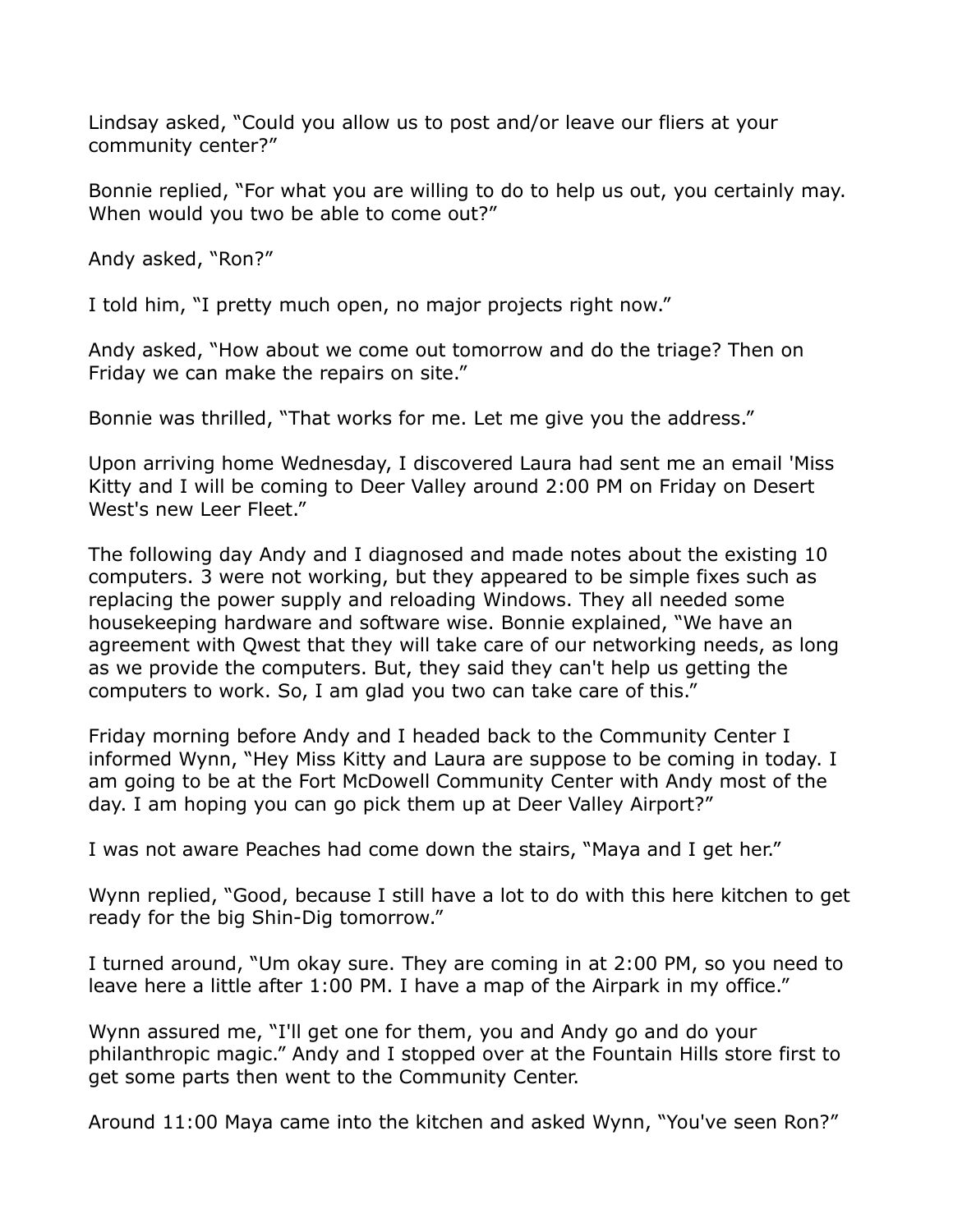Lindsay asked, "Could you allow us to post and/or leave our fliers at your community center?"

Bonnie replied, "For what you are willing to do to help us out, you certainly may. When would you two be able to come out?"

Andy asked, "Ron?"

I told him, "I pretty much open, no major projects right now."

Andy asked, "How about we come out tomorrow and do the triage? Then on Friday we can make the repairs on site."

Bonnie was thrilled, "That works for me. Let me give you the address."

Upon arriving home Wednesday, I discovered Laura had sent me an email 'Miss Kitty and I will be coming to Deer Valley around 2:00 PM on Friday on Desert West's new Leer Fleet."

The following day Andy and I diagnosed and made notes about the existing 10 computers. 3 were not working, but they appeared to be simple fixes such as replacing the power supply and reloading Windows. They all needed some housekeeping hardware and software wise. Bonnie explained, "We have an agreement with Qwest that they will take care of our networking needs, as long as we provide the computers. But, they said they can't help us getting the computers to work. So, I am glad you two can take care of this."

Friday morning before Andy and I headed back to the Community Center I informed Wynn, "Hey Miss Kitty and Laura are suppose to be coming in today. I am going to be at the Fort McDowell Community Center with Andy most of the day. I am hoping you can go pick them up at Deer Valley Airport?"

I was not aware Peaches had come down the stairs, "Maya and I get her."

Wynn replied, "Good, because I still have a lot to do with this here kitchen to get ready for the big Shin-Dig tomorrow."

I turned around, "Um okay sure. They are coming in at 2:00 PM, so you need to leave here a little after 1:00 PM. I have a map of the Airpark in my office."

Wynn assured me, "I'll get one for them, you and Andy go and do your philanthropic magic." Andy and I stopped over at the Fountain Hills store first to get some parts then went to the Community Center.

Around 11:00 Maya came into the kitchen and asked Wynn, "You've seen Ron?"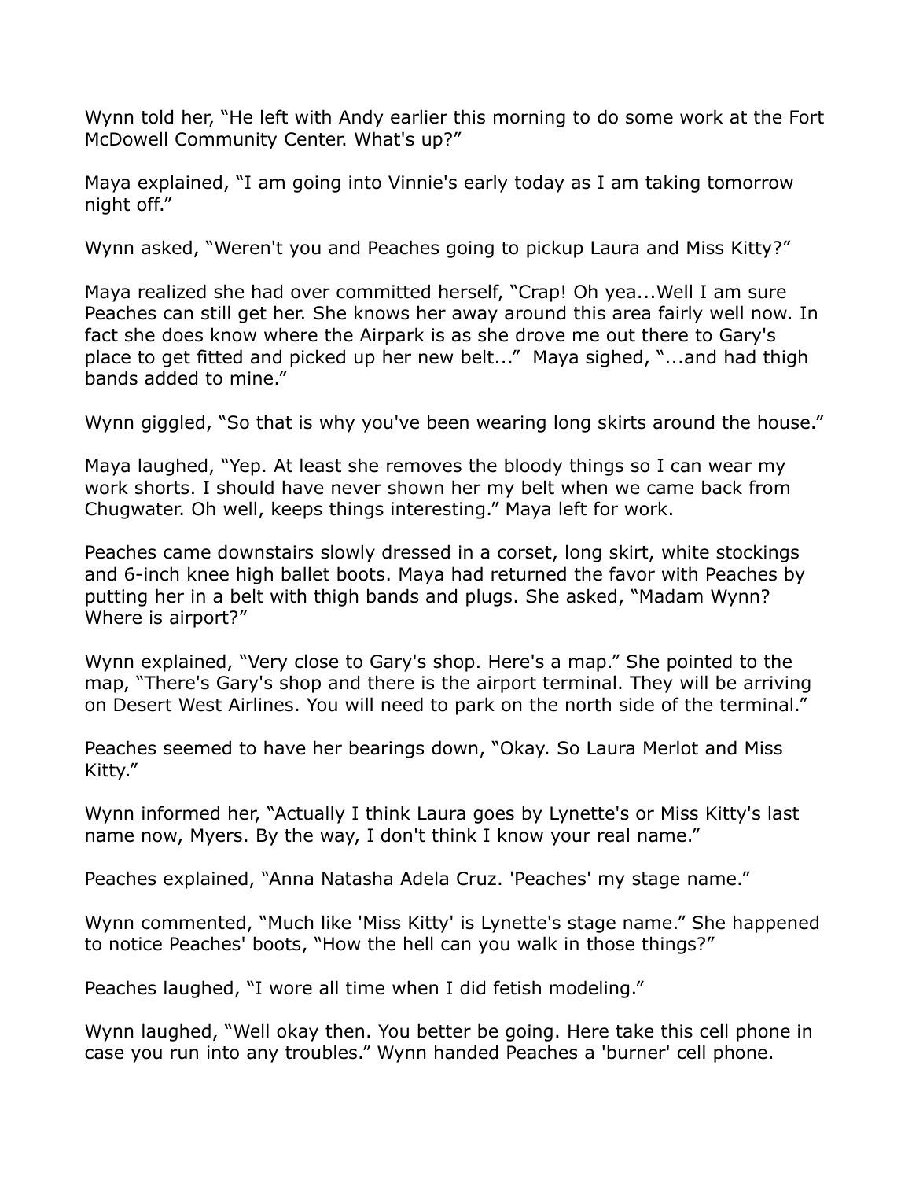Wynn told her, “He left with Andy earlier this morning to do some work at the Fort McDowell Community Center. What's up?”

Maya explained, “I am going into Vinnie's early today as I am taking tomorrow night off.”

Wynn asked, “Weren't you and Peaches going to pickup Laura and Miss Kitty?”

Maya realized she had over committed herself, “Crap! Oh yea...Well I am sure Peaches can still get her. She knows her away around this area fairly well now. In fact she does know where the Airpark is as she drove me out there to Gary's place to get fitted and picked up her new belt...” Maya sighed, “...and had thigh bands added to mine.”

Wynn giggled, “So that is why you've been wearing long skirts around the house.”

Maya laughed, “Yep. At least she removes the bloody things so I can wear my work shorts. I should have never shown her my belt when we came back from Chugwater. Oh well, keeps things interesting.” Maya left for work.

Peaches came downstairs slowly dressed in a corset, long skirt, white stockings and 6-inch knee high ballet boots. Maya had returned the favor with Peaches by putting her in a belt with thigh bands and plugs. She asked, “Madam Wynn? Where is airport?”

Wynn explained, “Very close to Gary's shop. Here's a map.” She pointed to the map, “There's Gary's shop and there is the airport terminal. They will be arriving on Desert West Airlines. You will need to park on the north side of the terminal.”

Peaches seemed to have her bearings down, “Okay. So Laura Merlot and Miss Kitty.”

Wynn informed her, “Actually I think Laura goes by Lynette's or Miss Kitty's last name now, Myers. By the way, I don't think I know your real name.”

Peaches explained, “Anna Natasha Adela Cruz. 'Peaches' my stage name.”

Wynn commented, “Much like 'Miss Kitty' is Lynette's stage name.” She happened to notice Peaches' boots, “How the hell can you walk in those things?”

Peaches laughed, “I wore all time when I did fetish modeling.”

Wynn laughed, “Well okay then. You better be going. Here take this cell phone in case you run into any troubles.” Wynn handed Peaches a 'burner' cell phone.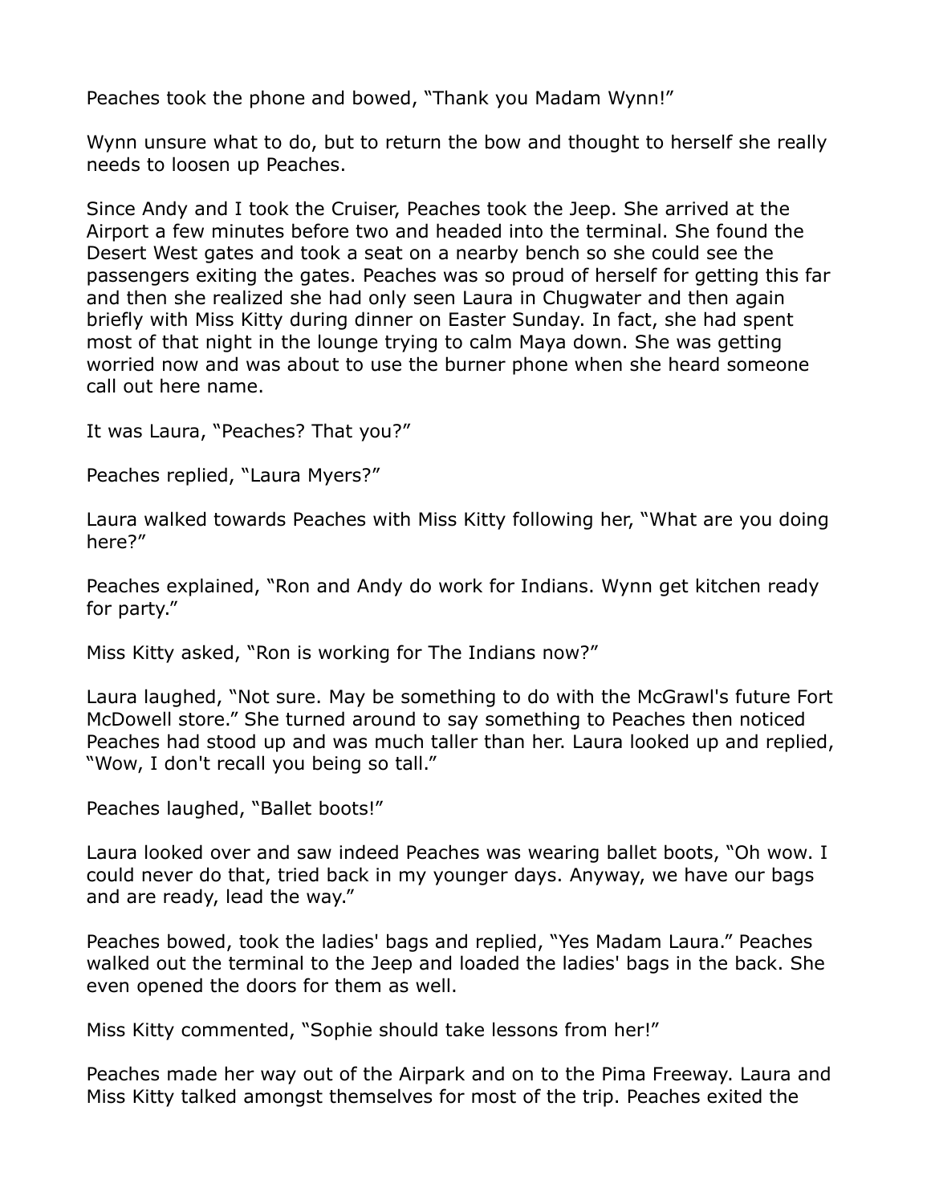Peaches took the phone and bowed, “Thank you Madam Wynn!”

Wynn unsure what to do, but to return the bow and thought to herself she really needs to loosen up Peaches.

Since Andy and I took the Cruiser, Peaches took the Jeep. She arrived at the Airport a few minutes before two and headed into the terminal. She found the Desert West gates and took a seat on a nearby bench so she could see the passengers exiting the gates. Peaches was so proud of herself for getting this far and then she realized she had only seen Laura in Chugwater and then again briefly with Miss Kitty during dinner on Easter Sunday. In fact, she had spent most of that night in the lounge trying to calm Maya down. She was getting worried now and was about to use the burner phone when she heard someone call out here name.

It was Laura, “Peaches? That you?”

Peaches replied, “Laura Myers?”

Laura walked towards Peaches with Miss Kitty following her, “What are you doing here?”

Peaches explained, “Ron and Andy do work for Indians. Wynn get kitchen ready for party.”

Miss Kitty asked, “Ron is working for The Indians now?”

Laura laughed, “Not sure. May be something to do with the McGrawl's future Fort McDowell store.” She turned around to say something to Peaches then noticed Peaches had stood up and was much taller than her. Laura looked up and replied, “Wow, I don't recall you being so tall.”

Peaches laughed, “Ballet boots!”

Laura looked over and saw indeed Peaches was wearing ballet boots, “Oh wow. I could never do that, tried back in my younger days. Anyway, we have our bags and are ready, lead the way.”

Peaches bowed, took the ladies' bags and replied, “Yes Madam Laura.” Peaches walked out the terminal to the Jeep and loaded the ladies' bags in the back. She even opened the doors for them as well.

Miss Kitty commented, “Sophie should take lessons from her!”

Peaches made her way out of the Airpark and on to the Pima Freeway. Laura and Miss Kitty talked amongst themselves for most of the trip. Peaches exited the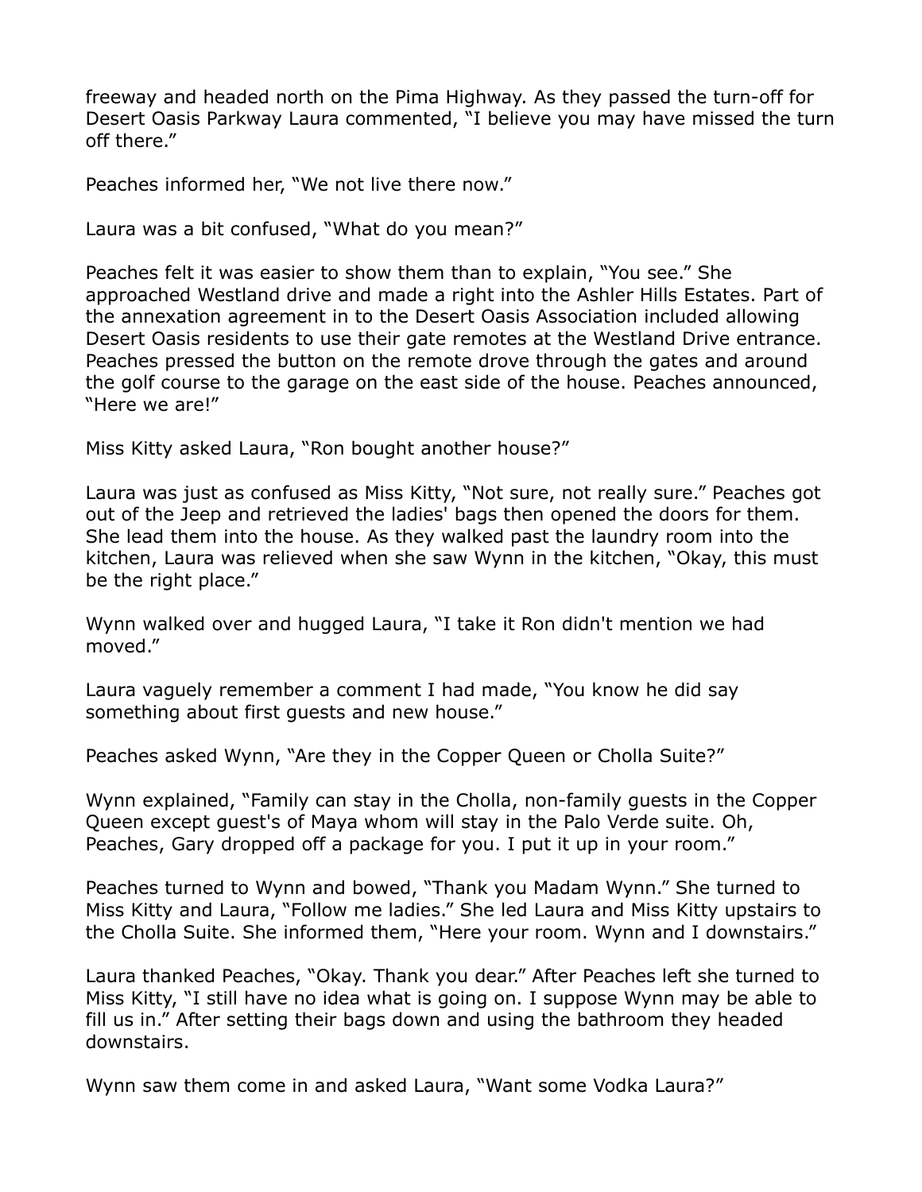freeway and headed north on the Pima Highway. As they passed the turn-off for Desert Oasis Parkway Laura commented, "I believe you may have missed the turn off there."

Peaches informed her, "We not live there now."

Laura was a bit confused, "What do you mean?"

Peaches felt it was easier to show them than to explain, "You see." She approached Westland drive and made a right into the Ashler Hills Estates. Part of the annexation agreement in to the Desert Oasis Association included allowing Desert Oasis residents to use their gate remotes at the Westland Drive entrance. Peaches pressed the button on the remote drove through the gates and around the golf course to the garage on the east side of the house. Peaches announced, "Here we are!"

Miss Kitty asked Laura, "Ron bought another house?"

Laura was just as confused as Miss Kitty, "Not sure, not really sure." Peaches got out of the Jeep and retrieved the ladies' bags then opened the doors for them. She lead them into the house. As they walked past the laundry room into the kitchen, Laura was relieved when she saw Wynn in the kitchen, "Okay, this must be the right place."

Wynn walked over and hugged Laura, "I take it Ron didn't mention we had moved."

Laura vaguely remember a comment I had made, "You know he did say something about first guests and new house."

Peaches asked Wynn, "Are they in the Copper Queen or Cholla Suite?"

Wynn explained, "Family can stay in the Cholla, non-family guests in the Copper Queen except guest's of Maya whom will stay in the Palo Verde suite. Oh, Peaches, Gary dropped off a package for you. I put it up in your room."

Peaches turned to Wynn and bowed, "Thank you Madam Wynn." She turned to Miss Kitty and Laura, "Follow me ladies." She led Laura and Miss Kitty upstairs to the Cholla Suite. She informed them, "Here your room. Wynn and I downstairs."

Laura thanked Peaches, "Okay. Thank you dear." After Peaches left she turned to Miss Kitty, "I still have no idea what is going on. I suppose Wynn may be able to fill us in." After setting their bags down and using the bathroom they headed downstairs.

Wynn saw them come in and asked Laura, "Want some Vodka Laura?"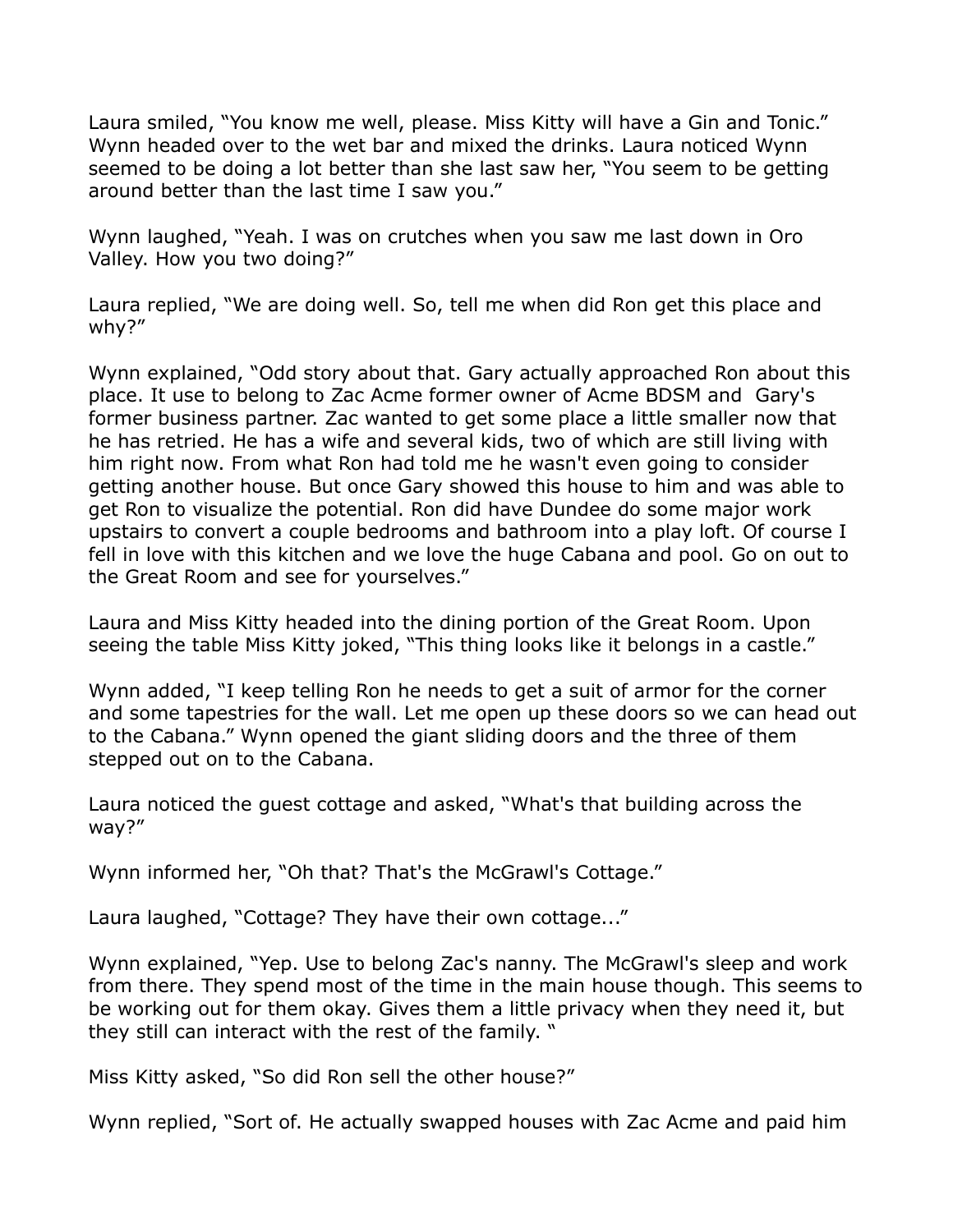Laura smiled, "You know me well, please. Miss Kitty will have a Gin and Tonic." Wynn headed over to the wet bar and mixed the drinks. Laura noticed Wynn seemed to be doing a lot better than she last saw her, "You seem to be getting around better than the last time I saw you."

Wynn laughed, "Yeah. I was on crutches when you saw me last down in Oro Valley. How you two doing?"

Laura replied, "We are doing well. So, tell me when did Ron get this place and why?"

Wynn explained, "Odd story about that. Gary actually approached Ron about this place. It use to belong to Zac Acme former owner of Acme BDSM and Gary's former business partner. Zac wanted to get some place a little smaller now that he has retried. He has a wife and several kids, two of which are still living with him right now. From what Ron had told me he wasn't even going to consider getting another house. But once Gary showed this house to him and was able to get Ron to visualize the potential. Ron did have Dundee do some major work upstairs to convert a couple bedrooms and bathroom into a play loft. Of course I fell in love with this kitchen and we love the huge Cabana and pool. Go on out to the Great Room and see for yourselves."

Laura and Miss Kitty headed into the dining portion of the Great Room. Upon seeing the table Miss Kitty joked, "This thing looks like it belongs in a castle."

Wynn added, "I keep telling Ron he needs to get a suit of armor for the corner and some tapestries for the wall. Let me open up these doors so we can head out to the Cabana." Wynn opened the giant sliding doors and the three of them stepped out on to the Cabana.

Laura noticed the guest cottage and asked, "What's that building across the way?"

Wynn informed her, "Oh that? That's the McGrawl's Cottage."

Laura laughed, "Cottage? They have their own cottage..."

Wynn explained, "Yep. Use to belong Zac's nanny. The McGrawl's sleep and work from there. They spend most of the time in the main house though. This seems to be working out for them okay. Gives them a little privacy when they need it, but they still can interact with the rest of the family. "

Miss Kitty asked, "So did Ron sell the other house?"

Wynn replied, "Sort of. He actually swapped houses with Zac Acme and paid him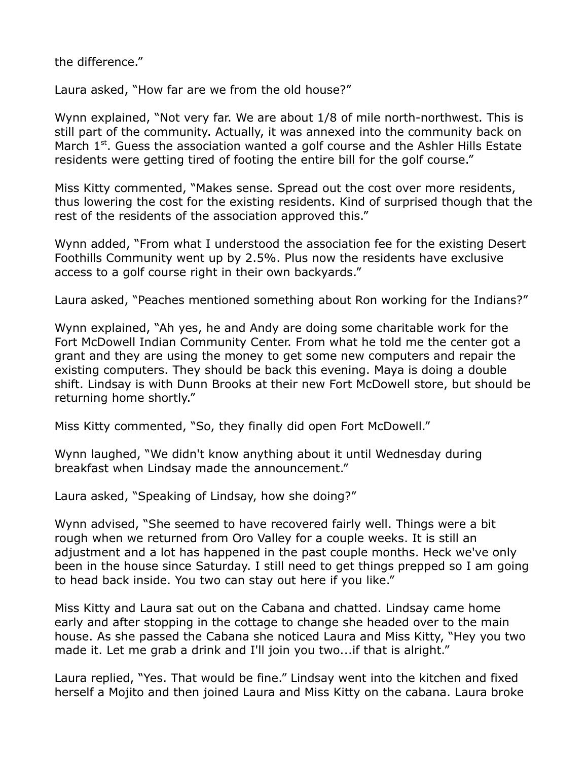the difference."

Laura asked, "How far are we from the old house?"

Wynn explained, "Not very far. We are about 1/8 of mile north-northwest. This is still part of the community. Actually, it was annexed into the community back on March 1st. Guess the association wanted a golf course and the Ashler Hills Estate residents were getting tired of footing the entire bill for the golf course."

Miss Kitty commented, "Makes sense. Spread out the cost over more residents, thus lowering the cost for the existing residents. Kind of surprised though that the rest of the residents of the association approved this."

Wynn added, "From what I understood the association fee for the existing Desert Foothills Community went up by 2.5%. Plus now the residents have exclusive access to a golf course right in their own backyards."

Laura asked, "Peaches mentioned something about Ron working for the Indians?"

Wynn explained, "Ah yes, he and Andy are doing some charitable work for the Fort McDowell Indian Community Center. From what he told me the center got a grant and they are using the money to get some new computers and repair the existing computers. They should be back this evening. Maya is doing a double shift. Lindsay is with Dunn Brooks at their new Fort McDowell store, but should be returning home shortly."

Miss Kitty commented, "So, they finally did open Fort McDowell."

Wynn laughed, "We didn't know anything about it until Wednesday during breakfast when Lindsay made the announcement."

Laura asked, "Speaking of Lindsay, how she doing?"

Wynn advised, "She seemed to have recovered fairly well. Things were a bit rough when we returned from Oro Valley for a couple weeks. It is still an adjustment and a lot has happened in the past couple months. Heck we've only been in the house since Saturday. I still need to get things prepped so I am going to head back inside. You two can stay out here if you like."

Miss Kitty and Laura sat out on the Cabana and chatted. Lindsay came home early and after stopping in the cottage to change she headed over to the main house. As she passed the Cabana she noticed Laura and Miss Kitty, "Hey you two made it. Let me grab a drink and I'll join you two...if that is alright."

Laura replied, "Yes. That would be fine." Lindsay went into the kitchen and fixed herself a Mojito and then joined Laura and Miss Kitty on the cabana. Laura broke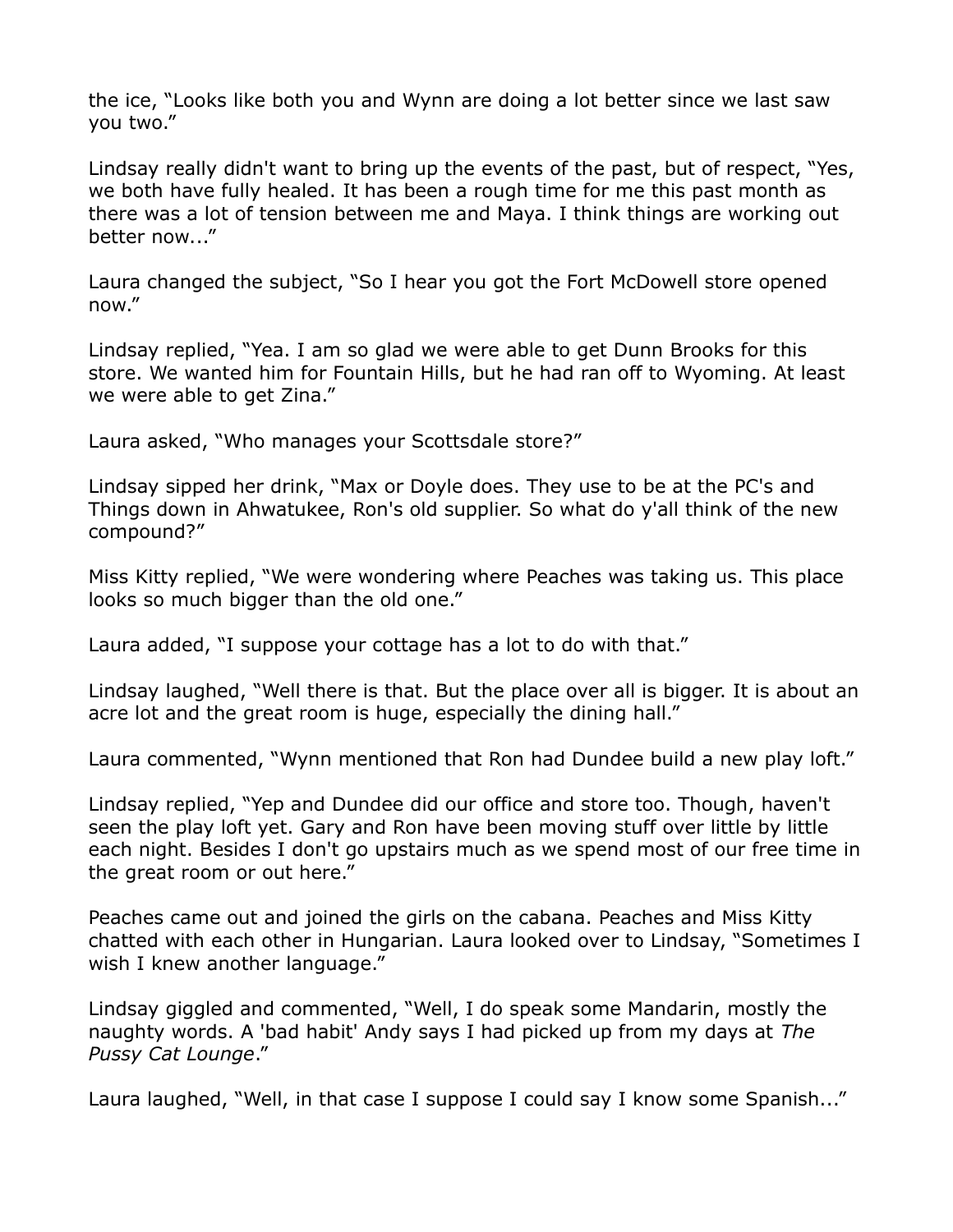the ice, "Looks like both you and Wynn are doing a lot better since we last saw you two."

Lindsay really didn't want to bring up the events of the past, but of respect, "Yes, we both have fully healed. It has been a rough time for me this past month as there was a lot of tension between me and Maya. I think things are working out better now..."

Laura changed the subject, "So I hear you got the Fort McDowell store opened now."

Lindsay replied, "Yea. I am so glad we were able to get Dunn Brooks for this store. We wanted him for Fountain Hills, but he had ran off to Wyoming. At least we were able to get Zina."

Laura asked, "Who manages your Scottsdale store?"

Lindsay sipped her drink, "Max or Doyle does. They use to be at the PC's and Things down in Ahwatukee, Ron's old supplier. So what do y'all think of the new compound?"

Miss Kitty replied, "We were wondering where Peaches was taking us. This place looks so much bigger than the old one."

Laura added, "I suppose your cottage has a lot to do with that."

Lindsay laughed, "Well there is that. But the place over all is bigger. It is about an acre lot and the great room is huge, especially the dining hall."

Laura commented, "Wynn mentioned that Ron had Dundee build a new play loft."

Lindsay replied, "Yep and Dundee did our office and store too. Though, haven't seen the play loft yet. Gary and Ron have been moving stuff over little by little each night. Besides I don't go upstairs much as we spend most of our free time in the great room or out here."

Peaches came out and joined the girls on the cabana. Peaches and Miss Kitty chatted with each other in Hungarian. Laura looked over to Lindsay, "Sometimes I wish I knew another language."

Lindsay giggled and commented, "Well, I do speak some Mandarin, mostly the naughty words. A 'bad habit' Andy says I had picked up from my days at *The Pussy Cat Lounge*."

Laura laughed, "Well, in that case I suppose I could say I know some Spanish..."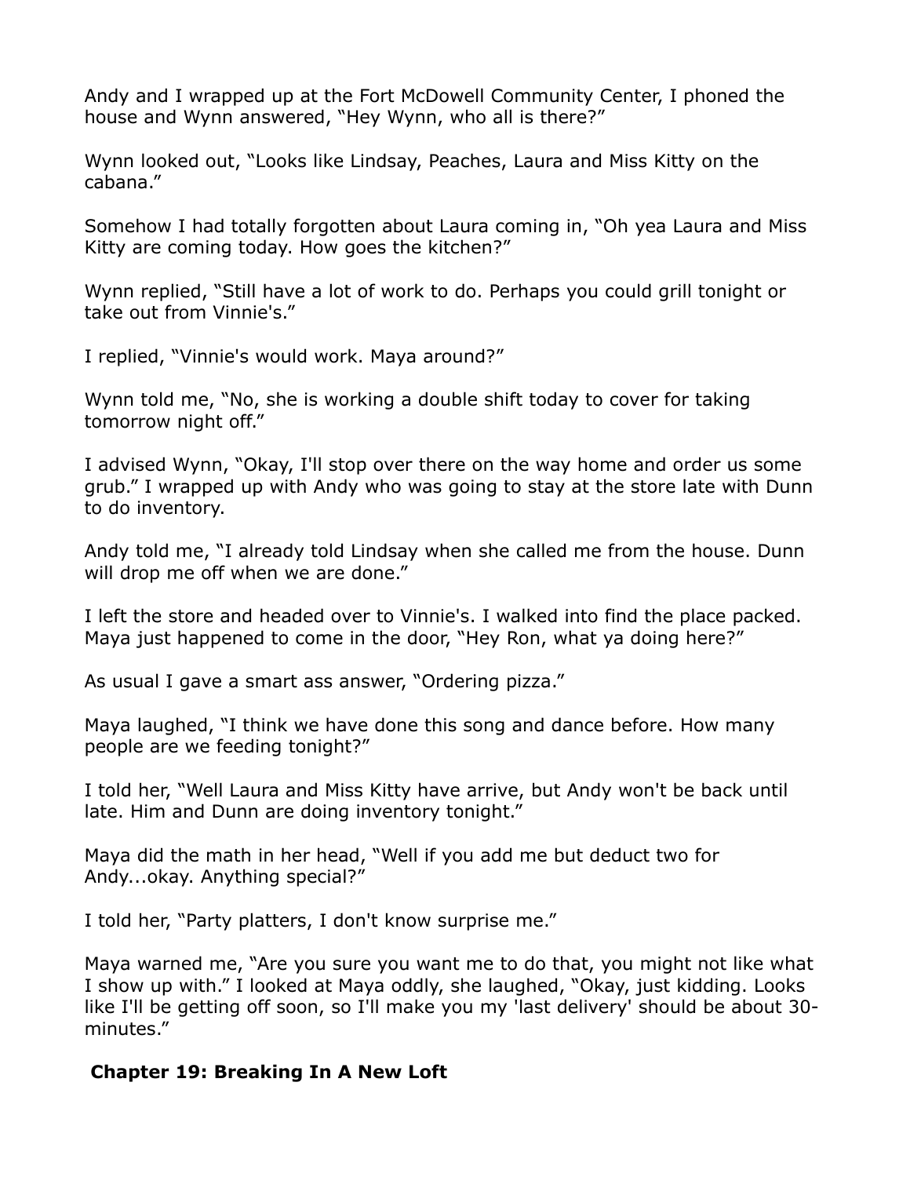Andy and I wrapped up at the Fort McDowell Community Center, I phoned the house and Wynn answered, "Hey Wynn, who all is there?"

Wynn looked out, "Looks like Lindsay, Peaches, Laura and Miss Kitty on the cabana."

Somehow I had totally forgotten about Laura coming in, "Oh yea Laura and Miss Kitty are coming today. How goes the kitchen?"

Wynn replied, "Still have a lot of work to do. Perhaps you could grill tonight or take out from Vinnie's."

I replied, "Vinnie's would work. Maya around?"

Wynn told me, "No, she is working a double shift today to cover for taking tomorrow night off."

I advised Wynn, "Okay, I'll stop over there on the way home and order us some grub." I wrapped up with Andy who was going to stay at the store late with Dunn to do inventory.

Andy told me, "I already told Lindsay when she called me from the house. Dunn will drop me off when we are done."

I left the store and headed over to Vinnie's. I walked into find the place packed. Maya just happened to come in the door, "Hey Ron, what ya doing here?"

As usual I gave a smart ass answer, "Ordering pizza."

Maya laughed, "I think we have done this song and dance before. How many people are we feeding tonight?"

I told her, "Well Laura and Miss Kitty have arrive, but Andy won't be back until late. Him and Dunn are doing inventory tonight."

Maya did the math in her head, "Well if you add me but deduct two for Andy...okay. Anything special?"

I told her, "Party platters, I don't know surprise me."

Maya warned me, "Are you sure you want me to do that, you might not like what I show up with." I looked at Maya oddly, she laughed, "Okay, just kidding. Looks like I'll be getting off soon, so I'll make you my 'last delivery' should be about 30-minutes."

## Chapter 19: Breaking In A New Loft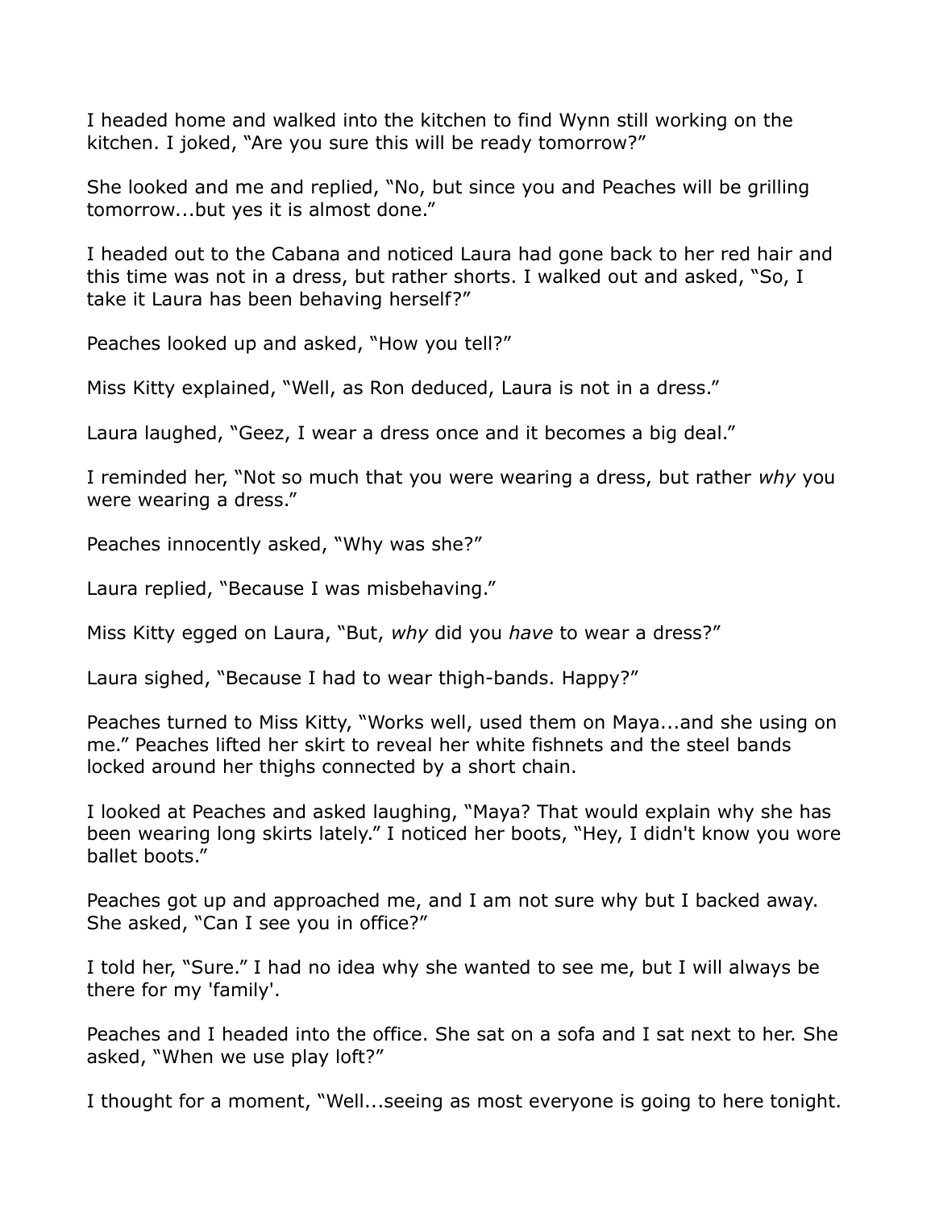I headed home and walked into the kitchen to find Wynn still working on the kitchen. I joked, "Are you sure this will be ready tomorrow?"

She looked and me and replied, "No, but since you and Peaches will be grilling tomorrow...but yes it is almost done."

I headed out to the Cabana and noticed Laura had gone back to her red hair and this time was not in a dress, but rather shorts. I walked out and asked, "So, I take it Laura has been behaving herself?"

Peaches looked up and asked, "How you tell?"

Miss Kitty explained, "Well, as Ron deduced, Laura is not in a dress."

Laura laughed, "Geez, I wear a dress once and it becomes a big deal."

I reminded her, "Not so much that you were wearing a dress, but rather *why* you were wearing a dress."

Peaches innocently asked, "Why was she?"

Laura replied, "Because I was misbehaving."

Miss Kitty egged on Laura, "But, *why* did you *have* to wear a dress?"

Laura sighed, "Because I had to wear thigh-bands. Happy?"

Peaches turned to Miss Kitty, "Works well, used them on Maya...and she using on me." Peaches lifted her skirt to reveal her white fishnets and the steel bands locked around her thighs connected by a short chain.

I looked at Peaches and asked laughing, "Maya? That would explain why she has been wearing long skirts lately." I noticed her boots, "Hey, I didn't know you wore ballet boots."

Peaches got up and approached me, and I am not sure why but I backed away. She asked, "Can I see you in office?"

I told her, "Sure." I had no idea why she wanted to see me, but I will always be there for my 'family'.

Peaches and I headed into the office. She sat on a sofa and I sat next to her. She asked, "When we use play loft?"

I thought for a moment, "Well...seeing as most everyone is going to here tonight.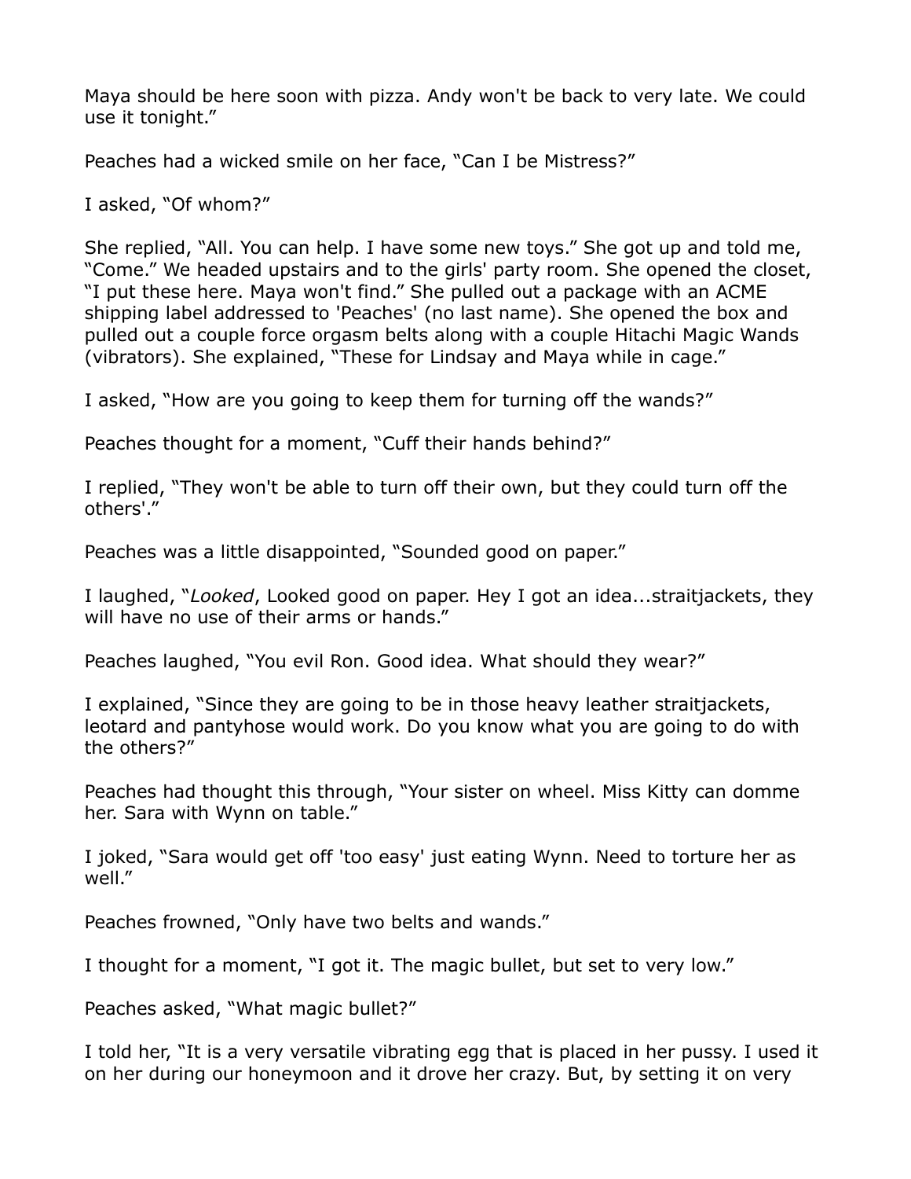Maya should be here soon with pizza. Andy won't be back to very late. We could use it tonight."

Peaches had a wicked smile on her face, "Can I be Mistress?"

I asked, "Of whom?"

She replied, "All. You can help. I have some new toys." She got up and told me, "Come." We headed upstairs and to the girls' party room. She opened the closet, "I put these here. Maya won't find." She pulled out a package with an ACME shipping label addressed to 'Peaches' (no last name). She opened the box and pulled out a couple force orgasm belts along with a couple Hitachi Magic Wands (vibrators). She explained, "These for Lindsay and Maya while in cage."

I asked, "How are you going to keep them for turning off the wands?"

Peaches thought for a moment, "Cuff their hands behind?"

I replied, "They won't be able to turn off their own, but they could turn off the others'."

Peaches was a little disappointed, "Sounded good on paper."

I laughed, "*Looked*, Looked good on paper. Hey I got an idea...straitjackets, they will have no use of their arms or hands."

Peaches laughed, "You evil Ron. Good idea. What should they wear?"

I explained, "Since they are going to be in those heavy leather straitjackets, leotard and pantyhose would work. Do you know what you are going to do with the others?"

Peaches had thought this through, "Your sister on wheel. Miss Kitty can domme her. Sara with Wynn on table."

I joked, "Sara would get off 'too easy' just eating Wynn. Need to torture her as well."

Peaches frowned, "Only have two belts and wands."

I thought for a moment, "I got it. The magic bullet, but set to very low."

Peaches asked, "What magic bullet?"

I told her, "It is a very versatile vibrating egg that is placed in her pussy. I used it on her during our honeymoon and it drove her crazy. But, by setting it on very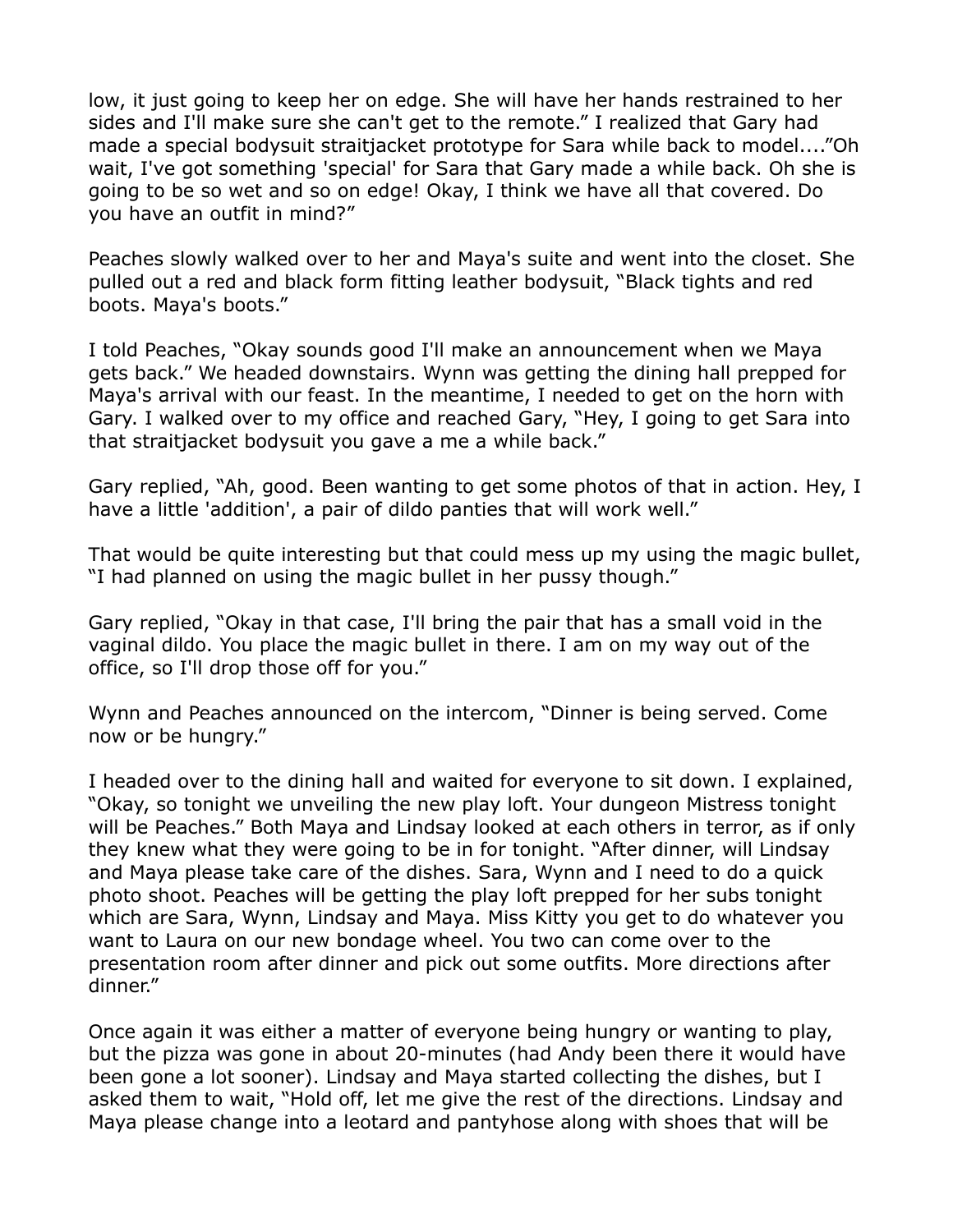low, it just going to keep her on edge. She will have her hands restrained to her sides and I'll make sure she can't get to the remote." I realized that Gary had made a special bodysuit straitjacket prototype for Sara while back to model...."Oh wait, I've got something 'special' for Sara that Gary made a while back. Oh she is going to be so wet and so on edge! Okay, I think we have all that covered. Do you have an outfit in mind?"

Peaches slowly walked over to her and Maya's suite and went into the closet. She pulled out a red and black form fitting leather bodysuit, "Black tights and red boots. Maya's boots."

I told Peaches, "Okay sounds good I'll make an announcement when we Maya gets back." We headed downstairs. Wynn was getting the dining hall prepped for Maya's arrival with our feast. In the meantime, I needed to get on the horn with Gary. I walked over to my office and reached Gary, "Hey, I going to get Sara into that straitjacket bodysuit you gave a me a while back."

Gary replied, "Ah, good. Been wanting to get some photos of that in action. Hey, I have a little 'addition', a pair of dildo panties that will work well."

That would be quite interesting but that could mess up my using the magic bullet, "I had planned on using the magic bullet in her pussy though."

Gary replied, "Okay in that case, I'll bring the pair that has a small void in the vaginal dildo. You place the magic bullet in there. I am on my way out of the office, so I'll drop those off for you."

Wynn and Peaches announced on the intercom, "Dinner is being served. Come now or be hungry."

I headed over to the dining hall and waited for everyone to sit down. I explained, "Okay, so tonight we unveiling the new play loft. Your dungeon Mistress tonight will be Peaches." Both Maya and Lindsay looked at each others in terror, as if only they knew what they were going to be in for tonight. "After dinner, will Lindsay and Maya please take care of the dishes. Sara, Wynn and I need to do a quick photo shoot. Peaches will be getting the play loft prepped for her subs tonight which are Sara, Wynn, Lindsay and Maya. Miss Kitty you get to do whatever you want to Laura on our new bondage wheel. You two can come over to the presentation room after dinner and pick out some outfits. More directions after dinner."

Once again it was either a matter of everyone being hungry or wanting to play, but the pizza was gone in about 20-minutes (had Andy been there it would have been gone a lot sooner). Lindsay and Maya started collecting the dishes, but I asked them to wait, "Hold off, let me give the rest of the directions. Lindsay and Maya please change into a leotard and pantyhose along with shoes that will be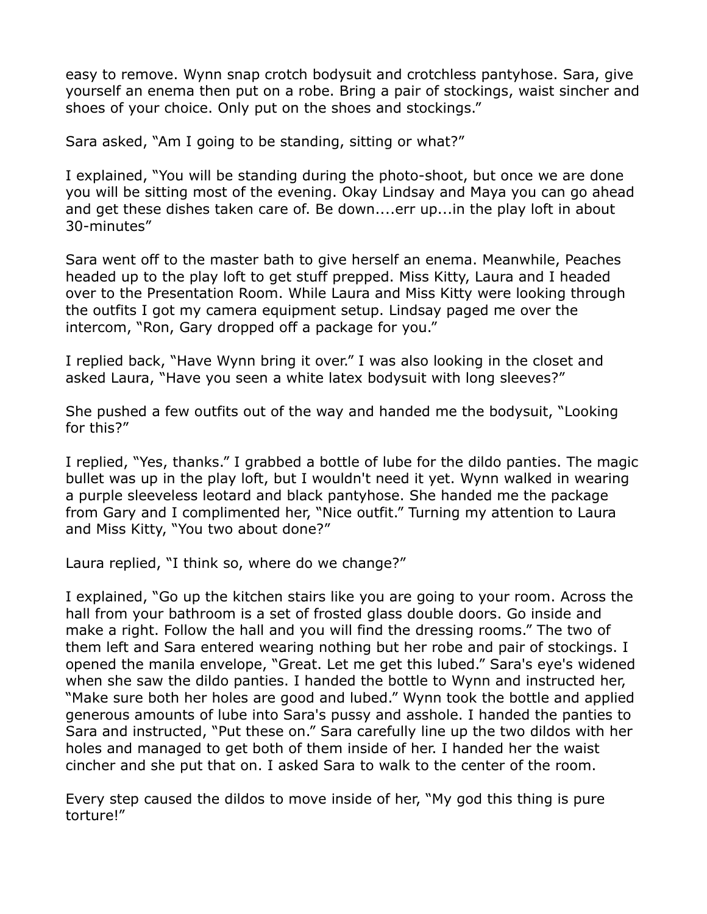easy to remove. Wynn snap crotch bodysuit and crotchless pantyhose. Sara, give yourself an enema then put on a robe. Bring a pair of stockings, waist sincher and shoes of your choice. Only put on the shoes and stockings."

Sara asked, "Am I going to be standing, sitting or what?"

I explained, "You will be standing during the photo-shoot, but once we are done you will be sitting most of the evening. Okay Lindsay and Maya you can go ahead and get these dishes taken care of. Be down....err up...in the play loft in about 30-minutes"

Sara went off to the master bath to give herself an enema. Meanwhile, Peaches headed up to the play loft to get stuff prepped. Miss Kitty, Laura and I headed over to the Presentation Room. While Laura and Miss Kitty were looking through the outfits I got my camera equipment setup. Lindsay paged me over the intercom, "Ron, Gary dropped off a package for you."

I replied back, "Have Wynn bring it over." I was also looking in the closet and asked Laura, "Have you seen a white latex bodysuit with long sleeves?"

She pushed a few outfits out of the way and handed me the bodysuit, "Looking for this?"

I replied, "Yes, thanks." I grabbed a bottle of lube for the dildo panties. The magic bullet was up in the play loft, but I wouldn't need it yet. Wynn walked in wearing a purple sleeveless leotard and black pantyhose. She handed me the package from Gary and I complimented her, "Nice outfit." Turning my attention to Laura and Miss Kitty, "You two about done?"

Laura replied, "I think so, where do we change?"

I explained, "Go up the kitchen stairs like you are going to your room. Across the hall from your bathroom is a set of frosted glass double doors. Go inside and make a right. Follow the hall and you will find the dressing rooms." The two of them left and Sara entered wearing nothing but her robe and pair of stockings. I opened the manila envelope, "Great. Let me get this lubed." Sara's eye's widened when she saw the dildo panties. I handed the bottle to Wynn and instructed her, "Make sure both her holes are good and lubed." Wynn took the bottle and applied generous amounts of lube into Sara's pussy and asshole. I handed the panties to Sara and instructed, "Put these on." Sara carefully line up the two dildos with her holes and managed to get both of them inside of her. I handed her the waist cincher and she put that on. I asked Sara to walk to the center of the room.

Every step caused the dildos to move inside of her, "My god this thing is pure torture!"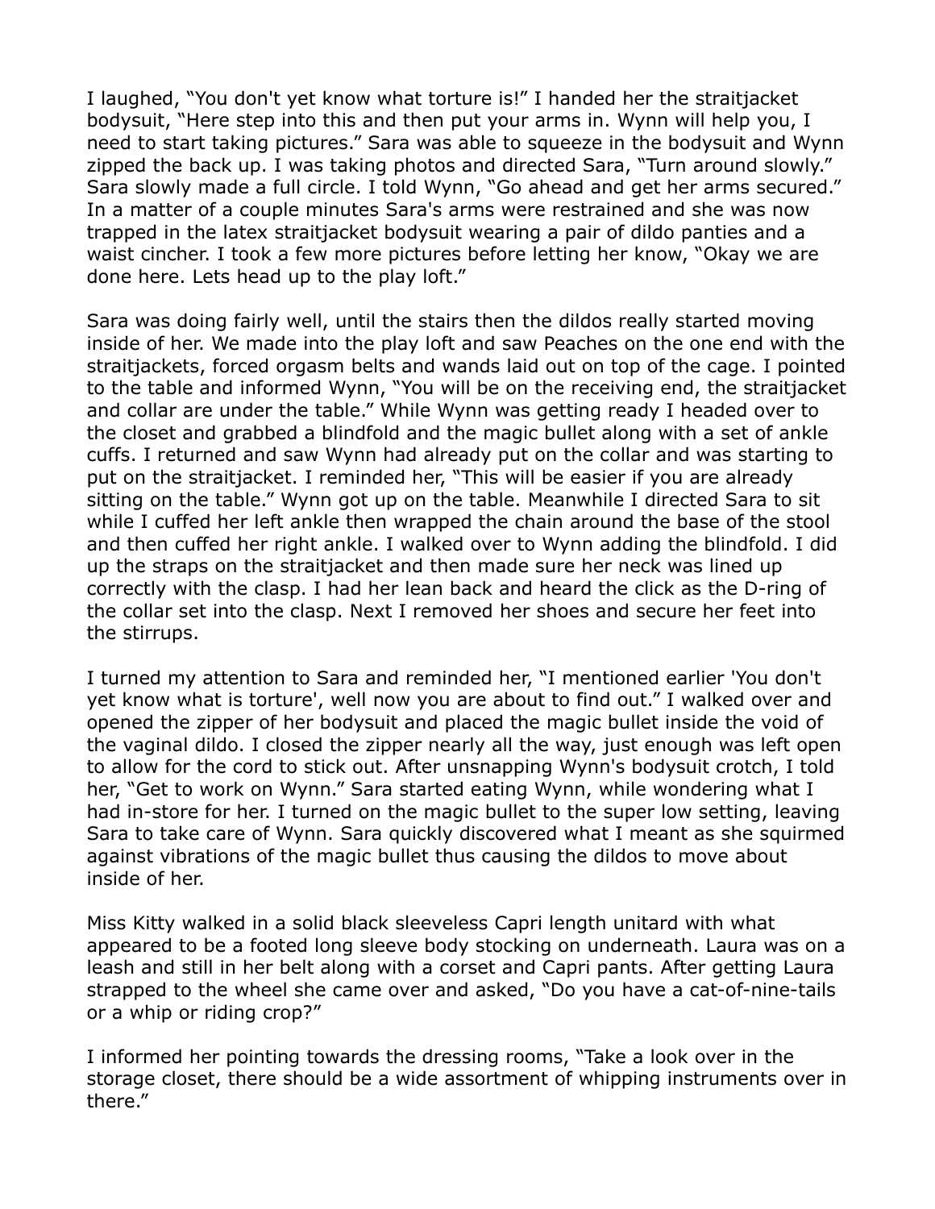I laughed, "You don't yet know what torture is!" I handed her the straitjacket bodysuit, "Here step into this and then put your arms in. Wynn will help you, I need to start taking pictures." Sara was able to squeeze in the bodysuit and Wynn zipped the back up. I was taking photos and directed Sara, "Turn around slowly." Sara slowly made a full circle. I told Wynn, "Go ahead and get her arms secured." In a matter of a couple minutes Sara's arms were restrained and she was now trapped in the latex straitjacket bodysuit wearing a pair of dildo panties and a waist cincher. I took a few more pictures before letting her know, "Okay we are done here. Lets head up to the play loft."

Sara was doing fairly well, until the stairs then the dildos really started moving inside of her. We made into the play loft and saw Peaches on the one end with the straitjackets, forced orgasm belts and wands laid out on top of the cage. I pointed to the table and informed Wynn, "You will be on the receiving end, the straitjacket and collar are under the table." While Wynn was getting ready I headed over to the closet and grabbed a blindfold and the magic bullet along with a set of ankle cuffs. I returned and saw Wynn had already put on the collar and was starting to put on the straitjacket. I reminded her, "This will be easier if you are already sitting on the table." Wynn got up on the table. Meanwhile I directed Sara to sit while I cuffed her left ankle then wrapped the chain around the base of the stool and then cuffed her right ankle. I walked over to Wynn adding the blindfold. I did up the straps on the straitjacket and then made sure her neck was lined up correctly with the clasp. I had her lean back and heard the click as the D-ring of the collar set into the clasp. Next I removed her shoes and secure her feet into the stirrups.

I turned my attention to Sara and reminded her, "I mentioned earlier 'You don't yet know what is torture', well now you are about to find out." I walked over and opened the zipper of her bodysuit and placed the magic bullet inside the void of the vaginal dildo. I closed the zipper nearly all the way, just enough was left open to allow for the cord to stick out. After unsnapping Wynn's bodysuit crotch, I told her, "Get to work on Wynn." Sara started eating Wynn, while wondering what I had in-store for her. I turned on the magic bullet to the super low setting, leaving Sara to take care of Wynn. Sara quickly discovered what I meant as she squirmed against vibrations of the magic bullet thus causing the dildos to move about inside of her.

Miss Kitty walked in a solid black sleeveless Capri length unitard with what appeared to be a footed long sleeve body stocking on underneath. Laura was on a leash and still in her belt along with a corset and Capri pants. After getting Laura strapped to the wheel she came over and asked, "Do you have a cat-of-nine-tails or a whip or riding crop?"

I informed her pointing towards the dressing rooms, "Take a look over in the storage closet, there should be a wide assortment of whipping instruments over in there."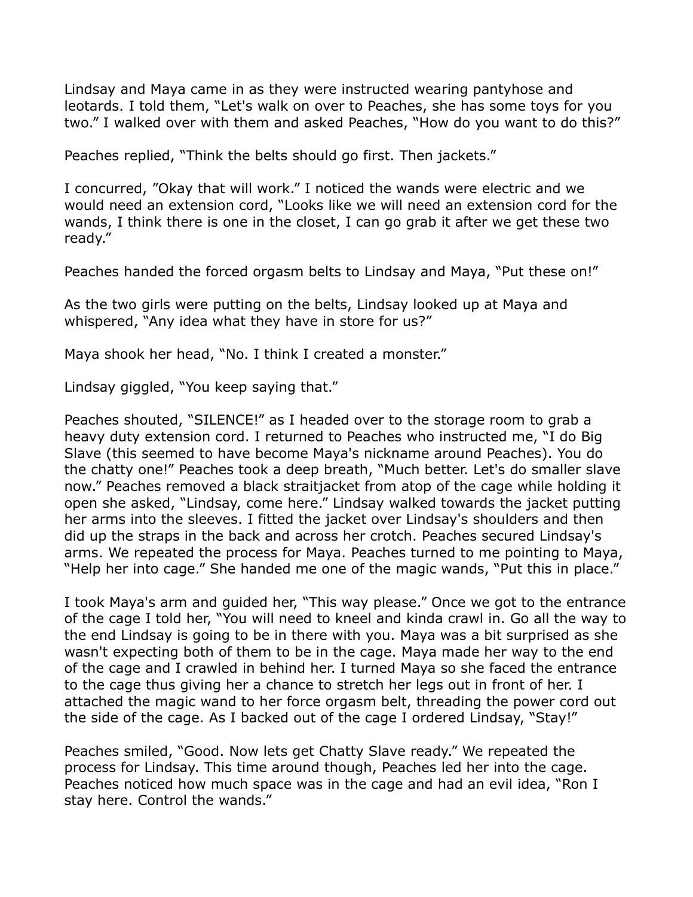Lindsay and Maya came in as they were instructed wearing pantyhose and leotards. I told them, "Let's walk on over to Peaches, she has some toys for you two." I walked over with them and asked Peaches, "How do you want to do this?"

Peaches replied, "Think the belts should go first. Then jackets."

I concurred, "Okay that will work." I noticed the wands were electric and we would need an extension cord, "Looks like we will need an extension cord for the wands, I think there is one in the closet, I can go grab it after we get these two ready."

Peaches handed the forced orgasm belts to Lindsay and Maya, "Put these on!"

As the two girls were putting on the belts, Lindsay looked up at Maya and whispered, "Any idea what they have in store for us?"

Maya shook her head, "No. I think I created a monster."

Lindsay giggled, "You keep saying that."

Peaches shouted, "SILENCE!" as I headed over to the storage room to grab a heavy duty extension cord. I returned to Peaches who instructed me, "I do Big Slave (this seemed to have become Maya's nickname around Peaches). You do the chatty one!" Peaches took a deep breath, "Much better. Let's do smaller slave now." Peaches removed a black straitjacket from atop of the cage while holding it open she asked, "Lindsay, come here." Lindsay walked towards the jacket putting her arms into the sleeves. I fitted the jacket over Lindsay's shoulders and then did up the straps in the back and across her crotch. Peaches secured Lindsay's arms. We repeated the process for Maya. Peaches turned to me pointing to Maya, "Help her into cage." She handed me one of the magic wands, "Put this in place."

I took Maya's arm and guided her, "This way please." Once we got to the entrance of the cage I told her, "You will need to kneel and kinda crawl in. Go all the way to the end Lindsay is going to be in there with you. Maya was a bit surprised as she wasn't expecting both of them to be in the cage. Maya made her way to the end of the cage and I crawled in behind her. I turned Maya so she faced the entrance to the cage thus giving her a chance to stretch her legs out in front of her. I attached the magic wand to her force orgasm belt, threading the power cord out the side of the cage. As I backed out of the cage I ordered Lindsay, "Stay!"

Peaches smiled, "Good. Now lets get Chatty Slave ready." We repeated the process for Lindsay. This time around though, Peaches led her into the cage. Peaches noticed how much space was in the cage and had an evil idea, "Ron I stay here. Control the wands."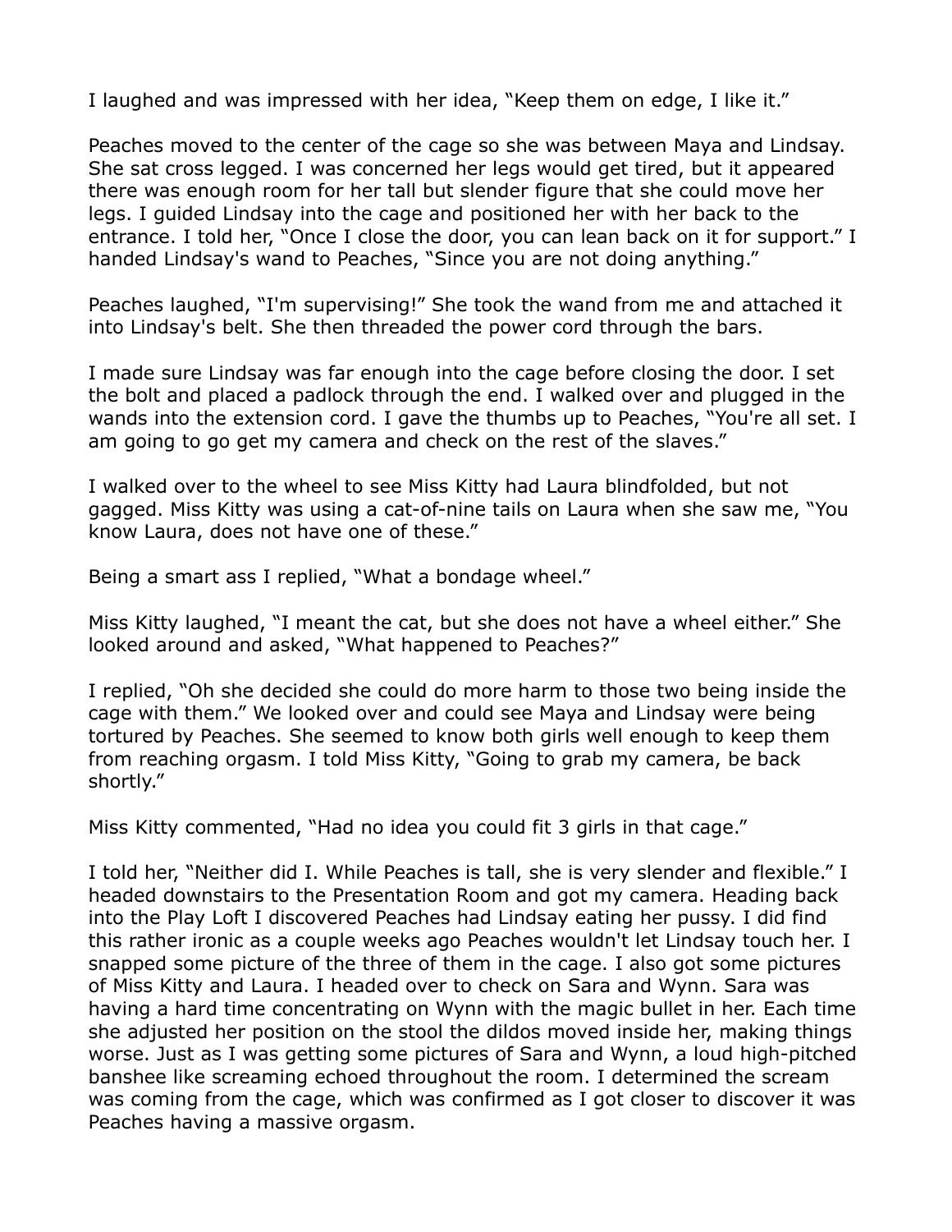I laughed and was impressed with her idea, "Keep them on edge, I like it."

Peaches moved to the center of the cage so she was between Maya and Lindsay. She sat cross legged. I was concerned her legs would get tired, but it appeared there was enough room for her tall but slender figure that she could move her legs. I guided Lindsay into the cage and positioned her with her back to the entrance. I told her, "Once I close the door, you can lean back on it for support." I handed Lindsay's wand to Peaches, "Since you are not doing anything."

Peaches laughed, "I'm supervising!" She took the wand from me and attached it into Lindsay's belt. She then threaded the power cord through the bars.

I made sure Lindsay was far enough into the cage before closing the door. I set the bolt and placed a padlock through the end. I walked over and plugged in the wands into the extension cord. I gave the thumbs up to Peaches, "You're all set. I am going to go get my camera and check on the rest of the slaves."

I walked over to the wheel to see Miss Kitty had Laura blindfolded, but not gagged. Miss Kitty was using a cat-of-nine tails on Laura when she saw me, "You know Laura, does not have one of these."

Being a smart ass I replied, "What a bondage wheel."

Miss Kitty laughed, "I meant the cat, but she does not have a wheel either." She looked around and asked, "What happened to Peaches?"

I replied, "Oh she decided she could do more harm to those two being inside the cage with them." We looked over and could see Maya and Lindsay were being tortured by Peaches. She seemed to know both girls well enough to keep them from reaching orgasm. I told Miss Kitty, "Going to grab my camera, be back shortly."

Miss Kitty commented, "Had no idea you could fit 3 girls in that cage."

I told her, "Neither did I. While Peaches is tall, she is very slender and flexible." I headed downstairs to the Presentation Room and got my camera. Heading back into the Play Loft I discovered Peaches had Lindsay eating her pussy. I did find this rather ironic as a couple weeks ago Peaches wouldn't let Lindsay touch her. I snapped some picture of the three of them in the cage. I also got some pictures of Miss Kitty and Laura. I headed over to check on Sara and Wynn. Sara was having a hard time concentrating on Wynn with the magic bullet in her. Each time she adjusted her position on the stool the dildos moved inside her, making things worse. Just as I was getting some pictures of Sara and Wynn, a loud high-pitched banshee like screaming echoed throughout the room. I determined the scream was coming from the cage, which was confirmed as I got closer to discover it was Peaches having a massive orgasm.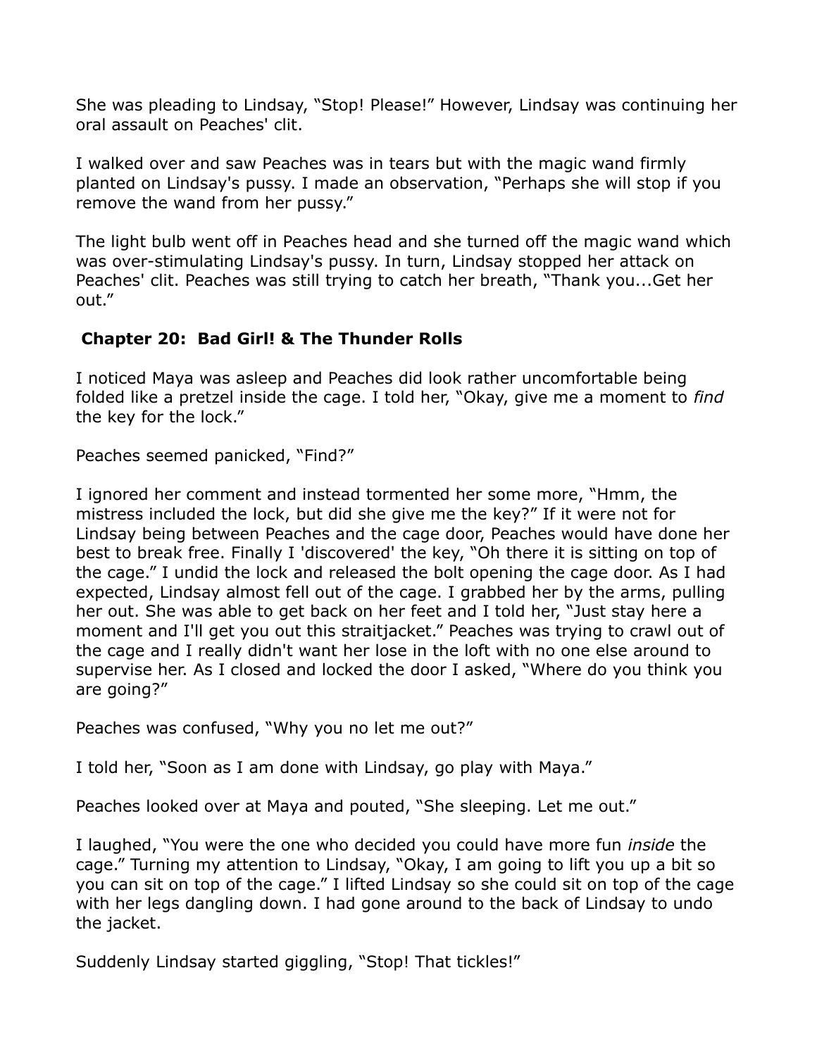She was pleading to Lindsay, "Stop! Please!" However, Lindsay was continuing her oral assault on Peaches' clit.

I walked over and saw Peaches was in tears but with the magic wand firmly planted on Lindsay's pussy. I made an observation, "Perhaps she will stop if you remove the wand from her pussy."

The light bulb went off in Peaches head and she turned off the magic wand which was over-stimulating Lindsay's pussy. In turn, Lindsay stopped her attack on Peaches' clit. Peaches was still trying to catch her breath, "Thank you...Get her out."

## Chapter 20: Bad Girl! & The Thunder Rolls

I noticed Maya was asleep and Peaches did look rather uncomfortable being folded like a pretzel inside the cage. I told her, "Okay, give me a moment to *find* the key for the lock."

Peaches seemed panicked, "Find?"

I ignored her comment and instead tormented her some more, "Hmm, the mistress included the lock, but did she give me the key?" If it were not for Lindsay being between Peaches and the cage door, Peaches would have done her best to break free. Finally I 'discovered' the key, "Oh there it is sitting on top of the cage." I undid the lock and released the bolt opening the cage door. As I had expected, Lindsay almost fell out of the cage. I grabbed her by the arms, pulling her out. She was able to get back on her feet and I told her, "Just stay here a moment and I'll get you out this straitjacket." Peaches was trying to crawl out of the cage and I really didn't want her lose in the loft with no one else around to supervise her. As I closed and locked the door I asked, "Where do you think you are going?"

Peaches was confused, "Why you no let me out?"

I told her, "Soon as I am done with Lindsay, go play with Maya."

Peaches looked over at Maya and pouted, "She sleeping. Let me out."

I laughed, "You were the one who decided you could have more fun *inside* the cage." Turning my attention to Lindsay, "Okay, I am going to lift you up a bit so you can sit on top of the cage." I lifted Lindsay so she could sit on top of the cage with her legs dangling down. I had gone around to the back of Lindsay to undo the jacket.

Suddenly Lindsay started giggling, "Stop! That tickles!"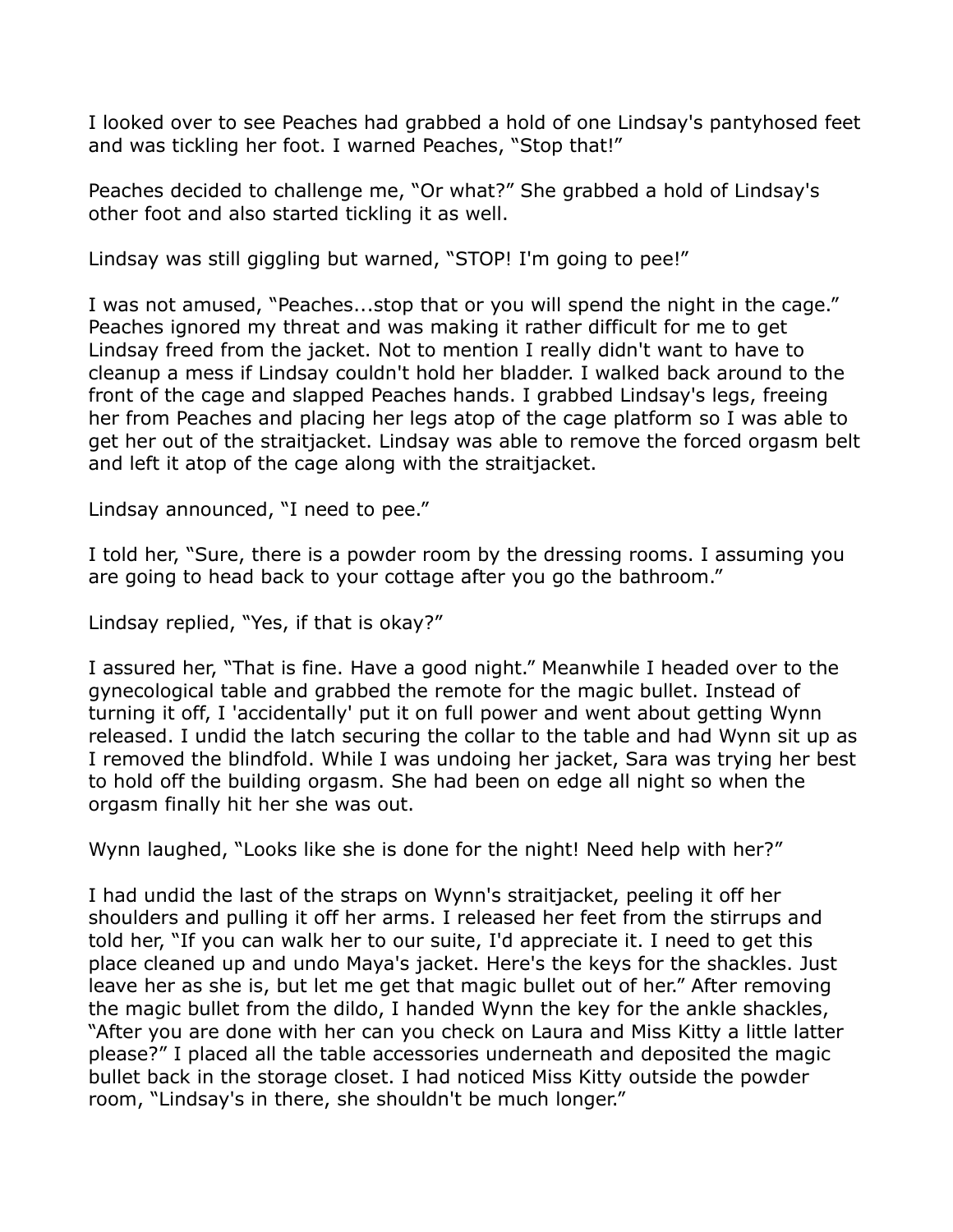I looked over to see Peaches had grabbed a hold of one Lindsay's pantyhosed feet and was tickling her foot. I warned Peaches, "Stop that!"

Peaches decided to challenge me, "Or what?" She grabbed a hold of Lindsay's other foot and also started tickling it as well.

Lindsay was still giggling but warned, "STOP! I'm going to pee!"

I was not amused, "Peaches...stop that or you will spend the night in the cage." Peaches ignored my threat and was making it rather difficult for me to get Lindsay freed from the jacket. Not to mention I really didn't want to have to cleanup a mess if Lindsay couldn't hold her bladder. I walked back around to the front of the cage and slapped Peaches hands. I grabbed Lindsay's legs, freeing her from Peaches and placing her legs atop of the cage platform so I was able to get her out of the straitjacket. Lindsay was able to remove the forced orgasm belt and left it atop of the cage along with the straitjacket.

Lindsay announced, "I need to pee."

I told her, "Sure, there is a powder room by the dressing rooms. I assuming you are going to head back to your cottage after you go the bathroom."

Lindsay replied, "Yes, if that is okay?"

I assured her, "That is fine. Have a good night." Meanwhile I headed over to the gynecological table and grabbed the remote for the magic bullet. Instead of turning it off, I 'accidentally' put it on full power and went about getting Wynn released. I undid the latch securing the collar to the table and had Wynn sit up as I removed the blindfold. While I was undoing her jacket, Sara was trying her best to hold off the building orgasm. She had been on edge all night so when the orgasm finally hit her she was out.

Wynn laughed, "Looks like she is done for the night! Need help with her?"

I had undid the last of the straps on Wynn's straitjacket, peeling it off her shoulders and pulling it off her arms. I released her feet from the stirrups and told her, "If you can walk her to our suite, I'd appreciate it. I need to get this place cleaned up and undo Maya's jacket. Here's the keys for the shackles. Just leave her as she is, but let me get that magic bullet out of her." After removing the magic bullet from the dildo, I handed Wynn the key for the ankle shackles, "After you are done with her can you check on Laura and Miss Kitty a little latter please?" I placed all the table accessories underneath and deposited the magic bullet back in the storage closet. I had noticed Miss Kitty outside the powder room, "Lindsay's in there, she shouldn't be much longer."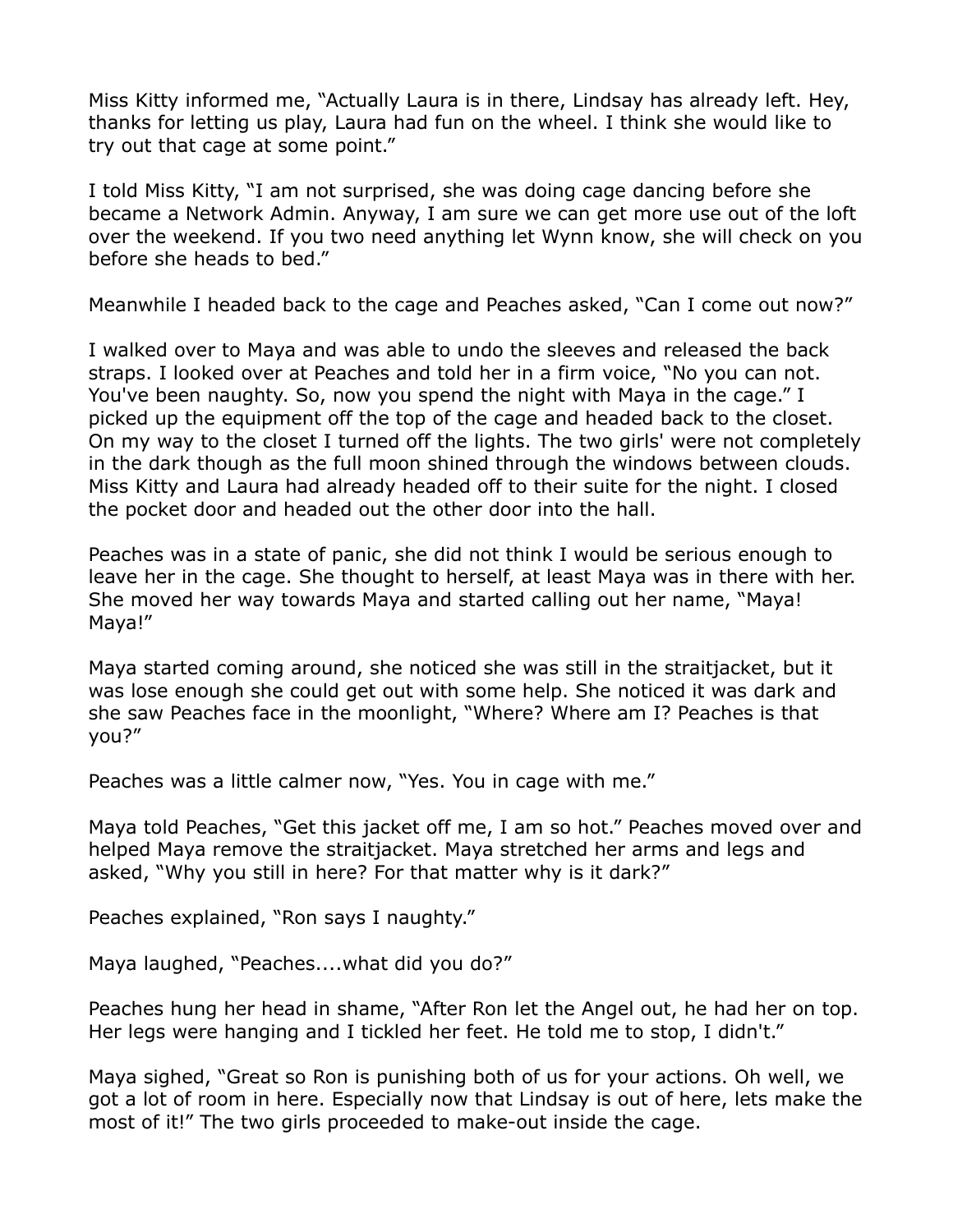Miss Kitty informed me, “Actually Laura is in there, Lindsay has already left. Hey, thanks for letting us play, Laura had fun on the wheel. I think she would like to try out that cage at some point.”

I told Miss Kitty, “I am not surprised, she was doing cage dancing before she became a Network Admin. Anyway, I am sure we can get more use out of the loft over the weekend. If you two need anything let Wynn know, she will check on you before she heads to bed.”

Meanwhile I headed back to the cage and Peaches asked, “Can I come out now?”

I walked over to Maya and was able to undo the sleeves and released the back straps. I looked over at Peaches and told her in a firm voice, “No you can not. You've been naughty. So, now you spend the night with Maya in the cage.” I picked up the equipment off the top of the cage and headed back to the closet. On my way to the closet I turned off the lights. The two girls' were not completely in the dark though as the full moon shined through the windows between clouds. Miss Kitty and Laura had already headed off to their suite for the night. I closed the pocket door and headed out the other door into the hall.

Peaches was in a state of panic, she did not think I would be serious enough to leave her in the cage. She thought to herself, at least Maya was in there with her. She moved her way towards Maya and started calling out her name, “Maya! Maya!”

Maya started coming around, she noticed she was still in the straitjacket, but it was lose enough she could get out with some help. She noticed it was dark and she saw Peaches face in the moonlight, “Where? Where am I? Peaches is that you?”

Peaches was a little calmer now, “Yes. You in cage with me.”

Maya told Peaches, “Get this jacket off me, I am so hot.” Peaches moved over and helped Maya remove the straitjacket. Maya stretched her arms and legs and asked, “Why you still in here? For that matter why is it dark?”

Peaches explained, “Ron says I naughty.”

Maya laughed, “Peaches....what did you do?”

Peaches hung her head in shame, “After Ron let the Angel out, he had her on top. Her legs were hanging and I tickled her feet. He told me to stop, I didn't.”

Maya sighed, “Great so Ron is punishing both of us for your actions. Oh well, we got a lot of room in here. Especially now that Lindsay is out of here, lets make the most of it!” The two girls proceeded to make-out inside the cage.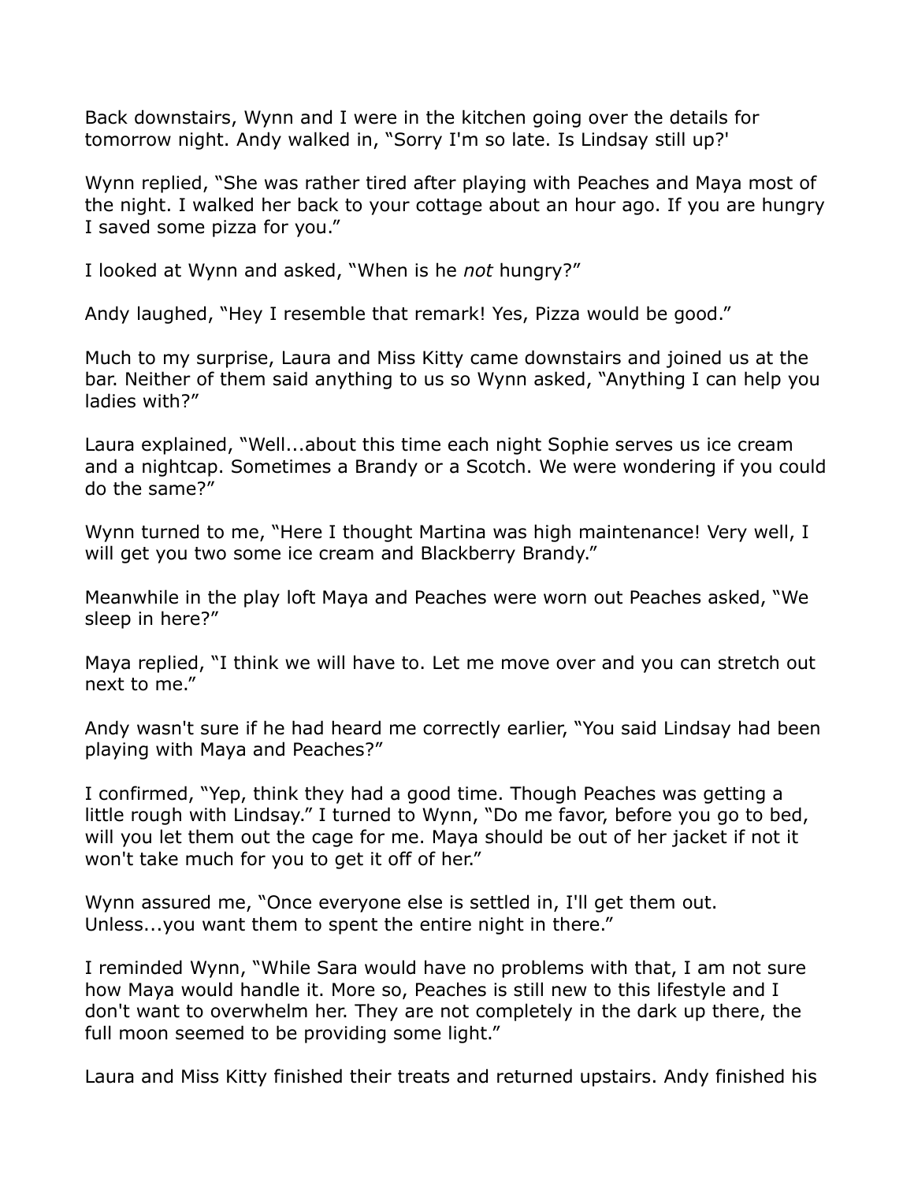Back downstairs, Wynn and I were in the kitchen going over the details for tomorrow night. Andy walked in, "Sorry I'm so late. Is Lindsay still up?'

Wynn replied, "She was rather tired after playing with Peaches and Maya most of the night. I walked her back to your cottage about an hour ago. If you are hungry I saved some pizza for you."

I looked at Wynn and asked, "When is he *not* hungry?"

Andy laughed, "Hey I resemble that remark! Yes, Pizza would be good."

Much to my surprise, Laura and Miss Kitty came downstairs and joined us at the bar. Neither of them said anything to us so Wynn asked, "Anything I can help you ladies with?"

Laura explained, "Well...about this time each night Sophie serves us ice cream and a nightcap. Sometimes a Brandy or a Scotch. We were wondering if you could do the same?"

Wynn turned to me, "Here I thought Martina was high maintenance! Very well, I will get you two some ice cream and Blackberry Brandy."

Meanwhile in the play loft Maya and Peaches were worn out Peaches asked, "We sleep in here?"

Maya replied, "I think we will have to. Let me move over and you can stretch out next to me."

Andy wasn't sure if he had heard me correctly earlier, "You said Lindsay had been playing with Maya and Peaches?"

I confirmed, "Yep, think they had a good time. Though Peaches was getting a little rough with Lindsay." I turned to Wynn, "Do me favor, before you go to bed, will you let them out the cage for me. Maya should be out of her jacket if not it won't take much for you to get it off of her."

Wynn assured me, "Once everyone else is settled in, I'll get them out. Unless...you want them to spent the entire night in there."

I reminded Wynn, "While Sara would have no problems with that, I am not sure how Maya would handle it. More so, Peaches is still new to this lifestyle and I don't want to overwhelm her. They are not completely in the dark up there, the full moon seemed to be providing some light."

Laura and Miss Kitty finished their treats and returned upstairs. Andy finished his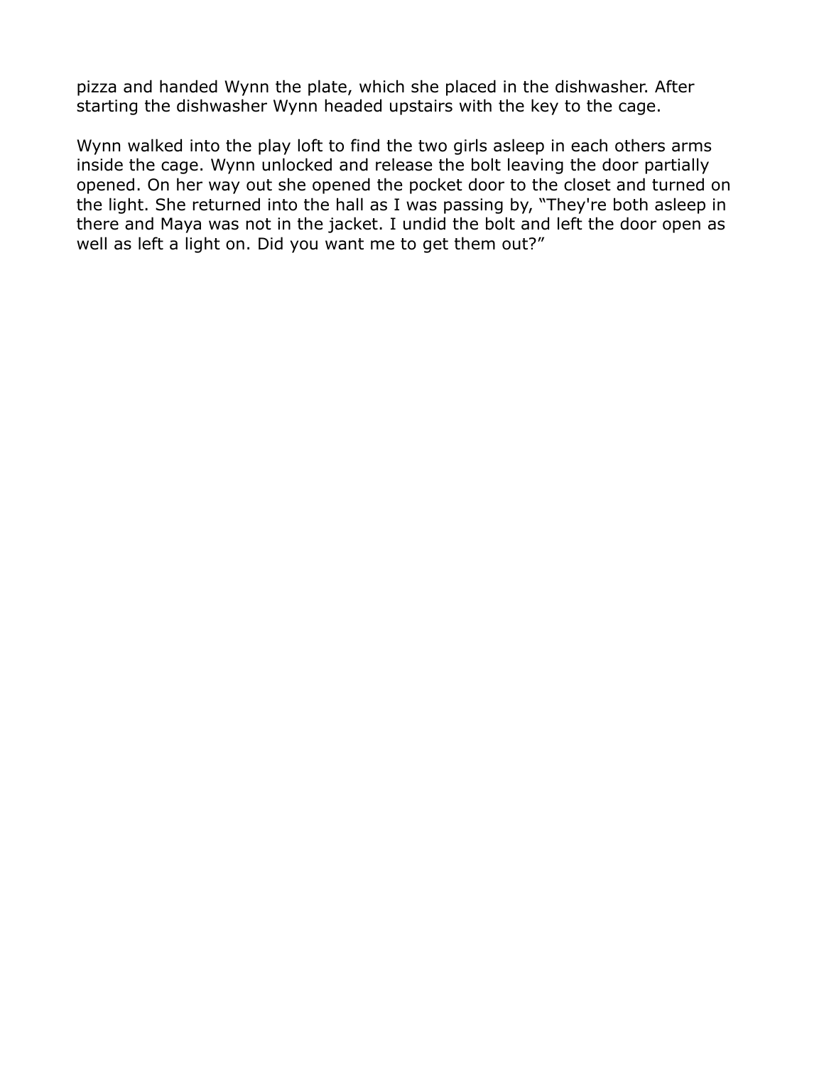pizza and handed Wynn the plate, which she placed in the dishwasher. After starting the dishwasher Wynn headed upstairs with the key to the cage.

Wynn walked into the play loft to find the two girls asleep in each others arms inside the cage. Wynn unlocked and release the bolt leaving the door partially opened. On her way out she opened the pocket door to the closet and turned on the light. She returned into the hall as I was passing by, “They're both asleep in there and Maya was not in the jacket. I undid the bolt and left the door open as well as left a light on. Did you want me to get them out?”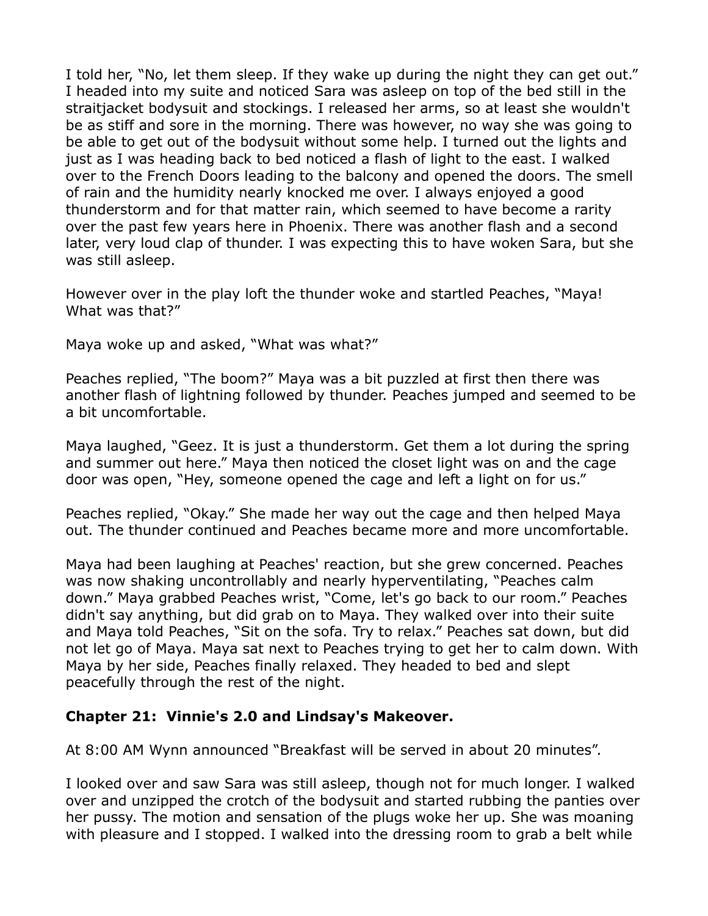I told her, "No, let them sleep. If they wake up during the night they can get out." I headed into my suite and noticed Sara was asleep on top of the bed still in the straitjacket bodysuit and stockings. I released her arms, so at least she wouldn't be as stiff and sore in the morning. There was however, no way she was going to be able to get out of the bodysuit without some help. I turned out the lights and just as I was heading back to bed noticed a flash of light to the east. I walked over to the French Doors leading to the balcony and opened the doors. The smell of rain and the humidity nearly knocked me over. I always enjoyed a good thunderstorm and for that matter rain, which seemed to have become a rarity over the past few years here in Phoenix. There was another flash and a second later, very loud clap of thunder. I was expecting this to have woken Sara, but she was still asleep.

However over in the play loft the thunder woke and startled Peaches, "Maya! What was that?"

Maya woke up and asked, "What was what?"

Peaches replied, "The boom?" Maya was a bit puzzled at first then there was another flash of lightning followed by thunder. Peaches jumped and seemed to be a bit uncomfortable.

Maya laughed, "Geez. It is just a thunderstorm. Get them a lot during the spring and summer out here." Maya then noticed the closet light was on and the cage door was open, "Hey, someone opened the cage and left a light on for us."

Peaches replied, "Okay." She made her way out the cage and then helped Maya out. The thunder continued and Peaches became more and more uncomfortable.

Maya had been laughing at Peaches' reaction, but she grew concerned. Peaches was now shaking uncontrollably and nearly hyperventilating, "Peaches calm down." Maya grabbed Peaches wrist, "Come, let's go back to our room." Peaches didn't say anything, but did grab on to Maya. They walked over into their suite and Maya told Peaches, "Sit on the sofa. Try to relax." Peaches sat down, but did not let go of Maya. Maya sat next to Peaches trying to get her to calm down. With Maya by her side, Peaches finally relaxed. They headed to bed and slept peacefully through the rest of the night.

## Chapter 21: Vinnie's 2.0 and Lindsay's Makeover.

At 8:00 AM Wynn announced "Breakfast will be served in about 20 minutes".

I looked over and saw Sara was still asleep, though not for much longer. I walked over and unzipped the crotch of the bodysuit and started rubbing the panties over her pussy. The motion and sensation of the plugs woke her up. She was moaning with pleasure and I stopped. I walked into the dressing room to grab a belt while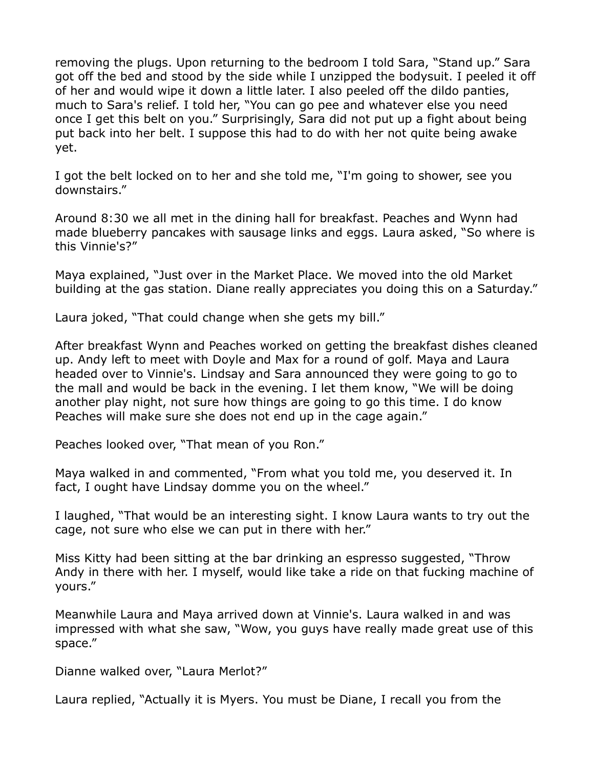removing the plugs. Upon returning to the bedroom I told Sara, “Stand up.” Sara got off the bed and stood by the side while I unzipped the bodysuit. I peeled it off of her and would wipe it down a little later. I also peeled off the dildo panties, much to Sara's relief. I told her, “You can go pee and whatever else you need once I get this belt on you.” Surprisingly, Sara did not put up a fight about being put back into her belt. I suppose this had to do with her not quite being awake yet.

I got the belt locked on to her and she told me, “I'm going to shower, see you downstairs.”

Around 8:30 we all met in the dining hall for breakfast. Peaches and Wynn had made blueberry pancakes with sausage links and eggs. Laura asked, “So where is this Vinnie's?”

Maya explained, “Just over in the Market Place. We moved into the old Market building at the gas station. Diane really appreciates you doing this on a Saturday.”

Laura joked, “That could change when she gets my bill.”

After breakfast Wynn and Peaches worked on getting the breakfast dishes cleaned up. Andy left to meet with Doyle and Max for a round of golf. Maya and Laura headed over to Vinnie's. Lindsay and Sara announced they were going to go to the mall and would be back in the evening. I let them know, “We will be doing another play night, not sure how things are going to go this time. I do know Peaches will make sure she does not end up in the cage again.”

Peaches looked over, “That mean of you Ron.”

Maya walked in and commented, “From what you told me, you deserved it. In fact, I ought have Lindsay domme you on the wheel.”

I laughed, “That would be an interesting sight. I know Laura wants to try out the cage, not sure who else we can put in there with her.”

Miss Kitty had been sitting at the bar drinking an espresso suggested, “Throw Andy in there with her. I myself, would like take a ride on that fucking machine of yours.”

Meanwhile Laura and Maya arrived down at Vinnie's. Laura walked in and was impressed with what she saw, “Wow, you guys have really made great use of this space.”

Dianne walked over, “Laura Merlot?”

Laura replied, “Actually it is Myers. You must be Diane, I recall you from the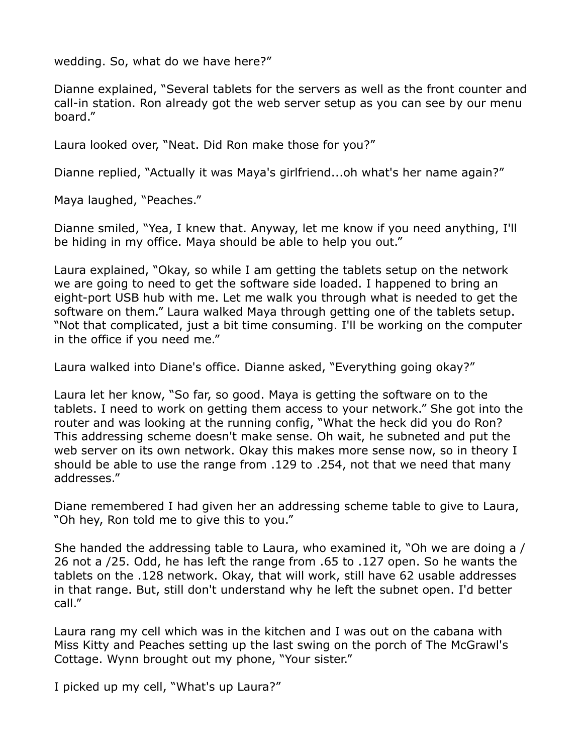wedding. So, what do we have here?"

Dianne explained, "Several tablets for the servers as well as the front counter and call-in station. Ron already got the web server setup as you can see by our menu board."

Laura looked over, "Neat. Did Ron make those for you?"

Dianne replied, "Actually it was Maya's girlfriend...oh what's her name again?"

Maya laughed, "Peaches."

Dianne smiled, "Yea, I knew that. Anyway, let me know if you need anything, I'll be hiding in my office. Maya should be able to help you out."

Laura explained, "Okay, so while I am getting the tablets setup on the network we are going to need to get the software side loaded. I happened to bring an eight-port USB hub with me. Let me walk you through what is needed to get the software on them." Laura walked Maya through getting one of the tablets setup. "Not that complicated, just a bit time consuming. I'll be working on the computer in the office if you need me."

Laura walked into Diane's office. Dianne asked, "Everything going okay?"

Laura let her know, "So far, so good. Maya is getting the software on to the tablets. I need to work on getting them access to your network." She got into the router and was looking at the running config, "What the heck did you do Ron? This addressing scheme doesn't make sense. Oh wait, he subneted and put the web server on its own network. Okay this makes more sense now, so in theory I should be able to use the range from .129 to .254, not that we need that many addresses."

Diane remembered I had given her an addressing scheme table to give to Laura, "Oh hey, Ron told me to give this to you."

She handed the addressing table to Laura, who examined it, "Oh we are doing a / 26 not a /25. Odd, he has left the range from .65 to .127 open. So he wants the tablets on the .128 network. Okay, that will work, still have 62 usable addresses in that range. But, still don't understand why he left the subnet open. I'd better call."

Laura rang my cell which was in the kitchen and I was out on the cabana with Miss Kitty and Peaches setting up the last swing on the porch of The McGrawl's Cottage. Wynn brought out my phone, "Your sister."

I picked up my cell, "What's up Laura?"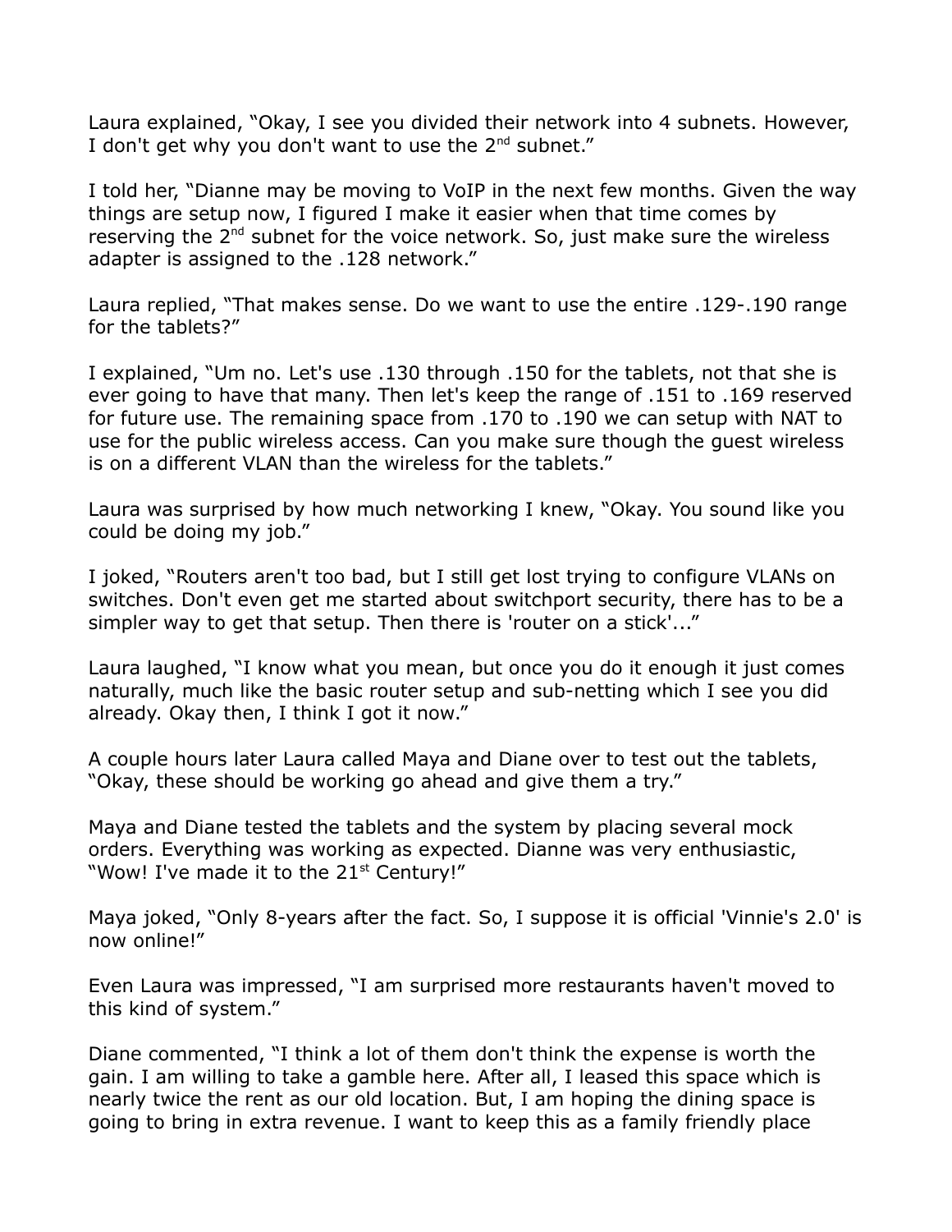Laura explained, “Okay, I see you divided their network into 4 subnets. However, I don't get why you don't want to use the 2nd subnet.”

I told her, “Dianne may be moving to VoIP in the next few months. Given the way things are setup now, I figured I make it easier when that time comes by reserving the 2nd subnet for the voice network. So, just make sure the wireless adapter is assigned to the .128 network.”

Laura replied, “That makes sense. Do we want to use the entire .129-.190 range for the tablets?”

I explained, “Um no. Let's use .130 through .150 for the tablets, not that she is ever going to have that many. Then let's keep the range of .151 to .169 reserved for future use. The remaining space from .170 to .190 we can setup with NAT to use for the public wireless access. Can you make sure though the guest wireless is on a different VLAN than the wireless for the tablets.”

Laura was surprised by how much networking I knew, “Okay. You sound like you could be doing my job.”

I joked, “Routers aren't too bad, but I still get lost trying to configure VLANs on switches. Don't even get me started about switchport security, there has to be a simpler way to get that setup. Then there is 'router on a stick'...”

Laura laughed, “I know what you mean, but once you do it enough it just comes naturally, much like the basic router setup and sub-netting which I see you did already. Okay then, I think I got it now.”

A couple hours later Laura called Maya and Diane over to test out the tablets, “Okay, these should be working go ahead and give them a try.”

Maya and Diane tested the tablets and the system by placing several mock orders. Everything was working as expected. Dianne was very enthusiastic, “Wow! I've made it to the 21st Century!”

Maya joked, “Only 8-years after the fact. So, I suppose it is official 'Vinnie's 2.0' is now online!”

Even Laura was impressed, “I am surprised more restaurants haven't moved to this kind of system.”

Diane commented, “I think a lot of them don't think the expense is worth the gain. I am willing to take a gamble here. After all, I leased this space which is nearly twice the rent as our old location. But, I am hoping the dining space is going to bring in extra revenue. I want to keep this as a family friendly place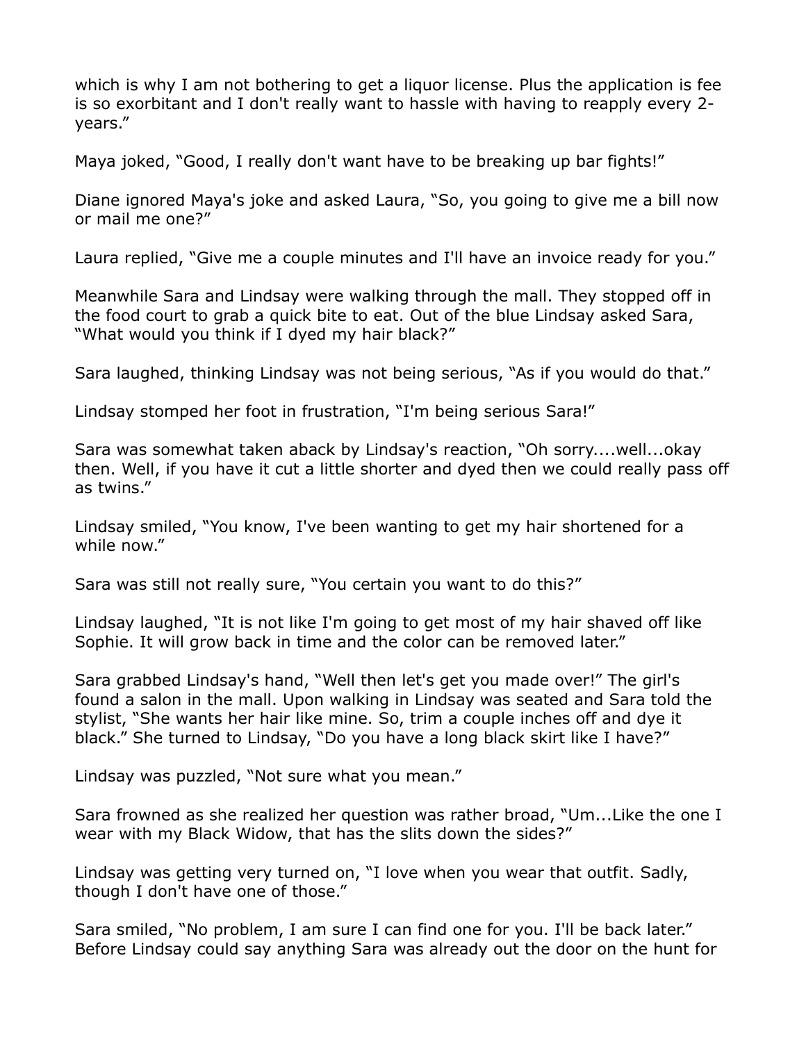which is why I am not bothering to get a liquor license. Plus the application is fee is so exorbitant and I don't really want to hassle with having to reapply every 2-years."

Maya joked, "Good, I really don't want have to be breaking up bar fights!"

Diane ignored Maya's joke and asked Laura, "So, you going to give me a bill now or mail me one?"

Laura replied, "Give me a couple minutes and I'll have an invoice ready for you."

Meanwhile Sara and Lindsay were walking through the mall. They stopped off in the food court to grab a quick bite to eat. Out of the blue Lindsay asked Sara, "What would you think if I dyed my hair black?"

Sara laughed, thinking Lindsay was not being serious, "As if you would do that."

Lindsay stomped her foot in frustration, "I'm being serious Sara!"

Sara was somewhat taken aback by Lindsay's reaction, "Oh sorry....well...okay then. Well, if you have it cut a little shorter and dyed then we could really pass off as twins."

Lindsay smiled, "You know, I've been wanting to get my hair shortened for a while now."

Sara was still not really sure, "You certain you want to do this?"

Lindsay laughed, "It is not like I'm going to get most of my hair shaved off like Sophie. It will grow back in time and the color can be removed later."

Sara grabbed Lindsay's hand, "Well then let's get you made over!" The girl's found a salon in the mall. Upon walking in Lindsay was seated and Sara told the stylist, "She wants her hair like mine. So, trim a couple inches off and dye it black." She turned to Lindsay, "Do you have a long black skirt like I have?"

Lindsay was puzzled, "Not sure what you mean."

Sara frowned as she realized her question was rather broad, "Um...Like the one I wear with my Black Widow, that has the slits down the sides?"

Lindsay was getting very turned on, "I love when you wear that outfit. Sadly, though I don't have one of those."

Sara smiled, "No problem, I am sure I can find one for you. I'll be back later." Before Lindsay could say anything Sara was already out the door on the hunt for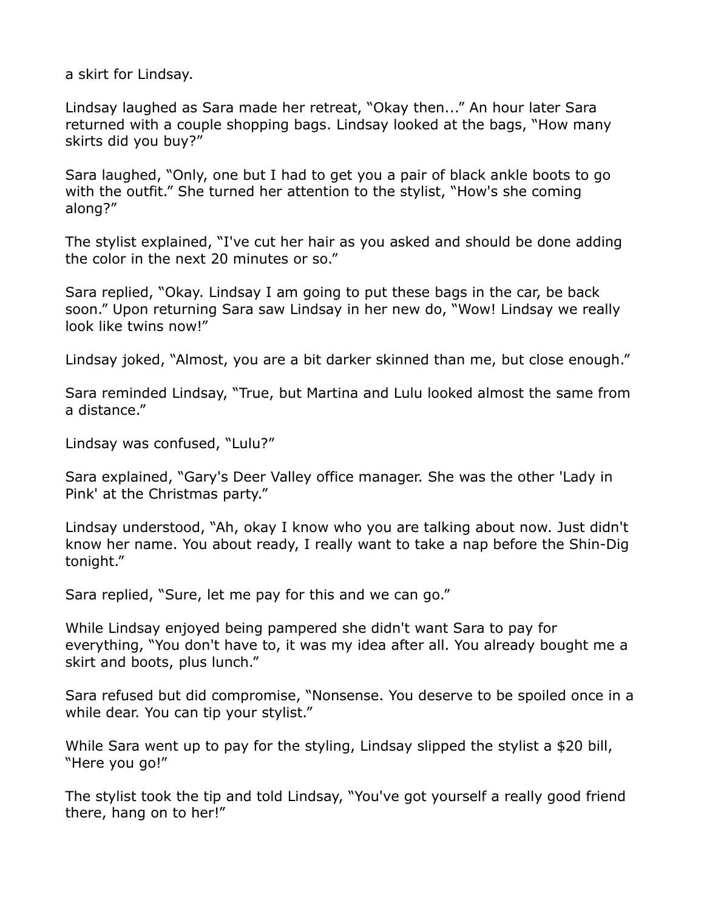a skirt for Lindsay.

Lindsay laughed as Sara made her retreat, "Okay then..." An hour later Sara returned with a couple shopping bags. Lindsay looked at the bags, "How many skirts did you buy?"

Sara laughed, "Only, one but I had to get you a pair of black ankle boots to go with the outfit." She turned her attention to the stylist, "How's she coming along?"

The stylist explained, "I've cut her hair as you asked and should be done adding the color in the next 20 minutes or so."

Sara replied, "Okay. Lindsay I am going to put these bags in the car, be back soon." Upon returning Sara saw Lindsay in her new do, "Wow! Lindsay we really look like twins now!"

Lindsay joked, "Almost, you are a bit darker skinned than me, but close enough."

Sara reminded Lindsay, "True, but Martina and Lulu looked almost the same from a distance."

Lindsay was confused, "Lulu?"

Sara explained, "Gary's Deer Valley office manager. She was the other 'Lady in Pink' at the Christmas party."

Lindsay understood, "Ah, okay I know who you are talking about now. Just didn't know her name. You about ready, I really want to take a nap before the Shin-Dig tonight."

Sara replied, "Sure, let me pay for this and we can go."

While Lindsay enjoyed being pampered she didn't want Sara to pay for everything, "You don't have to, it was my idea after all. You already bought me a skirt and boots, plus lunch."

Sara refused but did compromise, "Nonsense. You deserve to be spoiled once in a while dear. You can tip your stylist."

While Sara went up to pay for the styling, Lindsay slipped the stylist a $20 bill, "Here you go!"

The stylist took the tip and told Lindsay, "You've got yourself a really good friend there, hang on to her!"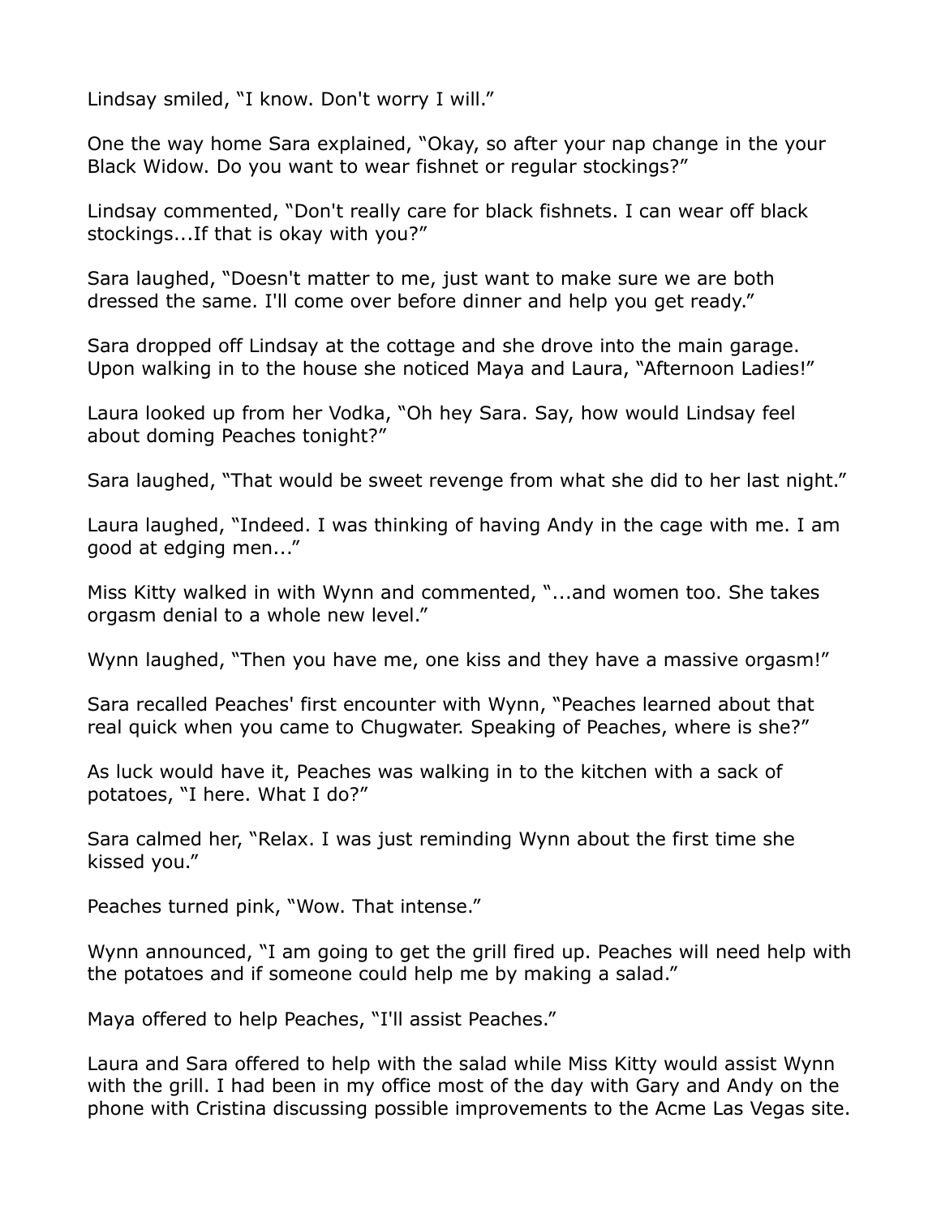Lindsay smiled, “I know. Don't worry I will.”

One the way home Sara explained, “Okay, so after your nap change in the your Black Widow. Do you want to wear fishnet or regular stockings?”

Lindsay commented, “Don't really care for black fishnets. I can wear off black stockings...If that is okay with you?”

Sara laughed, “Doesn't matter to me, just want to make sure we are both dressed the same. I'll come over before dinner and help you get ready.”

Sara dropped off Lindsay at the cottage and she drove into the main garage. Upon walking in to the house she noticed Maya and Laura, “Afternoon Ladies!”

Laura looked up from her Vodka, “Oh hey Sara. Say, how would Lindsay feel about doming Peaches tonight?”

Sara laughed, “That would be sweet revenge from what she did to her last night.”

Laura laughed, “Indeed. I was thinking of having Andy in the cage with me. I am good at edging men...”

Miss Kitty walked in with Wynn and commented, “...and women too. She takes orgasm denial to a whole new level.”

Wynn laughed, “Then you have me, one kiss and they have a massive orgasm!”

Sara recalled Peaches' first encounter with Wynn, “Peaches learned about that real quick when you came to Chugwater. Speaking of Peaches, where is she?”

As luck would have it, Peaches was walking in to the kitchen with a sack of potatoes, “I here. What I do?”

Sara calmed her, “Relax. I was just reminding Wynn about the first time she kissed you.”

Peaches turned pink, “Wow. That intense.”

Wynn announced, “I am going to get the grill fired up. Peaches will need help with the potatoes and if someone could help me by making a salad.”

Maya offered to help Peaches, “I'll assist Peaches.”

Laura and Sara offered to help with the salad while Miss Kitty would assist Wynn with the grill. I had been in my office most of the day with Gary and Andy on the phone with Cristina discussing possible improvements to the Acme Las Vegas site.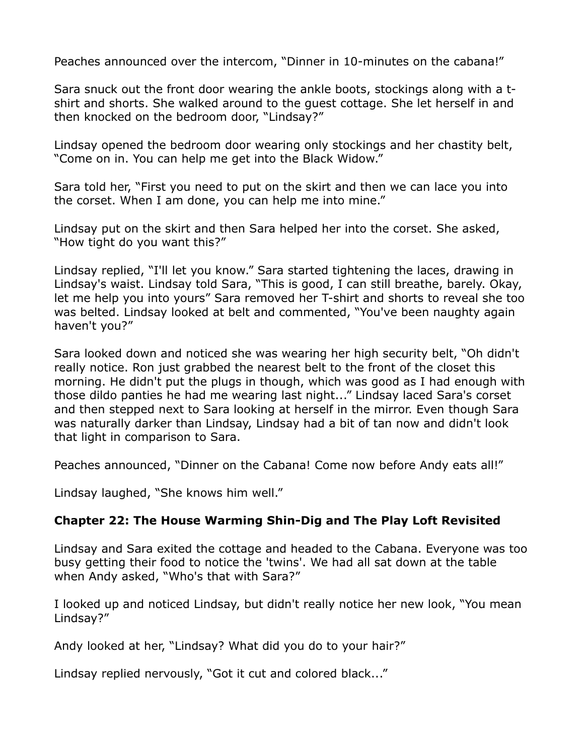Peaches announced over the intercom, "Dinner in 10-minutes on the cabana!"

Sara snuck out the front door wearing the ankle boots, stockings along with a t-shirt and shorts. She walked around to the guest cottage. She let herself in and then knocked on the bedroom door, "Lindsay?"

Lindsay opened the bedroom door wearing only stockings and her chastity belt, "Come on in. You can help me get into the Black Widow."

Sara told her, "First you need to put on the skirt and then we can lace you into the corset. When I am done, you can help me into mine."

Lindsay put on the skirt and then Sara helped her into the corset. She asked, "How tight do you want this?"

Lindsay replied, "I'll let you know." Sara started tightening the laces, drawing in Lindsay's waist. Lindsay told Sara, "This is good, I can still breathe, barely. Okay, let me help you into yours" Sara removed her T-shirt and shorts to reveal she too was belted. Lindsay looked at belt and commented, "You've been naughty again haven't you?"

Sara looked down and noticed she was wearing her high security belt, "Oh didn't really notice. Ron just grabbed the nearest belt to the front of the closet this morning. He didn't put the plugs in though, which was good as I had enough with those dildo panties he had me wearing last night..." Lindsay laced Sara's corset and then stepped next to Sara looking at herself in the mirror. Even though Sara was naturally darker than Lindsay, Lindsay had a bit of tan now and didn't look that light in comparison to Sara.

Peaches announced, "Dinner on the Cabana! Come now before Andy eats all!"

Lindsay laughed, "She knows him well."

## Chapter 22: The House Warming Shin-Dig and The Play Loft Revisited

Lindsay and Sara exited the cottage and headed to the Cabana. Everyone was too busy getting their food to notice the 'twins'. We had all sat down at the table when Andy asked, "Who's that with Sara?"

I looked up and noticed Lindsay, but didn't really notice her new look, "You mean Lindsay?"

Andy looked at her, "Lindsay? What did you do to your hair?"

Lindsay replied nervously, "Got it cut and colored black..."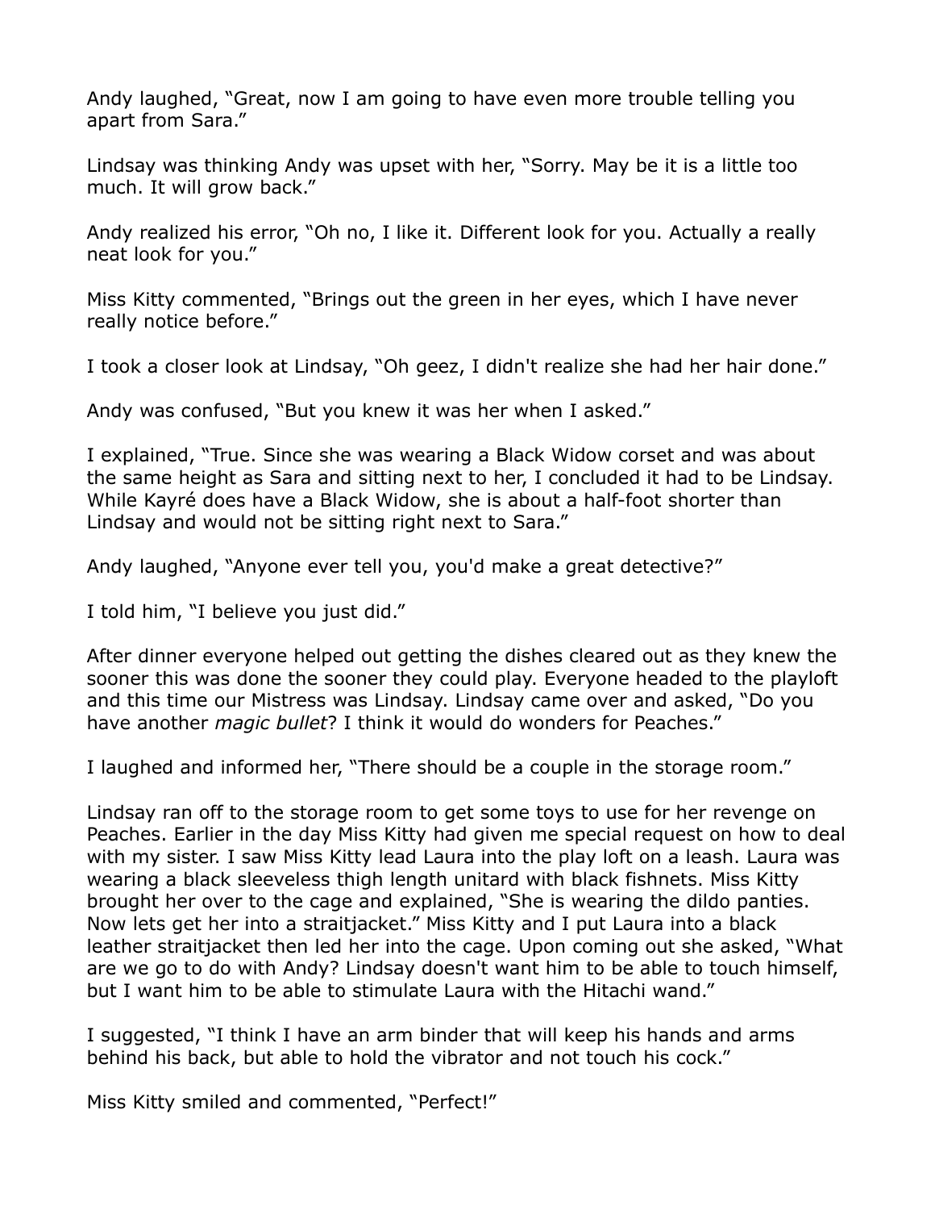Andy laughed, "Great, now I am going to have even more trouble telling you apart from Sara."

Lindsay was thinking Andy was upset with her, "Sorry. May be it is a little too much. It will grow back."

Andy realized his error, "Oh no, I like it. Different look for you. Actually a really neat look for you."

Miss Kitty commented, "Brings out the green in her eyes, which I have never really notice before."

I took a closer look at Lindsay, "Oh geez, I didn't realize she had her hair done."

Andy was confused, "But you knew it was her when I asked."

I explained, "True. Since she was wearing a Black Widow corset and was about the same height as Sara and sitting next to her, I concluded it had to be Lindsay. While Kayré does have a Black Widow, she is about a half-foot shorter than Lindsay and would not be sitting right next to Sara."

Andy laughed, "Anyone ever tell you, you'd make a great detective?"

I told him, "I believe you just did."

After dinner everyone helped out getting the dishes cleared out as they knew the sooner this was done the sooner they could play. Everyone headed to the playloft and this time our Mistress was Lindsay. Lindsay came over and asked, "Do you have another *magic bullet*? I think it would do wonders for Peaches."

I laughed and informed her, "There should be a couple in the storage room."

Lindsay ran off to the storage room to get some toys to use for her revenge on Peaches. Earlier in the day Miss Kitty had given me special request on how to deal with my sister. I saw Miss Kitty lead Laura into the play loft on a leash. Laura was wearing a black sleeveless thigh length unitard with black fishnets. Miss Kitty brought her over to the cage and explained, "She is wearing the dildo panties. Now lets get her into a straitjacket." Miss Kitty and I put Laura into a black leather straitjacket then led her into the cage. Upon coming out she asked, "What are we go to do with Andy? Lindsay doesn't want him to be able to touch himself, but I want him to be able to stimulate Laura with the Hitachi wand."

I suggested, "I think I have an arm binder that will keep his hands and arms behind his back, but able to hold the vibrator and not touch his cock."

Miss Kitty smiled and commented, "Perfect!"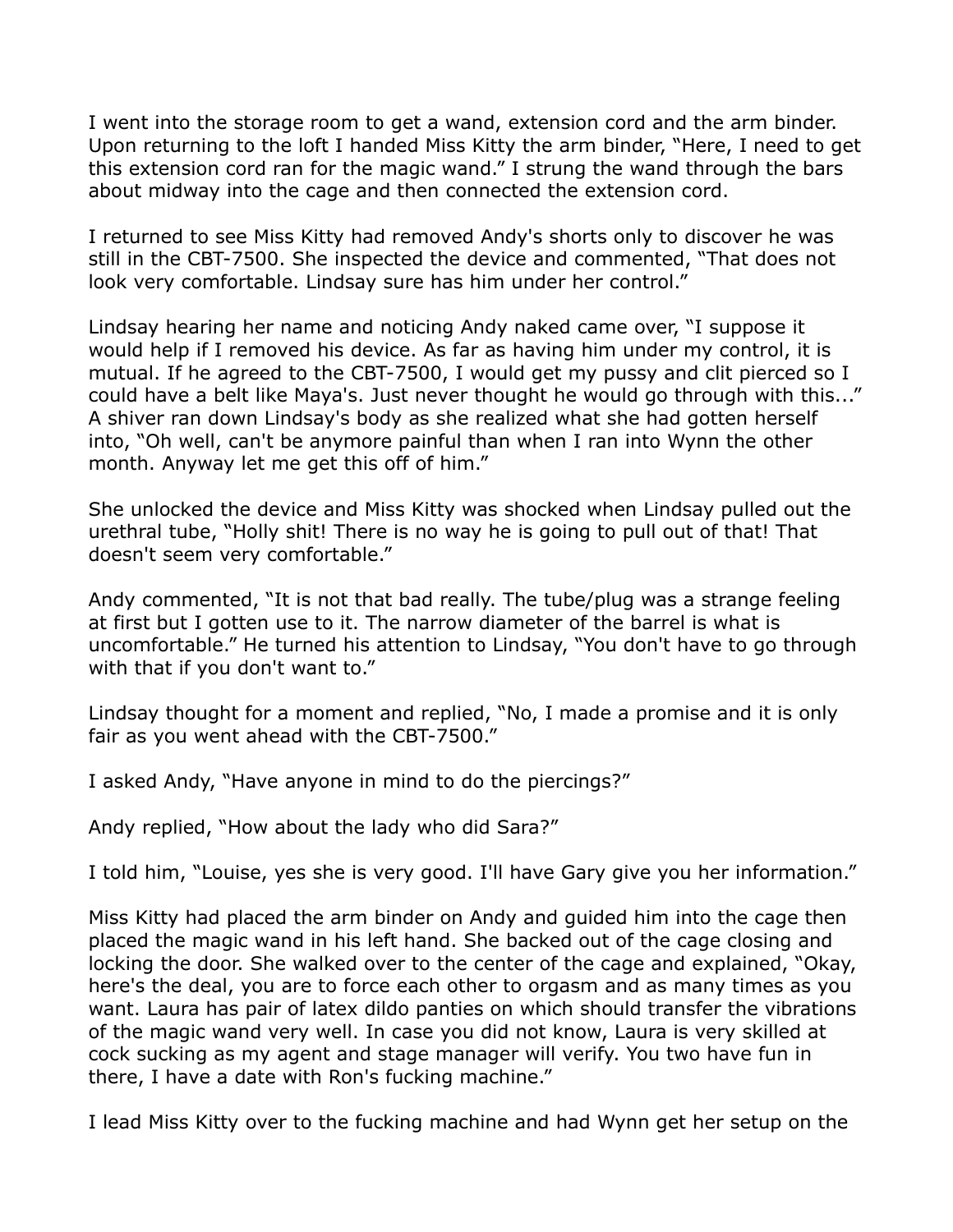I went into the storage room to get a wand, extension cord and the arm binder. Upon returning to the loft I handed Miss Kitty the arm binder, "Here, I need to get this extension cord ran for the magic wand." I strung the wand through the bars about midway into the cage and then connected the extension cord.

I returned to see Miss Kitty had removed Andy's shorts only to discover he was still in the CBT-7500. She inspected the device and commented, "That does not look very comfortable. Lindsay sure has him under her control."

Lindsay hearing her name and noticing Andy naked came over, "I suppose it would help if I removed his device. As far as having him under my control, it is mutual. If he agreed to the CBT-7500, I would get my pussy and clit pierced so I could have a belt like Maya's. Just never thought he would go through with this..." A shiver ran down Lindsay's body as she realized what she had gotten herself into, "Oh well, can't be anymore painful than when I ran into Wynn the other month. Anyway let me get this off of him."

She unlocked the device and Miss Kitty was shocked when Lindsay pulled out the urethral tube, "Holly shit! There is no way he is going to pull out of that! That doesn't seem very comfortable."

Andy commented, "It is not that bad really. The tube/plug was a strange feeling at first but I gotten use to it. The narrow diameter of the barrel is what is uncomfortable." He turned his attention to Lindsay, "You don't have to go through with that if you don't want to."

Lindsay thought for a moment and replied, "No, I made a promise and it is only fair as you went ahead with the CBT-7500."

I asked Andy, "Have anyone in mind to do the piercings?"

Andy replied, "How about the lady who did Sara?"

I told him, "Louise, yes she is very good. I'll have Gary give you her information."

Miss Kitty had placed the arm binder on Andy and guided him into the cage then placed the magic wand in his left hand. She backed out of the cage closing and locking the door. She walked over to the center of the cage and explained, "Okay, here's the deal, you are to force each other to orgasm and as many times as you want. Laura has pair of latex dildo panties on which should transfer the vibrations of the magic wand very well. In case you did not know, Laura is very skilled at cock sucking as my agent and stage manager will verify. You two have fun in there, I have a date with Ron's fucking machine."

I lead Miss Kitty over to the fucking machine and had Wynn get her setup on the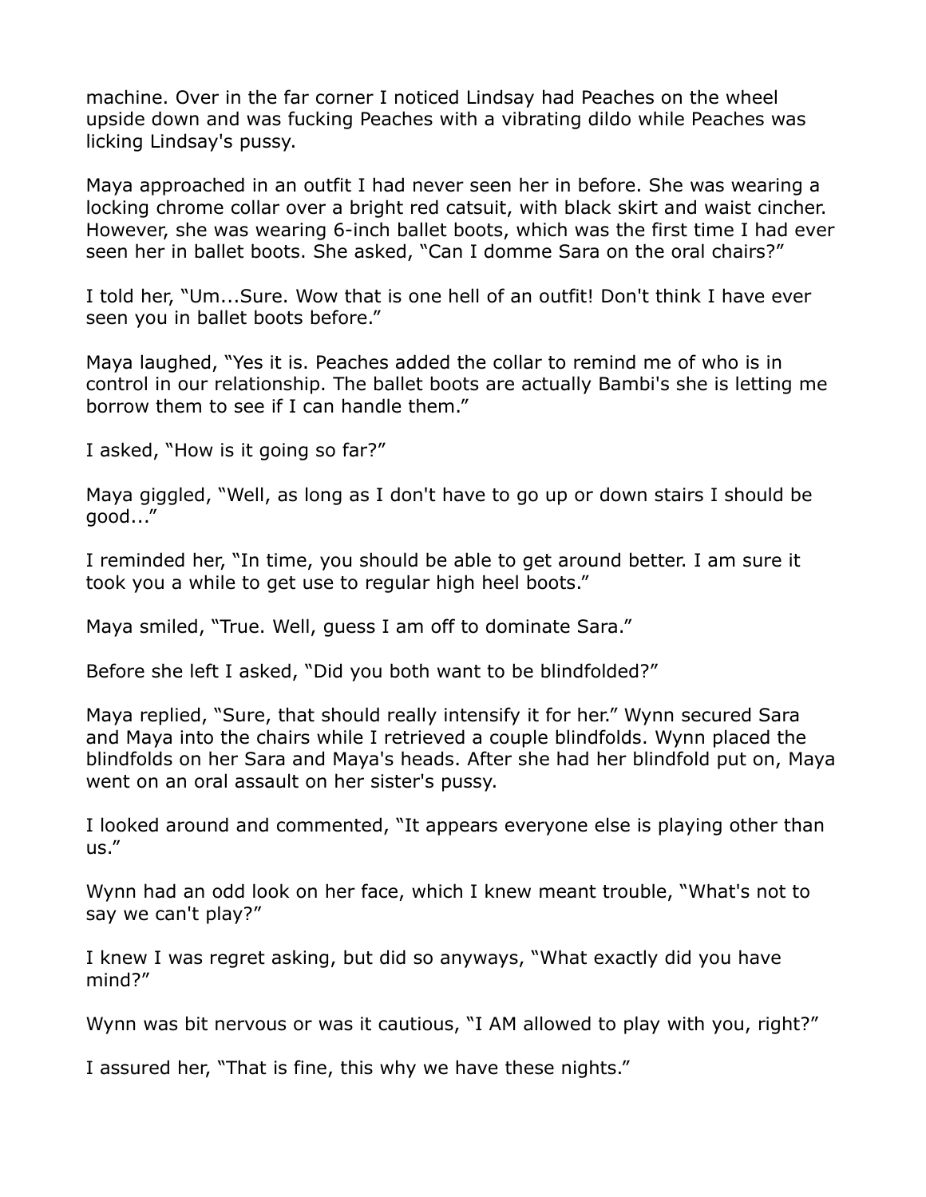machine. Over in the far corner I noticed Lindsay had Peaches on the wheel upside down and was fucking Peaches with a vibrating dildo while Peaches was licking Lindsay's pussy.

Maya approached in an outfit I had never seen her in before. She was wearing a locking chrome collar over a bright red catsuit, with black skirt and waist cincher. However, she was wearing 6-inch ballet boots, which was the first time I had ever seen her in ballet boots. She asked, "Can I domme Sara on the oral chairs?"

I told her, "Um...Sure. Wow that is one hell of an outfit! Don't think I have ever seen you in ballet boots before."

Maya laughed, "Yes it is. Peaches added the collar to remind me of who is in control in our relationship. The ballet boots are actually Bambi's she is letting me borrow them to see if I can handle them."

I asked, "How is it going so far?"

Maya giggled, "Well, as long as I don't have to go up or down stairs I should be good..."

I reminded her, "In time, you should be able to get around better. I am sure it took you a while to get use to regular high heel boots."

Maya smiled, "True. Well, guess I am off to dominate Sara."

Before she left I asked, "Did you both want to be blindfolded?"

Maya replied, "Sure, that should really intensify it for her." Wynn secured Sara and Maya into the chairs while I retrieved a couple blindfolds. Wynn placed the blindfolds on her Sara and Maya's heads. After she had her blindfold put on, Maya went on an oral assault on her sister's pussy.

I looked around and commented, "It appears everyone else is playing other than us."

Wynn had an odd look on her face, which I knew meant trouble, "What's not to say we can't play?"

I knew I was regret asking, but did so anyways, "What exactly did you have mind?"

Wynn was bit nervous or was it cautious, "I AM allowed to play with you, right?"

I assured her, "That is fine, this why we have these nights."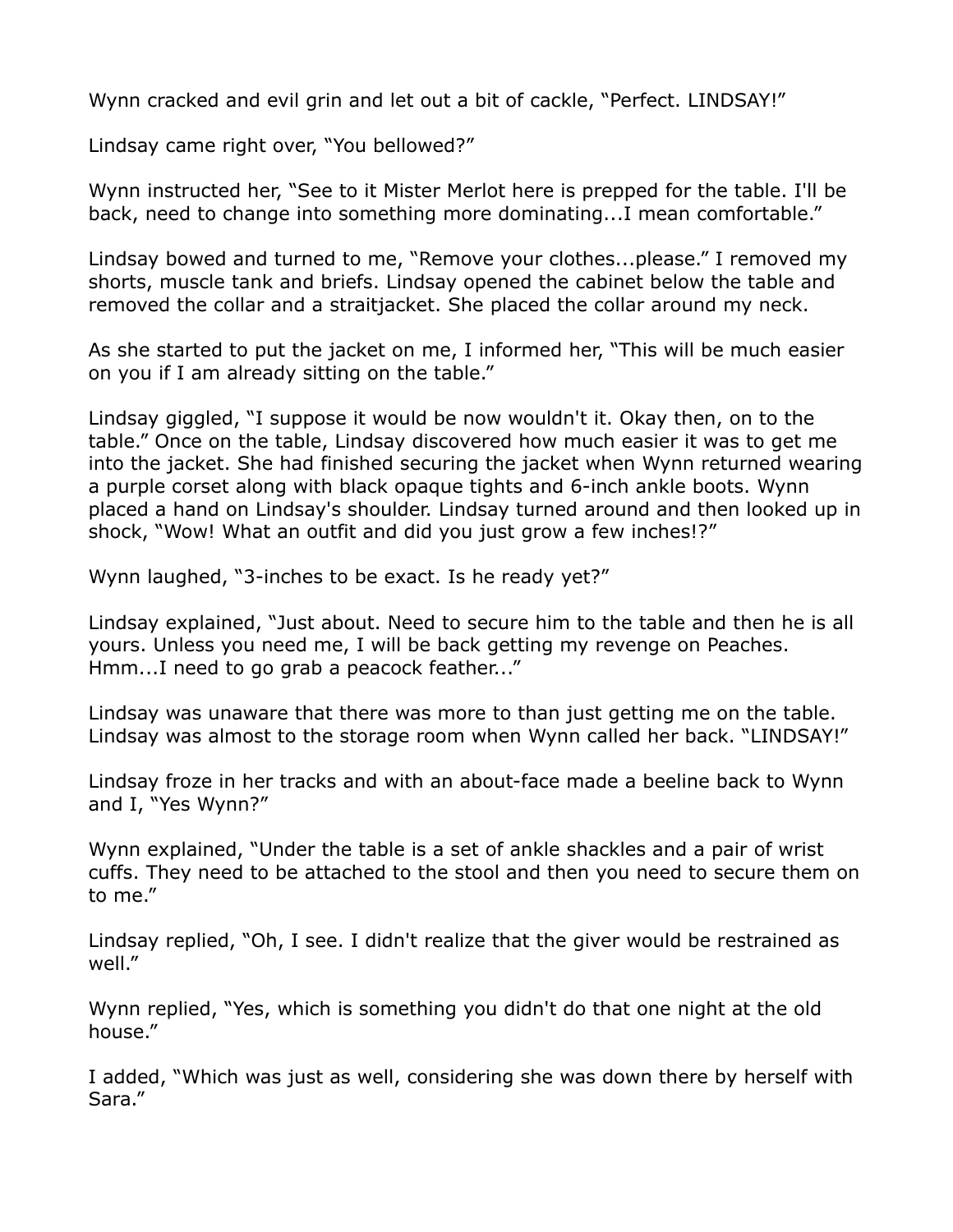Wynn cracked and evil grin and let out a bit of cackle, "Perfect. LINDSAY!"

Lindsay came right over, "You bellowed?"

Wynn instructed her, "See to it Mister Merlot here is prepped for the table. I'll be back, need to change into something more dominating...I mean comfortable."

Lindsay bowed and turned to me, "Remove your clothes...please." I removed my shorts, muscle tank and briefs. Lindsay opened the cabinet below the table and removed the collar and a straitjacket. She placed the collar around my neck.

As she started to put the jacket on me, I informed her, "This will be much easier on you if I am already sitting on the table."

Lindsay giggled, "I suppose it would be now wouldn't it. Okay then, on to the table." Once on the table, Lindsay discovered how much easier it was to get me into the jacket. She had finished securing the jacket when Wynn returned wearing a purple corset along with black opaque tights and 6-inch ankle boots. Wynn placed a hand on Lindsay's shoulder. Lindsay turned around and then looked up in shock, "Wow! What an outfit and did you just grow a few inches!?"

Wynn laughed, "3-inches to be exact. Is he ready yet?"

Lindsay explained, "Just about. Need to secure him to the table and then he is all yours. Unless you need me, I will be back getting my revenge on Peaches. Hmm...I need to go grab a peacock feather..."

Lindsay was unaware that there was more to than just getting me on the table. Lindsay was almost to the storage room when Wynn called her back. "LINDSAY!"

Lindsay froze in her tracks and with an about-face made a beeline back to Wynn and I, "Yes Wynn?"

Wynn explained, "Under the table is a set of ankle shackles and a pair of wrist cuffs. They need to be attached to the stool and then you need to secure them on to me."

Lindsay replied, "Oh, I see. I didn't realize that the giver would be restrained as well."

Wynn replied, "Yes, which is something you didn't do that one night at the old house."

I added, "Which was just as well, considering she was down there by herself with Sara."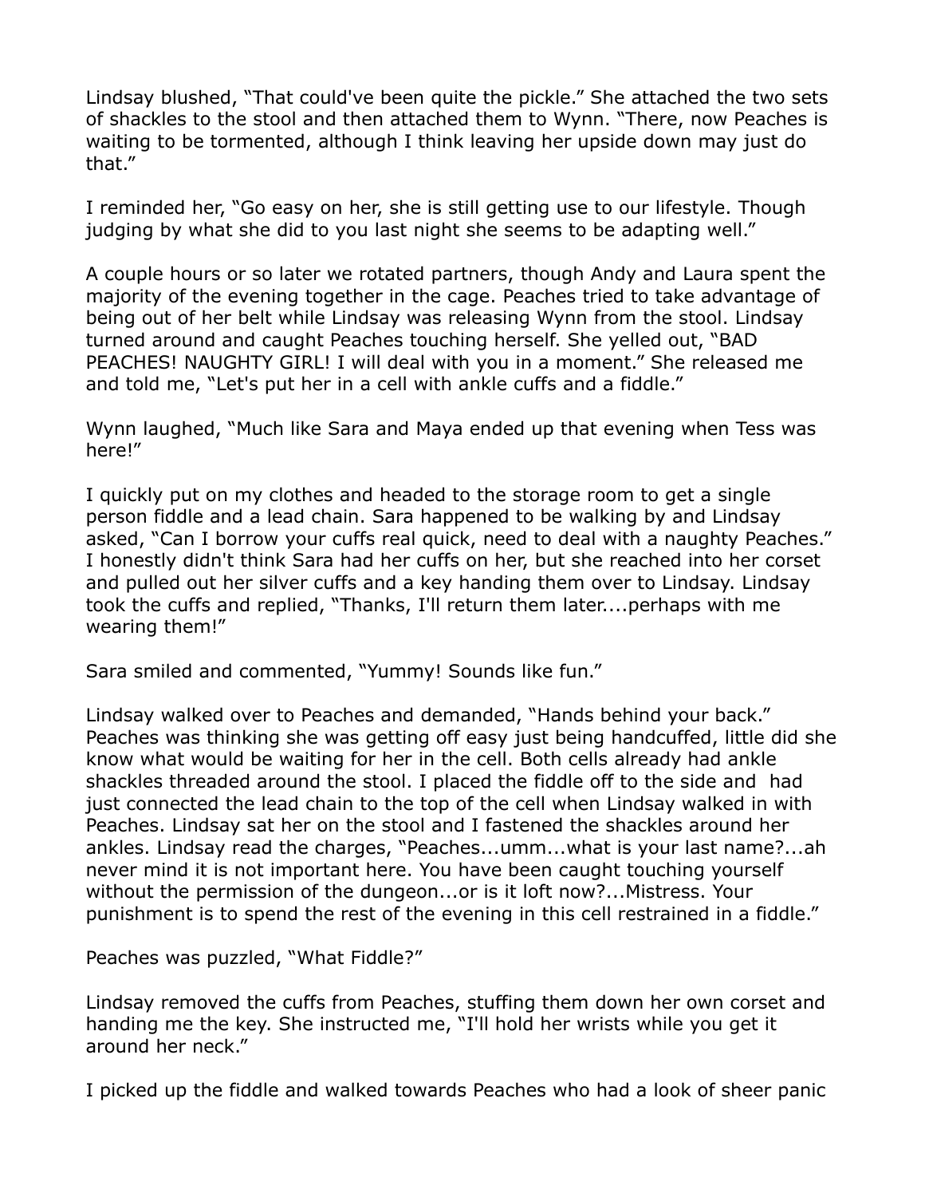Lindsay blushed, "That could've been quite the pickle." She attached the two sets of shackles to the stool and then attached them to Wynn. "There, now Peaches is waiting to be tormented, although I think leaving her upside down may just do that."

I reminded her, "Go easy on her, she is still getting use to our lifestyle. Though judging by what she did to you last night she seems to be adapting well."

A couple hours or so later we rotated partners, though Andy and Laura spent the majority of the evening together in the cage. Peaches tried to take advantage of being out of her belt while Lindsay was releasing Wynn from the stool. Lindsay turned around and caught Peaches touching herself. She yelled out, "BAD PEACHES! NAUGHTY GIRL! I will deal with you in a moment." She released me and told me, "Let's put her in a cell with ankle cuffs and a fiddle."

Wynn laughed, "Much like Sara and Maya ended up that evening when Tess was here!"

I quickly put on my clothes and headed to the storage room to get a single person fiddle and a lead chain. Sara happened to be walking by and Lindsay asked, "Can I borrow your cuffs real quick, need to deal with a naughty Peaches." I honestly didn't think Sara had her cuffs on her, but she reached into her corset and pulled out her silver cuffs and a key handing them over to Lindsay. Lindsay took the cuffs and replied, "Thanks, I'll return them later....perhaps with me wearing them!"

Sara smiled and commented, "Yummy! Sounds like fun."

Lindsay walked over to Peaches and demanded, "Hands behind your back." Peaches was thinking she was getting off easy just being handcuffed, little did she know what would be waiting for her in the cell. Both cells already had ankle shackles threaded around the stool. I placed the fiddle off to the side and had just connected the lead chain to the top of the cell when Lindsay walked in with Peaches. Lindsay sat her on the stool and I fastened the shackles around her ankles. Lindsay read the charges, "Peaches...umm...what is your last name?...ah never mind it is not important here. You have been caught touching yourself without the permission of the dungeon...or is it loft now?...Mistress. Your punishment is to spend the rest of the evening in this cell restrained in a fiddle."

Peaches was puzzled, "What Fiddle?"

Lindsay removed the cuffs from Peaches, stuffing them down her own corset and handing me the key. She instructed me, "I'll hold her wrists while you get it around her neck."

I picked up the fiddle and walked towards Peaches who had a look of sheer panic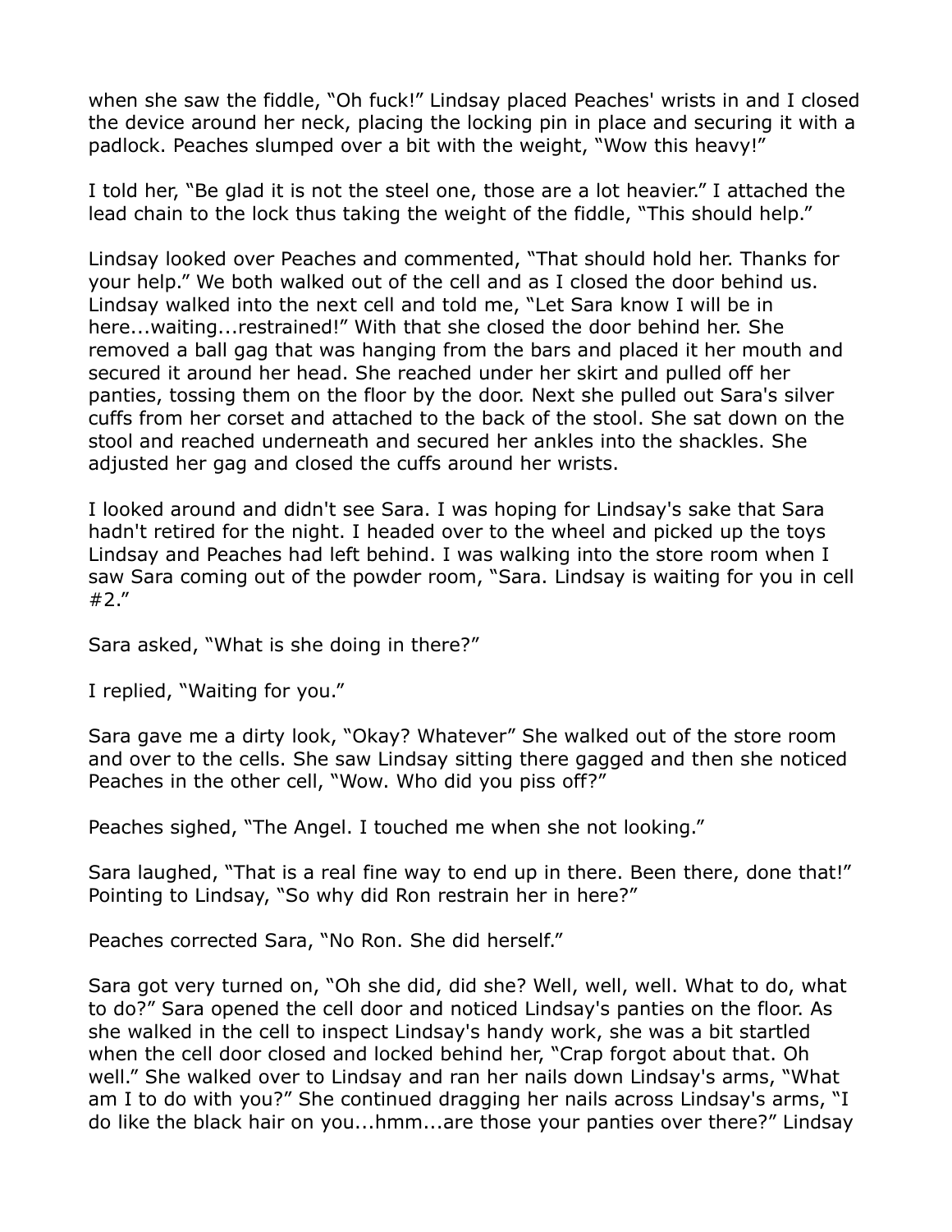when she saw the fiddle, "Oh fuck!" Lindsay placed Peaches' wrists in and I closed the device around her neck, placing the locking pin in place and securing it with a padlock. Peaches slumped over a bit with the weight, "Wow this heavy!"

I told her, "Be glad it is not the steel one, those are a lot heavier." I attached the lead chain to the lock thus taking the weight of the fiddle, "This should help."

Lindsay looked over Peaches and commented, "That should hold her. Thanks for your help." We both walked out of the cell and as I closed the door behind us. Lindsay walked into the next cell and told me, "Let Sara know I will be in here...waiting...restrained!" With that she closed the door behind her. She removed a ball gag that was hanging from the bars and placed it her mouth and secured it around her head. She reached under her skirt and pulled off her panties, tossing them on the floor by the door. Next she pulled out Sara's silver cuffs from her corset and attached to the back of the stool. She sat down on the stool and reached underneath and secured her ankles into the shackles. She adjusted her gag and closed the cuffs around her wrists.

I looked around and didn't see Sara. I was hoping for Lindsay's sake that Sara hadn't retired for the night. I headed over to the wheel and picked up the toys Lindsay and Peaches had left behind. I was walking into the store room when I saw Sara coming out of the powder room, "Sara. Lindsay is waiting for you in cell #2."

Sara asked, "What is she doing in there?"

I replied, "Waiting for you."

Sara gave me a dirty look, "Okay? Whatever" She walked out of the store room and over to the cells. She saw Lindsay sitting there gagged and then she noticed Peaches in the other cell, "Wow. Who did you piss off?"

Peaches sighed, "The Angel. I touched me when she not looking."

Sara laughed, "That is a real fine way to end up in there. Been there, done that!" Pointing to Lindsay, "So why did Ron restrain her in here?"

Peaches corrected Sara, "No Ron. She did herself."

Sara got very turned on, "Oh she did, did she? Well, well, well. What to do, what to do?" Sara opened the cell door and noticed Lindsay's panties on the floor. As she walked in the cell to inspect Lindsay's handy work, she was a bit startled when the cell door closed and locked behind her, "Crap forgot about that. Oh well." She walked over to Lindsay and ran her nails down Lindsay's arms, "What am I to do with you?" She continued dragging her nails across Lindsay's arms, "I do like the black hair on you...hmm...are those your panties over there?" Lindsay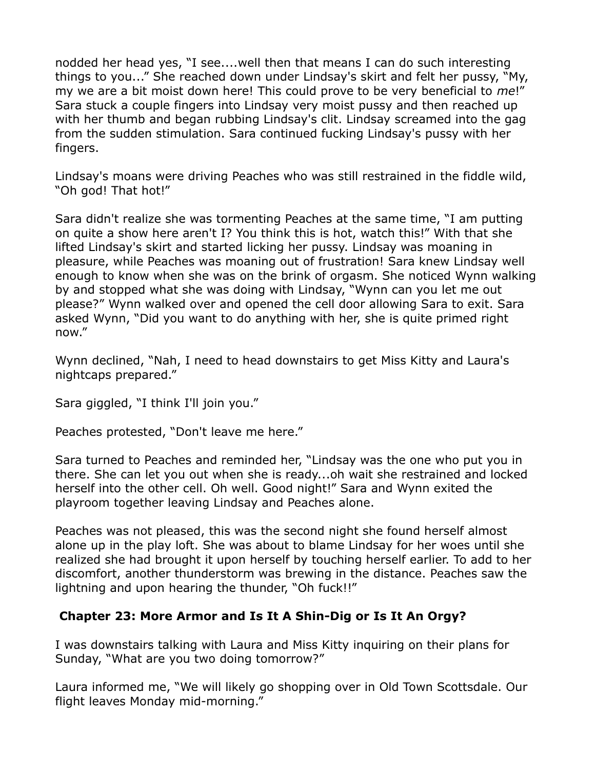nodded her head yes, "I see....well then that means I can do such interesting things to you..." She reached down under Lindsay's skirt and felt her pussy, "My, my we are a bit moist down here! This could prove to be very beneficial to *me*!" Sara stuck a couple fingers into Lindsay very moist pussy and then reached up with her thumb and began rubbing Lindsay's clit. Lindsay screamed into the gag from the sudden stimulation. Sara continued fucking Lindsay's pussy with her fingers.

Lindsay's moans were driving Peaches who was still restrained in the fiddle wild, "Oh god! That hot!"

Sara didn't realize she was tormenting Peaches at the same time, "I am putting on quite a show here aren't I? You think this is hot, watch this!" With that she lifted Lindsay's skirt and started licking her pussy. Lindsay was moaning in pleasure, while Peaches was moaning out of frustration! Sara knew Lindsay well enough to know when she was on the brink of orgasm. She noticed Wynn walking by and stopped what she was doing with Lindsay, "Wynn can you let me out please?" Wynn walked over and opened the cell door allowing Sara to exit. Sara asked Wynn, "Did you want to do anything with her, she is quite primed right now."

Wynn declined, "Nah, I need to head downstairs to get Miss Kitty and Laura's nightcaps prepared."

Sara giggled, "I think I'll join you."

Peaches protested, "Don't leave me here."

Sara turned to Peaches and reminded her, "Lindsay was the one who put you in there. She can let you out when she is ready...oh wait she restrained and locked herself into the other cell. Oh well. Good night!" Sara and Wynn exited the playroom together leaving Lindsay and Peaches alone.

Peaches was not pleased, this was the second night she found herself almost alone up in the play loft. She was about to blame Lindsay for her woes until she realized she had brought it upon herself by touching herself earlier. To add to her discomfort, another thunderstorm was brewing in the distance. Peaches saw the lightning and upon hearing the thunder, "Oh fuck!!"

## Chapter 23: More Armor and Is It A Shin-Dig or Is It An Orgy?

I was downstairs talking with Laura and Miss Kitty inquiring on their plans for Sunday, "What are you two doing tomorrow?"

Laura informed me, "We will likely go shopping over in Old Town Scottsdale. Our flight leaves Monday mid-morning."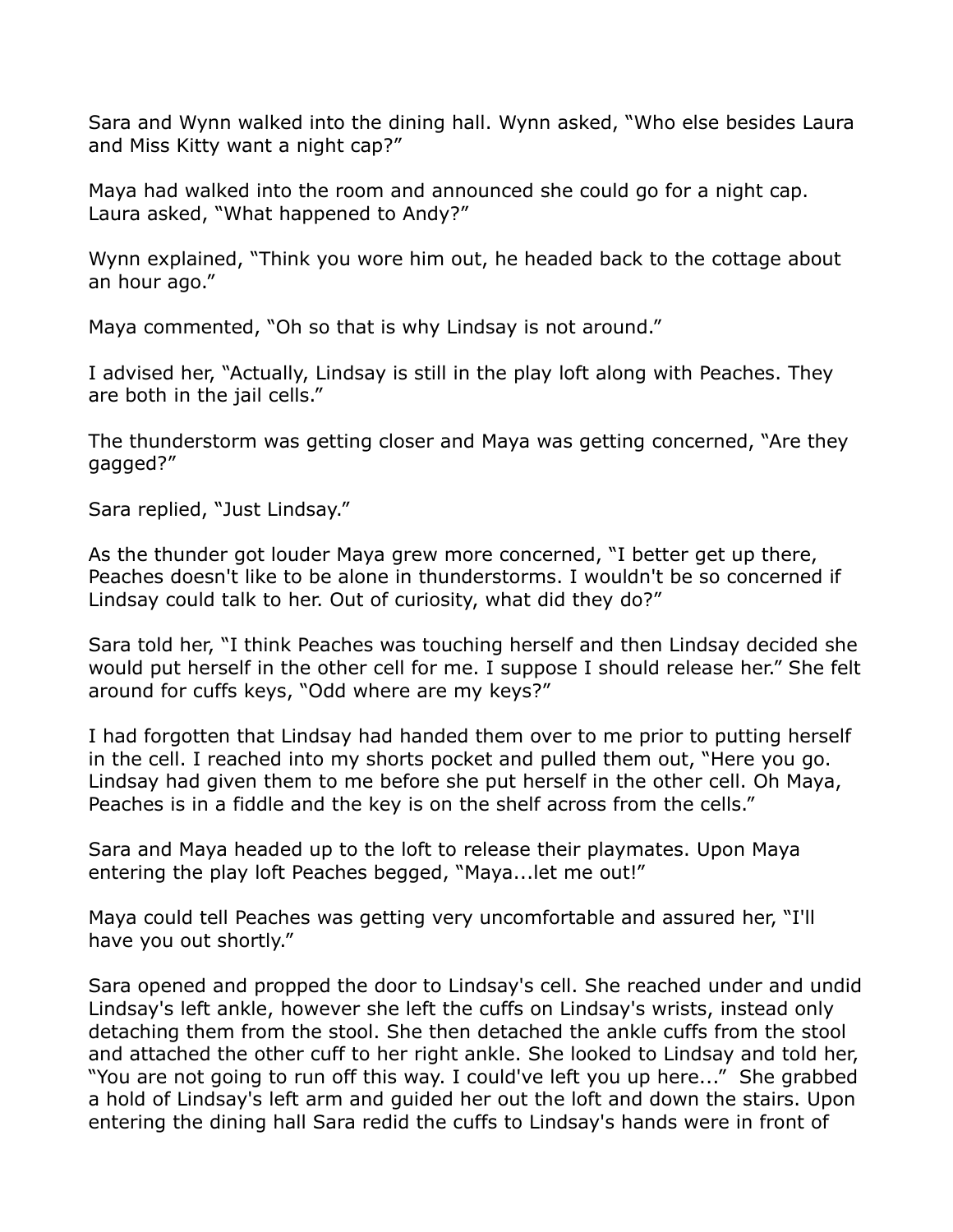Sara and Wynn walked into the dining hall. Wynn asked, "Who else besides Laura and Miss Kitty want a night cap?"

Maya had walked into the room and announced she could go for a night cap. Laura asked, "What happened to Andy?"

Wynn explained, "Think you wore him out, he headed back to the cottage about an hour ago."

Maya commented, "Oh so that is why Lindsay is not around."

I advised her, "Actually, Lindsay is still in the play loft along with Peaches. They are both in the jail cells."

The thunderstorm was getting closer and Maya was getting concerned, "Are they gagged?"

Sara replied, "Just Lindsay."

As the thunder got louder Maya grew more concerned, "I better get up there, Peaches doesn't like to be alone in thunderstorms. I wouldn't be so concerned if Lindsay could talk to her. Out of curiosity, what did they do?"

Sara told her, "I think Peaches was touching herself and then Lindsay decided she would put herself in the other cell for me. I suppose I should release her." She felt around for cuffs keys, "Odd where are my keys?"

I had forgotten that Lindsay had handed them over to me prior to putting herself in the cell. I reached into my shorts pocket and pulled them out, "Here you go. Lindsay had given them to me before she put herself in the other cell. Oh Maya, Peaches is in a fiddle and the key is on the shelf across from the cells."

Sara and Maya headed up to the loft to release their playmates. Upon Maya entering the play loft Peaches begged, "Maya...let me out!"

Maya could tell Peaches was getting very uncomfortable and assured her, "I'll have you out shortly."

Sara opened and propped the door to Lindsay's cell. She reached under and undid Lindsay's left ankle, however she left the cuffs on Lindsay's wrists, instead only detaching them from the stool. She then detached the ankle cuffs from the stool and attached the other cuff to her right ankle. She looked to Lindsay and told her, "You are not going to run off this way. I could've left you up here..." She grabbed a hold of Lindsay's left arm and guided her out the loft and down the stairs. Upon entering the dining hall Sara redid the cuffs to Lindsay's hands were in front of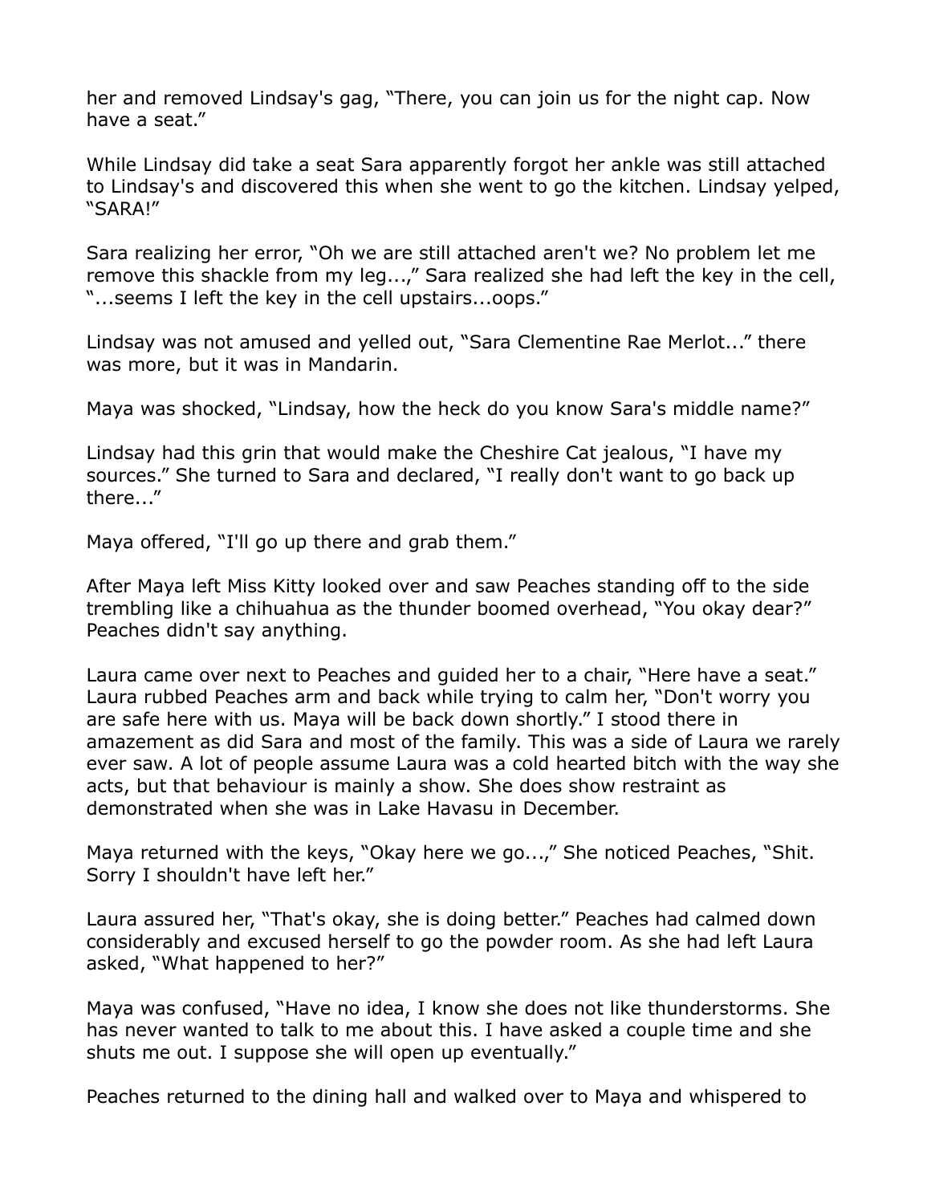her and removed Lindsay's gag, "There, you can join us for the night cap. Now have a seat."

While Lindsay did take a seat Sara apparently forgot her ankle was still attached to Lindsay's and discovered this when she went to go the kitchen. Lindsay yelped, "SARA!"

Sara realizing her error, "Oh we are still attached aren't we? No problem let me remove this shackle from my leg...," Sara realized she had left the key in the cell, "...seems I left the key in the cell upstairs...oops."

Lindsay was not amused and yelled out, "Sara Clementine Rae Merlot..." there was more, but it was in Mandarin.

Maya was shocked, "Lindsay, how the heck do you know Sara's middle name?"

Lindsay had this grin that would make the Cheshire Cat jealous, "I have my sources." She turned to Sara and declared, "I really don't want to go back up there..."

Maya offered, "I'll go up there and grab them."

After Maya left Miss Kitty looked over and saw Peaches standing off to the side trembling like a chihuahua as the thunder boomed overhead, "You okay dear?" Peaches didn't say anything.

Laura came over next to Peaches and guided her to a chair, "Here have a seat." Laura rubbed Peaches arm and back while trying to calm her, "Don't worry you are safe here with us. Maya will be back down shortly." I stood there in amazement as did Sara and most of the family. This was a side of Laura we rarely ever saw. A lot of people assume Laura was a cold hearted bitch with the way she acts, but that behaviour is mainly a show. She does show restraint as demonstrated when she was in Lake Havasu in December.

Maya returned with the keys, "Okay here we go...," She noticed Peaches, "Shit. Sorry I shouldn't have left her."

Laura assured her, "That's okay, she is doing better." Peaches had calmed down considerably and excused herself to go the powder room. As she had left Laura asked, "What happened to her?"

Maya was confused, "Have no idea, I know she does not like thunderstorms. She has never wanted to talk to me about this. I have asked a couple time and she shuts me out. I suppose she will open up eventually."

Peaches returned to the dining hall and walked over to Maya and whispered to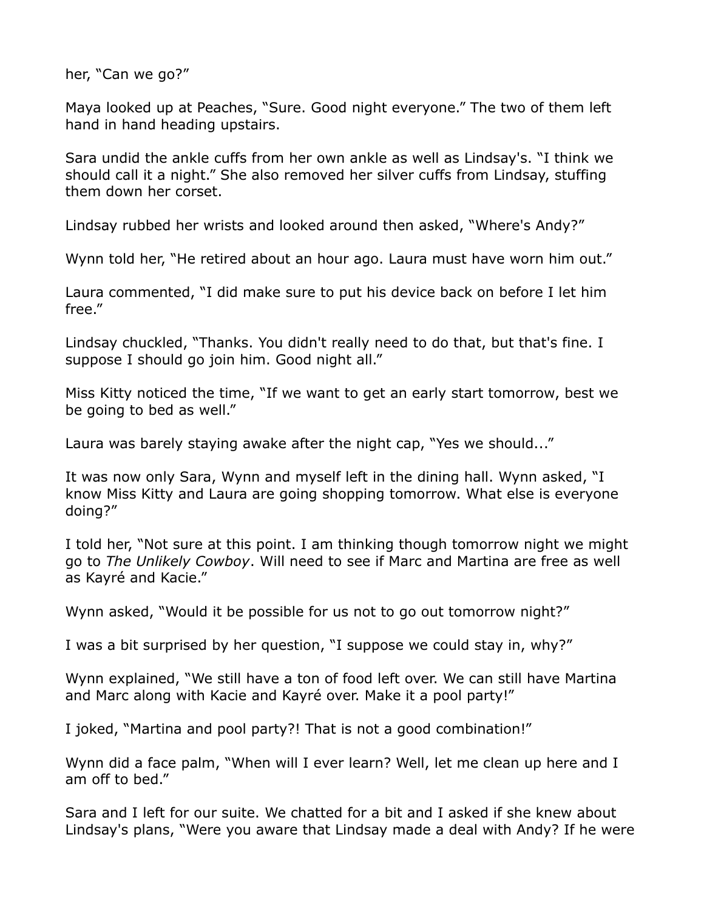her, “Can we go?”

Maya looked up at Peaches, “Sure. Good night everyone.” The two of them left hand in hand heading upstairs.

Sara undid the ankle cuffs from her own ankle as well as Lindsay's. “I think we should call it a night.” She also removed her silver cuffs from Lindsay, stuffing them down her corset.

Lindsay rubbed her wrists and looked around then asked, “Where's Andy?”

Wynn told her, “He retired about an hour ago. Laura must have worn him out.”

Laura commented, “I did make sure to put his device back on before I let him free.”

Lindsay chuckled, “Thanks. You didn't really need to do that, but that's fine. I suppose I should go join him. Good night all.”

Miss Kitty noticed the time, “If we want to get an early start tomorrow, best we be going to bed as well.”

Laura was barely staying awake after the night cap, “Yes we should...”

It was now only Sara, Wynn and myself left in the dining hall. Wynn asked, “I know Miss Kitty and Laura are going shopping tomorrow. What else is everyone doing?”

I told her, “Not sure at this point. I am thinking though tomorrow night we might go to *The Unlikely Cowboy*. Will need to see if Marc and Martina are free as well as Kayré and Kacie.”

Wynn asked, “Would it be possible for us not to go out tomorrow night?”

I was a bit surprised by her question, “I suppose we could stay in, why?”

Wynn explained, “We still have a ton of food left over. We can still have Martina and Marc along with Kacie and Kayré over. Make it a pool party!”

I joked, “Martina and pool party?! That is not a good combination!”

Wynn did a face palm, “When will I ever learn? Well, let me clean up here and I am off to bed.”

Sara and I left for our suite. We chatted for a bit and I asked if she knew about Lindsay's plans, “Were you aware that Lindsay made a deal with Andy? If he were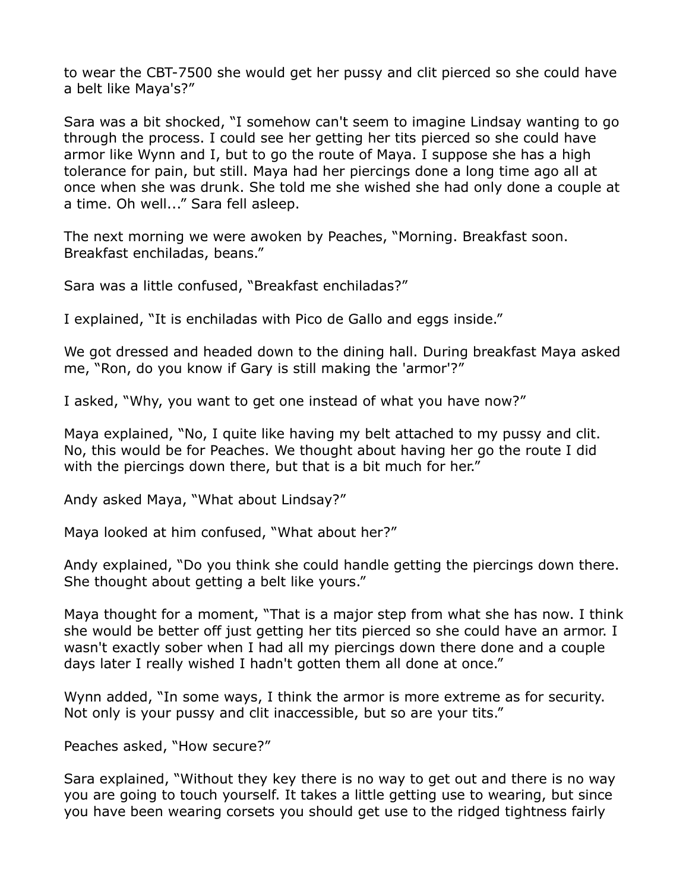to wear the CBT-7500 she would get her pussy and clit pierced so she could have a belt like Maya's?"

Sara was a bit shocked, "I somehow can't seem to imagine Lindsay wanting to go through the process. I could see her getting her tits pierced so she could have armor like Wynn and I, but to go the route of Maya. I suppose she has a high tolerance for pain, but still. Maya had her piercings done a long time ago all at once when she was drunk. She told me she wished she had only done a couple at a time. Oh well..." Sara fell asleep.

The next morning we were awoken by Peaches, "Morning. Breakfast soon. Breakfast enchiladas, beans."

Sara was a little confused, "Breakfast enchiladas?"

I explained, "It is enchiladas with Pico de Gallo and eggs inside."

We got dressed and headed down to the dining hall. During breakfast Maya asked me, "Ron, do you know if Gary is still making the 'armor'?"

I asked, "Why, you want to get one instead of what you have now?"

Maya explained, "No, I quite like having my belt attached to my pussy and clit. No, this would be for Peaches. We thought about having her go the route I did with the piercings down there, but that is a bit much for her."

Andy asked Maya, "What about Lindsay?"

Maya looked at him confused, "What about her?"

Andy explained, "Do you think she could handle getting the piercings down there. She thought about getting a belt like yours."

Maya thought for a moment, "That is a major step from what she has now. I think she would be better off just getting her tits pierced so she could have an armor. I wasn't exactly sober when I had all my piercings down there done and a couple days later I really wished I hadn't gotten them all done at once."

Wynn added, "In some ways, I think the armor is more extreme as for security. Not only is your pussy and clit inaccessible, but so are your tits."

Peaches asked, "How secure?"

Sara explained, "Without they key there is no way to get out and there is no way you are going to touch yourself. It takes a little getting use to wearing, but since you have been wearing corsets you should get use to the ridged tightness fairly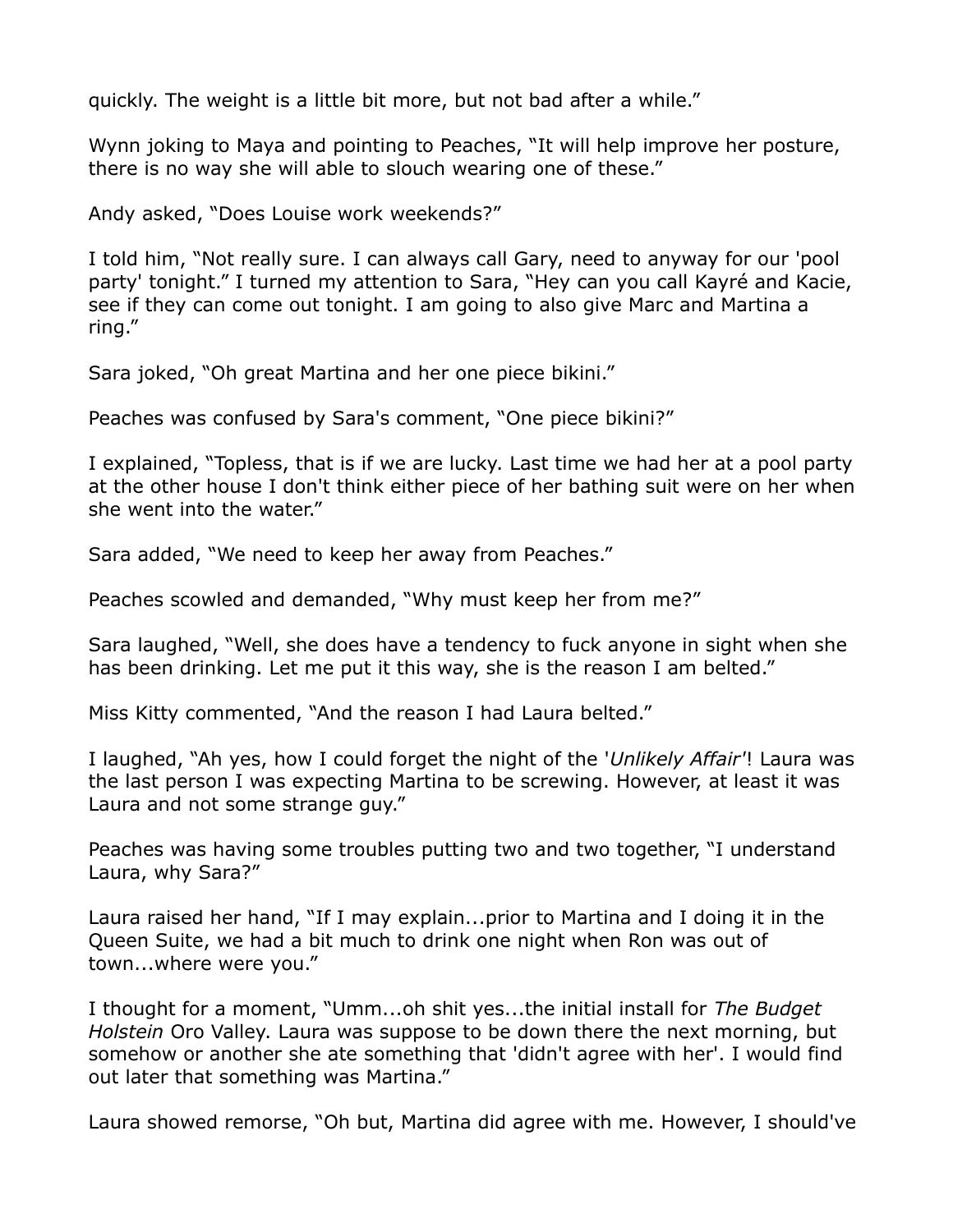quickly. The weight is a little bit more, but not bad after a while."

Wynn joking to Maya and pointing to Peaches, "It will help improve her posture, there is no way she will able to slouch wearing one of these."

Andy asked, "Does Louise work weekends?"

I told him, "Not really sure. I can always call Gary, need to anyway for our 'pool party' tonight." I turned my attention to Sara, "Hey can you call Kayré and Kacie, see if they can come out tonight. I am going to also give Marc and Martina a ring."

Sara joked, "Oh great Martina and her one piece bikini."

Peaches was confused by Sara's comment, "One piece bikini?"

I explained, "Topless, that is if we are lucky. Last time we had her at a pool party at the other house I don't think either piece of her bathing suit were on her when she went into the water."

Sara added, "We need to keep her away from Peaches."

Peaches scowled and demanded, "Why must keep her from me?"

Sara laughed, "Well, she does have a tendency to fuck anyone in sight when she has been drinking. Let me put it this way, she is the reason I am belted."

Miss Kitty commented, "And the reason I had Laura belted."

I laughed, "Ah yes, how I could forget the night of the '*Unlikely Affair*'! Laura was the last person I was expecting Martina to be screwing. However, at least it was Laura and not some strange guy."

Peaches was having some troubles putting two and two together, "I understand Laura, why Sara?"

Laura raised her hand, "If I may explain...prior to Martina and I doing it in the Queen Suite, we had a bit much to drink one night when Ron was out of town...where were you."

I thought for a moment, "Umm...oh shit yes...the initial install for *The Budget Holstein* Oro Valley. Laura was suppose to be down there the next morning, but somehow or another she ate something that 'didn't agree with her'. I would find out later that something was Martina."

Laura showed remorse, "Oh but, Martina did agree with me. However, I should've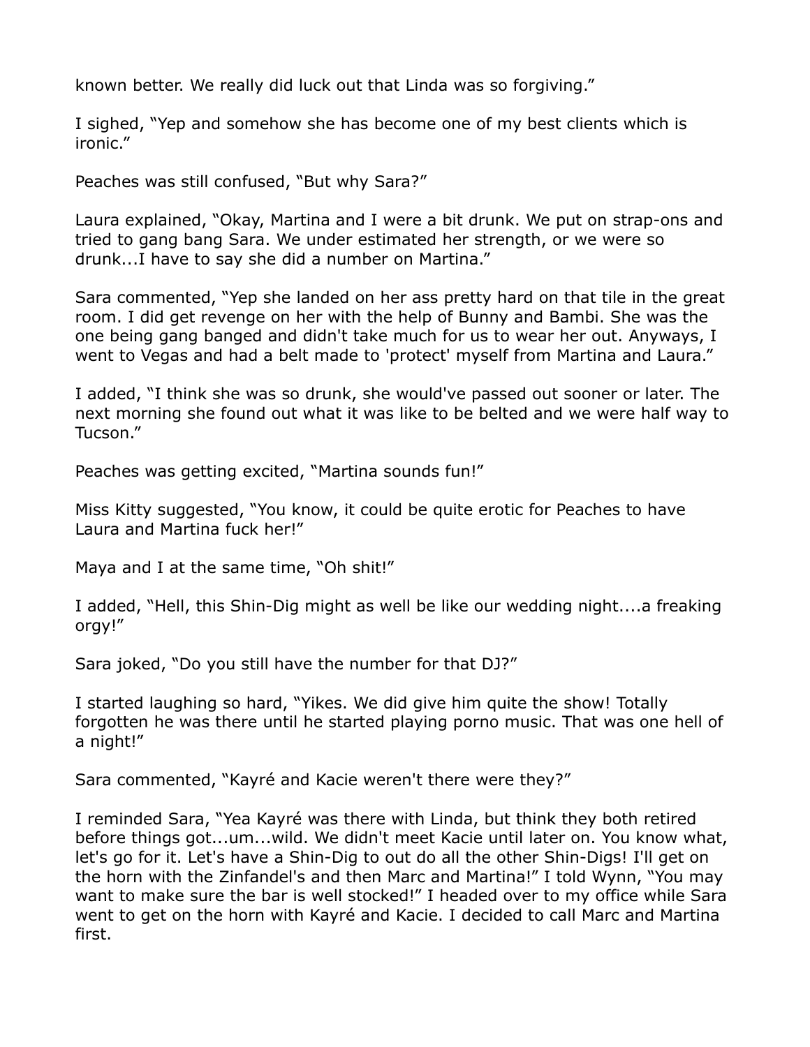known better. We really did luck out that Linda was so forgiving."

I sighed, "Yep and somehow she has become one of my best clients which is ironic."

Peaches was still confused, "But why Sara?"

Laura explained, "Okay, Martina and I were a bit drunk. We put on strap-ons and tried to gang bang Sara. We under estimated her strength, or we were so drunk...I have to say she did a number on Martina."

Sara commented, "Yep she landed on her ass pretty hard on that tile in the great room. I did get revenge on her with the help of Bunny and Bambi. She was the one being gang banged and didn't take much for us to wear her out. Anyways, I went to Vegas and had a belt made to 'protect' myself from Martina and Laura."

I added, "I think she was so drunk, she would've passed out sooner or later. The next morning she found out what it was like to be belted and we were half way to Tucson."

Peaches was getting excited, "Martina sounds fun!"

Miss Kitty suggested, "You know, it could be quite erotic for Peaches to have Laura and Martina fuck her!"

Maya and I at the same time, "Oh shit!"

I added, "Hell, this Shin-Dig might as well be like our wedding night....a freaking orgy!"

Sara joked, "Do you still have the number for that DJ?"

I started laughing so hard, "Yikes. We did give him quite the show! Totally forgotten he was there until he started playing porno music. That was one hell of a night!"

Sara commented, "Kayré and Kacie weren't there were they?"

I reminded Sara, "Yea Kayré was there with Linda, but think they both retired before things got...um...wild. We didn't meet Kacie until later on. You know what, let's go for it. Let's have a Shin-Dig to out do all the other Shin-Digs! I'll get on the horn with the Zinfandel's and then Marc and Martina!" I told Wynn, "You may want to make sure the bar is well stocked!" I headed over to my office while Sara went to get on the horn with Kayré and Kacie. I decided to call Marc and Martina first.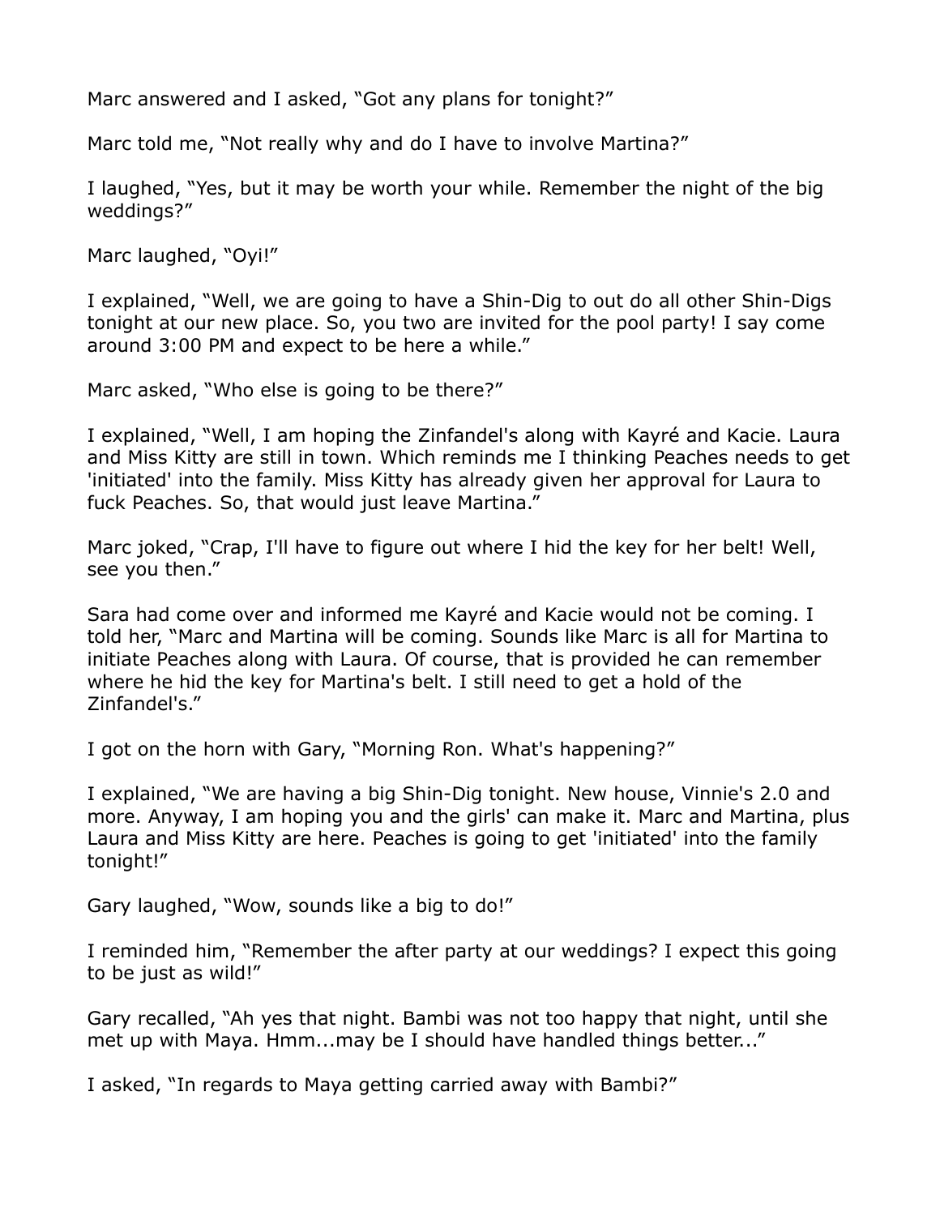Marc answered and I asked, “Got any plans for tonight?”

Marc told me, “Not really why and do I have to involve Martina?”

I laughed, “Yes, but it may be worth your while. Remember the night of the big weddings?”

Marc laughed, “Oyi!”

I explained, “Well, we are going to have a Shin-Dig to out do all other Shin-Digs tonight at our new place. So, you two are invited for the pool party! I say come around 3:00 PM and expect to be here a while.”

Marc asked, “Who else is going to be there?”

I explained, “Well, I am hoping the Zinfandel's along with Kayré and Kacie. Laura and Miss Kitty are still in town. Which reminds me I thinking Peaches needs to get 'initiated' into the family. Miss Kitty has already given her approval for Laura to fuck Peaches. So, that would just leave Martina.”

Marc joked, “Crap, I'll have to figure out where I hid the key for her belt! Well, see you then.”

Sara had come over and informed me Kayré and Kacie would not be coming. I told her, “Marc and Martina will be coming. Sounds like Marc is all for Martina to initiate Peaches along with Laura. Of course, that is provided he can remember where he hid the key for Martina's belt. I still need to get a hold of the Zinfandel's.”

I got on the horn with Gary, “Morning Ron. What's happening?”

I explained, “We are having a big Shin-Dig tonight. New house, Vinnie's 2.0 and more. Anyway, I am hoping you and the girls' can make it. Marc and Martina, plus Laura and Miss Kitty are here. Peaches is going to get 'initiated' into the family tonight!”

Gary laughed, “Wow, sounds like a big to do!”

I reminded him, “Remember the after party at our weddings? I expect this going to be just as wild!”

Gary recalled, “Ah yes that night. Bambi was not too happy that night, until she met up with Maya. Hmm...may be I should have handled things better...”

I asked, “In regards to Maya getting carried away with Bambi?”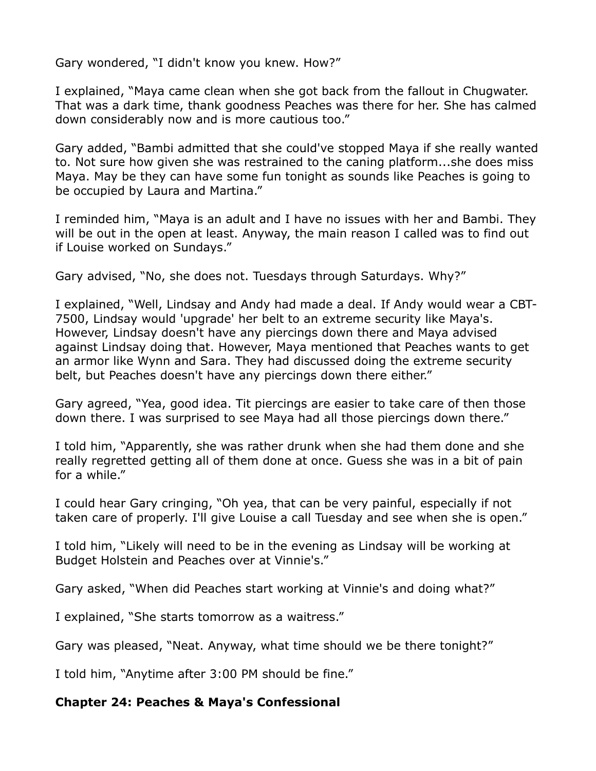Gary wondered, "I didn't know you knew. How?"

I explained, "Maya came clean when she got back from the fallout in Chugwater. That was a dark time, thank goodness Peaches was there for her. She has calmed down considerably now and is more cautious too."

Gary added, "Bambi admitted that she could've stopped Maya if she really wanted to. Not sure how given she was restrained to the caning platform...she does miss Maya. May be they can have some fun tonight as sounds like Peaches is going to be occupied by Laura and Martina."

I reminded him, "Maya is an adult and I have no issues with her and Bambi. They will be out in the open at least. Anyway, the main reason I called was to find out if Louise worked on Sundays."

Gary advised, "No, she does not. Tuesdays through Saturdays. Why?"

I explained, "Well, Lindsay and Andy had made a deal. If Andy would wear a CBT-7500, Lindsay would 'upgrade' her belt to an extreme security like Maya's. However, Lindsay doesn't have any piercings down there and Maya advised against Lindsay doing that. However, Maya mentioned that Peaches wants to get an armor like Wynn and Sara. They had discussed doing the extreme security belt, but Peaches doesn't have any piercings down there either."

Gary agreed, "Yea, good idea. Tit piercings are easier to take care of then those down there. I was surprised to see Maya had all those piercings down there."

I told him, "Apparently, she was rather drunk when she had them done and she really regretted getting all of them done at once. Guess she was in a bit of pain for a while."

I could hear Gary cringing, "Oh yea, that can be very painful, especially if not taken care of properly. I'll give Louise a call Tuesday and see when she is open."

I told him, "Likely will need to be in the evening as Lindsay will be working at Budget Holstein and Peaches over at Vinnie's."

Gary asked, "When did Peaches start working at Vinnie's and doing what?"

I explained, "She starts tomorrow as a waitress."

Gary was pleased, "Neat. Anyway, what time should we be there tonight?"

I told him, "Anytime after 3:00 PM should be fine."

## Chapter 24: Peaches & Maya's Confessional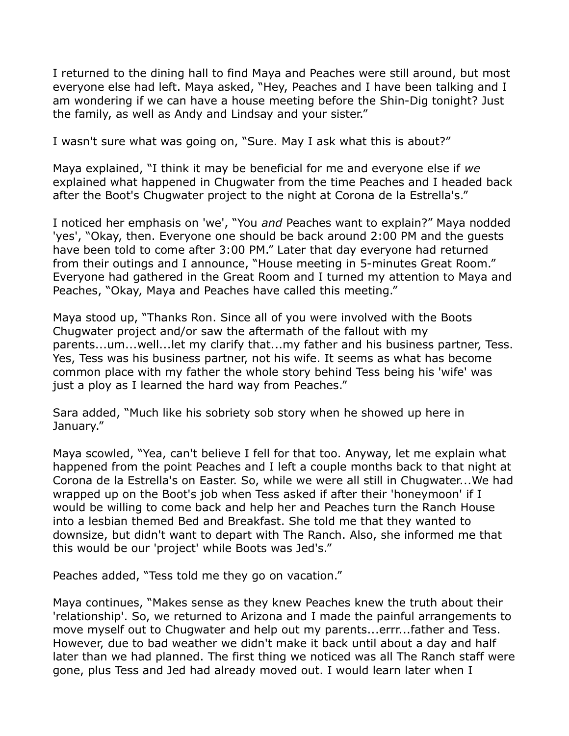I returned to the dining hall to find Maya and Peaches were still around, but most everyone else had left. Maya asked, "Hey, Peaches and I have been talking and I am wondering if we can have a house meeting before the Shin-Dig tonight? Just the family, as well as Andy and Lindsay and your sister."

I wasn't sure what was going on, "Sure. May I ask what this is about?"

Maya explained, "I think it may be beneficial for me and everyone else if *we* explained what happened in Chugwater from the time Peaches and I headed back after the Boot's Chugwater project to the night at Corona de la Estrella's."

I noticed her emphasis on 'we', "You *and* Peaches want to explain?" Maya nodded 'yes', "Okay, then. Everyone one should be back around 2:00 PM and the guests have been told to come after 3:00 PM." Later that day everyone had returned from their outings and I announce, "House meeting in 5-minutes Great Room." Everyone had gathered in the Great Room and I turned my attention to Maya and Peaches, "Okay, Maya and Peaches have called this meeting."

Maya stood up, "Thanks Ron. Since all of you were involved with the Boots Chugwater project and/or saw the aftermath of the fallout with my parents...um...well...let my clarify that...my father and his business partner, Tess. Yes, Tess was his business partner, not his wife. It seems as what has become common place with my father the whole story behind Tess being his 'wife' was just a ploy as I learned the hard way from Peaches."

Sara added, "Much like his sobriety sob story when he showed up here in January."

Maya scowled, "Yea, can't believe I fell for that too. Anyway, let me explain what happened from the point Peaches and I left a couple months back to that night at Corona de la Estrella's on Easter. So, while we were all still in Chugwater...We had wrapped up on the Boot's job when Tess asked if after their 'honeymoon' if I would be willing to come back and help her and Peaches turn the Ranch House into a lesbian themed Bed and Breakfast. She told me that they wanted to downsize, but didn't want to depart with The Ranch. Also, she informed me that this would be our 'project' while Boots was Jed's."

Peaches added, "Tess told me they go on vacation."

Maya continues, "Makes sense as they knew Peaches knew the truth about their 'relationship'. So, we returned to Arizona and I made the painful arrangements to move myself out to Chugwater and help out my parents...errr...father and Tess. However, due to bad weather we didn't make it back until about a day and half later than we had planned. The first thing we noticed was all The Ranch staff were gone, plus Tess and Jed had already moved out. I would learn later when I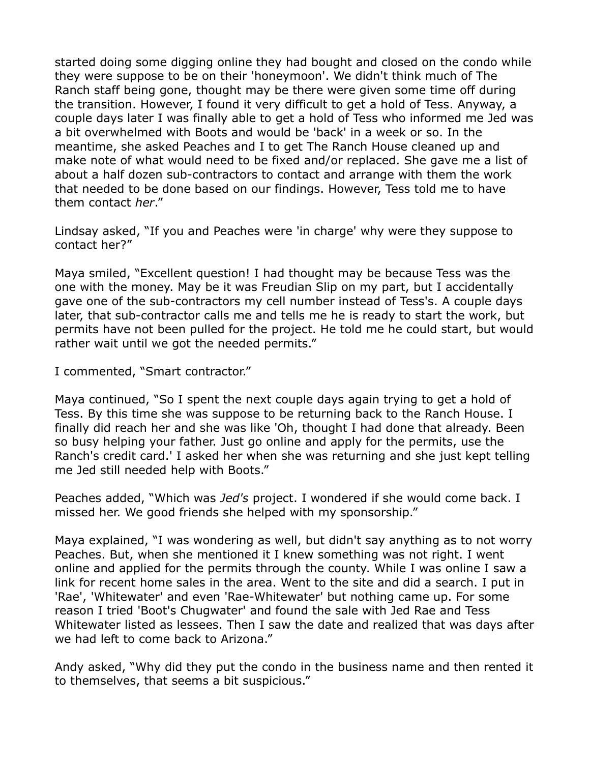started doing some digging online they had bought and closed on the condo while they were suppose to be on their 'honeymoon'. We didn't think much of The Ranch staff being gone, thought may be there were given some time off during the transition. However, I found it very difficult to get a hold of Tess. Anyway, a couple days later I was finally able to get a hold of Tess who informed me Jed was a bit overwhelmed with Boots and would be 'back' in a week or so. In the meantime, she asked Peaches and I to get The Ranch House cleaned up and make note of what would need to be fixed and/or replaced. She gave me a list of about a half dozen sub-contractors to contact and arrange with them the work that needed to be done based on our findings. However, Tess told me to have them contact *her*."

Lindsay asked, "If you and Peaches were 'in charge' why were they suppose to contact her?"

Maya smiled, "Excellent question! I had thought may be because Tess was the one with the money. May be it was Freudian Slip on my part, but I accidentally gave one of the sub-contractors my cell number instead of Tess's. A couple days later, that sub-contractor calls me and tells me he is ready to start the work, but permits have not been pulled for the project. He told me he could start, but would rather wait until we got the needed permits."

I commented, "Smart contractor."

Maya continued, "So I spent the next couple days again trying to get a hold of Tess. By this time she was suppose to be returning back to the Ranch House. I finally did reach her and she was like 'Oh, thought I had done that already. Been so busy helping your father. Just go online and apply for the permits, use the Ranch's credit card.' I asked her when she was returning and she just kept telling me Jed still needed help with Boots."

Peaches added, "Which was *Jed's* project. I wondered if she would come back. I missed her. We good friends she helped with my sponsorship."

Maya explained, "I was wondering as well, but didn't say anything as to not worry Peaches. But, when she mentioned it I knew something was not right. I went online and applied for the permits through the county. While I was online I saw a link for recent home sales in the area. Went to the site and did a search. I put in 'Rae', 'Whitewater' and even 'Rae-Whitewater' but nothing came up. For some reason I tried 'Boot's Chugwater' and found the sale with Jed Rae and Tess Whitewater listed as lessees. Then I saw the date and realized that was days after we had left to come back to Arizona."

Andy asked, "Why did they put the condo in the business name and then rented it to themselves, that seems a bit suspicious."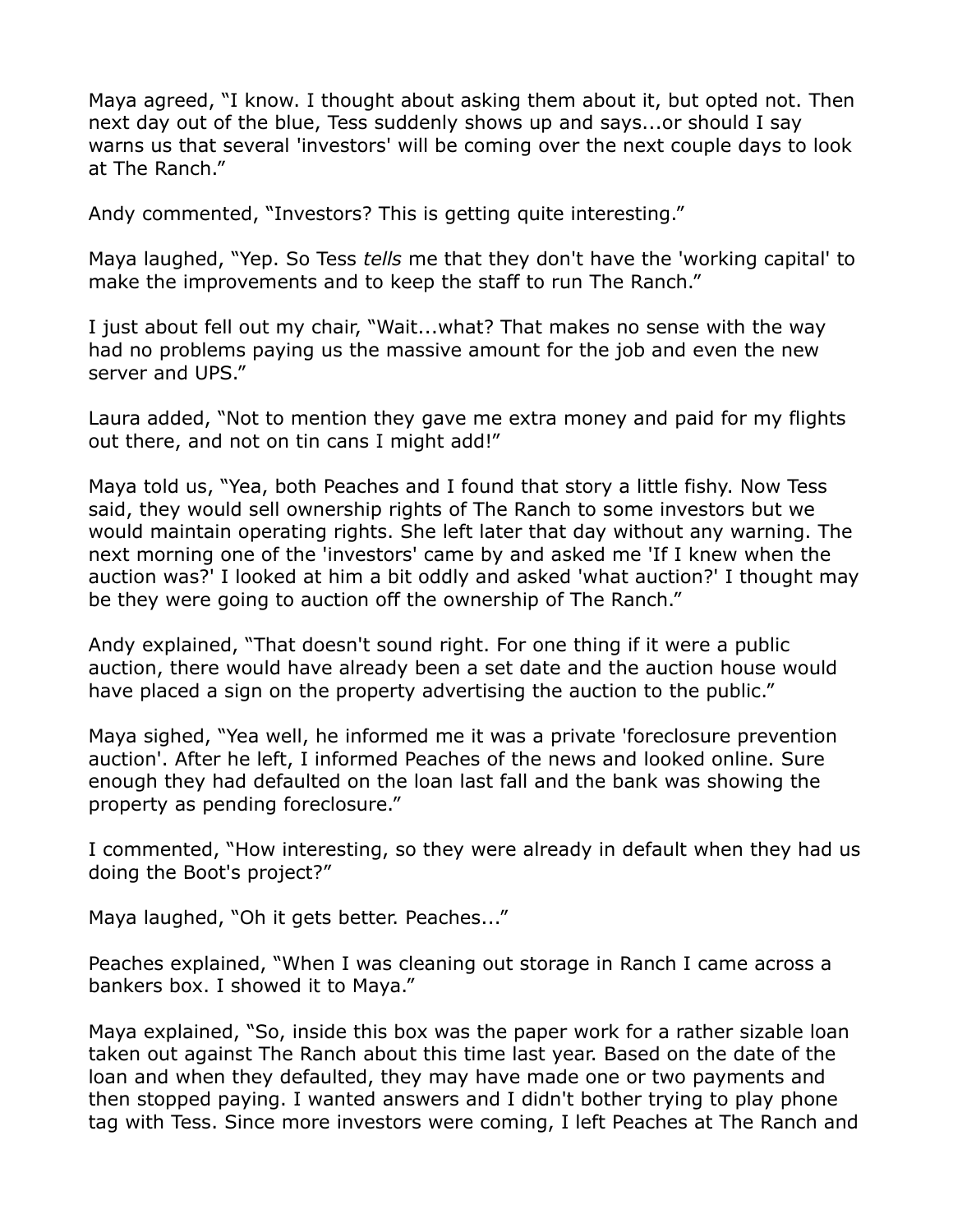Maya agreed, “I know. I thought about asking them about it, but opted not. Then next day out of the blue, Tess suddenly shows up and says...or should I say warns us that several 'investors' will be coming over the next couple days to look at The Ranch.”

Andy commented, “Investors? This is getting quite interesting.”

Maya laughed, “Yep. So Tess *tells* me that they don't have the 'working capital' to make the improvements and to keep the staff to run The Ranch.”

I just about fell out my chair, “Wait...what? That makes no sense with the way had no problems paying us the massive amount for the job and even the new server and UPS.”

Laura added, “Not to mention they gave me extra money and paid for my flights out there, and not on tin cans I might add!”

Maya told us, “Yea, both Peaches and I found that story a little fishy. Now Tess said, they would sell ownership rights of The Ranch to some investors but we would maintain operating rights. She left later that day without any warning. The next morning one of the 'investors' came by and asked me 'If I knew when the auction was?' I looked at him a bit oddly and asked 'what auction?' I thought may be they were going to auction off the ownership of The Ranch.”

Andy explained, “That doesn't sound right. For one thing if it were a public auction, there would have already been a set date and the auction house would have placed a sign on the property advertising the auction to the public.”

Maya sighed, “Yea well, he informed me it was a private 'foreclosure prevention auction'. After he left, I informed Peaches of the news and looked online. Sure enough they had defaulted on the loan last fall and the bank was showing the property as pending foreclosure.”

I commented, “How interesting, so they were already in default when they had us doing the Boot's project?”

Maya laughed, “Oh it gets better. Peaches...”

Peaches explained, “When I was cleaning out storage in Ranch I came across a bankers box. I showed it to Maya.”

Maya explained, “So, inside this box was the paper work for a rather sizable loan taken out against The Ranch about this time last year. Based on the date of the loan and when they defaulted, they may have made one or two payments and then stopped paying. I wanted answers and I didn't bother trying to play phone tag with Tess. Since more investors were coming, I left Peaches at The Ranch and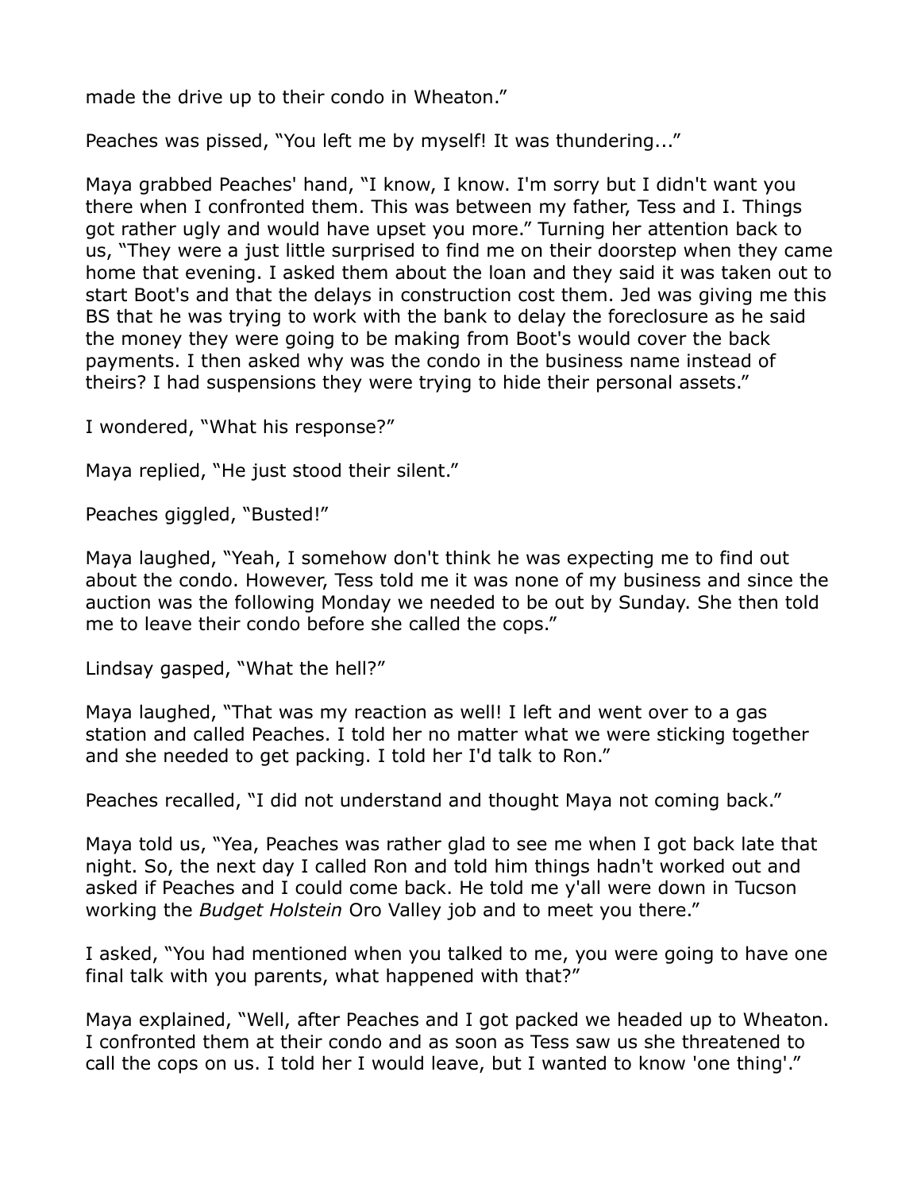made the drive up to their condo in Wheaton."

Peaches was pissed, "You left me by myself! It was thundering..."

Maya grabbed Peaches' hand, "I know, I know. I'm sorry but I didn't want you there when I confronted them. This was between my father, Tess and I. Things got rather ugly and would have upset you more." Turning her attention back to us, "They were a just little surprised to find me on their doorstep when they came home that evening. I asked them about the loan and they said it was taken out to start Boot's and that the delays in construction cost them. Jed was giving me this BS that he was trying to work with the bank to delay the foreclosure as he said the money they were going to be making from Boot's would cover the back payments. I then asked why was the condo in the business name instead of theirs? I had suspensions they were trying to hide their personal assets."

I wondered, "What his response?"

Maya replied, "He just stood their silent."

Peaches giggled, "Busted!"

Maya laughed, "Yeah, I somehow don't think he was expecting me to find out about the condo. However, Tess told me it was none of my business and since the auction was the following Monday we needed to be out by Sunday. She then told me to leave their condo before she called the cops."

Lindsay gasped, "What the hell?"

Maya laughed, "That was my reaction as well! I left and went over to a gas station and called Peaches. I told her no matter what we were sticking together and she needed to get packing. I told her I'd talk to Ron."

Peaches recalled, "I did not understand and thought Maya not coming back."

Maya told us, "Yea, Peaches was rather glad to see me when I got back late that night. So, the next day I called Ron and told him things hadn't worked out and asked if Peaches and I could come back. He told me y'all were down in Tucson working the *Budget Holstein* Oro Valley job and to meet you there."

I asked, "You had mentioned when you talked to me, you were going to have one final talk with you parents, what happened with that?"

Maya explained, "Well, after Peaches and I got packed we headed up to Wheaton. I confronted them at their condo and as soon as Tess saw us she threatened to call the cops on us. I told her I would leave, but I wanted to know 'one thing'."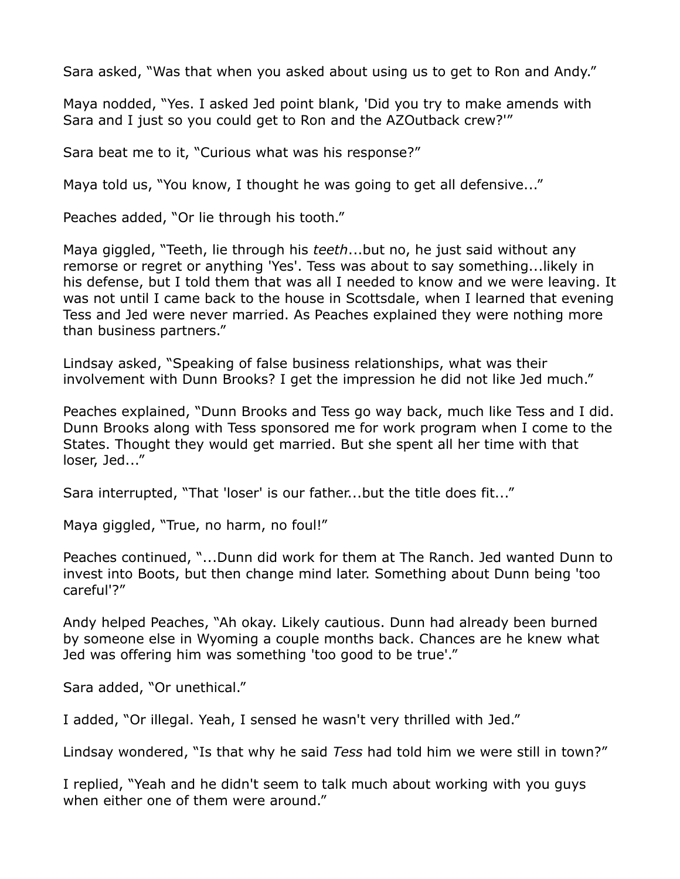Sara asked, “Was that when you asked about using us to get to Ron and Andy.”

Maya nodded, “Yes. I asked Jed point blank, 'Did you try to make amends with Sara and I just so you could get to Ron and the AZOutback crew?'”

Sara beat me to it, “Curious what was his response?”

Maya told us, “You know, I thought he was going to get all defensive...”

Peaches added, “Or lie through his tooth.”

Maya giggled, “Teeth, lie through his *teeth*...but no, he just said without any remorse or regret or anything 'Yes'. Tess was about to say something...likely in his defense, but I told them that was all I needed to know and we were leaving. It was not until I came back to the house in Scottsdale, when I learned that evening Tess and Jed were never married. As Peaches explained they were nothing more than business partners.”

Lindsay asked, “Speaking of false business relationships, what was their involvement with Dunn Brooks? I get the impression he did not like Jed much.”

Peaches explained, “Dunn Brooks and Tess go way back, much like Tess and I did. Dunn Brooks along with Tess sponsored me for work program when I come to the States. Thought they would get married. But she spent all her time with that loser, Jed...”

Sara interrupted, “That 'loser' is our father...but the title does fit...”

Maya giggled, “True, no harm, no foul!”

Peaches continued, “...Dunn did work for them at The Ranch. Jed wanted Dunn to invest into Boots, but then change mind later. Something about Dunn being 'too careful'?”

Andy helped Peaches, “Ah okay. Likely cautious. Dunn had already been burned by someone else in Wyoming a couple months back. Chances are he knew what Jed was offering him was something 'too good to be true'.”

Sara added, “Or unethical.”

I added, “Or illegal. Yeah, I sensed he wasn't very thrilled with Jed.”

Lindsay wondered, “Is that why he said *Tess* had told him we were still in town?”

I replied, “Yeah and he didn't seem to talk much about working with you guys when either one of them were around.”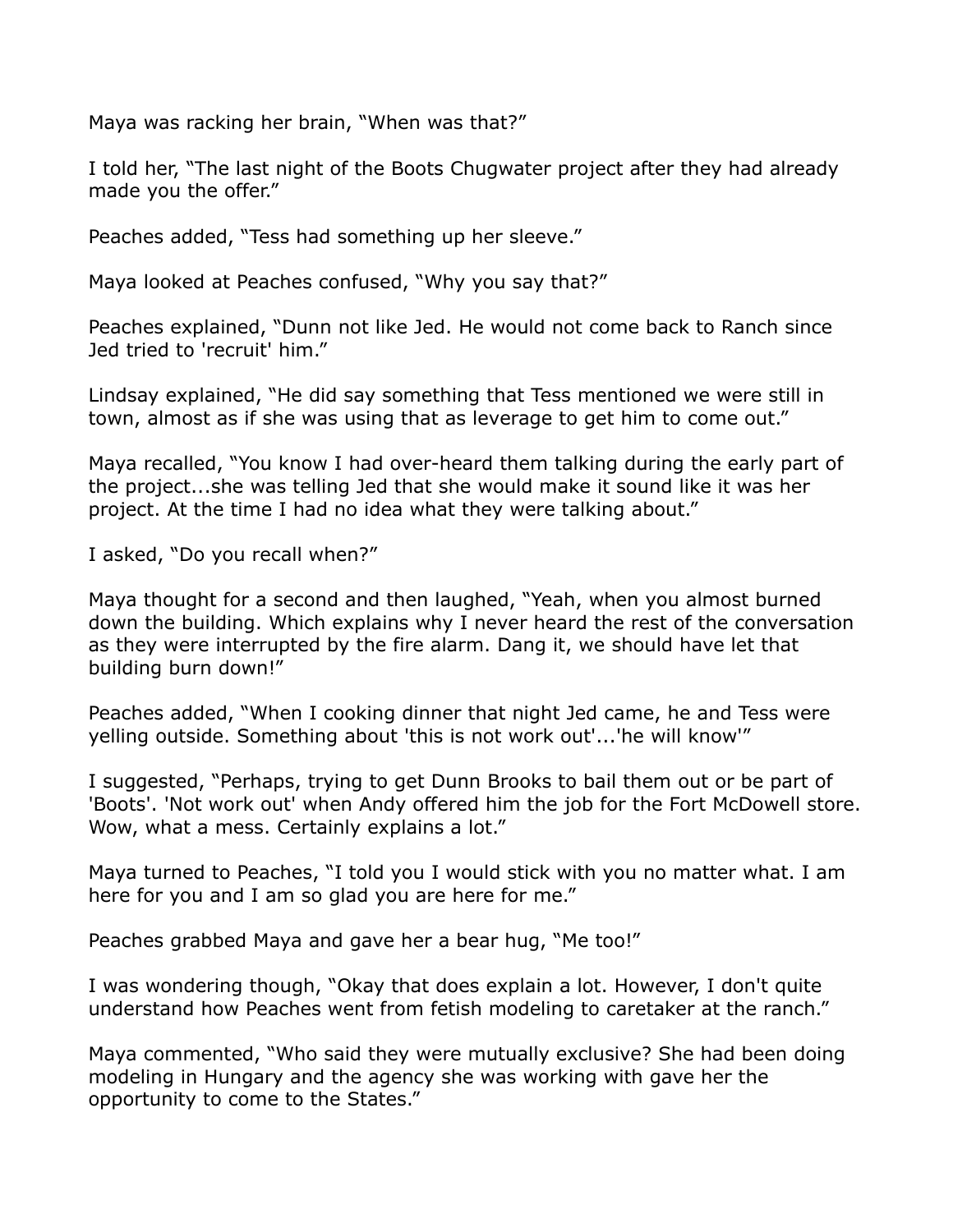Maya was racking her brain, "When was that?"

I told her, "The last night of the Boots Chugwater project after they had already made you the offer."

Peaches added, "Tess had something up her sleeve."

Maya looked at Peaches confused, "Why you say that?"

Peaches explained, "Dunn not like Jed. He would not come back to Ranch since Jed tried to 'recruit' him."

Lindsay explained, "He did say something that Tess mentioned we were still in town, almost as if she was using that as leverage to get him to come out."

Maya recalled, "You know I had over-heard them talking during the early part of the project...she was telling Jed that she would make it sound like it was her project. At the time I had no idea what they were talking about."

I asked, "Do you recall when?"

Maya thought for a second and then laughed, "Yeah, when you almost burned down the building. Which explains why I never heard the rest of the conversation as they were interrupted by the fire alarm. Dang it, we should have let that building burn down!"

Peaches added, "When I cooking dinner that night Jed came, he and Tess were yelling outside. Something about 'this is not work out'...'he will know'"

I suggested, "Perhaps, trying to get Dunn Brooks to bail them out or be part of 'Boots'. 'Not work out' when Andy offered him the job for the Fort McDowell store. Wow, what a mess. Certainly explains a lot."

Maya turned to Peaches, "I told you I would stick with you no matter what. I am here for you and I am so glad you are here for me."

Peaches grabbed Maya and gave her a bear hug, "Me too!"

I was wondering though, "Okay that does explain a lot. However, I don't quite understand how Peaches went from fetish modeling to caretaker at the ranch."

Maya commented, "Who said they were mutually exclusive? She had been doing modeling in Hungary and the agency she was working with gave her the opportunity to come to the States."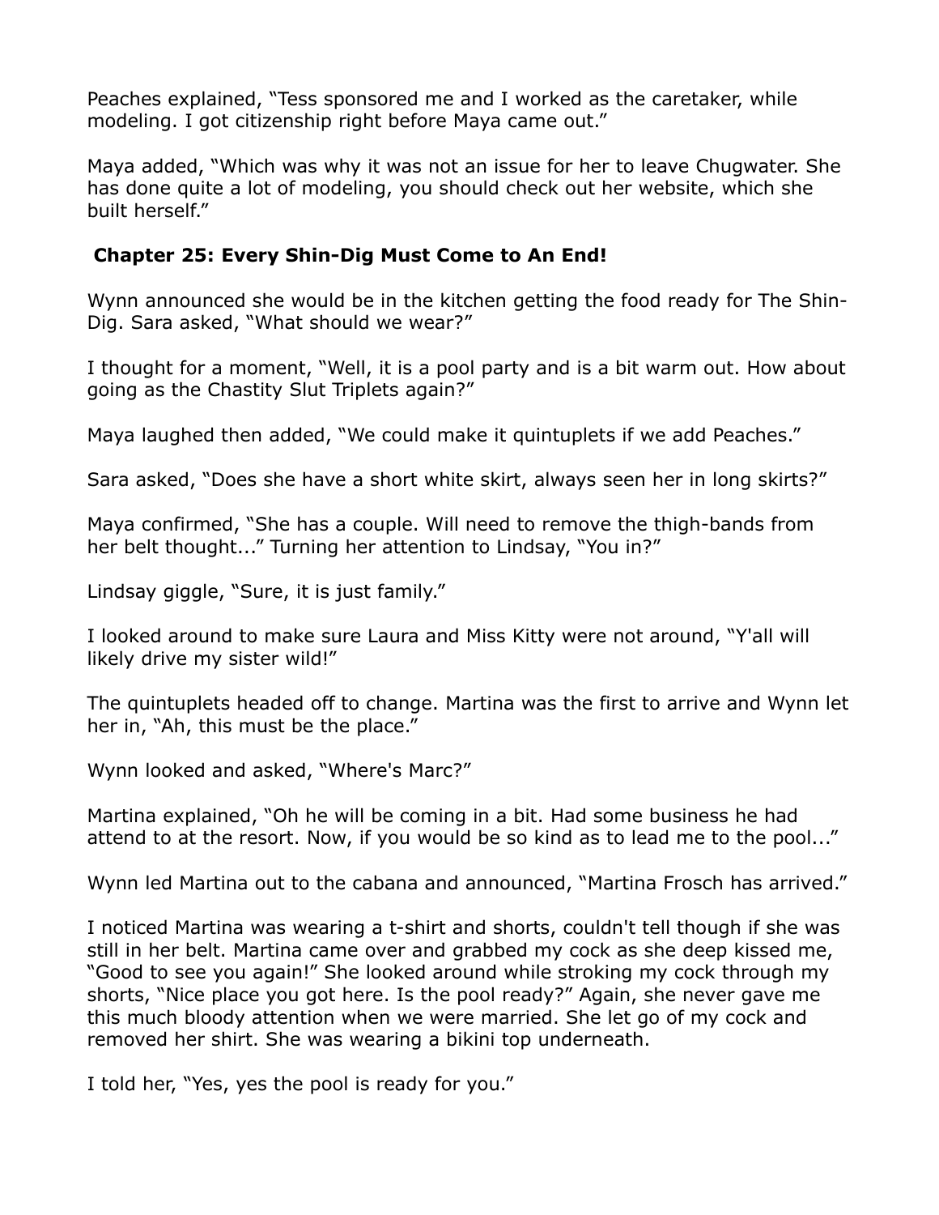Peaches explained, "Tess sponsored me and I worked as the caretaker, while modeling. I got citizenship right before Maya came out."

Maya added, "Which was why it was not an issue for her to leave Chugwater. She has done quite a lot of modeling, you should check out her website, which she built herself."

**Chapter 25: Every Shin-Dig Must Come to An End!**

Wynn announced she would be in the kitchen getting the food ready for The Shin-Dig. Sara asked, "What should we wear?"

I thought for a moment, "Well, it is a pool party and is a bit warm out. How about going as the Chastity Slut Triplets again?"

Maya laughed then added, "We could make it quintuplets if we add Peaches."

Sara asked, "Does she have a short white skirt, always seen her in long skirts?"

Maya confirmed, "She has a couple. Will need to remove the thigh-bands from her belt thought..." Turning her attention to Lindsay, "You in?"

Lindsay giggle, "Sure, it is just family."

I looked around to make sure Laura and Miss Kitty were not around, "Y'all will likely drive my sister wild!"

The quintuplets headed off to change. Martina was the first to arrive and Wynn let her in, "Ah, this must be the place."

Wynn looked and asked, "Where's Marc?"

Martina explained, "Oh he will be coming in a bit. Had some business he had attend to at the resort. Now, if you would be so kind as to lead me to the pool..."

Wynn led Martina out to the cabana and announced, "Martina Frosch has arrived."

I noticed Martina was wearing a t-shirt and shorts, couldn't tell though if she was still in her belt. Martina came over and grabbed my cock as she deep kissed me, "Good to see you again!" She looked around while stroking my cock through my shorts, "Nice place you got here. Is the pool ready?" Again, she never gave me this much bloody attention when we were married. She let go of my cock and removed her shirt. She was wearing a bikini top underneath.

I told her, "Yes, yes the pool is ready for you."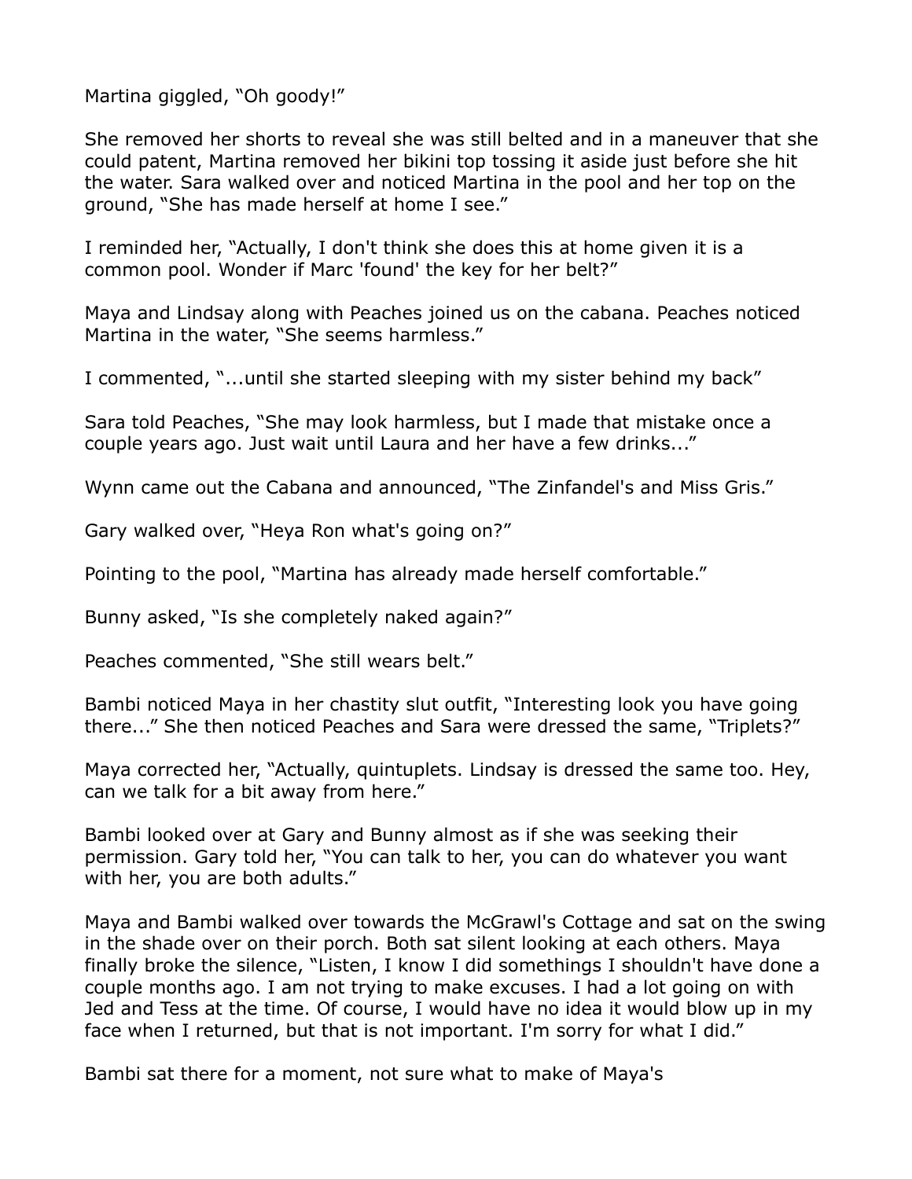Martina giggled, “Oh goody!”

She removed her shorts to reveal she was still belted and in a maneuver that she could patent, Martina removed her bikini top tossing it aside just before she hit the water. Sara walked over and noticed Martina in the pool and her top on the ground, “She has made herself at home I see.”

I reminded her, “Actually, I don't think she does this at home given it is a common pool. Wonder if Marc 'found' the key for her belt?”

Maya and Lindsay along with Peaches joined us on the cabana. Peaches noticed Martina in the water, “She seems harmless.”

I commented, “...until she started sleeping with my sister behind my back”

Sara told Peaches, “She may look harmless, but I made that mistake once a couple years ago. Just wait until Laura and her have a few drinks...”

Wynn came out the Cabana and announced, “The Zinfandel's and Miss Gris.”

Gary walked over, “Heya Ron what's going on?”

Pointing to the pool, “Martina has already made herself comfortable.”

Bunny asked, “Is she completely naked again?”

Peaches commented, “She still wears belt.”

Bambi noticed Maya in her chastity slut outfit, “Interesting look you have going there...” She then noticed Peaches and Sara were dressed the same, “Triplets?”

Maya corrected her, “Actually, quintuplets. Lindsay is dressed the same too. Hey, can we talk for a bit away from here.”

Bambi looked over at Gary and Bunny almost as if she was seeking their permission. Gary told her, “You can talk to her, you can do whatever you want with her, you are both adults.”

Maya and Bambi walked over towards the McGrawl's Cottage and sat on the swing in the shade over on their porch. Both sat silent looking at each others. Maya finally broke the silence, “Listen, I know I did somethings I shouldn't have done a couple months ago. I am not trying to make excuses. I had a lot going on with Jed and Tess at the time. Of course, I would have no idea it would blow up in my face when I returned, but that is not important. I'm sorry for what I did.”

Bambi sat there for a moment, not sure what to make of Maya's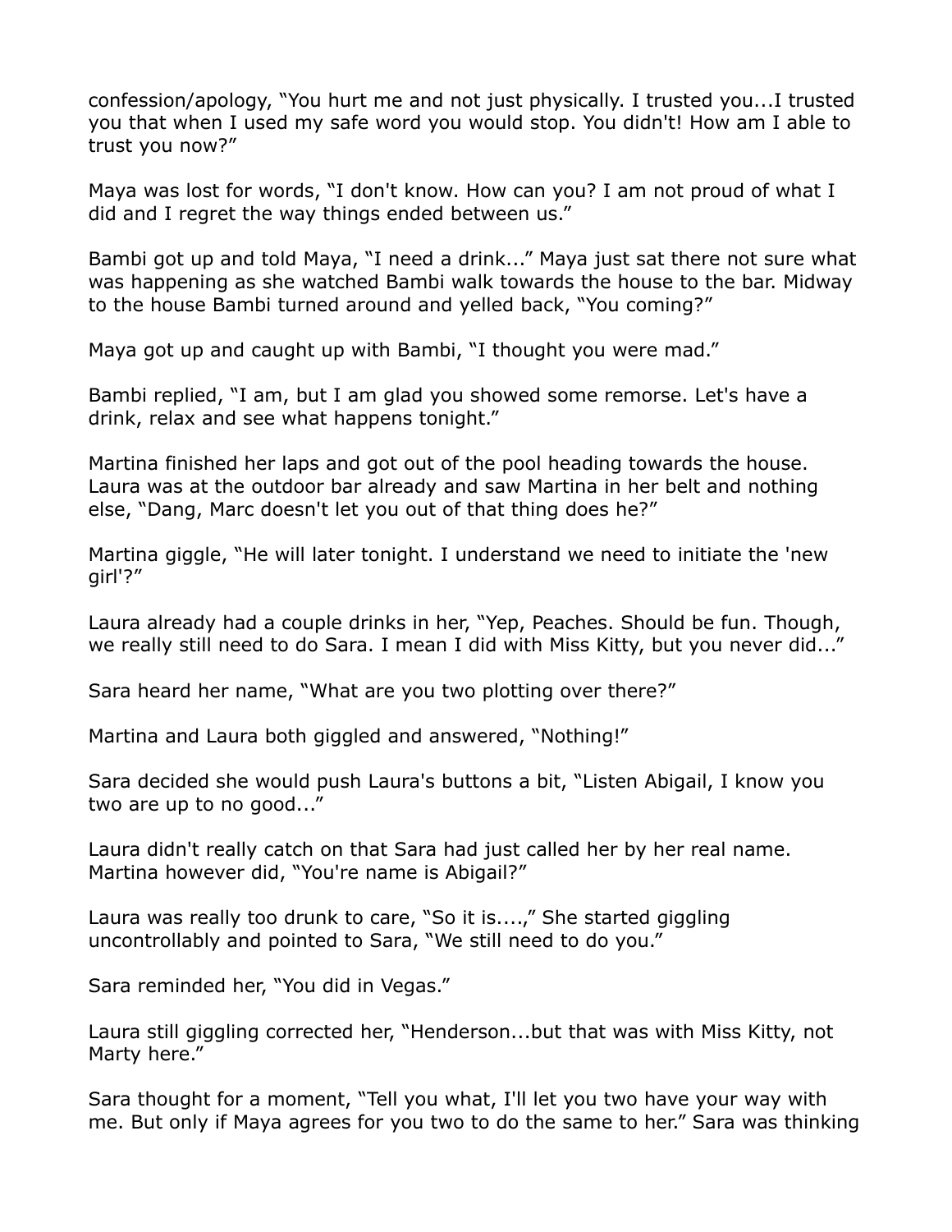confession/apology, “You hurt me and not just physically. I trusted you...I trusted you that when I used my safe word you would stop. You didn't! How am I able to trust you now?”

Maya was lost for words, “I don't know. How can you? I am not proud of what I did and I regret the way things ended between us.”

Bambi got up and told Maya, “I need a drink...” Maya just sat there not sure what was happening as she watched Bambi walk towards the house to the bar. Midway to the house Bambi turned around and yelled back, “You coming?”

Maya got up and caught up with Bambi, “I thought you were mad.”

Bambi replied, “I am, but I am glad you showed some remorse. Let's have a drink, relax and see what happens tonight.”

Martina finished her laps and got out of the pool heading towards the house. Laura was at the outdoor bar already and saw Martina in her belt and nothing else, “Dang, Marc doesn't let you out of that thing does he?”

Martina giggle, “He will later tonight. I understand we need to initiate the 'new girl'?”

Laura already had a couple drinks in her, “Yep, Peaches. Should be fun. Though, we really still need to do Sara. I mean I did with Miss Kitty, but you never did...”

Sara heard her name, “What are you two plotting over there?”

Martina and Laura both giggled and answered, “Nothing!”

Sara decided she would push Laura's buttons a bit, “Listen Abigail, I know you two are up to no good...”

Laura didn't really catch on that Sara had just called her by her real name. Martina however did, “You're name is Abigail?”

Laura was really too drunk to care, “So it is....,” She started giggling uncontrollably and pointed to Sara, “We still need to do you.”

Sara reminded her, “You did in Vegas.”

Laura still giggling corrected her, “Henderson...but that was with Miss Kitty, not Marty here.”

Sara thought for a moment, “Tell you what, I'll let you two have your way with me. But only if Maya agrees for you two to do the same to her.” Sara was thinking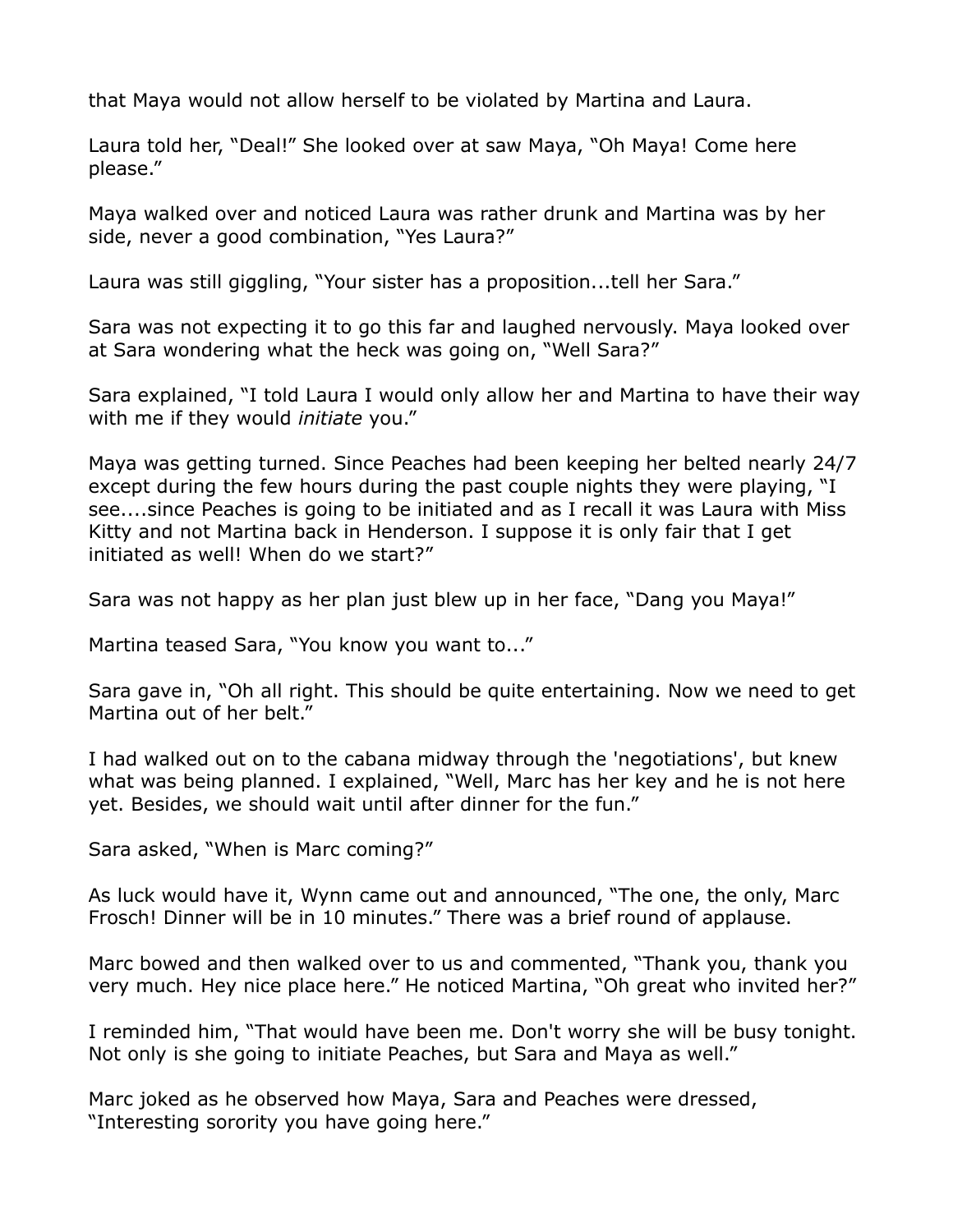that Maya would not allow herself to be violated by Martina and Laura.

Laura told her, “Deal!” She looked over at saw Maya, “Oh Maya! Come here please.”

Maya walked over and noticed Laura was rather drunk and Martina was by her side, never a good combination, “Yes Laura?”

Laura was still giggling, “Your sister has a proposition...tell her Sara.”

Sara was not expecting it to go this far and laughed nervously. Maya looked over at Sara wondering what the heck was going on, “Well Sara?”

Sara explained, “I told Laura I would only allow her and Martina to have their way with me if they would *initiate* you.”

Maya was getting turned. Since Peaches had been keeping her belted nearly 24/7 except during the few hours during the past couple nights they were playing, “I see....since Peaches is going to be initiated and as I recall it was Laura with Miss Kitty and not Martina back in Henderson. I suppose it is only fair that I get initiated as well! When do we start?”

Sara was not happy as her plan just blew up in her face, “Dang you Maya!”

Martina teased Sara, “You know you want to...”

Sara gave in, “Oh all right. This should be quite entertaining. Now we need to get Martina out of her belt.”

I had walked out on to the cabana midway through the 'negotiations', but knew what was being planned. I explained, “Well, Marc has her key and he is not here yet. Besides, we should wait until after dinner for the fun.”

Sara asked, “When is Marc coming?”

As luck would have it, Wynn came out and announced, “The one, the only, Marc Frosch! Dinner will be in 10 minutes.” There was a brief round of applause.

Marc bowed and then walked over to us and commented, “Thank you, thank you very much. Hey nice place here.” He noticed Martina, “Oh great who invited her?”

I reminded him, “That would have been me. Don't worry she will be busy tonight. Not only is she going to initiate Peaches, but Sara and Maya as well.”

Marc joked as he observed how Maya, Sara and Peaches were dressed, “Interesting sorority you have going here.”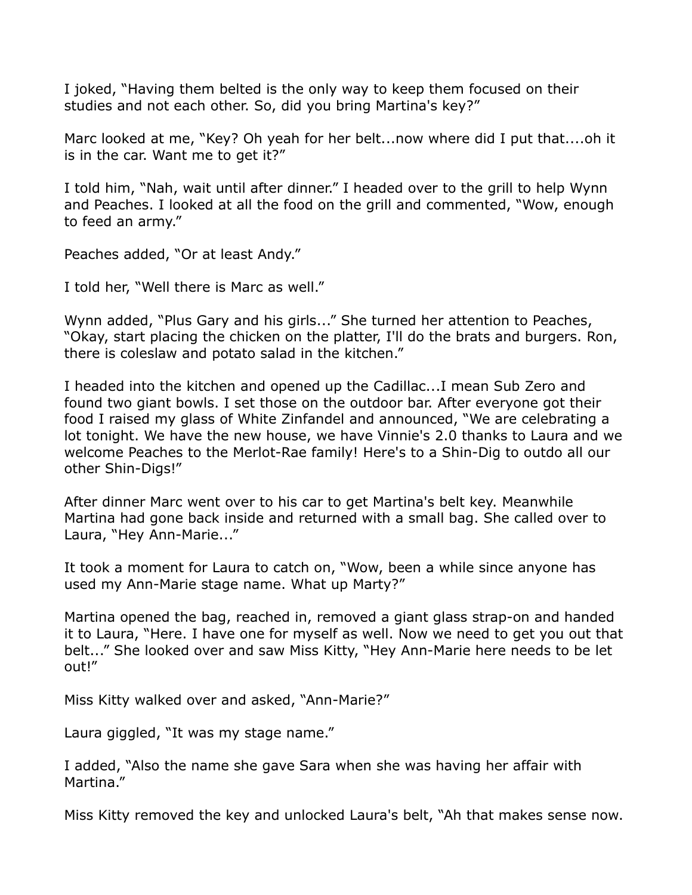I joked, "Having them belted is the only way to keep them focused on their studies and not each other. So, did you bring Martina's key?"

Marc looked at me, "Key? Oh yeah for her belt...now where did I put that....oh it is in the car. Want me to get it?"

I told him, "Nah, wait until after dinner." I headed over to the grill to help Wynn and Peaches. I looked at all the food on the grill and commented, "Wow, enough to feed an army."

Peaches added, "Or at least Andy."

I told her, "Well there is Marc as well."

Wynn added, "Plus Gary and his girls..." She turned her attention to Peaches, "Okay, start placing the chicken on the platter, I'll do the brats and burgers. Ron, there is coleslaw and potato salad in the kitchen."

I headed into the kitchen and opened up the Cadillac...I mean Sub Zero and found two giant bowls. I set those on the outdoor bar. After everyone got their food I raised my glass of White Zinfandel and announced, "We are celebrating a lot tonight. We have the new house, we have Vinnie's 2.0 thanks to Laura and we welcome Peaches to the Merlot-Rae family! Here's to a Shin-Dig to outdo all our other Shin-Digs!"

After dinner Marc went over to his car to get Martina's belt key. Meanwhile Martina had gone back inside and returned with a small bag. She called over to Laura, "Hey Ann-Marie..."

It took a moment for Laura to catch on, "Wow, been a while since anyone has used my Ann-Marie stage name. What up Marty?"

Martina opened the bag, reached in, removed a giant glass strap-on and handed it to Laura, "Here. I have one for myself as well. Now we need to get you out that belt..." She looked over and saw Miss Kitty, "Hey Ann-Marie here needs to be let out!"

Miss Kitty walked over and asked, "Ann-Marie?"

Laura giggled, "It was my stage name."

I added, "Also the name she gave Sara when she was having her affair with Martina."

Miss Kitty removed the key and unlocked Laura's belt, "Ah that makes sense now.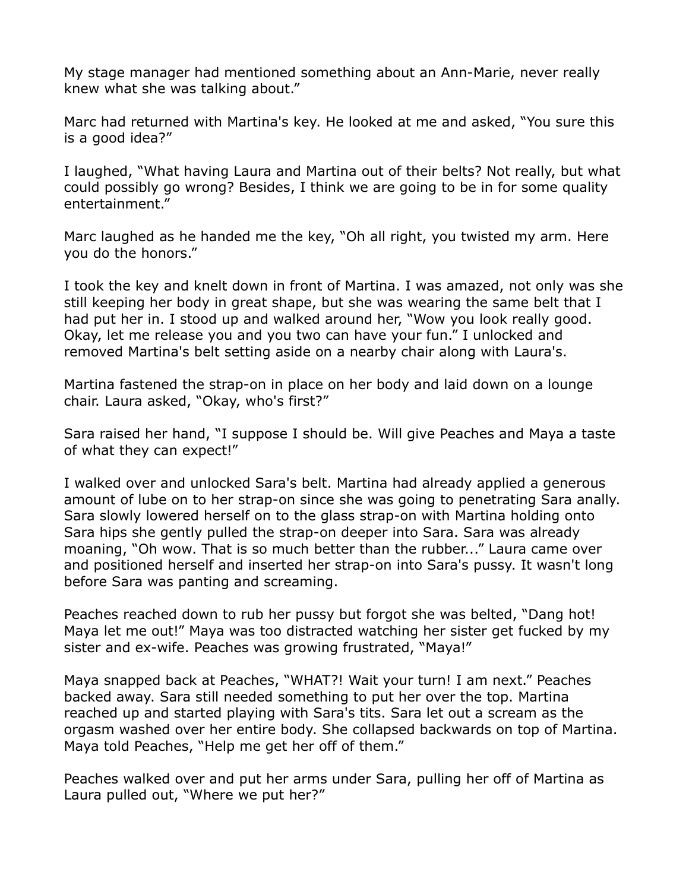My stage manager had mentioned something about an Ann-Marie, never really knew what she was talking about."

Marc had returned with Martina's key. He looked at me and asked, "You sure this is a good idea?"

I laughed, "What having Laura and Martina out of their belts? Not really, but what could possibly go wrong? Besides, I think we are going to be in for some quality entertainment."

Marc laughed as he handed me the key, "Oh all right, you twisted my arm. Here you do the honors."

I took the key and knelt down in front of Martina. I was amazed, not only was she still keeping her body in great shape, but she was wearing the same belt that I had put her in. I stood up and walked around her, "Wow you look really good. Okay, let me release you and you two can have your fun." I unlocked and removed Martina's belt setting aside on a nearby chair along with Laura's.

Martina fastened the strap-on in place on her body and laid down on a lounge chair. Laura asked, "Okay, who's first?"

Sara raised her hand, "I suppose I should be. Will give Peaches and Maya a taste of what they can expect!"

I walked over and unlocked Sara's belt. Martina had already applied a generous amount of lube on to her strap-on since she was going to penetrating Sara anally. Sara slowly lowered herself on to the glass strap-on with Martina holding onto Sara hips she gently pulled the strap-on deeper into Sara. Sara was already moaning, "Oh wow. That is so much better than the rubber..." Laura came over and positioned herself and inserted her strap-on into Sara's pussy. It wasn't long before Sara was panting and screaming.

Peaches reached down to rub her pussy but forgot she was belted, "Dang hot! Maya let me out!" Maya was too distracted watching her sister get fucked by my sister and ex-wife. Peaches was growing frustrated, "Maya!"

Maya snapped back at Peaches, "WHAT?! Wait your turn! I am next." Peaches backed away. Sara still needed something to put her over the top. Martina reached up and started playing with Sara's tits. Sara let out a scream as the orgasm washed over her entire body. She collapsed backwards on top of Martina. Maya told Peaches, "Help me get her off of them."

Peaches walked over and put her arms under Sara, pulling her off of Martina as Laura pulled out, "Where we put her?"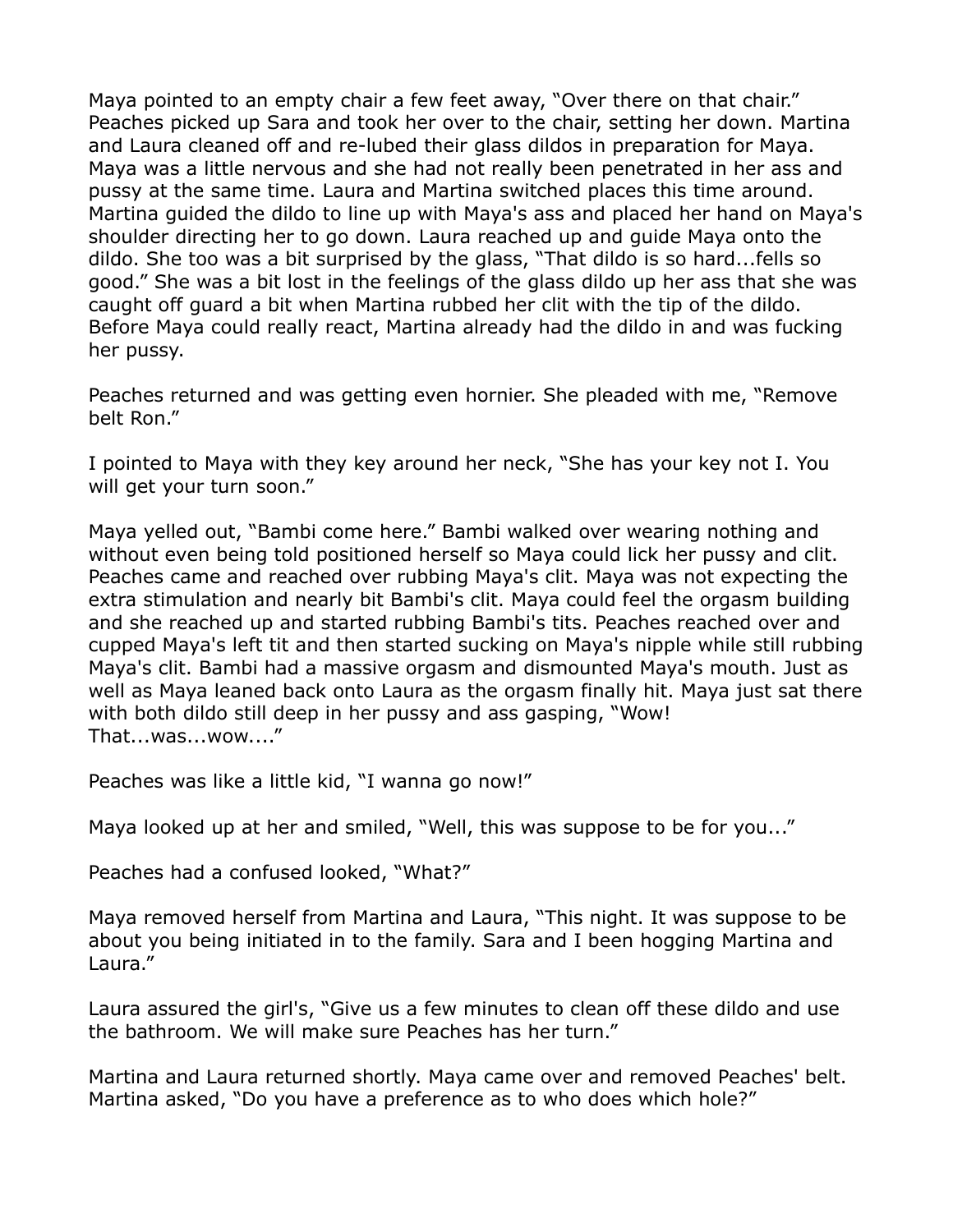Maya pointed to an empty chair a few feet away, "Over there on that chair." Peaches picked up Sara and took her over to the chair, setting her down. Martina and Laura cleaned off and re-lubed their glass dildos in preparation for Maya. Maya was a little nervous and she had not really been penetrated in her ass and pussy at the same time. Laura and Martina switched places this time around. Martina guided the dildo to line up with Maya's ass and placed her hand on Maya's shoulder directing her to go down. Laura reached up and guide Maya onto the dildo. She too was a bit surprised by the glass, "That dildo is so hard...fells so good." She was a bit lost in the feelings of the glass dildo up her ass that she was caught off guard a bit when Martina rubbed her clit with the tip of the dildo. Before Maya could really react, Martina already had the dildo in and was fucking her pussy.

Peaches returned and was getting even hornier. She pleaded with me, "Remove belt Ron."

I pointed to Maya with they key around her neck, "She has your key not I. You will get your turn soon."

Maya yelled out, "Bambi come here." Bambi walked over wearing nothing and without even being told positioned herself so Maya could lick her pussy and clit. Peaches came and reached over rubbing Maya's clit. Maya was not expecting the extra stimulation and nearly bit Bambi's clit. Maya could feel the orgasm building and she reached up and started rubbing Bambi's tits. Peaches reached over and cupped Maya's left tit and then started sucking on Maya's nipple while still rubbing Maya's clit. Bambi had a massive orgasm and dismounted Maya's mouth. Just as well as Maya leaned back onto Laura as the orgasm finally hit. Maya just sat there with both dildo still deep in her pussy and ass gasping, "Wow! That...was...wow...."

Peaches was like a little kid, "I wanna go now!"

Maya looked up at her and smiled, "Well, this was suppose to be for you..."

Peaches had a confused looked, "What?"

Maya removed herself from Martina and Laura, "This night. It was suppose to be about you being initiated in to the family. Sara and I been hogging Martina and Laura."

Laura assured the girl's, "Give us a few minutes to clean off these dildo and use the bathroom. We will make sure Peaches has her turn."

Martina and Laura returned shortly. Maya came over and removed Peaches' belt. Martina asked, "Do you have a preference as to who does which hole?"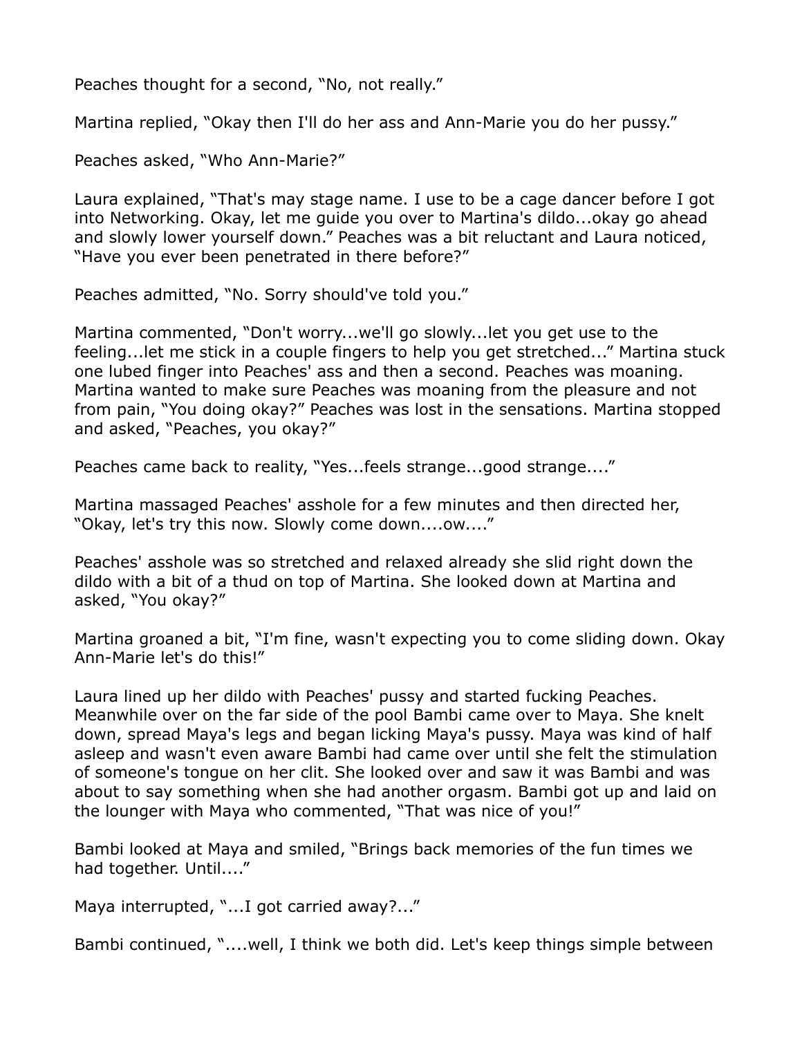Peaches thought for a second, “No, not really.”

Martina replied, “Okay then I'll do her ass and Ann-Marie you do her pussy.”

Peaches asked, “Who Ann-Marie?”

Laura explained, “That's may stage name. I use to be a cage dancer before I got into Networking. Okay, let me guide you over to Martina's dildo...okay go ahead and slowly lower yourself down.” Peaches was a bit reluctant and Laura noticed, “Have you ever been penetrated in there before?”

Peaches admitted, “No. Sorry should've told you.”

Martina commented, “Don't worry...we'll go slowly...let you get use to the feeling...let me stick in a couple fingers to help you get stretched...” Martina stuck one lubed finger into Peaches' ass and then a second. Peaches was moaning. Martina wanted to make sure Peaches was moaning from the pleasure and not from pain, “You doing okay?” Peaches was lost in the sensations. Martina stopped and asked, “Peaches, you okay?”

Peaches came back to reality, “Yes...feels strange...good strange....”

Martina massaged Peaches' asshole for a few minutes and then directed her, “Okay, let's try this now. Slowly come down....ow....”

Peaches' asshole was so stretched and relaxed already she slid right down the dildo with a bit of a thud on top of Martina. She looked down at Martina and asked, “You okay?”

Martina groaned a bit, “I'm fine, wasn't expecting you to come sliding down. Okay Ann-Marie let's do this!”

Laura lined up her dildo with Peaches' pussy and started fucking Peaches. Meanwhile over on the far side of the pool Bambi came over to Maya. She knelt down, spread Maya's legs and began licking Maya's pussy. Maya was kind of half asleep and wasn't even aware Bambi had came over until she felt the stimulation of someone's tongue on her clit. She looked over and saw it was Bambi and was about to say something when she had another orgasm. Bambi got up and laid on the lounger with Maya who commented, “That was nice of you!”

Bambi looked at Maya and smiled, “Brings back memories of the fun times we had together. Until....”

Maya interrupted, “...I got carried away?...”

Bambi continued, “....well, I think we both did. Let's keep things simple between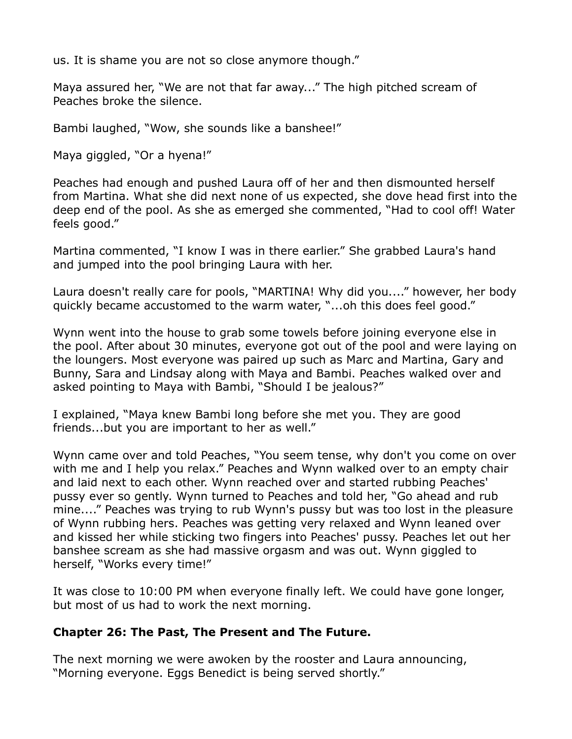us. It is shame you are not so close anymore though."

Maya assured her, "We are not that far away..." The high pitched scream of Peaches broke the silence.

Bambi laughed, "Wow, she sounds like a banshee!"

Maya giggled, "Or a hyena!"

Peaches had enough and pushed Laura off of her and then dismounted herself from Martina. What she did next none of us expected, she dove head first into the deep end of the pool. As she as emerged she commented, "Had to cool off! Water feels good."

Martina commented, "I know I was in there earlier." She grabbed Laura's hand and jumped into the pool bringing Laura with her.

Laura doesn't really care for pools, "MARTINA! Why did you...." however, her body quickly became accustomed to the warm water, "...oh this does feel good."

Wynn went into the house to grab some towels before joining everyone else in the pool. After about 30 minutes, everyone got out of the pool and were laying on the loungers. Most everyone was paired up such as Marc and Martina, Gary and Bunny, Sara and Lindsay along with Maya and Bambi. Peaches walked over and asked pointing to Maya with Bambi, "Should I be jealous?"

I explained, "Maya knew Bambi long before she met you. They are good friends...but you are important to her as well."

Wynn came over and told Peaches, "You seem tense, why don't you come on over with me and I help you relax." Peaches and Wynn walked over to an empty chair and laid next to each other. Wynn reached over and started rubbing Peaches' pussy ever so gently. Wynn turned to Peaches and told her, "Go ahead and rub mine...." Peaches was trying to rub Wynn's pussy but was too lost in the pleasure of Wynn rubbing hers. Peaches was getting very relaxed and Wynn leaned over and kissed her while sticking two fingers into Peaches' pussy. Peaches let out her banshee scream as she had massive orgasm and was out. Wynn giggled to herself, "Works every time!"

It was close to 10:00 PM when everyone finally left. We could have gone longer, but most of us had to work the next morning.

## Chapter 26: The Past, The Present and The Future.

The next morning we were awoken by the rooster and Laura announcing, "Morning everyone. Eggs Benedict is being served shortly."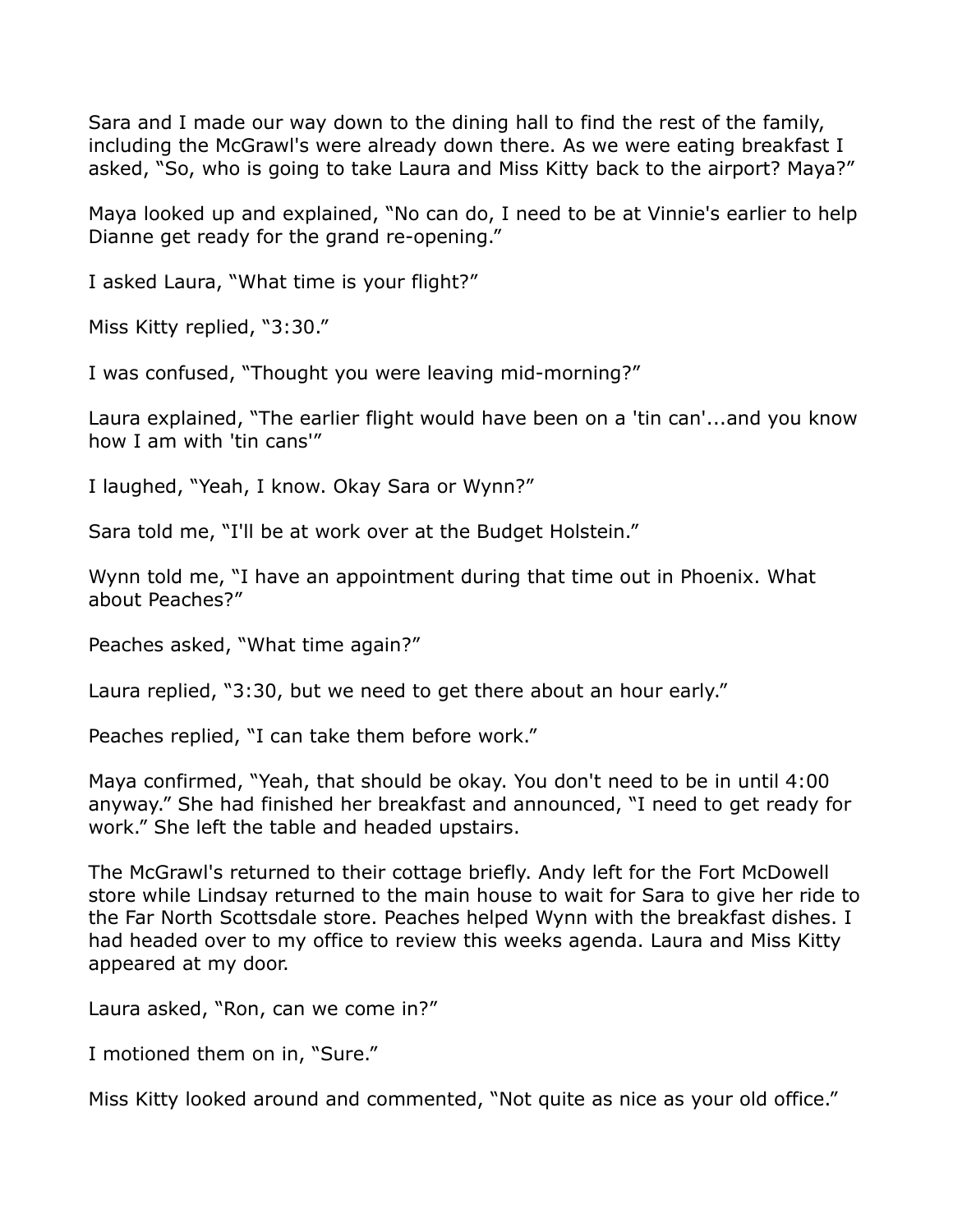Sara and I made our way down to the dining hall to find the rest of the family, including the McGrawl's were already down there. As we were eating breakfast I asked, “So, who is going to take Laura and Miss Kitty back to the airport? Maya?”

Maya looked up and explained, “No can do, I need to be at Vinnie's earlier to help Dianne get ready for the grand re-opening.”

I asked Laura, “What time is your flight?”

Miss Kitty replied, “3:30.”

I was confused, “Thought you were leaving mid-morning?”

Laura explained, “The earlier flight would have been on a 'tin can'...and you know how I am with 'tin cans'”

I laughed, “Yeah, I know. Okay Sara or Wynn?”

Sara told me, “I'll be at work over at the Budget Holstein.”

Wynn told me, “I have an appointment during that time out in Phoenix. What about Peaches?”

Peaches asked, “What time again?”

Laura replied, “3:30, but we need to get there about an hour early.”

Peaches replied, “I can take them before work.”

Maya confirmed, “Yeah, that should be okay. You don't need to be in until 4:00 anyway.” She had finished her breakfast and announced, “I need to get ready for work.” She left the table and headed upstairs.

The McGrawl's returned to their cottage briefly. Andy left for the Fort McDowell store while Lindsay returned to the main house to wait for Sara to give her ride to the Far North Scottsdale store. Peaches helped Wynn with the breakfast dishes. I had headed over to my office to review this weeks agenda. Laura and Miss Kitty appeared at my door.

Laura asked, “Ron, can we come in?”

I motioned them on in, “Sure.”

Miss Kitty looked around and commented, “Not quite as nice as your old office.”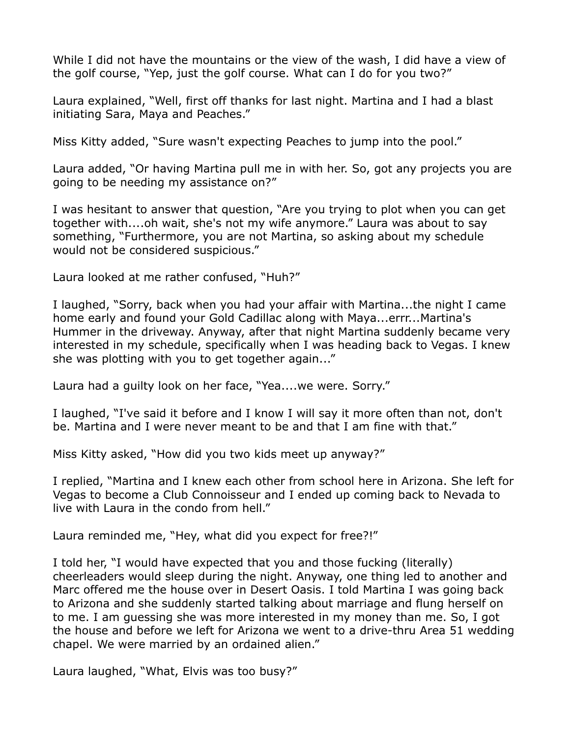While I did not have the mountains or the view of the wash, I did have a view of the golf course, "Yep, just the golf course. What can I do for you two?"

Laura explained, "Well, first off thanks for last night. Martina and I had a blast initiating Sara, Maya and Peaches."

Miss Kitty added, "Sure wasn't expecting Peaches to jump into the pool."

Laura added, "Or having Martina pull me in with her. So, got any projects you are going to be needing my assistance on?"

I was hesitant to answer that question, "Are you trying to plot when you can get together with....oh wait, she's not my wife anymore." Laura was about to say something, "Furthermore, you are not Martina, so asking about my schedule would not be considered suspicious."

Laura looked at me rather confused, "Huh?"

I laughed, "Sorry, back when you had your affair with Martina...the night I came home early and found your Gold Cadillac along with Maya...errr...Martina's Hummer in the driveway. Anyway, after that night Martina suddenly became very interested in my schedule, specifically when I was heading back to Vegas. I knew she was plotting with you to get together again..."

Laura had a guilty look on her face, "Yea....we were. Sorry."

I laughed, "I've said it before and I know I will say it more often than not, don't be. Martina and I were never meant to be and that I am fine with that."

Miss Kitty asked, "How did you two kids meet up anyway?"

I replied, "Martina and I knew each other from school here in Arizona. She left for Vegas to become a Club Connoisseur and I ended up coming back to Nevada to live with Laura in the condo from hell."

Laura reminded me, "Hey, what did you expect for free?!"

I told her, "I would have expected that you and those fucking (literally) cheerleaders would sleep during the night. Anyway, one thing led to another and Marc offered me the house over in Desert Oasis. I told Martina I was going back to Arizona and she suddenly started talking about marriage and flung herself on to me. I am guessing she was more interested in my money than me. So, I got the house and before we left for Arizona we went to a drive-thru Area 51 wedding chapel. We were married by an ordained alien."

Laura laughed, "What, Elvis was too busy?"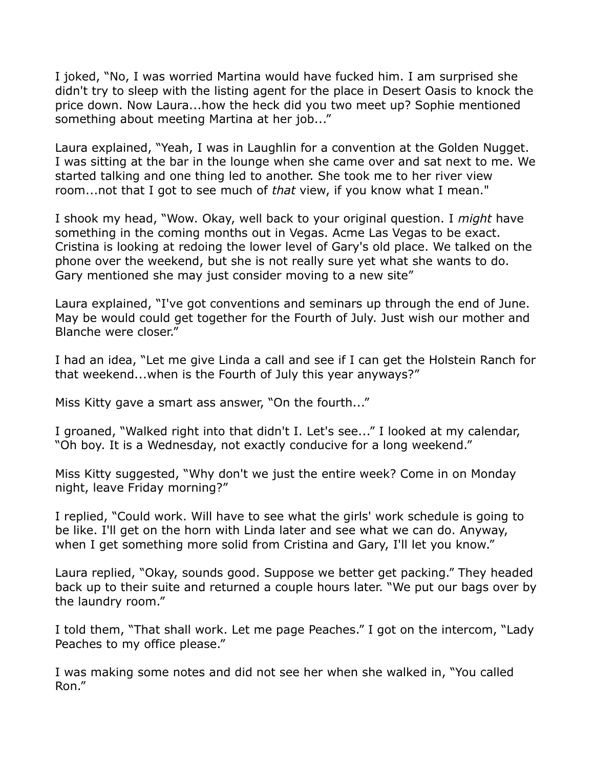I joked, "No, I was worried Martina would have fucked him. I am surprised she didn't try to sleep with the listing agent for the place in Desert Oasis to knock the price down. Now Laura...how the heck did you two meet up? Sophie mentioned something about meeting Martina at her job..."

Laura explained, "Yeah, I was in Laughlin for a convention at the Golden Nugget. I was sitting at the bar in the lounge when she came over and sat next to me. We started talking and one thing led to another. She took me to her river view room...not that I got to see much of *that* view, if you know what I mean."

I shook my head, "Wow. Okay, well back to your original question. I *might* have something in the coming months out in Vegas. Acme Las Vegas to be exact. Cristina is looking at redoing the lower level of Gary's old place. We talked on the phone over the weekend, but she is not really sure yet what she wants to do. Gary mentioned she may just consider moving to a new site"

Laura explained, "I've got conventions and seminars up through the end of June. May be would could get together for the Fourth of July. Just wish our mother and Blanche were closer."

I had an idea, "Let me give Linda a call and see if I can get the Holstein Ranch for that weekend...when is the Fourth of July this year anyways?"

Miss Kitty gave a smart ass answer, "On the fourth..."

I groaned, "Walked right into that didn't I. Let's see..." I looked at my calendar, "Oh boy. It is a Wednesday, not exactly conducive for a long weekend."

Miss Kitty suggested, "Why don't we just the entire week? Come in on Monday night, leave Friday morning?"

I replied, "Could work. Will have to see what the girls' work schedule is going to be like. I'll get on the horn with Linda later and see what we can do. Anyway, when I get something more solid from Cristina and Gary, I'll let you know."

Laura replied, "Okay, sounds good. Suppose we better get packing." They headed back up to their suite and returned a couple hours later. "We put our bags over by the laundry room."

I told them, "That shall work. Let me page Peaches." I got on the intercom, "Lady Peaches to my office please."

I was making some notes and did not see her when she walked in, "You called Ron."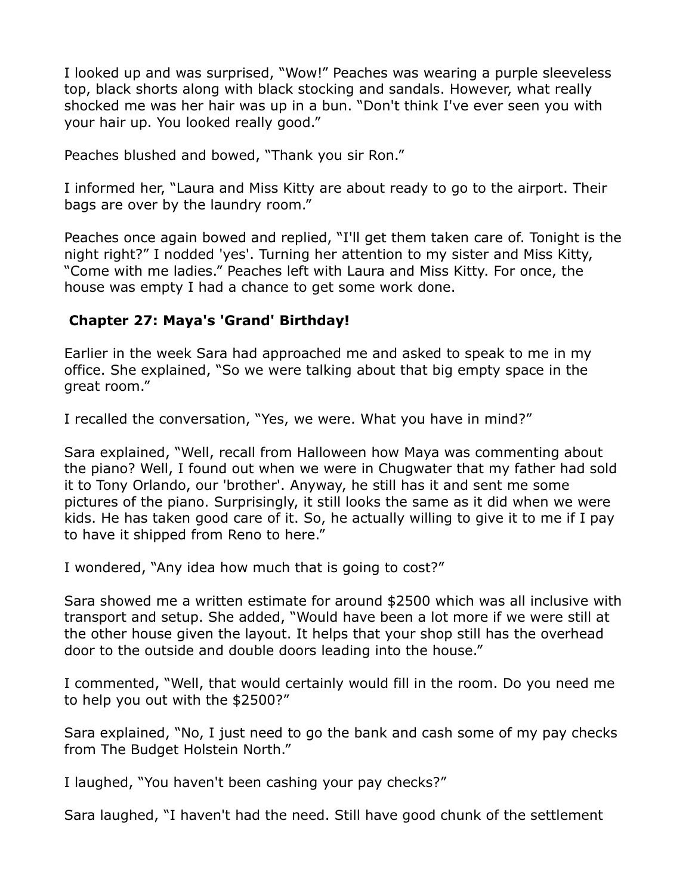I looked up and was surprised, “Wow!” Peaches was wearing a purple sleeveless top, black shorts along with black stocking and sandals. However, what really shocked me was her hair was up in a bun. “Don't think I've ever seen you with your hair up. You looked really good.”

Peaches blushed and bowed, “Thank you sir Ron.”

I informed her, “Laura and Miss Kitty are about ready to go to the airport. Their bags are over by the laundry room.”

Peaches once again bowed and replied, “I'll get them taken care of. Tonight is the night right?” I nodded 'yes'. Turning her attention to my sister and Miss Kitty, “Come with me ladies.” Peaches left with Laura and Miss Kitty. For once, the house was empty I had a chance to get some work done.

## Chapter 27: Maya's 'Grand' Birthday!

Earlier in the week Sara had approached me and asked to speak to me in my office. She explained, “So we were talking about that big empty space in the great room.”

I recalled the conversation, “Yes, we were. What you have in mind?”

Sara explained, “Well, recall from Halloween how Maya was commenting about the piano? Well, I found out when we were in Chugwater that my father had sold it to Tony Orlando, our 'brother'. Anyway, he still has it and sent me some pictures of the piano. Surprisingly, it still looks the same as it did when we were kids. He has taken good care of it. So, he actually willing to give it to me if I pay to have it shipped from Reno to here.”

I wondered, “Any idea how much that is going to cost?”

Sara showed me a written estimate for around $2500 which was all inclusive with transport and setup. She added, “Would have been a lot more if we were still at the other house given the layout. It helps that your shop still has the overhead door to the outside and double doors leading into the house.”

I commented, “Well, that would certainly would fill in the room. Do you need me to help you out with the $2500?”

Sara explained, “No, I just need to go the bank and cash some of my pay checks from The Budget Holstein North.”

I laughed, “You haven't been cashing your pay checks?”

Sara laughed, “I haven't had the need. Still have good chunk of the settlement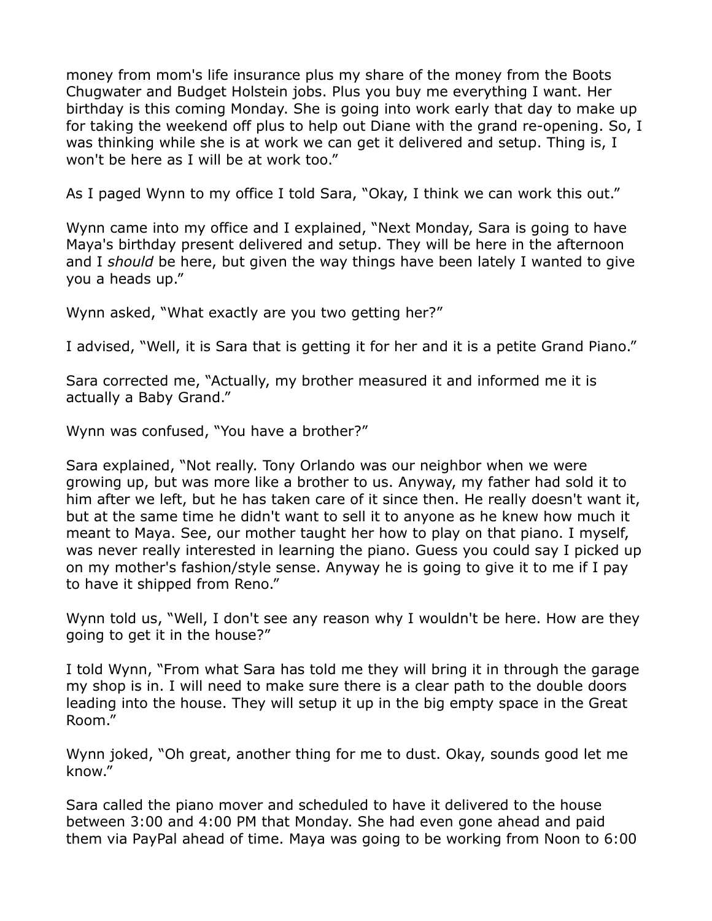money from mom's life insurance plus my share of the money from the Boots Chugwater and Budget Holstein jobs. Plus you buy me everything I want. Her birthday is this coming Monday. She is going into work early that day to make up for taking the weekend off plus to help out Diane with the grand re-opening. So, I was thinking while she is at work we can get it delivered and setup. Thing is, I won't be here as I will be at work too."

As I paged Wynn to my office I told Sara, "Okay, I think we can work this out."

Wynn came into my office and I explained, "Next Monday, Sara is going to have Maya's birthday present delivered and setup. They will be here in the afternoon and I *should* be here, but given the way things have been lately I wanted to give you a heads up."

Wynn asked, "What exactly are you two getting her?"

I advised, "Well, it is Sara that is getting it for her and it is a petite Grand Piano."

Sara corrected me, "Actually, my brother measured it and informed me it is actually a Baby Grand."

Wynn was confused, "You have a brother?"

Sara explained, "Not really. Tony Orlando was our neighbor when we were growing up, but was more like a brother to us. Anyway, my father had sold it to him after we left, but he has taken care of it since then. He really doesn't want it, but at the same time he didn't want to sell it to anyone as he knew how much it meant to Maya. See, our mother taught her how to play on that piano. I myself, was never really interested in learning the piano. Guess you could say I picked up on my mother's fashion/style sense. Anyway he is going to give it to me if I pay to have it shipped from Reno."

Wynn told us, "Well, I don't see any reason why I wouldn't be here. How are they going to get it in the house?"

I told Wynn, "From what Sara has told me they will bring it in through the garage my shop is in. I will need to make sure there is a clear path to the double doors leading into the house. They will setup it up in the big empty space in the Great Room."

Wynn joked, "Oh great, another thing for me to dust. Okay, sounds good let me know."

Sara called the piano mover and scheduled to have it delivered to the house between 3:00 and 4:00 PM that Monday. She had even gone ahead and paid them via PayPal ahead of time. Maya was going to be working from Noon to 6:00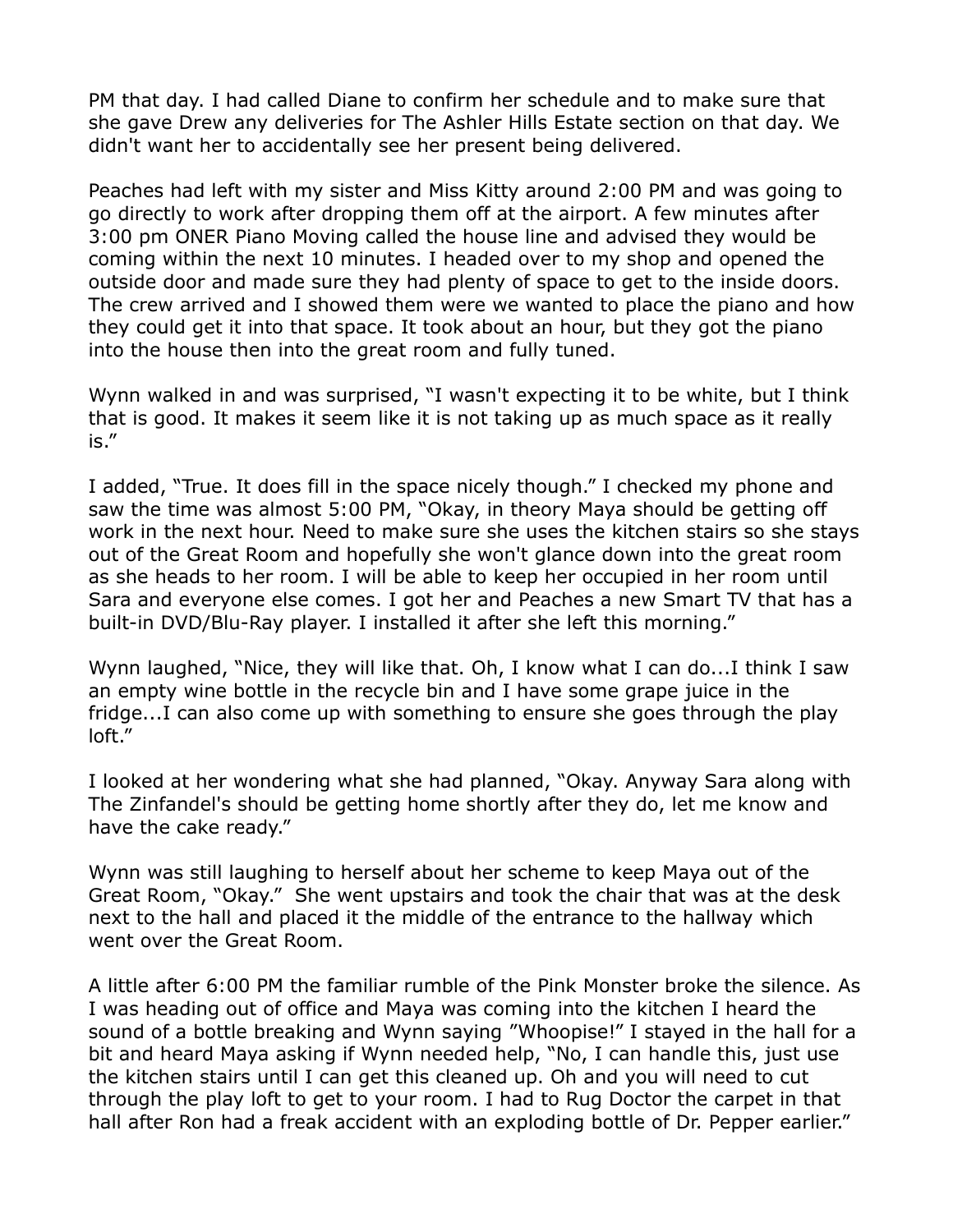PM that day. I had called Diane to confirm her schedule and to make sure that she gave Drew any deliveries for The Ashler Hills Estate section on that day. We didn't want her to accidentally see her present being delivered.

Peaches had left with my sister and Miss Kitty around 2:00 PM and was going to go directly to work after dropping them off at the airport. A few minutes after 3:00 pm ONER Piano Moving called the house line and advised they would be coming within the next 10 minutes. I headed over to my shop and opened the outside door and made sure they had plenty of space to get to the inside doors. The crew arrived and I showed them were we wanted to place the piano and how they could get it into that space. It took about an hour, but they got the piano into the house then into the great room and fully tuned.

Wynn walked in and was surprised, "I wasn't expecting it to be white, but I think that is good. It makes it seem like it is not taking up as much space as it really is."

I added, "True. It does fill in the space nicely though." I checked my phone and saw the time was almost 5:00 PM, "Okay, in theory Maya should be getting off work in the next hour. Need to make sure she uses the kitchen stairs so she stays out of the Great Room and hopefully she won't glance down into the great room as she heads to her room. I will be able to keep her occupied in her room until Sara and everyone else comes. I got her and Peaches a new Smart TV that has a built-in DVD/Blu-Ray player. I installed it after she left this morning."

Wynn laughed, "Nice, they will like that. Oh, I know what I can do...I think I saw an empty wine bottle in the recycle bin and I have some grape juice in the fridge...I can also come up with something to ensure she goes through the play loft."

I looked at her wondering what she had planned, "Okay. Anyway Sara along with The Zinfandel's should be getting home shortly after they do, let me know and have the cake ready."

Wynn was still laughing to herself about her scheme to keep Maya out of the Great Room, "Okay." She went upstairs and took the chair that was at the desk next to the hall and placed it the middle of the entrance to the hallway which went over the Great Room.

A little after 6:00 PM the familiar rumble of the Pink Monster broke the silence. As I was heading out of office and Maya was coming into the kitchen I heard the sound of a bottle breaking and Wynn saying "Whoopise!" I stayed in the hall for a bit and heard Maya asking if Wynn needed help, "No, I can handle this, just use the kitchen stairs until I can get this cleaned up. Oh and you will need to cut through the play loft to get to your room. I had to Rug Doctor the carpet in that hall after Ron had a freak accident with an exploding bottle of Dr. Pepper earlier."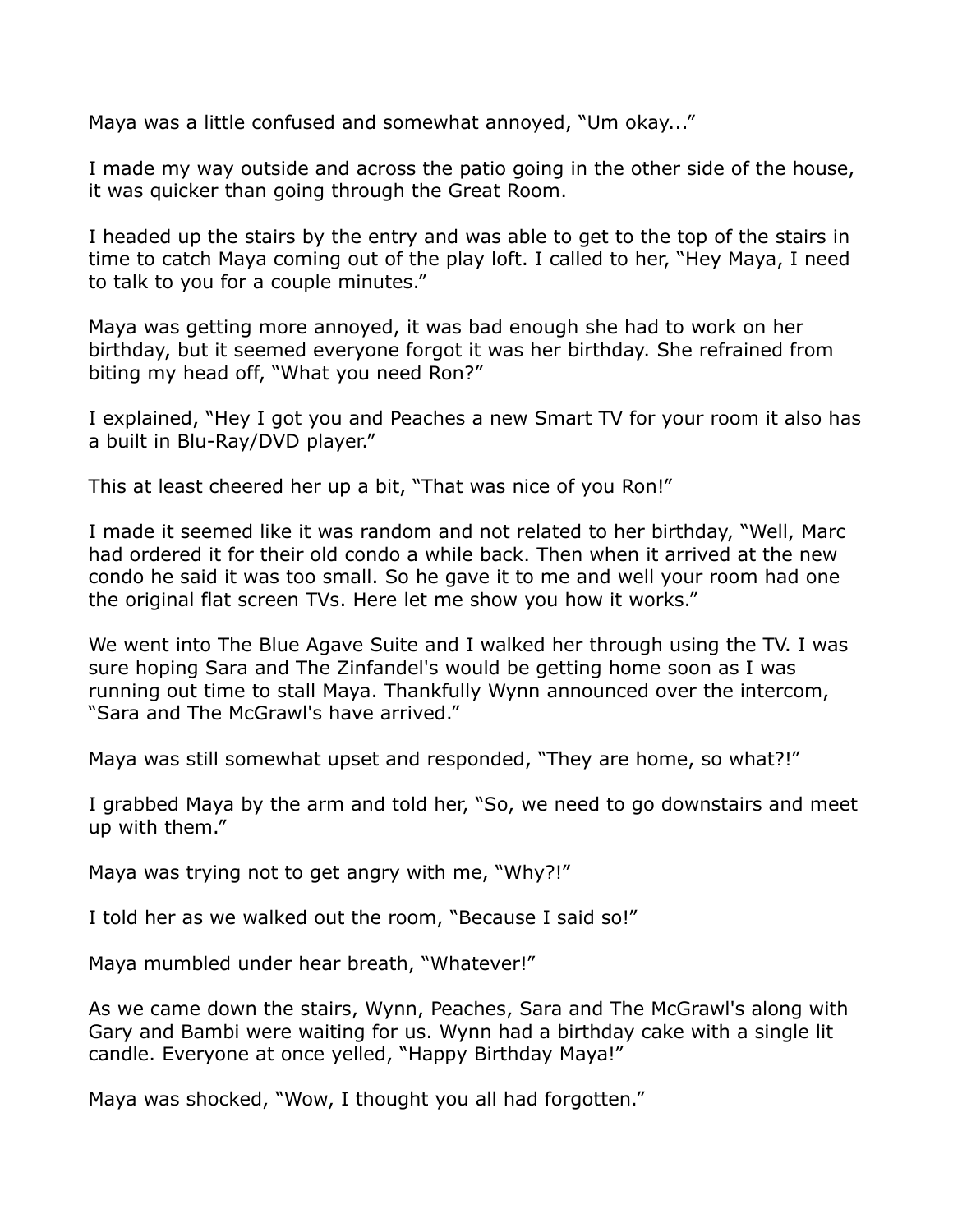Maya was a little confused and somewhat annoyed, "Um okay..."

I made my way outside and across the patio going in the other side of the house, it was quicker than going through the Great Room.

I headed up the stairs by the entry and was able to get to the top of the stairs in time to catch Maya coming out of the play loft. I called to her, "Hey Maya, I need to talk to you for a couple minutes."

Maya was getting more annoyed, it was bad enough she had to work on her birthday, but it seemed everyone forgot it was her birthday. She refrained from biting my head off, "What you need Ron?"

I explained, "Hey I got you and Peaches a new Smart TV for your room it also has a built in Blu-Ray/DVD player."

This at least cheered her up a bit, "That was nice of you Ron!"

I made it seemed like it was random and not related to her birthday, "Well, Marc had ordered it for their old condo a while back. Then when it arrived at the new condo he said it was too small. So he gave it to me and well your room had one the original flat screen TVs. Here let me show you how it works."

We went into The Blue Agave Suite and I walked her through using the TV. I was sure hoping Sara and The Zinfandel's would be getting home soon as I was running out time to stall Maya. Thankfully Wynn announced over the intercom, "Sara and The McGrawl's have arrived."

Maya was still somewhat upset and responded, "They are home, so what?!"

I grabbed Maya by the arm and told her, "So, we need to go downstairs and meet up with them."

Maya was trying not to get angry with me, "Why?!"

I told her as we walked out the room, "Because I said so!"

Maya mumbled under hear breath, "Whatever!"

As we came down the stairs, Wynn, Peaches, Sara and The McGrawl's along with Gary and Bambi were waiting for us. Wynn had a birthday cake with a single lit candle. Everyone at once yelled, "Happy Birthday Maya!"

Maya was shocked, "Wow, I thought you all had forgotten."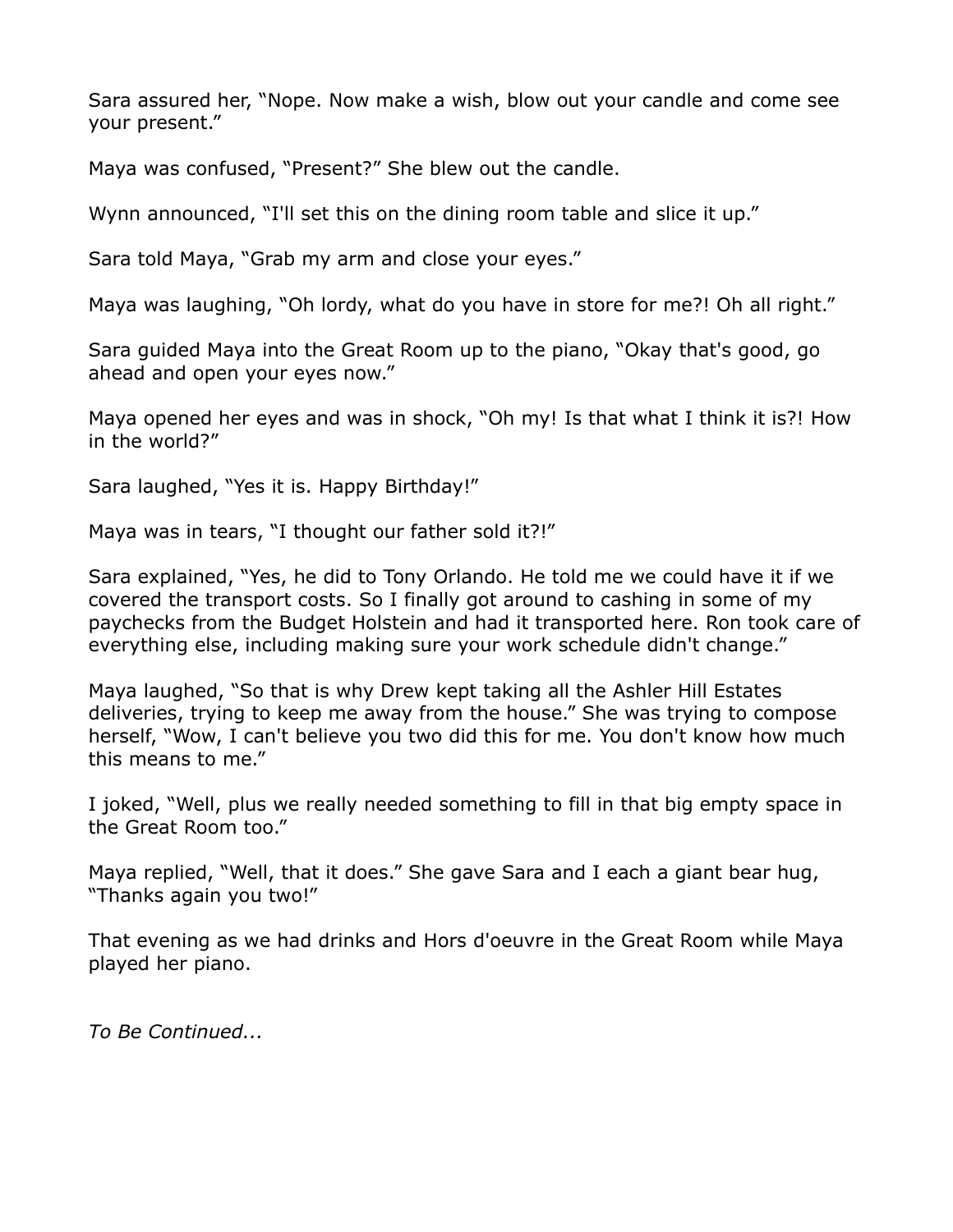Sara assured her, “Nope. Now make a wish, blow out your candle and come see your present.”

Maya was confused, “Present?” She blew out the candle.

Wynn announced, “I'll set this on the dining room table and slice it up.”

Sara told Maya, “Grab my arm and close your eyes.”

Maya was laughing, “Oh lordy, what do you have in store for me?! Oh all right.”

Sara guided Maya into the Great Room up to the piano, “Okay that's good, go ahead and open your eyes now.”

Maya opened her eyes and was in shock, “Oh my! Is that what I think it is?! How in the world?”

Sara laughed, “Yes it is. Happy Birthday!”

Maya was in tears, “I thought our father sold it?!”

Sara explained, “Yes, he did to Tony Orlando. He told me we could have it if we covered the transport costs. So I finally got around to cashing in some of my paychecks from the Budget Holstein and had it transported here. Ron took care of everything else, including making sure your work schedule didn't change.”

Maya laughed, “So that is why Drew kept taking all the Ashler Hill Estates deliveries, trying to keep me away from the house.” She was trying to compose herself, “Wow, I can't believe you two did this for me. You don't know how much this means to me.”

I joked, “Well, plus we really needed something to fill in that big empty space in the Great Room too.”

Maya replied, “Well, that it does.” She gave Sara and I each a giant bear hug, “Thanks again you two!”

That evening as we had drinks and Hors d'oeuvre in the Great Room while Maya played her piano.

*To Be Continued...*